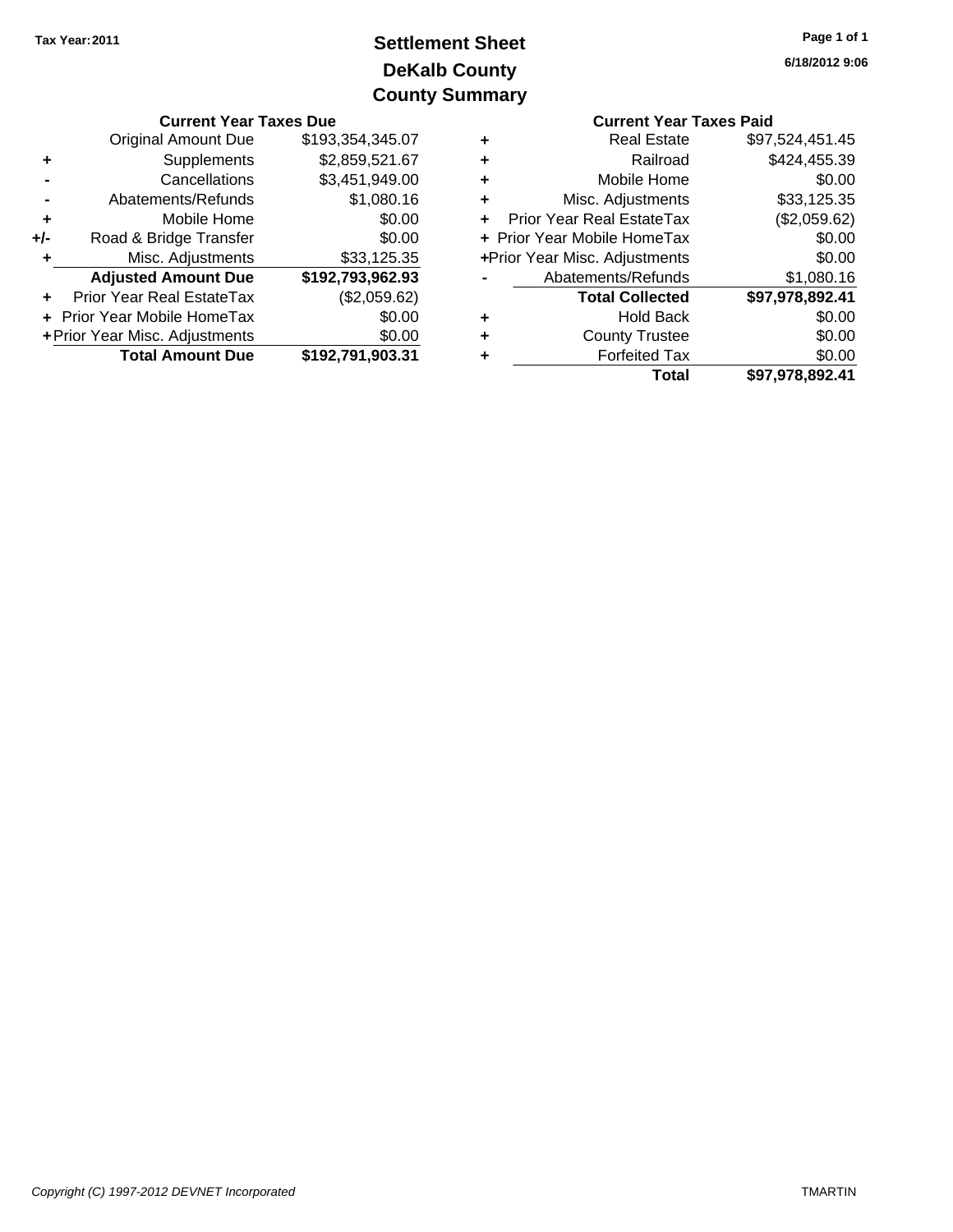Tax Year: 2011

# Settlement Sheet
## DeKalb County
## County Summary

6/18/2012 9:06

| | Current Year Taxes Due | |
|---|---|---|
| | Original Amount Due | $193,354,345.07 |
| + | Supplements | $2,859,521.67 |
| - | Cancellations | $3,451,949.00 |
| - | Abatements/Refunds | $1,080.16 |
| + | Mobile Home | $0.00 |
| +/- | Road & Bridge Transfer | $0.00 |
| + | Misc. Adjustments | $33,125.35 |
| | **Adjusted Amount Due** | **$192,793,962.93** |
| + | Prior Year Real EstateTax | ($2,059.62) |
| + | Prior Year Mobile HomeTax | $0.00 |
| + | Prior Year Misc. Adjustments | $0.00 |
| | **Total Amount Due** | **$192,791,903.31** |

| | Current Year Taxes Paid | |
|---|---|---|
| + | Real Estate | $97,524,451.45 |
| + | Railroad | $424,455.39 |
| + | Mobile Home | $0.00 |
| + | Misc. Adjustments | $33,125.35 |
| + | Prior Year Real EstateTax | ($2,059.62) |
| + | Prior Year Mobile HomeTax | $0.00 |
| + | Prior Year Misc. Adjustments | $0.00 |
| - | Abatements/Refunds | $1,080.16 |
| | **Total Collected** | **$97,978,892.41** |
| + | Hold Back | $0.00 |
| + | County Trustee | $0.00 |
| + | Forfeited Tax | $0.00 |
| | **Total** | **$97,978,892.41** |

*Copyright (C) 1997-2012 DEVNET Incorporated*

TMARTIN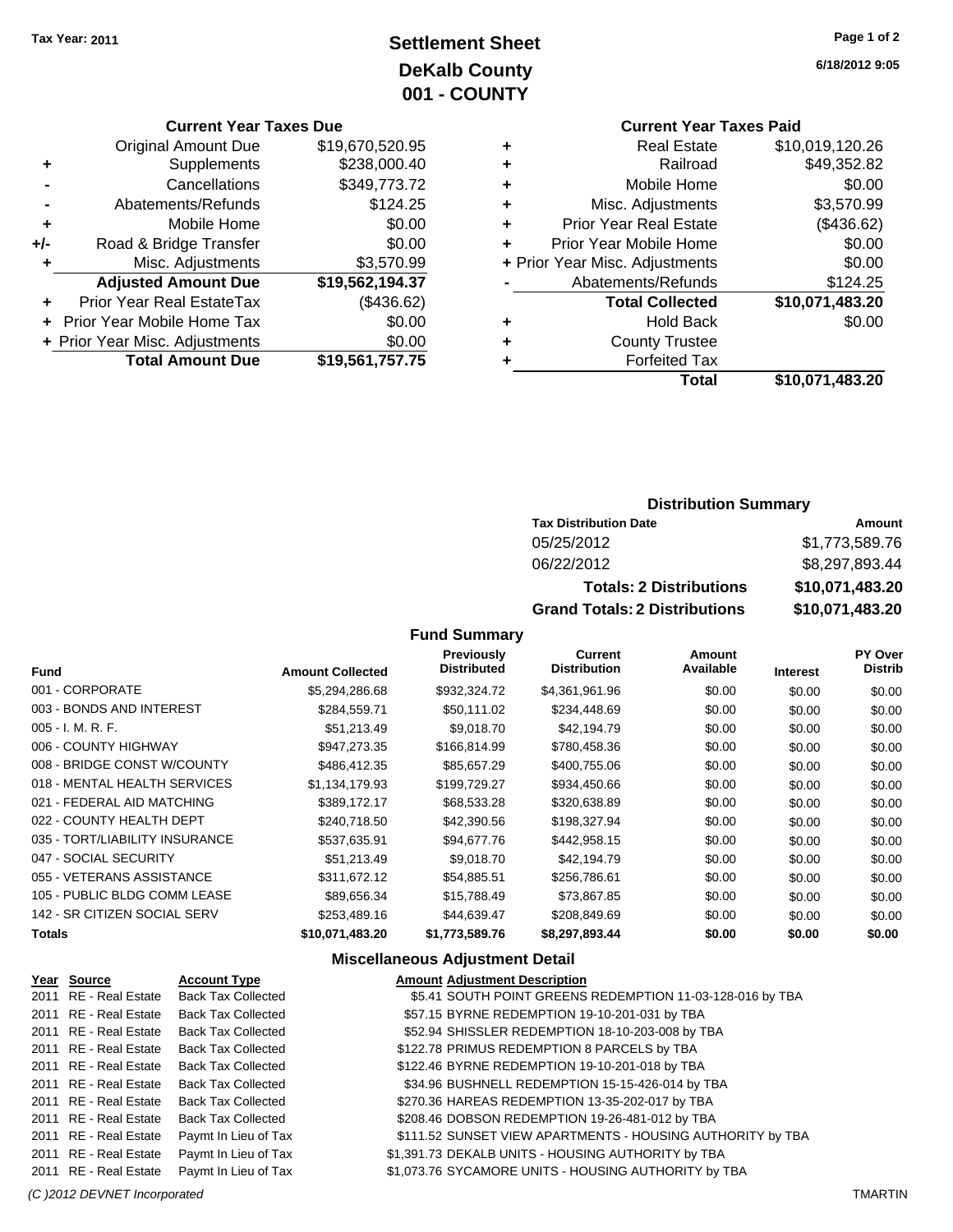**Tax Year: 2011**

# Settlement Sheet
## DeKalb County
## 001 - COUNTY

6/18/2012 9:05

### Current Year Taxes Due

| | | |
|---|---|---|
| | Original Amount Due | $19,670,520.95 |
| + | Supplements | $238,000.40 |
| - | Cancellations | $349,773.72 |
| - | Abatements/Refunds | $124.25 |
| + | Mobile Home | $0.00 |
| +/- | Road & Bridge Transfer | $0.00 |
| + | Misc. Adjustments | $3,570.99 |
| | **Adjusted Amount Due** | **$19,562,194.37** |
| + | Prior Year Real EstateTax | ($436.62) |
| + | Prior Year Mobile Home Tax | $0.00 |
| + | Prior Year Misc. Adjustments | $0.00 |
| | **Total Amount Due** | **$19,561,757.75** |

### Current Year Taxes Paid

| | | |
|---|---|---|
| + | Real Estate | $10,019,120.26 |
| + | Railroad | $49,352.82 |
| + | Mobile Home | $0.00 |
| + | Misc. Adjustments | $3,570.99 |
| + | Prior Year Real Estate | ($436.62) |
| + | Prior Year Mobile Home | $0.00 |
| + | Prior Year Misc. Adjustments | $0.00 |
| - | Abatements/Refunds | $124.25 |
| | **Total Collected** | **$10,071,483.20** |
| + | Hold Back | $0.00 |
| + | County Trustee | |
| + | Forfeited Tax | |
| | **Total** | **$10,071,483.20** |

### Distribution Summary

| Tax Distribution Date | Amount |
|---|---|
| 05/25/2012 | $1,773,589.76 |
| 06/22/2012 | $8,297,893.44 |
| **Totals: 2 Distributions** | **$10,071,483.20** |
| **Grand Totals: 2 Distributions** | **$10,071,483.20** |

### Fund Summary

| Fund | Amount Collected | Previously Distributed | Current Distribution | Amount Available | Interest | PY Over Distrib |
|---|---|---|---|---|---|---|
| 001 - CORPORATE | $5,294,286.68 | $932,324.72 | $4,361,961.96 | $0.00 | $0.00 | $0.00 |
| 003 - BONDS AND INTEREST | $284,559.71 | $50,111.02 | $234,448.69 | $0.00 | $0.00 | $0.00 |
| 005 - I. M. R. F. | $51,213.49 | $9,018.70 | $42,194.79 | $0.00 | $0.00 | $0.00 |
| 006 - COUNTY HIGHWAY | $947,273.35 | $166,814.99 | $780,458.36 | $0.00 | $0.00 | $0.00 |
| 008 - BRIDGE CONST W/COUNTY | $486,412.35 | $85,657.29 | $400,755.06 | $0.00 | $0.00 | $0.00 |
| 018 - MENTAL HEALTH SERVICES | $1,134,179.93 | $199,729.27 | $934,450.66 | $0.00 | $0.00 | $0.00 |
| 021 - FEDERAL AID MATCHING | $389,172.17 | $68,533.28 | $320,638.89 | $0.00 | $0.00 | $0.00 |
| 022 - COUNTY HEALTH DEPT | $240,718.50 | $42,390.56 | $198,327.94 | $0.00 | $0.00 | $0.00 |
| 035 - TORT/LIABILITY INSURANCE | $537,635.91 | $94,677.76 | $442,958.15 | $0.00 | $0.00 | $0.00 |
| 047 - SOCIAL SECURITY | $51,213.49 | $9,018.70 | $42,194.79 | $0.00 | $0.00 | $0.00 |
| 055 - VETERANS ASSISTANCE | $311,672.12 | $54,885.51 | $256,786.61 | $0.00 | $0.00 | $0.00 |
| 105 - PUBLIC BLDG COMM LEASE | $89,656.34 | $15,788.49 | $73,867.85 | $0.00 | $0.00 | $0.00 |
| 142 - SR CITIZEN SOCIAL SERV | $253,489.16 | $44,639.47 | $208,849.69 | $0.00 | $0.00 | $0.00 |
| **Totals** | **$10,071,483.20** | **$1,773,589.76** | **$8,297,893.44** | **$0.00** | **$0.00** | **$0.00** |

### Miscellaneous Adjustment Detail

| Year | Source | Account Type | Amount | Adjustment Description |
|---|---|---|---|---|
| 2011 | RE - Real Estate | Back Tax Collected | $5.41 | SOUTH POINT GREENS REDEMPTION 11-03-128-016 by TBA |
| 2011 | RE - Real Estate | Back Tax Collected | $57.15 | BYRNE REDEMPTION 19-10-201-031 by TBA |
| 2011 | RE - Real Estate | Back Tax Collected | $52.94 | SHISSLER REDEMPTION 18-10-203-008 by TBA |
| 2011 | RE - Real Estate | Back Tax Collected | $122.78 | PRIMUS REDEMPTION 8 PARCELS by TBA |
| 2011 | RE - Real Estate | Back Tax Collected | $122.46 | BYRNE REDEMPTION 19-10-201-018 by TBA |
| 2011 | RE - Real Estate | Back Tax Collected | $34.96 | BUSHNELL REDEMPTION 15-15-426-014 by TBA |
| 2011 | RE - Real Estate | Back Tax Collected | $270.36 | HAREAS REDEMPTION 13-35-202-017 by TBA |
| 2011 | RE - Real Estate | Back Tax Collected | $208.46 | DOBSON REDEMPTION 19-26-481-012 by TBA |
| 2011 | RE - Real Estate | Paymt In Lieu of Tax | $111.52 | SUNSET VIEW APARTMENTS - HOUSING AUTHORITY by TBA |
| 2011 | RE - Real Estate | Paymt In Lieu of Tax | $1,391.73 | DEKALB UNITS - HOUSING AUTHORITY by TBA |
| 2011 | RE - Real Estate | Paymt In Lieu of Tax | $1,073.76 | SYCAMORE UNITS - HOUSING AUTHORITY by TBA |

*(C )2012 DEVNET Incorporated* TMARTIN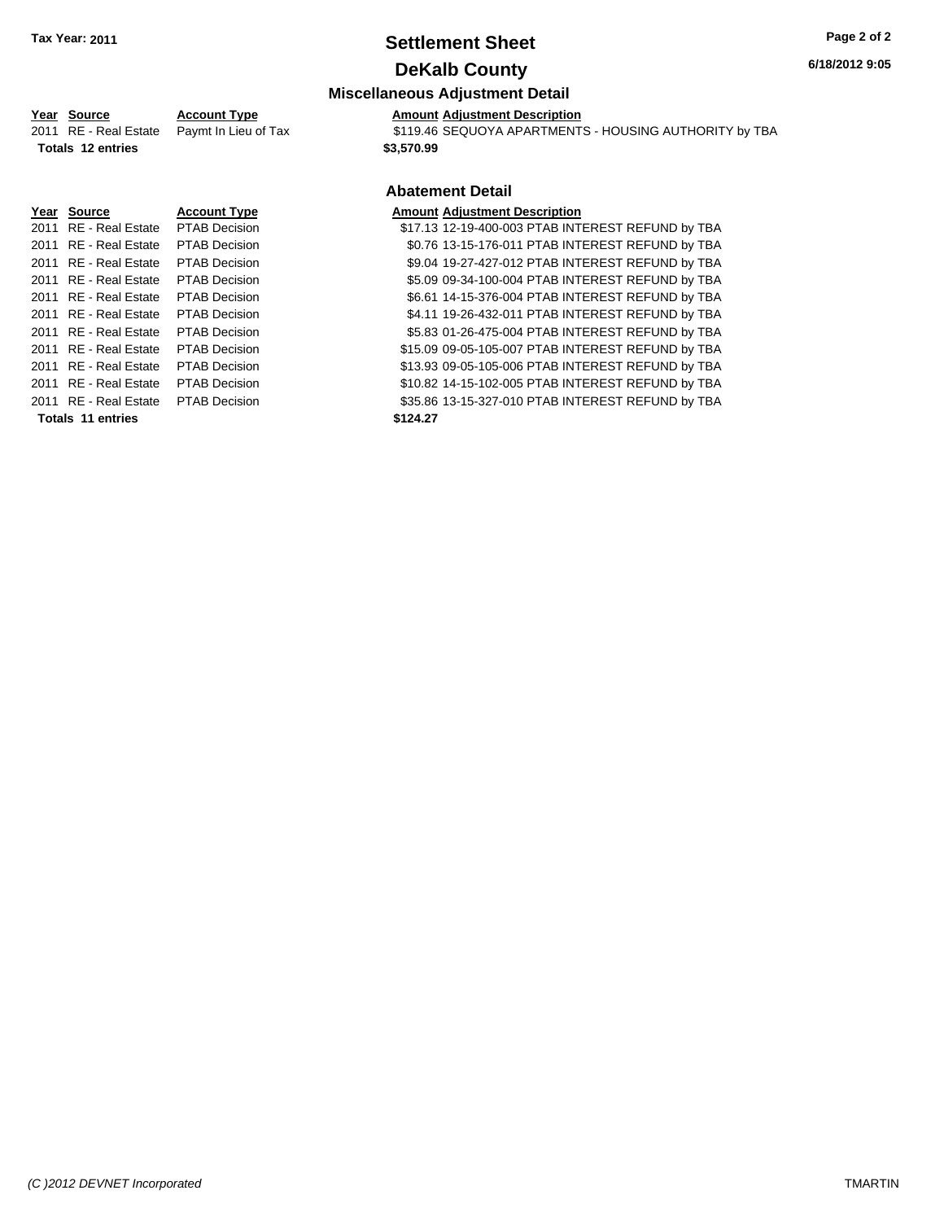# Settlement Sheet

## DeKalb County

Tax Year: 2011

### Miscellaneous Adjustment Detail

| Year | Source | Account Type | Amount | Adjustment Description |
|---|---|---|---|---|
| 2011 | RE - Real Estate | Paymt In Lieu of Tax | $119.46 | SEQUOYA APARTMENTS - HOUSING AUTHORITY by TBA |
| **Totals 12 entries** | | | **$3,570.99** | |

### Abatement Detail

| Year | Source | Account Type | Amount | Adjustment Description |
|---|---|---|---|---|
| 2011 | RE - Real Estate | PTAB Decision | $17.13 | 12-19-400-003 PTAB INTEREST REFUND by TBA |
| 2011 | RE - Real Estate | PTAB Decision | $0.76 | 13-15-176-011 PTAB INTEREST REFUND by TBA |
| 2011 | RE - Real Estate | PTAB Decision | $9.04 | 19-27-427-012 PTAB INTEREST REFUND by TBA |
| 2011 | RE - Real Estate | PTAB Decision | $5.09 | 09-34-100-004 PTAB INTEREST REFUND by TBA |
| 2011 | RE - Real Estate | PTAB Decision | $6.61 | 14-15-376-004 PTAB INTEREST REFUND by TBA |
| 2011 | RE - Real Estate | PTAB Decision | $4.11 | 19-26-432-011 PTAB INTEREST REFUND by TBA |
| 2011 | RE - Real Estate | PTAB Decision | $5.83 | 01-26-475-004 PTAB INTEREST REFUND by TBA |
| 2011 | RE - Real Estate | PTAB Decision | $15.09 | 09-05-105-007 PTAB INTEREST REFUND by TBA |
| 2011 | RE - Real Estate | PTAB Decision | $13.93 | 09-05-105-006 PTAB INTEREST REFUND by TBA |
| 2011 | RE - Real Estate | PTAB Decision | $10.82 | 14-15-102-005 PTAB INTEREST REFUND by TBA |
| 2011 | RE - Real Estate | PTAB Decision | $35.86 | 13-15-327-010 PTAB INTEREST REFUND by TBA |
| **Totals 11 entries** | | | **$124.27** | |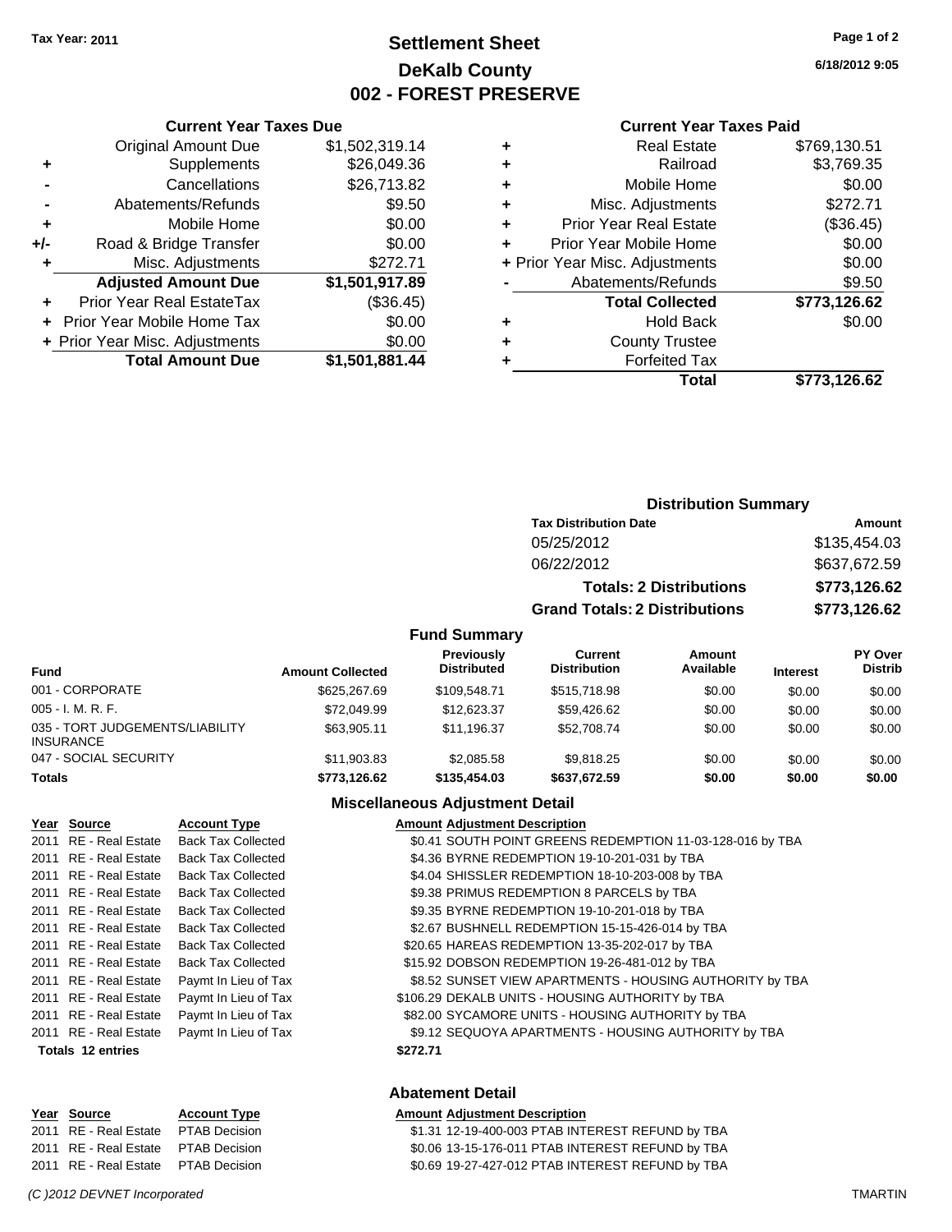Tax Year: 2011

# Settlement Sheet
## DeKalb County
## 002 - FOREST PRESERVE

6/18/2012 9:05

### Current Year Taxes Due

| | | |
|---|---|---|
| | Original Amount Due | $1,502,319.14 |
| + | Supplements | $26,049.36 |
| - | Cancellations | $26,713.82 |
| - | Abatements/Refunds | $9.50 |
| + | Mobile Home | $0.00 |
| +/- | Road & Bridge Transfer | $0.00 |
| + | Misc. Adjustments | $272.71 |
| | **Adjusted Amount Due** | **$1,501,917.89** |
| + | Prior Year Real EstateTax | ($36.45) |
| + | Prior Year Mobile Home Tax | $0.00 |
| + | Prior Year Misc. Adjustments | $0.00 |
| | **Total Amount Due** | **$1,501,881.44** |

### Current Year Taxes Paid

| | | |
|---|---|---|
| + | Real Estate | $769,130.51 |
| + | Railroad | $3,769.35 |
| + | Mobile Home | $0.00 |
| + | Misc. Adjustments | $272.71 |
| + | Prior Year Real Estate | ($36.45) |
| + | Prior Year Mobile Home | $0.00 |
| + | Prior Year Misc. Adjustments | $0.00 |
| - | Abatements/Refunds | $9.50 |
| | **Total Collected** | **$773,126.62** |
| + | Hold Back | $0.00 |
| + | County Trustee | |
| + | Forfeited Tax | |
| | **Total** | **$773,126.62** |

### Distribution Summary

| Tax Distribution Date | Amount |
|---|---|
| 05/25/2012 | $135,454.03 |
| 06/22/2012 | $637,672.59 |
| **Totals: 2 Distributions** | **$773,126.62** |
| **Grand Totals: 2 Distributions** | **$773,126.62** |

### Fund Summary

| Fund | Amount Collected | Previously Distributed | Current Distribution | Amount Available | Interest | PY Over Distrib |
|---|---|---|---|---|---|---|
| 001 - CORPORATE | $625,267.69 | $109,548.71 | $515,718.98 | $0.00 | $0.00 | $0.00 |
| 005 - I. M. R. F. | $72,049.99 | $12,623.37 | $59,426.62 | $0.00 | $0.00 | $0.00 |
| 035 - TORT JUDGEMENTS/LIABILITY INSURANCE | $63,905.11 | $11,196.37 | $52,708.74 | $0.00 | $0.00 | $0.00 |
| 047 - SOCIAL SECURITY | $11,903.83 | $2,085.58 | $9,818.25 | $0.00 | $0.00 | $0.00 |
| **Totals** | **$773,126.62** | **$135,454.03** | **$637,672.59** | **$0.00** | **$0.00** | **$0.00** |

### Miscellaneous Adjustment Detail

| Year | Source | Account Type | Amount | Adjustment Description |
|---|---|---|---|---|
| 2011 | RE - Real Estate | Back Tax Collected | $0.41 | SOUTH POINT GREENS REDEMPTION 11-03-128-016 by TBA |
| 2011 | RE - Real Estate | Back Tax Collected | $4.36 | BYRNE REDEMPTION 19-10-201-031 by TBA |
| 2011 | RE - Real Estate | Back Tax Collected | $4.04 | SHISSLER REDEMPTION 18-10-203-008 by TBA |
| 2011 | RE - Real Estate | Back Tax Collected | $9.38 | PRIMUS REDEMPTION 8 PARCELS by TBA |
| 2011 | RE - Real Estate | Back Tax Collected | $9.35 | BYRNE REDEMPTION 19-10-201-018 by TBA |
| 2011 | RE - Real Estate | Back Tax Collected | $2.67 | BUSHNELL REDEMPTION 15-15-426-014 by TBA |
| 2011 | RE - Real Estate | Back Tax Collected | $20.65 | HAREAS REDEMPTION 13-35-202-017 by TBA |
| 2011 | RE - Real Estate | Back Tax Collected | $15.92 | DOBSON REDEMPTION 19-26-481-012 by TBA |
| 2011 | RE - Real Estate | Paymt In Lieu of Tax | $8.52 | SUNSET VIEW APARTMENTS - HOUSING AUTHORITY by TBA |
| 2011 | RE - Real Estate | Paymt In Lieu of Tax | $106.29 | DEKALB UNITS - HOUSING AUTHORITY by TBA |
| 2011 | RE - Real Estate | Paymt In Lieu of Tax | $82.00 | SYCAMORE UNITS - HOUSING AUTHORITY by TBA |
| 2011 | RE - Real Estate | Paymt In Lieu of Tax | $9.12 | SEQUOYA APARTMENTS - HOUSING AUTHORITY by TBA |
| **Totals 12 entries** | | | **$272.71** | |

### Abatement Detail

| Year | Source | Account Type | Amount | Adjustment Description |
|---|---|---|---|---|
| 2011 | RE - Real Estate | PTAB Decision | $1.31 | 12-19-400-003 PTAB INTEREST REFUND by TBA |
| 2011 | RE - Real Estate | PTAB Decision | $0.06 | 13-15-176-011 PTAB INTEREST REFUND by TBA |
| 2011 | RE - Real Estate | PTAB Decision | $0.69 | 19-27-427-012 PTAB INTEREST REFUND by TBA |

(C )2012 DEVNET Incorporated — TMARTIN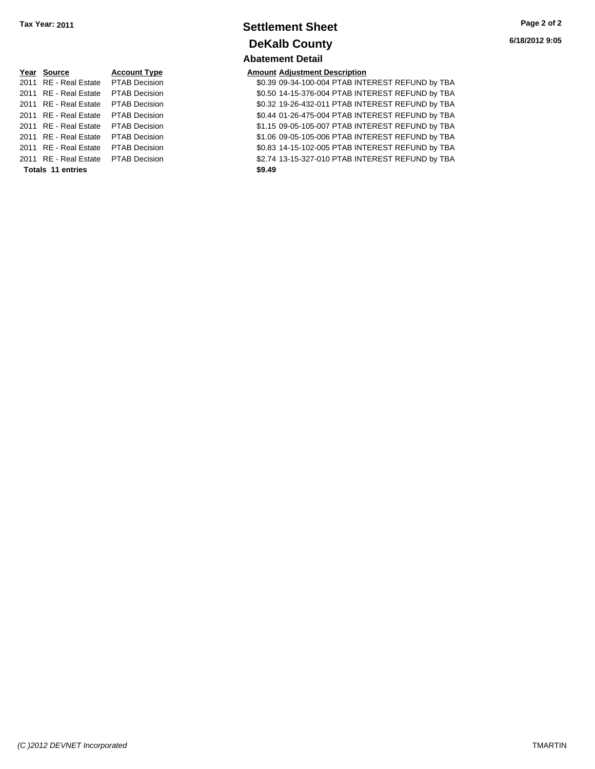**Tax Year: 2011**

# Settlement Sheet

## DeKalb County

**6/18/2012 9:05**

### Abatement Detail

| Year | Source | Account Type | Amount | Adjustment Description |
|---|---|---|---|---|
| 2011 | RE - Real Estate | PTAB Decision | $0.39 | 09-34-100-004 PTAB INTEREST REFUND by TBA |
| 2011 | RE - Real Estate | PTAB Decision | $0.50 | 14-15-376-004 PTAB INTEREST REFUND by TBA |
| 2011 | RE - Real Estate | PTAB Decision | $0.32 | 19-26-432-011 PTAB INTEREST REFUND by TBA |
| 2011 | RE - Real Estate | PTAB Decision | $0.44 | 01-26-475-004 PTAB INTEREST REFUND by TBA |
| 2011 | RE - Real Estate | PTAB Decision | $1.15 | 09-05-105-007 PTAB INTEREST REFUND by TBA |
| 2011 | RE - Real Estate | PTAB Decision | $1.06 | 09-05-105-006 PTAB INTEREST REFUND by TBA |
| 2011 | RE - Real Estate | PTAB Decision | $0.83 | 14-15-102-005 PTAB INTEREST REFUND by TBA |
| 2011 | RE - Real Estate | PTAB Decision | $2.74 | 13-15-327-010 PTAB INTEREST REFUND by TBA |
| **Totals 11 entries** | | | **$9.49** | |

*(C )2012 DEVNET Incorporated* TMARTIN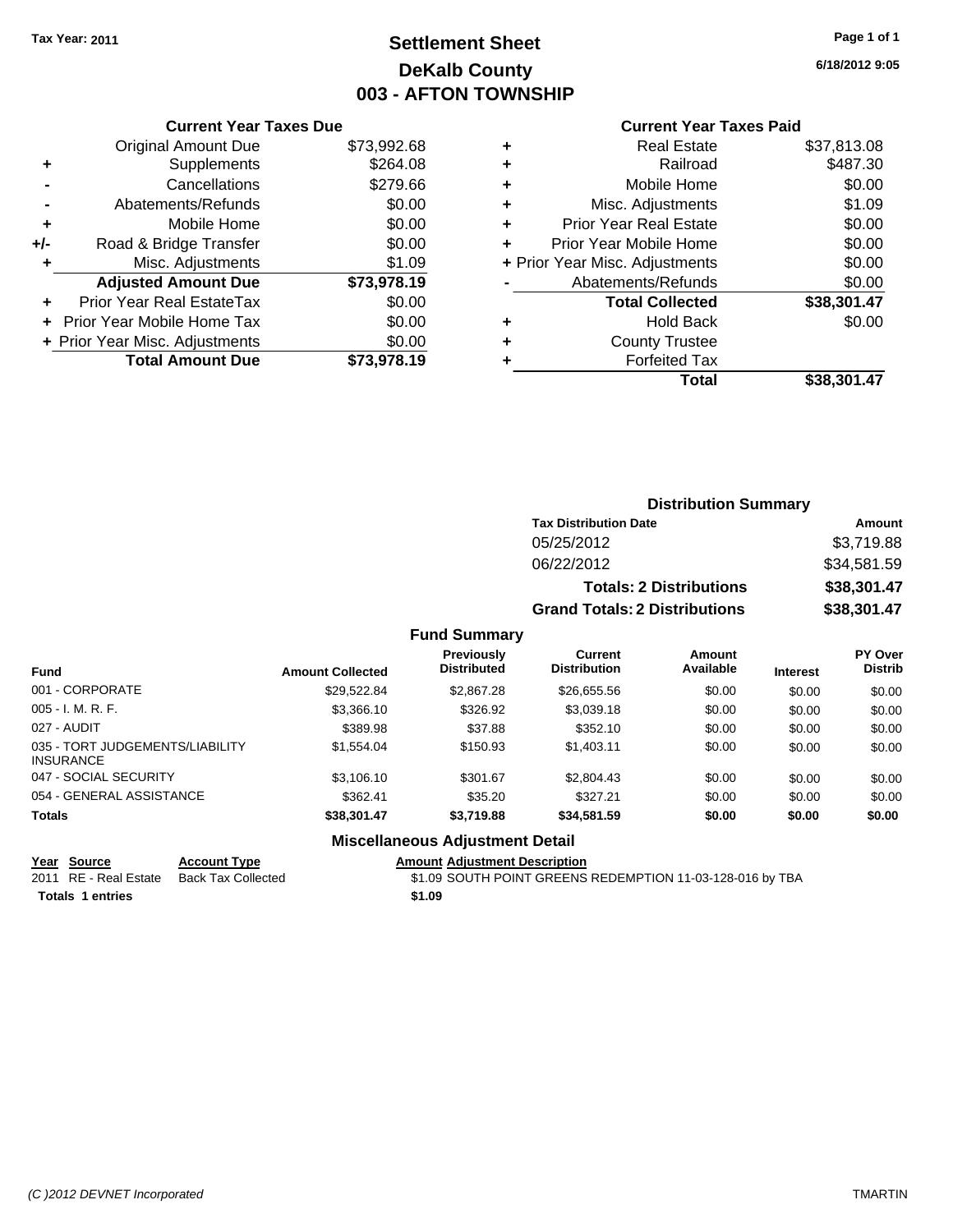Tax Year: 2011

# Settlement Sheet
## DeKalb County
## 003 - AFTON TOWNSHIP

6/18/2012 9:05

### Current Year Taxes Due

| | | |
|---|---|---|
| | Original Amount Due | $73,992.68 |
| + | Supplements | $264.08 |
| - | Cancellations | $279.66 |
| - | Abatements/Refunds | $0.00 |
| + | Mobile Home | $0.00 |
| +/- | Road & Bridge Transfer | $0.00 |
| + | Misc. Adjustments | $1.09 |
| | **Adjusted Amount Due** | **$73,978.19** |
| + | Prior Year Real EstateTax | $0.00 |
| + | Prior Year Mobile Home Tax | $0.00 |
| + | Prior Year Misc. Adjustments | $0.00 |
| | **Total Amount Due** | **$73,978.19** |

### Current Year Taxes Paid

| | | |
|---|---|---|
| + | Real Estate | $37,813.08 |
| + | Railroad | $487.30 |
| + | Mobile Home | $0.00 |
| + | Misc. Adjustments | $1.09 |
| + | Prior Year Real Estate | $0.00 |
| + | Prior Year Mobile Home | $0.00 |
| + | Prior Year Misc. Adjustments | $0.00 |
| - | Abatements/Refunds | $0.00 |
| | **Total Collected** | **$38,301.47** |
| + | Hold Back | $0.00 |
| + | County Trustee | |
| + | Forfeited Tax | |
| | **Total** | **$38,301.47** |

### Distribution Summary

| Tax Distribution Date | Amount |
|---|---|
| 05/25/2012 | $3,719.88 |
| 06/22/2012 | $34,581.59 |
| **Totals: 2 Distributions** | **$38,301.47** |
| **Grand Totals: 2 Distributions** | **$38,301.47** |

### Fund Summary

| Fund | Amount Collected | Previously Distributed | Current Distribution | Amount Available | Interest | PY Over Distrib |
|---|---|---|---|---|---|---|
| 001 - CORPORATE | $29,522.84 | $2,867.28 | $26,655.56 | $0.00 | $0.00 | $0.00 |
| 005 - I. M. R. F. | $3,366.10 | $326.92 | $3,039.18 | $0.00 | $0.00 | $0.00 |
| 027 - AUDIT | $389.98 | $37.88 | $352.10 | $0.00 | $0.00 | $0.00 |
| 035 - TORT JUDGEMENTS/LIABILITY INSURANCE | $1,554.04 | $150.93 | $1,403.11 | $0.00 | $0.00 | $0.00 |
| 047 - SOCIAL SECURITY | $3,106.10 | $301.67 | $2,804.43 | $0.00 | $0.00 | $0.00 |
| 054 - GENERAL ASSISTANCE | $362.41 | $35.20 | $327.21 | $0.00 | $0.00 | $0.00 |
| **Totals** | **$38,301.47** | **$3,719.88** | **$34,581.59** | **$0.00** | **$0.00** | **$0.00** |

### Miscellaneous Adjustment Detail

| Year | Source | Account Type | Amount | Adjustment Description |
|---|---|---|---|---|
| 2011 | RE - Real Estate | Back Tax Collected | $1.09 | SOUTH POINT GREENS REDEMPTION 11-03-128-016 by TBA |
| **Totals** | **1 entries** | | **$1.09** | |

(C )2012 DEVNET Incorporated TMARTIN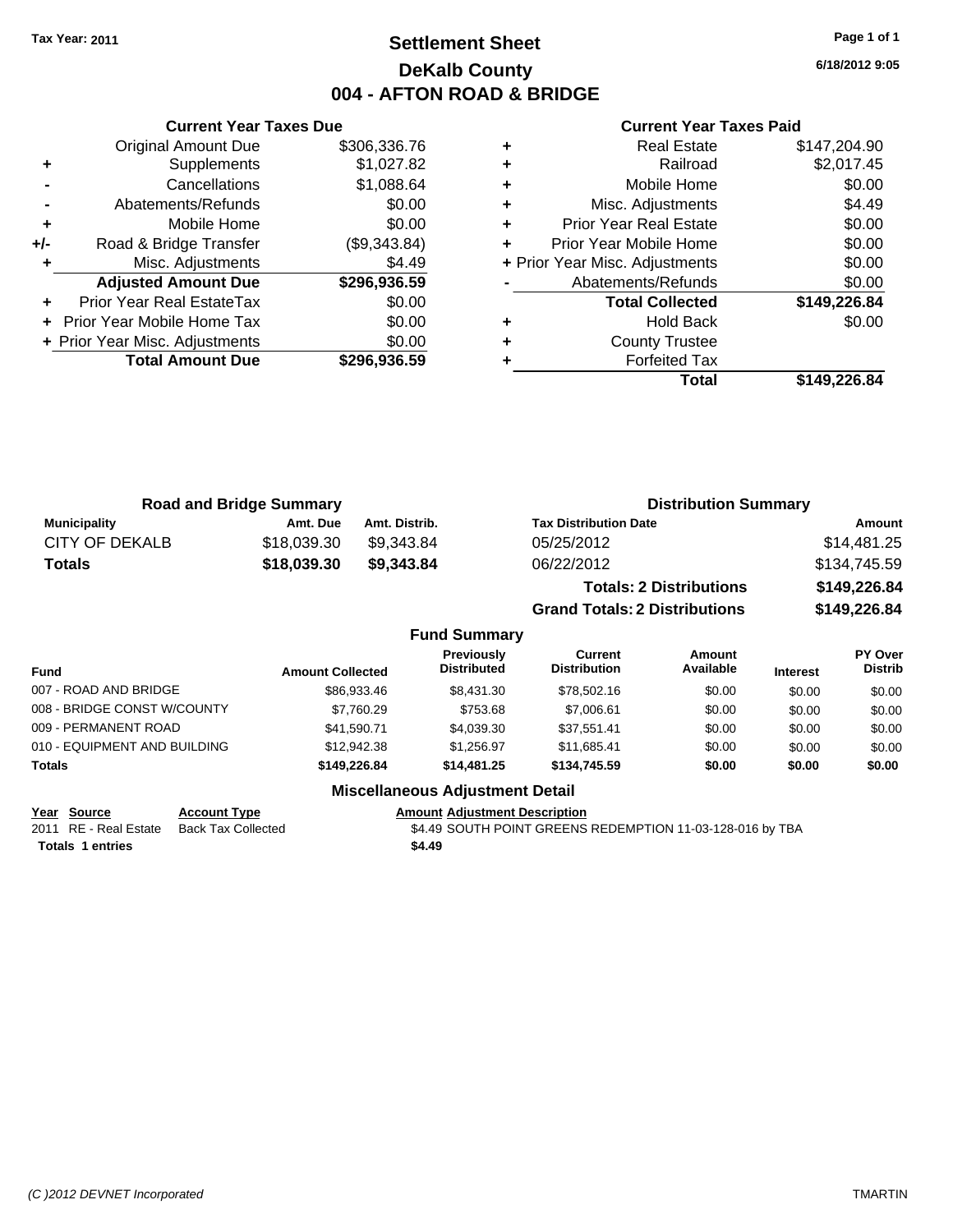Tax Year: 2011

# Settlement Sheet
## DeKalb County
## 004 - AFTON ROAD & BRIDGE

6/18/2012 9:05

### Current Year Taxes Due

| | | |
|---|---|---|
| | Original Amount Due | $306,336.76 |
| + | Supplements | $1,027.82 |
| - | Cancellations | $1,088.64 |
| - | Abatements/Refunds | $0.00 |
| + | Mobile Home | $0.00 |
| +/- | Road & Bridge Transfer | ($9,343.84) |
| + | Misc. Adjustments | $4.49 |
| | **Adjusted Amount Due** | **$296,936.59** |
| + | Prior Year Real EstateTax | $0.00 |
| + | Prior Year Mobile Home Tax | $0.00 |
| + | Prior Year Misc. Adjustments | $0.00 |
| | **Total Amount Due** | **$296,936.59** |

### Current Year Taxes Paid

| | | |
|---|---|---|
| + | Real Estate | $147,204.90 |
| + | Railroad | $2,017.45 |
| + | Mobile Home | $0.00 |
| + | Misc. Adjustments | $4.49 |
| + | Prior Year Real Estate | $0.00 |
| + | Prior Year Mobile Home | $0.00 |
| + | Prior Year Misc. Adjustments | $0.00 |
| - | Abatements/Refunds | $0.00 |
| | **Total Collected** | **$149,226.84** |
| + | Hold Back | $0.00 |
| + | County Trustee | |
| + | Forfeited Tax | |
| | **Total** | **$149,226.84** |

### Road and Bridge Summary

| Municipality | Amt. Due | Amt. Distrib. |
|---|---|---|
| CITY OF DEKALB | $18,039.30 | $9,343.84 |
| **Totals** | **$18,039.30** | **$9,343.84** |

### Distribution Summary

| Tax Distribution Date | Amount |
|---|---|
| 05/25/2012 | $14,481.25 |
| 06/22/2012 | $134,745.59 |
| **Totals: 2 Distributions** | **$149,226.84** |
| **Grand Totals: 2 Distributions** | **$149,226.84** |

### Fund Summary

| Fund | Amount Collected | Previously Distributed | Current Distribution | Amount Available | Interest | PY Over Distrib |
|---|---|---|---|---|---|---|
| 007 - ROAD AND BRIDGE | $86,933.46 | $8,431.30 | $78,502.16 | $0.00 | $0.00 | $0.00 |
| 008 - BRIDGE CONST W/COUNTY | $7,760.29 | $753.68 | $7,006.61 | $0.00 | $0.00 | $0.00 |
| 009 - PERMANENT ROAD | $41,590.71 | $4,039.30 | $37,551.41 | $0.00 | $0.00 | $0.00 |
| 010 - EQUIPMENT AND BUILDING | $12,942.38 | $1,256.97 | $11,685.41 | $0.00 | $0.00 | $0.00 |
| **Totals** | **$149,226.84** | **$14,481.25** | **$134,745.59** | **$0.00** | **$0.00** | **$0.00** |

### Miscellaneous Adjustment Detail

| Year | Source | Account Type | Amount | Adjustment Description |
|---|---|---|---|---|
| 2011 | RE - Real Estate | Back Tax Collected | $4.49 | SOUTH POINT GREENS REDEMPTION 11-03-128-016 by TBA |
| **Totals 1 entries** | | | **$4.49** | |

(C )2012 DEVNET Incorporated

TMARTIN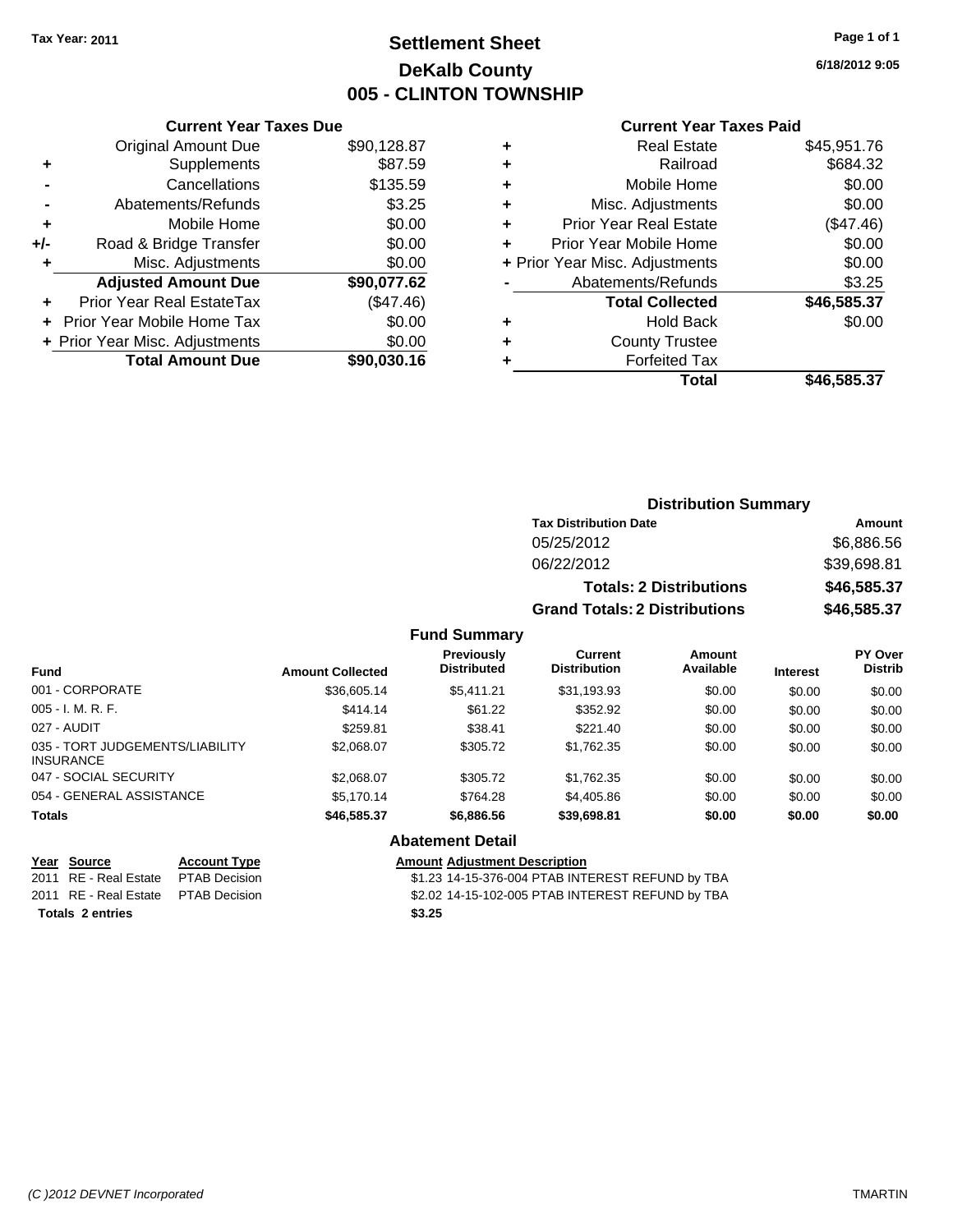**Tax Year: 2011**

# Settlement Sheet
## DeKalb County
## 005 - CLINTON TOWNSHIP

6/18/2012 9:05

### Current Year Taxes Due

| | | |
|---|---|---|
| | Original Amount Due | $90,128.87 |
| + | Supplements | $87.59 |
| - | Cancellations | $135.59 |
| - | Abatements/Refunds | $3.25 |
| + | Mobile Home | $0.00 |
| +/- | Road & Bridge Transfer | $0.00 |
| + | Misc. Adjustments | $0.00 |
| | **Adjusted Amount Due** | **$90,077.62** |
| + | Prior Year Real EstateTax | ($47.46) |
| + | Prior Year Mobile Home Tax | $0.00 |
| + | Prior Year Misc. Adjustments | $0.00 |
| | **Total Amount Due** | **$90,030.16** |

### Current Year Taxes Paid

| | | |
|---|---|---|
| + | Real Estate | $45,951.76 |
| + | Railroad | $684.32 |
| + | Mobile Home | $0.00 |
| + | Misc. Adjustments | $0.00 |
| + | Prior Year Real Estate | ($47.46) |
| + | Prior Year Mobile Home | $0.00 |
| + | Prior Year Misc. Adjustments | $0.00 |
| - | Abatements/Refunds | $3.25 |
| | **Total Collected** | **$46,585.37** |
| + | Hold Back | $0.00 |
| + | County Trustee | |
| + | Forfeited Tax | |
| | **Total** | **$46,585.37** |

### Distribution Summary

| Tax Distribution Date | Amount |
|---|---|
| 05/25/2012 | $6,886.56 |
| 06/22/2012 | $39,698.81 |
| **Totals: 2 Distributions** | **$46,585.37** |
| **Grand Totals: 2 Distributions** | **$46,585.37** |

### Fund Summary

| Fund | Amount Collected | Previously Distributed | Current Distribution | Amount Available | Interest | PY Over Distrib |
|---|---|---|---|---|---|---|
| 001 - CORPORATE | $36,605.14 | $5,411.21 | $31,193.93 | $0.00 | $0.00 | $0.00 |
| 005 - I. M. R. F. | $414.14 | $61.22 | $352.92 | $0.00 | $0.00 | $0.00 |
| 027 - AUDIT | $259.81 | $38.41 | $221.40 | $0.00 | $0.00 | $0.00 |
| 035 - TORT JUDGEMENTS/LIABILITY INSURANCE | $2,068.07 | $305.72 | $1,762.35 | $0.00 | $0.00 | $0.00 |
| 047 - SOCIAL SECURITY | $2,068.07 | $305.72 | $1,762.35 | $0.00 | $0.00 | $0.00 |
| 054 - GENERAL ASSISTANCE | $5,170.14 | $764.28 | $4,405.86 | $0.00 | $0.00 | $0.00 |
| **Totals** | **$46,585.37** | **$6,886.56** | **$39,698.81** | **$0.00** | **$0.00** | **$0.00** |

### Abatement Detail

| Year | Source | Account Type | Amount | Adjustment Description |
|---|---|---|---|---|
| 2011 | RE - Real Estate | PTAB Decision | $1.23 | 14-15-376-004 PTAB INTEREST REFUND by TBA |
| 2011 | RE - Real Estate | PTAB Decision | $2.02 | 14-15-102-005 PTAB INTEREST REFUND by TBA |
| **Totals 2 entries** | | | **$3.25** | |

*(C )2012 DEVNET Incorporated* TMARTIN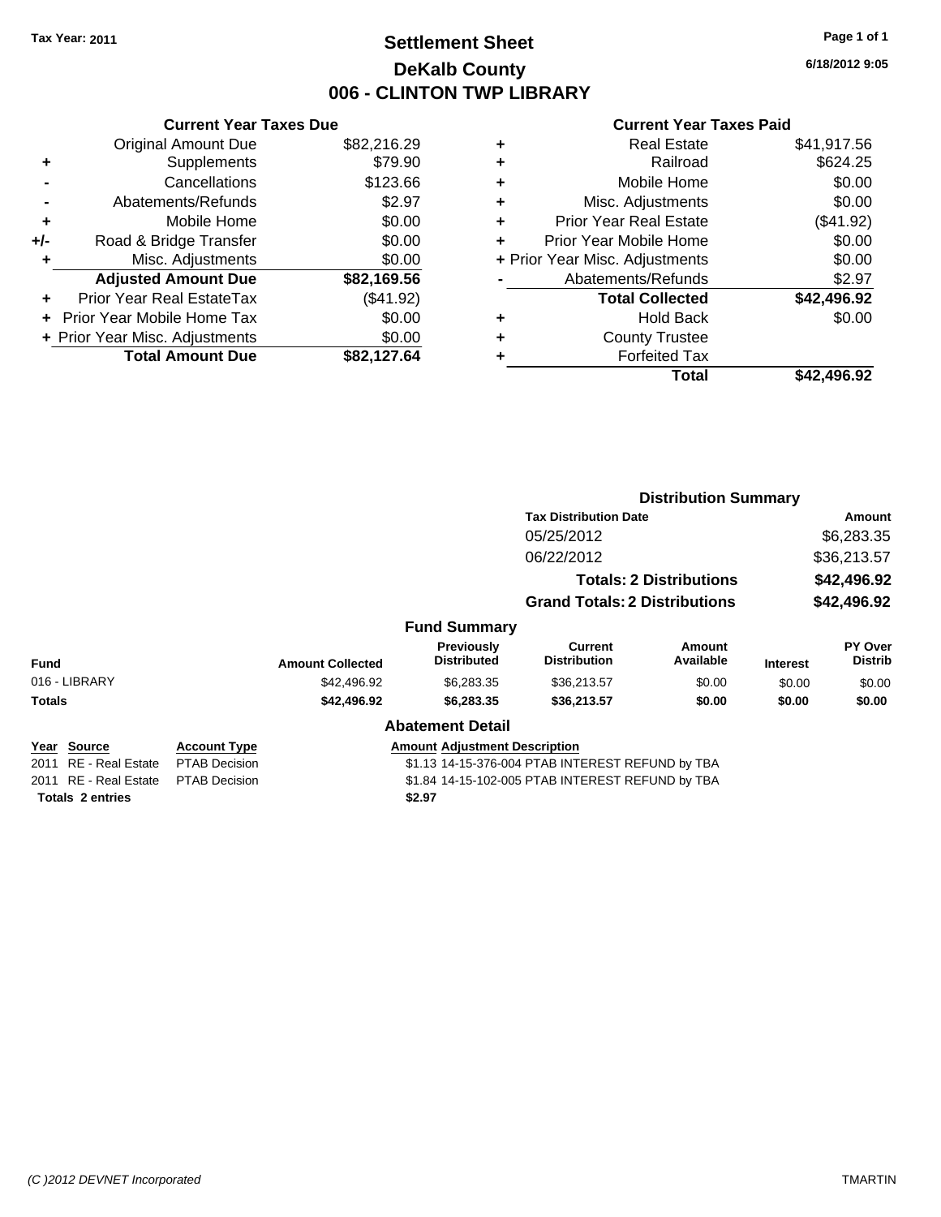Tax Year: 2011

# Settlement Sheet
## DeKalb County
## 006 - CLINTON TWP LIBRARY

6/18/2012 9:05

**Current Year Taxes Due**

| | | |
|---|---|---|
| | Original Amount Due | $82,216.29 |
| + | Supplements | $79.90 |
| - | Cancellations | $123.66 |
| - | Abatements/Refunds | $2.97 |
| + | Mobile Home | $0.00 |
| +/- | Road & Bridge Transfer | $0.00 |
| + | Misc. Adjustments | $0.00 |
| | **Adjusted Amount Due** | **$82,169.56** |
| + | Prior Year Real EstateTax | ($41.92) |
| + | Prior Year Mobile Home Tax | $0.00 |
| + | Prior Year Misc. Adjustments | $0.00 |
| | **Total Amount Due** | **$82,127.64** |

**Current Year Taxes Paid**

| | | |
|---|---|---|
| + | Real Estate | $41,917.56 |
| + | Railroad | $624.25 |
| + | Mobile Home | $0.00 |
| + | Misc. Adjustments | $0.00 |
| + | Prior Year Real Estate | ($41.92) |
| + | Prior Year Mobile Home | $0.00 |
| + | Prior Year Misc. Adjustments | $0.00 |
| - | Abatements/Refunds | $2.97 |
| | **Total Collected** | **$42,496.92** |
| + | Hold Back | $0.00 |
| + | County Trustee | |
| + | Forfeited Tax | |
| | **Total** | **$42,496.92** |

**Distribution Summary**

| Tax Distribution Date | Amount |
|---|---|
| 05/25/2012 | $6,283.35 |
| 06/22/2012 | $36,213.57 |
| **Totals: 2 Distributions** | **$42,496.92** |
| **Grand Totals: 2 Distributions** | **$42,496.92** |

**Fund Summary**

| Fund | Amount Collected | Previously Distributed | Current Distribution | Amount Available | Interest | PY Over Distrib |
|---|---|---|---|---|---|---|
| 016 - LIBRARY | $42,496.92 | $6,283.35 | $36,213.57 | $0.00 | $0.00 | $0.00 |
| **Totals** | **$42,496.92** | **$6,283.35** | **$36,213.57** | **$0.00** | **$0.00** | **$0.00** |

**Abatement Detail**

| Year | Source | Account Type | Amount | Adjustment Description |
|---|---|---|---|---|
| 2011 | RE - Real Estate | PTAB Decision | $1.13 | 14-15-376-004 PTAB INTEREST REFUND by TBA |
| 2011 | RE - Real Estate | PTAB Decision | $1.84 | 14-15-102-005 PTAB INTEREST REFUND by TBA |
| **Totals 2 entries** | | | **$2.97** | |

(C )2012 DEVNET Incorporated TMARTIN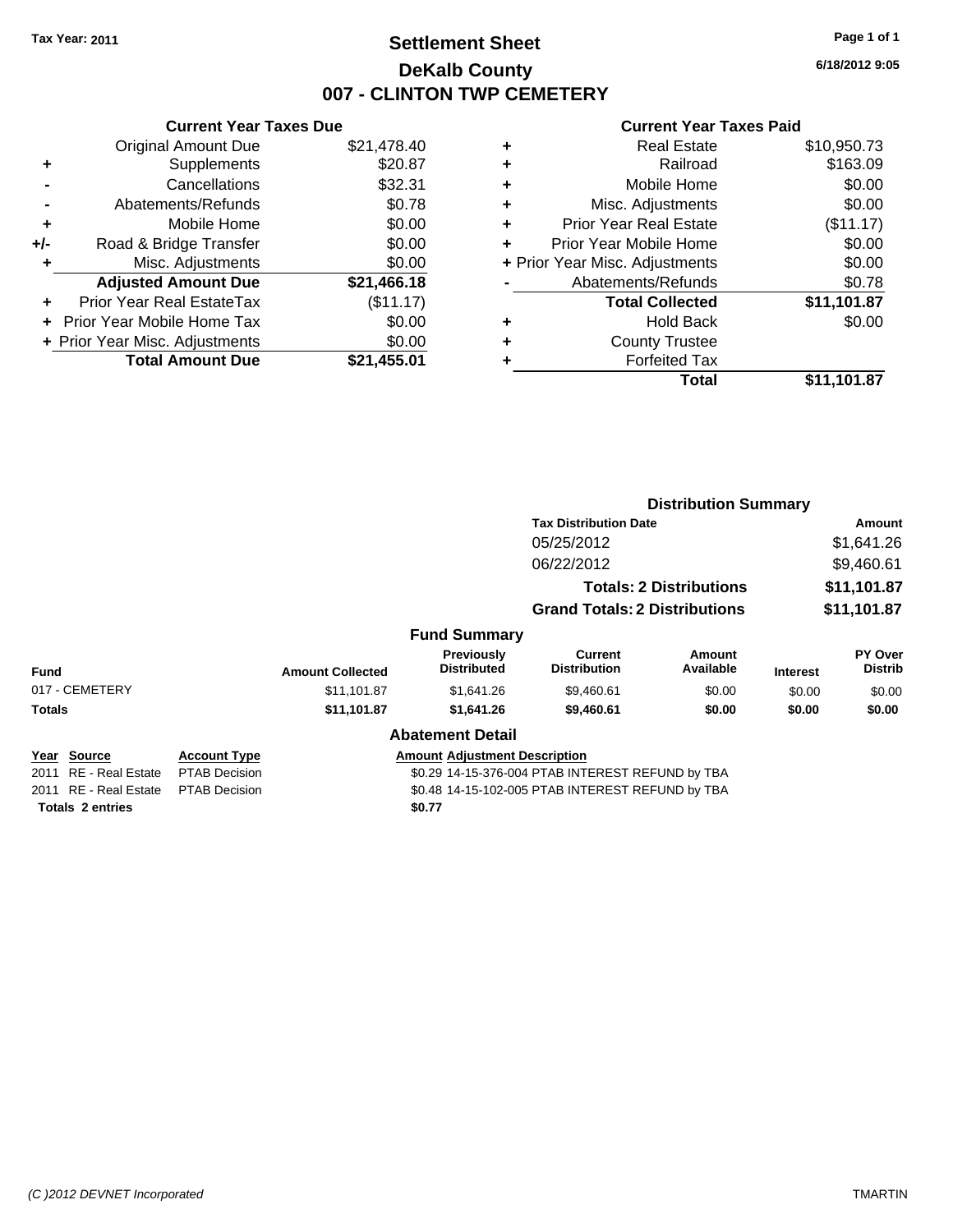Tax Year: 2011

# Settlement Sheet
## DeKalb County
## 007 - CLINTON TWP CEMETERY

6/18/2012 9:05

### Current Year Taxes Due

| | | |
|---|---|---|
| | Original Amount Due | $21,478.40 |
| + | Supplements | $20.87 |
| - | Cancellations | $32.31 |
| - | Abatements/Refunds | $0.78 |
| + | Mobile Home | $0.00 |
| +/- | Road & Bridge Transfer | $0.00 |
| + | Misc. Adjustments | $0.00 |
| | **Adjusted Amount Due** | **$21,466.18** |
| + | Prior Year Real EstateTax | ($11.17) |
| + | Prior Year Mobile Home Tax | $0.00 |
| + | Prior Year Misc. Adjustments | $0.00 |
| | **Total Amount Due** | **$21,455.01** |

### Current Year Taxes Paid

| | | |
|---|---|---|
| + | Real Estate | $10,950.73 |
| + | Railroad | $163.09 |
| + | Mobile Home | $0.00 |
| + | Misc. Adjustments | $0.00 |
| + | Prior Year Real Estate | ($11.17) |
| + | Prior Year Mobile Home | $0.00 |
| + | Prior Year Misc. Adjustments | $0.00 |
| - | Abatements/Refunds | $0.78 |
| | **Total Collected** | **$11,101.87** |
| + | Hold Back | $0.00 |
| + | County Trustee | |
| + | Forfeited Tax | |
| | **Total** | **$11,101.87** |

### Distribution Summary

| Tax Distribution Date | Amount |
|---|---|
| 05/25/2012 | $1,641.26 |
| 06/22/2012 | $9,460.61 |
| **Totals: 2 Distributions** | **$11,101.87** |
| **Grand Totals: 2 Distributions** | **$11,101.87** |

### Fund Summary

| Fund | Amount Collected | Previously Distributed | Current Distribution | Amount Available | Interest | PY Over Distrib |
|---|---|---|---|---|---|---|
| 017 - CEMETERY | $11,101.87 | $1,641.26 | $9,460.61 | $0.00 | $0.00 | $0.00 |
| **Totals** | **$11,101.87** | **$1,641.26** | **$9,460.61** | **$0.00** | **$0.00** | **$0.00** |

### Abatement Detail

| Year | Source | Account Type | Amount | Adjustment Description |
|---|---|---|---|---|
| 2011 | RE - Real Estate | PTAB Decision | $0.29 | 14-15-376-004 PTAB INTEREST REFUND by TBA |
| 2011 | RE - Real Estate | PTAB Decision | $0.48 | 14-15-102-005 PTAB INTEREST REFUND by TBA |
| **Totals 2 entries** | | | **$0.77** | |

(C )2012 DEVNET Incorporated TMARTIN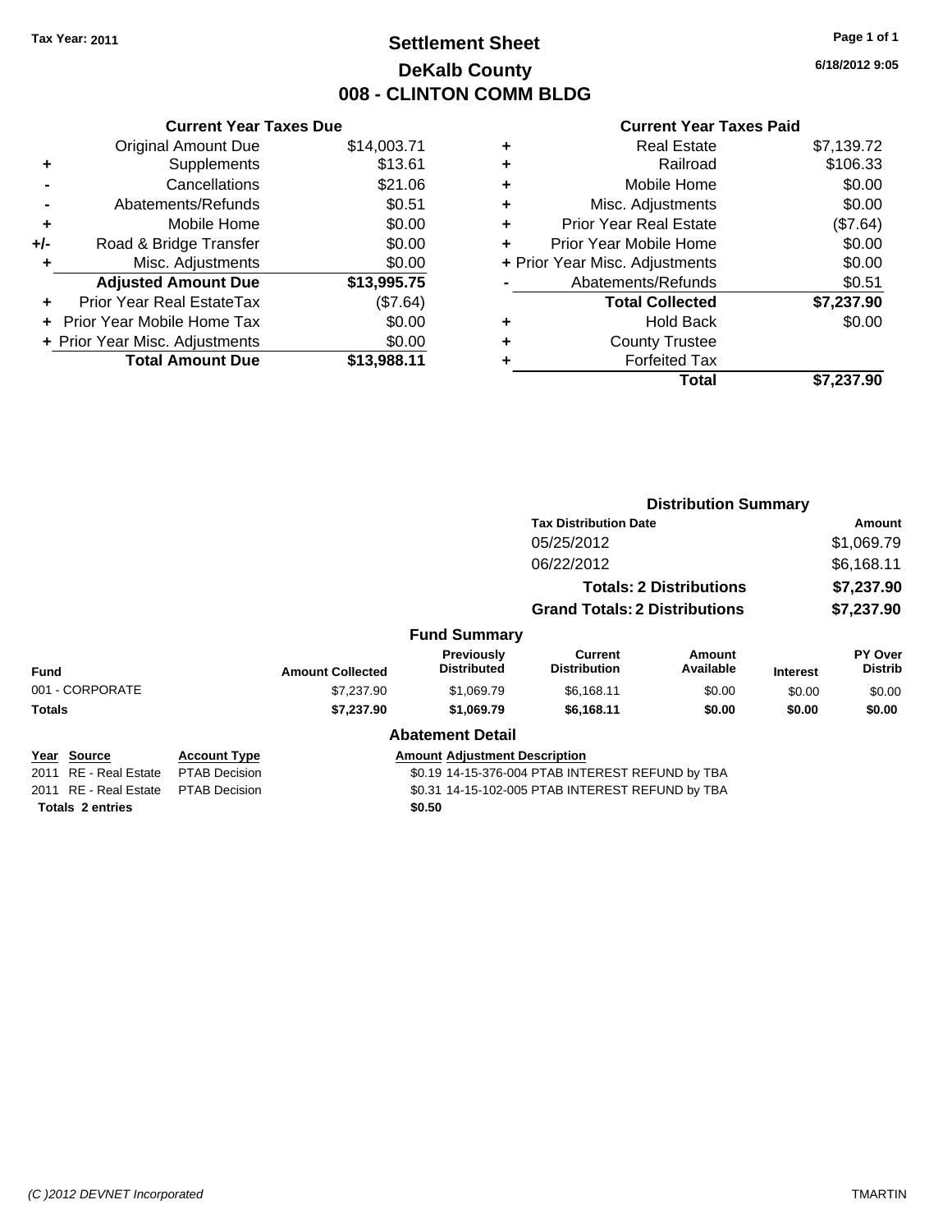Tax Year: 2011

# Settlement Sheet
## DeKalb County
## 008 - CLINTON COMM BLDG

6/18/2012 9:05

### Current Year Taxes Due

| | | |
|---|---|---|
| | Original Amount Due | $14,003.71 |
| + | Supplements | $13.61 |
| - | Cancellations | $21.06 |
| - | Abatements/Refunds | $0.51 |
| + | Mobile Home | $0.00 |
| +/- | Road & Bridge Transfer | $0.00 |
| + | Misc. Adjustments | $0.00 |
| | **Adjusted Amount Due** | **$13,995.75** |
| + | Prior Year Real EstateTax | ($7.64) |
| + | Prior Year Mobile Home Tax | $0.00 |
| + | Prior Year Misc. Adjustments | $0.00 |
| | **Total Amount Due** | **$13,988.11** |

### Current Year Taxes Paid

| | | |
|---|---|---|
| + | Real Estate | $7,139.72 |
| + | Railroad | $106.33 |
| + | Mobile Home | $0.00 |
| + | Misc. Adjustments | $0.00 |
| + | Prior Year Real Estate | ($7.64) |
| + | Prior Year Mobile Home | $0.00 |
| + | Prior Year Misc. Adjustments | $0.00 |
| - | Abatements/Refunds | $0.51 |
| | **Total Collected** | **$7,237.90** |
| + | Hold Back | $0.00 |
| + | County Trustee | |
| + | Forfeited Tax | |
| | **Total** | **$7,237.90** |

### Distribution Summary

| Tax Distribution Date | Amount |
|---|---|
| 05/25/2012 | $1,069.79 |
| 06/22/2012 | $6,168.11 |
| **Totals: 2 Distributions** | **$7,237.90** |
| **Grand Totals: 2 Distributions** | **$7,237.90** |

### Fund Summary

| Fund | Amount Collected | Previously Distributed | Current Distribution | Amount Available | Interest | PY Over Distrib |
|---|---|---|---|---|---|---|
| 001 - CORPORATE | $7,237.90 | $1,069.79 | $6,168.11 | $0.00 | $0.00 | $0.00 |
| **Totals** | **$7,237.90** | **$1,069.79** | **$6,168.11** | **$0.00** | **$0.00** | **$0.00** |

### Abatement Detail

| Year | Source | Account Type | Amount | Adjustment Description |
|---|---|---|---|---|
| 2011 | RE - Real Estate | PTAB Decision | $0.19 | 14-15-376-004 PTAB INTEREST REFUND by TBA |
| 2011 | RE - Real Estate | PTAB Decision | $0.31 | 14-15-102-005 PTAB INTEREST REFUND by TBA |
| **Totals 2 entries** | | | **$0.50** | |

(C )2012 DEVNET Incorporated — TMARTIN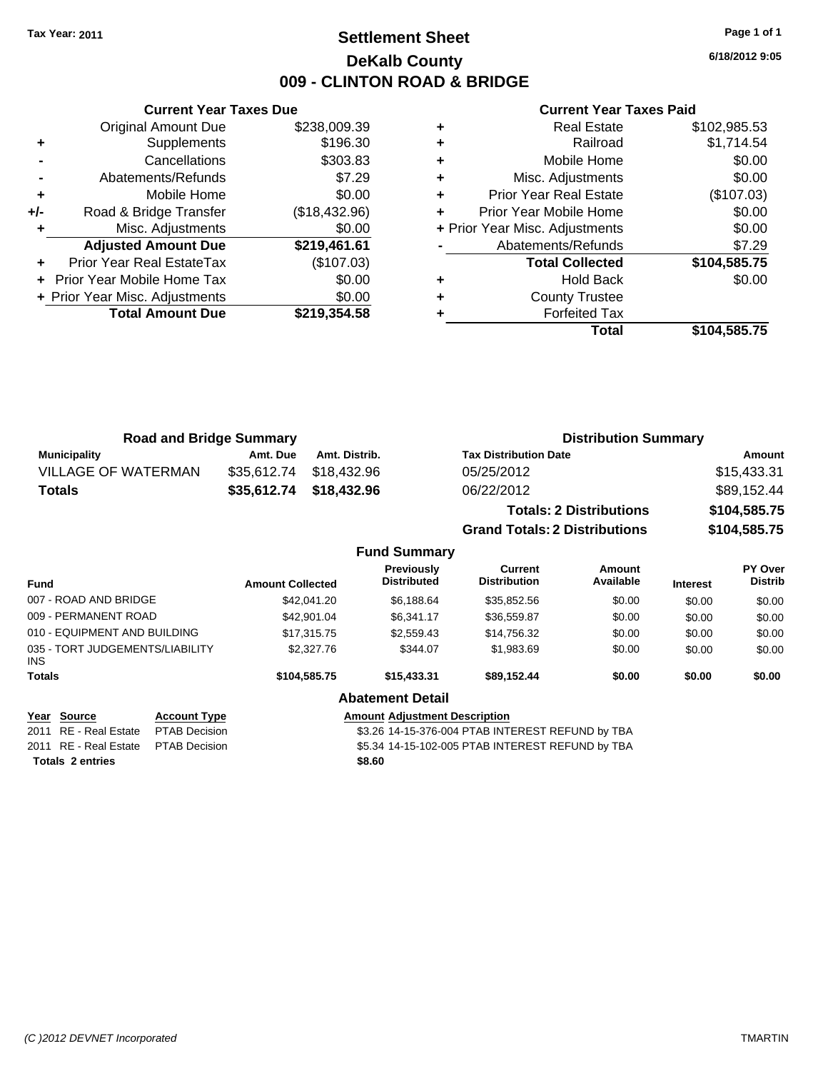**Tax Year: 2011**

# Settlement Sheet
## DeKalb County
## 009 - CLINTON ROAD & BRIDGE

**6/18/2012 9:05**

### Current Year Taxes Due

| | | |
|---|---|---|
| | Original Amount Due | $238,009.39 |
| + | Supplements | $196.30 |
| - | Cancellations | $303.83 |
| - | Abatements/Refunds | $7.29 |
| + | Mobile Home | $0.00 |
| +/- | Road & Bridge Transfer | ($18,432.96) |
| + | Misc. Adjustments | $0.00 |
| | **Adjusted Amount Due** | **$219,461.61** |
| + | Prior Year Real EstateTax | ($107.03) |
| + | Prior Year Mobile Home Tax | $0.00 |
| + | Prior Year Misc. Adjustments | $0.00 |
| | **Total Amount Due** | **$219,354.58** |

### Current Year Taxes Paid

| | | |
|---|---|---|
| + | Real Estate | $102,985.53 |
| + | Railroad | $1,714.54 |
| + | Mobile Home | $0.00 |
| + | Misc. Adjustments | $0.00 |
| + | Prior Year Real Estate | ($107.03) |
| + | Prior Year Mobile Home | $0.00 |
| + | Prior Year Misc. Adjustments | $0.00 |
| - | Abatements/Refunds | $7.29 |
| | **Total Collected** | **$104,585.75** |
| + | Hold Back | $0.00 |
| + | County Trustee | |
| + | Forfeited Tax | |
| | **Total** | **$104,585.75** |

### Road and Bridge Summary

| Municipality | Amt. Due | Amt. Distrib. |
|---|---|---|
| VILLAGE OF WATERMAN | $35,612.74 | $18,432.96 |
| **Totals** | **$35,612.74** | **$18,432.96** |

### Distribution Summary

| Tax Distribution Date | Amount |
|---|---|
| 05/25/2012 | $15,433.31 |
| 06/22/2012 | $89,152.44 |
| **Totals: 2 Distributions** | **$104,585.75** |
| **Grand Totals: 2 Distributions** | **$104,585.75** |

### Fund Summary

| Fund | Amount Collected | Previously Distributed | Current Distribution | Amount Available | Interest | PY Over Distrib |
|---|---|---|---|---|---|---|
| 007 - ROAD AND BRIDGE | $42,041.20 | $6,188.64 | $35,852.56 | $0.00 | $0.00 | $0.00 |
| 009 - PERMANENT ROAD | $42,901.04 | $6,341.17 | $36,559.87 | $0.00 | $0.00 | $0.00 |
| 010 - EQUIPMENT AND BUILDING | $17,315.75 | $2,559.43 | $14,756.32 | $0.00 | $0.00 | $0.00 |
| 035 - TORT JUDGEMENTS/LIABILITY INS | $2,327.76 | $344.07 | $1,983.69 | $0.00 | $0.00 | $0.00 |
| **Totals** | **$104,585.75** | **$15,433.31** | **$89,152.44** | **$0.00** | **$0.00** | **$0.00** |

### Abatement Detail

| Year | Source | Account Type | Amount | Adjustment Description |
|---|---|---|---|---|
| 2011 | RE - Real Estate | PTAB Decision | $3.26 | 14-15-376-004 PTAB INTEREST REFUND by TBA |
| 2011 | RE - Real Estate | PTAB Decision | $5.34 | 14-15-102-005 PTAB INTEREST REFUND by TBA |
| **Totals 2 entries** | | | **$8.60** | |

(C )2012 DEVNET Incorporated TMARTIN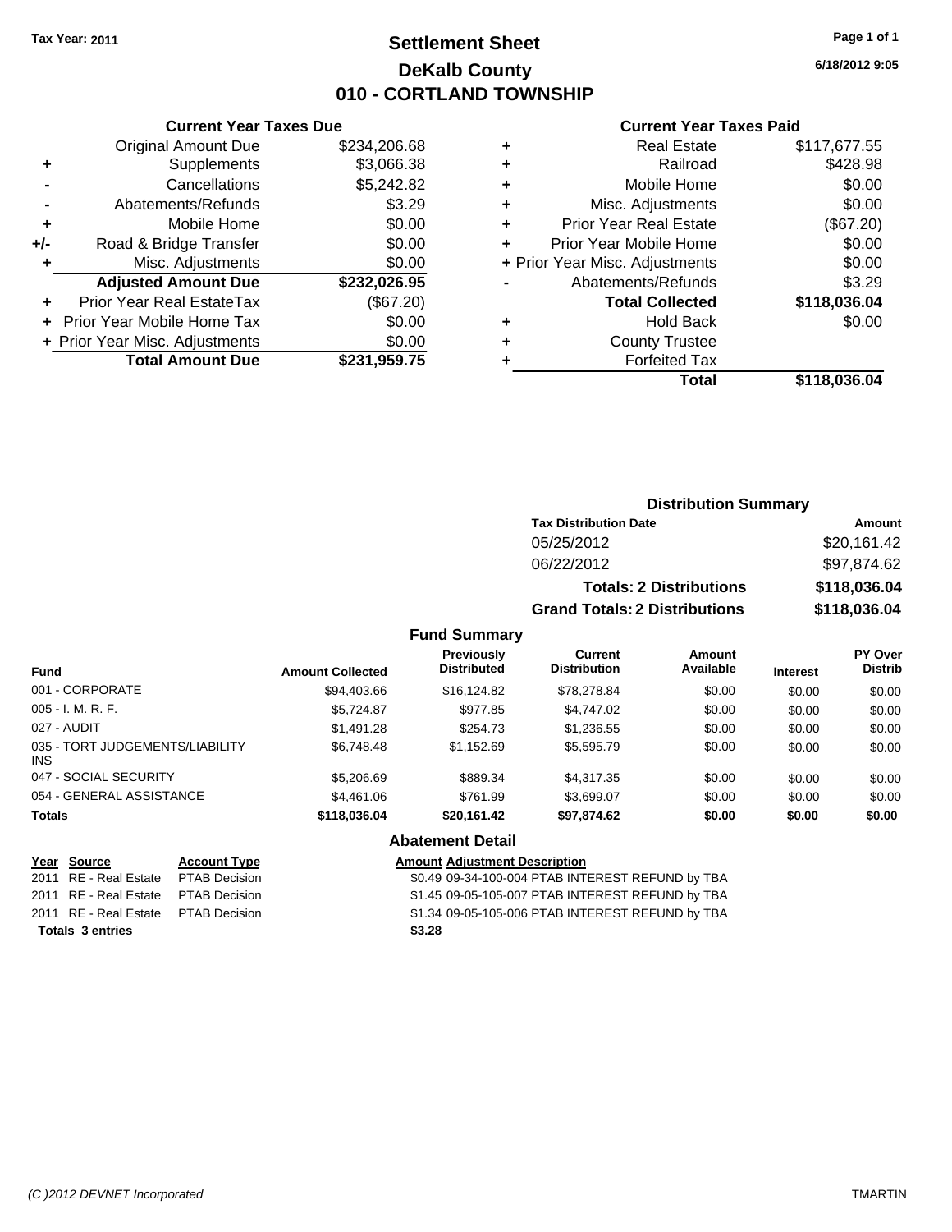Tax Year: 2011

# Settlement Sheet
## DeKalb County
## 010 - CORTLAND TOWNSHIP

6/18/2012 9:05

### Current Year Taxes Due

| | | |
|---|---|---|
| | Original Amount Due | $234,206.68 |
| + | Supplements | $3,066.38 |
| - | Cancellations | $5,242.82 |
| - | Abatements/Refunds | $3.29 |
| + | Mobile Home | $0.00 |
| +/- | Road & Bridge Transfer | $0.00 |
| + | Misc. Adjustments | $0.00 |
| | **Adjusted Amount Due** | **$232,026.95** |
| + | Prior Year Real EstateTax | ($67.20) |
| + | Prior Year Mobile Home Tax | $0.00 |
| + | Prior Year Misc. Adjustments | $0.00 |
| | **Total Amount Due** | **$231,959.75** |

### Current Year Taxes Paid

| | | |
|---|---|---|
| + | Real Estate | $117,677.55 |
| + | Railroad | $428.98 |
| + | Mobile Home | $0.00 |
| + | Misc. Adjustments | $0.00 |
| + | Prior Year Real Estate | ($67.20) |
| + | Prior Year Mobile Home | $0.00 |
| + | Prior Year Misc. Adjustments | $0.00 |
| - | Abatements/Refunds | $3.29 |
| | **Total Collected** | **$118,036.04** |
| + | Hold Back | $0.00 |
| + | County Trustee | |
| + | Forfeited Tax | |
| | **Total** | **$118,036.04** |

### Distribution Summary

| Tax Distribution Date | Amount |
|---|---|
| 05/25/2012 | $20,161.42 |
| 06/22/2012 | $97,874.62 |
| **Totals: 2 Distributions** | **$118,036.04** |
| **Grand Totals: 2 Distributions** | **$118,036.04** |

### Fund Summary

| Fund | Amount Collected | Previously Distributed | Current Distribution | Amount Available | Interest | PY Over Distrib |
|---|---|---|---|---|---|---|
| 001 - CORPORATE | $94,403.66 | $16,124.82 | $78,278.84 | $0.00 | $0.00 | $0.00 |
| 005 - I. M. R. F. | $5,724.87 | $977.85 | $4,747.02 | $0.00 | $0.00 | $0.00 |
| 027 - AUDIT | $1,491.28 | $254.73 | $1,236.55 | $0.00 | $0.00 | $0.00 |
| 035 - TORT JUDGEMENTS/LIABILITY INS | $6,748.48 | $1,152.69 | $5,595.79 | $0.00 | $0.00 | $0.00 |
| 047 - SOCIAL SECURITY | $5,206.69 | $889.34 | $4,317.35 | $0.00 | $0.00 | $0.00 |
| 054 - GENERAL ASSISTANCE | $4,461.06 | $761.99 | $3,699.07 | $0.00 | $0.00 | $0.00 |
| **Totals** | **$118,036.04** | **$20,161.42** | **$97,874.62** | **$0.00** | **$0.00** | **$0.00** |

### Abatement Detail

| Year | Source | Account Type | Amount | Adjustment Description |
|---|---|---|---|---|
| 2011 | RE - Real Estate | PTAB Decision | $0.49 | 09-34-100-004 PTAB INTEREST REFUND by TBA |
| 2011 | RE - Real Estate | PTAB Decision | $1.45 | 09-05-105-007 PTAB INTEREST REFUND by TBA |
| 2011 | RE - Real Estate | PTAB Decision | $1.34 | 09-05-105-006 PTAB INTEREST REFUND by TBA |
| **Totals 3 entries** | | | **$3.28** | |

(C )2012 DEVNET Incorporated — TMARTIN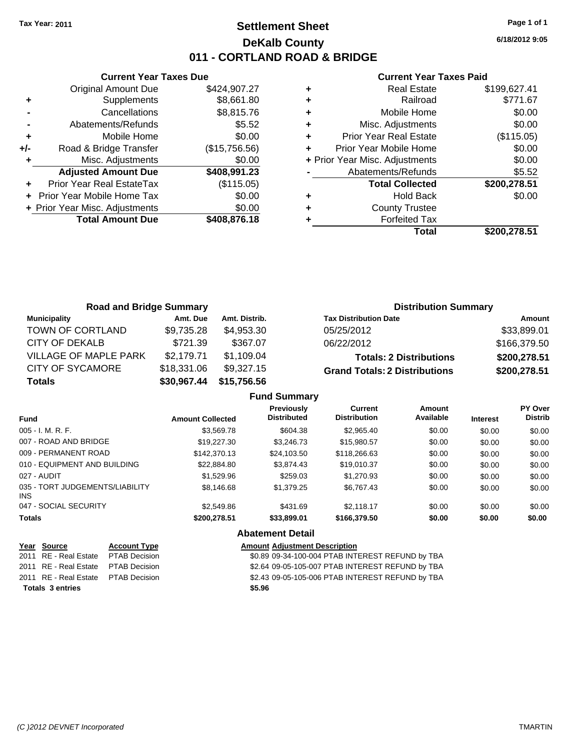Tax Year: 2011

# Settlement Sheet
## DeKalb County
## 011 - CORTLAND ROAD & BRIDGE

6/18/2012 9:05

### Current Year Taxes Due

| | | |
|---|---|---|
| | Original Amount Due | $424,907.27 |
| + | Supplements | $8,661.80 |
| - | Cancellations | $8,815.76 |
| - | Abatements/Refunds | $5.52 |
| + | Mobile Home | $0.00 |
| +/- | Road & Bridge Transfer | ($15,756.56) |
| + | Misc. Adjustments | $0.00 |
| | **Adjusted Amount Due** | **$408,991.23** |
| + | Prior Year Real EstateTax | ($115.05) |
| + | Prior Year Mobile Home Tax | $0.00 |
| + | Prior Year Misc. Adjustments | $0.00 |
| | **Total Amount Due** | **$408,876.18** |

### Current Year Taxes Paid

| | | |
|---|---|---|
| + | Real Estate | $199,627.41 |
| + | Railroad | $771.67 |
| + | Mobile Home | $0.00 |
| + | Misc. Adjustments | $0.00 |
| + | Prior Year Real Estate | ($115.05) |
| + | Prior Year Mobile Home | $0.00 |
| + | Prior Year Misc. Adjustments | $0.00 |
| - | Abatements/Refunds | $5.52 |
| | **Total Collected** | **$200,278.51** |
| + | Hold Back | $0.00 |
| + | County Trustee | |
| + | Forfeited Tax | |
| | **Total** | **$200,278.51** |

### Road and Bridge Summary

| Municipality | Amt. Due | Amt. Distrib. |
|---|---|---|
| TOWN OF CORTLAND | $9,735.28 | $4,953.30 |
| CITY OF DEKALB | $721.39 | $367.07 |
| VILLAGE OF MAPLE PARK | $2,179.71 | $1,109.04 |
| CITY OF SYCAMORE | $18,331.06 | $9,327.15 |
| **Totals** | **$30,967.44** | **$15,756.56** |

### Distribution Summary

| Tax Distribution Date | Amount |
|---|---|
| 05/25/2012 | $33,899.01 |
| 06/22/2012 | $166,379.50 |
| **Totals: 2 Distributions** | **$200,278.51** |
| **Grand Totals: 2 Distributions** | **$200,278.51** |

### Fund Summary

| Fund | Amount Collected | Previously Distributed | Current Distribution | Amount Available | Interest | PY Over Distrib |
|---|---|---|---|---|---|---|
| 005 - I. M. R. F. | $3,569.78 | $604.38 | $2,965.40 | $0.00 | $0.00 | $0.00 |
| 007 - ROAD AND BRIDGE | $19,227.30 | $3,246.73 | $15,980.57 | $0.00 | $0.00 | $0.00 |
| 009 - PERMANENT ROAD | $142,370.13 | $24,103.50 | $118,266.63 | $0.00 | $0.00 | $0.00 |
| 010 - EQUIPMENT AND BUILDING | $22,884.80 | $3,874.43 | $19,010.37 | $0.00 | $0.00 | $0.00 |
| 027 - AUDIT | $1,529.96 | $259.03 | $1,270.93 | $0.00 | $0.00 | $0.00 |
| 035 - TORT JUDGEMENTS/LIABILITY INS | $8,146.68 | $1,379.25 | $6,767.43 | $0.00 | $0.00 | $0.00 |
| 047 - SOCIAL SECURITY | $2,549.86 | $431.69 | $2,118.17 | $0.00 | $0.00 | $0.00 |
| **Totals** | **$200,278.51** | **$33,899.01** | **$166,379.50** | **$0.00** | **$0.00** | **$0.00** |

### Abatement Detail

| Year | Source | Account Type | Amount | Adjustment Description |
|---|---|---|---|---|
| 2011 | RE - Real Estate | PTAB Decision | $0.89 | 09-34-100-004 PTAB INTEREST REFUND by TBA |
| 2011 | RE - Real Estate | PTAB Decision | $2.64 | 09-05-105-007 PTAB INTEREST REFUND by TBA |
| 2011 | RE - Real Estate | PTAB Decision | $2.43 | 09-05-105-006 PTAB INTEREST REFUND by TBA |
| **Totals 3 entries** | | | **$5.96** | |

(C )2012 DEVNET Incorporated — TMARTIN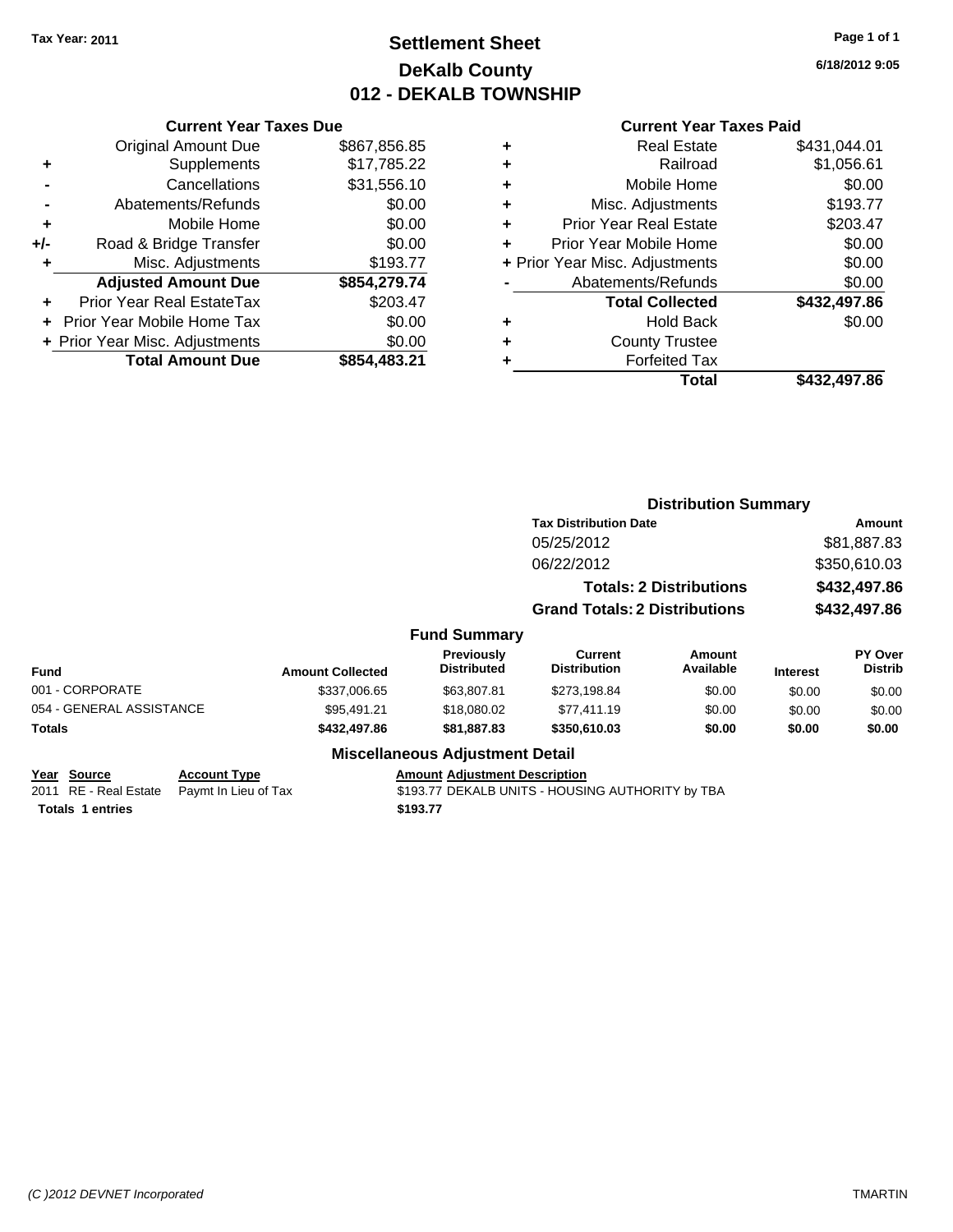Tax Year: 2011

# Settlement Sheet
## DeKalb County
## 012 - DEKALB TOWNSHIP

6/18/2012 9:05

### Current Year Taxes Due

| | | |
|---|---|---|
| | Original Amount Due | $867,856.85 |
| + | Supplements | $17,785.22 |
| - | Cancellations | $31,556.10 |
| - | Abatements/Refunds | $0.00 |
| + | Mobile Home | $0.00 |
| +/- | Road & Bridge Transfer | $0.00 |
| + | Misc. Adjustments | $193.77 |
| | **Adjusted Amount Due** | **$854,279.74** |
| + | Prior Year Real EstateTax | $203.47 |
| + | Prior Year Mobile Home Tax | $0.00 |
| + | Prior Year Misc. Adjustments | $0.00 |
| | **Total Amount Due** | **$854,483.21** |

### Current Year Taxes Paid

| | | |
|---|---|---|
| + | Real Estate | $431,044.01 |
| + | Railroad | $1,056.61 |
| + | Mobile Home | $0.00 |
| + | Misc. Adjustments | $193.77 |
| + | Prior Year Real Estate | $203.47 |
| + | Prior Year Mobile Home | $0.00 |
| + | Prior Year Misc. Adjustments | $0.00 |
| - | Abatements/Refunds | $0.00 |
| | **Total Collected** | **$432,497.86** |
| + | Hold Back | $0.00 |
| + | County Trustee | |
| + | Forfeited Tax | |
| | **Total** | **$432,497.86** |

### Distribution Summary

| Tax Distribution Date | Amount |
|---|---|
| 05/25/2012 | $81,887.83 |
| 06/22/2012 | $350,610.03 |
| **Totals: 2 Distributions** | **$432,497.86** |
| **Grand Totals: 2 Distributions** | **$432,497.86** |

### Fund Summary

| Fund | Amount Collected | Previously Distributed | Current Distribution | Amount Available | Interest | PY Over Distrib |
|---|---|---|---|---|---|---|
| 001 - CORPORATE | $337,006.65 | $63,807.81 | $273,198.84 | $0.00 | $0.00 | $0.00 |
| 054 - GENERAL ASSISTANCE | $95,491.21 | $18,080.02 | $77,411.19 | $0.00 | $0.00 | $0.00 |
| **Totals** | **$432,497.86** | **$81,887.83** | **$350,610.03** | **$0.00** | **$0.00** | **$0.00** |

### Miscellaneous Adjustment Detail

| Year | Source | Account Type | Amount | Adjustment Description |
|---|---|---|---|---|
| 2011 | RE - Real Estate | Paymt In Lieu of Tax | $193.77 | DEKALB UNITS - HOUSING AUTHORITY by TBA |
| **Totals 1 entries** | | | **$193.77** | |

(C )2012 DEVNET Incorporated TMARTIN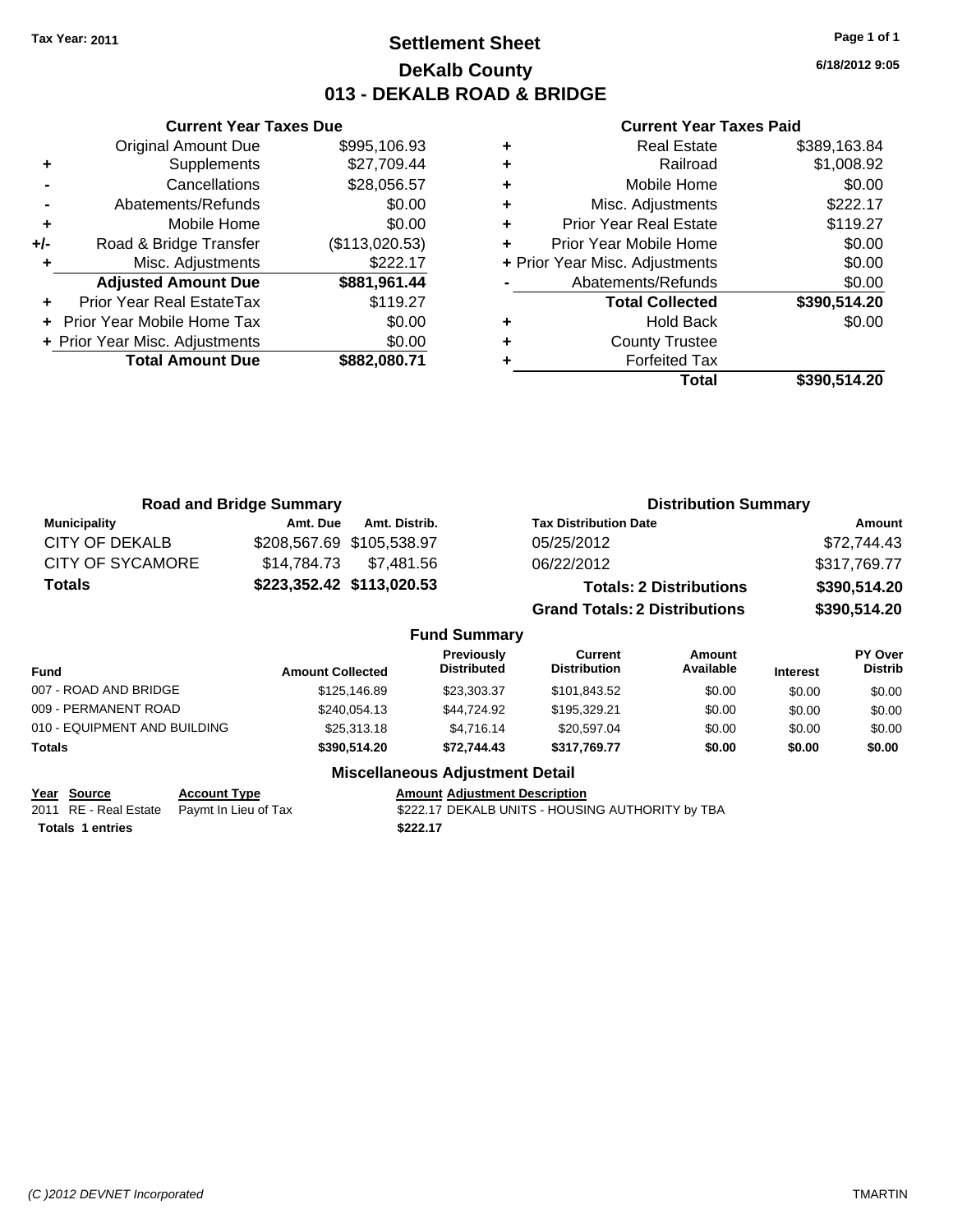**Tax Year: 2011**

# Settlement Sheet
## DeKalb County
## 013 - DEKALB ROAD & BRIDGE

6/18/2012 9:05

### Current Year Taxes Due

| | | |
|---|---|---|
| | Original Amount Due | $995,106.93 |
| + | Supplements | $27,709.44 |
| - | Cancellations | $28,056.57 |
| - | Abatements/Refunds | $0.00 |
| + | Mobile Home | $0.00 |
| +/- | Road & Bridge Transfer | ($113,020.53) |
| + | Misc. Adjustments | $222.17 |
| | **Adjusted Amount Due** | **$881,961.44** |
| + | Prior Year Real EstateTax | $119.27 |
| + | Prior Year Mobile Home Tax | $0.00 |
| + | Prior Year Misc. Adjustments | $0.00 |
| | **Total Amount Due** | **$882,080.71** |

### Current Year Taxes Paid

| | | |
|---|---|---|
| + | Real Estate | $389,163.84 |
| + | Railroad | $1,008.92 |
| + | Mobile Home | $0.00 |
| + | Misc. Adjustments | $222.17 |
| + | Prior Year Real Estate | $119.27 |
| + | Prior Year Mobile Home | $0.00 |
| + | Prior Year Misc. Adjustments | $0.00 |
| - | Abatements/Refunds | $0.00 |
| | **Total Collected** | **$390,514.20** |
| + | Hold Back | $0.00 |
| + | County Trustee | |
| + | Forfeited Tax | |
| | **Total** | **$390,514.20** |

### Road and Bridge Summary

| Municipality | Amt. Due | Amt. Distrib. |
|---|---|---|
| CITY OF DEKALB | $208,567.69 | $105,538.97 |
| CITY OF SYCAMORE | $14,784.73 | $7,481.56 |
| **Totals** | **$223,352.42** | **$113,020.53** |

### Distribution Summary

| Tax Distribution Date | Amount |
|---|---|
| 05/25/2012 | $72,744.43 |
| 06/22/2012 | $317,769.77 |
| **Totals: 2 Distributions** | **$390,514.20** |
| **Grand Totals: 2 Distributions** | **$390,514.20** |

### Fund Summary

| Fund | Amount Collected | Previously Distributed | Current Distribution | Amount Available | Interest | PY Over Distrib |
|---|---|---|---|---|---|---|
| 007 - ROAD AND BRIDGE | $125,146.89 | $23,303.37 | $101,843.52 | $0.00 | $0.00 | $0.00 |
| 009 - PERMANENT ROAD | $240,054.13 | $44,724.92 | $195,329.21 | $0.00 | $0.00 | $0.00 |
| 010 - EQUIPMENT AND BUILDING | $25,313.18 | $4,716.14 | $20,597.04 | $0.00 | $0.00 | $0.00 |
| **Totals** | **$390,514.20** | **$72,744.43** | **$317,769.77** | **$0.00** | **$0.00** | **$0.00** |

### Miscellaneous Adjustment Detail

| Year | Source | Account Type | Amount | Adjustment Description |
|---|---|---|---|---|
| 2011 | RE - Real Estate | Paymt In Lieu of Tax | $222.17 | DEKALB UNITS - HOUSING AUTHORITY by TBA |
| **Totals 1 entries** | | | **$222.17** | |

(C )2012 DEVNET Incorporated TMARTIN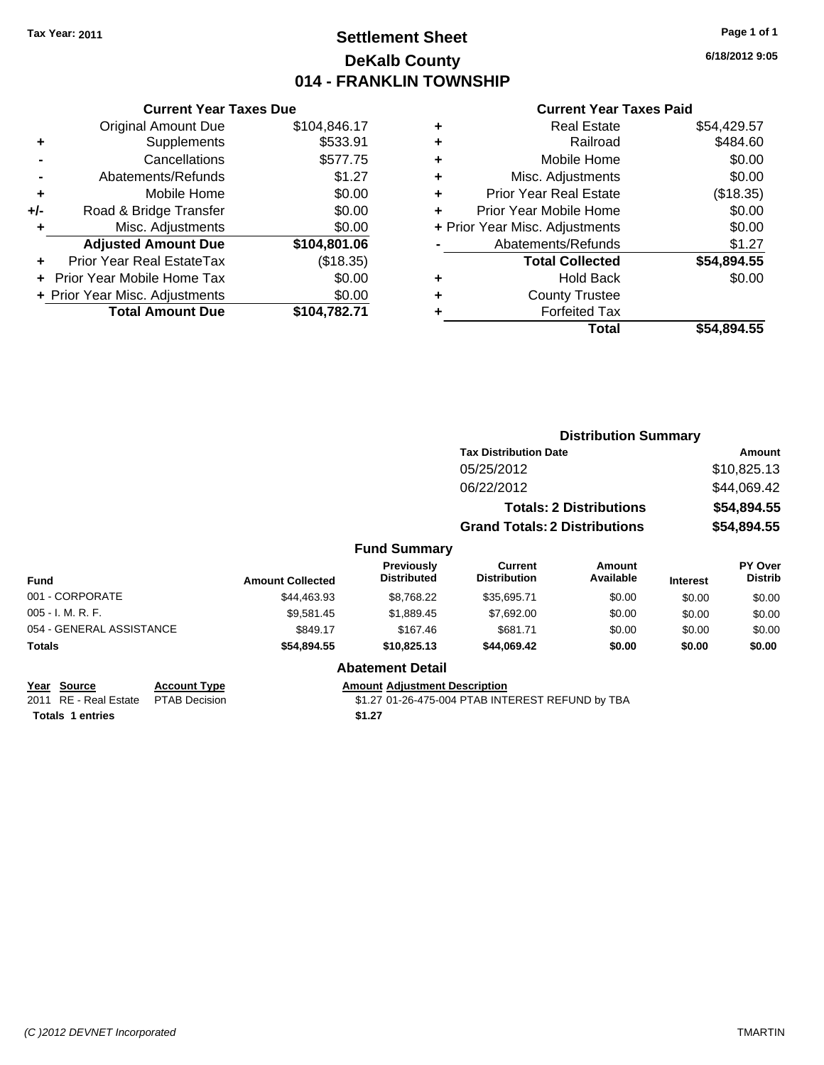Tax Year: 2011

# Settlement Sheet
## DeKalb County
## 014 - FRANKLIN TOWNSHIP

6/18/2012 9:05

### Current Year Taxes Due

| | | |
|---|---|---|
| | Original Amount Due | $104,846.17 |
| + | Supplements | $533.91 |
| - | Cancellations | $577.75 |
| - | Abatements/Refunds | $1.27 |
| + | Mobile Home | $0.00 |
| +/- | Road & Bridge Transfer | $0.00 |
| + | Misc. Adjustments | $0.00 |
| | **Adjusted Amount Due** | **$104,801.06** |
| + | Prior Year Real EstateTax | ($18.35) |
| + | Prior Year Mobile Home Tax | $0.00 |
| + | Prior Year Misc. Adjustments | $0.00 |
| | **Total Amount Due** | **$104,782.71** |

### Current Year Taxes Paid

| | | |
|---|---|---|
| + | Real Estate | $54,429.57 |
| + | Railroad | $484.60 |
| + | Mobile Home | $0.00 |
| + | Misc. Adjustments | $0.00 |
| + | Prior Year Real Estate | ($18.35) |
| + | Prior Year Mobile Home | $0.00 |
| + | Prior Year Misc. Adjustments | $0.00 |
| - | Abatements/Refunds | $1.27 |
| | **Total Collected** | **$54,894.55** |
| + | Hold Back | $0.00 |
| + | County Trustee | |
| + | Forfeited Tax | |
| | **Total** | **$54,894.55** |

### Distribution Summary

| Tax Distribution Date | Amount |
|---|---|
| 05/25/2012 | $10,825.13 |
| 06/22/2012 | $44,069.42 |
| **Totals: 2 Distributions** | **$54,894.55** |
| **Grand Totals: 2 Distributions** | **$54,894.55** |

### Fund Summary

| Fund | Amount Collected | Previously Distributed | Current Distribution | Amount Available | Interest | PY Over Distrib |
|---|---|---|---|---|---|---|
| 001 - CORPORATE | $44,463.93 | $8,768.22 | $35,695.71 | $0.00 | $0.00 | $0.00 |
| 005 - I. M. R. F. | $9,581.45 | $1,889.45 | $7,692.00 | $0.00 | $0.00 | $0.00 |
| 054 - GENERAL ASSISTANCE | $849.17 | $167.46 | $681.71 | $0.00 | $0.00 | $0.00 |
| **Totals** | **$54,894.55** | **$10,825.13** | **$44,069.42** | **$0.00** | **$0.00** | **$0.00** |

### Abatement Detail

| Year | Source | Account Type | Amount | Adjustment Description |
|---|---|---|---|---|
| 2011 | RE - Real Estate | PTAB Decision | $1.27 | 01-26-475-004 PTAB INTEREST REFUND by TBA |
| **Totals** | **1 entries** | | **$1.27** | |

(C )2012 DEVNET Incorporated    TMARTIN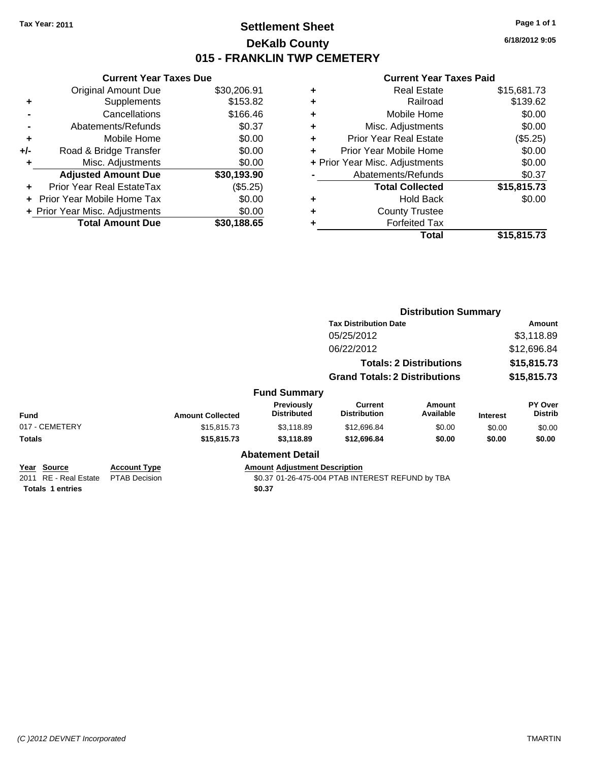Tax Year: 2011

# Settlement Sheet

## DeKalb County

## 015 - FRANKLIN TWP CEMETERY

6/18/2012 9:05

### Current Year Taxes Due

| | | |
|---|---|---|
| | Original Amount Due | $30,206.91 |
| + | Supplements | $153.82 |
| - | Cancellations | $166.46 |
| - | Abatements/Refunds | $0.37 |
| + | Mobile Home | $0.00 |
| +/- | Road & Bridge Transfer | $0.00 |
| + | Misc. Adjustments | $0.00 |
| | **Adjusted Amount Due** | **$30,193.90** |
| + | Prior Year Real EstateTax | ($5.25) |
| + | Prior Year Mobile Home Tax | $0.00 |
| + | Prior Year Misc. Adjustments | $0.00 |
| | **Total Amount Due** | **$30,188.65** |

### Current Year Taxes Paid

| | | |
|---|---|---|
| + | Real Estate | $15,681.73 |
| + | Railroad | $139.62 |
| + | Mobile Home | $0.00 |
| + | Misc. Adjustments | $0.00 |
| + | Prior Year Real Estate | ($5.25) |
| + | Prior Year Mobile Home | $0.00 |
| + | Prior Year Misc. Adjustments | $0.00 |
| - | Abatements/Refunds | $0.37 |
| | **Total Collected** | **$15,815.73** |
| + | Hold Back | $0.00 |
| + | County Trustee | |
| + | Forfeited Tax | |
| | **Total** | **$15,815.73** |

### Distribution Summary

| Tax Distribution Date | Amount |
|---|---|
| 05/25/2012 | $3,118.89 |
| 06/22/2012 | $12,696.84 |
| **Totals: 2 Distributions** | **$15,815.73** |
| **Grand Totals: 2 Distributions** | **$15,815.73** |

### Fund Summary

| Fund | Amount Collected | Previously Distributed | Current Distribution | Amount Available | Interest | PY Over Distrib |
|---|---|---|---|---|---|---|
| 017 - CEMETERY | $15,815.73 | $3,118.89 | $12,696.84 | $0.00 | $0.00 | $0.00 |
| **Totals** | **$15,815.73** | **$3,118.89** | **$12,696.84** | **$0.00** | **$0.00** | **$0.00** |

### Abatement Detail

| Year | Source | Account Type | Amount | Adjustment Description |
|---|---|---|---|---|
| 2011 | RE - Real Estate | PTAB Decision | $0.37 | 01-26-475-004 PTAB INTEREST REFUND by TBA |
| **Totals 1 entries** | | | **$0.37** | |

(C )2012 DEVNET Incorporated TMARTIN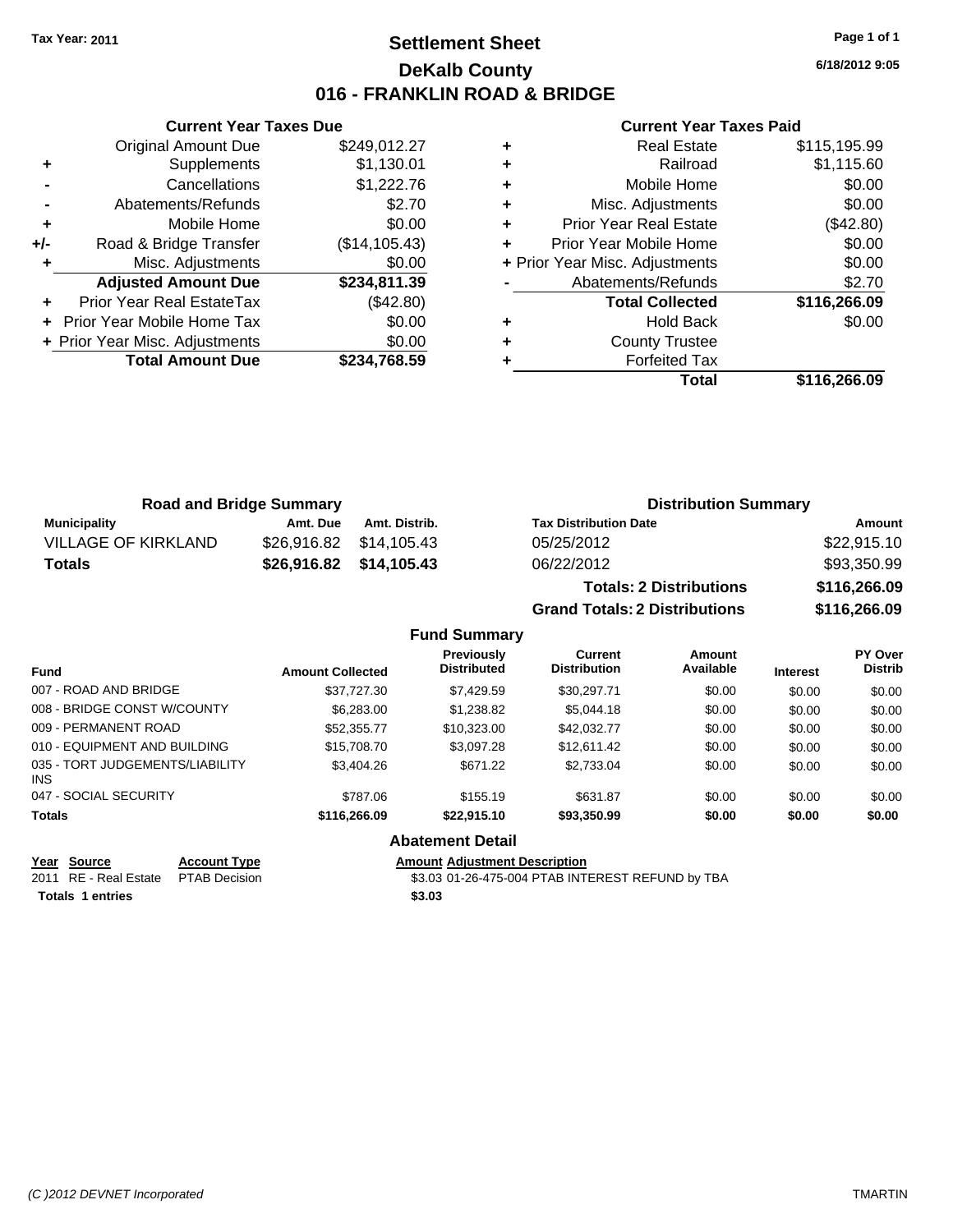**Tax Year: 2011**

# Settlement Sheet
## DeKalb County
## 016 - FRANKLIN ROAD & BRIDGE

6/18/2012 9:05

### Current Year Taxes Due

| | | |
|---|---|---|
| | Original Amount Due | $249,012.27 |
| + | Supplements | $1,130.01 |
| - | Cancellations | $1,222.76 |
| - | Abatements/Refunds | $2.70 |
| + | Mobile Home | $0.00 |
| +/- | Road & Bridge Transfer | ($14,105.43) |
| + | Misc. Adjustments | $0.00 |
| | **Adjusted Amount Due** | **$234,811.39** |
| + | Prior Year Real EstateTax | ($42.80) |
| + | Prior Year Mobile Home Tax | $0.00 |
| + | Prior Year Misc. Adjustments | $0.00 |
| | **Total Amount Due** | **$234,768.59** |

### Current Year Taxes Paid

| | | |
|---|---|---|
| + | Real Estate | $115,195.99 |
| + | Railroad | $1,115.60 |
| + | Mobile Home | $0.00 |
| + | Misc. Adjustments | $0.00 |
| + | Prior Year Real Estate | ($42.80) |
| + | Prior Year Mobile Home | $0.00 |
| + | Prior Year Misc. Adjustments | $0.00 |
| - | Abatements/Refunds | $2.70 |
| | **Total Collected** | **$116,266.09** |
| + | Hold Back | $0.00 |
| + | County Trustee | |
| + | Forfeited Tax | |
| | **Total** | **$116,266.09** |

### Road and Bridge Summary

| Municipality | Amt. Due | Amt. Distrib. |
|---|---|---|
| VILLAGE OF KIRKLAND | $26,916.82 | $14,105.43 |
| **Totals** | **$26,916.82** | **$14,105.43** |

### Distribution Summary

| Tax Distribution Date | Amount |
|---|---|
| 05/25/2012 | $22,915.10 |
| 06/22/2012 | $93,350.99 |
| **Totals: 2 Distributions** | **$116,266.09** |
| **Grand Totals: 2 Distributions** | **$116,266.09** |

### Fund Summary

| Fund | Amount Collected | Previously Distributed | Current Distribution | Amount Available | Interest | PY Over Distrib |
|---|---|---|---|---|---|---|
| 007 - ROAD AND BRIDGE | $37,727.30 | $7,429.59 | $30,297.71 | $0.00 | $0.00 | $0.00 |
| 008 - BRIDGE CONST W/COUNTY | $6,283.00 | $1,238.82 | $5,044.18 | $0.00 | $0.00 | $0.00 |
| 009 - PERMANENT ROAD | $52,355.77 | $10,323.00 | $42,032.77 | $0.00 | $0.00 | $0.00 |
| 010 - EQUIPMENT AND BUILDING | $15,708.70 | $3,097.28 | $12,611.42 | $0.00 | $0.00 | $0.00 |
| 035 - TORT JUDGEMENTS/LIABILITY INS | $3,404.26 | $671.22 | $2,733.04 | $0.00 | $0.00 | $0.00 |
| 047 - SOCIAL SECURITY | $787.06 | $155.19 | $631.87 | $0.00 | $0.00 | $0.00 |
| **Totals** | **$116,266.09** | **$22,915.10** | **$93,350.99** | **$0.00** | **$0.00** | **$0.00** |

### Abatement Detail

| Year | Source | Account Type | Amount | Adjustment Description |
|---|---|---|---|---|
| 2011 | RE - Real Estate | PTAB Decision | $3.03 | 01-26-475-004 PTAB INTEREST REFUND by TBA |
| **Totals** | **1 entries** | | **$3.03** | |

*(C )2012 DEVNET Incorporated* TMARTIN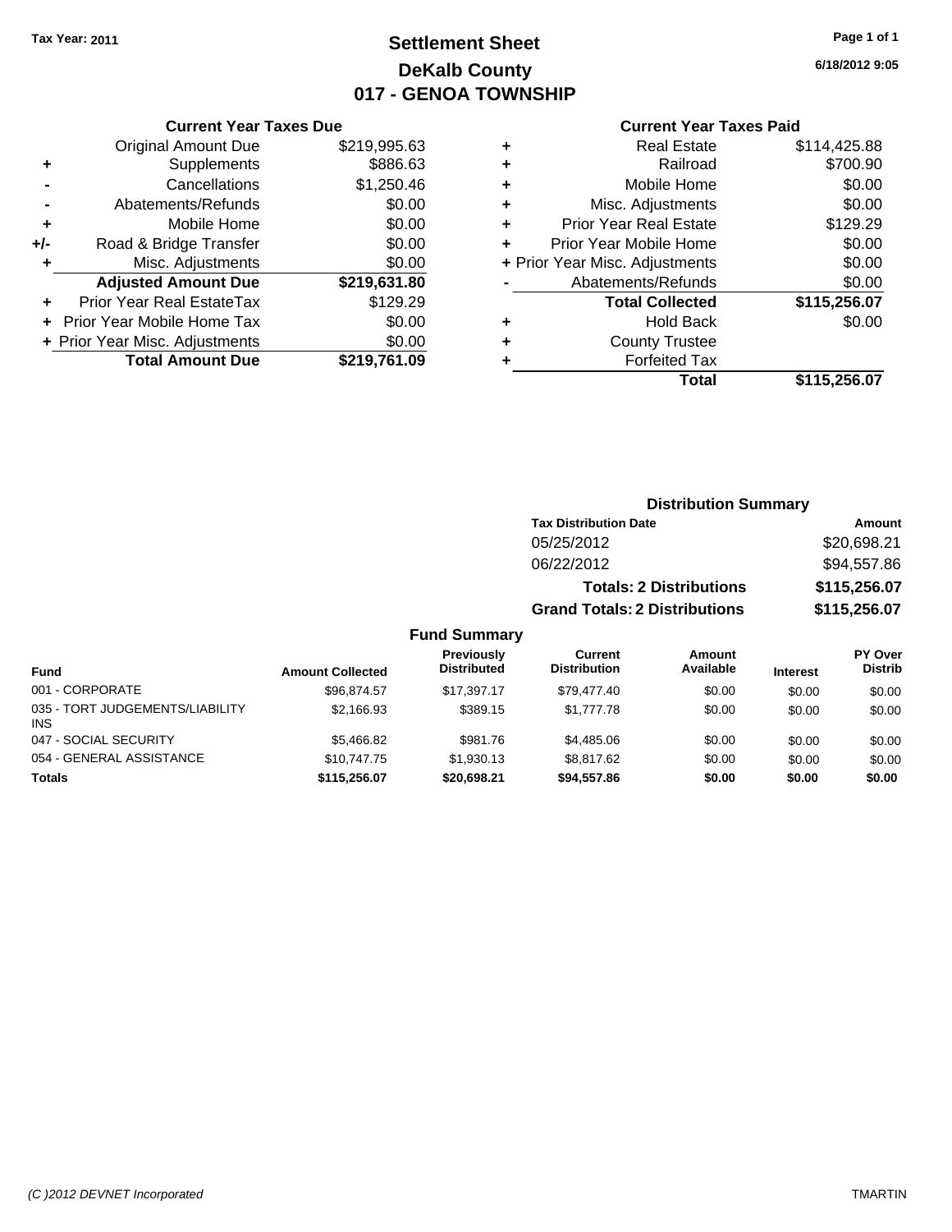Tax Year: 2011

# Settlement Sheet
## DeKalb County
## 017 - GENOA TOWNSHIP

6/18/2012 9:05

### Current Year Taxes Due

| | | |
|---|---|---|
| | Original Amount Due | $219,995.63 |
| + | Supplements | $886.63 |
| - | Cancellations | $1,250.46 |
| - | Abatements/Refunds | $0.00 |
| + | Mobile Home | $0.00 |
| +/- | Road & Bridge Transfer | $0.00 |
| + | Misc. Adjustments | $0.00 |
| | **Adjusted Amount Due** | **$219,631.80** |
| + | Prior Year Real EstateTax | $129.29 |
| + | Prior Year Mobile Home Tax | $0.00 |
| + | Prior Year Misc. Adjustments | $0.00 |
| | **Total Amount Due** | **$219,761.09** |

### Current Year Taxes Paid

| | | |
|---|---|---|
| + | Real Estate | $114,425.88 |
| + | Railroad | $700.90 |
| + | Mobile Home | $0.00 |
| + | Misc. Adjustments | $0.00 |
| + | Prior Year Real Estate | $129.29 |
| + | Prior Year Mobile Home | $0.00 |
| + | Prior Year Misc. Adjustments | $0.00 |
| - | Abatements/Refunds | $0.00 |
| | **Total Collected** | **$115,256.07** |
| + | Hold Back | $0.00 |
| + | County Trustee | |
| + | Forfeited Tax | |
| | **Total** | **$115,256.07** |

### Distribution Summary

| Tax Distribution Date | Amount |
|---|---|
| 05/25/2012 | $20,698.21 |
| 06/22/2012 | $94,557.86 |
| **Totals: 2 Distributions** | **$115,256.07** |
| **Grand Totals: 2 Distributions** | **$115,256.07** |

### Fund Summary

| Fund | Amount Collected | Previously Distributed | Current Distribution | Amount Available | Interest | PY Over Distrib |
|---|---|---|---|---|---|---|
| 001 - CORPORATE | $96,874.57 | $17,397.17 | $79,477.40 | $0.00 | $0.00 | $0.00 |
| 035 - TORT JUDGEMENTS/LIABILITY INS | $2,166.93 | $389.15 | $1,777.78 | $0.00 | $0.00 | $0.00 |
| 047 - SOCIAL SECURITY | $5,466.82 | $981.76 | $4,485.06 | $0.00 | $0.00 | $0.00 |
| 054 - GENERAL ASSISTANCE | $10,747.75 | $1,930.13 | $8,817.62 | $0.00 | $0.00 | $0.00 |
| **Totals** | **$115,256.07** | **$20,698.21** | **$94,557.86** | **$0.00** | **$0.00** | **$0.00** |

(C )2012 DEVNET Incorporated TMARTIN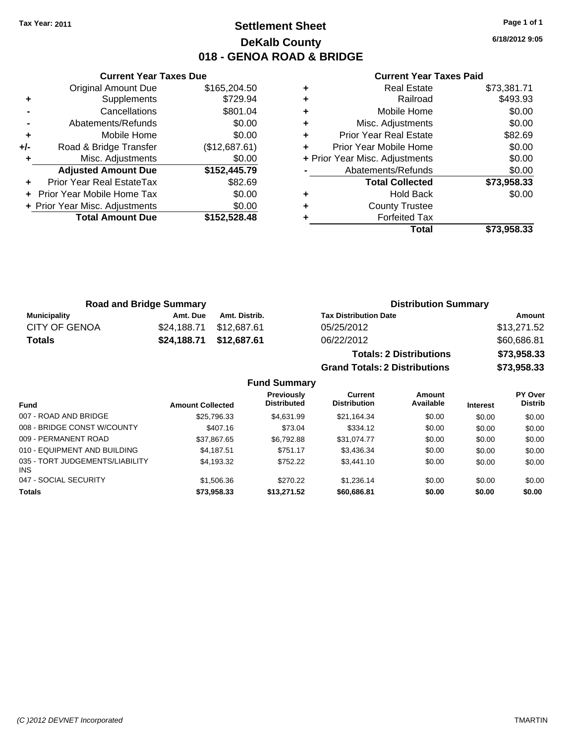Tax Year: 2011

# Settlement Sheet
## DeKalb County
## 018 - GENOA ROAD & BRIDGE

6/18/2012 9:05

### Current Year Taxes Due

| | | |
|---|---|---|
| | Original Amount Due | $165,204.50 |
| + | Supplements | $729.94 |
| - | Cancellations | $801.04 |
| - | Abatements/Refunds | $0.00 |
| + | Mobile Home | $0.00 |
| +/- | Road & Bridge Transfer | ($12,687.61) |
| + | Misc. Adjustments | $0.00 |
| | **Adjusted Amount Due** | **$152,445.79** |
| + | Prior Year Real EstateTax | $82.69 |
| + | Prior Year Mobile Home Tax | $0.00 |
| + | Prior Year Misc. Adjustments | $0.00 |
| | **Total Amount Due** | **$152,528.48** |

### Current Year Taxes Paid

| | | |
|---|---|---|
| + | Real Estate | $73,381.71 |
| + | Railroad | $493.93 |
| + | Mobile Home | $0.00 |
| + | Misc. Adjustments | $0.00 |
| + | Prior Year Real Estate | $82.69 |
| + | Prior Year Mobile Home | $0.00 |
| + | Prior Year Misc. Adjustments | $0.00 |
| - | Abatements/Refunds | $0.00 |
| | **Total Collected** | **$73,958.33** |
| + | Hold Back | $0.00 |
| + | County Trustee | |
| + | Forfeited Tax | |
| | **Total** | **$73,958.33** |

### Road and Bridge Summary

| Municipality | Amt. Due | Amt. Distrib. |
|---|---|---|
| CITY OF GENOA | $24,188.71 | $12,687.61 |
| **Totals** | **$24,188.71** | **$12,687.61** |

### Distribution Summary

| Tax Distribution Date | Amount |
|---|---|
| 05/25/2012 | $13,271.52 |
| 06/22/2012 | $60,686.81 |
| **Totals: 2 Distributions** | **$73,958.33** |
| **Grand Totals: 2 Distributions** | **$73,958.33** |

### Fund Summary

| Fund | Amount Collected | Previously Distributed | Current Distribution | Amount Available | Interest | PY Over Distrib |
|---|---|---|---|---|---|---|
| 007 - ROAD AND BRIDGE | $25,796.33 | $4,631.99 | $21,164.34 | $0.00 | $0.00 | $0.00 |
| 008 - BRIDGE CONST W/COUNTY | $407.16 | $73.04 | $334.12 | $0.00 | $0.00 | $0.00 |
| 009 - PERMANENT ROAD | $37,867.65 | $6,792.88 | $31,074.77 | $0.00 | $0.00 | $0.00 |
| 010 - EQUIPMENT AND BUILDING | $4,187.51 | $751.17 | $3,436.34 | $0.00 | $0.00 | $0.00 |
| 035 - TORT JUDGEMENTS/LIABILITY INS | $4,193.32 | $752.22 | $3,441.10 | $0.00 | $0.00 | $0.00 |
| 047 - SOCIAL SECURITY | $1,506.36 | $270.22 | $1,236.14 | $0.00 | $0.00 | $0.00 |
| **Totals** | **$73,958.33** | **$13,271.52** | **$60,686.81** | **$0.00** | **$0.00** | **$0.00** |

(C )2012 DEVNET Incorporated — TMARTIN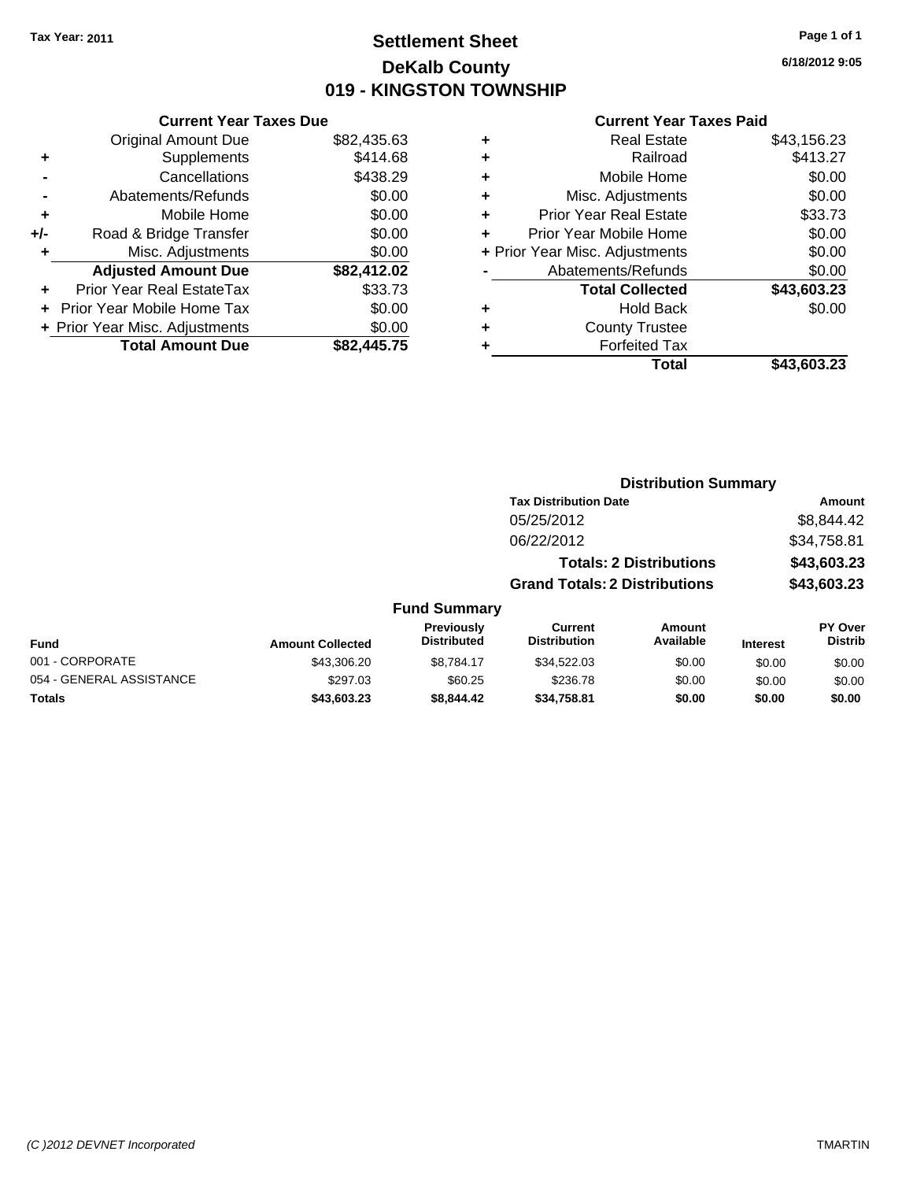Tax Year: 2011

# Settlement Sheet
## DeKalb County
## 019 - KINGSTON TOWNSHIP

6/18/2012 9:05

### Current Year Taxes Due

| | | |
|---|---|---|
| | Original Amount Due | $82,435.63 |
| + | Supplements | $414.68 |
| - | Cancellations | $438.29 |
| - | Abatements/Refunds | $0.00 |
| + | Mobile Home | $0.00 |
| +/- | Road & Bridge Transfer | $0.00 |
| + | Misc. Adjustments | $0.00 |
| | **Adjusted Amount Due** | **$82,412.02** |
| + | Prior Year Real EstateTax | $33.73 |
| + | Prior Year Mobile Home Tax | $0.00 |
| + | Prior Year Misc. Adjustments | $0.00 |
| | **Total Amount Due** | **$82,445.75** |

### Current Year Taxes Paid

| | | |
|---|---|---|
| + | Real Estate | $43,156.23 |
| + | Railroad | $413.27 |
| + | Mobile Home | $0.00 |
| + | Misc. Adjustments | $0.00 |
| + | Prior Year Real Estate | $33.73 |
| + | Prior Year Mobile Home | $0.00 |
| + | Prior Year Misc. Adjustments | $0.00 |
| - | Abatements/Refunds | $0.00 |
| | **Total Collected** | **$43,603.23** |
| + | Hold Back | $0.00 |
| + | County Trustee | |
| + | Forfeited Tax | |
| | **Total** | **$43,603.23** |

### Distribution Summary

| Tax Distribution Date | Amount |
|---|---|
| 05/25/2012 | $8,844.42 |
| 06/22/2012 | $34,758.81 |
| **Totals: 2 Distributions** | **$43,603.23** |
| **Grand Totals: 2 Distributions** | **$43,603.23** |

### Fund Summary

| Fund | Amount Collected | Previously Distributed | Current Distribution | Amount Available | Interest | PY Over Distrib |
|---|---|---|---|---|---|---|
| 001 - CORPORATE | $43,306.20 | $8,784.17 | $34,522.03 | $0.00 | $0.00 | $0.00 |
| 054 - GENERAL ASSISTANCE | $297.03 | $60.25 | $236.78 | $0.00 | $0.00 | $0.00 |
| **Totals** | **$43,603.23** | **$8,844.42** | **$34,758.81** | **$0.00** | **$0.00** | **$0.00** |

(C )2012 DEVNET Incorporated TMARTIN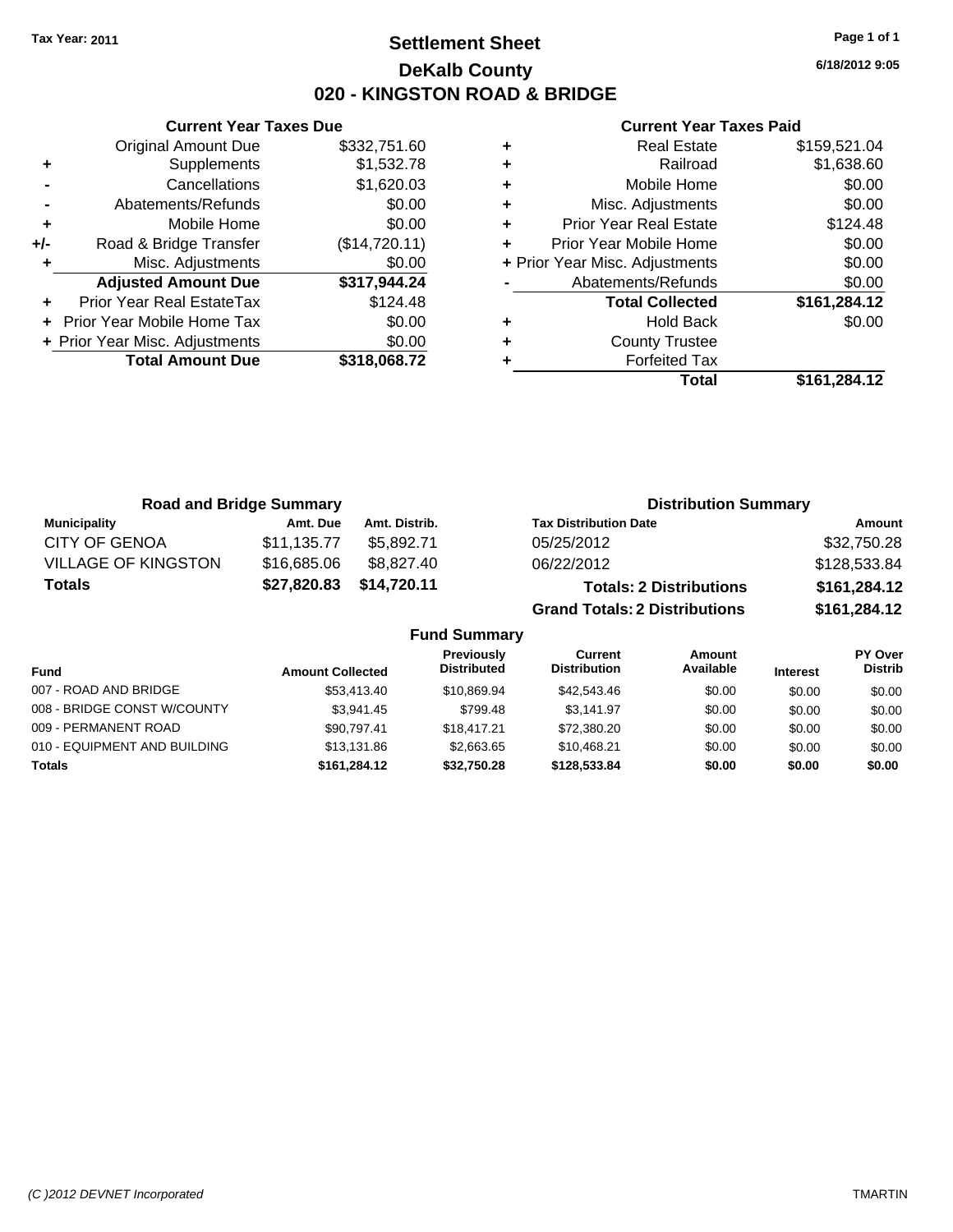**Tax Year: 2011**

# Settlement Sheet
## DeKalb County
## 020 - KINGSTON ROAD & BRIDGE

**6/18/2012 9:05**

### Current Year Taxes Due

| | | |
|---|---|---|
| | Original Amount Due | $332,751.60 |
| + | Supplements | $1,532.78 |
| - | Cancellations | $1,620.03 |
| - | Abatements/Refunds | $0.00 |
| + | Mobile Home | $0.00 |
| +/- | Road & Bridge Transfer | ($14,720.11) |
| + | Misc. Adjustments | $0.00 |
| | **Adjusted Amount Due** | **$317,944.24** |
| + | Prior Year Real EstateTax | $124.48 |
| + | Prior Year Mobile Home Tax | $0.00 |
| + | Prior Year Misc. Adjustments | $0.00 |
| | **Total Amount Due** | **$318,068.72** |

### Current Year Taxes Paid

| | | |
|---|---|---|
| + | Real Estate | $159,521.04 |
| + | Railroad | $1,638.60 |
| + | Mobile Home | $0.00 |
| + | Misc. Adjustments | $0.00 |
| + | Prior Year Real Estate | $124.48 |
| + | Prior Year Mobile Home | $0.00 |
| + | Prior Year Misc. Adjustments | $0.00 |
| - | Abatements/Refunds | $0.00 |
| | **Total Collected** | **$161,284.12** |
| + | Hold Back | $0.00 |
| + | County Trustee | |
| + | Forfeited Tax | |
| | **Total** | **$161,284.12** |

### Road and Bridge Summary

| Municipality | Amt. Due | Amt. Distrib. |
|---|---|---|
| CITY OF GENOA | $11,135.77 | $5,892.71 |
| VILLAGE OF KINGSTON | $16,685.06 | $8,827.40 |
| **Totals** | **$27,820.83** | **$14,720.11** |

### Distribution Summary

| Tax Distribution Date | Amount |
|---|---|
| 05/25/2012 | $32,750.28 |
| 06/22/2012 | $128,533.84 |
| **Totals: 2 Distributions** | **$161,284.12** |
| **Grand Totals: 2 Distributions** | **$161,284.12** |

### Fund Summary

| Fund | Amount Collected | Previously Distributed | Current Distribution | Amount Available | Interest | PY Over Distrib |
|---|---|---|---|---|---|---|
| 007 - ROAD AND BRIDGE | $53,413.40 | $10,869.94 | $42,543.46 | $0.00 | $0.00 | $0.00 |
| 008 - BRIDGE CONST W/COUNTY | $3,941.45 | $799.48 | $3,141.97 | $0.00 | $0.00 | $0.00 |
| 009 - PERMANENT ROAD | $90,797.41 | $18,417.21 | $72,380.20 | $0.00 | $0.00 | $0.00 |
| 010 - EQUIPMENT AND BUILDING | $13,131.86 | $2,663.65 | $10,468.21 | $0.00 | $0.00 | $0.00 |
| **Totals** | **$161,284.12** | **$32,750.28** | **$128,533.84** | **$0.00** | **$0.00** | **$0.00** |

(C )2012 DEVNET Incorporated — TMARTIN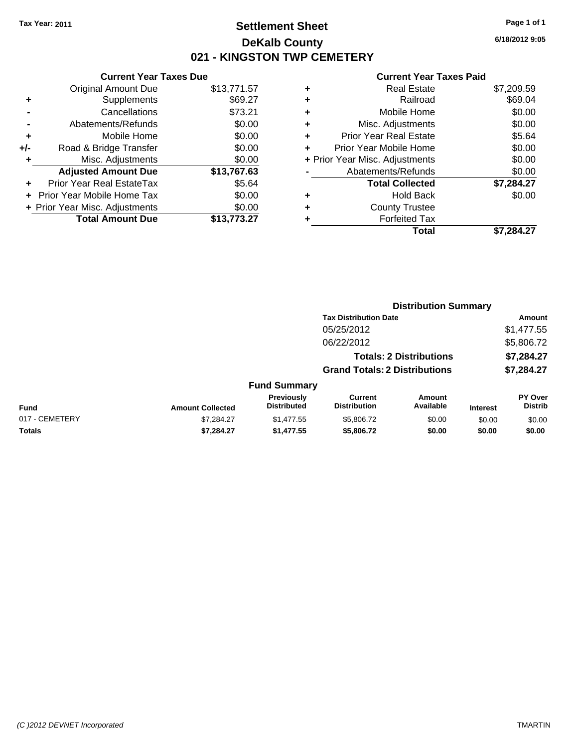Tax Year: 2011

# Settlement Sheet
## DeKalb County
## 021 - KINGSTON TWP CEMETERY

6/18/2012 9:05

### Current Year Taxes Due

| | | |
|---|---|---|
| | Original Amount Due | $13,771.57 |
| + | Supplements | $69.27 |
| - | Cancellations | $73.21 |
| - | Abatements/Refunds | $0.00 |
| + | Mobile Home | $0.00 |
| +/- | Road & Bridge Transfer | $0.00 |
| + | Misc. Adjustments | $0.00 |
| | **Adjusted Amount Due** | **$13,767.63** |
| + | Prior Year Real EstateTax | $5.64 |
| + | Prior Year Mobile Home Tax | $0.00 |
| + | Prior Year Misc. Adjustments | $0.00 |
| | **Total Amount Due** | **$13,773.27** |

### Current Year Taxes Paid

| | | |
|---|---|---|
| + | Real Estate | $7,209.59 |
| + | Railroad | $69.04 |
| + | Mobile Home | $0.00 |
| + | Misc. Adjustments | $0.00 |
| + | Prior Year Real Estate | $5.64 |
| + | Prior Year Mobile Home | $0.00 |
| + | Prior Year Misc. Adjustments | $0.00 |
| - | Abatements/Refunds | $0.00 |
| | **Total Collected** | **$7,284.27** |
| + | Hold Back | $0.00 |
| + | County Trustee | |
| + | Forfeited Tax | |
| | **Total** | **$7,284.27** |

### Distribution Summary

| Tax Distribution Date | Amount |
|---|---|
| 05/25/2012 | $1,477.55 |
| 06/22/2012 | $5,806.72 |
| **Totals: 2 Distributions** | **$7,284.27** |
| **Grand Totals: 2 Distributions** | **$7,284.27** |

### Fund Summary

| Fund | Amount Collected | Previously Distributed | Current Distribution | Amount Available | Interest | PY Over Distrib |
|---|---|---|---|---|---|---|
| 017 - CEMETERY | $7,284.27 | $1,477.55 | $5,806.72 | $0.00 | $0.00 | $0.00 |
| **Totals** | **$7,284.27** | **$1,477.55** | **$5,806.72** | **$0.00** | **$0.00** | **$0.00** |

(C )2012 DEVNET Incorporated TMARTIN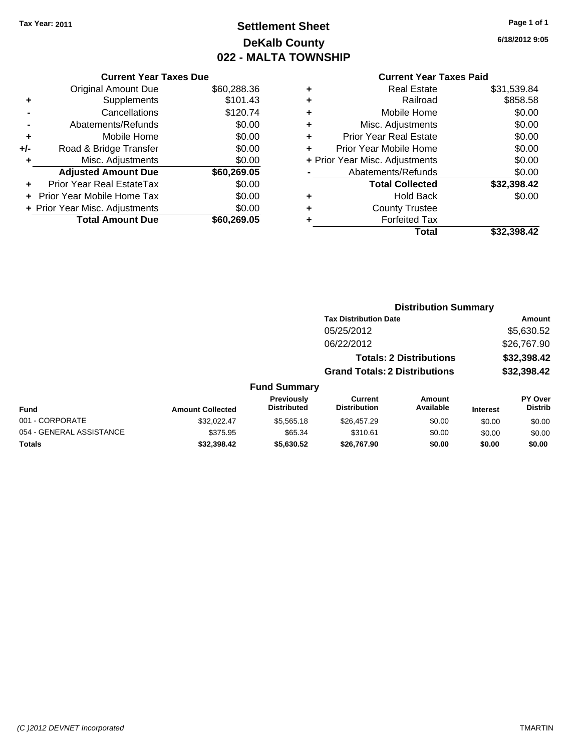Tax Year: 2011

# Settlement Sheet
## DeKalb County
## 022 - MALTA TOWNSHIP

6/18/2012 9:05

### Current Year Taxes Due

| | | |
|---|---|---|
| | Original Amount Due | $60,288.36 |
| + | Supplements | $101.43 |
| - | Cancellations | $120.74 |
| - | Abatements/Refunds | $0.00 |
| + | Mobile Home | $0.00 |
| +/- | Road & Bridge Transfer | $0.00 |
| + | Misc. Adjustments | $0.00 |
| | **Adjusted Amount Due** | **$60,269.05** |
| + | Prior Year Real EstateTax | $0.00 |
| + | Prior Year Mobile Home Tax | $0.00 |
| + | Prior Year Misc. Adjustments | $0.00 |
| | **Total Amount Due** | **$60,269.05** |

### Current Year Taxes Paid

| | | |
|---|---|---|
| + | Real Estate | $31,539.84 |
| + | Railroad | $858.58 |
| + | Mobile Home | $0.00 |
| + | Misc. Adjustments | $0.00 |
| + | Prior Year Real Estate | $0.00 |
| + | Prior Year Mobile Home | $0.00 |
| + | Prior Year Misc. Adjustments | $0.00 |
| - | Abatements/Refunds | $0.00 |
| | **Total Collected** | **$32,398.42** |
| + | Hold Back | $0.00 |
| + | County Trustee | |
| + | Forfeited Tax | |
| | **Total** | **$32,398.42** |

### Distribution Summary

| Tax Distribution Date | Amount |
|---|---|
| 05/25/2012 | $5,630.52 |
| 06/22/2012 | $26,767.90 |
| **Totals: 2 Distributions** | **$32,398.42** |
| **Grand Totals: 2 Distributions** | **$32,398.42** |

### Fund Summary

| Fund | Amount Collected | Previously Distributed | Current Distribution | Amount Available | Interest | PY Over Distrib |
|---|---|---|---|---|---|---|
| 001 - CORPORATE | $32,022.47 | $5,565.18 | $26,457.29 | $0.00 | $0.00 | $0.00 |
| 054 - GENERAL ASSISTANCE | $375.95 | $65.34 | $310.61 | $0.00 | $0.00 | $0.00 |
| **Totals** | **$32,398.42** | **$5,630.52** | **$26,767.90** | **$0.00** | **$0.00** | **$0.00** |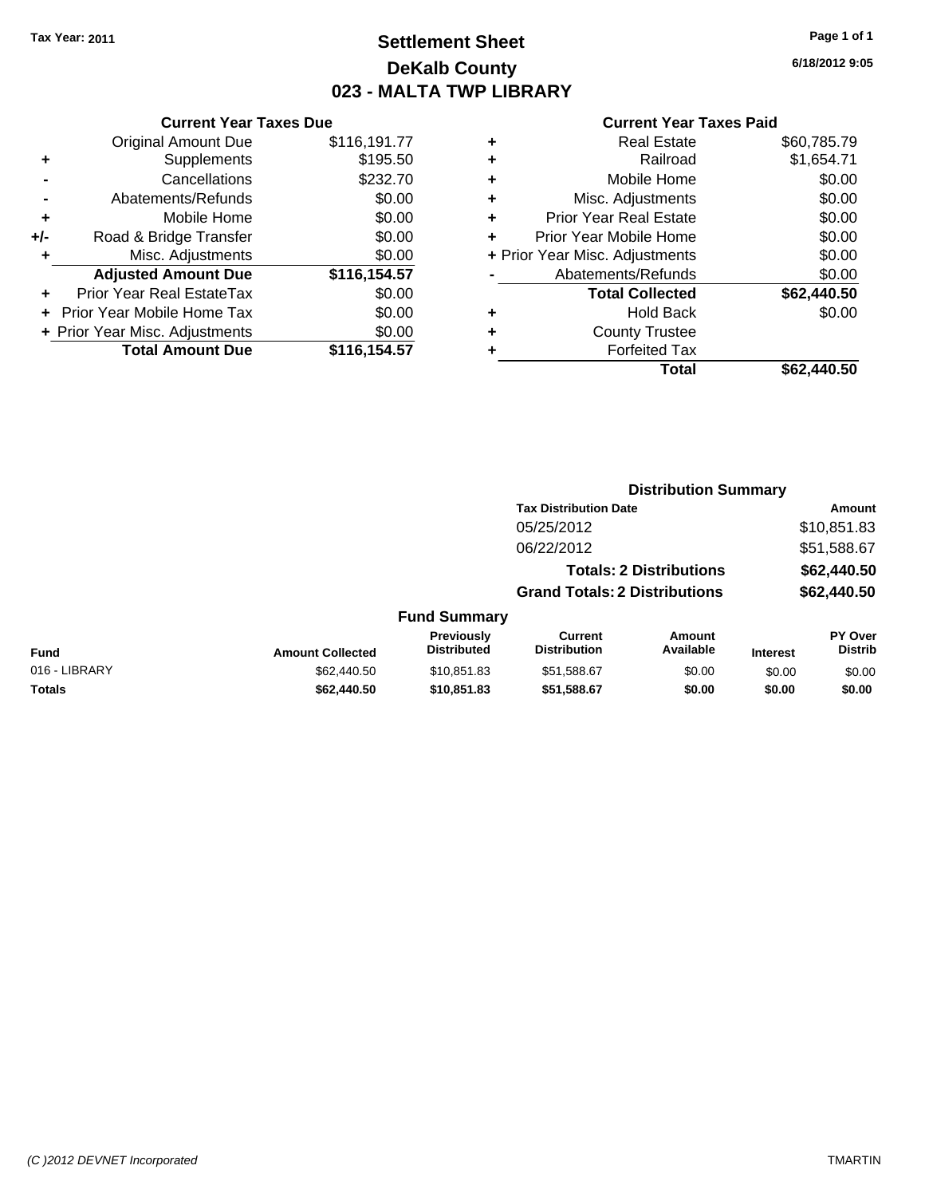Tax Year: 2011

# Settlement Sheet
## DeKalb County
## 023 - MALTA TWP LIBRARY

6/18/2012 9:05

### Current Year Taxes Due

| | | |
|---|---|---|
| | Original Amount Due | $116,191.77 |
| + | Supplements | $195.50 |
| - | Cancellations | $232.70 |
| - | Abatements/Refunds | $0.00 |
| + | Mobile Home | $0.00 |
| +/- | Road & Bridge Transfer | $0.00 |
| + | Misc. Adjustments | $0.00 |
| | **Adjusted Amount Due** | **$116,154.57** |
| + | Prior Year Real EstateTax | $0.00 |
| + | Prior Year Mobile Home Tax | $0.00 |
| + | Prior Year Misc. Adjustments | $0.00 |
| | **Total Amount Due** | **$116,154.57** |

### Current Year Taxes Paid

| | | |
|---|---|---|
| + | Real Estate | $60,785.79 |
| + | Railroad | $1,654.71 |
| + | Mobile Home | $0.00 |
| + | Misc. Adjustments | $0.00 |
| + | Prior Year Real Estate | $0.00 |
| + | Prior Year Mobile Home | $0.00 |
| + | Prior Year Misc. Adjustments | $0.00 |
| - | Abatements/Refunds | $0.00 |
| | **Total Collected** | **$62,440.50** |
| + | Hold Back | $0.00 |
| + | County Trustee | |
| + | Forfeited Tax | |
| | **Total** | **$62,440.50** |

### Distribution Summary

| Tax Distribution Date | Amount |
|---|---|
| 05/25/2012 | $10,851.83 |
| 06/22/2012 | $51,588.67 |
| **Totals: 2 Distributions** | **$62,440.50** |
| **Grand Totals: 2 Distributions** | **$62,440.50** |

### Fund Summary

| Fund | Amount Collected | Previously Distributed | Current Distribution | Amount Available | Interest | PY Over Distrib |
|---|---|---|---|---|---|---|
| 016 - LIBRARY | $62,440.50 | $10,851.83 | $51,588.67 | $0.00 | $0.00 | $0.00 |
| **Totals** | **$62,440.50** | **$10,851.83** | **$51,588.67** | **$0.00** | **$0.00** | **$0.00** |

(C )2012 DEVNET Incorporated

TMARTIN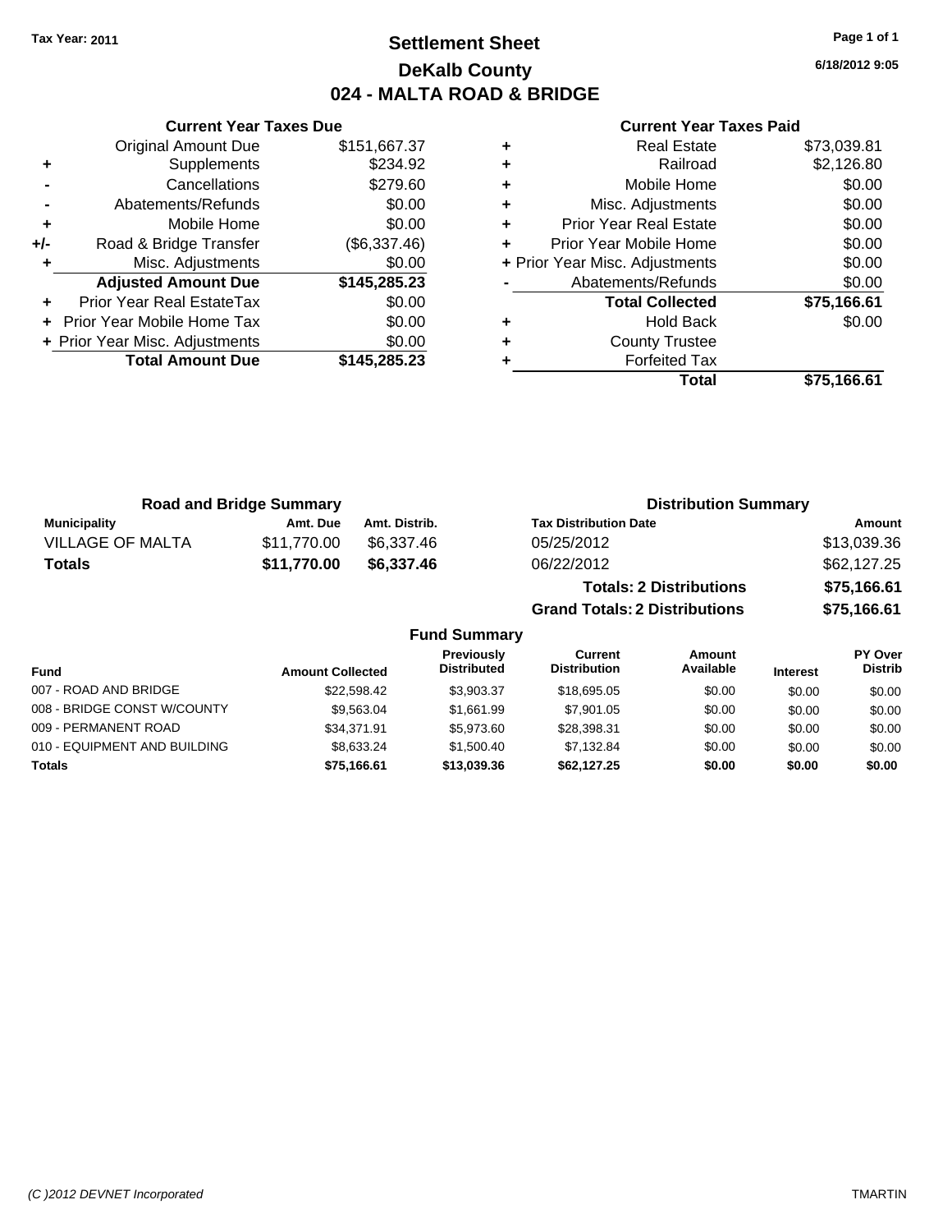**Tax Year: 2011**

# Settlement Sheet
## DeKalb County
## 024 - MALTA ROAD & BRIDGE

6/18/2012 9:05

### Current Year Taxes Due

| | | |
|---|---|---|
| | Original Amount Due | $151,667.37 |
| + | Supplements | $234.92 |
| - | Cancellations | $279.60 |
| - | Abatements/Refunds | $0.00 |
| + | Mobile Home | $0.00 |
| +/- | Road & Bridge Transfer | ($6,337.46) |
| + | Misc. Adjustments | $0.00 |
| | **Adjusted Amount Due** | **$145,285.23** |
| + | Prior Year Real EstateTax | $0.00 |
| + | Prior Year Mobile Home Tax | $0.00 |
| + | Prior Year Misc. Adjustments | $0.00 |
| | **Total Amount Due** | **$145,285.23** |

### Current Year Taxes Paid

| | | |
|---|---|---|
| + | Real Estate | $73,039.81 |
| + | Railroad | $2,126.80 |
| + | Mobile Home | $0.00 |
| + | Misc. Adjustments | $0.00 |
| + | Prior Year Real Estate | $0.00 |
| + | Prior Year Mobile Home | $0.00 |
| + | Prior Year Misc. Adjustments | $0.00 |
| - | Abatements/Refunds | $0.00 |
| | **Total Collected** | **$75,166.61** |
| + | Hold Back | $0.00 |
| + | County Trustee | |
| + | Forfeited Tax | |
| | **Total** | **$75,166.61** |

### Road and Bridge Summary

| Municipality | Amt. Due | Amt. Distrib. |
|---|---|---|
| VILLAGE OF MALTA | $11,770.00 | $6,337.46 |
| **Totals** | **$11,770.00** | **$6,337.46** |

### Distribution Summary

| Tax Distribution Date | Amount |
|---|---|
| 05/25/2012 | $13,039.36 |
| 06/22/2012 | $62,127.25 |
| **Totals: 2 Distributions** | **$75,166.61** |
| **Grand Totals: 2 Distributions** | **$75,166.61** |

### Fund Summary

| Fund | Amount Collected | Previously Distributed | Current Distribution | Amount Available | Interest | PY Over Distrib |
|---|---|---|---|---|---|---|
| 007 - ROAD AND BRIDGE | $22,598.42 | $3,903.37 | $18,695.05 | $0.00 | $0.00 | $0.00 |
| 008 - BRIDGE CONST W/COUNTY | $9,563.04 | $1,661.99 | $7,901.05 | $0.00 | $0.00 | $0.00 |
| 009 - PERMANENT ROAD | $34,371.91 | $5,973.60 | $28,398.31 | $0.00 | $0.00 | $0.00 |
| 010 - EQUIPMENT AND BUILDING | $8,633.24 | $1,500.40 | $7,132.84 | $0.00 | $0.00 | $0.00 |
| **Totals** | **$75,166.61** | **$13,039.36** | **$62,127.25** | **$0.00** | **$0.00** | **$0.00** |

(C )2012 DEVNET Incorporated TMARTIN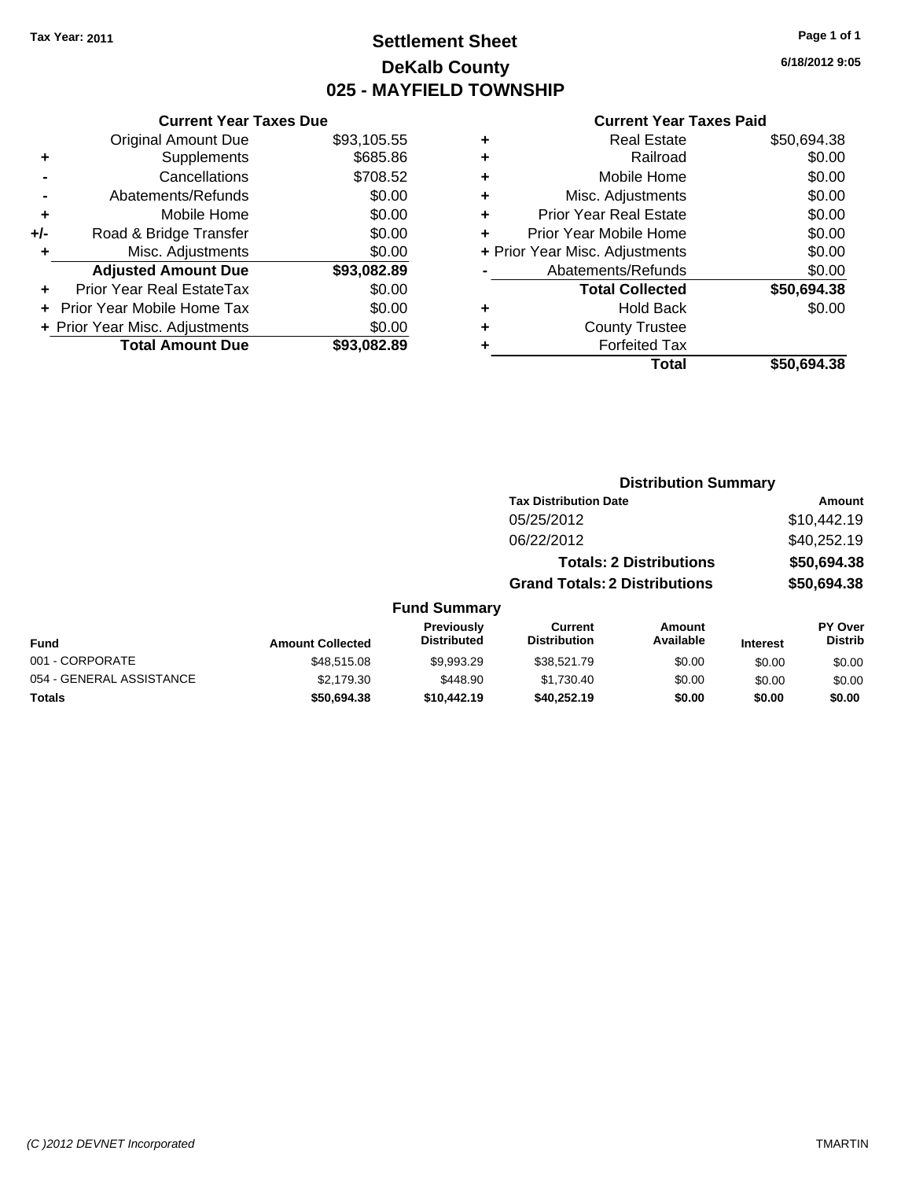**Tax Year: 2011**

# Settlement Sheet
## DeKalb County
## 025 - MAYFIELD TOWNSHIP

6/18/2012 9:05

### Current Year Taxes Due

| | | |
|---|---|---|
| | Original Amount Due | $93,105.55 |
| + | Supplements | $685.86 |
| - | Cancellations | $708.52 |
| - | Abatements/Refunds | $0.00 |
| + | Mobile Home | $0.00 |
| +/- | Road & Bridge Transfer | $0.00 |
| + | Misc. Adjustments | $0.00 |
| | **Adjusted Amount Due** | **$93,082.89** |
| + | Prior Year Real EstateTax | $0.00 |
| + | Prior Year Mobile Home Tax | $0.00 |
| + | Prior Year Misc. Adjustments | $0.00 |
| | **Total Amount Due** | **$93,082.89** |

### Current Year Taxes Paid

| | | |
|---|---|---|
| + | Real Estate | $50,694.38 |
| + | Railroad | $0.00 |
| + | Mobile Home | $0.00 |
| + | Misc. Adjustments | $0.00 |
| + | Prior Year Real Estate | $0.00 |
| + | Prior Year Mobile Home | $0.00 |
| + | Prior Year Misc. Adjustments | $0.00 |
| - | Abatements/Refunds | $0.00 |
| | **Total Collected** | **$50,694.38** |
| + | Hold Back | $0.00 |
| + | County Trustee | |
| + | Forfeited Tax | |
| | **Total** | **$50,694.38** |

### Distribution Summary

| Tax Distribution Date | Amount |
|---|---|
| 05/25/2012 | $10,442.19 |
| 06/22/2012 | $40,252.19 |
| **Totals: 2 Distributions** | **$50,694.38** |
| **Grand Totals: 2 Distributions** | **$50,694.38** |

### Fund Summary

| Fund | Amount Collected | Previously Distributed | Current Distribution | Amount Available | Interest | PY Over Distrib |
|---|---|---|---|---|---|---|
| 001 - CORPORATE | $48,515.08 | $9,993.29 | $38,521.79 | $0.00 | $0.00 | $0.00 |
| 054 - GENERAL ASSISTANCE | $2,179.30 | $448.90 | $1,730.40 | $0.00 | $0.00 | $0.00 |
| **Totals** | **$50,694.38** | **$10,442.19** | **$40,252.19** | **$0.00** | **$0.00** | **$0.00** |

*(C )2012 DEVNET Incorporated* TMARTIN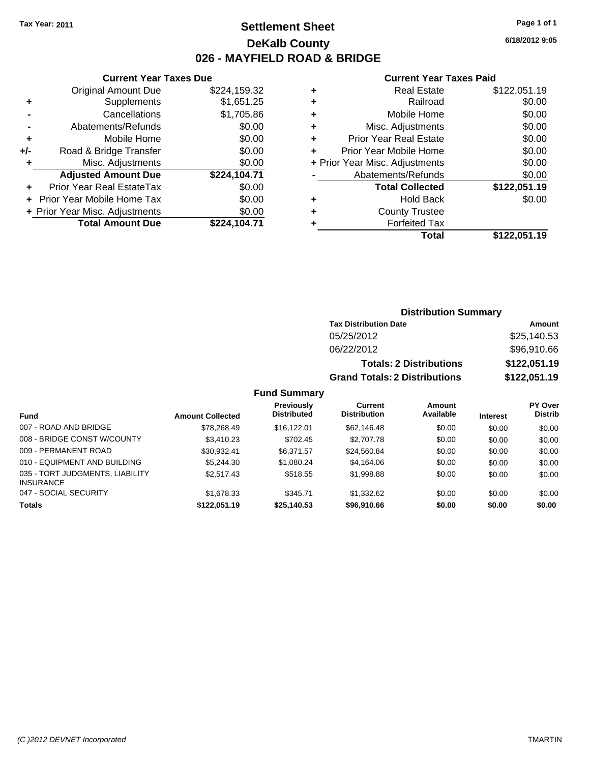Tax Year: 2011

# Settlement Sheet

## DeKalb County

## 026 - MAYFIELD ROAD & BRIDGE

6/18/2012 9:05

### Current Year Taxes Due

| | | |
|---|---|---|
| | Original Amount Due | $224,159.32 |
| + | Supplements | $1,651.25 |
| - | Cancellations | $1,705.86 |
| - | Abatements/Refunds | $0.00 |
| + | Mobile Home | $0.00 |
| +/- | Road & Bridge Transfer | $0.00 |
| + | Misc. Adjustments | $0.00 |
| | **Adjusted Amount Due** | **$224,104.71** |
| + | Prior Year Real EstateTax | $0.00 |
| + | Prior Year Mobile Home Tax | $0.00 |
| + | Prior Year Misc. Adjustments | $0.00 |
| | **Total Amount Due** | **$224,104.71** |

### Current Year Taxes Paid

| | | |
|---|---|---|
| + | Real Estate | $122,051.19 |
| + | Railroad | $0.00 |
| + | Mobile Home | $0.00 |
| + | Misc. Adjustments | $0.00 |
| + | Prior Year Real Estate | $0.00 |
| + | Prior Year Mobile Home | $0.00 |
| + | Prior Year Misc. Adjustments | $0.00 |
| - | Abatements/Refunds | $0.00 |
| | **Total Collected** | **$122,051.19** |
| + | Hold Back | $0.00 |
| + | County Trustee | |
| + | Forfeited Tax | |
| | **Total** | **$122,051.19** |

### Distribution Summary

| Tax Distribution Date | Amount |
|---|---|
| 05/25/2012 | $25,140.53 |
| 06/22/2012 | $96,910.66 |
| **Totals: 2 Distributions** | **$122,051.19** |
| **Grand Totals: 2 Distributions** | **$122,051.19** |

### Fund Summary

| Fund | Amount Collected | Previously Distributed | Current Distribution | Amount Available | Interest | PY Over Distrib |
|---|---|---|---|---|---|---|
| 007 - ROAD AND BRIDGE | $78,268.49 | $16,122.01 | $62,146.48 | $0.00 | $0.00 | $0.00 |
| 008 - BRIDGE CONST W/COUNTY | $3,410.23 | $702.45 | $2,707.78 | $0.00 | $0.00 | $0.00 |
| 009 - PERMANENT ROAD | $30,932.41 | $6,371.57 | $24,560.84 | $0.00 | $0.00 | $0.00 |
| 010 - EQUIPMENT AND BUILDING | $5,244.30 | $1,080.24 | $4,164.06 | $0.00 | $0.00 | $0.00 |
| 035 - TORT JUDGMENTS, LIABILITY INSURANCE | $2,517.43 | $518.55 | $1,998.88 | $0.00 | $0.00 | $0.00 |
| 047 - SOCIAL SECURITY | $1,678.33 | $345.71 | $1,332.62 | $0.00 | $0.00 | $0.00 |
| **Totals** | **$122,051.19** | **$25,140.53** | **$96,910.66** | **$0.00** | **$0.00** | **$0.00** |

(C )2012 DEVNET Incorporated TMARTIN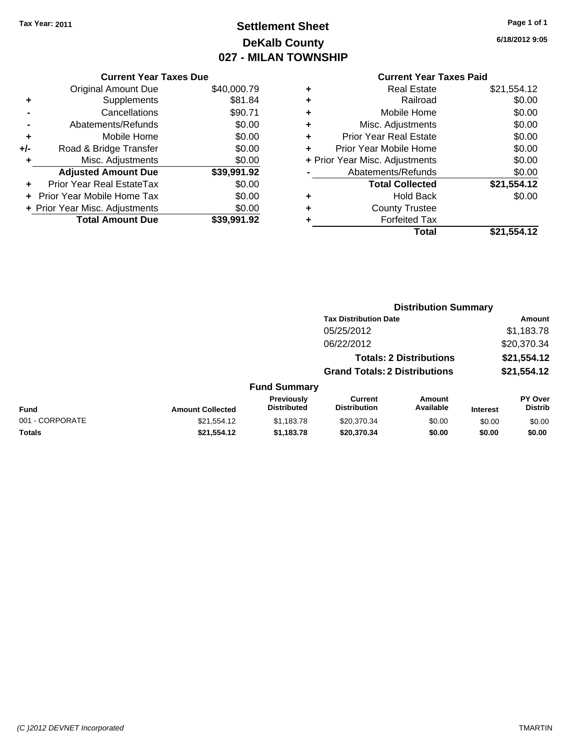Tax Year: 2011

# Settlement Sheet
## DeKalb County
## 027 - MILAN TOWNSHIP

6/18/2012 9:05

**Current Year Taxes Due**

| | | |
|---|---|---|
| | Original Amount Due | $40,000.79 |
| + | Supplements | $81.84 |
| - | Cancellations | $90.71 |
| - | Abatements/Refunds | $0.00 |
| + | Mobile Home | $0.00 |
| +/- | Road & Bridge Transfer | $0.00 |
| + | Misc. Adjustments | $0.00 |
| | **Adjusted Amount Due** | **$39,991.92** |
| + | Prior Year Real EstateTax | $0.00 |
| + | Prior Year Mobile Home Tax | $0.00 |
| + | Prior Year Misc. Adjustments | $0.00 |
| | **Total Amount Due** | **$39,991.92** |

**Current Year Taxes Paid**

| | | |
|---|---|---|
| + | Real Estate | $21,554.12 |
| + | Railroad | $0.00 |
| + | Mobile Home | $0.00 |
| + | Misc. Adjustments | $0.00 |
| + | Prior Year Real Estate | $0.00 |
| + | Prior Year Mobile Home | $0.00 |
| + | Prior Year Misc. Adjustments | $0.00 |
| - | Abatements/Refunds | $0.00 |
| | **Total Collected** | **$21,554.12** |
| + | Hold Back | $0.00 |
| + | County Trustee | |
| + | Forfeited Tax | |
| | **Total** | **$21,554.12** |

**Distribution Summary**

| Tax Distribution Date | Amount |
|---|---|
| 05/25/2012 | $1,183.78 |
| 06/22/2012 | $20,370.34 |
| **Totals: 2 Distributions** | **$21,554.12** |
| **Grand Totals: 2 Distributions** | **$21,554.12** |

**Fund Summary**

| Fund | Amount Collected | Previously Distributed | Current Distribution | Amount Available | Interest | PY Over Distrib |
|---|---|---|---|---|---|---|
| 001 - CORPORATE | $21,554.12 | $1,183.78 | $20,370.34 | $0.00 | $0.00 | $0.00 |
| **Totals** | **$21,554.12** | **$1,183.78** | **$20,370.34** | **$0.00** | **$0.00** | **$0.00** |

(C )2012 DEVNET Incorporated TMARTIN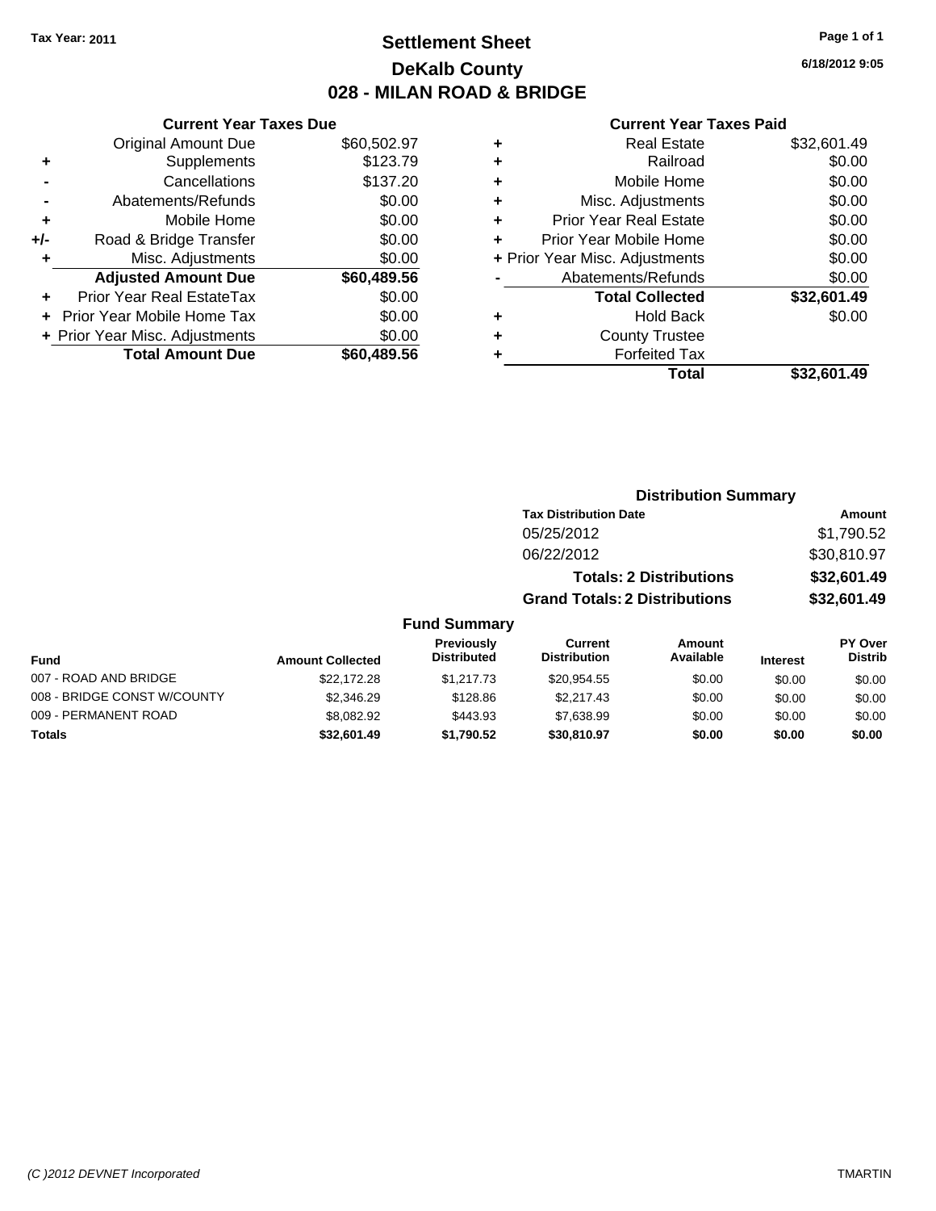**Tax Year: 2011**

# Settlement Sheet

## DeKalb County

## 028 - MILAN ROAD & BRIDGE

6/18/2012 9:05

### Current Year Taxes Due

| | | |
|---|---|---|
| | Original Amount Due | $60,502.97 |
| + | Supplements | $123.79 |
| - | Cancellations | $137.20 |
| - | Abatements/Refunds | $0.00 |
| + | Mobile Home | $0.00 |
| +/- | Road & Bridge Transfer | $0.00 |
| + | Misc. Adjustments | $0.00 |
| | **Adjusted Amount Due** | **$60,489.56** |
| + | Prior Year Real EstateTax | $0.00 |
| + | Prior Year Mobile Home Tax | $0.00 |
| + | Prior Year Misc. Adjustments | $0.00 |
| | **Total Amount Due** | **$60,489.56** |

### Current Year Taxes Paid

| | | |
|---|---|---|
| + | Real Estate | $32,601.49 |
| + | Railroad | $0.00 |
| + | Mobile Home | $0.00 |
| + | Misc. Adjustments | $0.00 |
| + | Prior Year Real Estate | $0.00 |
| + | Prior Year Mobile Home | $0.00 |
| + | Prior Year Misc. Adjustments | $0.00 |
| - | Abatements/Refunds | $0.00 |
| | **Total Collected** | **$32,601.49** |
| + | Hold Back | $0.00 |
| + | County Trustee | |
| + | Forfeited Tax | |
| | **Total** | **$32,601.49** |

### Distribution Summary

| Tax Distribution Date | Amount |
|---|---|
| 05/25/2012 | $1,790.52 |
| 06/22/2012 | $30,810.97 |
| **Totals: 2 Distributions** | **$32,601.49** |
| **Grand Totals: 2 Distributions** | **$32,601.49** |

### Fund Summary

| Fund | Amount Collected | Previously Distributed | Current Distribution | Amount Available | Interest | PY Over Distrib |
|---|---|---|---|---|---|---|
| 007 - ROAD AND BRIDGE | $22,172.28 | $1,217.73 | $20,954.55 | $0.00 | $0.00 | $0.00 |
| 008 - BRIDGE CONST W/COUNTY | $2,346.29 | $128.86 | $2,217.43 | $0.00 | $0.00 | $0.00 |
| 009 - PERMANENT ROAD | $8,082.92 | $443.93 | $7,638.99 | $0.00 | $0.00 | $0.00 |
| **Totals** | **$32,601.49** | **$1,790.52** | **$30,810.97** | **$0.00** | **$0.00** | **$0.00** |

(C )2012 DEVNET Incorporated

TMARTIN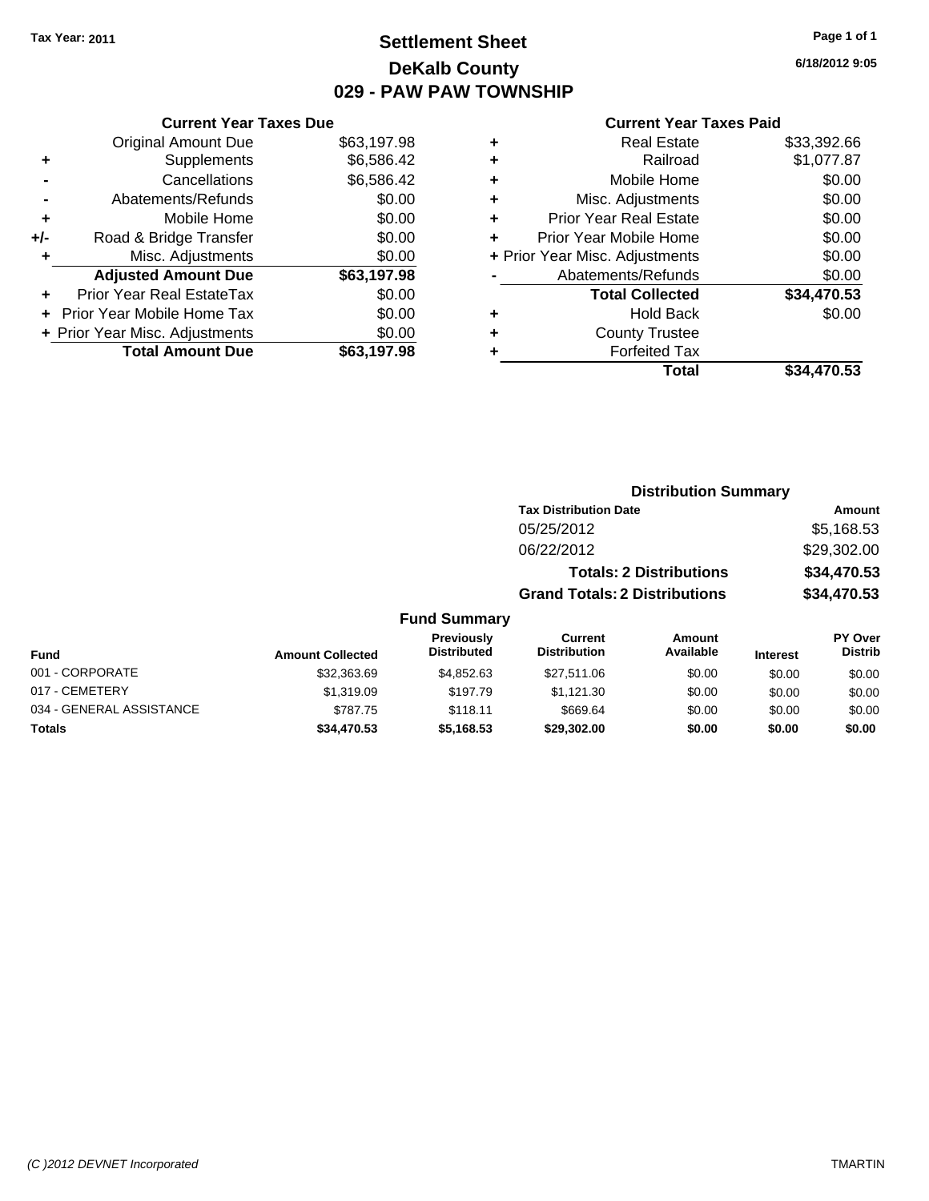Tax Year: 2011

# Settlement Sheet
## DeKalb County
## 029 - PAW PAW TOWNSHIP

6/18/2012 9:05

### Current Year Taxes Due

| | | |
|---|---|---|
| | Original Amount Due | $63,197.98 |
| + | Supplements | $6,586.42 |
| - | Cancellations | $6,586.42 |
| - | Abatements/Refunds | $0.00 |
| + | Mobile Home | $0.00 |
| +/- | Road & Bridge Transfer | $0.00 |
| + | Misc. Adjustments | $0.00 |
| | **Adjusted Amount Due** | **$63,197.98** |
| + | Prior Year Real EstateTax | $0.00 |
| + | Prior Year Mobile Home Tax | $0.00 |
| + | Prior Year Misc. Adjustments | $0.00 |
| | **Total Amount Due** | **$63,197.98** |

### Current Year Taxes Paid

| | | |
|---|---|---|
| + | Real Estate | $33,392.66 |
| + | Railroad | $1,077.87 |
| + | Mobile Home | $0.00 |
| + | Misc. Adjustments | $0.00 |
| + | Prior Year Real Estate | $0.00 |
| + | Prior Year Mobile Home | $0.00 |
| + | Prior Year Misc. Adjustments | $0.00 |
| - | Abatements/Refunds | $0.00 |
| | **Total Collected** | **$34,470.53** |
| + | Hold Back | $0.00 |
| + | County Trustee | |
| + | Forfeited Tax | |
| | **Total** | **$34,470.53** |

### Distribution Summary

| Tax Distribution Date | Amount |
|---|---|
| 05/25/2012 | $5,168.53 |
| 06/22/2012 | $29,302.00 |
| **Totals: 2 Distributions** | **$34,470.53** |
| **Grand Totals: 2 Distributions** | **$34,470.53** |

### Fund Summary

| Fund | Amount Collected | Previously Distributed | Current Distribution | Amount Available | Interest | PY Over Distrib |
|---|---|---|---|---|---|---|
| 001 - CORPORATE | $32,363.69 | $4,852.63 | $27,511.06 | $0.00 | $0.00 | $0.00 |
| 017 - CEMETERY | $1,319.09 | $197.79 | $1,121.30 | $0.00 | $0.00 | $0.00 |
| 034 - GENERAL ASSISTANCE | $787.75 | $118.11 | $669.64 | $0.00 | $0.00 | $0.00 |
| **Totals** | **$34,470.53** | **$5,168.53** | **$29,302.00** | **$0.00** | **$0.00** | **$0.00** |

(C )2012 DEVNET Incorporated TMARTIN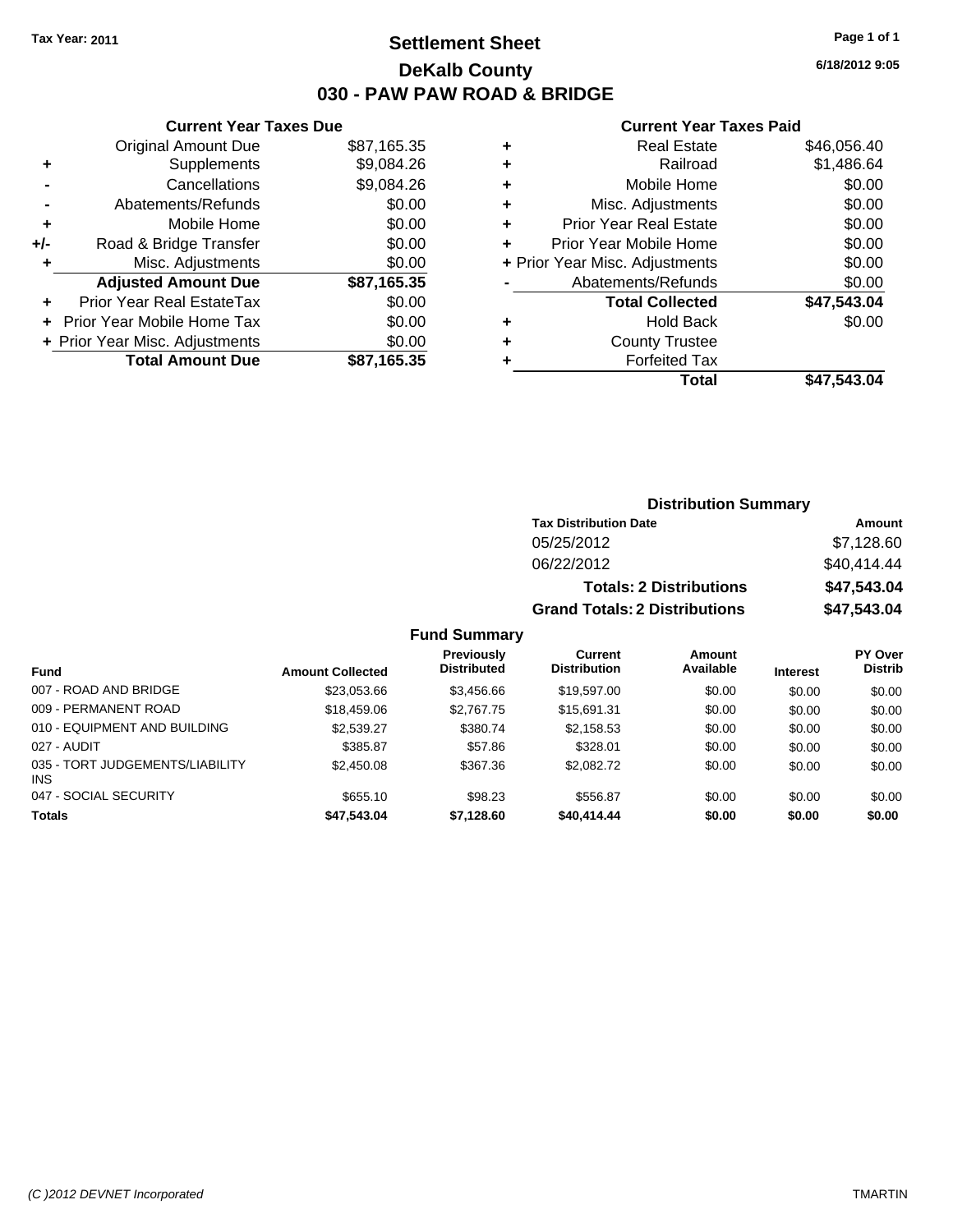**Tax Year: 2011**

# Settlement Sheet
## DeKalb County
## 030 - PAW PAW ROAD & BRIDGE

6/18/2012 9:05

### Current Year Taxes Due

| | | |
|---|---|---|
| | Original Amount Due | $87,165.35 |
| + | Supplements | $9,084.26 |
| - | Cancellations | $9,084.26 |
| - | Abatements/Refunds | $0.00 |
| + | Mobile Home | $0.00 |
| +/- | Road & Bridge Transfer | $0.00 |
| + | Misc. Adjustments | $0.00 |
| | **Adjusted Amount Due** | **$87,165.35** |
| + | Prior Year Real EstateTax | $0.00 |
| + | Prior Year Mobile Home Tax | $0.00 |
| + | Prior Year Misc. Adjustments | $0.00 |
| | **Total Amount Due** | **$87,165.35** |

### Current Year Taxes Paid

| | | |
|---|---|---|
| + | Real Estate | $46,056.40 |
| + | Railroad | $1,486.64 |
| + | Mobile Home | $0.00 |
| + | Misc. Adjustments | $0.00 |
| + | Prior Year Real Estate | $0.00 |
| + | Prior Year Mobile Home | $0.00 |
| + | Prior Year Misc. Adjustments | $0.00 |
| - | Abatements/Refunds | $0.00 |
| | **Total Collected** | **$47,543.04** |
| + | Hold Back | $0.00 |
| + | County Trustee | |
| + | Forfeited Tax | |
| | **Total** | **$47,543.04** |

### Distribution Summary

| Tax Distribution Date | Amount |
|---|---|
| 05/25/2012 | $7,128.60 |
| 06/22/2012 | $40,414.44 |
| **Totals: 2 Distributions** | **$47,543.04** |
| **Grand Totals: 2 Distributions** | **$47,543.04** |

### Fund Summary

| Fund | Amount Collected | Previously Distributed | Current Distribution | Amount Available | Interest | PY Over Distrib |
|---|---|---|---|---|---|---|
| 007 - ROAD AND BRIDGE | $23,053.66 | $3,456.66 | $19,597.00 | $0.00 | $0.00 | $0.00 |
| 009 - PERMANENT ROAD | $18,459.06 | $2,767.75 | $15,691.31 | $0.00 | $0.00 | $0.00 |
| 010 - EQUIPMENT AND BUILDING | $2,539.27 | $380.74 | $2,158.53 | $0.00 | $0.00 | $0.00 |
| 027 - AUDIT | $385.87 | $57.86 | $328.01 | $0.00 | $0.00 | $0.00 |
| 035 - TORT JUDGEMENTS/LIABILITY INS | $2,450.08 | $367.36 | $2,082.72 | $0.00 | $0.00 | $0.00 |
| 047 - SOCIAL SECURITY | $655.10 | $98.23 | $556.87 | $0.00 | $0.00 | $0.00 |
| **Totals** | **$47,543.04** | **$7,128.60** | **$40,414.44** | **$0.00** | **$0.00** | **$0.00** |

(C )2012 DEVNET Incorporated — TMARTIN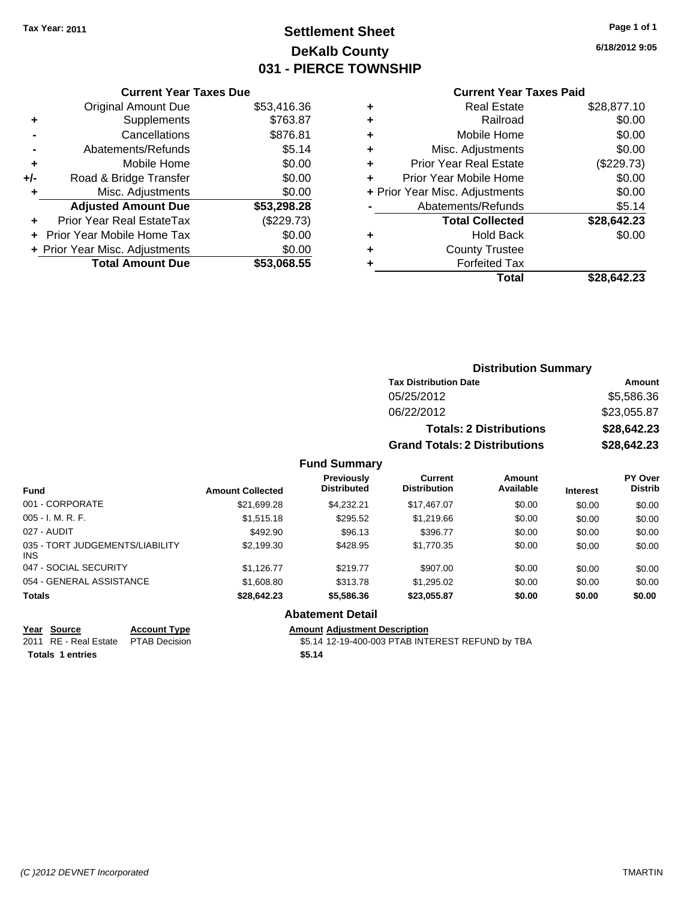Tax Year: 2011

# Settlement Sheet
## DeKalb County
## 031 - PIERCE TOWNSHIP

6/18/2012 9:05

### Current Year Taxes Due

| | | |
|---|---|---|
| | Original Amount Due | $53,416.36 |
| + | Supplements | $763.87 |
| - | Cancellations | $876.81 |
| - | Abatements/Refunds | $5.14 |
| + | Mobile Home | $0.00 |
| +/- | Road & Bridge Transfer | $0.00 |
| + | Misc. Adjustments | $0.00 |
| | **Adjusted Amount Due** | **$53,298.28** |
| + | Prior Year Real EstateTax | ($229.73) |
| + | Prior Year Mobile Home Tax | $0.00 |
| + | Prior Year Misc. Adjustments | $0.00 |
| | **Total Amount Due** | **$53,068.55** |

### Current Year Taxes Paid

| | | |
|---|---|---|
| + | Real Estate | $28,877.10 |
| + | Railroad | $0.00 |
| + | Mobile Home | $0.00 |
| + | Misc. Adjustments | $0.00 |
| + | Prior Year Real Estate | ($229.73) |
| + | Prior Year Mobile Home | $0.00 |
| + | Prior Year Misc. Adjustments | $0.00 |
| - | Abatements/Refunds | $5.14 |
| | **Total Collected** | **$28,642.23** |
| + | Hold Back | $0.00 |
| + | County Trustee | |
| + | Forfeited Tax | |
| | **Total** | **$28,642.23** |

### Distribution Summary

| Tax Distribution Date | Amount |
|---|---|
| 05/25/2012 | $5,586.36 |
| 06/22/2012 | $23,055.87 |
| **Totals: 2 Distributions** | **$28,642.23** |
| **Grand Totals: 2 Distributions** | **$28,642.23** |

### Fund Summary

| Fund | Amount Collected | Previously Distributed | Current Distribution | Amount Available | Interest | PY Over Distrib |
|---|---|---|---|---|---|---|
| 001 - CORPORATE | $21,699.28 | $4,232.21 | $17,467.07 | $0.00 | $0.00 | $0.00 |
| 005 - I. M. R. F. | $1,515.18 | $295.52 | $1,219.66 | $0.00 | $0.00 | $0.00 |
| 027 - AUDIT | $492.90 | $96.13 | $396.77 | $0.00 | $0.00 | $0.00 |
| 035 - TORT JUDGEMENTS/LIABILITY INS | $2,199.30 | $428.95 | $1,770.35 | $0.00 | $0.00 | $0.00 |
| 047 - SOCIAL SECURITY | $1,126.77 | $219.77 | $907.00 | $0.00 | $0.00 | $0.00 |
| 054 - GENERAL ASSISTANCE | $1,608.80 | $313.78 | $1,295.02 | $0.00 | $0.00 | $0.00 |
| **Totals** | **$28,642.23** | **$5,586.36** | **$23,055.87** | **$0.00** | **$0.00** | **$0.00** |

### Abatement Detail

| Year | Source | Account Type | Amount | Adjustment Description |
|---|---|---|---|---|
| 2011 | RE - Real Estate | PTAB Decision | $5.14 | 12-19-400-003 PTAB INTEREST REFUND by TBA |
| **Totals 1 entries** | | | **$5.14** | |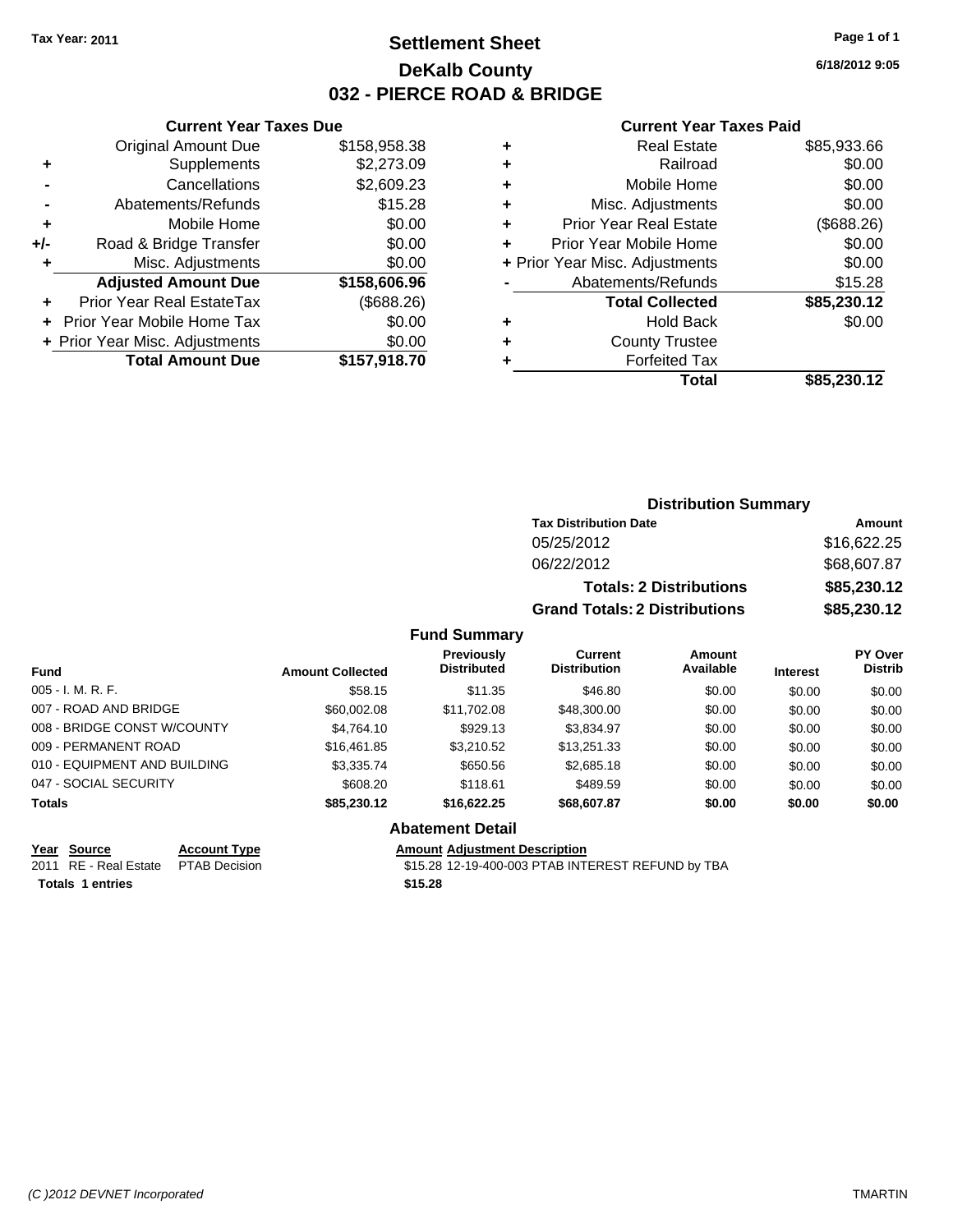**Tax Year: 2011**

# Settlement Sheet
## DeKalb County
## 032 - PIERCE ROAD & BRIDGE

**6/18/2012 9:05**

### Current Year Taxes Due

| | | |
|---|---|---|
| | Original Amount Due | $158,958.38 |
| + | Supplements | $2,273.09 |
| - | Cancellations | $2,609.23 |
| - | Abatements/Refunds | $15.28 |
| + | Mobile Home | $0.00 |
| +/- | Road & Bridge Transfer | $0.00 |
| + | Misc. Adjustments | $0.00 |
| | **Adjusted Amount Due** | **$158,606.96** |
| + | Prior Year Real EstateTax | ($688.26) |
| + | Prior Year Mobile Home Tax | $0.00 |
| + | Prior Year Misc. Adjustments | $0.00 |
| | **Total Amount Due** | **$157,918.70** |

### Current Year Taxes Paid

| | | |
|---|---|---|
| + | Real Estate | $85,933.66 |
| + | Railroad | $0.00 |
| + | Mobile Home | $0.00 |
| + | Misc. Adjustments | $0.00 |
| + | Prior Year Real Estate | ($688.26) |
| + | Prior Year Mobile Home | $0.00 |
| + | Prior Year Misc. Adjustments | $0.00 |
| - | Abatements/Refunds | $15.28 |
| | **Total Collected** | **$85,230.12** |
| + | Hold Back | $0.00 |
| + | County Trustee | |
| + | Forfeited Tax | |
| | **Total** | **$85,230.12** |

### Distribution Summary

| Tax Distribution Date | Amount |
|---|---|
| 05/25/2012 | $16,622.25 |
| 06/22/2012 | $68,607.87 |
| **Totals: 2 Distributions** | **$85,230.12** |
| **Grand Totals: 2 Distributions** | **$85,230.12** |

### Fund Summary

| Fund | Amount Collected | Previously Distributed | Current Distribution | Amount Available | Interest | PY Over Distrib |
|---|---|---|---|---|---|---|
| 005 - I. M. R. F. | $58.15 | $11.35 | $46.80 | $0.00 | $0.00 | $0.00 |
| 007 - ROAD AND BRIDGE | $60,002.08 | $11,702.08 | $48,300.00 | $0.00 | $0.00 | $0.00 |
| 008 - BRIDGE CONST W/COUNTY | $4,764.10 | $929.13 | $3,834.97 | $0.00 | $0.00 | $0.00 |
| 009 - PERMANENT ROAD | $16,461.85 | $3,210.52 | $13,251.33 | $0.00 | $0.00 | $0.00 |
| 010 - EQUIPMENT AND BUILDING | $3,335.74 | $650.56 | $2,685.18 | $0.00 | $0.00 | $0.00 |
| 047 - SOCIAL SECURITY | $608.20 | $118.61 | $489.59 | $0.00 | $0.00 | $0.00 |
| **Totals** | **$85,230.12** | **$16,622.25** | **$68,607.87** | **$0.00** | **$0.00** | **$0.00** |

### Abatement Detail

| Year | Source | Account Type | Amount | Adjustment Description |
|---|---|---|---|---|
| 2011 | RE - Real Estate | PTAB Decision | $15.28 | 12-19-400-003 PTAB INTEREST REFUND by TBA |
| **Totals 1 entries** | | | **$15.28** | |

*(C )2012 DEVNET Incorporated* TMARTIN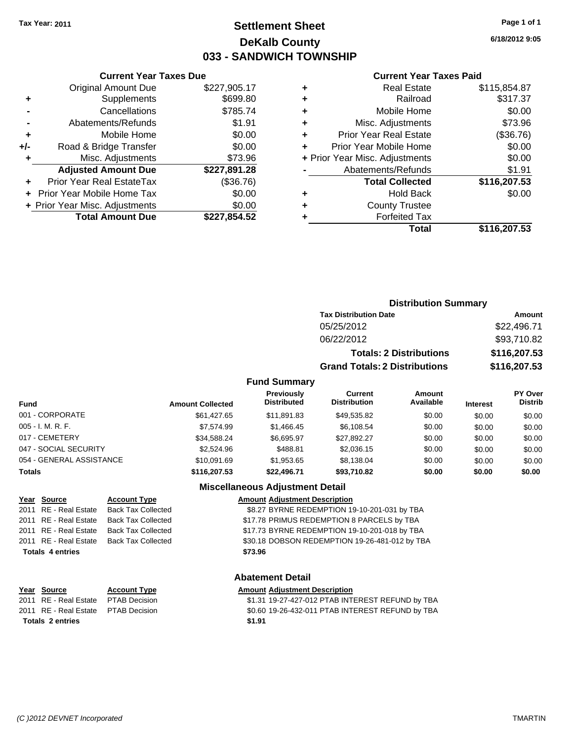**Tax Year: 2011**

# Settlement Sheet
## DeKalb County
## 033 - SANDWICH TOWNSHIP

6/18/2012 9:05

### Current Year Taxes Due

| | | |
|---|---|---|
| | Original Amount Due | $227,905.17 |
| + | Supplements | $699.80 |
| - | Cancellations | $785.74 |
| - | Abatements/Refunds | $1.91 |
| + | Mobile Home | $0.00 |
| +/- | Road & Bridge Transfer | $0.00 |
| + | Misc. Adjustments | $73.96 |
| | **Adjusted Amount Due** | **$227,891.28** |
| + | Prior Year Real EstateTax | ($36.76) |
| + | Prior Year Mobile Home Tax | $0.00 |
| + | Prior Year Misc. Adjustments | $0.00 |
| | **Total Amount Due** | **$227,854.52** |

### Current Year Taxes Paid

| | | |
|---|---|---|
| + | Real Estate | $115,854.87 |
| + | Railroad | $317.37 |
| + | Mobile Home | $0.00 |
| + | Misc. Adjustments | $73.96 |
| + | Prior Year Real Estate | ($36.76) |
| + | Prior Year Mobile Home | $0.00 |
| + | Prior Year Misc. Adjustments | $0.00 |
| - | Abatements/Refunds | $1.91 |
| | **Total Collected** | **$116,207.53** |
| + | Hold Back | $0.00 |
| + | County Trustee | |
| + | Forfeited Tax | |
| | **Total** | **$116,207.53** |

### Distribution Summary

| Tax Distribution Date | Amount |
|---|---|
| 05/25/2012 | $22,496.71 |
| 06/22/2012 | $93,710.82 |
| **Totals: 2 Distributions** | **$116,207.53** |
| **Grand Totals: 2 Distributions** | **$116,207.53** |

### Fund Summary

| Fund | Amount Collected | Previously Distributed | Current Distribution | Amount Available | Interest | PY Over Distrib |
|---|---|---|---|---|---|---|
| 001 - CORPORATE | $61,427.65 | $11,891.83 | $49,535.82 | $0.00 | $0.00 | $0.00 |
| 005 - I. M. R. F. | $7,574.99 | $1,466.45 | $6,108.54 | $0.00 | $0.00 | $0.00 |
| 017 - CEMETERY | $34,588.24 | $6,695.97 | $27,892.27 | $0.00 | $0.00 | $0.00 |
| 047 - SOCIAL SECURITY | $2,524.96 | $488.81 | $2,036.15 | $0.00 | $0.00 | $0.00 |
| 054 - GENERAL ASSISTANCE | $10,091.69 | $1,953.65 | $8,138.04 | $0.00 | $0.00 | $0.00 |
| **Totals** | **$116,207.53** | **$22,496.71** | **$93,710.82** | **$0.00** | **$0.00** | **$0.00** |

### Miscellaneous Adjustment Detail

| Year | Source | Account Type | Amount | Adjustment Description |
|---|---|---|---|---|
| 2011 | RE - Real Estate | Back Tax Collected | $8.27 | BYRNE REDEMPTION 19-10-201-031 by TBA |
| 2011 | RE - Real Estate | Back Tax Collected | $17.78 | PRIMUS REDEMPTION 8 PARCELS by TBA |
| 2011 | RE - Real Estate | Back Tax Collected | $17.73 | BYRNE REDEMPTION 19-10-201-018 by TBA |
| 2011 | RE - Real Estate | Back Tax Collected | $30.18 | DOBSON REDEMPTION 19-26-481-012 by TBA |
| **Totals 4 entries** | | | **$73.96** | |

### Abatement Detail

| Year | Source | Account Type | Amount | Adjustment Description |
|---|---|---|---|---|
| 2011 | RE - Real Estate | PTAB Decision | $1.31 | 19-27-427-012 PTAB INTEREST REFUND by TBA |
| 2011 | RE - Real Estate | PTAB Decision | $0.60 | 19-26-432-011 PTAB INTEREST REFUND by TBA |
| **Totals 2 entries** | | | **$1.91** | |

(C )2012 DEVNET Incorporated — TMARTIN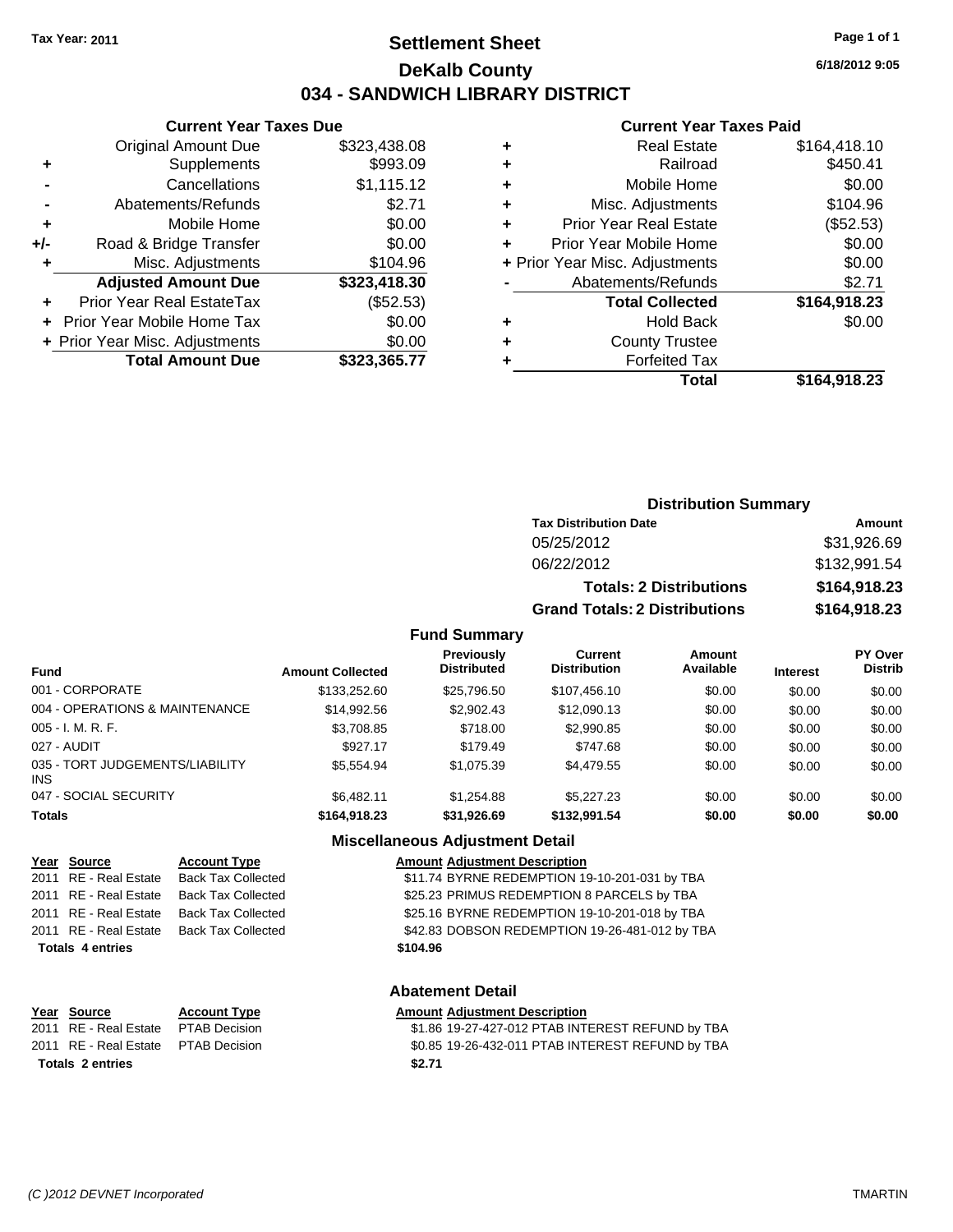**Tax Year: 2011**

# Settlement Sheet
## DeKalb County
## 034 - SANDWICH LIBRARY DISTRICT

6/18/2012 9:05

### Current Year Taxes Due

| | | |
|---|---|---|
| | Original Amount Due | $323,438.08 |
| + | Supplements | $993.09 |
| - | Cancellations | $1,115.12 |
| - | Abatements/Refunds | $2.71 |
| + | Mobile Home | $0.00 |
| +/- | Road & Bridge Transfer | $0.00 |
| + | Misc. Adjustments | $104.96 |
| | **Adjusted Amount Due** | **$323,418.30** |
| + | Prior Year Real EstateTax | ($52.53) |
| + | Prior Year Mobile Home Tax | $0.00 |
| + | Prior Year Misc. Adjustments | $0.00 |
| | **Total Amount Due** | **$323,365.77** |

### Current Year Taxes Paid

| | | |
|---|---|---|
| + | Real Estate | $164,418.10 |
| + | Railroad | $450.41 |
| + | Mobile Home | $0.00 |
| + | Misc. Adjustments | $104.96 |
| + | Prior Year Real Estate | ($52.53) |
| + | Prior Year Mobile Home | $0.00 |
| + | Prior Year Misc. Adjustments | $0.00 |
| - | Abatements/Refunds | $2.71 |
| | **Total Collected** | **$164,918.23** |
| + | Hold Back | $0.00 |
| + | County Trustee | |
| + | Forfeited Tax | |
| | **Total** | **$164,918.23** |

### Distribution Summary

| Tax Distribution Date | Amount |
|---|---|
| 05/25/2012 | $31,926.69 |
| 06/22/2012 | $132,991.54 |
| **Totals: 2 Distributions** | **$164,918.23** |
| **Grand Totals: 2 Distributions** | **$164,918.23** |

### Fund Summary

| Fund | Amount Collected | Previously Distributed | Current Distribution | Amount Available | Interest | PY Over Distrib |
|---|---|---|---|---|---|---|
| 001 - CORPORATE | $133,252.60 | $25,796.50 | $107,456.10 | $0.00 | $0.00 | $0.00 |
| 004 - OPERATIONS & MAINTENANCE | $14,992.56 | $2,902.43 | $12,090.13 | $0.00 | $0.00 | $0.00 |
| 005 - I. M. R. F. | $3,708.85 | $718.00 | $2,990.85 | $0.00 | $0.00 | $0.00 |
| 027 - AUDIT | $927.17 | $179.49 | $747.68 | $0.00 | $0.00 | $0.00 |
| 035 - TORT JUDGEMENTS/LIABILITY INS | $5,554.94 | $1,075.39 | $4,479.55 | $0.00 | $0.00 | $0.00 |
| 047 - SOCIAL SECURITY | $6,482.11 | $1,254.88 | $5,227.23 | $0.00 | $0.00 | $0.00 |
| **Totals** | **$164,918.23** | **$31,926.69** | **$132,991.54** | **$0.00** | **$0.00** | **$0.00** |

### Miscellaneous Adjustment Detail

| Year | Source | Account Type | Amount | Adjustment Description |
|---|---|---|---|---|
| 2011 | RE - Real Estate | Back Tax Collected | $11.74 | BYRNE REDEMPTION 19-10-201-031 by TBA |
| 2011 | RE - Real Estate | Back Tax Collected | $25.23 | PRIMUS REDEMPTION 8 PARCELS by TBA |
| 2011 | RE - Real Estate | Back Tax Collected | $25.16 | BYRNE REDEMPTION 19-10-201-018 by TBA |
| 2011 | RE - Real Estate | Back Tax Collected | $42.83 | DOBSON REDEMPTION 19-26-481-012 by TBA |
| **Totals 4 entries** | | | **$104.96** | |

### Abatement Detail

| Year | Source | Account Type | Amount | Adjustment Description |
|---|---|---|---|---|
| 2011 | RE - Real Estate | PTAB Decision | $1.86 | 19-27-427-012 PTAB INTEREST REFUND by TBA |
| 2011 | RE - Real Estate | PTAB Decision | $0.85 | 19-26-432-011 PTAB INTEREST REFUND by TBA |
| **Totals 2 entries** | | | **$2.71** | |

*(C )2012 DEVNET Incorporated* TMARTIN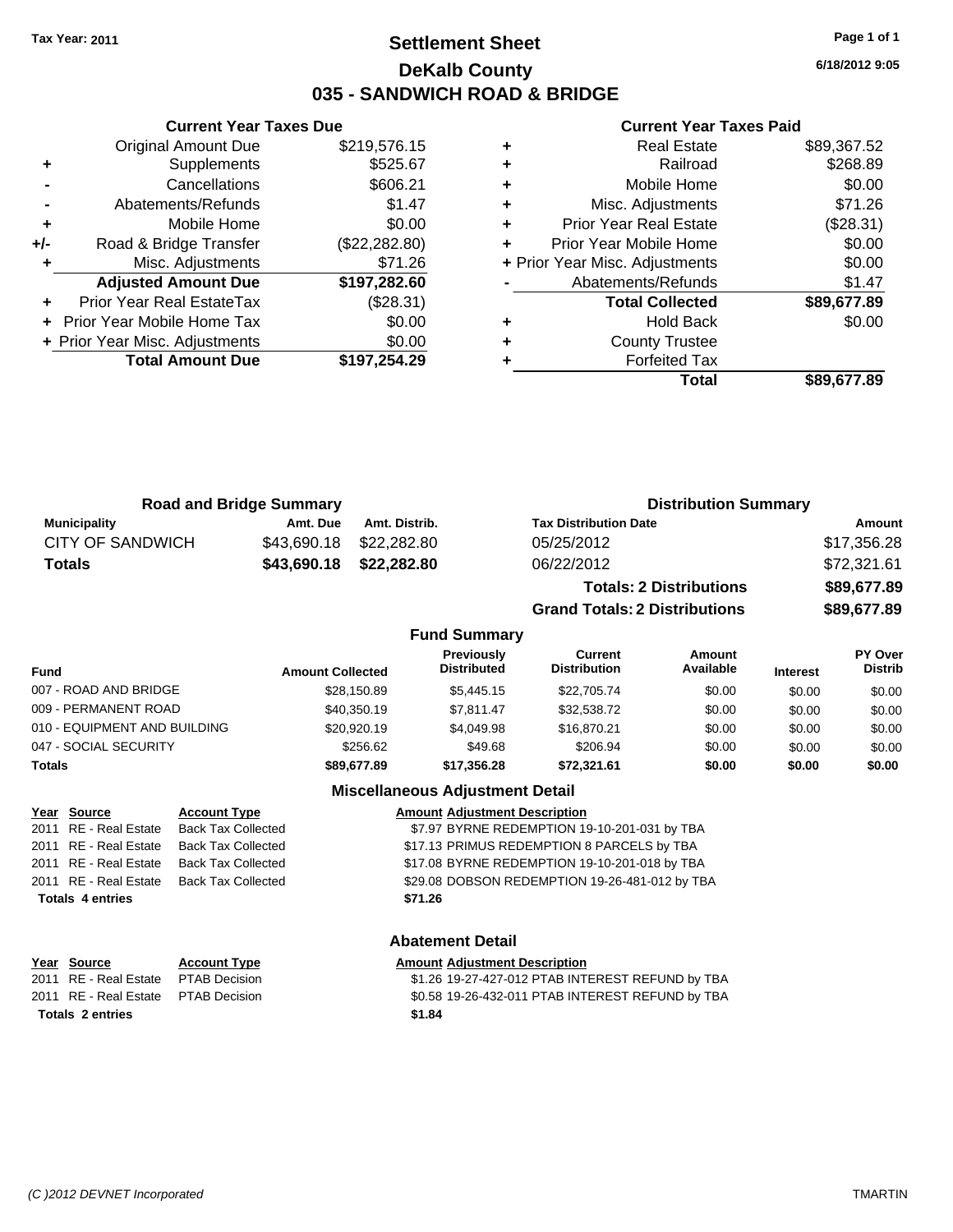Tax Year: 2011

# Settlement Sheet
## DeKalb County
## 035 - SANDWICH ROAD & BRIDGE

6/18/2012 9:05

### Current Year Taxes Due

| | | |
|---|---|---|
| | Original Amount Due | $219,576.15 |
| + | Supplements | $525.67 |
| - | Cancellations | $606.21 |
| - | Abatements/Refunds | $1.47 |
| + | Mobile Home | $0.00 |
| +/- | Road & Bridge Transfer | ($22,282.80) |
| + | Misc. Adjustments | $71.26 |
| | **Adjusted Amount Due** | **$197,282.60** |
| + | Prior Year Real EstateTax | ($28.31) |
| + | Prior Year Mobile Home Tax | $0.00 |
| + | Prior Year Misc. Adjustments | $0.00 |
| | **Total Amount Due** | **$197,254.29** |

### Current Year Taxes Paid

| | | |
|---|---|---|
| + | Real Estate | $89,367.52 |
| + | Railroad | $268.89 |
| + | Mobile Home | $0.00 |
| + | Misc. Adjustments | $71.26 |
| + | Prior Year Real Estate | ($28.31) |
| + | Prior Year Mobile Home | $0.00 |
| + | Prior Year Misc. Adjustments | $0.00 |
| - | Abatements/Refunds | $1.47 |
| | **Total Collected** | **$89,677.89** |
| + | Hold Back | $0.00 |
| + | County Trustee | |
| + | Forfeited Tax | |
| | **Total** | **$89,677.89** |

### Road and Bridge Summary

| Municipality | Amt. Due | Amt. Distrib. |
|---|---|---|
| CITY OF SANDWICH | $43,690.18 | $22,282.80 |
| **Totals** | **$43,690.18** | **$22,282.80** |

### Distribution Summary

| Tax Distribution Date | Amount |
|---|---|
| 05/25/2012 | $17,356.28 |
| 06/22/2012 | $72,321.61 |
| **Totals: 2 Distributions** | **$89,677.89** |
| **Grand Totals: 2 Distributions** | **$89,677.89** |

### Fund Summary

| Fund | Amount Collected | Previously Distributed | Current Distribution | Amount Available | Interest | PY Over Distrib |
|---|---|---|---|---|---|---|
| 007 - ROAD AND BRIDGE | $28,150.89 | $5,445.15 | $22,705.74 | $0.00 | $0.00 | $0.00 |
| 009 - PERMANENT ROAD | $40,350.19 | $7,811.47 | $32,538.72 | $0.00 | $0.00 | $0.00 |
| 010 - EQUIPMENT AND BUILDING | $20,920.19 | $4,049.98 | $16,870.21 | $0.00 | $0.00 | $0.00 |
| 047 - SOCIAL SECURITY | $256.62 | $49.68 | $206.94 | $0.00 | $0.00 | $0.00 |
| **Totals** | **$89,677.89** | **$17,356.28** | **$72,321.61** | **$0.00** | **$0.00** | **$0.00** |

### Miscellaneous Adjustment Detail

| Year | Source | Account Type | Amount | Adjustment Description |
|---|---|---|---|---|
| 2011 | RE - Real Estate | Back Tax Collected | $7.97 | BYRNE REDEMPTION 19-10-201-031 by TBA |
| 2011 | RE - Real Estate | Back Tax Collected | $17.13 | PRIMUS REDEMPTION 8 PARCELS by TBA |
| 2011 | RE - Real Estate | Back Tax Collected | $17.08 | BYRNE REDEMPTION 19-10-201-018 by TBA |
| 2011 | RE - Real Estate | Back Tax Collected | $29.08 | DOBSON REDEMPTION 19-26-481-012 by TBA |
| **Totals 4 entries** | | | **$71.26** | |

### Abatement Detail

| Year | Source | Account Type | Amount | Adjustment Description |
|---|---|---|---|---|
| 2011 | RE - Real Estate | PTAB Decision | $1.26 | 19-27-427-012 PTAB INTEREST REFUND by TBA |
| 2011 | RE - Real Estate | PTAB Decision | $0.58 | 19-26-432-011 PTAB INTEREST REFUND by TBA |
| **Totals 2 entries** | | | **$1.84** | |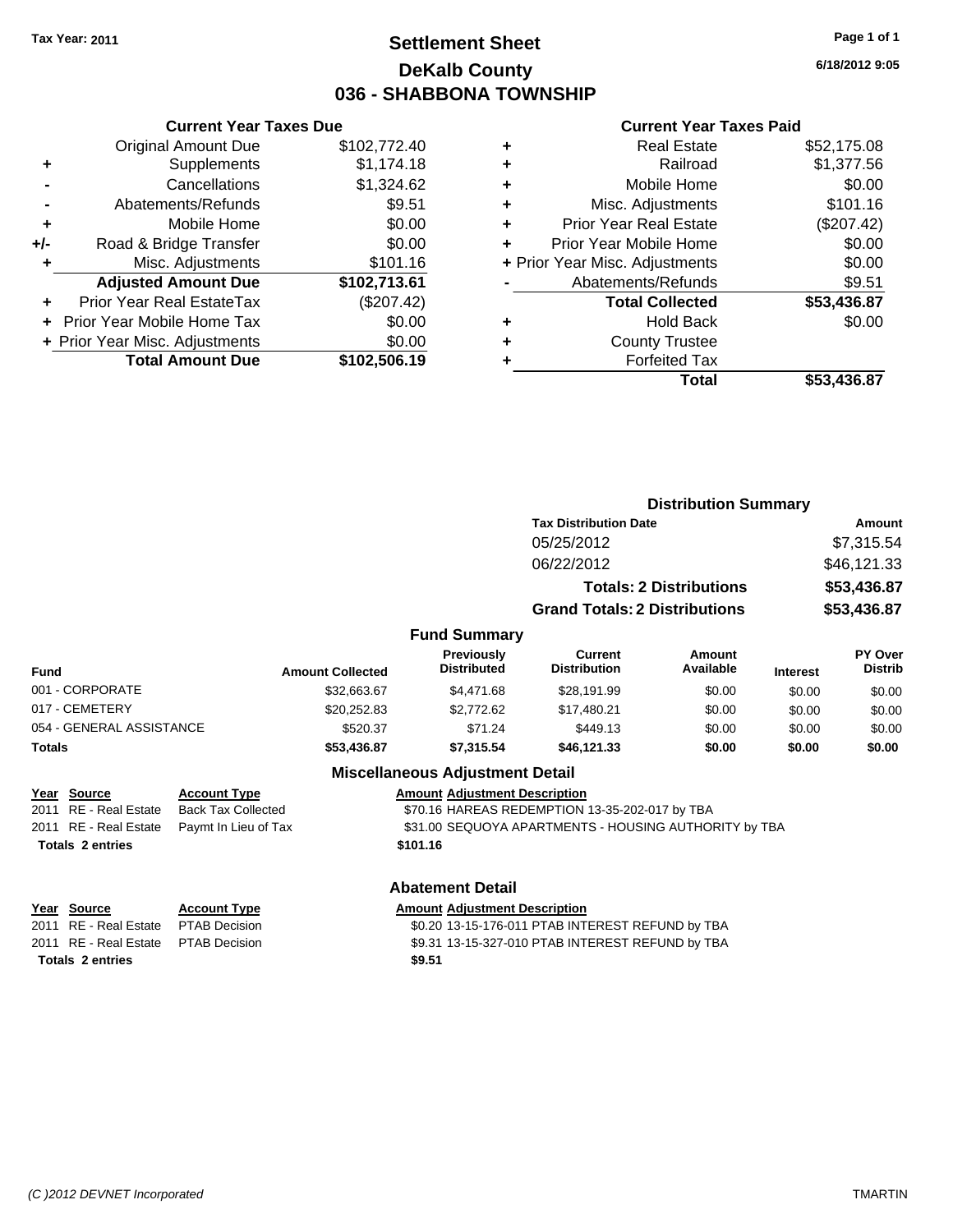Tax Year: 2011

# Settlement Sheet
## DeKalb County
## 036 - SHABBONA TOWNSHIP

6/18/2012 9:05

### Current Year Taxes Due

| | | |
|---|---|---|
| | Original Amount Due | $102,772.40 |
| + | Supplements | $1,174.18 |
| - | Cancellations | $1,324.62 |
| - | Abatements/Refunds | $9.51 |
| + | Mobile Home | $0.00 |
| +/- | Road & Bridge Transfer | $0.00 |
| + | Misc. Adjustments | $101.16 |
| | **Adjusted Amount Due** | **$102,713.61** |
| + | Prior Year Real EstateTax | ($207.42) |
| + | Prior Year Mobile Home Tax | $0.00 |
| + | Prior Year Misc. Adjustments | $0.00 |
| | **Total Amount Due** | **$102,506.19** |

### Current Year Taxes Paid

| | | |
|---|---|---|
| + | Real Estate | $52,175.08 |
| + | Railroad | $1,377.56 |
| + | Mobile Home | $0.00 |
| + | Misc. Adjustments | $101.16 |
| + | Prior Year Real Estate | ($207.42) |
| + | Prior Year Mobile Home | $0.00 |
| + | Prior Year Misc. Adjustments | $0.00 |
| - | Abatements/Refunds | $9.51 |
| | **Total Collected** | **$53,436.87** |
| + | Hold Back | $0.00 |
| + | County Trustee | |
| + | Forfeited Tax | |
| | **Total** | **$53,436.87** |

### Distribution Summary

| Tax Distribution Date | Amount |
|---|---|
| 05/25/2012 | $7,315.54 |
| 06/22/2012 | $46,121.33 |
| **Totals: 2 Distributions** | **$53,436.87** |
| **Grand Totals: 2 Distributions** | **$53,436.87** |

### Fund Summary

| Fund | Amount Collected | Previously Distributed | Current Distribution | Amount Available | Interest | PY Over Distrib |
|---|---|---|---|---|---|---|
| 001 - CORPORATE | $32,663.67 | $4,471.68 | $28,191.99 | $0.00 | $0.00 | $0.00 |
| 017 - CEMETERY | $20,252.83 | $2,772.62 | $17,480.21 | $0.00 | $0.00 | $0.00 |
| 054 - GENERAL ASSISTANCE | $520.37 | $71.24 | $449.13 | $0.00 | $0.00 | $0.00 |
| **Totals** | **$53,436.87** | **$7,315.54** | **$46,121.33** | **$0.00** | **$0.00** | **$0.00** |

### Miscellaneous Adjustment Detail

| Year | Source | Account Type | Amount | Adjustment Description |
|---|---|---|---|---|
| 2011 | RE - Real Estate | Back Tax Collected | $70.16 | HAREAS REDEMPTION 13-35-202-017 by TBA |
| 2011 | RE - Real Estate | Paymt In Lieu of Tax | $31.00 | SEQUOYA APARTMENTS - HOUSING AUTHORITY by TBA |
| **Totals 2 entries** | | | **$101.16** | |

### Abatement Detail

| Year | Source | Account Type | Amount | Adjustment Description |
|---|---|---|---|---|
| 2011 | RE - Real Estate | PTAB Decision | $0.20 | 13-15-176-011 PTAB INTEREST REFUND by TBA |
| 2011 | RE - Real Estate | PTAB Decision | $9.31 | 13-15-327-010 PTAB INTEREST REFUND by TBA |
| **Totals 2 entries** | | | **$9.51** | |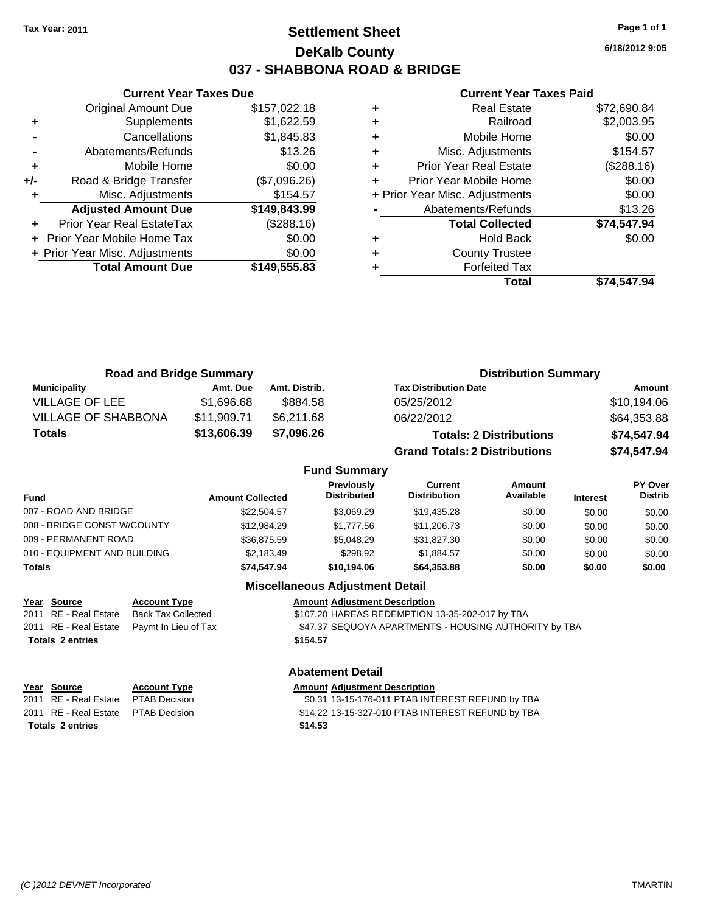Tax Year: 2011

# Settlement Sheet
## DeKalb County
## 037 - SHABBONA ROAD & BRIDGE

6/18/2012 9:05

### Current Year Taxes Due

| | | |
|---|---|---|
| | Original Amount Due | $157,022.18 |
| + | Supplements | $1,622.59 |
| - | Cancellations | $1,845.83 |
| - | Abatements/Refunds | $13.26 |
| + | Mobile Home | $0.00 |
| +/- | Road & Bridge Transfer | ($7,096.26) |
| + | Misc. Adjustments | $154.57 |
| | **Adjusted Amount Due** | **$149,843.99** |
| + | Prior Year Real EstateTax | ($288.16) |
| + | Prior Year Mobile Home Tax | $0.00 |
| + | Prior Year Misc. Adjustments | $0.00 |
| | **Total Amount Due** | **$149,555.83** |

### Current Year Taxes Paid

| | | |
|---|---|---|
| + | Real Estate | $72,690.84 |
| + | Railroad | $2,003.95 |
| + | Mobile Home | $0.00 |
| + | Misc. Adjustments | $154.57 |
| + | Prior Year Real Estate | ($288.16) |
| + | Prior Year Mobile Home | $0.00 |
| + | Prior Year Misc. Adjustments | $0.00 |
| - | Abatements/Refunds | $13.26 |
| | **Total Collected** | **$74,547.94** |
| + | Hold Back | $0.00 |
| + | County Trustee | |
| + | Forfeited Tax | |
| | **Total** | **$74,547.94** |

### Road and Bridge Summary

| Municipality | Amt. Due | Amt. Distrib. |
|---|---|---|
| VILLAGE OF LEE | $1,696.68 | $884.58 |
| VILLAGE OF SHABBONA | $11,909.71 | $6,211.68 |
| **Totals** | **$13,606.39** | **$7,096.26** |

### Distribution Summary

| Tax Distribution Date | Amount |
|---|---|
| 05/25/2012 | $10,194.06 |
| 06/22/2012 | $64,353.88 |
| **Totals: 2 Distributions** | **$74,547.94** |
| **Grand Totals: 2 Distributions** | **$74,547.94** |

### Fund Summary

| Fund | Amount Collected | Previously Distributed | Current Distribution | Amount Available | Interest | PY Over Distrib |
|---|---|---|---|---|---|---|
| 007 - ROAD AND BRIDGE | $22,504.57 | $3,069.29 | $19,435.28 | $0.00 | $0.00 | $0.00 |
| 008 - BRIDGE CONST W/COUNTY | $12,984.29 | $1,777.56 | $11,206.73 | $0.00 | $0.00 | $0.00 |
| 009 - PERMANENT ROAD | $36,875.59 | $5,048.29 | $31,827.30 | $0.00 | $0.00 | $0.00 |
| 010 - EQUIPMENT AND BUILDING | $2,183.49 | $298.92 | $1,884.57 | $0.00 | $0.00 | $0.00 |
| **Totals** | **$74,547.94** | **$10,194.06** | **$64,353.88** | **$0.00** | **$0.00** | **$0.00** |

### Miscellaneous Adjustment Detail

| Year | Source | Account Type | Amount | Adjustment Description |
|---|---|---|---|---|
| 2011 | RE - Real Estate | Back Tax Collected | $107.20 | HAREAS REDEMPTION 13-35-202-017 by TBA |
| 2011 | RE - Real Estate | Paymt In Lieu of Tax | $47.37 | SEQUOYA APARTMENTS - HOUSING AUTHORITY by TBA |
| **Totals 2 entries** | | | **$154.57** | |

### Abatement Detail

| Year | Source | Account Type | Amount | Adjustment Description |
|---|---|---|---|---|
| 2011 | RE - Real Estate | PTAB Decision | $0.31 | 13-15-176-011 PTAB INTEREST REFUND by TBA |
| 2011 | RE - Real Estate | PTAB Decision | $14.22 | 13-15-327-010 PTAB INTEREST REFUND by TBA |
| **Totals 2 entries** | | | **$14.53** | |

(C )2012 DEVNET Incorporated TMARTIN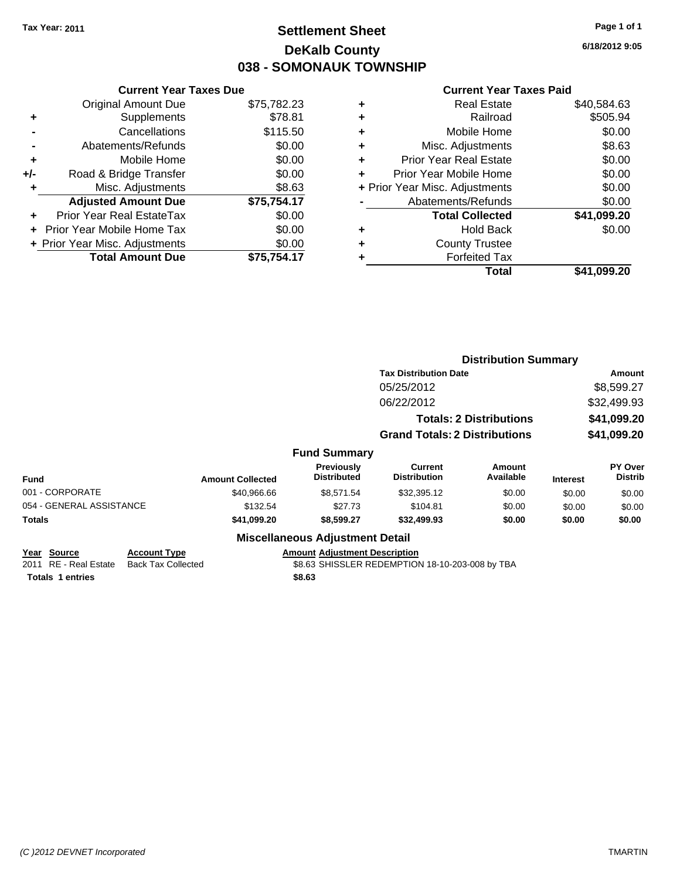Tax Year: 2011

# Settlement Sheet
## DeKalb County
## 038 - SOMONAUK TOWNSHIP

6/18/2012 9:05

### Current Year Taxes Due

| | | |
|---|---|---|
| | Original Amount Due | $75,782.23 |
| + | Supplements | $78.81 |
| - | Cancellations | $115.50 |
| - | Abatements/Refunds | $0.00 |
| + | Mobile Home | $0.00 |
| +/- | Road & Bridge Transfer | $0.00 |
| + | Misc. Adjustments | $8.63 |
| | **Adjusted Amount Due** | **$75,754.17** |
| + | Prior Year Real EstateTax | $0.00 |
| + | Prior Year Mobile Home Tax | $0.00 |
| + | Prior Year Misc. Adjustments | $0.00 |
| | **Total Amount Due** | **$75,754.17** |

### Current Year Taxes Paid

| | | |
|---|---|---|
| + | Real Estate | $40,584.63 |
| + | Railroad | $505.94 |
| + | Mobile Home | $0.00 |
| + | Misc. Adjustments | $8.63 |
| + | Prior Year Real Estate | $0.00 |
| + | Prior Year Mobile Home | $0.00 |
| + | Prior Year Misc. Adjustments | $0.00 |
| - | Abatements/Refunds | $0.00 |
| | **Total Collected** | **$41,099.20** |
| + | Hold Back | $0.00 |
| + | County Trustee | |
| + | Forfeited Tax | |
| | **Total** | **$41,099.20** |

### Distribution Summary

| Tax Distribution Date | Amount |
|---|---|
| 05/25/2012 | $8,599.27 |
| 06/22/2012 | $32,499.93 |
| **Totals: 2 Distributions** | **$41,099.20** |
| **Grand Totals: 2 Distributions** | **$41,099.20** |

### Fund Summary

| Fund | Amount Collected | Previously Distributed | Current Distribution | Amount Available | Interest | PY Over Distrib |
|---|---|---|---|---|---|---|
| 001 - CORPORATE | $40,966.66 | $8,571.54 | $32,395.12 | $0.00 | $0.00 | $0.00 |
| 054 - GENERAL ASSISTANCE | $132.54 | $27.73 | $104.81 | $0.00 | $0.00 | $0.00 |
| **Totals** | **$41,099.20** | **$8,599.27** | **$32,499.93** | **$0.00** | **$0.00** | **$0.00** |

### Miscellaneous Adjustment Detail

| Year | Source | Account Type | Amount | Adjustment Description |
|---|---|---|---|---|
| 2011 | RE - Real Estate | Back Tax Collected | $8.63 | SHISSLER REDEMPTION 18-10-203-008 by TBA |
| **Totals 1 entries** | | | **$8.63** | |

(C )2012 DEVNET Incorporated TMARTIN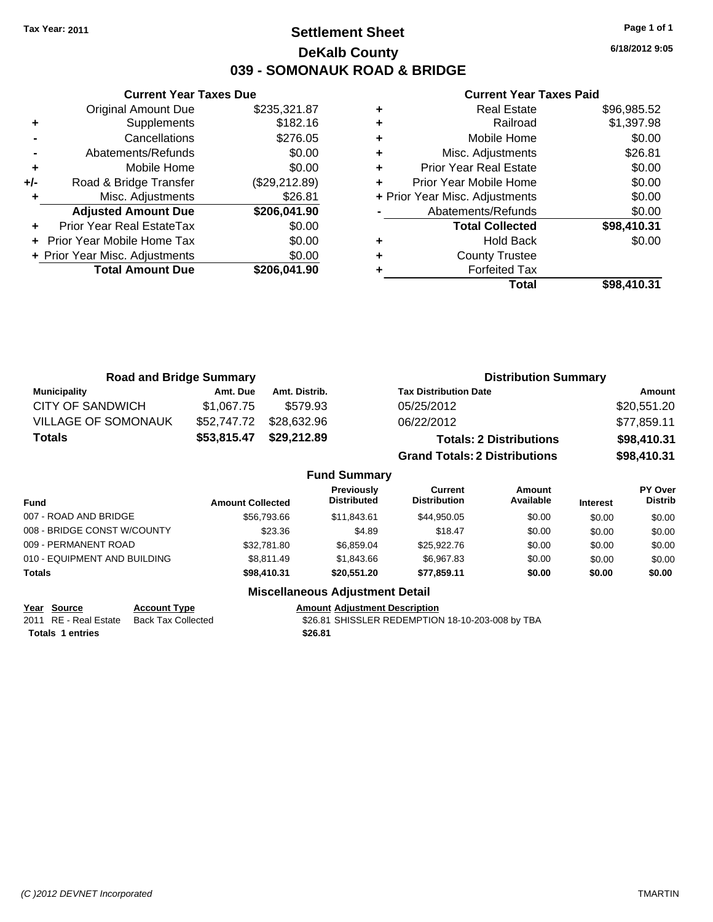Tax Year: 2011

# Settlement Sheet
## DeKalb County
## 039 - SOMONAUK ROAD & BRIDGE

6/18/2012 9:05

### Current Year Taxes Due

| | | |
|---|---|---|
| | Original Amount Due | $235,321.87 |
| + | Supplements | $182.16 |
| - | Cancellations | $276.05 |
| - | Abatements/Refunds | $0.00 |
| + | Mobile Home | $0.00 |
| +/- | Road & Bridge Transfer | ($29,212.89) |
| + | Misc. Adjustments | $26.81 |
| | **Adjusted Amount Due** | **$206,041.90** |
| + | Prior Year Real EstateTax | $0.00 |
| + | Prior Year Mobile Home Tax | $0.00 |
| + | Prior Year Misc. Adjustments | $0.00 |
| | **Total Amount Due** | **$206,041.90** |

### Current Year Taxes Paid

| | | |
|---|---|---|
| + | Real Estate | $96,985.52 |
| + | Railroad | $1,397.98 |
| + | Mobile Home | $0.00 |
| + | Misc. Adjustments | $26.81 |
| + | Prior Year Real Estate | $0.00 |
| + | Prior Year Mobile Home | $0.00 |
| + | Prior Year Misc. Adjustments | $0.00 |
| - | Abatements/Refunds | $0.00 |
| | **Total Collected** | **$98,410.31** |
| + | Hold Back | $0.00 |
| + | County Trustee | |
| + | Forfeited Tax | |
| | **Total** | **$98,410.31** |

### Road and Bridge Summary

| Municipality | Amt. Due | Amt. Distrib. |
|---|---|---|
| CITY OF SANDWICH | $1,067.75 | $579.93 |
| VILLAGE OF SOMONAUK | $52,747.72 | $28,632.96 |
| **Totals** | **$53,815.47** | **$29,212.89** |

### Distribution Summary

| Tax Distribution Date | Amount |
|---|---|
| 05/25/2012 | $20,551.20 |
| 06/22/2012 | $77,859.11 |
| **Totals: 2 Distributions** | **$98,410.31** |
| **Grand Totals: 2 Distributions** | **$98,410.31** |

### Fund Summary

| Fund | Amount Collected | Previously Distributed | Current Distribution | Amount Available | Interest | PY Over Distrib |
|---|---|---|---|---|---|---|
| 007 - ROAD AND BRIDGE | $56,793.66 | $11,843.61 | $44,950.05 | $0.00 | $0.00 | $0.00 |
| 008 - BRIDGE CONST W/COUNTY | $23.36 | $4.89 | $18.47 | $0.00 | $0.00 | $0.00 |
| 009 - PERMANENT ROAD | $32,781.80 | $6,859.04 | $25,922.76 | $0.00 | $0.00 | $0.00 |
| 010 - EQUIPMENT AND BUILDING | $8,811.49 | $1,843.66 | $6,967.83 | $0.00 | $0.00 | $0.00 |
| **Totals** | **$98,410.31** | **$20,551.20** | **$77,859.11** | **$0.00** | **$0.00** | **$0.00** |

### Miscellaneous Adjustment Detail

| Year | Source | Account Type | Amount | Adjustment Description |
|---|---|---|---|---|
| 2011 | RE - Real Estate | Back Tax Collected | $26.81 | SHISSLER REDEMPTION 18-10-203-008 by TBA |
| **Totals 1 entries** | | | **$26.81** | |

(C )2012 DEVNET Incorporated TMARTIN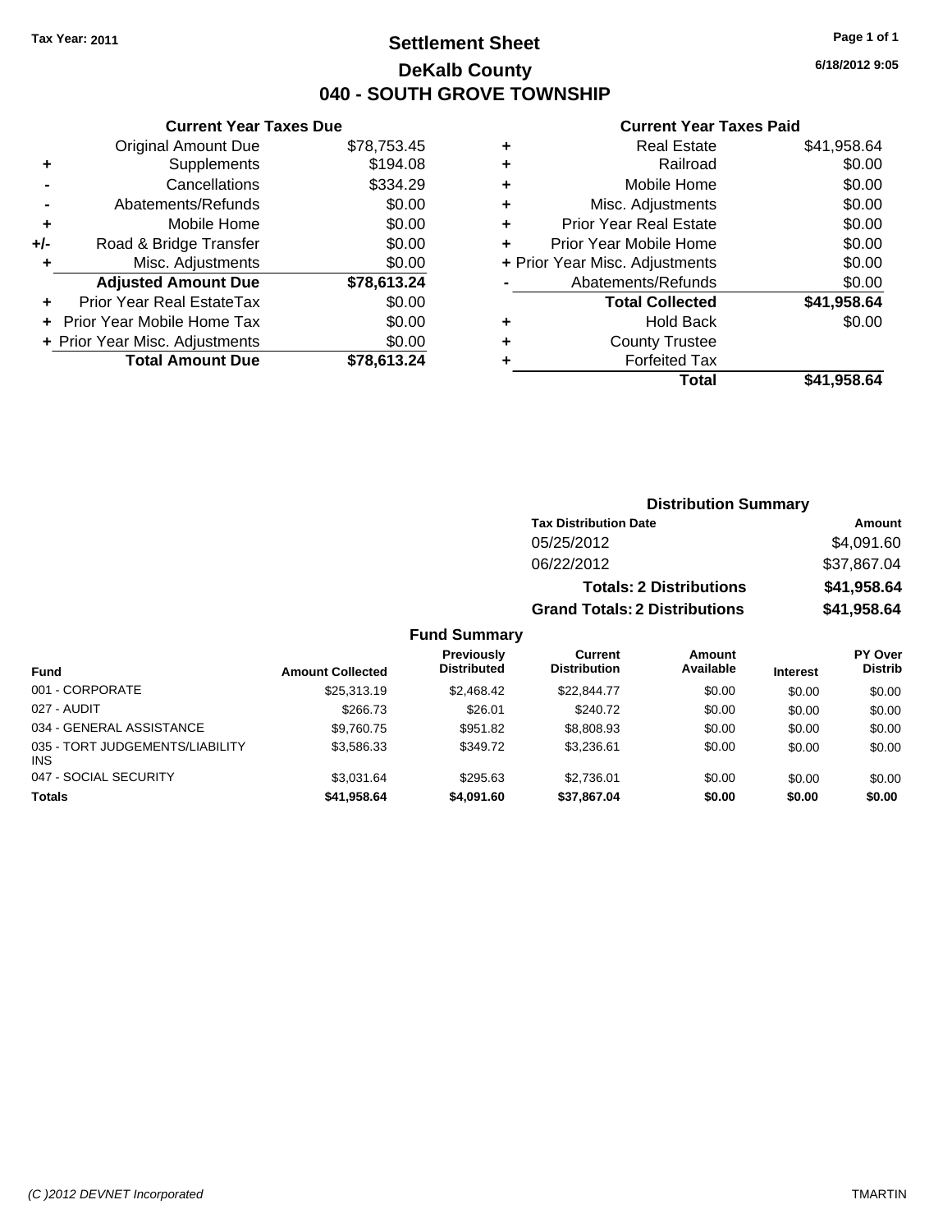Tax Year: 2011

# Settlement Sheet
## DeKalb County
## 040 - SOUTH GROVE TOWNSHIP

6/18/2012 9:05

### Current Year Taxes Due

| | | |
|---|---|---|
| | Original Amount Due | $78,753.45 |
| + | Supplements | $194.08 |
| - | Cancellations | $334.29 |
| - | Abatements/Refunds | $0.00 |
| + | Mobile Home | $0.00 |
| +/- | Road & Bridge Transfer | $0.00 |
| + | Misc. Adjustments | $0.00 |
| | **Adjusted Amount Due** | **$78,613.24** |
| + | Prior Year Real EstateTax | $0.00 |
| + | Prior Year Mobile Home Tax | $0.00 |
| + | Prior Year Misc. Adjustments | $0.00 |
| | **Total Amount Due** | **$78,613.24** |

### Current Year Taxes Paid

| | | |
|---|---|---|
| + | Real Estate | $41,958.64 |
| + | Railroad | $0.00 |
| + | Mobile Home | $0.00 |
| + | Misc. Adjustments | $0.00 |
| + | Prior Year Real Estate | $0.00 |
| + | Prior Year Mobile Home | $0.00 |
| + | Prior Year Misc. Adjustments | $0.00 |
| - | Abatements/Refunds | $0.00 |
| | **Total Collected** | **$41,958.64** |
| + | Hold Back | $0.00 |
| + | County Trustee | |
| + | Forfeited Tax | |
| | **Total** | **$41,958.64** |

### Distribution Summary

| Tax Distribution Date | Amount |
|---|---|
| 05/25/2012 | $4,091.60 |
| 06/22/2012 | $37,867.04 |
| **Totals: 2 Distributions** | **$41,958.64** |
| **Grand Totals: 2 Distributions** | **$41,958.64** |

### Fund Summary

| Fund | Amount Collected | Previously Distributed | Current Distribution | Amount Available | Interest | PY Over Distrib |
|---|---|---|---|---|---|---|
| 001 - CORPORATE | $25,313.19 | $2,468.42 | $22,844.77 | $0.00 | $0.00 | $0.00 |
| 027 - AUDIT | $266.73 | $26.01 | $240.72 | $0.00 | $0.00 | $0.00 |
| 034 - GENERAL ASSISTANCE | $9,760.75 | $951.82 | $8,808.93 | $0.00 | $0.00 | $0.00 |
| 035 - TORT JUDGEMENTS/LIABILITY INS | $3,586.33 | $349.72 | $3,236.61 | $0.00 | $0.00 | $0.00 |
| 047 - SOCIAL SECURITY | $3,031.64 | $295.63 | $2,736.01 | $0.00 | $0.00 | $0.00 |
| **Totals** | **$41,958.64** | **$4,091.60** | **$37,867.04** | **$0.00** | **$0.00** | **$0.00** |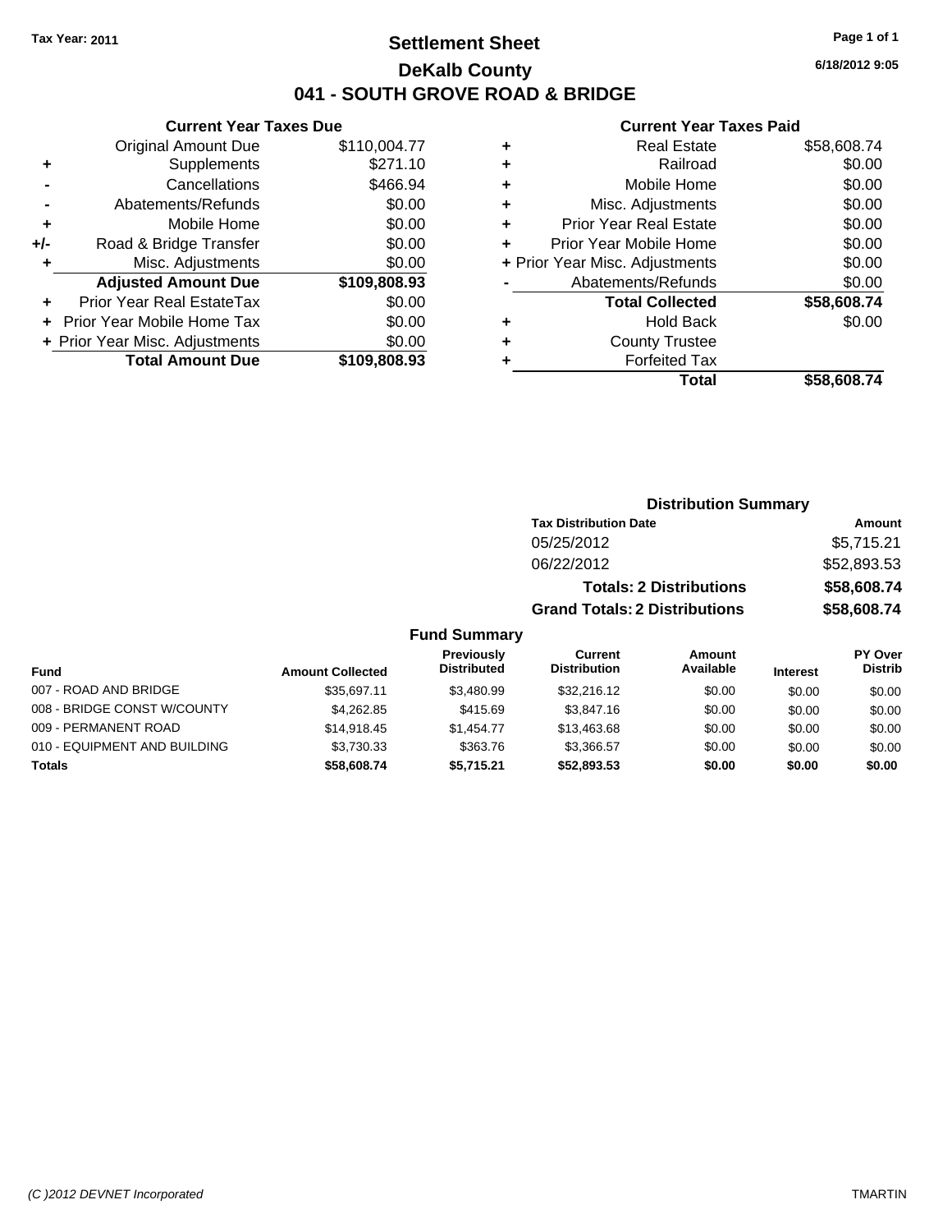Tax Year: 2011

# Settlement Sheet

## DeKalb County

## 041 - SOUTH GROVE ROAD & BRIDGE

6/18/2012 9:05

### Current Year Taxes Due

| | | |
|---|---|---|
| | Original Amount Due | $110,004.77 |
| + | Supplements | $271.10 |
| - | Cancellations | $466.94 |
| - | Abatements/Refunds | $0.00 |
| + | Mobile Home | $0.00 |
| +/- | Road & Bridge Transfer | $0.00 |
| + | Misc. Adjustments | $0.00 |
| | **Adjusted Amount Due** | **$109,808.93** |
| + | Prior Year Real EstateTax | $0.00 |
| + | Prior Year Mobile Home Tax | $0.00 |
| + | Prior Year Misc. Adjustments | $0.00 |
| | **Total Amount Due** | **$109,808.93** |

### Current Year Taxes Paid

| | | |
|---|---|---|
| + | Real Estate | $58,608.74 |
| + | Railroad | $0.00 |
| + | Mobile Home | $0.00 |
| + | Misc. Adjustments | $0.00 |
| + | Prior Year Real Estate | $0.00 |
| + | Prior Year Mobile Home | $0.00 |
| + | Prior Year Misc. Adjustments | $0.00 |
| - | Abatements/Refunds | $0.00 |
| | **Total Collected** | **$58,608.74** |
| + | Hold Back | $0.00 |
| + | County Trustee | |
| + | Forfeited Tax | |
| | **Total** | **$58,608.74** |

### Distribution Summary

| Tax Distribution Date | Amount |
|---|---|
| 05/25/2012 | $5,715.21 |
| 06/22/2012 | $52,893.53 |
| **Totals: 2 Distributions** | **$58,608.74** |
| **Grand Totals: 2 Distributions** | **$58,608.74** |

### Fund Summary

| Fund | Amount Collected | Previously Distributed | Current Distribution | Amount Available | Interest | PY Over Distrib |
|---|---|---|---|---|---|---|
| 007 - ROAD AND BRIDGE | $35,697.11 | $3,480.99 | $32,216.12 | $0.00 | $0.00 | $0.00 |
| 008 - BRIDGE CONST W/COUNTY | $4,262.85 | $415.69 | $3,847.16 | $0.00 | $0.00 | $0.00 |
| 009 - PERMANENT ROAD | $14,918.45 | $1,454.77 | $13,463.68 | $0.00 | $0.00 | $0.00 |
| 010 - EQUIPMENT AND BUILDING | $3,730.33 | $363.76 | $3,366.57 | $0.00 | $0.00 | $0.00 |
| **Totals** | **$58,608.74** | **$5,715.21** | **$52,893.53** | **$0.00** | **$0.00** | **$0.00** |

(C )2012 DEVNET Incorporated TMARTIN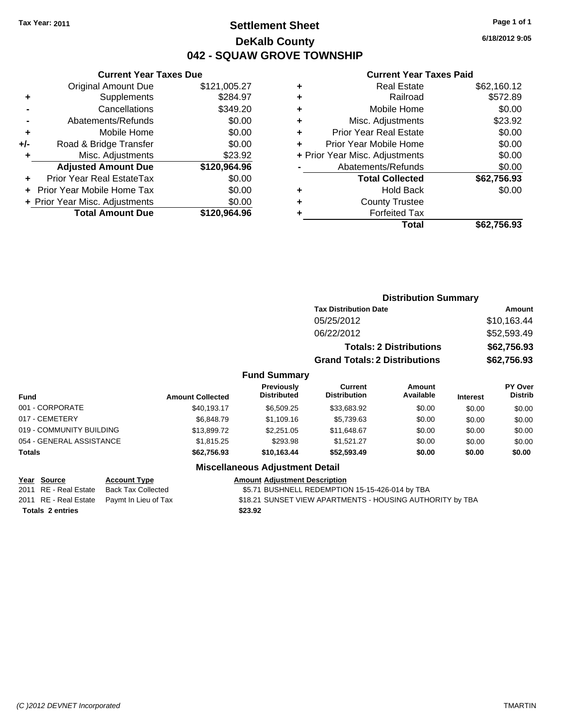Tax Year: 2011

# Settlement Sheet
## DeKalb County
## 042 - SQUAW GROVE TOWNSHIP

6/18/2012 9:05

### Current Year Taxes Due

| | | |
|---|---|---|
| | Original Amount Due | $121,005.27 |
| + | Supplements | $284.97 |
| - | Cancellations | $349.20 |
| - | Abatements/Refunds | $0.00 |
| + | Mobile Home | $0.00 |
| +/- | Road & Bridge Transfer | $0.00 |
| + | Misc. Adjustments | $23.92 |
| | **Adjusted Amount Due** | **$120,964.96** |
| + | Prior Year Real EstateTax | $0.00 |
| + | Prior Year Mobile Home Tax | $0.00 |
| + | Prior Year Misc. Adjustments | $0.00 |
| | **Total Amount Due** | **$120,964.96** |

### Current Year Taxes Paid

| | | |
|---|---|---|
| + | Real Estate | $62,160.12 |
| + | Railroad | $572.89 |
| + | Mobile Home | $0.00 |
| + | Misc. Adjustments | $23.92 |
| + | Prior Year Real Estate | $0.00 |
| + | Prior Year Mobile Home | $0.00 |
| + | Prior Year Misc. Adjustments | $0.00 |
| - | Abatements/Refunds | $0.00 |
| | **Total Collected** | **$62,756.93** |
| + | Hold Back | $0.00 |
| + | County Trustee | |
| + | Forfeited Tax | |
| | **Total** | **$62,756.93** |

### Distribution Summary

| Tax Distribution Date | Amount |
|---|---|
| 05/25/2012 | $10,163.44 |
| 06/22/2012 | $52,593.49 |
| **Totals: 2 Distributions** | **$62,756.93** |
| **Grand Totals: 2 Distributions** | **$62,756.93** |

### Fund Summary

| Fund | Amount Collected | Previously Distributed | Current Distribution | Amount Available | Interest | PY Over Distrib |
|---|---|---|---|---|---|---|
| 001 - CORPORATE | $40,193.17 | $6,509.25 | $33,683.92 | $0.00 | $0.00 | $0.00 |
| 017 - CEMETERY | $6,848.79 | $1,109.16 | $5,739.63 | $0.00 | $0.00 | $0.00 |
| 019 - COMMUNITY BUILDING | $13,899.72 | $2,251.05 | $11,648.67 | $0.00 | $0.00 | $0.00 |
| 054 - GENERAL ASSISTANCE | $1,815.25 | $293.98 | $1,521.27 | $0.00 | $0.00 | $0.00 |
| **Totals** | **$62,756.93** | **$10,163.44** | **$52,593.49** | **$0.00** | **$0.00** | **$0.00** |

### Miscellaneous Adjustment Detail

| Year | Source | Account Type | Amount | Adjustment Description |
|---|---|---|---|---|
| 2011 | RE - Real Estate | Back Tax Collected | $5.71 | BUSHNELL REDEMPTION 15-15-426-014 by TBA |
| 2011 | RE - Real Estate | Paymt In Lieu of Tax | $18.21 | SUNSET VIEW APARTMENTS - HOUSING AUTHORITY by TBA |
| **Totals 2 entries** | | | **$23.92** | |

(C )2012 DEVNET Incorporated TMARTIN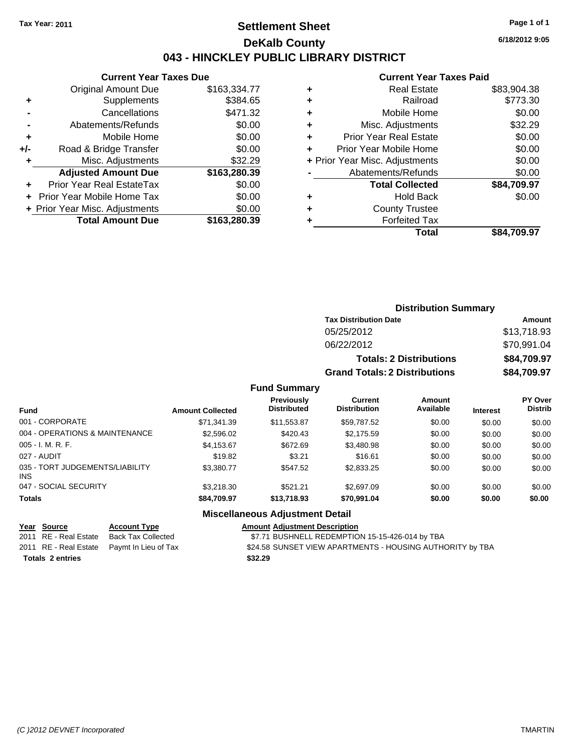**Tax Year: 2011**

# Settlement Sheet

## DeKalb County

## 043 - HINCKLEY PUBLIC LIBRARY DISTRICT

6/18/2012 9:05

### Current Year Taxes Due

| | | |
|---|---|---|
| | Original Amount Due | $163,334.77 |
| + | Supplements | $384.65 |
| - | Cancellations | $471.32 |
| - | Abatements/Refunds | $0.00 |
| + | Mobile Home | $0.00 |
| +/- | Road & Bridge Transfer | $0.00 |
| + | Misc. Adjustments | $32.29 |
| | **Adjusted Amount Due** | **$163,280.39** |
| + | Prior Year Real EstateTax | $0.00 |
| + | Prior Year Mobile Home Tax | $0.00 |
| + | Prior Year Misc. Adjustments | $0.00 |
| | **Total Amount Due** | **$163,280.39** |

### Current Year Taxes Paid

| | | |
|---|---|---|
| + | Real Estate | $83,904.38 |
| + | Railroad | $773.30 |
| + | Mobile Home | $0.00 |
| + | Misc. Adjustments | $32.29 |
| + | Prior Year Real Estate | $0.00 |
| + | Prior Year Mobile Home | $0.00 |
| + | Prior Year Misc. Adjustments | $0.00 |
| - | Abatements/Refunds | $0.00 |
| | **Total Collected** | **$84,709.97** |
| + | Hold Back | $0.00 |
| + | County Trustee | |
| + | Forfeited Tax | |
| | **Total** | **$84,709.97** |

### Distribution Summary

| Tax Distribution Date | Amount |
|---|---|
| 05/25/2012 | $13,718.93 |
| 06/22/2012 | $70,991.04 |
| **Totals: 2 Distributions** | **$84,709.97** |
| **Grand Totals: 2 Distributions** | **$84,709.97** |

### Fund Summary

| Fund | Amount Collected | Previously Distributed | Current Distribution | Amount Available | Interest | PY Over Distrib |
|---|---|---|---|---|---|---|
| 001 - CORPORATE | $71,341.39 | $11,553.87 | $59,787.52 | $0.00 | $0.00 | $0.00 |
| 004 - OPERATIONS & MAINTENANCE | $2,596.02 | $420.43 | $2,175.59 | $0.00 | $0.00 | $0.00 |
| 005 - I. M. R. F. | $4,153.67 | $672.69 | $3,480.98 | $0.00 | $0.00 | $0.00 |
| 027 - AUDIT | $19.82 | $3.21 | $16.61 | $0.00 | $0.00 | $0.00 |
| 035 - TORT JUDGEMENTS/LIABILITY INS | $3,380.77 | $547.52 | $2,833.25 | $0.00 | $0.00 | $0.00 |
| 047 - SOCIAL SECURITY | $3,218.30 | $521.21 | $2,697.09 | $0.00 | $0.00 | $0.00 |
| **Totals** | **$84,709.97** | **$13,718.93** | **$70,991.04** | **$0.00** | **$0.00** | **$0.00** |

### Miscellaneous Adjustment Detail

| Year | Source | Account Type | Amount | Adjustment Description |
|---|---|---|---|---|
| 2011 | RE - Real Estate | Back Tax Collected | $7.71 | BUSHNELL REDEMPTION 15-15-426-014 by TBA |
| 2011 | RE - Real Estate | Paymt In Lieu of Tax | $24.58 | SUNSET VIEW APARTMENTS - HOUSING AUTHORITY by TBA |
| **Totals** | **2 entries** | | **$32.29** | |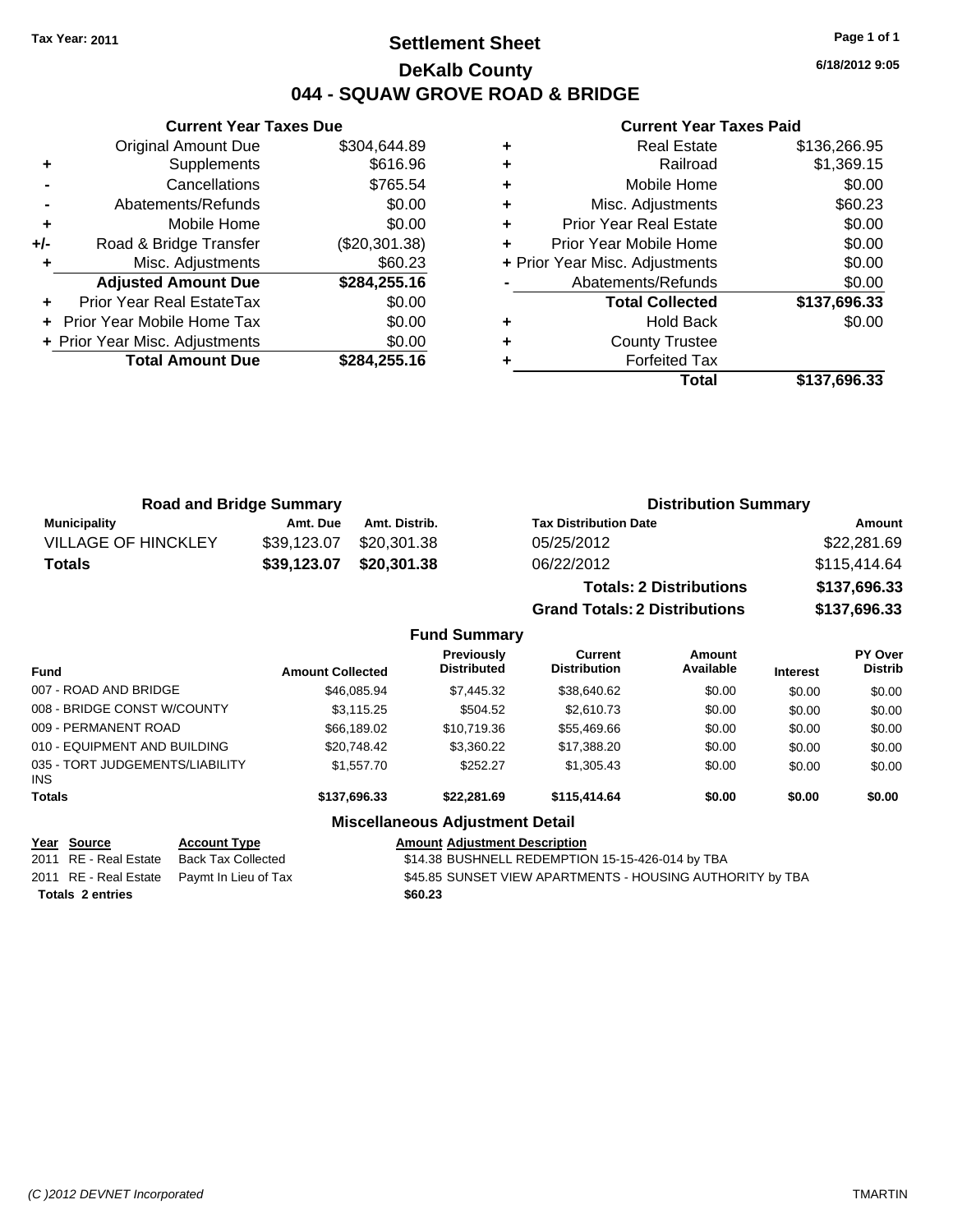**Tax Year: 2011**

# Settlement Sheet

## DeKalb County

## 044 - SQUAW GROVE ROAD & BRIDGE

6/18/2012 9:05

### Current Year Taxes Due

| | | |
|---|---|---|
| | Original Amount Due | $304,644.89 |
| + | Supplements | $616.96 |
| - | Cancellations | $765.54 |
| - | Abatements/Refunds | $0.00 |
| + | Mobile Home | $0.00 |
| +/- | Road & Bridge Transfer | ($20,301.38) |
| + | Misc. Adjustments | $60.23 |
| | **Adjusted Amount Due** | **$284,255.16** |
| + | Prior Year Real EstateTax | $0.00 |
| + | Prior Year Mobile Home Tax | $0.00 |
| + | Prior Year Misc. Adjustments | $0.00 |
| | **Total Amount Due** | **$284,255.16** |

### Current Year Taxes Paid

| | | |
|---|---|---|
| + | Real Estate | $136,266.95 |
| + | Railroad | $1,369.15 |
| + | Mobile Home | $0.00 |
| + | Misc. Adjustments | $60.23 |
| + | Prior Year Real Estate | $0.00 |
| + | Prior Year Mobile Home | $0.00 |
| + | Prior Year Misc. Adjustments | $0.00 |
| - | Abatements/Refunds | $0.00 |
| | **Total Collected** | **$137,696.33** |
| + | Hold Back | $0.00 |
| + | County Trustee | |
| + | Forfeited Tax | |
| | **Total** | **$137,696.33** |

### Road and Bridge Summary

| Municipality | Amt. Due | Amt. Distrib. |
|---|---|---|
| VILLAGE OF HINCKLEY | $39,123.07 | $20,301.38 |
| **Totals** | **$39,123.07** | **$20,301.38** |

### Distribution Summary

| Tax Distribution Date | Amount |
|---|---|
| 05/25/2012 | $22,281.69 |
| 06/22/2012 | $115,414.64 |
| **Totals: 2 Distributions** | **$137,696.33** |
| **Grand Totals: 2 Distributions** | **$137,696.33** |

### Fund Summary

| Fund | Amount Collected | Previously Distributed | Current Distribution | Amount Available | Interest | PY Over Distrib |
|---|---|---|---|---|---|---|
| 007 - ROAD AND BRIDGE | $46,085.94 | $7,445.32 | $38,640.62 | $0.00 | $0.00 | $0.00 |
| 008 - BRIDGE CONST W/COUNTY | $3,115.25 | $504.52 | $2,610.73 | $0.00 | $0.00 | $0.00 |
| 009 - PERMANENT ROAD | $66,189.02 | $10,719.36 | $55,469.66 | $0.00 | $0.00 | $0.00 |
| 010 - EQUIPMENT AND BUILDING | $20,748.42 | $3,360.22 | $17,388.20 | $0.00 | $0.00 | $0.00 |
| 035 - TORT JUDGEMENTS/LIABILITY INS | $1,557.70 | $252.27 | $1,305.43 | $0.00 | $0.00 | $0.00 |
| **Totals** | **$137,696.33** | **$22,281.69** | **$115,414.64** | **$0.00** | **$0.00** | **$0.00** |

### Miscellaneous Adjustment Detail

| Year | Source | Account Type | Amount | Adjustment Description |
|---|---|---|---|---|
| 2011 | RE - Real Estate | Back Tax Collected | $14.38 | BUSHNELL REDEMPTION 15-15-426-014 by TBA |
| 2011 | RE - Real Estate | Paymt In Lieu of Tax | $45.85 | SUNSET VIEW APARTMENTS - HOUSING AUTHORITY by TBA |
| **Totals** | **2 entries** | | **$60.23** | |

(C )2012 DEVNET Incorporated TMARTIN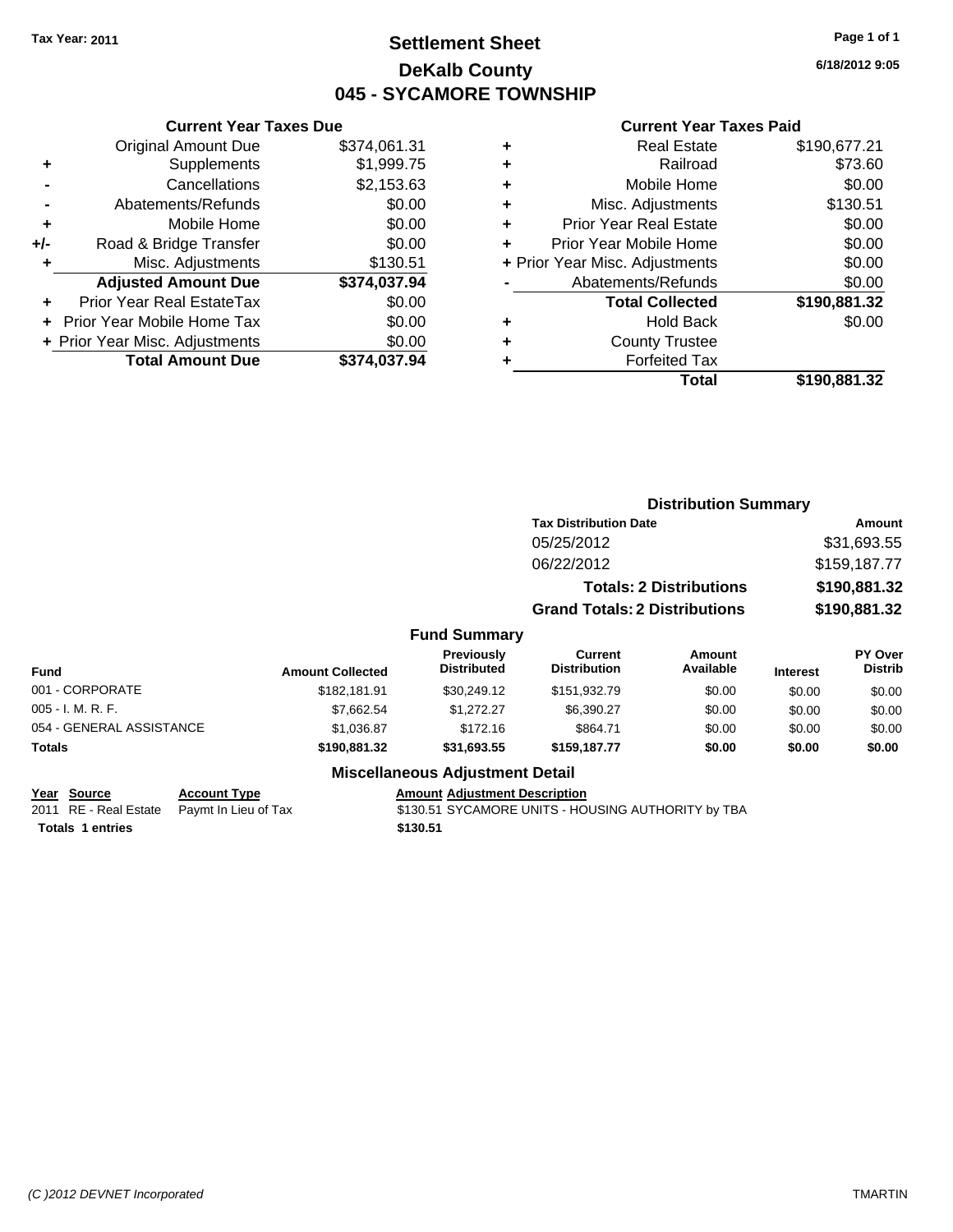**Tax Year: 2011**

# Settlement Sheet
## DeKalb County
## 045 - SYCAMORE TOWNSHIP

**6/18/2012 9:05**

### Current Year Taxes Due

| | | |
|---|---|---|
| | Original Amount Due | $374,061.31 |
| + | Supplements | $1,999.75 |
| - | Cancellations | $2,153.63 |
| - | Abatements/Refunds | $0.00 |
| + | Mobile Home | $0.00 |
| +/- | Road & Bridge Transfer | $0.00 |
| + | Misc. Adjustments | $130.51 |
| | **Adjusted Amount Due** | **$374,037.94** |
| + | Prior Year Real EstateTax | $0.00 |
| + | Prior Year Mobile Home Tax | $0.00 |
| + | Prior Year Misc. Adjustments | $0.00 |
| | **Total Amount Due** | **$374,037.94** |

### Current Year Taxes Paid

| | | |
|---|---|---|
| + | Real Estate | $190,677.21 |
| + | Railroad | $73.60 |
| + | Mobile Home | $0.00 |
| + | Misc. Adjustments | $130.51 |
| + | Prior Year Real Estate | $0.00 |
| + | Prior Year Mobile Home | $0.00 |
| + | Prior Year Misc. Adjustments | $0.00 |
| - | Abatements/Refunds | $0.00 |
| | **Total Collected** | **$190,881.32** |
| + | Hold Back | $0.00 |
| + | County Trustee | |
| + | Forfeited Tax | |
| | **Total** | **$190,881.32** |

### Distribution Summary

| Tax Distribution Date | Amount |
|---|---|
| 05/25/2012 | $31,693.55 |
| 06/22/2012 | $159,187.77 |
| **Totals: 2 Distributions** | **$190,881.32** |
| **Grand Totals: 2 Distributions** | **$190,881.32** |

### Fund Summary

| Fund | Amount Collected | Previously Distributed | Current Distribution | Amount Available | Interest | PY Over Distrib |
|---|---|---|---|---|---|---|
| 001 - CORPORATE | $182,181.91 | $30,249.12 | $151,932.79 | $0.00 | $0.00 | $0.00 |
| 005 - I. M. R. F. | $7,662.54 | $1,272.27 | $6,390.27 | $0.00 | $0.00 | $0.00 |
| 054 - GENERAL ASSISTANCE | $1,036.87 | $172.16 | $864.71 | $0.00 | $0.00 | $0.00 |
| **Totals** | **$190,881.32** | **$31,693.55** | **$159,187.77** | **$0.00** | **$0.00** | **$0.00** |

### Miscellaneous Adjustment Detail

| Year | Source | Account Type | Amount | Adjustment Description |
|---|---|---|---|---|
| 2011 | RE - Real Estate | Paymt In Lieu of Tax | $130.51 | SYCAMORE UNITS - HOUSING AUTHORITY by TBA |
| **Totals** | **1 entries** | | **$130.51** | |

*(C )2012 DEVNET Incorporated* TMARTIN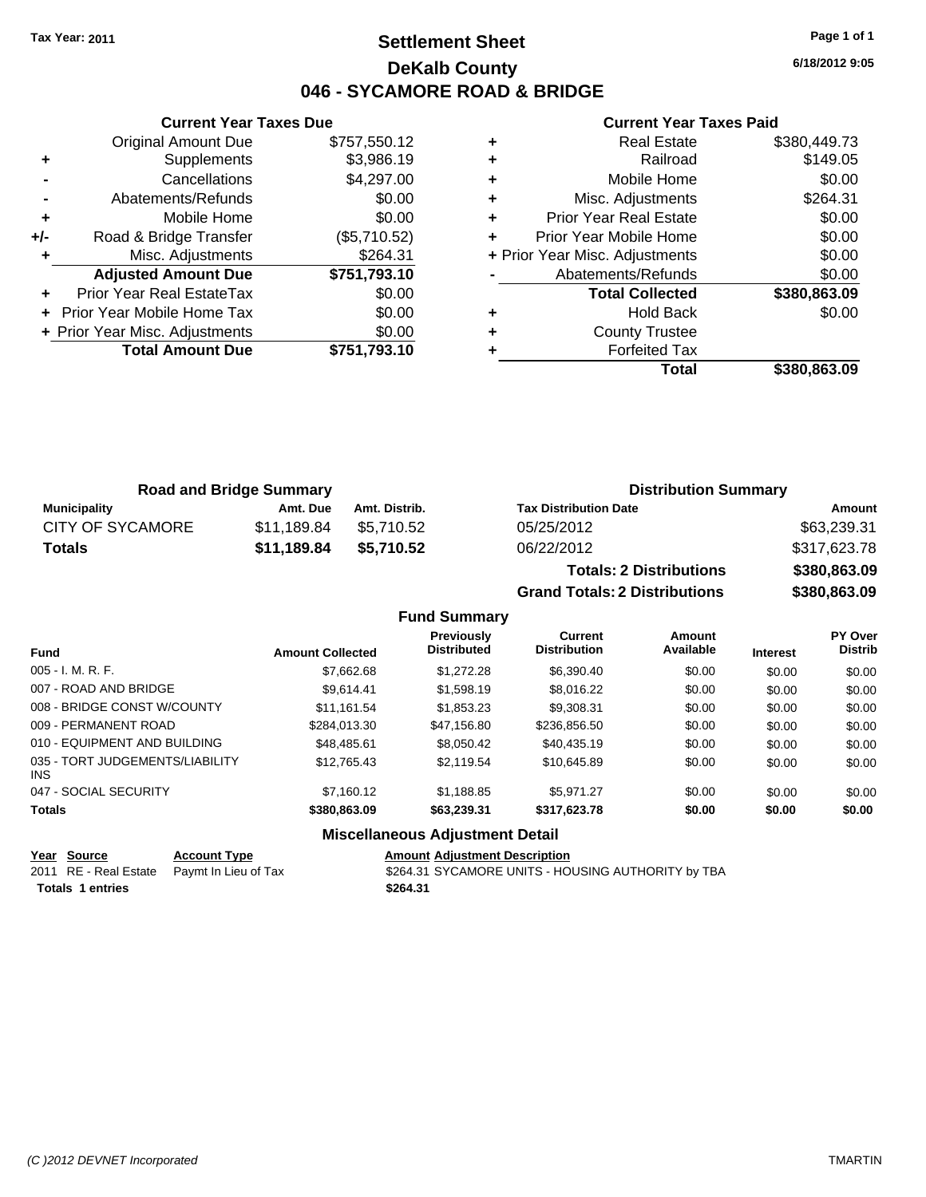**Tax Year: 2011**

# Settlement Sheet

## DeKalb County

## 046 - SYCAMORE ROAD & BRIDGE

**6/18/2012 9:05**

### Current Year Taxes Due

| | | |
|---|---|---|
| | Original Amount Due | $757,550.12 |
| + | Supplements | $3,986.19 |
| - | Cancellations | $4,297.00 |
| - | Abatements/Refunds | $0.00 |
| + | Mobile Home | $0.00 |
| +/- | Road & Bridge Transfer | ($5,710.52) |
| + | Misc. Adjustments | $264.31 |
| | **Adjusted Amount Due** | **$751,793.10** |
| + | Prior Year Real EstateTax | $0.00 |
| + | Prior Year Mobile Home Tax | $0.00 |
| + | Prior Year Misc. Adjustments | $0.00 |
| | **Total Amount Due** | **$751,793.10** |

### Current Year Taxes Paid

| | | |
|---|---|---|
| + | Real Estate | $380,449.73 |
| + | Railroad | $149.05 |
| + | Mobile Home | $0.00 |
| + | Misc. Adjustments | $264.31 |
| + | Prior Year Real Estate | $0.00 |
| + | Prior Year Mobile Home | $0.00 |
| + | Prior Year Misc. Adjustments | $0.00 |
| - | Abatements/Refunds | $0.00 |
| | **Total Collected** | **$380,863.09** |
| + | Hold Back | $0.00 |
| + | County Trustee | |
| + | Forfeited Tax | |
| | **Total** | **$380,863.09** |

### Road and Bridge Summary

| Municipality | Amt. Due | Amt. Distrib. |
|---|---|---|
| CITY OF SYCAMORE | $11,189.84 | $5,710.52 |
| **Totals** | **$11,189.84** | **$5,710.52** |

### Distribution Summary

| Tax Distribution Date | Amount |
|---|---|
| 05/25/2012 | $63,239.31 |
| 06/22/2012 | $317,623.78 |
| **Totals: 2 Distributions** | **$380,863.09** |
| **Grand Totals: 2 Distributions** | **$380,863.09** |

### Fund Summary

| Fund | Amount Collected | Previously Distributed | Current Distribution | Amount Available | Interest | PY Over Distrib |
|---|---|---|---|---|---|---|
| 005 - I. M. R. F. | $7,662.68 | $1,272.28 | $6,390.40 | $0.00 | $0.00 | $0.00 |
| 007 - ROAD AND BRIDGE | $9,614.41 | $1,598.19 | $8,016.22 | $0.00 | $0.00 | $0.00 |
| 008 - BRIDGE CONST W/COUNTY | $11,161.54 | $1,853.23 | $9,308.31 | $0.00 | $0.00 | $0.00 |
| 009 - PERMANENT ROAD | $284,013.30 | $47,156.80 | $236,856.50 | $0.00 | $0.00 | $0.00 |
| 010 - EQUIPMENT AND BUILDING | $48,485.61 | $8,050.42 | $40,435.19 | $0.00 | $0.00 | $0.00 |
| 035 - TORT JUDGEMENTS/LIABILITY INS | $12,765.43 | $2,119.54 | $10,645.89 | $0.00 | $0.00 | $0.00 |
| 047 - SOCIAL SECURITY | $7,160.12 | $1,188.85 | $5,971.27 | $0.00 | $0.00 | $0.00 |
| **Totals** | **$380,863.09** | **$63,239.31** | **$317,623.78** | **$0.00** | **$0.00** | **$0.00** |

### Miscellaneous Adjustment Detail

| Year | Source | Account Type | Amount | Adjustment Description |
|---|---|---|---|---|
| 2011 | RE - Real Estate | Paymt In Lieu of Tax | $264.31 | SYCAMORE UNITS - HOUSING AUTHORITY by TBA |
| **Totals** | **1 entries** | | **$264.31** | |

*(C )2012 DEVNET Incorporated* TMARTIN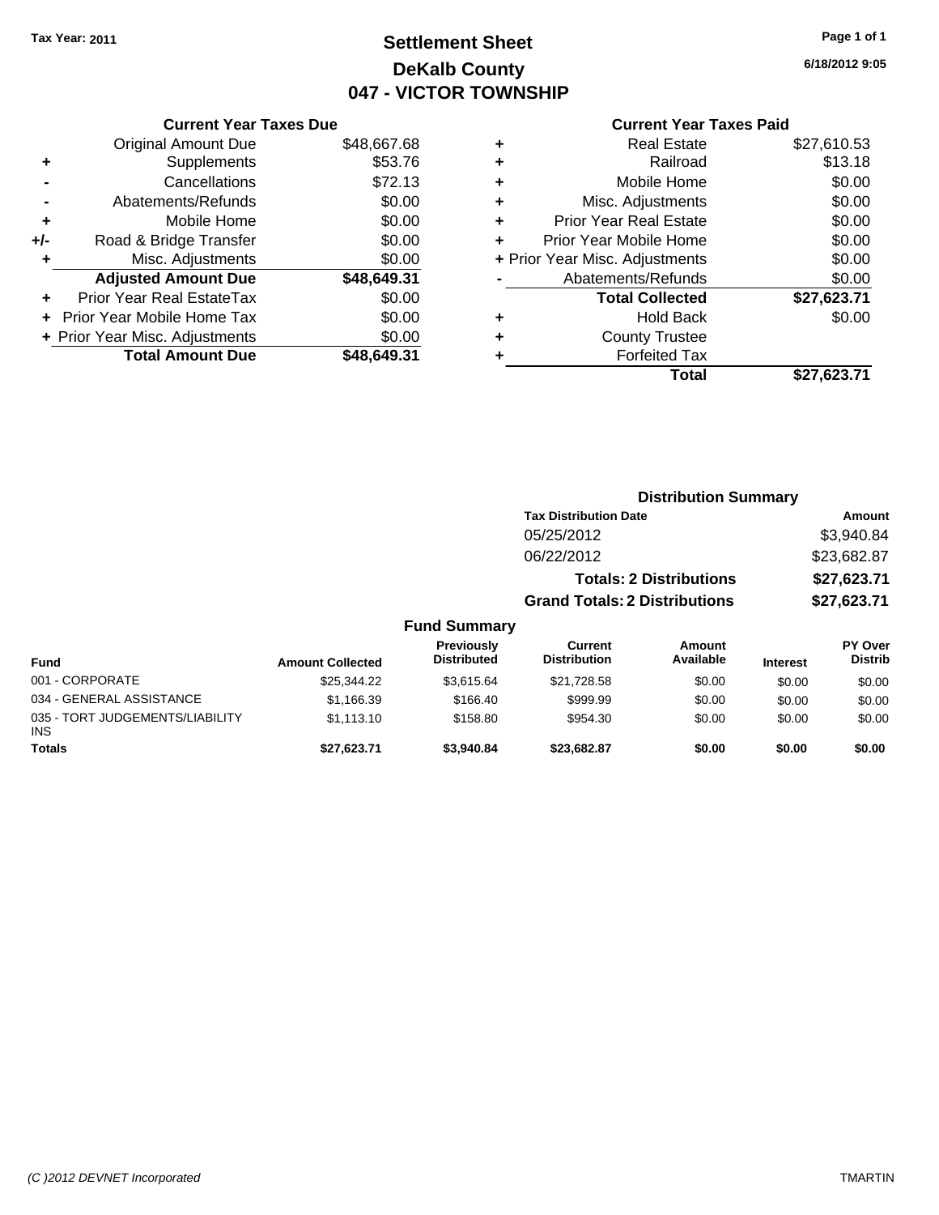Tax Year: 2011

# Settlement Sheet
## DeKalb County
## 047 - VICTOR TOWNSHIP

6/18/2012 9:05

### Current Year Taxes Due

| | | |
|---|---|---|
| | Original Amount Due | $48,667.68 |
| + | Supplements | $53.76 |
| - | Cancellations | $72.13 |
| - | Abatements/Refunds | $0.00 |
| + | Mobile Home | $0.00 |
| +/- | Road & Bridge Transfer | $0.00 |
| + | Misc. Adjustments | $0.00 |
| | **Adjusted Amount Due** | **$48,649.31** |
| + | Prior Year Real EstateTax | $0.00 |
| + | Prior Year Mobile Home Tax | $0.00 |
| + | Prior Year Misc. Adjustments | $0.00 |
| | **Total Amount Due** | **$48,649.31** |

### Current Year Taxes Paid

| | | |
|---|---|---|
| + | Real Estate | $27,610.53 |
| + | Railroad | $13.18 |
| + | Mobile Home | $0.00 |
| + | Misc. Adjustments | $0.00 |
| + | Prior Year Real Estate | $0.00 |
| + | Prior Year Mobile Home | $0.00 |
| + | Prior Year Misc. Adjustments | $0.00 |
| - | Abatements/Refunds | $0.00 |
| | **Total Collected** | **$27,623.71** |
| + | Hold Back | $0.00 |
| + | County Trustee | |
| + | Forfeited Tax | |
| | **Total** | **$27,623.71** |

### Distribution Summary

| Tax Distribution Date | Amount |
|---|---|
| 05/25/2012 | $3,940.84 |
| 06/22/2012 | $23,682.87 |
| **Totals: 2 Distributions** | **$27,623.71** |
| **Grand Totals: 2 Distributions** | **$27,623.71** |

### Fund Summary

| Fund | Amount Collected | Previously Distributed | Current Distribution | Amount Available | Interest | PY Over Distrib |
|---|---|---|---|---|---|---|
| 001 - CORPORATE | $25,344.22 | $3,615.64 | $21,728.58 | $0.00 | $0.00 | $0.00 |
| 034 - GENERAL ASSISTANCE | $1,166.39 | $166.40 | $999.99 | $0.00 | $0.00 | $0.00 |
| 035 - TORT JUDGEMENTS/LIABILITY INS | $1,113.10 | $158.80 | $954.30 | $0.00 | $0.00 | $0.00 |
| **Totals** | **$27,623.71** | **$3,940.84** | **$23,682.87** | **$0.00** | **$0.00** | **$0.00** |

(C )2012 DEVNET Incorporated TMARTIN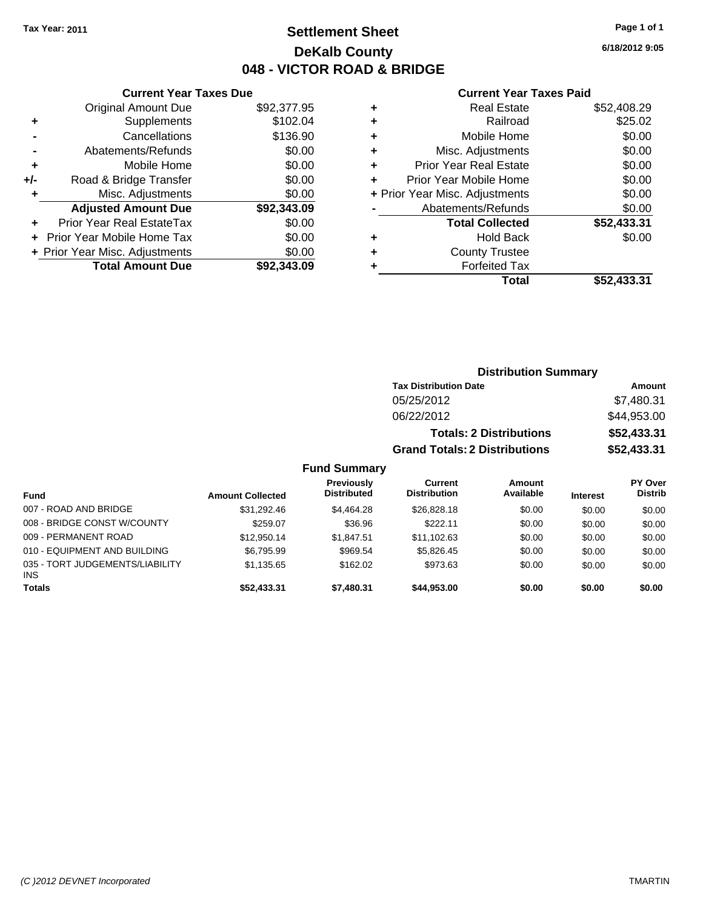**Tax Year: 2011**

# Settlement Sheet
## DeKalb County
## 048 - VICTOR ROAD & BRIDGE

6/18/2012 9:05

### Current Year Taxes Due

| | | |
|---|---|---|
| | Original Amount Due | $92,377.95 |
| + | Supplements | $102.04 |
| - | Cancellations | $136.90 |
| - | Abatements/Refunds | $0.00 |
| + | Mobile Home | $0.00 |
| +/- | Road & Bridge Transfer | $0.00 |
| + | Misc. Adjustments | $0.00 |
| | **Adjusted Amount Due** | **$92,343.09** |
| + | Prior Year Real EstateTax | $0.00 |
| + | Prior Year Mobile Home Tax | $0.00 |
| + | Prior Year Misc. Adjustments | $0.00 |
| | **Total Amount Due** | **$92,343.09** |

### Current Year Taxes Paid

| | | |
|---|---|---|
| + | Real Estate | $52,408.29 |
| + | Railroad | $25.02 |
| + | Mobile Home | $0.00 |
| + | Misc. Adjustments | $0.00 |
| + | Prior Year Real Estate | $0.00 |
| + | Prior Year Mobile Home | $0.00 |
| + | Prior Year Misc. Adjustments | $0.00 |
| - | Abatements/Refunds | $0.00 |
| | **Total Collected** | **$52,433.31** |
| + | Hold Back | $0.00 |
| + | County Trustee | |
| + | Forfeited Tax | |
| | **Total** | **$52,433.31** |

### Distribution Summary

| Tax Distribution Date | Amount |
|---|---|
| 05/25/2012 | $7,480.31 |
| 06/22/2012 | $44,953.00 |
| **Totals: 2 Distributions** | **$52,433.31** |
| **Grand Totals: 2 Distributions** | **$52,433.31** |

### Fund Summary

| Fund | Amount Collected | Previously Distributed | Current Distribution | Amount Available | Interest | PY Over Distrib |
|---|---|---|---|---|---|---|
| 007 - ROAD AND BRIDGE | $31,292.46 | $4,464.28 | $26,828.18 | $0.00 | $0.00 | $0.00 |
| 008 - BRIDGE CONST W/COUNTY | $259.07 | $36.96 | $222.11 | $0.00 | $0.00 | $0.00 |
| 009 - PERMANENT ROAD | $12,950.14 | $1,847.51 | $11,102.63 | $0.00 | $0.00 | $0.00 |
| 010 - EQUIPMENT AND BUILDING | $6,795.99 | $969.54 | $5,826.45 | $0.00 | $0.00 | $0.00 |
| 035 - TORT JUDGEMENTS/LIABILITY INS | $1,135.65 | $162.02 | $973.63 | $0.00 | $0.00 | $0.00 |
| **Totals** | **$52,433.31** | **$7,480.31** | **$44,953.00** | **$0.00** | **$0.00** | **$0.00** |

(C )2012 DEVNET Incorporated TMARTIN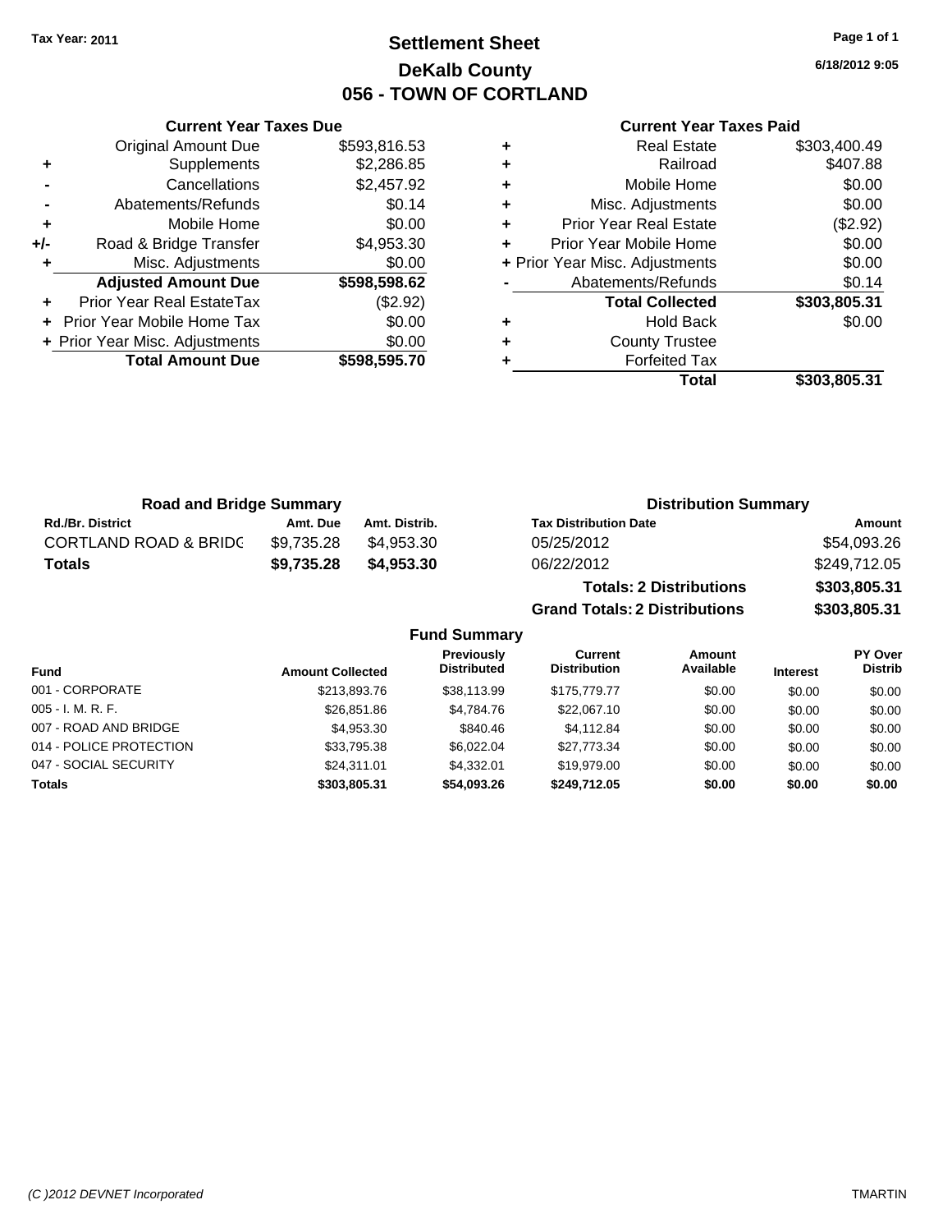Tax Year: 2011

# Settlement Sheet
## DeKalb County
## 056 - TOWN OF CORTLAND

6/18/2012 9:05

**Current Year Taxes Due**

| | | |
|---|---|---|
| | Original Amount Due | $593,816.53 |
| + | Supplements | $2,286.85 |
| - | Cancellations | $2,457.92 |
| - | Abatements/Refunds | $0.14 |
| + | Mobile Home | $0.00 |
| +/- | Road & Bridge Transfer | $4,953.30 |
| + | Misc. Adjustments | $0.00 |
| | **Adjusted Amount Due** | **$598,598.62** |
| + | Prior Year Real EstateTax | ($2.92) |
| + | Prior Year Mobile Home Tax | $0.00 |
| + | Prior Year Misc. Adjustments | $0.00 |
| | **Total Amount Due** | **$598,595.70** |

**Current Year Taxes Paid**

| | | |
|---|---|---|
| + | Real Estate | $303,400.49 |
| + | Railroad | $407.88 |
| + | Mobile Home | $0.00 |
| + | Misc. Adjustments | $0.00 |
| + | Prior Year Real Estate | ($2.92) |
| + | Prior Year Mobile Home | $0.00 |
| + | Prior Year Misc. Adjustments | $0.00 |
| - | Abatements/Refunds | $0.14 |
| | **Total Collected** | **$303,805.31** |
| + | Hold Back | $0.00 |
| + | County Trustee | |
| + | Forfeited Tax | |
| | **Total** | **$303,805.31** |

**Road and Bridge Summary**

| Rd./Br. District | Amt. Due | Amt. Distrib. |
|---|---|---|
| CORTLAND ROAD & BRIDC | $9,735.28 | $4,953.30 |
| **Totals** | **$9,735.28** | **$4,953.30** |

**Distribution Summary**

| Tax Distribution Date | Amount |
|---|---|
| 05/25/2012 | $54,093.26 |
| 06/22/2012 | $249,712.05 |
| **Totals: 2 Distributions** | **$303,805.31** |
| **Grand Totals: 2 Distributions** | **$303,805.31** |

**Fund Summary**

| Fund | Amount Collected | Previously Distributed | Current Distribution | Amount Available | Interest | PY Over Distrib |
|---|---|---|---|---|---|---|
| 001 - CORPORATE | $213,893.76 | $38,113.99 | $175,779.77 | $0.00 | $0.00 | $0.00 |
| 005 - I. M. R. F. | $26,851.86 | $4,784.76 | $22,067.10 | $0.00 | $0.00 | $0.00 |
| 007 - ROAD AND BRIDGE | $4,953.30 | $840.46 | $4,112.84 | $0.00 | $0.00 | $0.00 |
| 014 - POLICE PROTECTION | $33,795.38 | $6,022.04 | $27,773.34 | $0.00 | $0.00 | $0.00 |
| 047 - SOCIAL SECURITY | $24,311.01 | $4,332.01 | $19,979.00 | $0.00 | $0.00 | $0.00 |
| **Totals** | **$303,805.31** | **$54,093.26** | **$249,712.05** | **$0.00** | **$0.00** | **$0.00** |

(C )2012 DEVNET Incorporated — TMARTIN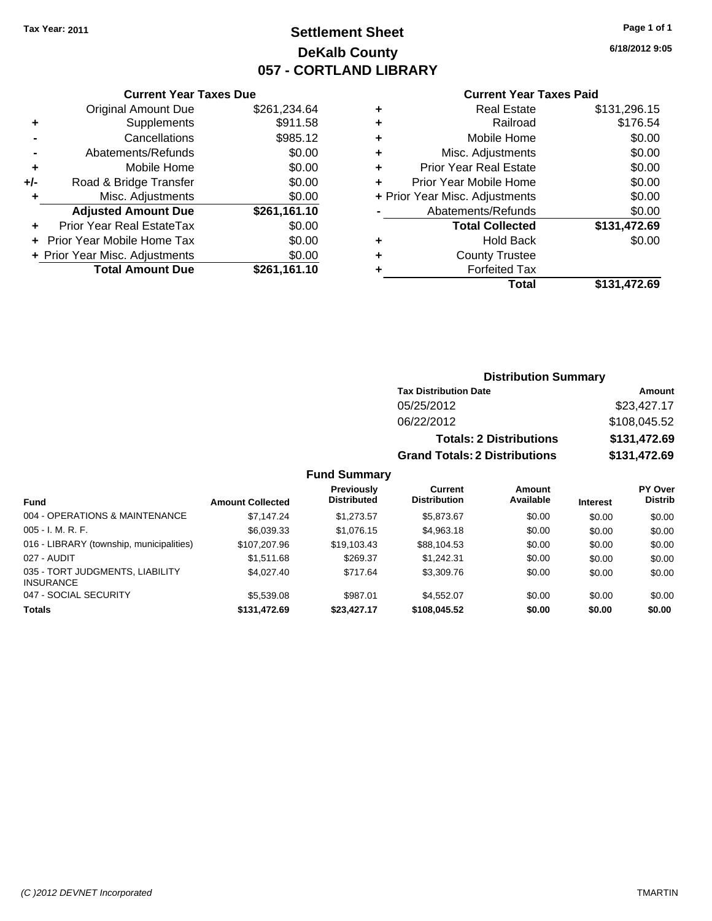Tax Year: 2011

# Settlement Sheet
## DeKalb County
## 057 - CORTLAND LIBRARY

6/18/2012 9:05

### Current Year Taxes Due

| | | |
|---|---|---|
| | Original Amount Due | $261,234.64 |
| + | Supplements | $911.58 |
| - | Cancellations | $985.12 |
| - | Abatements/Refunds | $0.00 |
| + | Mobile Home | $0.00 |
| +/- | Road & Bridge Transfer | $0.00 |
| + | Misc. Adjustments | $0.00 |
| | **Adjusted Amount Due** | **$261,161.10** |
| + | Prior Year Real EstateTax | $0.00 |
| + | Prior Year Mobile Home Tax | $0.00 |
| + | Prior Year Misc. Adjustments | $0.00 |
| | **Total Amount Due** | **$261,161.10** |

### Current Year Taxes Paid

| | | |
|---|---|---|
| + | Real Estate | $131,296.15 |
| + | Railroad | $176.54 |
| + | Mobile Home | $0.00 |
| + | Misc. Adjustments | $0.00 |
| + | Prior Year Real Estate | $0.00 |
| + | Prior Year Mobile Home | $0.00 |
| + | Prior Year Misc. Adjustments | $0.00 |
| - | Abatements/Refunds | $0.00 |
| | **Total Collected** | **$131,472.69** |
| + | Hold Back | $0.00 |
| + | County Trustee | |
| + | Forfeited Tax | |
| | **Total** | **$131,472.69** |

### Distribution Summary

| Tax Distribution Date | Amount |
|---|---|
| 05/25/2012 | $23,427.17 |
| 06/22/2012 | $108,045.52 |
| **Totals: 2 Distributions** | **$131,472.69** |
| **Grand Totals: 2 Distributions** | **$131,472.69** |

### Fund Summary

| Fund | Amount Collected | Previously Distributed | Current Distribution | Amount Available | Interest | PY Over Distrib |
|---|---|---|---|---|---|---|
| 004 - OPERATIONS & MAINTENANCE | $7,147.24 | $1,273.57 | $5,873.67 | $0.00 | $0.00 | $0.00 |
| 005 - I. M. R. F. | $6,039.33 | $1,076.15 | $4,963.18 | $0.00 | $0.00 | $0.00 |
| 016 - LIBRARY (township, municipalities) | $107,207.96 | $19,103.43 | $88,104.53 | $0.00 | $0.00 | $0.00 |
| 027 - AUDIT | $1,511.68 | $269.37 | $1,242.31 | $0.00 | $0.00 | $0.00 |
| 035 - TORT JUDGMENTS, LIABILITY INSURANCE | $4,027.40 | $717.64 | $3,309.76 | $0.00 | $0.00 | $0.00 |
| 047 - SOCIAL SECURITY | $5,539.08 | $987.01 | $4,552.07 | $0.00 | $0.00 | $0.00 |
| **Totals** | **$131,472.69** | **$23,427.17** | **$108,045.52** | **$0.00** | **$0.00** | **$0.00** |

(C )2012 DEVNET Incorporated TMARTIN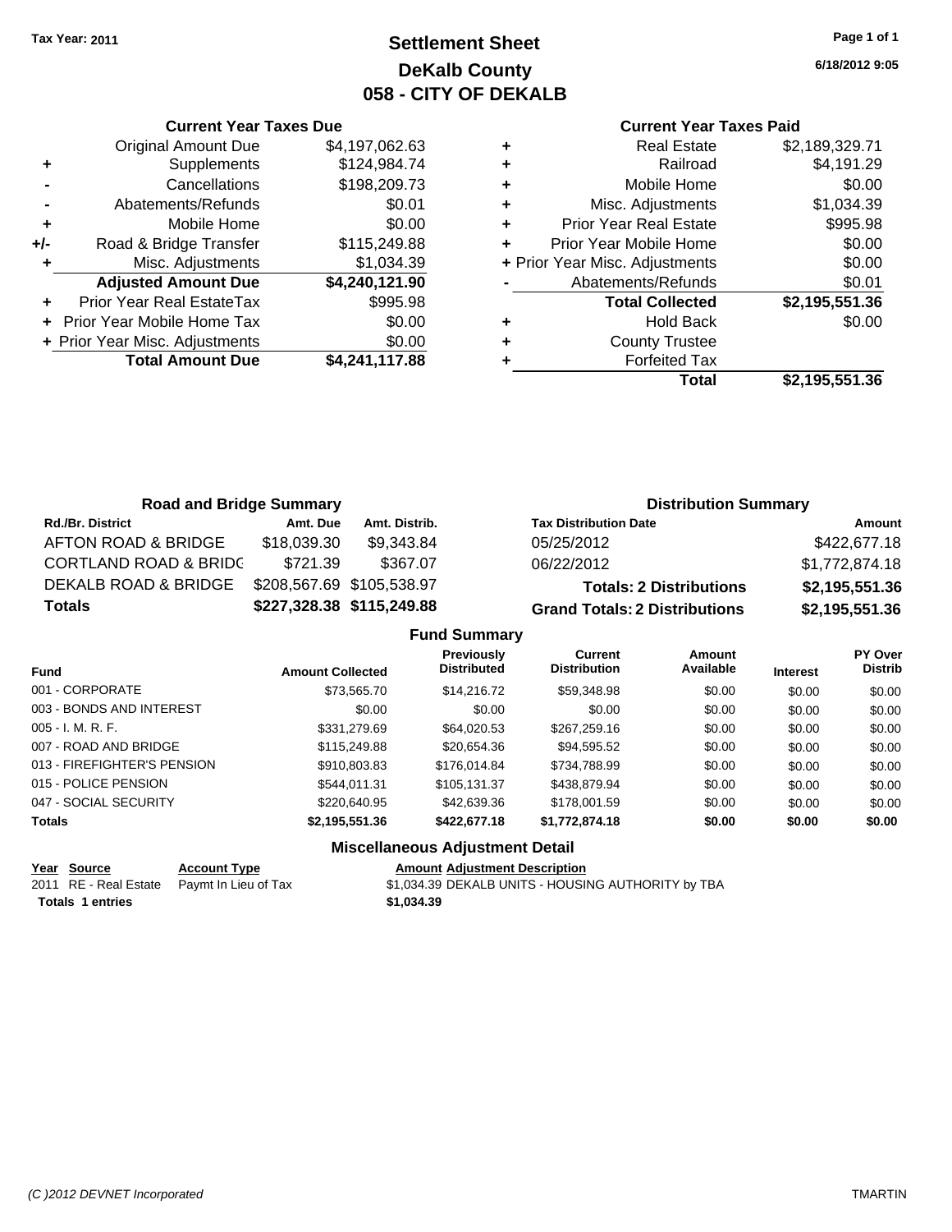Tax Year: 2011

# Settlement Sheet
## DeKalb County
## 058 - CITY OF DEKALB

6/18/2012 9:05

### Current Year Taxes Due

| | | |
|---|---|---|
| | Original Amount Due | $4,197,062.63 |
| + | Supplements | $124,984.74 |
| - | Cancellations | $198,209.73 |
| - | Abatements/Refunds | $0.01 |
| + | Mobile Home | $0.00 |
| +/- | Road & Bridge Transfer | $115,249.88 |
| + | Misc. Adjustments | $1,034.39 |
| | **Adjusted Amount Due** | **$4,240,121.90** |
| + | Prior Year Real EstateTax | $995.98 |
| + | Prior Year Mobile Home Tax | $0.00 |
| + | Prior Year Misc. Adjustments | $0.00 |
| | **Total Amount Due** | **$4,241,117.88** |

### Current Year Taxes Paid

| | | |
|---|---|---|
| + | Real Estate | $2,189,329.71 |
| + | Railroad | $4,191.29 |
| + | Mobile Home | $0.00 |
| + | Misc. Adjustments | $1,034.39 |
| + | Prior Year Real Estate | $995.98 |
| + | Prior Year Mobile Home | $0.00 |
| + | Prior Year Misc. Adjustments | $0.00 |
| - | Abatements/Refunds | $0.01 |
| | **Total Collected** | **$2,195,551.36** |
| + | Hold Back | $0.00 |
| + | County Trustee | |
| + | Forfeited Tax | |
| | **Total** | **$2,195,551.36** |

### Road and Bridge Summary

| Rd./Br. District | Amt. Due | Amt. Distrib. |
|---|---|---|
| AFTON ROAD & BRIDGE | $18,039.30 | $9,343.84 |
| CORTLAND ROAD & BRIDG | $721.39 | $367.07 |
| DEKALB ROAD & BRIDGE | $208,567.69 | $105,538.97 |
| **Totals** | **$227,328.38** | **$115,249.88** |

### Distribution Summary

| Tax Distribution Date | Amount |
|---|---|
| 05/25/2012 | $422,677.18 |
| 06/22/2012 | $1,772,874.18 |
| **Totals: 2 Distributions** | **$2,195,551.36** |
| **Grand Totals: 2 Distributions** | **$2,195,551.36** |

### Fund Summary

| Fund | Amount Collected | Previously Distributed | Current Distribution | Amount Available | Interest | PY Over Distrib |
|---|---|---|---|---|---|---|
| 001 - CORPORATE | $73,565.70 | $14,216.72 | $59,348.98 | $0.00 | $0.00 | $0.00 |
| 003 - BONDS AND INTEREST | $0.00 | $0.00 | $0.00 | $0.00 | $0.00 | $0.00 |
| 005 - I. M. R. F. | $331,279.69 | $64,020.53 | $267,259.16 | $0.00 | $0.00 | $0.00 |
| 007 - ROAD AND BRIDGE | $115,249.88 | $20,654.36 | $94,595.52 | $0.00 | $0.00 | $0.00 |
| 013 - FIREFIGHTER'S PENSION | $910,803.83 | $176,014.84 | $734,788.99 | $0.00 | $0.00 | $0.00 |
| 015 - POLICE PENSION | $544,011.31 | $105,131.37 | $438,879.94 | $0.00 | $0.00 | $0.00 |
| 047 - SOCIAL SECURITY | $220,640.95 | $42,639.36 | $178,001.59 | $0.00 | $0.00 | $0.00 |
| **Totals** | **$2,195,551.36** | **$422,677.18** | **$1,772,874.18** | **$0.00** | **$0.00** | **$0.00** |

### Miscellaneous Adjustment Detail

| Year | Source | Account Type | Amount | Adjustment Description |
|---|---|---|---|---|
| 2011 | RE - Real Estate | Paymt In Lieu of Tax | $1,034.39 | DEKALB UNITS - HOUSING AUTHORITY by TBA |
| **Totals** | **1 entries** | | **$1,034.39** | |

(C )2012 DEVNET Incorporated — TMARTIN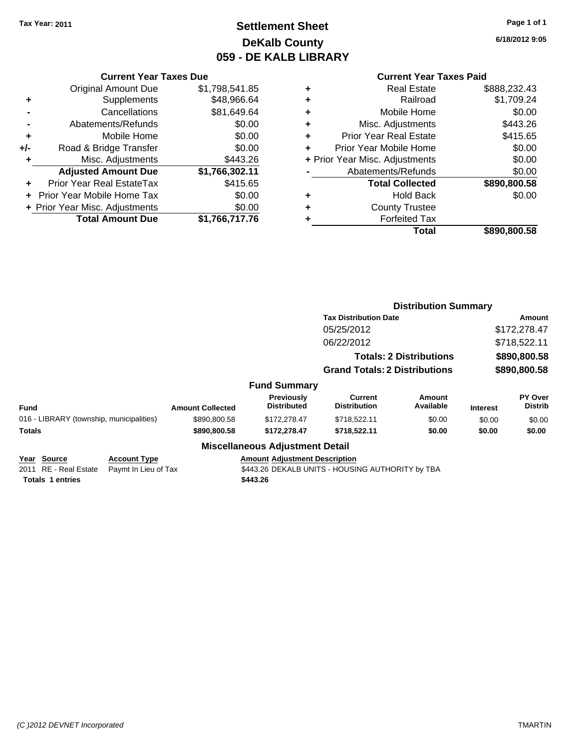Tax Year: 2011

# Settlement Sheet
## DeKalb County
## 059 - DE KALB LIBRARY

6/18/2012 9:05

### Current Year Taxes Due

| | | |
|---|---|---|
| | Original Amount Due | $1,798,541.85 |
| + | Supplements | $48,966.64 |
| - | Cancellations | $81,649.64 |
| - | Abatements/Refunds | $0.00 |
| + | Mobile Home | $0.00 |
| +/- | Road & Bridge Transfer | $0.00 |
| + | Misc. Adjustments | $443.26 |
| | **Adjusted Amount Due** | **$1,766,302.11** |
| + | Prior Year Real EstateTax | $415.65 |
| + | Prior Year Mobile Home Tax | $0.00 |
| + | Prior Year Misc. Adjustments | $0.00 |
| | **Total Amount Due** | **$1,766,717.76** |

### Current Year Taxes Paid

| | | |
|---|---|---|
| + | Real Estate | $888,232.43 |
| + | Railroad | $1,709.24 |
| + | Mobile Home | $0.00 |
| + | Misc. Adjustments | $443.26 |
| + | Prior Year Real Estate | $415.65 |
| + | Prior Year Mobile Home | $0.00 |
| + | Prior Year Misc. Adjustments | $0.00 |
| - | Abatements/Refunds | $0.00 |
| | **Total Collected** | **$890,800.58** |
| + | Hold Back | $0.00 |
| + | County Trustee | |
| + | Forfeited Tax | |
| | **Total** | **$890,800.58** |

### Distribution Summary

| Tax Distribution Date | Amount |
|---|---|
| 05/25/2012 | $172,278.47 |
| 06/22/2012 | $718,522.11 |
| **Totals: 2 Distributions** | **$890,800.58** |
| **Grand Totals: 2 Distributions** | **$890,800.58** |

### Fund Summary

| Fund | Amount Collected | Previously Distributed | Current Distribution | Amount Available | Interest | PY Over Distrib |
|---|---|---|---|---|---|---|
| 016 - LIBRARY (township, municipalities) | $890,800.58 | $172,278.47 | $718,522.11 | $0.00 | $0.00 | $0.00 |
| **Totals** | **$890,800.58** | **$172,278.47** | **$718,522.11** | **$0.00** | **$0.00** | **$0.00** |

### Miscellaneous Adjustment Detail

| Year | Source | Account Type | Amount | Adjustment Description |
|---|---|---|---|---|
| 2011 | RE - Real Estate | Paymt In Lieu of Tax | $443.26 | DEKALB UNITS - HOUSING AUTHORITY by TBA |
| **Totals** | **1 entries** | | **$443.26** | |

(C )2012 DEVNET Incorporated TMARTIN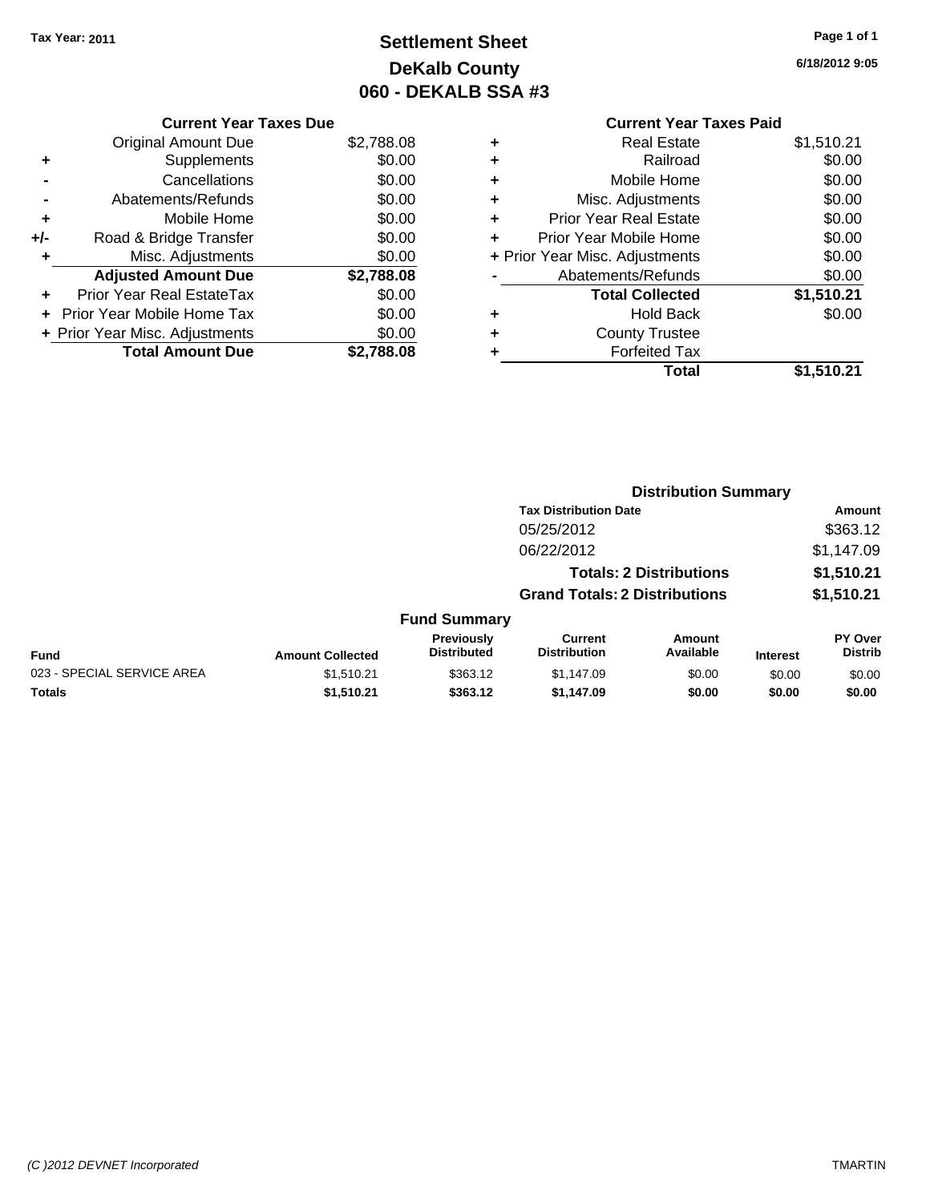**Tax Year: 2011**

# Settlement Sheet
## DeKalb County
## 060 - DEKALB SSA #3

6/18/2012 9:05

| | Current Year Taxes Due | |
|---|---|---|
| | Original Amount Due | $2,788.08 |
| + | Supplements | $0.00 |
| - | Cancellations | $0.00 |
| - | Abatements/Refunds | $0.00 |
| + | Mobile Home | $0.00 |
| +/- | Road & Bridge Transfer | $0.00 |
| + | Misc. Adjustments | $0.00 |
| | **Adjusted Amount Due** | **$2,788.08** |
| + | Prior Year Real EstateTax | $0.00 |
| + | Prior Year Mobile Home Tax | $0.00 |
| + | Prior Year Misc. Adjustments | $0.00 |
| | **Total Amount Due** | **$2,788.08** |

| | Current Year Taxes Paid | |
|---|---|---|
| + | Real Estate | $1,510.21 |
| + | Railroad | $0.00 |
| + | Mobile Home | $0.00 |
| + | Misc. Adjustments | $0.00 |
| + | Prior Year Real Estate | $0.00 |
| + | Prior Year Mobile Home | $0.00 |
| + | Prior Year Misc. Adjustments | $0.00 |
| - | Abatements/Refunds | $0.00 |
| | **Total Collected** | **$1,510.21** |
| + | Hold Back | $0.00 |
| + | County Trustee | |
| + | Forfeited Tax | |
| | **Total** | **$1,510.21** |

### Distribution Summary

| Tax Distribution Date | Amount |
|---|---|
| 05/25/2012 | $363.12 |
| 06/22/2012 | $1,147.09 |
| **Totals: 2 Distributions** | **$1,510.21** |
| **Grand Totals: 2 Distributions** | **$1,510.21** |

### Fund Summary

| Fund | Amount Collected | Previously Distributed | Current Distribution | Amount Available | Interest | PY Over Distrib |
|---|---|---|---|---|---|---|
| 023 - SPECIAL SERVICE AREA | $1,510.21 | $363.12 | $1,147.09 | $0.00 | $0.00 | $0.00 |
| **Totals** | **$1,510.21** | **$363.12** | **$1,147.09** | **$0.00** | **$0.00** | **$0.00** |

*(C )2012 DEVNET Incorporated* TMARTIN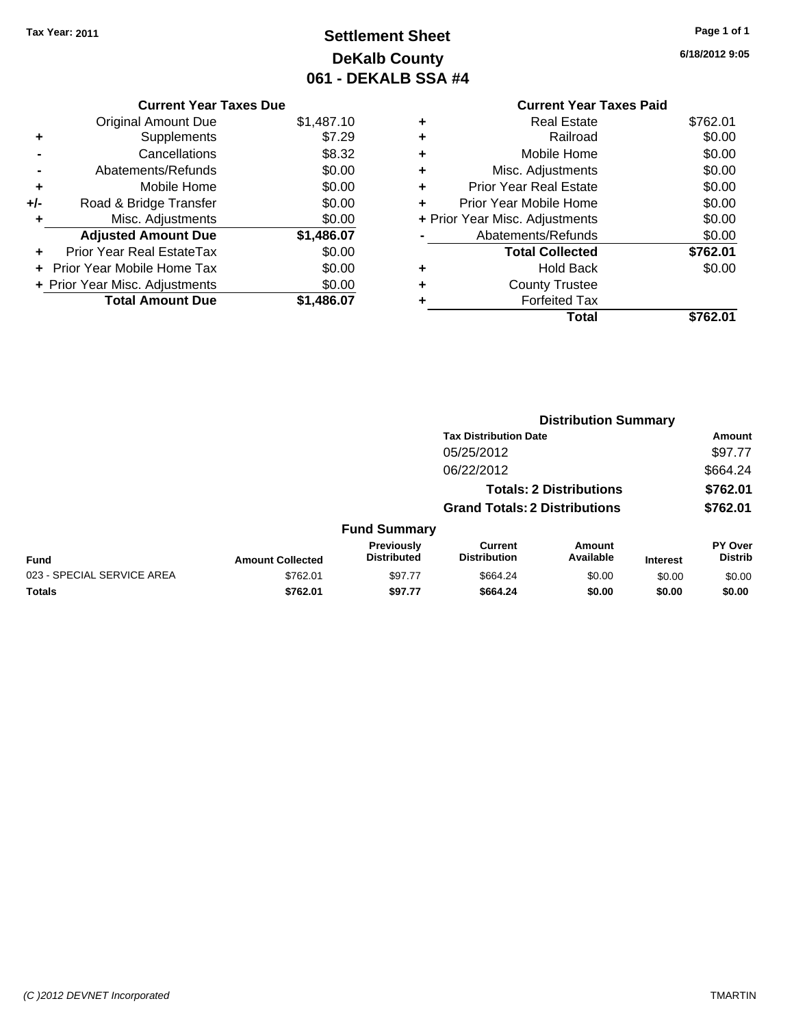Tax Year: 2011

# Settlement Sheet
## DeKalb County
## 061 - DEKALB SSA #4

6/18/2012 9:05

### Current Year Taxes Due

| | | |
|---|---|---|
| | Original Amount Due | $1,487.10 |
| + | Supplements | $7.29 |
| - | Cancellations | $8.32 |
| - | Abatements/Refunds | $0.00 |
| + | Mobile Home | $0.00 |
| +/- | Road & Bridge Transfer | $0.00 |
| + | Misc. Adjustments | $0.00 |
| | **Adjusted Amount Due** | **$1,486.07** |
| + | Prior Year Real EstateTax | $0.00 |
| + | Prior Year Mobile Home Tax | $0.00 |
| + | Prior Year Misc. Adjustments | $0.00 |
| | **Total Amount Due** | **$1,486.07** |

### Current Year Taxes Paid

| | | |
|---|---|---|
| + | Real Estate | $762.01 |
| + | Railroad | $0.00 |
| + | Mobile Home | $0.00 |
| + | Misc. Adjustments | $0.00 |
| + | Prior Year Real Estate | $0.00 |
| + | Prior Year Mobile Home | $0.00 |
| + | Prior Year Misc. Adjustments | $0.00 |
| - | Abatements/Refunds | $0.00 |
| | **Total Collected** | **$762.01** |
| + | Hold Back | $0.00 |
| + | County Trustee | |
| + | Forfeited Tax | |
| | **Total** | **$762.01** |

### Distribution Summary

| Tax Distribution Date | Amount |
|---|---|
| 05/25/2012 | $97.77 |
| 06/22/2012 | $664.24 |
| **Totals: 2 Distributions** | **$762.01** |
| **Grand Totals: 2 Distributions** | **$762.01** |

### Fund Summary

| Fund | Amount Collected | Previously Distributed | Current Distribution | Amount Available | Interest | PY Over Distrib |
|---|---|---|---|---|---|---|
| 023 - SPECIAL SERVICE AREA | $762.01 | $97.77 | $664.24 | $0.00 | $0.00 | $0.00 |
| **Totals** | **$762.01** | **$97.77** | **$664.24** | **$0.00** | **$0.00** | **$0.00** |

(C )2012 DEVNET Incorporated TMARTIN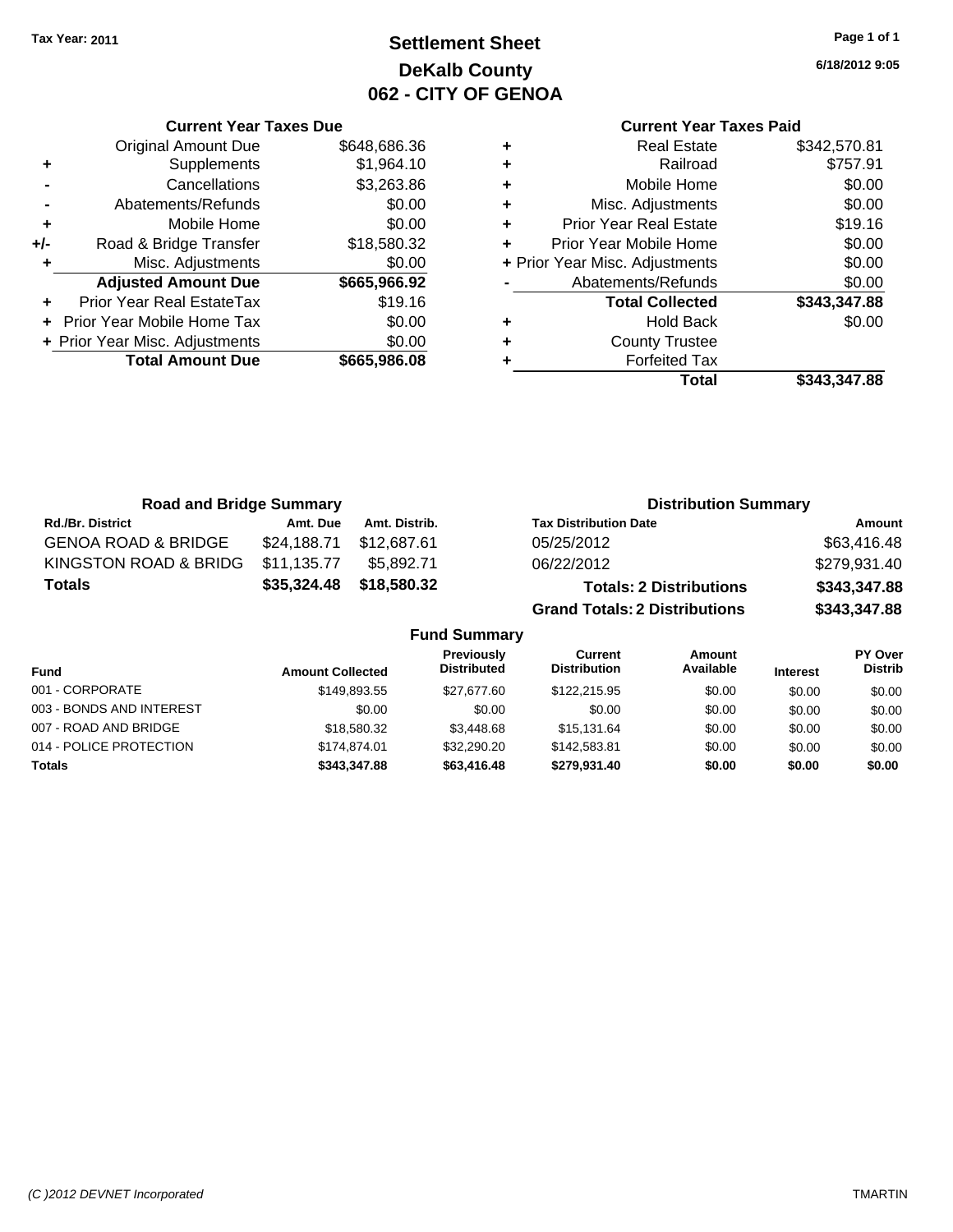Tax Year: 2011

# Settlement Sheet
## DeKalb County
## 062 - CITY OF GENOA

6/18/2012 9:05

### Current Year Taxes Due

| | | |
|---|---|---|
| | Original Amount Due | $648,686.36 |
| + | Supplements | $1,964.10 |
| - | Cancellations | $3,263.86 |
| - | Abatements/Refunds | $0.00 |
| + | Mobile Home | $0.00 |
| +/- | Road & Bridge Transfer | $18,580.32 |
| + | Misc. Adjustments | $0.00 |
| | **Adjusted Amount Due** | **$665,966.92** |
| + | Prior Year Real EstateTax | $19.16 |
| + | Prior Year Mobile Home Tax | $0.00 |
| + | Prior Year Misc. Adjustments | $0.00 |
| | **Total Amount Due** | **$665,986.08** |

### Current Year Taxes Paid

| | | |
|---|---|---|
| + | Real Estate | $342,570.81 |
| + | Railroad | $757.91 |
| + | Mobile Home | $0.00 |
| + | Misc. Adjustments | $0.00 |
| + | Prior Year Real Estate | $19.16 |
| + | Prior Year Mobile Home | $0.00 |
| + | Prior Year Misc. Adjustments | $0.00 |
| - | Abatements/Refunds | $0.00 |
| | **Total Collected** | **$343,347.88** |
| + | Hold Back | $0.00 |
| + | County Trustee | |
| + | Forfeited Tax | |
| | **Total** | **$343,347.88** |

### Road and Bridge Summary

| Rd./Br. District | Amt. Due | Amt. Distrib. |
|---|---|---|
| GENOA ROAD & BRIDGE | $24,188.71 | $12,687.61 |
| KINGSTON ROAD & BRIDG | $11,135.77 | $5,892.71 |
| **Totals** | **$35,324.48** | **$18,580.32** |

### Distribution Summary

| Tax Distribution Date | Amount |
|---|---|
| 05/25/2012 | $63,416.48 |
| 06/22/2012 | $279,931.40 |
| **Totals: 2 Distributions** | **$343,347.88** |
| **Grand Totals: 2 Distributions** | **$343,347.88** |

### Fund Summary

| Fund | Amount Collected | Previously Distributed | Current Distribution | Amount Available | Interest | PY Over Distrib |
|---|---|---|---|---|---|---|
| 001 - CORPORATE | $149,893.55 | $27,677.60 | $122,215.95 | $0.00 | $0.00 | $0.00 |
| 003 - BONDS AND INTEREST | $0.00 | $0.00 | $0.00 | $0.00 | $0.00 | $0.00 |
| 007 - ROAD AND BRIDGE | $18,580.32 | $3,448.68 | $15,131.64 | $0.00 | $0.00 | $0.00 |
| 014 - POLICE PROTECTION | $174,874.01 | $32,290.20 | $142,583.81 | $0.00 | $0.00 | $0.00 |
| **Totals** | **$343,347.88** | **$63,416.48** | **$279,931.40** | **$0.00** | **$0.00** | **$0.00** |

(C )2012 DEVNET Incorporated — TMARTIN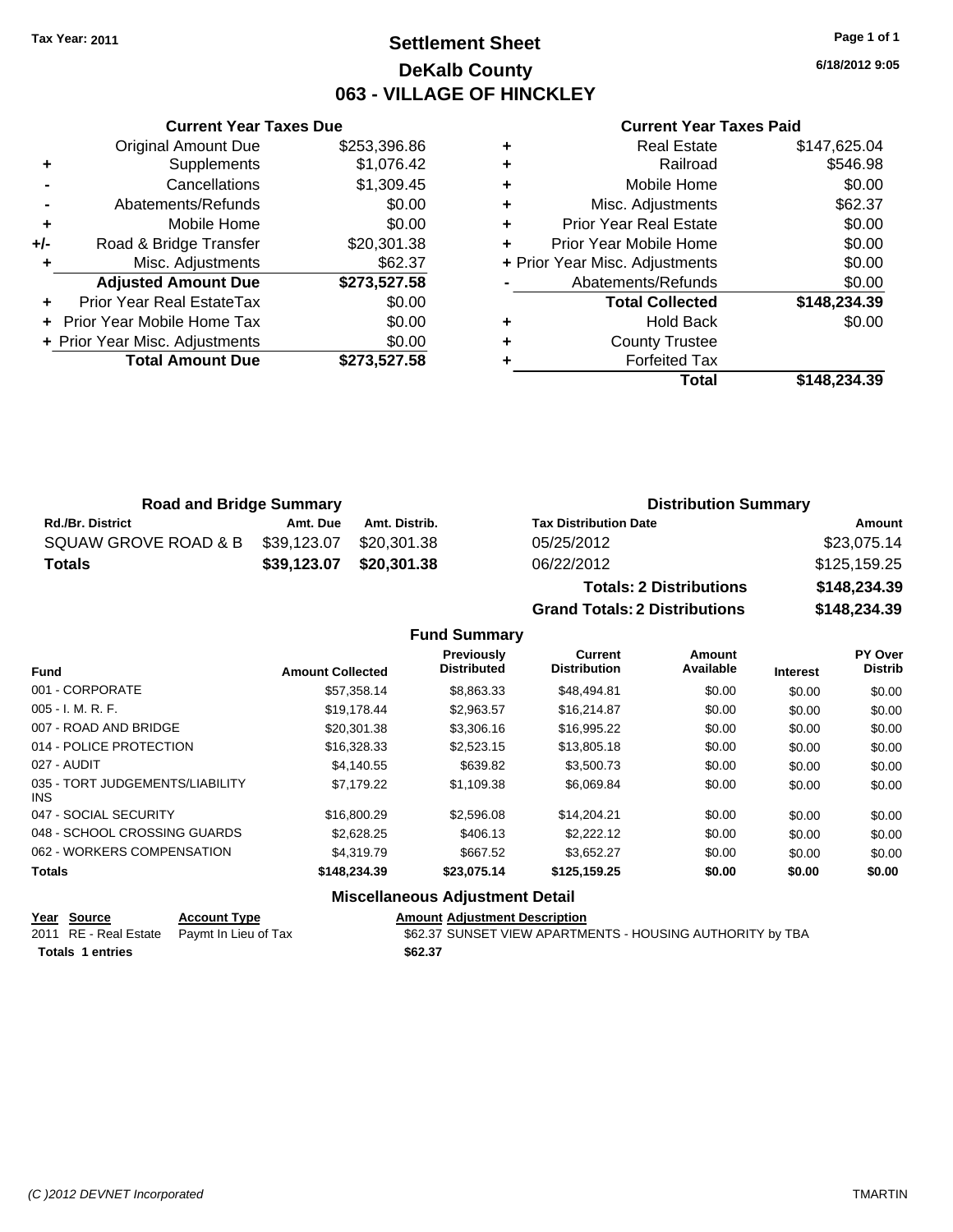**Tax Year: 2011**

# Settlement Sheet
## DeKalb County
## 063 - VILLAGE OF HINCKLEY

6/18/2012 9:05

### Current Year Taxes Due

| | | |
|---|---|---|
| | Original Amount Due | $253,396.86 |
| + | Supplements | $1,076.42 |
| - | Cancellations | $1,309.45 |
| - | Abatements/Refunds | $0.00 |
| + | Mobile Home | $0.00 |
| +/- | Road & Bridge Transfer | $20,301.38 |
| + | Misc. Adjustments | $62.37 |
| | **Adjusted Amount Due** | **$273,527.58** |
| + | Prior Year Real EstateTax | $0.00 |
| + | Prior Year Mobile Home Tax | $0.00 |
| + | Prior Year Misc. Adjustments | $0.00 |
| | **Total Amount Due** | **$273,527.58** |

### Current Year Taxes Paid

| | | |
|---|---|---|
| + | Real Estate | $147,625.04 |
| + | Railroad | $546.98 |
| + | Mobile Home | $0.00 |
| + | Misc. Adjustments | $62.37 |
| + | Prior Year Real Estate | $0.00 |
| + | Prior Year Mobile Home | $0.00 |
| + | Prior Year Misc. Adjustments | $0.00 |
| - | Abatements/Refunds | $0.00 |
| | **Total Collected** | **$148,234.39** |
| + | Hold Back | $0.00 |
| + | County Trustee | |
| + | Forfeited Tax | |
| | **Total** | **$148,234.39** |

### Road and Bridge Summary

| Rd./Br. District | Amt. Due | Amt. Distrib. |
|---|---|---|
| SQUAW GROVE ROAD & B | $39,123.07 | $20,301.38 |
| **Totals** | **$39,123.07** | **$20,301.38** |

### Distribution Summary

| Tax Distribution Date | Amount |
|---|---|
| 05/25/2012 | $23,075.14 |
| 06/22/2012 | $125,159.25 |
| **Totals: 2 Distributions** | **$148,234.39** |
| **Grand Totals: 2 Distributions** | **$148,234.39** |

### Fund Summary

| Fund | Amount Collected | Previously Distributed | Current Distribution | Amount Available | Interest | PY Over Distrib |
|---|---|---|---|---|---|---|
| 001 - CORPORATE | $57,358.14 | $8,863.33 | $48,494.81 | $0.00 | $0.00 | $0.00 |
| 005 - I. M. R. F. | $19,178.44 | $2,963.57 | $16,214.87 | $0.00 | $0.00 | $0.00 |
| 007 - ROAD AND BRIDGE | $20,301.38 | $3,306.16 | $16,995.22 | $0.00 | $0.00 | $0.00 |
| 014 - POLICE PROTECTION | $16,328.33 | $2,523.15 | $13,805.18 | $0.00 | $0.00 | $0.00 |
| 027 - AUDIT | $4,140.55 | $639.82 | $3,500.73 | $0.00 | $0.00 | $0.00 |
| 035 - TORT JUDGEMENTS/LIABILITY INS | $7,179.22 | $1,109.38 | $6,069.84 | $0.00 | $0.00 | $0.00 |
| 047 - SOCIAL SECURITY | $16,800.29 | $2,596.08 | $14,204.21 | $0.00 | $0.00 | $0.00 |
| 048 - SCHOOL CROSSING GUARDS | $2,628.25 | $406.13 | $2,222.12 | $0.00 | $0.00 | $0.00 |
| 062 - WORKERS COMPENSATION | $4,319.79 | $667.52 | $3,652.27 | $0.00 | $0.00 | $0.00 |
| **Totals** | **$148,234.39** | **$23,075.14** | **$125,159.25** | **$0.00** | **$0.00** | **$0.00** |

### Miscellaneous Adjustment Detail

| Year | Source | Account Type | Amount | Adjustment Description |
|---|---|---|---|---|
| 2011 | RE - Real Estate | Paymt In Lieu of Tax | $62.37 | SUNSET VIEW APARTMENTS - HOUSING AUTHORITY by TBA |
| **Totals 1 entries** | | | **$62.37** | |

*(C )2012 DEVNET Incorporated* TMARTIN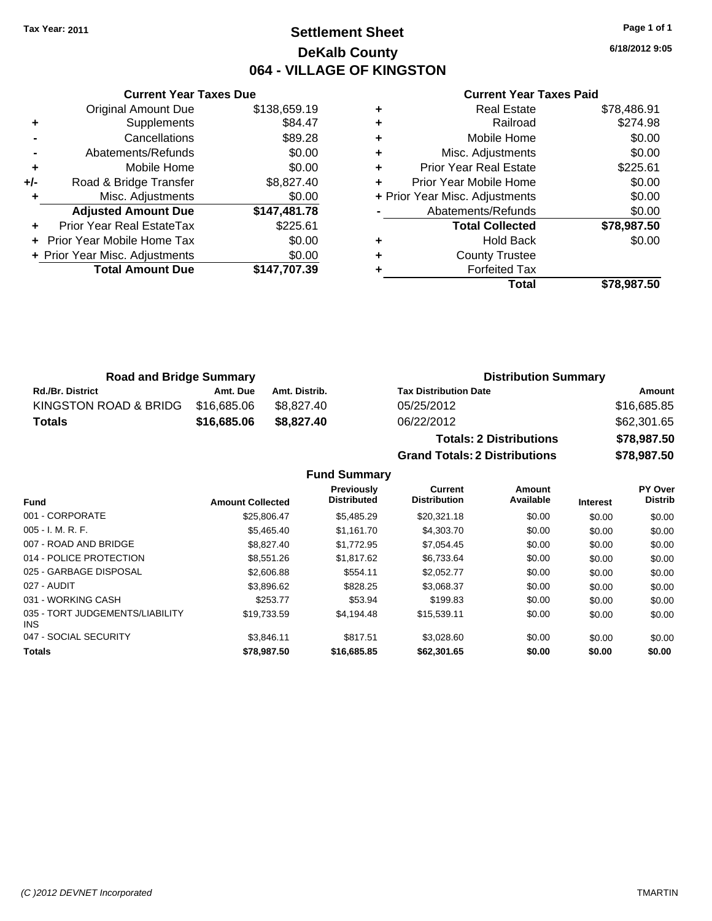Tax Year: 2011

# Settlement Sheet
## DeKalb County
## 064 - VILLAGE OF KINGSTON

6/18/2012 9:05

### Current Year Taxes Due

| | | |
|---|---|---|
| | Original Amount Due | $138,659.19 |
| + | Supplements | $84.47 |
| - | Cancellations | $89.28 |
| - | Abatements/Refunds | $0.00 |
| + | Mobile Home | $0.00 |
| +/- | Road & Bridge Transfer | $8,827.40 |
| + | Misc. Adjustments | $0.00 |
| | **Adjusted Amount Due** | **$147,481.78** |
| + | Prior Year Real EstateTax | $225.61 |
| + | Prior Year Mobile Home Tax | $0.00 |
| + | Prior Year Misc. Adjustments | $0.00 |
| | **Total Amount Due** | **$147,707.39** |

### Current Year Taxes Paid

| | | |
|---|---|---|
| + | Real Estate | $78,486.91 |
| + | Railroad | $274.98 |
| + | Mobile Home | $0.00 |
| + | Misc. Adjustments | $0.00 |
| + | Prior Year Real Estate | $225.61 |
| + | Prior Year Mobile Home | $0.00 |
| + | Prior Year Misc. Adjustments | $0.00 |
| - | Abatements/Refunds | $0.00 |
| | **Total Collected** | **$78,987.50** |
| + | Hold Back | $0.00 |
| + | County Trustee | |
| + | Forfeited Tax | |
| | **Total** | **$78,987.50** |

### Road and Bridge Summary

| Rd./Br. District | Amt. Due | Amt. Distrib. |
|---|---|---|
| KINGSTON ROAD & BRIDG | $16,685.06 | $8,827.40 |
| **Totals** | **$16,685.06** | **$8,827.40** |

### Distribution Summary

| Tax Distribution Date | Amount |
|---|---|
| 05/25/2012 | $16,685.85 |
| 06/22/2012 | $62,301.65 |
| **Totals: 2 Distributions** | **$78,987.50** |
| **Grand Totals: 2 Distributions** | **$78,987.50** |

### Fund Summary

| Fund | Amount Collected | Previously Distributed | Current Distribution | Amount Available | Interest | PY Over Distrib |
|---|---|---|---|---|---|---|
| 001 - CORPORATE | $25,806.47 | $5,485.29 | $20,321.18 | $0.00 | $0.00 | $0.00 |
| 005 - I. M. R. F. | $5,465.40 | $1,161.70 | $4,303.70 | $0.00 | $0.00 | $0.00 |
| 007 - ROAD AND BRIDGE | $8,827.40 | $1,772.95 | $7,054.45 | $0.00 | $0.00 | $0.00 |
| 014 - POLICE PROTECTION | $8,551.26 | $1,817.62 | $6,733.64 | $0.00 | $0.00 | $0.00 |
| 025 - GARBAGE DISPOSAL | $2,606.88 | $554.11 | $2,052.77 | $0.00 | $0.00 | $0.00 |
| 027 - AUDIT | $3,896.62 | $828.25 | $3,068.37 | $0.00 | $0.00 | $0.00 |
| 031 - WORKING CASH | $253.77 | $53.94 | $199.83 | $0.00 | $0.00 | $0.00 |
| 035 - TORT JUDGEMENTS/LIABILITY INS | $19,733.59 | $4,194.48 | $15,539.11 | $0.00 | $0.00 | $0.00 |
| 047 - SOCIAL SECURITY | $3,846.11 | $817.51 | $3,028.60 | $0.00 | $0.00 | $0.00 |
| **Totals** | **$78,987.50** | **$16,685.85** | **$62,301.65** | **$0.00** | **$0.00** | **$0.00** |

(C )2012 DEVNET Incorporated TMARTIN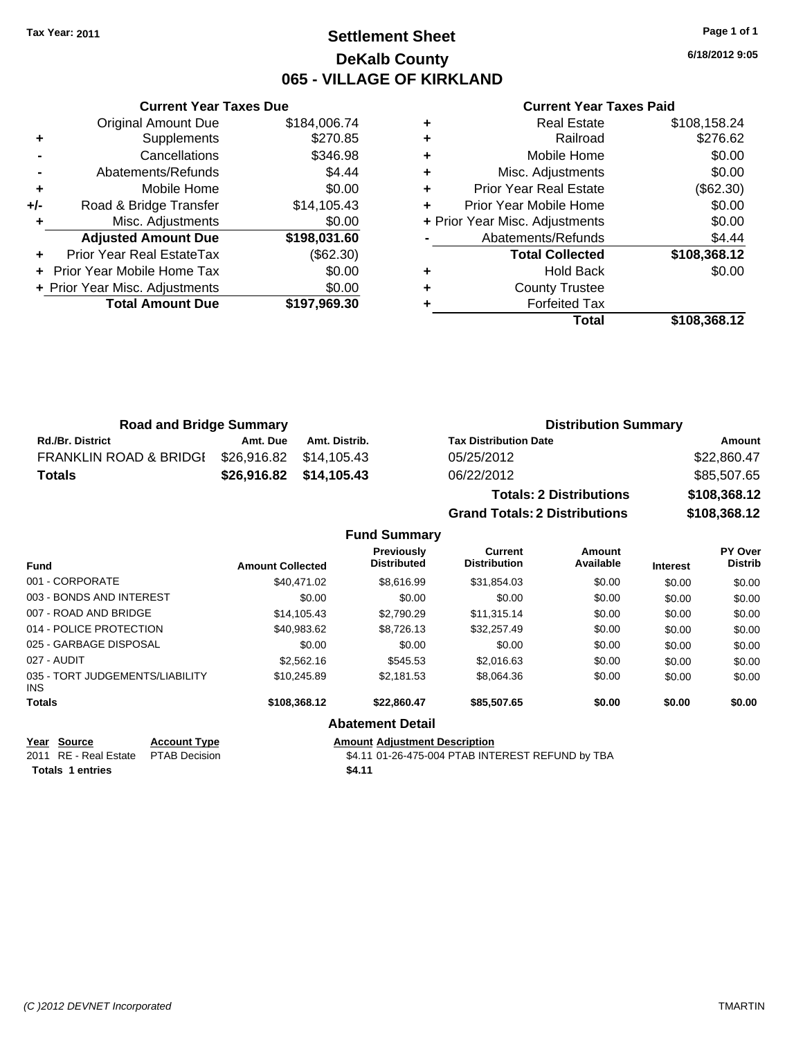Tax Year: 2011

# Settlement Sheet
## DeKalb County
## 065 - VILLAGE OF KIRKLAND

6/18/2012 9:05

### Current Year Taxes Due

| | | |
|---|---|---|
| | Original Amount Due | $184,006.74 |
| + | Supplements | $270.85 |
| - | Cancellations | $346.98 |
| - | Abatements/Refunds | $4.44 |
| + | Mobile Home | $0.00 |
| +/- | Road & Bridge Transfer | $14,105.43 |
| + | Misc. Adjustments | $0.00 |
| | **Adjusted Amount Due** | **$198,031.60** |
| + | Prior Year Real EstateTax | ($62.30) |
| + | Prior Year Mobile Home Tax | $0.00 |
| + | Prior Year Misc. Adjustments | $0.00 |
| | **Total Amount Due** | **$197,969.30** |

### Current Year Taxes Paid

| | | |
|---|---|---|
| + | Real Estate | $108,158.24 |
| + | Railroad | $276.62 |
| + | Mobile Home | $0.00 |
| + | Misc. Adjustments | $0.00 |
| + | Prior Year Real Estate | ($62.30) |
| + | Prior Year Mobile Home | $0.00 |
| + | Prior Year Misc. Adjustments | $0.00 |
| - | Abatements/Refunds | $4.44 |
| | **Total Collected** | **$108,368.12** |
| + | Hold Back | $0.00 |
| + | County Trustee | |
| + | Forfeited Tax | |
| | **Total** | **$108,368.12** |

### Road and Bridge Summary

| Rd./Br. District | Amt. Due | Amt. Distrib. |
|---|---|---|
| FRANKLIN ROAD & BRIDGI | $26,916.82 | $14,105.43 |
| **Totals** | **$26,916.82** | **$14,105.43** |

### Distribution Summary

| Tax Distribution Date | Amount |
|---|---|
| 05/25/2012 | $22,860.47 |
| 06/22/2012 | $85,507.65 |
| **Totals: 2 Distributions** | **$108,368.12** |
| **Grand Totals: 2 Distributions** | **$108,368.12** |

### Fund Summary

| Fund | Amount Collected | Previously Distributed | Current Distribution | Amount Available | Interest | PY Over Distrib |
|---|---|---|---|---|---|---|
| 001 - CORPORATE | $40,471.02 | $8,616.99 | $31,854.03 | $0.00 | $0.00 | $0.00 |
| 003 - BONDS AND INTEREST | $0.00 | $0.00 | $0.00 | $0.00 | $0.00 | $0.00 |
| 007 - ROAD AND BRIDGE | $14,105.43 | $2,790.29 | $11,315.14 | $0.00 | $0.00 | $0.00 |
| 014 - POLICE PROTECTION | $40,983.62 | $8,726.13 | $32,257.49 | $0.00 | $0.00 | $0.00 |
| 025 - GARBAGE DISPOSAL | $0.00 | $0.00 | $0.00 | $0.00 | $0.00 | $0.00 |
| 027 - AUDIT | $2,562.16 | $545.53 | $2,016.63 | $0.00 | $0.00 | $0.00 |
| 035 - TORT JUDGEMENTS/LIABILITY INS | $10,245.89 | $2,181.53 | $8,064.36 | $0.00 | $0.00 | $0.00 |
| **Totals** | **$108,368.12** | **$22,860.47** | **$85,507.65** | **$0.00** | **$0.00** | **$0.00** |

### Abatement Detail

| Year | Source | Account Type | Amount | Adjustment Description |
|---|---|---|---|---|
| 2011 | RE - Real Estate | PTAB Decision | $4.11 | 01-26-475-004 PTAB INTEREST REFUND by TBA |
| **Totals 1 entries** | | | **$4.11** | |

(C )2012 DEVNET Incorporated — TMARTIN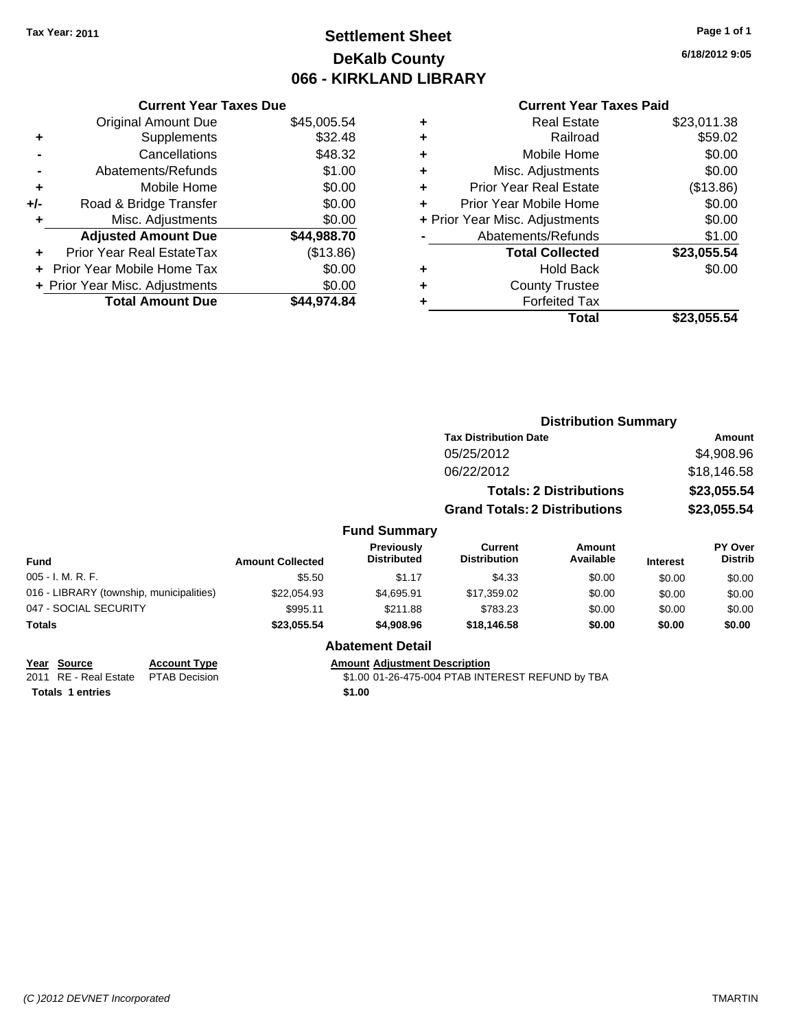Tax Year: 2011

# Settlement Sheet
## DeKalb County
## 066 - KIRKLAND LIBRARY

6/18/2012 9:05

### Current Year Taxes Due

| | | |
|---|---|---|
| | Original Amount Due | $45,005.54 |
| + | Supplements | $32.48 |
| - | Cancellations | $48.32 |
| - | Abatements/Refunds | $1.00 |
| + | Mobile Home | $0.00 |
| +/- | Road & Bridge Transfer | $0.00 |
| + | Misc. Adjustments | $0.00 |
| | **Adjusted Amount Due** | **$44,988.70** |
| + | Prior Year Real EstateTax | ($13.86) |
| + | Prior Year Mobile Home Tax | $0.00 |
| + | Prior Year Misc. Adjustments | $0.00 |
| | **Total Amount Due** | **$44,974.84** |

### Current Year Taxes Paid

| | | |
|---|---|---|
| + | Real Estate | $23,011.38 |
| + | Railroad | $59.02 |
| + | Mobile Home | $0.00 |
| + | Misc. Adjustments | $0.00 |
| + | Prior Year Real Estate | ($13.86) |
| + | Prior Year Mobile Home | $0.00 |
| + | Prior Year Misc. Adjustments | $0.00 |
| - | Abatements/Refunds | $1.00 |
| | **Total Collected** | **$23,055.54** |
| + | Hold Back | $0.00 |
| + | County Trustee | |
| + | Forfeited Tax | |
| | **Total** | **$23,055.54** |

### Distribution Summary

| Tax Distribution Date | Amount |
|---|---|
| 05/25/2012 | $4,908.96 |
| 06/22/2012 | $18,146.58 |
| **Totals: 2 Distributions** | **$23,055.54** |
| **Grand Totals: 2 Distributions** | **$23,055.54** |

### Fund Summary

| Fund | Amount Collected | Previously Distributed | Current Distribution | Amount Available | Interest | PY Over Distrib |
|---|---|---|---|---|---|---|
| 005 - I. M. R. F. | $5.50 | $1.17 | $4.33 | $0.00 | $0.00 | $0.00 |
| 016 - LIBRARY (township, municipalities) | $22,054.93 | $4,695.91 | $17,359.02 | $0.00 | $0.00 | $0.00 |
| 047 - SOCIAL SECURITY | $995.11 | $211.88 | $783.23 | $0.00 | $0.00 | $0.00 |
| **Totals** | **$23,055.54** | **$4,908.96** | **$18,146.58** | **$0.00** | **$0.00** | **$0.00** |

### Abatement Detail

| Year | Source | Account Type | Amount | Adjustment Description |
|---|---|---|---|---|
| 2011 | RE - Real Estate | PTAB Decision | $1.00 | 01-26-475-004 PTAB INTEREST REFUND by TBA |
| **Totals 1 entries** | | | **$1.00** | |

(C )2012 DEVNET Incorporated TMARTIN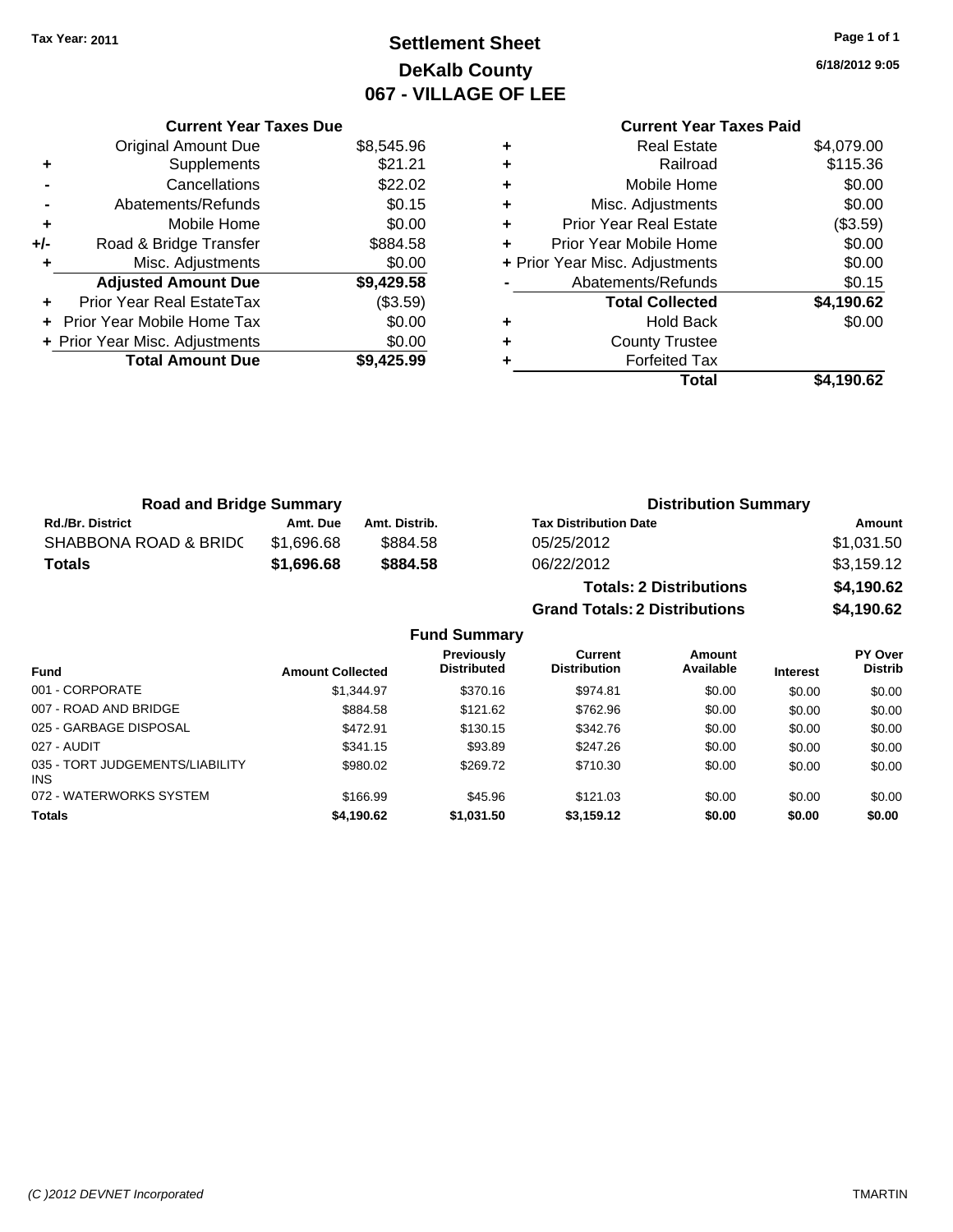Tax Year: 2011

# Settlement Sheet
## DeKalb County
## 067 - VILLAGE OF LEE

6/18/2012 9:05

| | Current Year Taxes Due | |
|---|---|---|
| | Original Amount Due | $8,545.96 |
| + | Supplements | $21.21 |
| - | Cancellations | $22.02 |
| - | Abatements/Refunds | $0.15 |
| + | Mobile Home | $0.00 |
| +/- | Road & Bridge Transfer | $884.58 |
| + | Misc. Adjustments | $0.00 |
| | **Adjusted Amount Due** | **$9,429.58** |
| + | Prior Year Real EstateTax | ($3.59) |
| + | Prior Year Mobile Home Tax | $0.00 |
| + | Prior Year Misc. Adjustments | $0.00 |
| | **Total Amount Due** | **$9,425.99** |

| | Current Year Taxes Paid | |
|---|---|---|
| + | Real Estate | $4,079.00 |
| + | Railroad | $115.36 |
| + | Mobile Home | $0.00 |
| + | Misc. Adjustments | $0.00 |
| + | Prior Year Real Estate | ($3.59) |
| + | Prior Year Mobile Home | $0.00 |
| + | Prior Year Misc. Adjustments | $0.00 |
| - | Abatements/Refunds | $0.15 |
| | **Total Collected** | **$4,190.62** |
| + | Hold Back | $0.00 |
| + | County Trustee | |
| + | Forfeited Tax | |
| | **Total** | **$4,190.62** |

### Road and Bridge Summary

| Rd./Br. District | Amt. Due | Amt. Distrib. |
|---|---|---|
| SHABBONA ROAD & BRIDC | $1,696.68 | $884.58 |
| **Totals** | **$1,696.68** | **$884.58** |

### Distribution Summary

| Tax Distribution Date | Amount |
|---|---|
| 05/25/2012 | $1,031.50 |
| 06/22/2012 | $3,159.12 |
| **Totals: 2 Distributions** | **$4,190.62** |
| **Grand Totals: 2 Distributions** | **$4,190.62** |

### Fund Summary

| Fund | Amount Collected | Previously Distributed | Current Distribution | Amount Available | Interest | PY Over Distrib |
|---|---|---|---|---|---|---|
| 001 - CORPORATE | $1,344.97 | $370.16 | $974.81 | $0.00 | $0.00 | $0.00 |
| 007 - ROAD AND BRIDGE | $884.58 | $121.62 | $762.96 | $0.00 | $0.00 | $0.00 |
| 025 - GARBAGE DISPOSAL | $472.91 | $130.15 | $342.76 | $0.00 | $0.00 | $0.00 |
| 027 - AUDIT | $341.15 | $93.89 | $247.26 | $0.00 | $0.00 | $0.00 |
| 035 - TORT JUDGEMENTS/LIABILITY INS | $980.02 | $269.72 | $710.30 | $0.00 | $0.00 | $0.00 |
| 072 - WATERWORKS SYSTEM | $166.99 | $45.96 | $121.03 | $0.00 | $0.00 | $0.00 |
| **Totals** | **$4,190.62** | **$1,031.50** | **$3,159.12** | **$0.00** | **$0.00** | **$0.00** |

(C )2012 DEVNET Incorporated — TMARTIN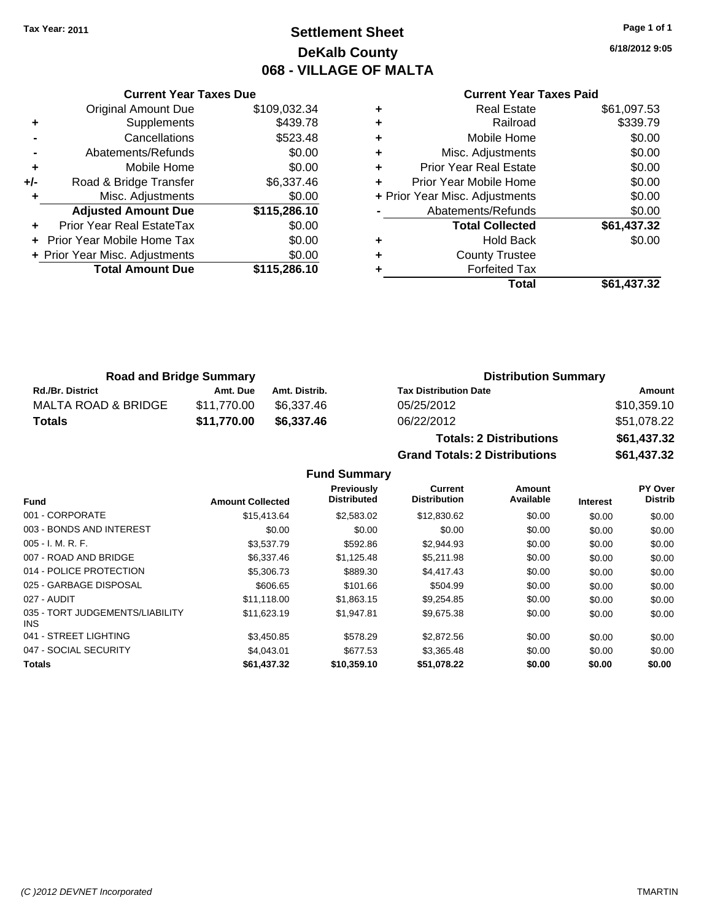Tax Year: 2011

# Settlement Sheet
## DeKalb County
## 068 - VILLAGE OF MALTA

6/18/2012 9:05

### Current Year Taxes Due

| | | |
|---|---|---|
| | Original Amount Due | $109,032.34 |
| + | Supplements | $439.78 |
| - | Cancellations | $523.48 |
| - | Abatements/Refunds | $0.00 |
| + | Mobile Home | $0.00 |
| +/- | Road & Bridge Transfer | $6,337.46 |
| + | Misc. Adjustments | $0.00 |
| | **Adjusted Amount Due** | **$115,286.10** |
| + | Prior Year Real EstateTax | $0.00 |
| + | Prior Year Mobile Home Tax | $0.00 |
| + | Prior Year Misc. Adjustments | $0.00 |
| | **Total Amount Due** | **$115,286.10** |

### Current Year Taxes Paid

| | | |
|---|---|---|
| + | Real Estate | $61,097.53 |
| + | Railroad | $339.79 |
| + | Mobile Home | $0.00 |
| + | Misc. Adjustments | $0.00 |
| + | Prior Year Real Estate | $0.00 |
| + | Prior Year Mobile Home | $0.00 |
| + | Prior Year Misc. Adjustments | $0.00 |
| - | Abatements/Refunds | $0.00 |
| | **Total Collected** | **$61,437.32** |
| + | Hold Back | $0.00 |
| + | County Trustee | |
| + | Forfeited Tax | |
| | **Total** | **$61,437.32** |

### Road and Bridge Summary

| Rd./Br. District | Amt. Due | Amt. Distrib. |
|---|---|---|
| MALTA ROAD & BRIDGE | $11,770.00 | $6,337.46 |
| **Totals** | **$11,770.00** | **$6,337.46** |

### Distribution Summary

| Tax Distribution Date | Amount |
|---|---|
| 05/25/2012 | $10,359.10 |
| 06/22/2012 | $51,078.22 |
| **Totals: 2 Distributions** | **$61,437.32** |
| **Grand Totals: 2 Distributions** | **$61,437.32** |

### Fund Summary

| Fund | Amount Collected | Previously Distributed | Current Distribution | Amount Available | Interest | PY Over Distrib |
|---|---|---|---|---|---|---|
| 001 - CORPORATE | $15,413.64 | $2,583.02 | $12,830.62 | $0.00 | $0.00 | $0.00 |
| 003 - BONDS AND INTEREST | $0.00 | $0.00 | $0.00 | $0.00 | $0.00 | $0.00 |
| 005 - I. M. R. F. | $3,537.79 | $592.86 | $2,944.93 | $0.00 | $0.00 | $0.00 |
| 007 - ROAD AND BRIDGE | $6,337.46 | $1,125.48 | $5,211.98 | $0.00 | $0.00 | $0.00 |
| 014 - POLICE PROTECTION | $5,306.73 | $889.30 | $4,417.43 | $0.00 | $0.00 | $0.00 |
| 025 - GARBAGE DISPOSAL | $606.65 | $101.66 | $504.99 | $0.00 | $0.00 | $0.00 |
| 027 - AUDIT | $11,118.00 | $1,863.15 | $9,254.85 | $0.00 | $0.00 | $0.00 |
| 035 - TORT JUDGEMENTS/LIABILITY INS | $11,623.19 | $1,947.81 | $9,675.38 | $0.00 | $0.00 | $0.00 |
| 041 - STREET LIGHTING | $3,450.85 | $578.29 | $2,872.56 | $0.00 | $0.00 | $0.00 |
| 047 - SOCIAL SECURITY | $4,043.01 | $677.53 | $3,365.48 | $0.00 | $0.00 | $0.00 |
| **Totals** | **$61,437.32** | **$10,359.10** | **$51,078.22** | **$0.00** | **$0.00** | **$0.00** |

(C )2012 DEVNET Incorporated TMARTIN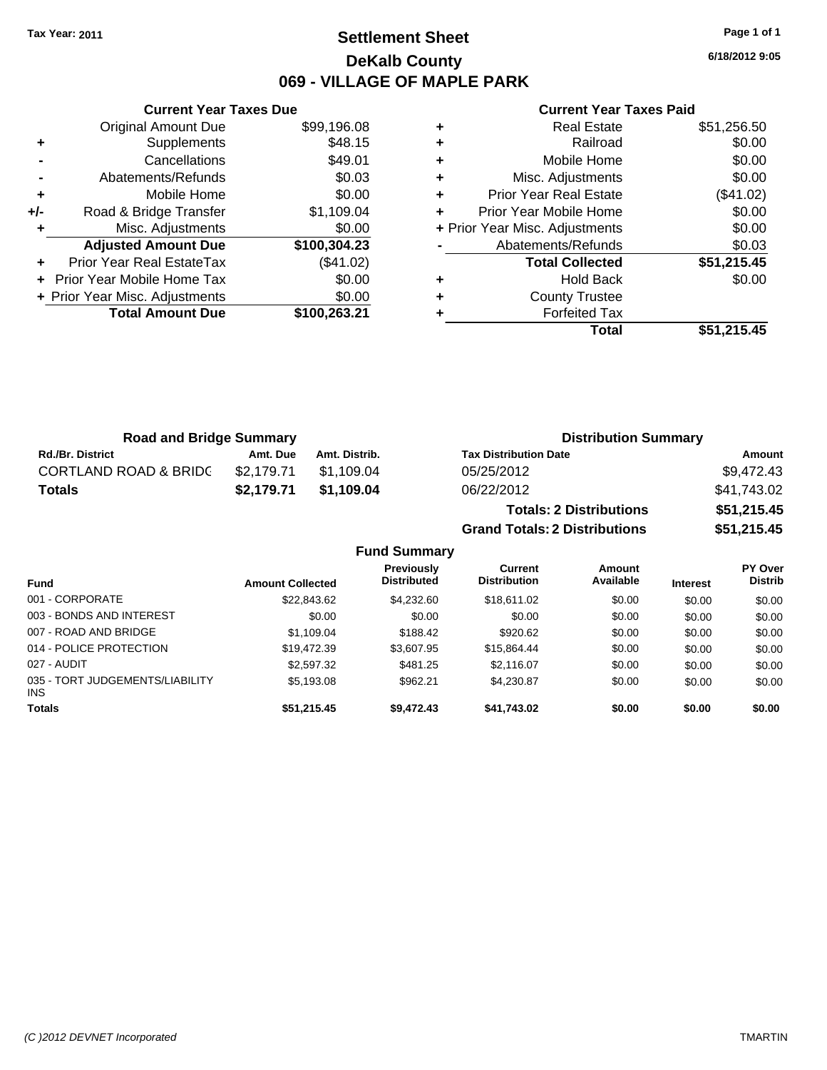Tax Year: 2011

# Settlement Sheet
## DeKalb County
## 069 - VILLAGE OF MAPLE PARK

6/18/2012 9:05

### Current Year Taxes Due

| | | |
|---|---|---|
| | Original Amount Due | $99,196.08 |
| + | Supplements | $48.15 |
| - | Cancellations | $49.01 |
| - | Abatements/Refunds | $0.03 |
| + | Mobile Home | $0.00 |
| +/- | Road & Bridge Transfer | $1,109.04 |
| + | Misc. Adjustments | $0.00 |
| | **Adjusted Amount Due** | **$100,304.23** |
| + | Prior Year Real EstateTax | ($41.02) |
| + | Prior Year Mobile Home Tax | $0.00 |
| + | Prior Year Misc. Adjustments | $0.00 |
| | **Total Amount Due** | **$100,263.21** |

### Current Year Taxes Paid

| | | |
|---|---|---|
| + | Real Estate | $51,256.50 |
| + | Railroad | $0.00 |
| + | Mobile Home | $0.00 |
| + | Misc. Adjustments | $0.00 |
| + | Prior Year Real Estate | ($41.02) |
| + | Prior Year Mobile Home | $0.00 |
| + | Prior Year Misc. Adjustments | $0.00 |
| - | Abatements/Refunds | $0.03 |
| | **Total Collected** | **$51,215.45** |
| + | Hold Back | $0.00 |
| + | County Trustee | |
| + | Forfeited Tax | |
| | **Total** | **$51,215.45** |

### Road and Bridge Summary

| Rd./Br. District | Amt. Due | Amt. Distrib. |
|---|---|---|
| CORTLAND ROAD & BRIDG | $2,179.71 | $1,109.04 |
| **Totals** | **$2,179.71** | **$1,109.04** |

### Distribution Summary

| Tax Distribution Date | Amount |
|---|---|
| 05/25/2012 | $9,472.43 |
| 06/22/2012 | $41,743.02 |
| **Totals: 2 Distributions** | **$51,215.45** |
| **Grand Totals: 2 Distributions** | **$51,215.45** |

### Fund Summary

| Fund | Amount Collected | Previously Distributed | Current Distribution | Amount Available | Interest | PY Over Distrib |
|---|---|---|---|---|---|---|
| 001 - CORPORATE | $22,843.62 | $4,232.60 | $18,611.02 | $0.00 | $0.00 | $0.00 |
| 003 - BONDS AND INTEREST | $0.00 | $0.00 | $0.00 | $0.00 | $0.00 | $0.00 |
| 007 - ROAD AND BRIDGE | $1,109.04 | $188.42 | $920.62 | $0.00 | $0.00 | $0.00 |
| 014 - POLICE PROTECTION | $19,472.39 | $3,607.95 | $15,864.44 | $0.00 | $0.00 | $0.00 |
| 027 - AUDIT | $2,597.32 | $481.25 | $2,116.07 | $0.00 | $0.00 | $0.00 |
| 035 - TORT JUDGEMENTS/LIABILITY INS | $5,193.08 | $962.21 | $4,230.87 | $0.00 | $0.00 | $0.00 |
| **Totals** | **$51,215.45** | **$9,472.43** | **$41,743.02** | **$0.00** | **$0.00** | **$0.00** |

(C )2012 DEVNET Incorporated TMARTIN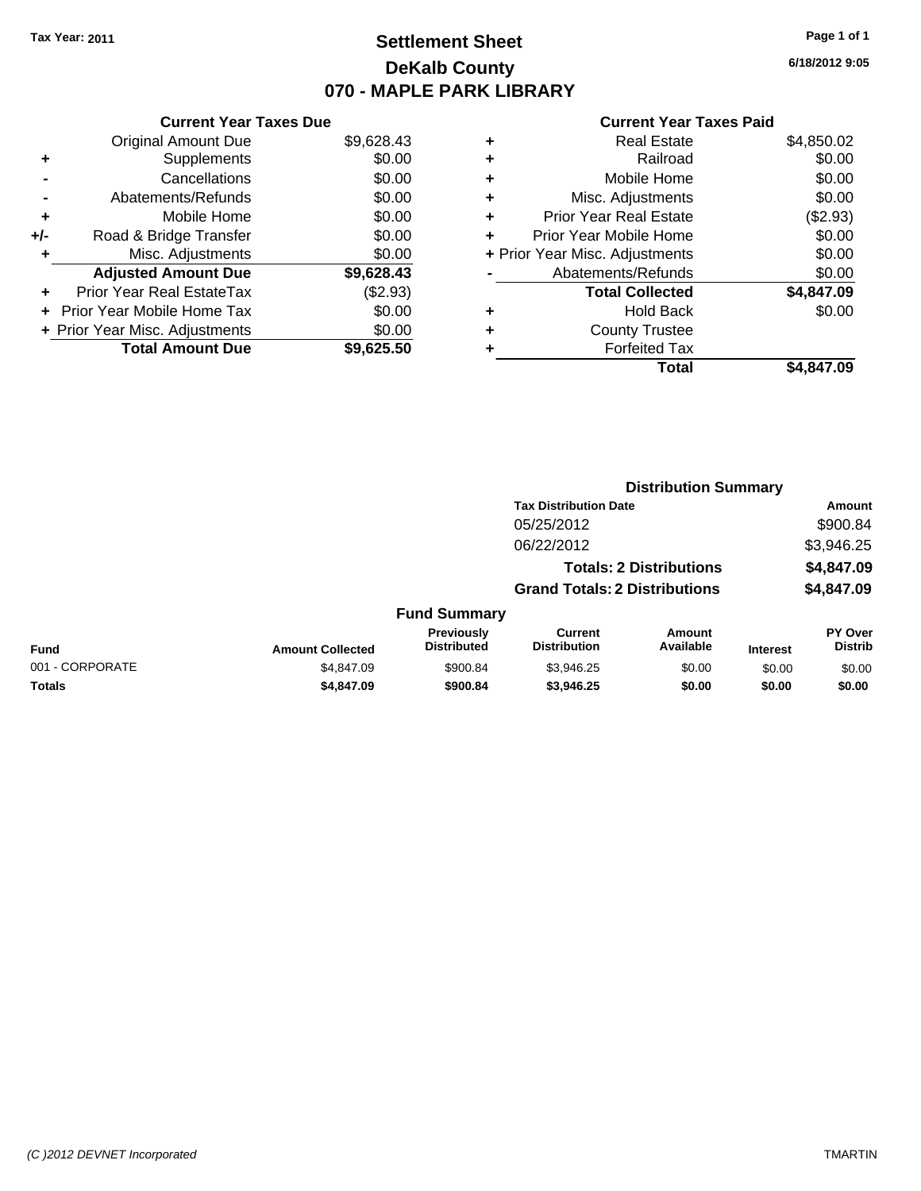Tax Year: 2011

# Settlement Sheet
## DeKalb County
## 070 - MAPLE PARK LIBRARY

6/18/2012 9:05

### Current Year Taxes Due

| | | |
|---|---|---|
| | Original Amount Due | $9,628.43 |
| + | Supplements | $0.00 |
| - | Cancellations | $0.00 |
| - | Abatements/Refunds | $0.00 |
| + | Mobile Home | $0.00 |
| +/- | Road & Bridge Transfer | $0.00 |
| + | Misc. Adjustments | $0.00 |
| | **Adjusted Amount Due** | **$9,628.43** |
| + | Prior Year Real EstateTax | ($2.93) |
| + | Prior Year Mobile Home Tax | $0.00 |
| + | Prior Year Misc. Adjustments | $0.00 |
| | **Total Amount Due** | **$9,625.50** |

### Current Year Taxes Paid

| | | |
|---|---|---|
| + | Real Estate | $4,850.02 |
| + | Railroad | $0.00 |
| + | Mobile Home | $0.00 |
| + | Misc. Adjustments | $0.00 |
| + | Prior Year Real Estate | ($2.93) |
| + | Prior Year Mobile Home | $0.00 |
| + | Prior Year Misc. Adjustments | $0.00 |
| - | Abatements/Refunds | $0.00 |
| | **Total Collected** | **$4,847.09** |
| + | Hold Back | $0.00 |
| + | County Trustee | |
| + | Forfeited Tax | |
| | **Total** | **$4,847.09** |

### Distribution Summary

| Tax Distribution Date | Amount |
|---|---|
| 05/25/2012 | $900.84 |
| 06/22/2012 | $3,946.25 |
| **Totals: 2 Distributions** | **$4,847.09** |
| **Grand Totals: 2 Distributions** | **$4,847.09** |

### Fund Summary

| Fund | Amount Collected | Previously Distributed | Current Distribution | Amount Available | Interest | PY Over Distrib |
|---|---|---|---|---|---|---|
| 001 - CORPORATE | $4,847.09 | $900.84 | $3,946.25 | $0.00 | $0.00 | $0.00 |
| **Totals** | **$4,847.09** | **$900.84** | **$3,946.25** | **$0.00** | **$0.00** | **$0.00** |

(C )2012 DEVNET Incorporated TMARTIN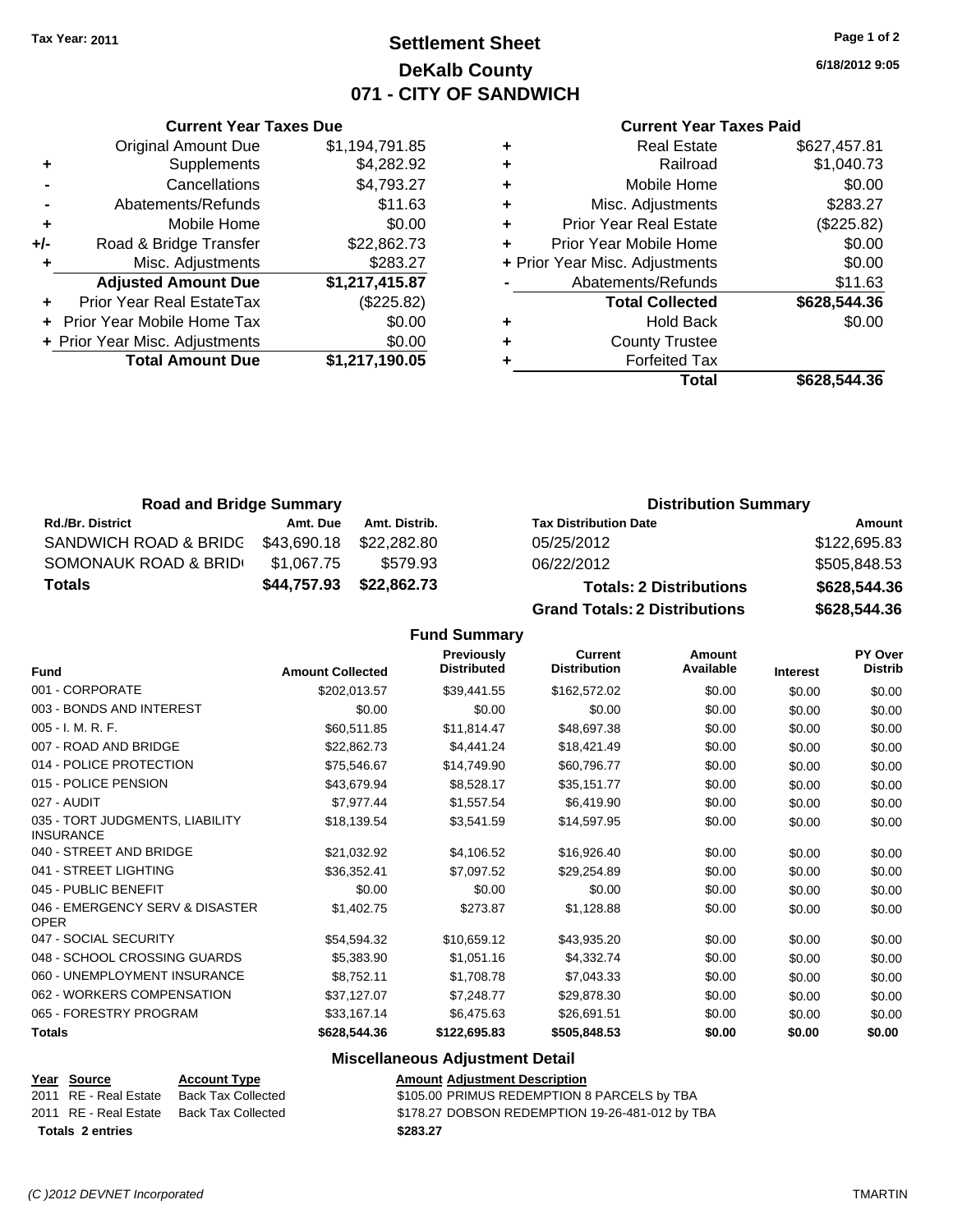**Tax Year: 2011**

# Settlement Sheet
## DeKalb County
## 071 - CITY OF SANDWICH

6/18/2012 9:05

### Current Year Taxes Due

| | | |
|---|---|---|
| | Original Amount Due | $1,194,791.85 |
| + | Supplements | $4,282.92 |
| - | Cancellations | $4,793.27 |
| - | Abatements/Refunds | $11.63 |
| + | Mobile Home | $0.00 |
| +/- | Road & Bridge Transfer | $22,862.73 |
| + | Misc. Adjustments | $283.27 |
| | **Adjusted Amount Due** | **$1,217,415.87** |
| + | Prior Year Real EstateTax | ($225.82) |
| + | Prior Year Mobile Home Tax | $0.00 |
| + | Prior Year Misc. Adjustments | $0.00 |
| | **Total Amount Due** | **$1,217,190.05** |

### Current Year Taxes Paid

| | | |
|---|---|---|
| + | Real Estate | $627,457.81 |
| + | Railroad | $1,040.73 |
| + | Mobile Home | $0.00 |
| + | Misc. Adjustments | $283.27 |
| + | Prior Year Real Estate | ($225.82) |
| + | Prior Year Mobile Home | $0.00 |
| + | Prior Year Misc. Adjustments | $0.00 |
| - | Abatements/Refunds | $11.63 |
| | **Total Collected** | **$628,544.36** |
| + | Hold Back | $0.00 |
| + | County Trustee | |
| + | Forfeited Tax | |
| | **Total** | **$628,544.36** |

### Road and Bridge Summary

| Rd./Br. District | Amt. Due | Amt. Distrib. |
|---|---|---|
| SANDWICH ROAD & BRIDG | $43,690.18 | $22,282.80 |
| SOMONAUK ROAD & BRID | $1,067.75 | $579.93 |
| **Totals** | **$44,757.93** | **$22,862.73** |

### Distribution Summary

| Tax Distribution Date | Amount |
|---|---|
| 05/25/2012 | $122,695.83 |
| 06/22/2012 | $505,848.53 |
| **Totals: 2 Distributions** | **$628,544.36** |
| **Grand Totals: 2 Distributions** | **$628,544.36** |

### Fund Summary

| Fund | Amount Collected | Previously Distributed | Current Distribution | Amount Available | Interest | PY Over Distrib |
|---|---|---|---|---|---|---|
| 001 - CORPORATE | $202,013.57 | $39,441.55 | $162,572.02 | $0.00 | $0.00 | $0.00 |
| 003 - BONDS AND INTEREST | $0.00 | $0.00 | $0.00 | $0.00 | $0.00 | $0.00 |
| 005 - I. M. R. F. | $60,511.85 | $11,814.47 | $48,697.38 | $0.00 | $0.00 | $0.00 |
| 007 - ROAD AND BRIDGE | $22,862.73 | $4,441.24 | $18,421.49 | $0.00 | $0.00 | $0.00 |
| 014 - POLICE PROTECTION | $75,546.67 | $14,749.90 | $60,796.77 | $0.00 | $0.00 | $0.00 |
| 015 - POLICE PENSION | $43,679.94 | $8,528.17 | $35,151.77 | $0.00 | $0.00 | $0.00 |
| 027 - AUDIT | $7,977.44 | $1,557.54 | $6,419.90 | $0.00 | $0.00 | $0.00 |
| 035 - TORT JUDGMENTS, LIABILITY INSURANCE | $18,139.54 | $3,541.59 | $14,597.95 | $0.00 | $0.00 | $0.00 |
| 040 - STREET AND BRIDGE | $21,032.92 | $4,106.52 | $16,926.40 | $0.00 | $0.00 | $0.00 |
| 041 - STREET LIGHTING | $36,352.41 | $7,097.52 | $29,254.89 | $0.00 | $0.00 | $0.00 |
| 045 - PUBLIC BENEFIT | $0.00 | $0.00 | $0.00 | $0.00 | $0.00 | $0.00 |
| 046 - EMERGENCY SERV & DISASTER OPER | $1,402.75 | $273.87 | $1,128.88 | $0.00 | $0.00 | $0.00 |
| 047 - SOCIAL SECURITY | $54,594.32 | $10,659.12 | $43,935.20 | $0.00 | $0.00 | $0.00 |
| 048 - SCHOOL CROSSING GUARDS | $5,383.90 | $1,051.16 | $4,332.74 | $0.00 | $0.00 | $0.00 |
| 060 - UNEMPLOYMENT INSURANCE | $8,752.11 | $1,708.78 | $7,043.33 | $0.00 | $0.00 | $0.00 |
| 062 - WORKERS COMPENSATION | $37,127.07 | $7,248.77 | $29,878.30 | $0.00 | $0.00 | $0.00 |
| 065 - FORESTRY PROGRAM | $33,167.14 | $6,475.63 | $26,691.51 | $0.00 | $0.00 | $0.00 |
| **Totals** | **$628,544.36** | **$122,695.83** | **$505,848.53** | **$0.00** | **$0.00** | **$0.00** |

### Miscellaneous Adjustment Detail

| Year | Source | Account Type | Amount | Adjustment Description |
|---|---|---|---|---|
| 2011 | RE - Real Estate | Back Tax Collected | $105.00 | PRIMUS REDEMPTION 8 PARCELS by TBA |
| 2011 | RE - Real Estate | Back Tax Collected | $178.27 | DOBSON REDEMPTION 19-26-481-012 by TBA |
| **Totals** | **2 entries** | | **$283.27** | |

(C )2012 DEVNET Incorporated — TMARTIN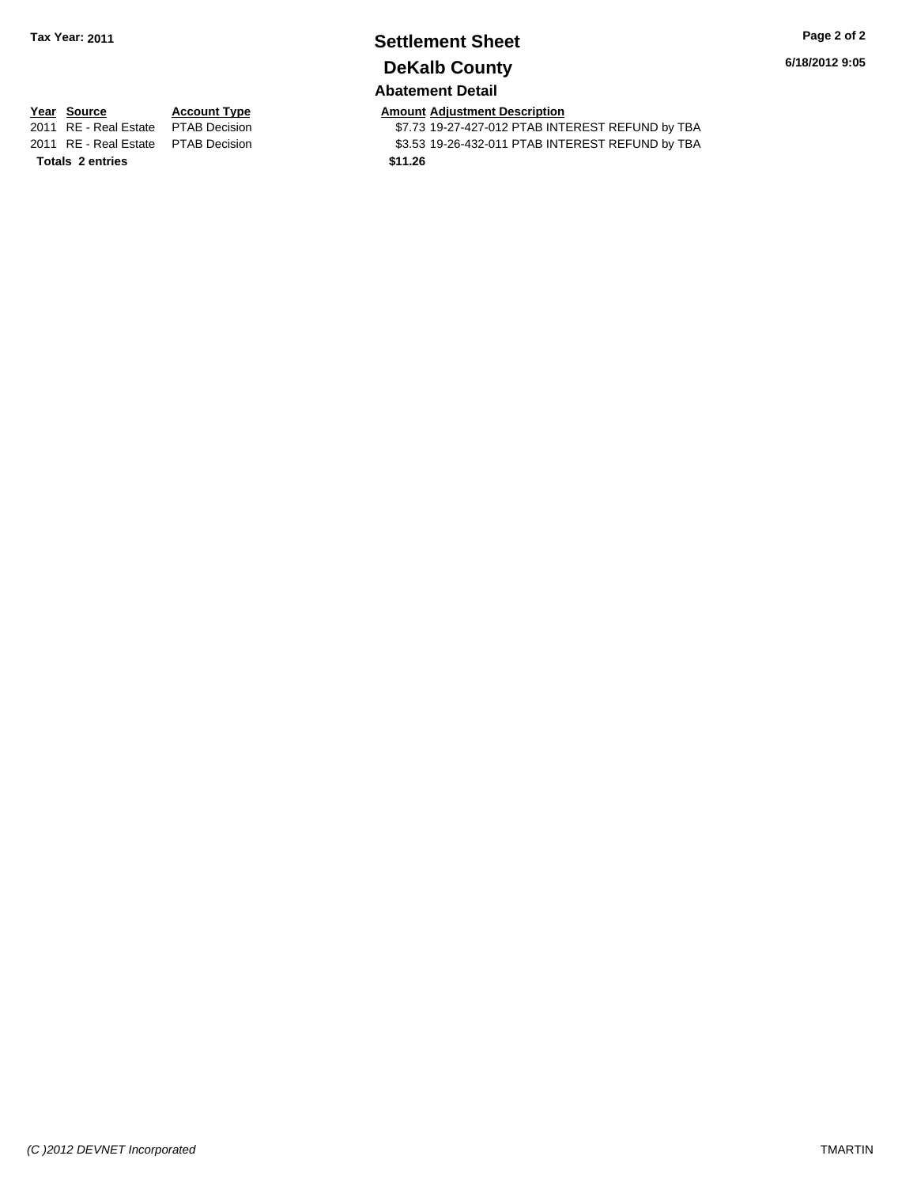**Tax Year: 2011**

# Settlement Sheet

## DeKalb County

6/18/2012 9:05

### Abatement Detail

| Year | Source | Account Type | Amount | Adjustment Description |
|---|---|---|---|---|
| 2011 | RE - Real Estate | PTAB Decision | $7.73 | 19-27-427-012 PTAB INTEREST REFUND by TBA |
| 2011 | RE - Real Estate | PTAB Decision | $3.53 | 19-26-432-011 PTAB INTEREST REFUND by TBA |
| **Totals** | **2 entries** | | **$11.26** | |

*(C )2012 DEVNET Incorporated* TMARTIN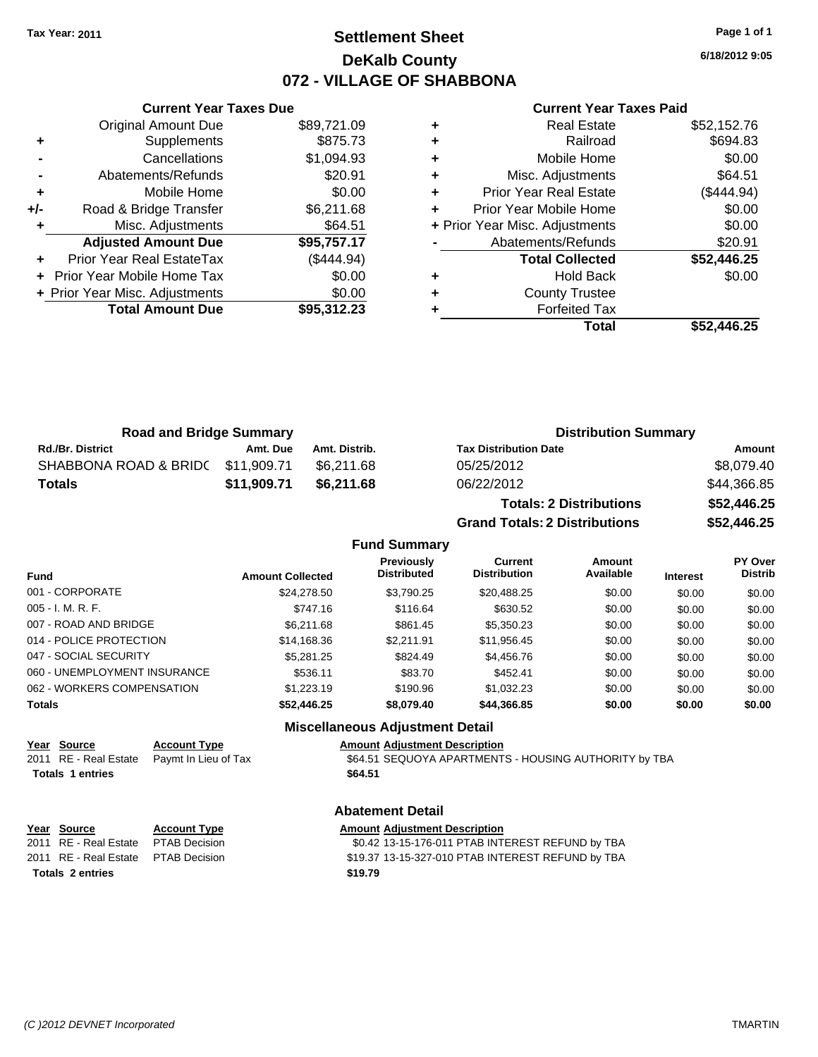Tax Year: 2011

# Settlement Sheet

## DeKalb County

## 072 - VILLAGE OF SHABBONA

6/18/2012 9:05

### Current Year Taxes Due

| | | |
|---|---|---|
| | Original Amount Due | $89,721.09 |
| + | Supplements | $875.73 |
| - | Cancellations | $1,094.93 |
| - | Abatements/Refunds | $20.91 |
| + | Mobile Home | $0.00 |
| +/- | Road & Bridge Transfer | $6,211.68 |
| + | Misc. Adjustments | $64.51 |
| | **Adjusted Amount Due** | **$95,757.17** |
| + | Prior Year Real EstateTax | ($444.94) |
| + | Prior Year Mobile Home Tax | $0.00 |
| + | Prior Year Misc. Adjustments | $0.00 |
| | **Total Amount Due** | **$95,312.23** |

### Current Year Taxes Paid

| | | |
|---|---|---|
| + | Real Estate | $52,152.76 |
| + | Railroad | $694.83 |
| + | Mobile Home | $0.00 |
| + | Misc. Adjustments | $64.51 |
| + | Prior Year Real Estate | ($444.94) |
| + | Prior Year Mobile Home | $0.00 |
| + | Prior Year Misc. Adjustments | $0.00 |
| - | Abatements/Refunds | $20.91 |
| | **Total Collected** | **$52,446.25** |
| + | Hold Back | $0.00 |
| + | County Trustee | |
| + | Forfeited Tax | |
| | **Total** | **$52,446.25** |

### Road and Bridge Summary

| Rd./Br. District | Amt. Due | Amt. Distrib. |
|---|---|---|
| SHABBONA ROAD & BRIDC | $11,909.71 | $6,211.68 |
| **Totals** | **$11,909.71** | **$6,211.68** |

### Distribution Summary

| Tax Distribution Date | Amount |
|---|---|
| 05/25/2012 | $8,079.40 |
| 06/22/2012 | $44,366.85 |
| **Totals: 2 Distributions** | **$52,446.25** |
| **Grand Totals: 2 Distributions** | **$52,446.25** |

### Fund Summary

| Fund | Amount Collected | Previously Distributed | Current Distribution | Amount Available | Interest | PY Over Distrib |
|---|---|---|---|---|---|---|
| 001 - CORPORATE | $24,278.50 | $3,790.25 | $20,488.25 | $0.00 | $0.00 | $0.00 |
| 005 - I. M. R. F. | $747.16 | $116.64 | $630.52 | $0.00 | $0.00 | $0.00 |
| 007 - ROAD AND BRIDGE | $6,211.68 | $861.45 | $5,350.23 | $0.00 | $0.00 | $0.00 |
| 014 - POLICE PROTECTION | $14,168.36 | $2,211.91 | $11,956.45 | $0.00 | $0.00 | $0.00 |
| 047 - SOCIAL SECURITY | $5,281.25 | $824.49 | $4,456.76 | $0.00 | $0.00 | $0.00 |
| 060 - UNEMPLOYMENT INSURANCE | $536.11 | $83.70 | $452.41 | $0.00 | $0.00 | $0.00 |
| 062 - WORKERS COMPENSATION | $1,223.19 | $190.96 | $1,032.23 | $0.00 | $0.00 | $0.00 |
| **Totals** | **$52,446.25** | **$8,079.40** | **$44,366.85** | **$0.00** | **$0.00** | **$0.00** |

### Miscellaneous Adjustment Detail

| Year | Source | Account Type | Amount | Adjustment Description |
|---|---|---|---|---|
| 2011 | RE - Real Estate | Paymt In Lieu of Tax | $64.51 | SEQUOYA APARTMENTS - HOUSING AUTHORITY by TBA |
| **Totals** | **1 entries** | | **$64.51** | |

### Abatement Detail

| Year | Source | Account Type | Amount | Adjustment Description |
|---|---|---|---|---|
| 2011 | RE - Real Estate | PTAB Decision | $0.42 | 13-15-176-011 PTAB INTEREST REFUND by TBA |
| 2011 | RE - Real Estate | PTAB Decision | $19.37 | 13-15-327-010 PTAB INTEREST REFUND by TBA |
| **Totals** | **2 entries** | | **$19.79** | |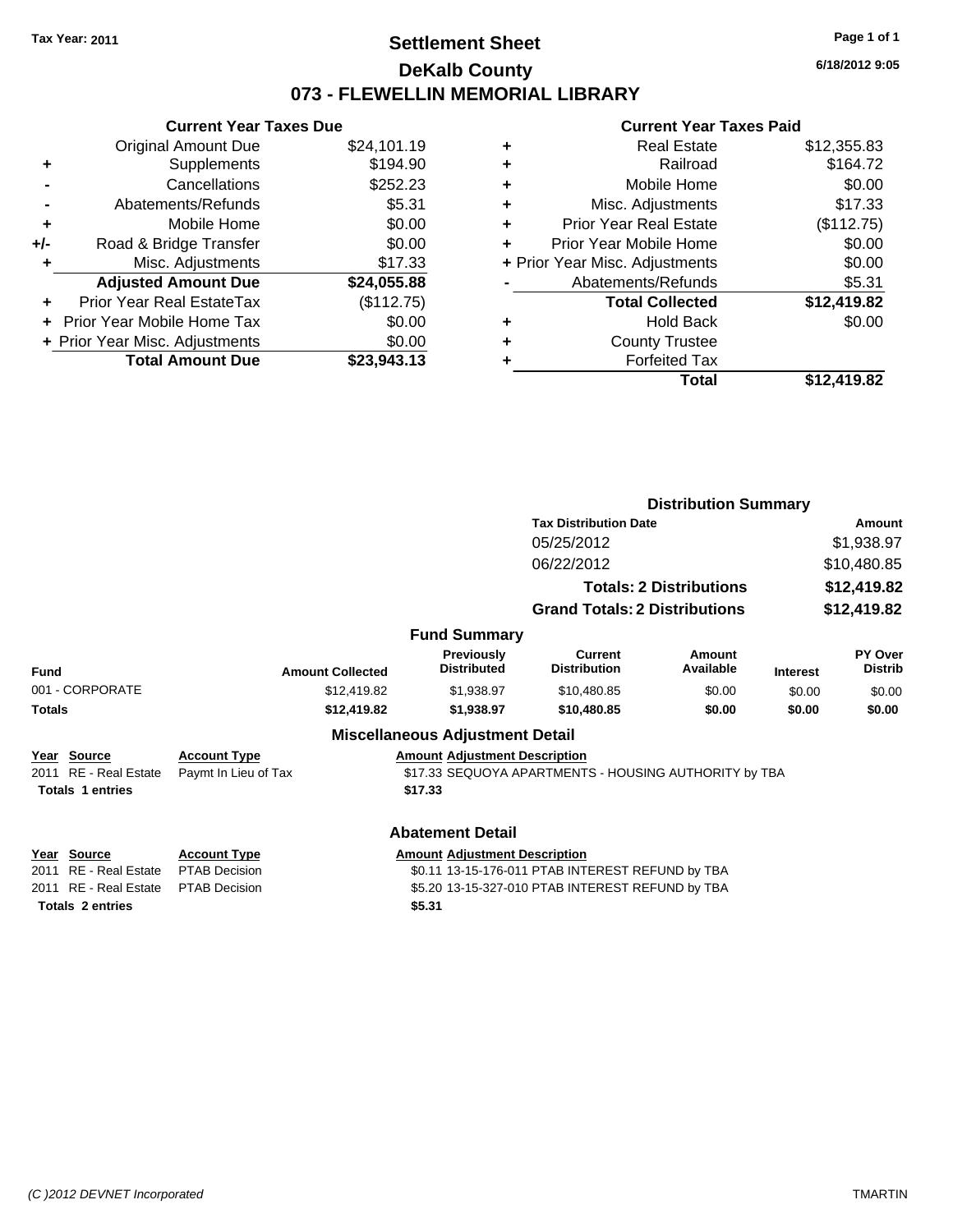**Tax Year: 2011**

# Settlement Sheet
## DeKalb County
## 073 - FLEWELLIN MEMORIAL LIBRARY

**6/18/2012 9:05**

### Current Year Taxes Due

| | | |
|---|---|---|
| | Original Amount Due | $24,101.19 |
| + | Supplements | $194.90 |
| - | Cancellations | $252.23 |
| - | Abatements/Refunds | $5.31 |
| + | Mobile Home | $0.00 |
| +/- | Road & Bridge Transfer | $0.00 |
| + | Misc. Adjustments | $17.33 |
| | **Adjusted Amount Due** | **$24,055.88** |
| + | Prior Year Real EstateTax | ($112.75) |
| + | Prior Year Mobile Home Tax | $0.00 |
| + | Prior Year Misc. Adjustments | $0.00 |
| | **Total Amount Due** | **$23,943.13** |

### Current Year Taxes Paid

| | | |
|---|---|---|
| + | Real Estate | $12,355.83 |
| + | Railroad | $164.72 |
| + | Mobile Home | $0.00 |
| + | Misc. Adjustments | $17.33 |
| + | Prior Year Real Estate | ($112.75) |
| + | Prior Year Mobile Home | $0.00 |
| + | Prior Year Misc. Adjustments | $0.00 |
| - | Abatements/Refunds | $5.31 |
| | **Total Collected** | **$12,419.82** |
| + | Hold Back | $0.00 |
| + | County Trustee | |
| + | Forfeited Tax | |
| | **Total** | **$12,419.82** |

### Distribution Summary

| Tax Distribution Date | Amount |
|---|---|
| 05/25/2012 | $1,938.97 |
| 06/22/2012 | $10,480.85 |
| **Totals: 2 Distributions** | **$12,419.82** |
| **Grand Totals: 2 Distributions** | **$12,419.82** |

### Fund Summary

| Fund | Amount Collected | Previously Distributed | Current Distribution | Amount Available | Interest | PY Over Distrib |
|---|---|---|---|---|---|---|
| 001 - CORPORATE | $12,419.82 | $1,938.97 | $10,480.85 | $0.00 | $0.00 | $0.00 |
| **Totals** | **$12,419.82** | **$1,938.97** | **$10,480.85** | **$0.00** | **$0.00** | **$0.00** |

### Miscellaneous Adjustment Detail

| Year | Source | Account Type | Amount | Adjustment Description |
|---|---|---|---|---|
| 2011 | RE - Real Estate | Paymt In Lieu of Tax | $17.33 | SEQUOYA APARTMENTS - HOUSING AUTHORITY by TBA |
| **Totals 1 entries** | | | **$17.33** | |

### Abatement Detail

| Year | Source | Account Type | Amount | Adjustment Description |
|---|---|---|---|---|
| 2011 | RE - Real Estate | PTAB Decision | $0.11 | 13-15-176-011 PTAB INTEREST REFUND by TBA |
| 2011 | RE - Real Estate | PTAB Decision | $5.20 | 13-15-327-010 PTAB INTEREST REFUND by TBA |
| **Totals 2 entries** | | | **$5.31** | |

*(C )2012 DEVNET Incorporated* TMARTIN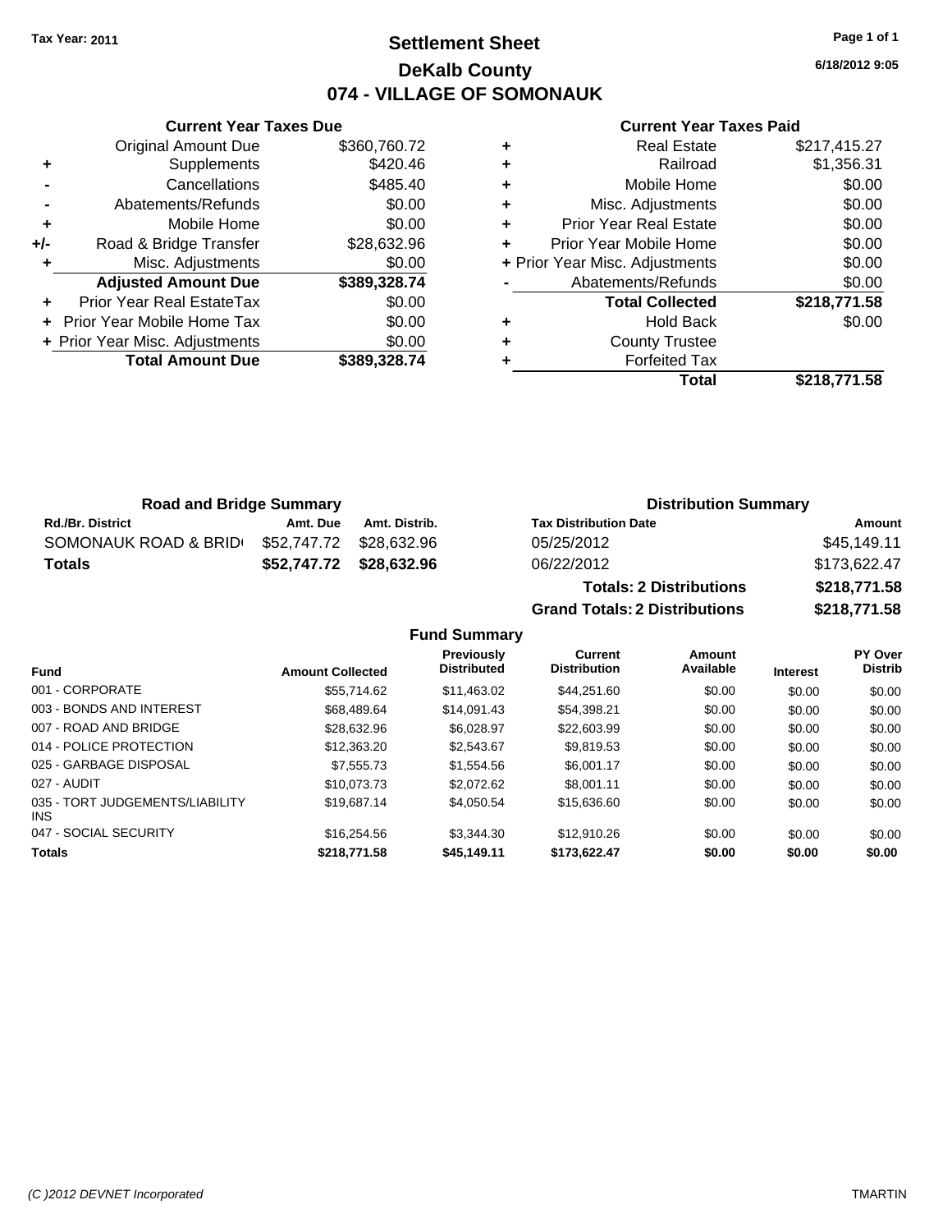**Tax Year: 2011**

# Settlement Sheet
## DeKalb County
## 074 - VILLAGE OF SOMONAUK

6/18/2012 9:05

### Current Year Taxes Due

| | | |
|---|---|---|
| | Original Amount Due | $360,760.72 |
| + | Supplements | $420.46 |
| - | Cancellations | $485.40 |
| - | Abatements/Refunds | $0.00 |
| + | Mobile Home | $0.00 |
| +/- | Road & Bridge Transfer | $28,632.96 |
| + | Misc. Adjustments | $0.00 |
| | **Adjusted Amount Due** | **$389,328.74** |
| + | Prior Year Real EstateTax | $0.00 |
| + | Prior Year Mobile Home Tax | $0.00 |
| + | Prior Year Misc. Adjustments | $0.00 |
| | **Total Amount Due** | **$389,328.74** |

### Current Year Taxes Paid

| | | |
|---|---|---|
| + | Real Estate | $217,415.27 |
| + | Railroad | $1,356.31 |
| + | Mobile Home | $0.00 |
| + | Misc. Adjustments | $0.00 |
| + | Prior Year Real Estate | $0.00 |
| + | Prior Year Mobile Home | $0.00 |
| + | Prior Year Misc. Adjustments | $0.00 |
| - | Abatements/Refunds | $0.00 |
| | **Total Collected** | **$218,771.58** |
| + | Hold Back | $0.00 |
| + | County Trustee | |
| + | Forfeited Tax | |
| | **Total** | **$218,771.58** |

### Road and Bridge Summary

| Rd./Br. District | Amt. Due | Amt. Distrib. |
|---|---|---|
| SOMONAUK ROAD & BRID | $52,747.72 | $28,632.96 |
| **Totals** | **$52,747.72** | **$28,632.96** |

### Distribution Summary

| Tax Distribution Date | Amount |
|---|---|
| 05/25/2012 | $45,149.11 |
| 06/22/2012 | $173,622.47 |
| **Totals: 2 Distributions** | **$218,771.58** |
| **Grand Totals: 2 Distributions** | **$218,771.58** |

### Fund Summary

| Fund | Amount Collected | Previously Distributed | Current Distribution | Amount Available | Interest | PY Over Distrib |
|---|---|---|---|---|---|---|
| 001 - CORPORATE | $55,714.62 | $11,463.02 | $44,251.60 | $0.00 | $0.00 | $0.00 |
| 003 - BONDS AND INTEREST | $68,489.64 | $14,091.43 | $54,398.21 | $0.00 | $0.00 | $0.00 |
| 007 - ROAD AND BRIDGE | $28,632.96 | $6,028.97 | $22,603.99 | $0.00 | $0.00 | $0.00 |
| 014 - POLICE PROTECTION | $12,363.20 | $2,543.67 | $9,819.53 | $0.00 | $0.00 | $0.00 |
| 025 - GARBAGE DISPOSAL | $7,555.73 | $1,554.56 | $6,001.17 | $0.00 | $0.00 | $0.00 |
| 027 - AUDIT | $10,073.73 | $2,072.62 | $8,001.11 | $0.00 | $0.00 | $0.00 |
| 035 - TORT JUDGEMENTS/LIABILITY INS | $19,687.14 | $4,050.54 | $15,636.60 | $0.00 | $0.00 | $0.00 |
| 047 - SOCIAL SECURITY | $16,254.56 | $3,344.30 | $12,910.26 | $0.00 | $0.00 | $0.00 |
| **Totals** | **$218,771.58** | **$45,149.11** | **$173,622.47** | **$0.00** | **$0.00** | **$0.00** |

(C )2012 DEVNET Incorporated TMARTIN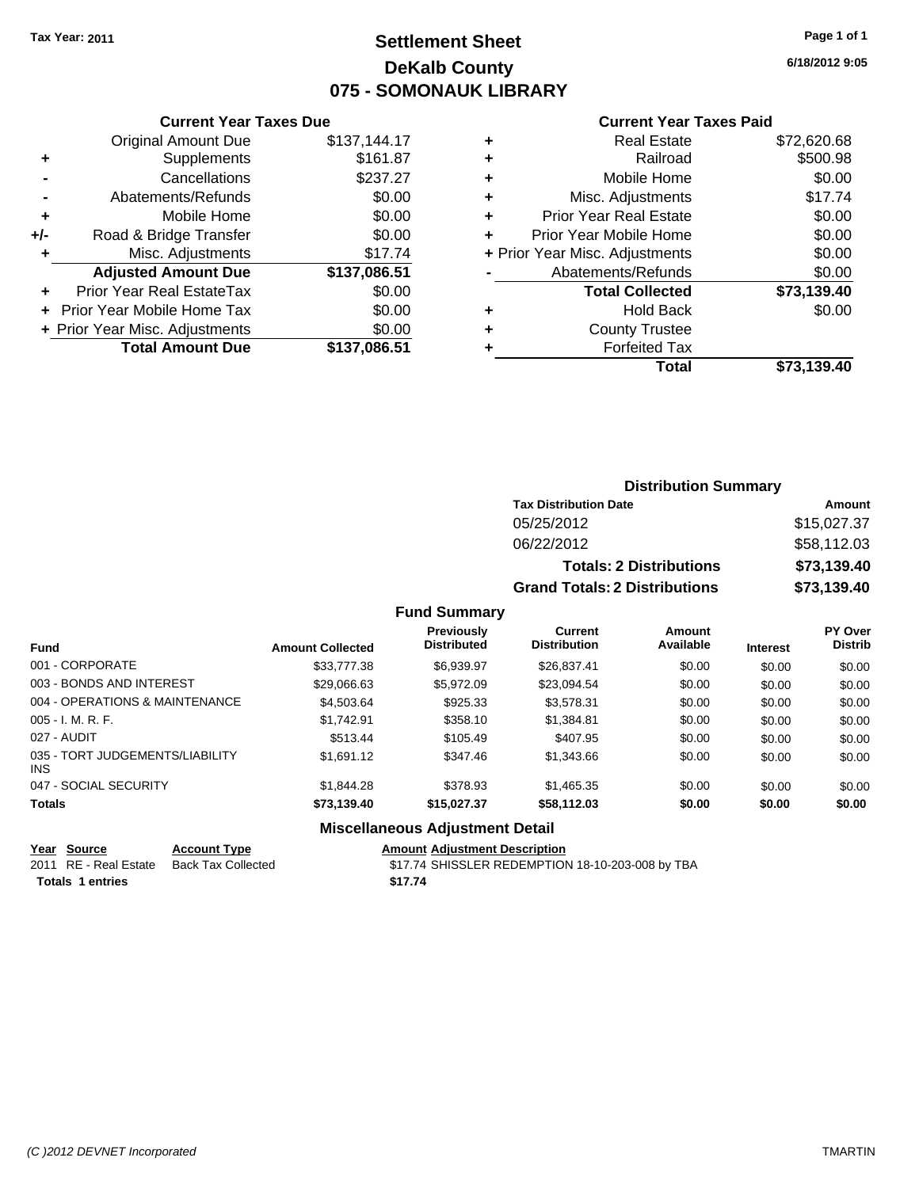**Tax Year: 2011**

# Settlement Sheet
## DeKalb County
## 075 - SOMONAUK LIBRARY

6/18/2012 9:05

### Current Year Taxes Due

| | | |
|---|---|---|
| | Original Amount Due | $137,144.17 |
| + | Supplements | $161.87 |
| - | Cancellations | $237.27 |
| - | Abatements/Refunds | $0.00 |
| + | Mobile Home | $0.00 |
| +/- | Road & Bridge Transfer | $0.00 |
| + | Misc. Adjustments | $17.74 |
| | **Adjusted Amount Due** | **$137,086.51** |
| + | Prior Year Real EstateTax | $0.00 |
| + | Prior Year Mobile Home Tax | $0.00 |
| + | Prior Year Misc. Adjustments | $0.00 |
| | **Total Amount Due** | **$137,086.51** |

### Current Year Taxes Paid

| | | |
|---|---|---|
| + | Real Estate | $72,620.68 |
| + | Railroad | $500.98 |
| + | Mobile Home | $0.00 |
| + | Misc. Adjustments | $17.74 |
| + | Prior Year Real Estate | $0.00 |
| + | Prior Year Mobile Home | $0.00 |
| + | Prior Year Misc. Adjustments | $0.00 |
| - | Abatements/Refunds | $0.00 |
| | **Total Collected** | **$73,139.40** |
| + | Hold Back | $0.00 |
| + | County Trustee | |
| + | Forfeited Tax | |
| | **Total** | **$73,139.40** |

### Distribution Summary

| Tax Distribution Date | Amount |
|---|---|
| 05/25/2012 | $15,027.37 |
| 06/22/2012 | $58,112.03 |
| **Totals: 2 Distributions** | **$73,139.40** |
| **Grand Totals: 2 Distributions** | **$73,139.40** |

### Fund Summary

| Fund | Amount Collected | Previously Distributed | Current Distribution | Amount Available | Interest | PY Over Distrib |
|---|---|---|---|---|---|---|
| 001 - CORPORATE | $33,777.38 | $6,939.97 | $26,837.41 | $0.00 | $0.00 | $0.00 |
| 003 - BONDS AND INTEREST | $29,066.63 | $5,972.09 | $23,094.54 | $0.00 | $0.00 | $0.00 |
| 004 - OPERATIONS & MAINTENANCE | $4,503.64 | $925.33 | $3,578.31 | $0.00 | $0.00 | $0.00 |
| 005 - I. M. R. F. | $1,742.91 | $358.10 | $1,384.81 | $0.00 | $0.00 | $0.00 |
| 027 - AUDIT | $513.44 | $105.49 | $407.95 | $0.00 | $0.00 | $0.00 |
| 035 - TORT JUDGEMENTS/LIABILITY INS | $1,691.12 | $347.46 | $1,343.66 | $0.00 | $0.00 | $0.00 |
| 047 - SOCIAL SECURITY | $1,844.28 | $378.93 | $1,465.35 | $0.00 | $0.00 | $0.00 |
| **Totals** | **$73,139.40** | **$15,027.37** | **$58,112.03** | **$0.00** | **$0.00** | **$0.00** |

### Miscellaneous Adjustment Detail

| Year | Source | Account Type | Amount | Adjustment Description |
|---|---|---|---|---|
| 2011 | RE - Real Estate | Back Tax Collected | $17.74 | SHISSLER REDEMPTION 18-10-203-008 by TBA |
| **Totals 1 entries** | | | **$17.74** | |

(C )2012 DEVNET Incorporated — TMARTIN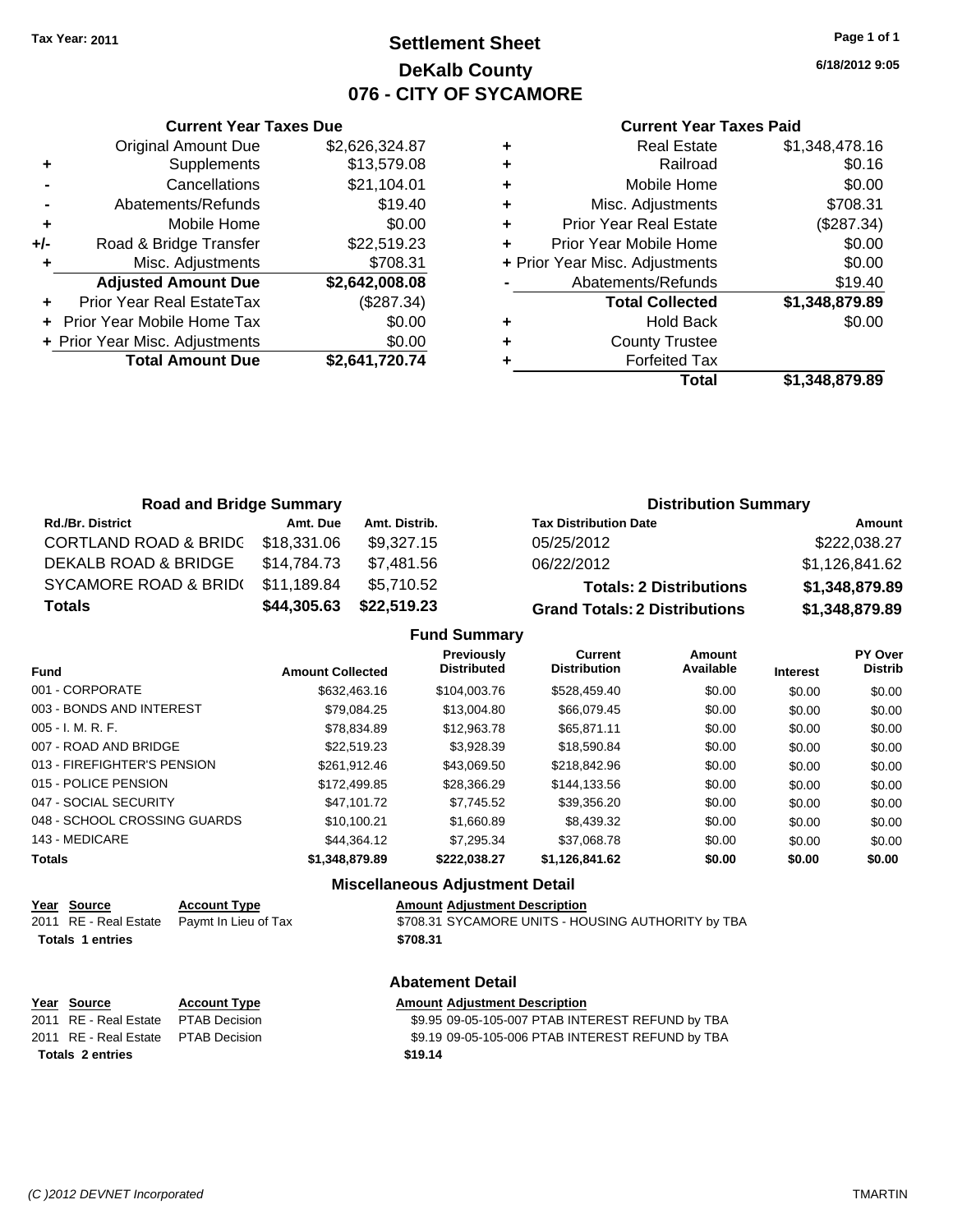Tax Year: 2011

# Settlement Sheet
## DeKalb County
## 076 - CITY OF SYCAMORE

6/18/2012 9:05

### Current Year Taxes Due

| | | |
|---|---|---|
| | Original Amount Due | $2,626,324.87 |
| + | Supplements | $13,579.08 |
| - | Cancellations | $21,104.01 |
| - | Abatements/Refunds | $19.40 |
| + | Mobile Home | $0.00 |
| +/- | Road & Bridge Transfer | $22,519.23 |
| + | Misc. Adjustments | $708.31 |
| | **Adjusted Amount Due** | **$2,642,008.08** |
| + | Prior Year Real EstateTax | ($287.34) |
| + | Prior Year Mobile Home Tax | $0.00 |
| + | Prior Year Misc. Adjustments | $0.00 |
| | **Total Amount Due** | **$2,641,720.74** |

### Current Year Taxes Paid

| | | |
|---|---|---|
| + | Real Estate | $1,348,478.16 |
| + | Railroad | $0.16 |
| + | Mobile Home | $0.00 |
| + | Misc. Adjustments | $708.31 |
| + | Prior Year Real Estate | ($287.34) |
| + | Prior Year Mobile Home | $0.00 |
| + | Prior Year Misc. Adjustments | $0.00 |
| - | Abatements/Refunds | $19.40 |
| | **Total Collected** | **$1,348,879.89** |
| + | Hold Back | $0.00 |
| + | County Trustee | |
| + | Forfeited Tax | |
| | **Total** | **$1,348,879.89** |

### Road and Bridge Summary

| Rd./Br. District | Amt. Due | Amt. Distrib. |
|---|---|---|
| CORTLAND ROAD & BRIDG | $18,331.06 | $9,327.15 |
| DEKALB ROAD & BRIDGE | $14,784.73 | $7,481.56 |
| SYCAMORE ROAD & BRID( | $11,189.84 | $5,710.52 |
| **Totals** | **$44,305.63** | **$22,519.23** |

### Distribution Summary

| Tax Distribution Date | Amount |
|---|---|
| 05/25/2012 | $222,038.27 |
| 06/22/2012 | $1,126,841.62 |
| **Totals: 2 Distributions** | **$1,348,879.89** |
| **Grand Totals: 2 Distributions** | **$1,348,879.89** |

### Fund Summary

| Fund | Amount Collected | Previously Distributed | Current Distribution | Amount Available | Interest | PY Over Distrib |
|---|---|---|---|---|---|---|
| 001 - CORPORATE | $632,463.16 | $104,003.76 | $528,459.40 | $0.00 | $0.00 | $0.00 |
| 003 - BONDS AND INTEREST | $79,084.25 | $13,004.80 | $66,079.45 | $0.00 | $0.00 | $0.00 |
| 005 - I. M. R. F. | $78,834.89 | $12,963.78 | $65,871.11 | $0.00 | $0.00 | $0.00 |
| 007 - ROAD AND BRIDGE | $22,519.23 | $3,928.39 | $18,590.84 | $0.00 | $0.00 | $0.00 |
| 013 - FIREFIGHTER'S PENSION | $261,912.46 | $43,069.50 | $218,842.96 | $0.00 | $0.00 | $0.00 |
| 015 - POLICE PENSION | $172,499.85 | $28,366.29 | $144,133.56 | $0.00 | $0.00 | $0.00 |
| 047 - SOCIAL SECURITY | $47,101.72 | $7,745.52 | $39,356.20 | $0.00 | $0.00 | $0.00 |
| 048 - SCHOOL CROSSING GUARDS | $10,100.21 | $1,660.89 | $8,439.32 | $0.00 | $0.00 | $0.00 |
| 143 - MEDICARE | $44,364.12 | $7,295.34 | $37,068.78 | $0.00 | $0.00 | $0.00 |
| **Totals** | **$1,348,879.89** | **$222,038.27** | **$1,126,841.62** | **$0.00** | **$0.00** | **$0.00** |

### Miscellaneous Adjustment Detail

| Year | Source | Account Type | Amount | Adjustment Description |
|---|---|---|---|---|
| 2011 | RE - Real Estate | Paymt In Lieu of Tax | $708.31 | SYCAMORE UNITS - HOUSING AUTHORITY by TBA |
| **Totals 1 entries** | | | **$708.31** | |

### Abatement Detail

| Year | Source | Account Type | Amount | Adjustment Description |
|---|---|---|---|---|
| 2011 | RE - Real Estate | PTAB Decision | $9.95 | 09-05-105-007 PTAB INTEREST REFUND by TBA |
| 2011 | RE - Real Estate | PTAB Decision | $9.19 | 09-05-105-006 PTAB INTEREST REFUND by TBA |
| **Totals 2 entries** | | | **$19.14** | |

(C )2012 DEVNET Incorporated TMARTIN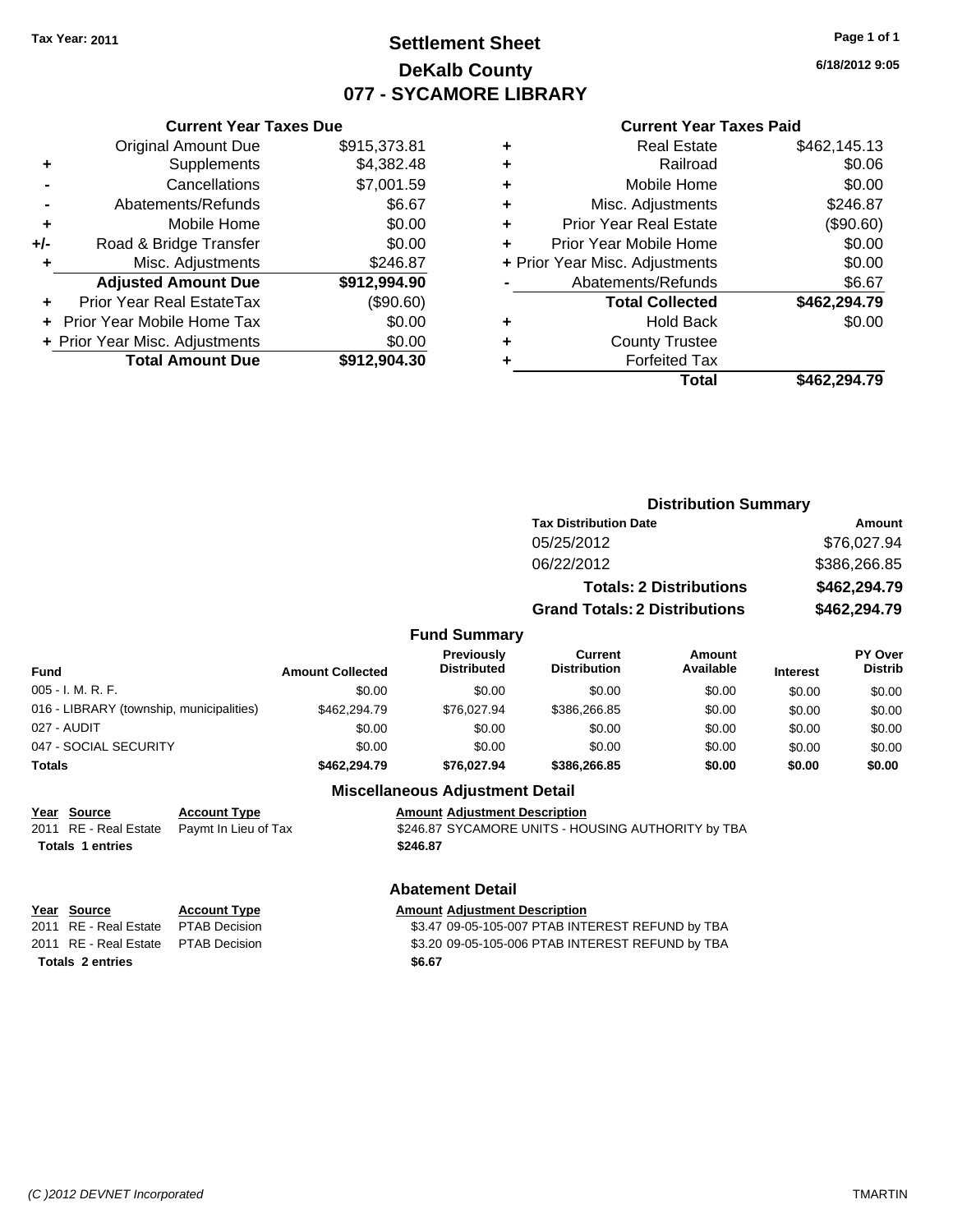Tax Year: 2011

# Settlement Sheet
## DeKalb County
## 077 - SYCAMORE LIBRARY

6/18/2012 9:05

### Current Year Taxes Due

| | | |
|---|---|---|
| | Original Amount Due | $915,373.81 |
| + | Supplements | $4,382.48 |
| - | Cancellations | $7,001.59 |
| - | Abatements/Refunds | $6.67 |
| + | Mobile Home | $0.00 |
| +/- | Road & Bridge Transfer | $0.00 |
| + | Misc. Adjustments | $246.87 |
| | **Adjusted Amount Due** | **$912,994.90** |
| + | Prior Year Real EstateTax | ($90.60) |
| + | Prior Year Mobile Home Tax | $0.00 |
| + | Prior Year Misc. Adjustments | $0.00 |
| | **Total Amount Due** | **$912,904.30** |

### Current Year Taxes Paid

| | | |
|---|---|---|
| + | Real Estate | $462,145.13 |
| + | Railroad | $0.06 |
| + | Mobile Home | $0.00 |
| + | Misc. Adjustments | $246.87 |
| + | Prior Year Real Estate | ($90.60) |
| + | Prior Year Mobile Home | $0.00 |
| + | Prior Year Misc. Adjustments | $0.00 |
| - | Abatements/Refunds | $6.67 |
| | **Total Collected** | **$462,294.79** |
| + | Hold Back | $0.00 |
| + | County Trustee | |
| + | Forfeited Tax | |
| | **Total** | **$462,294.79** |

### Distribution Summary

| Tax Distribution Date | Amount |
|---|---|
| 05/25/2012 | $76,027.94 |
| 06/22/2012 | $386,266.85 |
| **Totals: 2 Distributions** | **$462,294.79** |
| **Grand Totals: 2 Distributions** | **$462,294.79** |

### Fund Summary

| Fund | Amount Collected | Previously Distributed | Current Distribution | Amount Available | Interest | PY Over Distrib |
|---|---|---|---|---|---|---|
| 005 - I. M. R. F. | $0.00 | $0.00 | $0.00 | $0.00 | $0.00 | $0.00 |
| 016 - LIBRARY (township, municipalities) | $462,294.79 | $76,027.94 | $386,266.85 | $0.00 | $0.00 | $0.00 |
| 027 - AUDIT | $0.00 | $0.00 | $0.00 | $0.00 | $0.00 | $0.00 |
| 047 - SOCIAL SECURITY | $0.00 | $0.00 | $0.00 | $0.00 | $0.00 | $0.00 |
| **Totals** | **$462,294.79** | **$76,027.94** | **$386,266.85** | **$0.00** | **$0.00** | **$0.00** |

### Miscellaneous Adjustment Detail

| Year | Source | Account Type | Amount | Adjustment Description |
|---|---|---|---|---|
| 2011 | RE - Real Estate | Paymt In Lieu of Tax | $246.87 | SYCAMORE UNITS - HOUSING AUTHORITY by TBA |
| **Totals 1 entries** | | | **$246.87** | |

### Abatement Detail

| Year | Source | Account Type | Amount | Adjustment Description |
|---|---|---|---|---|
| 2011 | RE - Real Estate | PTAB Decision | $3.47 | 09-05-105-007 PTAB INTEREST REFUND by TBA |
| 2011 | RE - Real Estate | PTAB Decision | $3.20 | 09-05-105-006 PTAB INTEREST REFUND by TBA |
| **Totals 2 entries** | | | **$6.67** | |

(C )2012 DEVNET Incorporated TMARTIN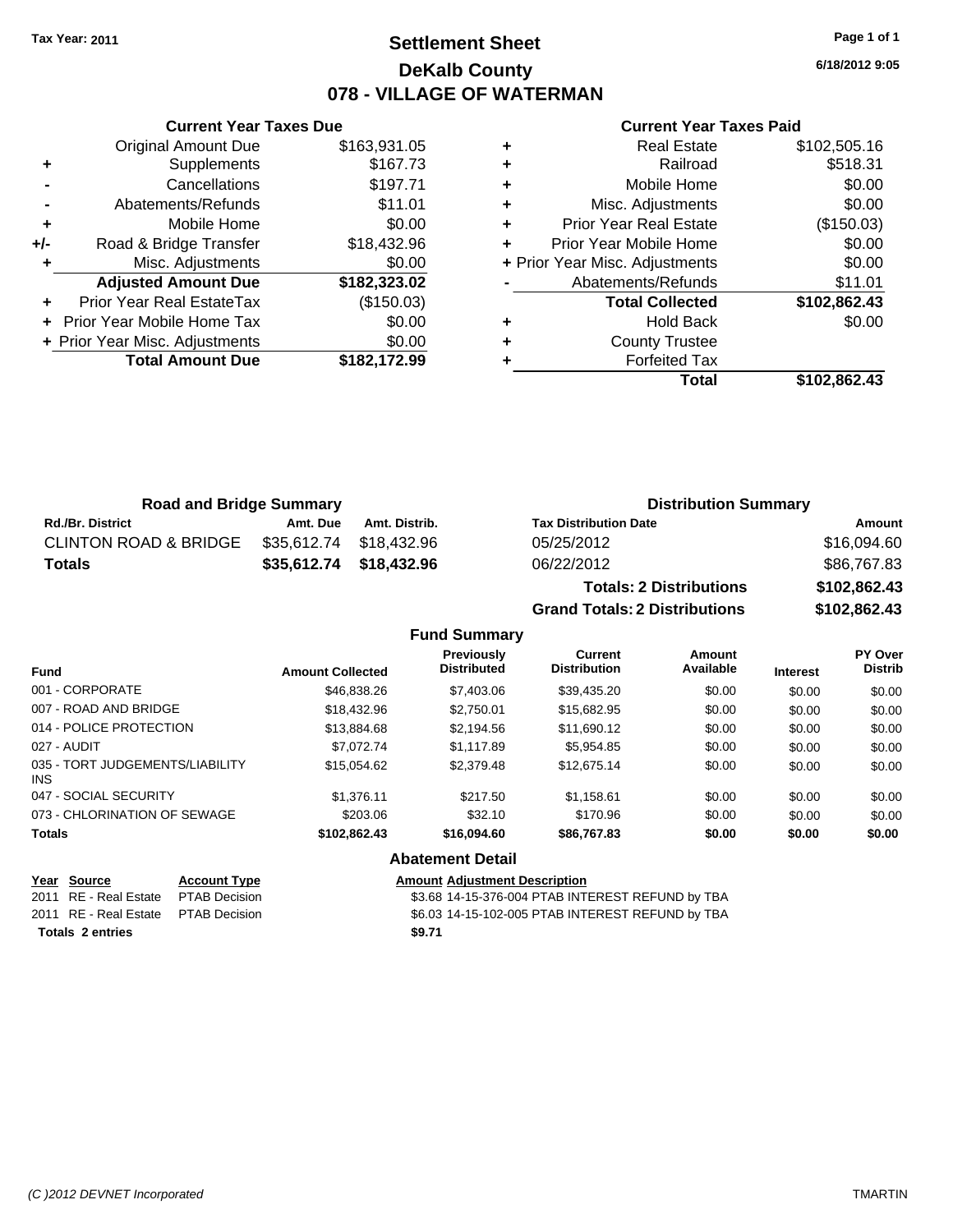Tax Year: 2011

# Settlement Sheet
## DeKalb County
## 078 - VILLAGE OF WATERMAN

6/18/2012 9:05

### Current Year Taxes Due

| | | |
|---|---|---|
| | Original Amount Due | $163,931.05 |
| + | Supplements | $167.73 |
| - | Cancellations | $197.71 |
| - | Abatements/Refunds | $11.01 |
| + | Mobile Home | $0.00 |
| +/- | Road & Bridge Transfer | $18,432.96 |
| + | Misc. Adjustments | $0.00 |
| | **Adjusted Amount Due** | **$182,323.02** |
| + | Prior Year Real EstateTax | ($150.03) |
| + | Prior Year Mobile Home Tax | $0.00 |
| + | Prior Year Misc. Adjustments | $0.00 |
| | **Total Amount Due** | **$182,172.99** |

### Current Year Taxes Paid

| | | |
|---|---|---|
| + | Real Estate | $102,505.16 |
| + | Railroad | $518.31 |
| + | Mobile Home | $0.00 |
| + | Misc. Adjustments | $0.00 |
| + | Prior Year Real Estate | ($150.03) |
| + | Prior Year Mobile Home | $0.00 |
| + | Prior Year Misc. Adjustments | $0.00 |
| - | Abatements/Refunds | $11.01 |
| | **Total Collected** | **$102,862.43** |
| + | Hold Back | $0.00 |
| + | County Trustee | |
| + | Forfeited Tax | |
| | **Total** | **$102,862.43** |

### Road and Bridge Summary

| Rd./Br. District | Amt. Due | Amt. Distrib. |
|---|---|---|
| CLINTON ROAD & BRIDGE | $35,612.74 | $18,432.96 |
| **Totals** | **$35,612.74** | **$18,432.96** |

### Distribution Summary

| Tax Distribution Date | Amount |
|---|---|
| 05/25/2012 | $16,094.60 |
| 06/22/2012 | $86,767.83 |
| **Totals: 2 Distributions** | **$102,862.43** |
| **Grand Totals: 2 Distributions** | **$102,862.43** |

### Fund Summary

| Fund | Amount Collected | Previously Distributed | Current Distribution | Amount Available | Interest | PY Over Distrib |
|---|---|---|---|---|---|---|
| 001 - CORPORATE | $46,838.26 | $7,403.06 | $39,435.20 | $0.00 | $0.00 | $0.00 |
| 007 - ROAD AND BRIDGE | $18,432.96 | $2,750.01 | $15,682.95 | $0.00 | $0.00 | $0.00 |
| 014 - POLICE PROTECTION | $13,884.68 | $2,194.56 | $11,690.12 | $0.00 | $0.00 | $0.00 |
| 027 - AUDIT | $7,072.74 | $1,117.89 | $5,954.85 | $0.00 | $0.00 | $0.00 |
| 035 - TORT JUDGEMENTS/LIABILITY INS | $15,054.62 | $2,379.48 | $12,675.14 | $0.00 | $0.00 | $0.00 |
| 047 - SOCIAL SECURITY | $1,376.11 | $217.50 | $1,158.61 | $0.00 | $0.00 | $0.00 |
| 073 - CHLORINATION OF SEWAGE | $203.06 | $32.10 | $170.96 | $0.00 | $0.00 | $0.00 |
| **Totals** | **$102,862.43** | **$16,094.60** | **$86,767.83** | **$0.00** | **$0.00** | **$0.00** |

### Abatement Detail

| Year | Source | Account Type | Amount | Adjustment Description |
|---|---|---|---|---|
| 2011 | RE - Real Estate | PTAB Decision | $3.68 | 14-15-376-004 PTAB INTEREST REFUND by TBA |
| 2011 | RE - Real Estate | PTAB Decision | $6.03 | 14-15-102-005 PTAB INTEREST REFUND by TBA |
| **Totals 2 entries** | | | **$9.71** | |

(C )2012 DEVNET Incorporated TMARTIN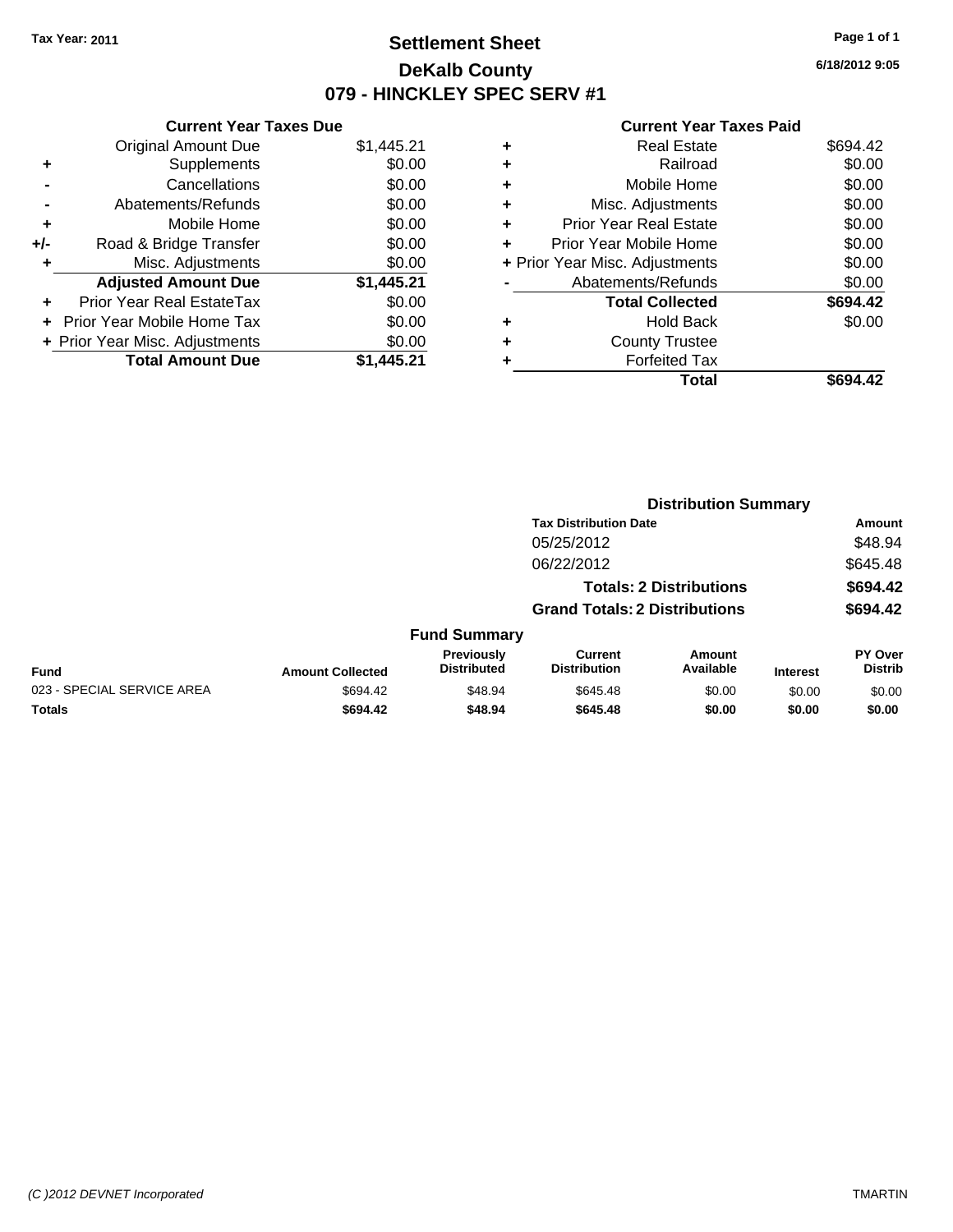**Tax Year: 2011**

# Settlement Sheet
## DeKalb County
## 079 - HINCKLEY SPEC SERV #1

**6/18/2012 9:05**

### Current Year Taxes Due

| | | |
|---|---|---|
| | Original Amount Due | $1,445.21 |
| + | Supplements | $0.00 |
| - | Cancellations | $0.00 |
| - | Abatements/Refunds | $0.00 |
| + | Mobile Home | $0.00 |
| +/- | Road & Bridge Transfer | $0.00 |
| + | Misc. Adjustments | $0.00 |
| | **Adjusted Amount Due** | **$1,445.21** |
| + | Prior Year Real EstateTax | $0.00 |
| + | Prior Year Mobile Home Tax | $0.00 |
| + | Prior Year Misc. Adjustments | $0.00 |
| | **Total Amount Due** | **$1,445.21** |

### Current Year Taxes Paid

| | | |
|---|---|---|
| + | Real Estate | $694.42 |
| + | Railroad | $0.00 |
| + | Mobile Home | $0.00 |
| + | Misc. Adjustments | $0.00 |
| + | Prior Year Real Estate | $0.00 |
| + | Prior Year Mobile Home | $0.00 |
| + | Prior Year Misc. Adjustments | $0.00 |
| - | Abatements/Refunds | $0.00 |
| | **Total Collected** | **$694.42** |
| + | Hold Back | $0.00 |
| + | County Trustee | |
| + | Forfeited Tax | |
| | **Total** | **$694.42** |

### Distribution Summary

| Tax Distribution Date | Amount |
|---|---|
| 05/25/2012 | $48.94 |
| 06/22/2012 | $645.48 |
| **Totals: 2 Distributions** | **$694.42** |
| **Grand Totals: 2 Distributions** | **$694.42** |

### Fund Summary

| Fund | Amount Collected | Previously Distributed | Current Distribution | Amount Available | Interest | PY Over Distrib |
|---|---|---|---|---|---|---|
| 023 - SPECIAL SERVICE AREA | $694.42 | $48.94 | $645.48 | $0.00 | $0.00 | $0.00 |
| **Totals** | **$694.42** | **$48.94** | **$645.48** | **$0.00** | **$0.00** | **$0.00** |

*(C )2012 DEVNET Incorporated* TMARTIN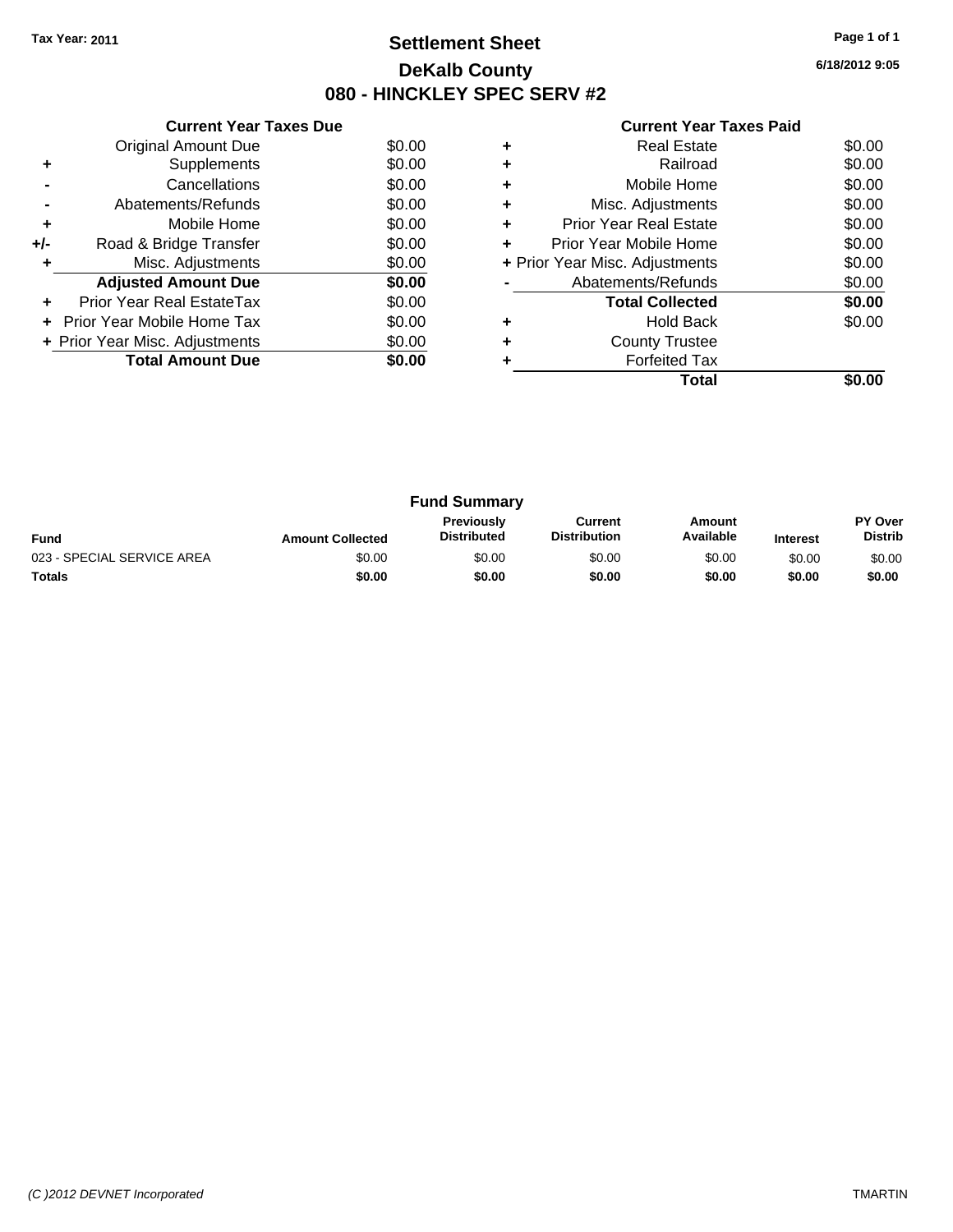**Tax Year: 2011**

# Settlement Sheet
## DeKalb County
## 080 - HINCKLEY SPEC SERV #2

6/18/2012 9:05

### Current Year Taxes Due

| | | |
|---|---|---|
| | Original Amount Due | $0.00 |
| + | Supplements | $0.00 |
| - | Cancellations | $0.00 |
| - | Abatements/Refunds | $0.00 |
| + | Mobile Home | $0.00 |
| +/- | Road & Bridge Transfer | $0.00 |
| + | Misc. Adjustments | $0.00 |
| | **Adjusted Amount Due** | **$0.00** |
| + | Prior Year Real EstateTax | $0.00 |
| + | Prior Year Mobile Home Tax | $0.00 |
| + | Prior Year Misc. Adjustments | $0.00 |
| | **Total Amount Due** | **$0.00** |

### Current Year Taxes Paid

| | | |
|---|---|---|
| + | Real Estate | $0.00 |
| + | Railroad | $0.00 |
| + | Mobile Home | $0.00 |
| + | Misc. Adjustments | $0.00 |
| + | Prior Year Real Estate | $0.00 |
| + | Prior Year Mobile Home | $0.00 |
| + | Prior Year Misc. Adjustments | $0.00 |
| - | Abatements/Refunds | $0.00 |
| | **Total Collected** | **$0.00** |
| + | Hold Back | $0.00 |
| + | County Trustee | |
| + | Forfeited Tax | |
| | **Total** | **$0.00** |

### Fund Summary

| Fund | Amount Collected | Previously Distributed | Current Distribution | Amount Available | Interest | PY Over Distrib |
|---|---|---|---|---|---|---|
| 023 - SPECIAL SERVICE AREA | $0.00 | $0.00 | $0.00 | $0.00 | $0.00 | $0.00 |
| **Totals** | **$0.00** | **$0.00** | **$0.00** | **$0.00** | **$0.00** | **$0.00** |

*(C )2012 DEVNET Incorporated* TMARTIN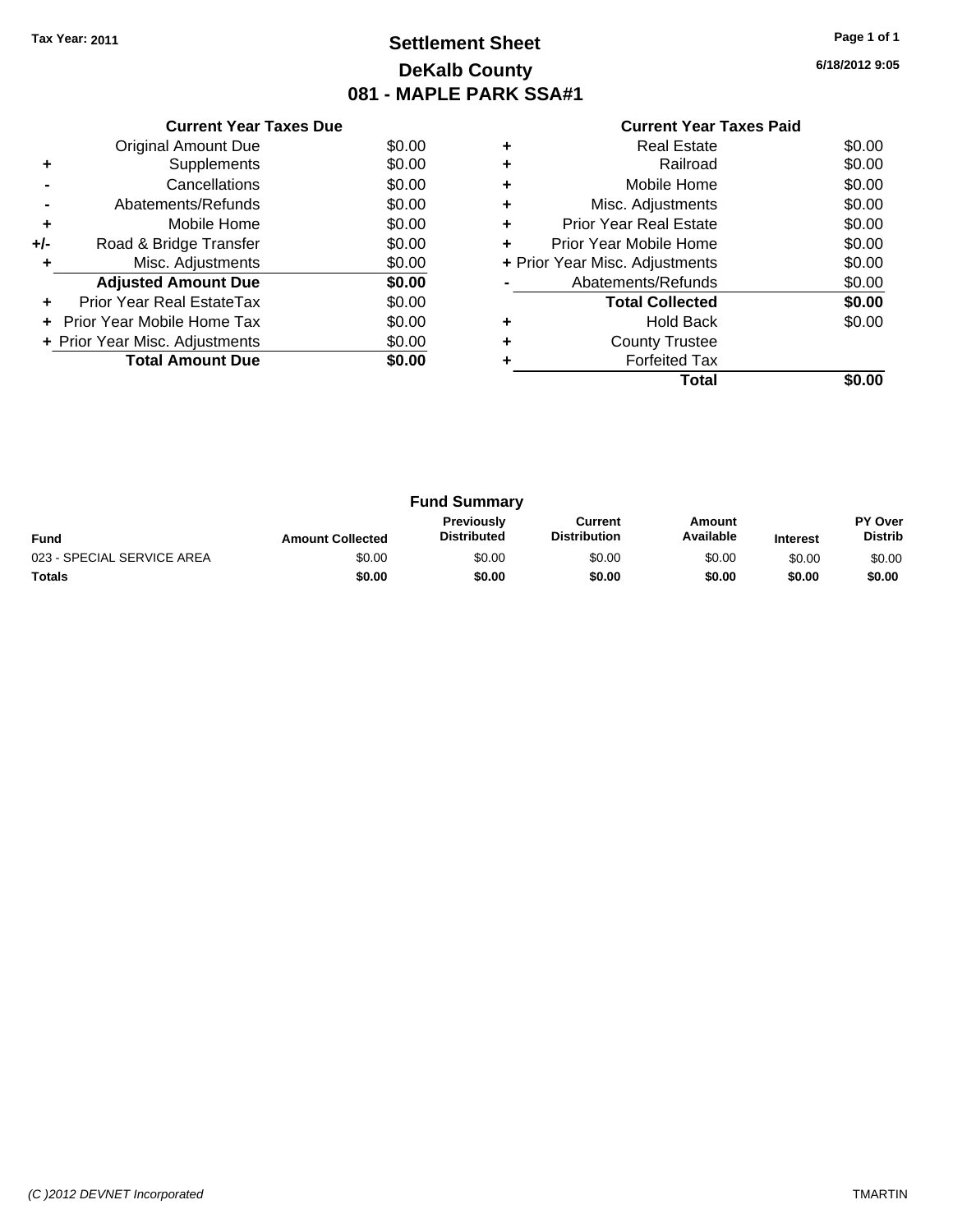Tax Year: 2011

# Settlement Sheet
## DeKalb County
## 081 - MAPLE PARK SSA#1

6/18/2012 9:05

### Current Year Taxes Due

| | | |
|---|---|---|
| | Original Amount Due | $0.00 |
| + | Supplements | $0.00 |
| - | Cancellations | $0.00 |
| - | Abatements/Refunds | $0.00 |
| + | Mobile Home | $0.00 |
| +/- | Road & Bridge Transfer | $0.00 |
| + | Misc. Adjustments | $0.00 |
| | **Adjusted Amount Due** | **$0.00** |
| + | Prior Year Real EstateTax | $0.00 |
| + | Prior Year Mobile Home Tax | $0.00 |
| + | Prior Year Misc. Adjustments | $0.00 |
| | **Total Amount Due** | **$0.00** |

### Current Year Taxes Paid

| | | |
|---|---|---|
| + | Real Estate | $0.00 |
| + | Railroad | $0.00 |
| + | Mobile Home | $0.00 |
| + | Misc. Adjustments | $0.00 |
| + | Prior Year Real Estate | $0.00 |
| + | Prior Year Mobile Home | $0.00 |
| + | Prior Year Misc. Adjustments | $0.00 |
| - | Abatements/Refunds | $0.00 |
| | **Total Collected** | **$0.00** |
| + | Hold Back | $0.00 |
| + | County Trustee | |
| + | Forfeited Tax | |
| | **Total** | **$0.00** |

### Fund Summary

| Fund | Amount Collected | Previously Distributed | Current Distribution | Amount Available | Interest | PY Over Distrib |
|---|---|---|---|---|---|---|
| 023 - SPECIAL SERVICE AREA | $0.00 | $0.00 | $0.00 | $0.00 | $0.00 | $0.00 |
| **Totals** | **$0.00** | **$0.00** | **$0.00** | **$0.00** | **$0.00** | **$0.00** |

(C )2012 DEVNET Incorporated TMARTIN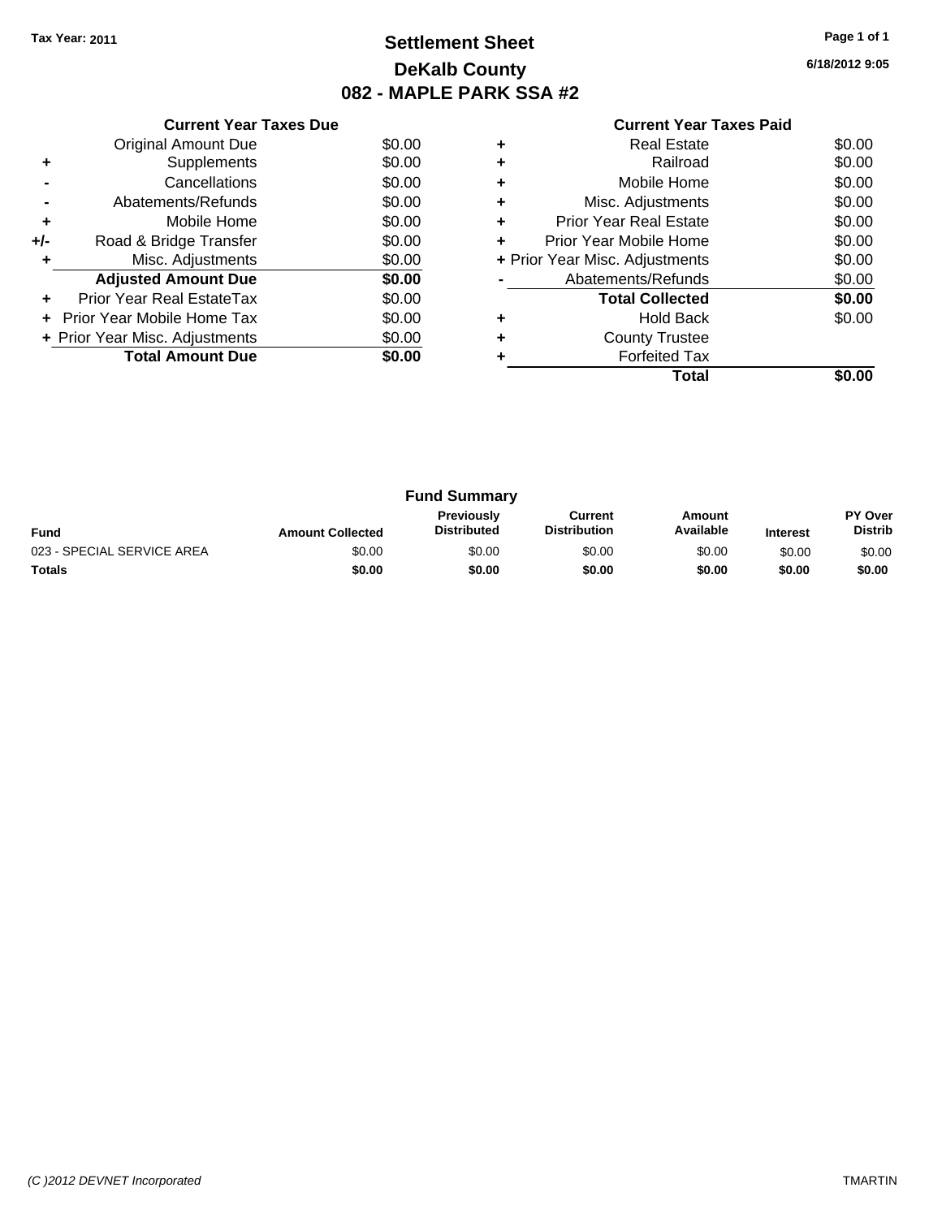Tax Year: 2011

# Settlement Sheet
## DeKalb County
## 082 - MAPLE PARK SSA #2

6/18/2012 9:05

### Current Year Taxes Due

| | | |
|---|---|---|
| | Original Amount Due | $0.00 |
| + | Supplements | $0.00 |
| - | Cancellations | $0.00 |
| - | Abatements/Refunds | $0.00 |
| + | Mobile Home | $0.00 |
| +/- | Road & Bridge Transfer | $0.00 |
| + | Misc. Adjustments | $0.00 |
| | **Adjusted Amount Due** | **$0.00** |
| + | Prior Year Real EstateTax | $0.00 |
| + | Prior Year Mobile Home Tax | $0.00 |
| + | Prior Year Misc. Adjustments | $0.00 |
| | **Total Amount Due** | **$0.00** |

### Current Year Taxes Paid

| | | |
|---|---|---|
| + | Real Estate | $0.00 |
| + | Railroad | $0.00 |
| + | Mobile Home | $0.00 |
| + | Misc. Adjustments | $0.00 |
| + | Prior Year Real Estate | $0.00 |
| + | Prior Year Mobile Home | $0.00 |
| + | Prior Year Misc. Adjustments | $0.00 |
| - | Abatements/Refunds | $0.00 |
| | **Total Collected** | **$0.00** |
| + | Hold Back | $0.00 |
| + | County Trustee | |
| + | Forfeited Tax | |
| | **Total** | **$0.00** |

### Fund Summary

| Fund | Amount Collected | Previously Distributed | Current Distribution | Amount Available | Interest | PY Over Distrib |
|---|---|---|---|---|---|---|
| 023 - SPECIAL SERVICE AREA | $0.00 | $0.00 | $0.00 | $0.00 | $0.00 | $0.00 |
| **Totals** | **$0.00** | **$0.00** | **$0.00** | **$0.00** | **$0.00** | **$0.00** |

*(C )2012 DEVNET Incorporated* TMARTIN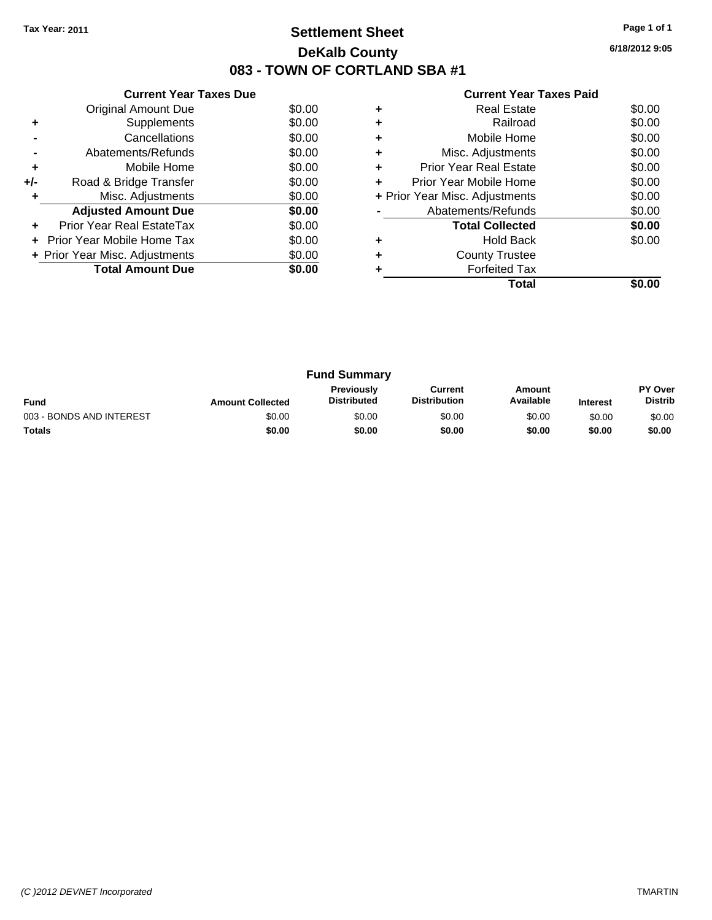Tax Year: 2011

# Settlement Sheet

## DeKalb County

## 083 - TOWN OF CORTLAND SBA #1

6/18/2012 9:05

### Current Year Taxes Due

| | | |
|---|---|---|
| | Original Amount Due | $0.00 |
| + | Supplements | $0.00 |
| - | Cancellations | $0.00 |
| - | Abatements/Refunds | $0.00 |
| + | Mobile Home | $0.00 |
| +/- | Road & Bridge Transfer | $0.00 |
| + | Misc. Adjustments | $0.00 |
| | **Adjusted Amount Due** | **$0.00** |
| + | Prior Year Real EstateTax | $0.00 |
| + | Prior Year Mobile Home Tax | $0.00 |
| + | Prior Year Misc. Adjustments | $0.00 |
| | **Total Amount Due** | **$0.00** |

### Current Year Taxes Paid

| | | |
|---|---|---|
| + | Real Estate | $0.00 |
| + | Railroad | $0.00 |
| + | Mobile Home | $0.00 |
| + | Misc. Adjustments | $0.00 |
| + | Prior Year Real Estate | $0.00 |
| + | Prior Year Mobile Home | $0.00 |
| + | Prior Year Misc. Adjustments | $0.00 |
| - | Abatements/Refunds | $0.00 |
| | **Total Collected** | **$0.00** |
| + | Hold Back | $0.00 |
| + | County Trustee | |
| + | Forfeited Tax | |
| | **Total** | **$0.00** |

### Fund Summary

| Fund | Amount Collected | Previously Distributed | Current Distribution | Amount Available | Interest | PY Over Distrib |
|---|---|---|---|---|---|---|
| 003 - BONDS AND INTEREST | $0.00 | $0.00 | $0.00 | $0.00 | $0.00 | $0.00 |
| **Totals** | **$0.00** | **$0.00** | **$0.00** | **$0.00** | **$0.00** | **$0.00** |

*(C )2012 DEVNET Incorporated* TMARTIN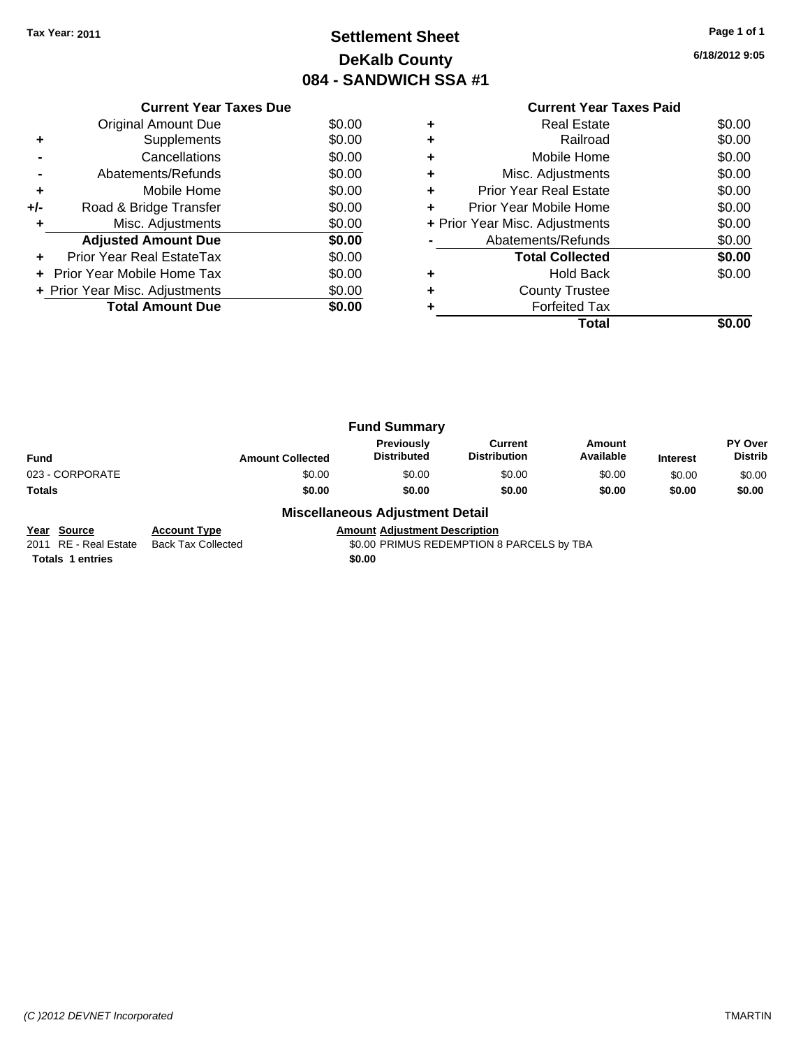Tax Year: 2011

# Settlement Sheet
## DeKalb County
## 084 - SANDWICH SSA #1

6/18/2012 9:05

### Current Year Taxes Due

| | | |
|---|---|---|
| | Original Amount Due | $0.00 |
| + | Supplements | $0.00 |
| - | Cancellations | $0.00 |
| - | Abatements/Refunds | $0.00 |
| + | Mobile Home | $0.00 |
| +/- | Road & Bridge Transfer | $0.00 |
| + | Misc. Adjustments | $0.00 |
| | **Adjusted Amount Due** | **$0.00** |
| + | Prior Year Real EstateTax | $0.00 |
| + | Prior Year Mobile Home Tax | $0.00 |
| + | Prior Year Misc. Adjustments | $0.00 |
| | **Total Amount Due** | **$0.00** |

### Current Year Taxes Paid

| | | |
|---|---|---|
| + | Real Estate | $0.00 |
| + | Railroad | $0.00 |
| + | Mobile Home | $0.00 |
| + | Misc. Adjustments | $0.00 |
| + | Prior Year Real Estate | $0.00 |
| + | Prior Year Mobile Home | $0.00 |
| + | Prior Year Misc. Adjustments | $0.00 |
| - | Abatements/Refunds | $0.00 |
| | **Total Collected** | **$0.00** |
| + | Hold Back | $0.00 |
| + | County Trustee | |
| + | Forfeited Tax | |
| | **Total** | **$0.00** |

### Fund Summary

| Fund | Amount Collected | Previously Distributed | Current Distribution | Amount Available | Interest | PY Over Distrib |
|---|---|---|---|---|---|---|
| 023 - CORPORATE | $0.00 | $0.00 | $0.00 | $0.00 | $0.00 | $0.00 |
| **Totals** | **$0.00** | **$0.00** | **$0.00** | **$0.00** | **$0.00** | **$0.00** |

### Miscellaneous Adjustment Detail

| Year | Source | Account Type | Amount | Adjustment Description |
|---|---|---|---|---|
| 2011 | RE - Real Estate | Back Tax Collected | $0.00 | PRIMUS REDEMPTION 8 PARCELS by TBA |
| **Totals 1 entries** | | | **$0.00** | |

(C )2012 DEVNET Incorporated TMARTIN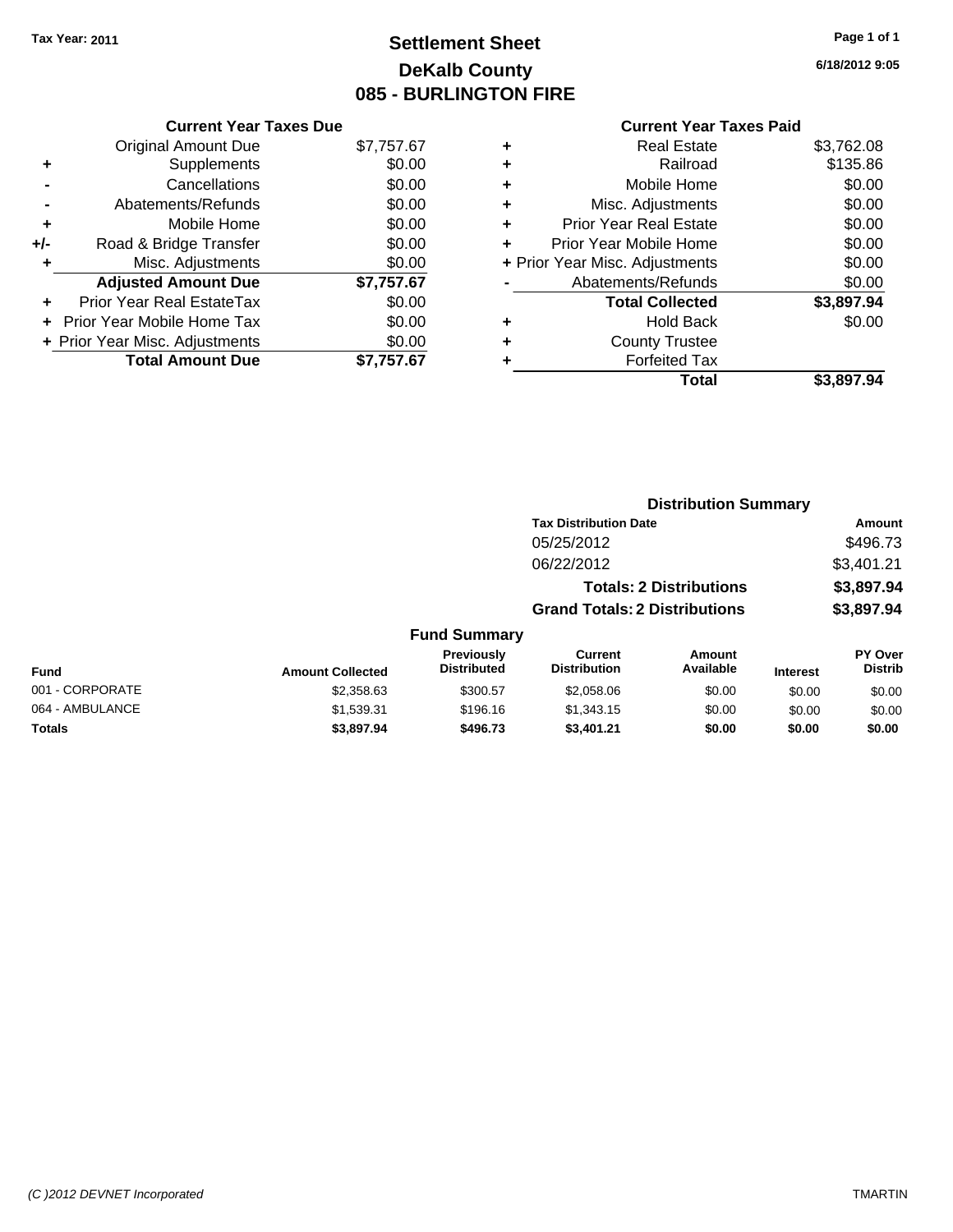Tax Year: 2011

# Settlement Sheet
## DeKalb County
## 085 - BURLINGTON FIRE

6/18/2012 9:05

### Current Year Taxes Due

| | | |
|---|---|---|
| | Original Amount Due | $7,757.67 |
| + | Supplements | $0.00 |
| - | Cancellations | $0.00 |
| - | Abatements/Refunds | $0.00 |
| + | Mobile Home | $0.00 |
| +/- | Road & Bridge Transfer | $0.00 |
| + | Misc. Adjustments | $0.00 |
| | **Adjusted Amount Due** | **$7,757.67** |
| + | Prior Year Real EstateTax | $0.00 |
| + | Prior Year Mobile Home Tax | $0.00 |
| + | Prior Year Misc. Adjustments | $0.00 |
| | **Total Amount Due** | **$7,757.67** |

### Current Year Taxes Paid

| | | |
|---|---|---|
| + | Real Estate | $3,762.08 |
| + | Railroad | $135.86 |
| + | Mobile Home | $0.00 |
| + | Misc. Adjustments | $0.00 |
| + | Prior Year Real Estate | $0.00 |
| + | Prior Year Mobile Home | $0.00 |
| + | Prior Year Misc. Adjustments | $0.00 |
| - | Abatements/Refunds | $0.00 |
| | **Total Collected** | **$3,897.94** |
| + | Hold Back | $0.00 |
| + | County Trustee | |
| + | Forfeited Tax | |
| | **Total** | **$3,897.94** |

### Distribution Summary

| Tax Distribution Date | Amount |
|---|---|
| 05/25/2012 | $496.73 |
| 06/22/2012 | $3,401.21 |
| **Totals: 2 Distributions** | **$3,897.94** |
| **Grand Totals: 2 Distributions** | **$3,897.94** |

### Fund Summary

| Fund | Amount Collected | Previously Distributed | Current Distribution | Amount Available | Interest | PY Over Distrib |
|---|---|---|---|---|---|---|
| 001 - CORPORATE | $2,358.63 | $300.57 | $2,058.06 | $0.00 | $0.00 | $0.00 |
| 064 - AMBULANCE | $1,539.31 | $196.16 | $1,343.15 | $0.00 | $0.00 | $0.00 |
| **Totals** | **$3,897.94** | **$496.73** | **$3,401.21** | **$0.00** | **$0.00** | **$0.00** |

(C )2012 DEVNET Incorporated TMARTIN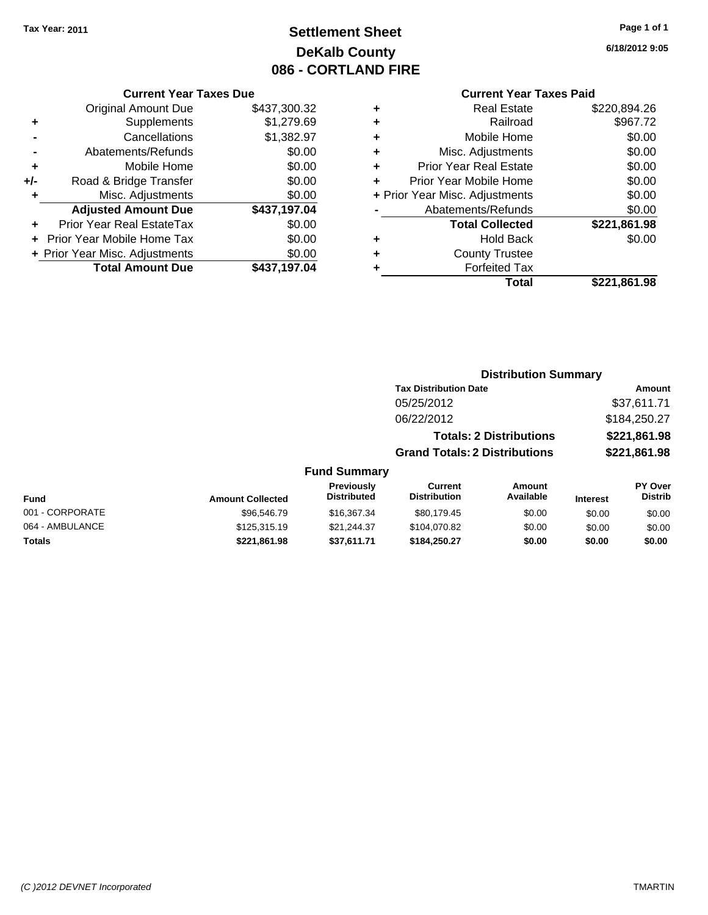Tax Year: 2011

# Settlement Sheet
## DeKalb County
## 086 - CORTLAND FIRE

6/18/2012 9:05

### Current Year Taxes Due

| | | |
|---|---|---|
| | Original Amount Due | $437,300.32 |
| + | Supplements | $1,279.69 |
| - | Cancellations | $1,382.97 |
| - | Abatements/Refunds | $0.00 |
| + | Mobile Home | $0.00 |
| +/- | Road & Bridge Transfer | $0.00 |
| + | Misc. Adjustments | $0.00 |
| | **Adjusted Amount Due** | **$437,197.04** |
| + | Prior Year Real EstateTax | $0.00 |
| + | Prior Year Mobile Home Tax | $0.00 |
| + | Prior Year Misc. Adjustments | $0.00 |
| | **Total Amount Due** | **$437,197.04** |

### Current Year Taxes Paid

| | | |
|---|---|---|
| + | Real Estate | $220,894.26 |
| + | Railroad | $967.72 |
| + | Mobile Home | $0.00 |
| + | Misc. Adjustments | $0.00 |
| + | Prior Year Real Estate | $0.00 |
| + | Prior Year Mobile Home | $0.00 |
| + | Prior Year Misc. Adjustments | $0.00 |
| - | Abatements/Refunds | $0.00 |
| | **Total Collected** | **$221,861.98** |
| + | Hold Back | $0.00 |
| + | County Trustee | |
| + | Forfeited Tax | |
| | **Total** | **$221,861.98** |

### Distribution Summary

| Tax Distribution Date | Amount |
|---|---|
| 05/25/2012 | $37,611.71 |
| 06/22/2012 | $184,250.27 |
| **Totals: 2 Distributions** | **$221,861.98** |
| **Grand Totals: 2 Distributions** | **$221,861.98** |

### Fund Summary

| Fund | Amount Collected | Previously Distributed | Current Distribution | Amount Available | Interest | PY Over Distrib |
|---|---|---|---|---|---|---|
| 001 - CORPORATE | $96,546.79 | $16,367.34 | $80,179.45 | $0.00 | $0.00 | $0.00 |
| 064 - AMBULANCE | $125,315.19 | $21,244.37 | $104,070.82 | $0.00 | $0.00 | $0.00 |
| **Totals** | **$221,861.98** | **$37,611.71** | **$184,250.27** | **$0.00** | **$0.00** | **$0.00** |

(C )2012 DEVNET Incorporated TMARTIN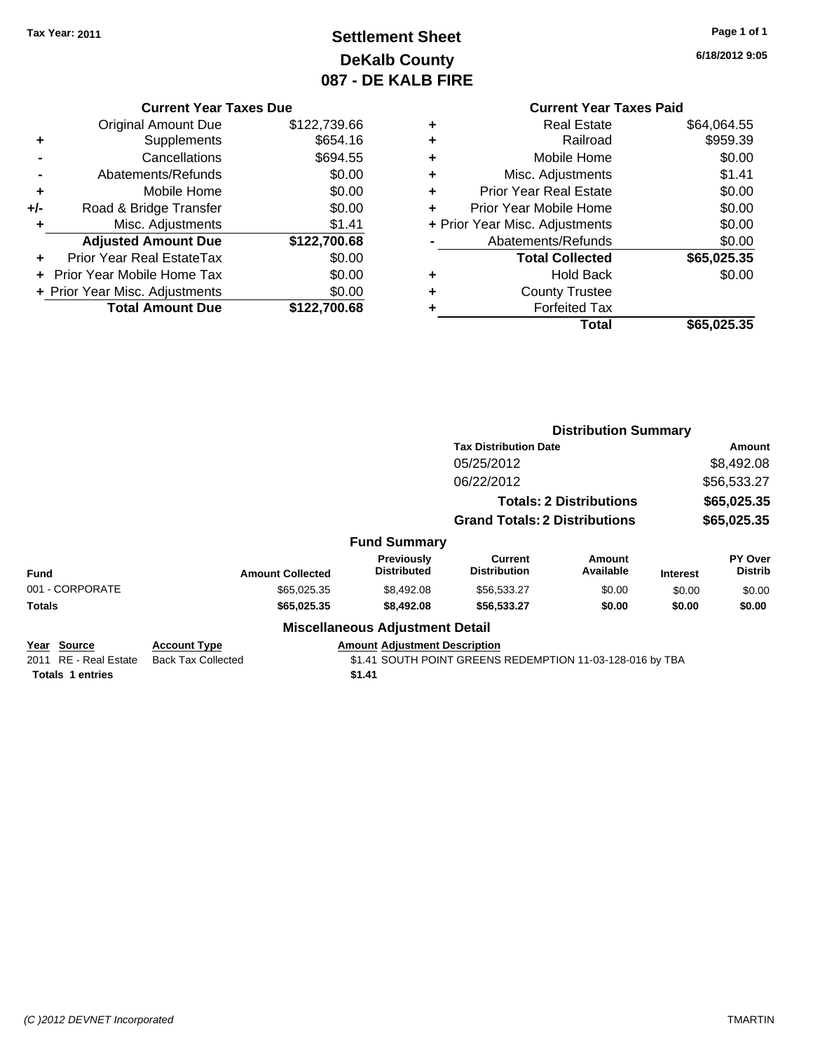Tax Year: 2011

# Settlement Sheet
## DeKalb County
## 087 - DE KALB FIRE

6/18/2012 9:05

### Current Year Taxes Due

| | | |
|---|---|---|
| | Original Amount Due | $122,739.66 |
| + | Supplements | $654.16 |
| - | Cancellations | $694.55 |
| - | Abatements/Refunds | $0.00 |
| + | Mobile Home | $0.00 |
| +/- | Road & Bridge Transfer | $0.00 |
| + | Misc. Adjustments | $1.41 |
| | **Adjusted Amount Due** | **$122,700.68** |
| + | Prior Year Real EstateTax | $0.00 |
| + | Prior Year Mobile Home Tax | $0.00 |
| + | Prior Year Misc. Adjustments | $0.00 |
| | **Total Amount Due** | **$122,700.68** |

### Current Year Taxes Paid

| | | |
|---|---|---|
| + | Real Estate | $64,064.55 |
| + | Railroad | $959.39 |
| + | Mobile Home | $0.00 |
| + | Misc. Adjustments | $1.41 |
| + | Prior Year Real Estate | $0.00 |
| + | Prior Year Mobile Home | $0.00 |
| + | Prior Year Misc. Adjustments | $0.00 |
| - | Abatements/Refunds | $0.00 |
| | **Total Collected** | **$65,025.35** |
| + | Hold Back | $0.00 |
| + | County Trustee | |
| + | Forfeited Tax | |
| | **Total** | **$65,025.35** |

### Distribution Summary

| Tax Distribution Date | Amount |
|---|---|
| 05/25/2012 | $8,492.08 |
| 06/22/2012 | $56,533.27 |
| **Totals: 2 Distributions** | **$65,025.35** |
| **Grand Totals: 2 Distributions** | **$65,025.35** |

### Fund Summary

| Fund | Amount Collected | Previously Distributed | Current Distribution | Amount Available | Interest | PY Over Distrib |
|---|---|---|---|---|---|---|
| 001 - CORPORATE | $65,025.35 | $8,492.08 | $56,533.27 | $0.00 | $0.00 | $0.00 |
| **Totals** | **$65,025.35** | **$8,492.08** | **$56,533.27** | **$0.00** | **$0.00** | **$0.00** |

### Miscellaneous Adjustment Detail

| Year | Source | Account Type | Amount | Adjustment Description |
|---|---|---|---|---|
| 2011 | RE - Real Estate | Back Tax Collected | $1.41 | SOUTH POINT GREENS REDEMPTION 11-03-128-016 by TBA |
| **Totals** | **1 entries** | | **$1.41** | |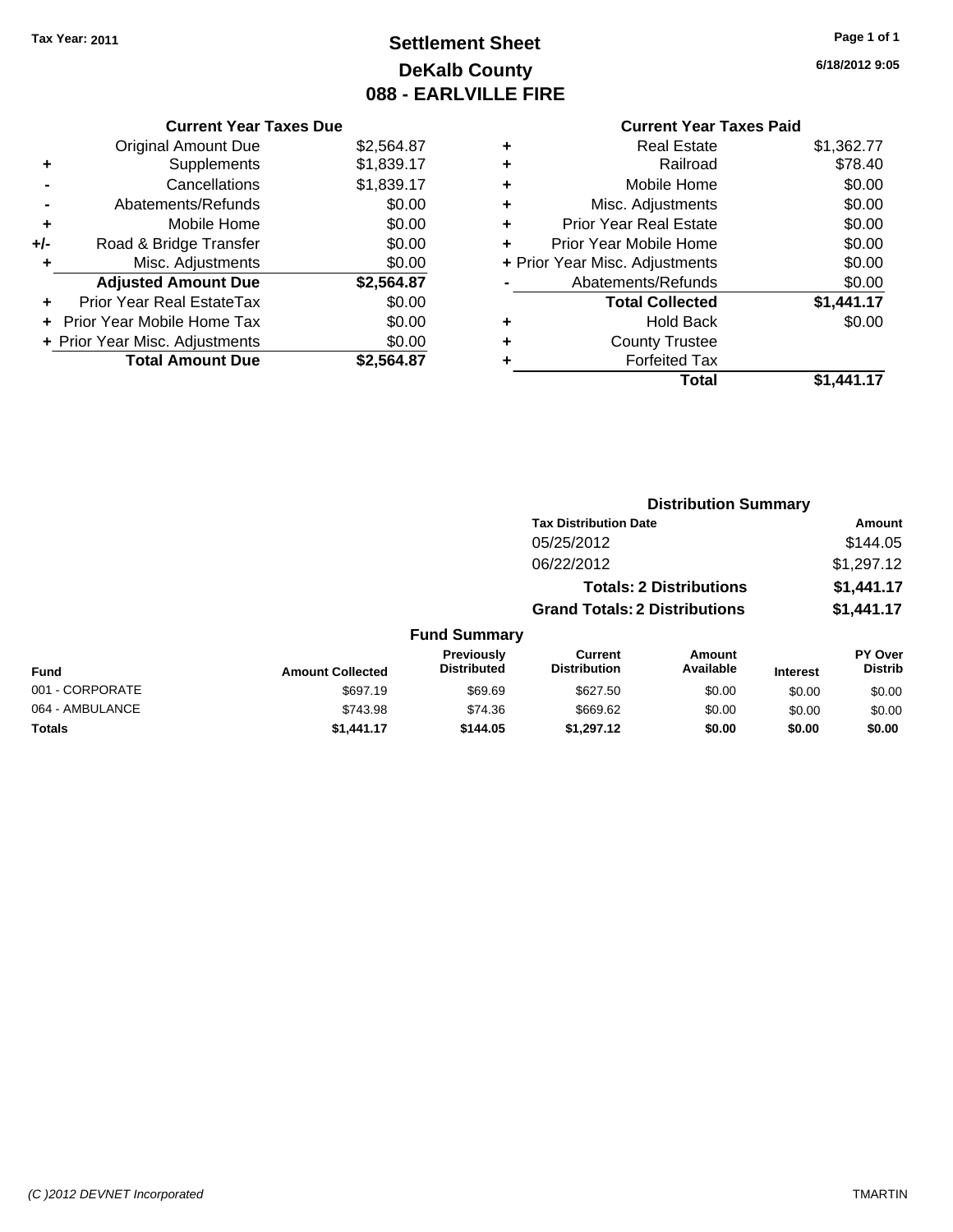Tax Year: 2011

# Settlement Sheet
## DeKalb County
## 088 - EARLVILLE FIRE

6/18/2012 9:05

| | Current Year Taxes Due | |
|---|---|---|
| | Original Amount Due | $2,564.87 |
| + | Supplements | $1,839.17 |
| - | Cancellations | $1,839.17 |
| - | Abatements/Refunds | $0.00 |
| + | Mobile Home | $0.00 |
| +/- | Road & Bridge Transfer | $0.00 |
| + | Misc. Adjustments | $0.00 |
| | **Adjusted Amount Due** | **$2,564.87** |
| + | Prior Year Real EstateTax | $0.00 |
| + | Prior Year Mobile Home Tax | $0.00 |
| + | Prior Year Misc. Adjustments | $0.00 |
| | **Total Amount Due** | **$2,564.87** |

| | Current Year Taxes Paid | |
|---|---|---|
| + | Real Estate | $1,362.77 |
| + | Railroad | $78.40 |
| + | Mobile Home | $0.00 |
| + | Misc. Adjustments | $0.00 |
| + | Prior Year Real Estate | $0.00 |
| + | Prior Year Mobile Home | $0.00 |
| + | Prior Year Misc. Adjustments | $0.00 |
| - | Abatements/Refunds | $0.00 |
| | **Total Collected** | **$1,441.17** |
| + | Hold Back | $0.00 |
| + | County Trustee | |
| + | Forfeited Tax | |
| | **Total** | **$1,441.17** |

### Distribution Summary

| Tax Distribution Date | Amount |
|---|---|
| 05/25/2012 | $144.05 |
| 06/22/2012 | $1,297.12 |
| **Totals: 2 Distributions** | **$1,441.17** |
| **Grand Totals: 2 Distributions** | **$1,441.17** |

### Fund Summary

| Fund | Amount Collected | Previously Distributed | Current Distribution | Amount Available | Interest | PY Over Distrib |
|---|---|---|---|---|---|---|
| 001 - CORPORATE | $697.19 | $69.69 | $627.50 | $0.00 | $0.00 | $0.00 |
| 064 - AMBULANCE | $743.98 | $74.36 | $669.62 | $0.00 | $0.00 | $0.00 |
| **Totals** | **$1,441.17** | **$144.05** | **$1,297.12** | **$0.00** | **$0.00** | **$0.00** |

(C )2012 DEVNET Incorporated TMARTIN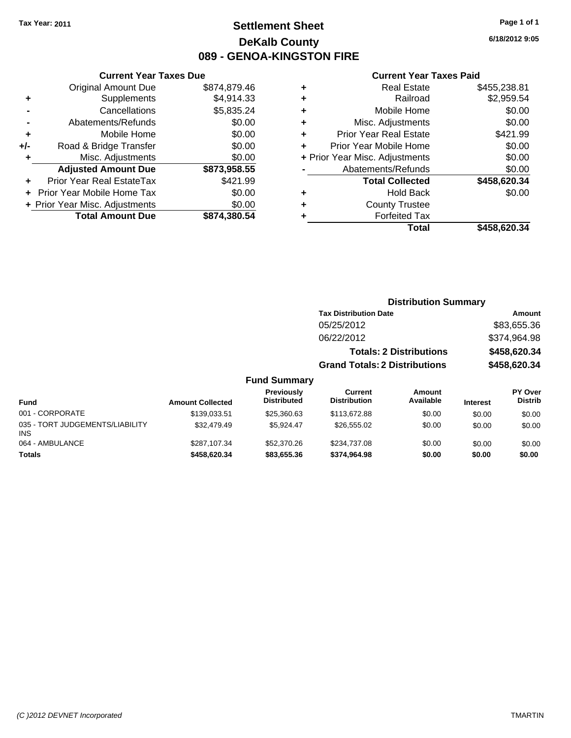Tax Year: 2011

# Settlement Sheet
## DeKalb County
## 089 - GENOA-KINGSTON FIRE

6/18/2012 9:05

### Current Year Taxes Due

| | | |
|---|---|---|
| | Original Amount Due | $874,879.46 |
| + | Supplements | $4,914.33 |
| - | Cancellations | $5,835.24 |
| - | Abatements/Refunds | $0.00 |
| + | Mobile Home | $0.00 |
| +/- | Road & Bridge Transfer | $0.00 |
| + | Misc. Adjustments | $0.00 |
| | **Adjusted Amount Due** | **$873,958.55** |
| + | Prior Year Real EstateTax | $421.99 |
| + | Prior Year Mobile Home Tax | $0.00 |
| + | Prior Year Misc. Adjustments | $0.00 |
| | **Total Amount Due** | **$874,380.54** |

### Current Year Taxes Paid

| | | |
|---|---|---|
| + | Real Estate | $455,238.81 |
| + | Railroad | $2,959.54 |
| + | Mobile Home | $0.00 |
| + | Misc. Adjustments | $0.00 |
| + | Prior Year Real Estate | $421.99 |
| + | Prior Year Mobile Home | $0.00 |
| + | Prior Year Misc. Adjustments | $0.00 |
| - | Abatements/Refunds | $0.00 |
| | **Total Collected** | **$458,620.34** |
| + | Hold Back | $0.00 |
| + | County Trustee | |
| + | Forfeited Tax | |
| | **Total** | **$458,620.34** |

### Distribution Summary

| Tax Distribution Date | Amount |
|---|---|
| 05/25/2012 | $83,655.36 |
| 06/22/2012 | $374,964.98 |
| **Totals: 2 Distributions** | **$458,620.34** |
| **Grand Totals: 2 Distributions** | **$458,620.34** |

### Fund Summary

| Fund | Amount Collected | Previously Distributed | Current Distribution | Amount Available | Interest | PY Over Distrib |
|---|---|---|---|---|---|---|
| 001 - CORPORATE | $139,033.51 | $25,360.63 | $113,672.88 | $0.00 | $0.00 | $0.00 |
| 035 - TORT JUDGEMENTS/LIABILITY INS | $32,479.49 | $5,924.47 | $26,555.02 | $0.00 | $0.00 | $0.00 |
| 064 - AMBULANCE | $287,107.34 | $52,370.26 | $234,737.08 | $0.00 | $0.00 | $0.00 |
| **Totals** | **$458,620.34** | **$83,655.36** | **$374,964.98** | **$0.00** | **$0.00** | **$0.00** |

(C )2012 DEVNET Incorporated TMARTIN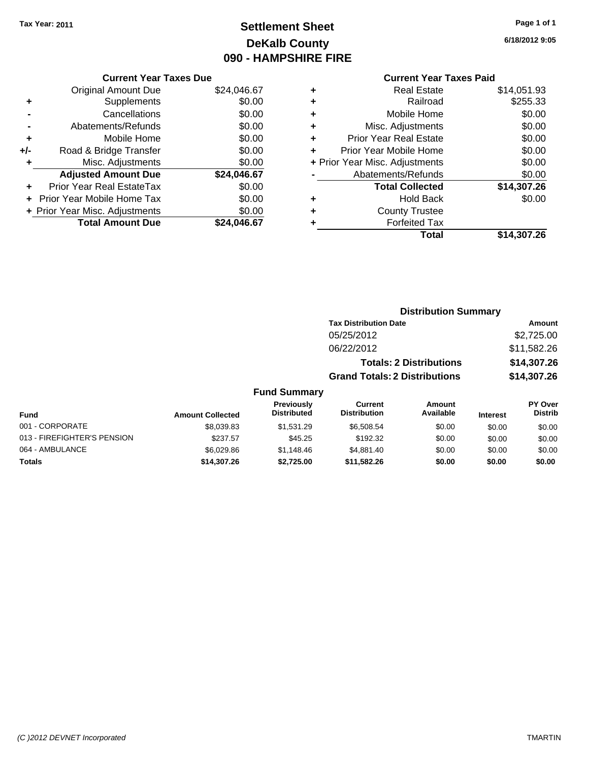Tax Year: 2011

# Settlement Sheet
## DeKalb County
## 090 - HAMPSHIRE FIRE

6/18/2012 9:05

### Current Year Taxes Due

| | | |
|---|---|---|
| | Original Amount Due | $24,046.67 |
| + | Supplements | $0.00 |
| - | Cancellations | $0.00 |
| - | Abatements/Refunds | $0.00 |
| + | Mobile Home | $0.00 |
| +/- | Road & Bridge Transfer | $0.00 |
| + | Misc. Adjustments | $0.00 |
| | **Adjusted Amount Due** | **$24,046.67** |
| + | Prior Year Real EstateTax | $0.00 |
| + | Prior Year Mobile Home Tax | $0.00 |
| + | Prior Year Misc. Adjustments | $0.00 |
| | **Total Amount Due** | **$24,046.67** |

### Current Year Taxes Paid

| | | |
|---|---|---|
| + | Real Estate | $14,051.93 |
| + | Railroad | $255.33 |
| + | Mobile Home | $0.00 |
| + | Misc. Adjustments | $0.00 |
| + | Prior Year Real Estate | $0.00 |
| + | Prior Year Mobile Home | $0.00 |
| + | Prior Year Misc. Adjustments | $0.00 |
| - | Abatements/Refunds | $0.00 |
| | **Total Collected** | **$14,307.26** |
| + | Hold Back | $0.00 |
| + | County Trustee | |
| + | Forfeited Tax | |
| | **Total** | **$14,307.26** |

### Distribution Summary

| Tax Distribution Date | Amount |
|---|---|
| 05/25/2012 | $2,725.00 |
| 06/22/2012 | $11,582.26 |
| **Totals: 2 Distributions** | **$14,307.26** |
| **Grand Totals: 2 Distributions** | **$14,307.26** |

### Fund Summary

| Fund | Amount Collected | Previously Distributed | Current Distribution | Amount Available | Interest | PY Over Distrib |
|---|---|---|---|---|---|---|
| 001 - CORPORATE | $8,039.83 | $1,531.29 | $6,508.54 | $0.00 | $0.00 | $0.00 |
| 013 - FIREFIGHTER'S PENSION | $237.57 | $45.25 | $192.32 | $0.00 | $0.00 | $0.00 |
| 064 - AMBULANCE | $6,029.86 | $1,148.46 | $4,881.40 | $0.00 | $0.00 | $0.00 |
| **Totals** | **$14,307.26** | **$2,725.00** | **$11,582.26** | **$0.00** | **$0.00** | **$0.00** |

(C )2012 DEVNET Incorporated TMARTIN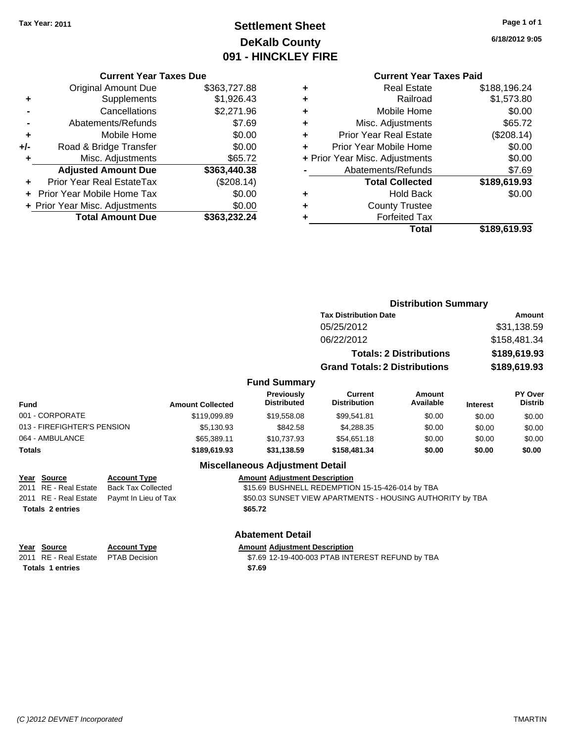Tax Year: 2011

# Settlement Sheet
## DeKalb County
## 091 - HINCKLEY FIRE

6/18/2012 9:05

### Current Year Taxes Due

| | | |
|---|---|---|
| | Original Amount Due | $363,727.88 |
| + | Supplements | $1,926.43 |
| - | Cancellations | $2,271.96 |
| - | Abatements/Refunds | $7.69 |
| + | Mobile Home | $0.00 |
| +/- | Road & Bridge Transfer | $0.00 |
| + | Misc. Adjustments | $65.72 |
| | **Adjusted Amount Due** | **$363,440.38** |
| + | Prior Year Real EstateTax | ($208.14) |
| + | Prior Year Mobile Home Tax | $0.00 |
| + | Prior Year Misc. Adjustments | $0.00 |
| | **Total Amount Due** | **$363,232.24** |

### Current Year Taxes Paid

| | | |
|---|---|---|
| + | Real Estate | $188,196.24 |
| + | Railroad | $1,573.80 |
| + | Mobile Home | $0.00 |
| + | Misc. Adjustments | $65.72 |
| + | Prior Year Real Estate | ($208.14) |
| + | Prior Year Mobile Home | $0.00 |
| + | Prior Year Misc. Adjustments | $0.00 |
| - | Abatements/Refunds | $7.69 |
| | **Total Collected** | **$189,619.93** |
| + | Hold Back | $0.00 |
| + | County Trustee | |
| + | Forfeited Tax | |
| | **Total** | **$189,619.93** |

### Distribution Summary

| Tax Distribution Date | Amount |
|---|---|
| 05/25/2012 | $31,138.59 |
| 06/22/2012 | $158,481.34 |
| **Totals: 2 Distributions** | **$189,619.93** |
| **Grand Totals: 2 Distributions** | **$189,619.93** |

### Fund Summary

| Fund | Amount Collected | Previously Distributed | Current Distribution | Amount Available | Interest | PY Over Distrib |
|---|---|---|---|---|---|---|
| 001 - CORPORATE | $119,099.89 | $19,558.08 | $99,541.81 | $0.00 | $0.00 | $0.00 |
| 013 - FIREFIGHTER'S PENSION | $5,130.93 | $842.58 | $4,288.35 | $0.00 | $0.00 | $0.00 |
| 064 - AMBULANCE | $65,389.11 | $10,737.93 | $54,651.18 | $0.00 | $0.00 | $0.00 |
| **Totals** | **$189,619.93** | **$31,138.59** | **$158,481.34** | **$0.00** | **$0.00** | **$0.00** |

### Miscellaneous Adjustment Detail

| Year | Source | Account Type | Amount | Adjustment Description |
|---|---|---|---|---|
| 2011 | RE - Real Estate | Back Tax Collected | $15.69 | BUSHNELL REDEMPTION 15-15-426-014 by TBA |
| 2011 | RE - Real Estate | Paymt In Lieu of Tax | $50.03 | SUNSET VIEW APARTMENTS - HOUSING AUTHORITY by TBA |
| **Totals 2 entries** | | | **$65.72** | |

### Abatement Detail

| Year | Source | Account Type | Amount | Adjustment Description |
|---|---|---|---|---|
| 2011 | RE - Real Estate | PTAB Decision | $7.69 | 12-19-400-003 PTAB INTEREST REFUND by TBA |
| **Totals 1 entries** | | | **$7.69** | |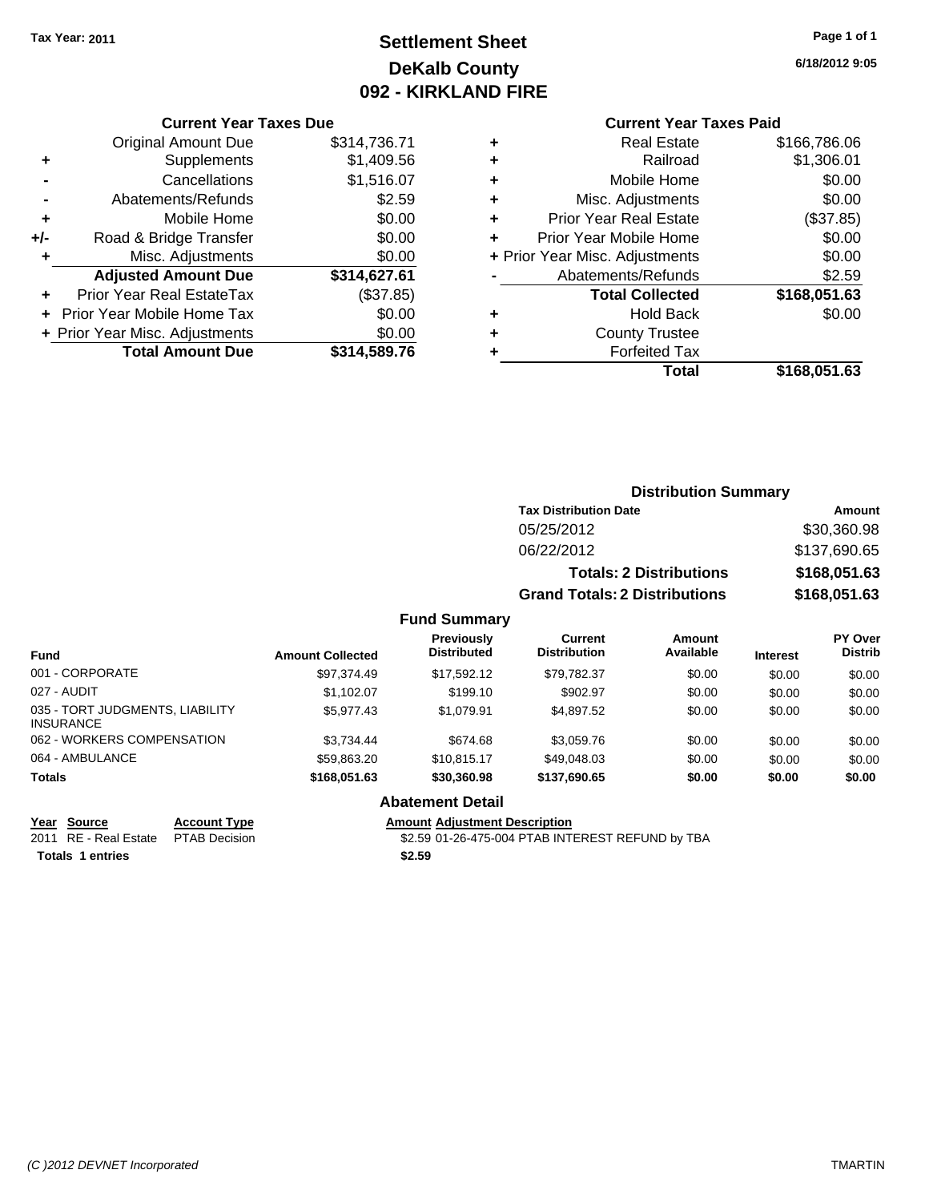**Tax Year: 2011**

# Settlement Sheet
## DeKalb County
## 092 - KIRKLAND FIRE

6/18/2012 9:05

### Current Year Taxes Due

| | | |
|---|---|---|
| | Original Amount Due | $314,736.71 |
| + | Supplements | $1,409.56 |
| - | Cancellations | $1,516.07 |
| - | Abatements/Refunds | $2.59 |
| + | Mobile Home | $0.00 |
| +/- | Road & Bridge Transfer | $0.00 |
| + | Misc. Adjustments | $0.00 |
| | **Adjusted Amount Due** | **$314,627.61** |
| + | Prior Year Real EstateTax | ($37.85) |
| + | Prior Year Mobile Home Tax | $0.00 |
| + | Prior Year Misc. Adjustments | $0.00 |
| | **Total Amount Due** | **$314,589.76** |

### Current Year Taxes Paid

| | | |
|---|---|---|
| + | Real Estate | $166,786.06 |
| + | Railroad | $1,306.01 |
| + | Mobile Home | $0.00 |
| + | Misc. Adjustments | $0.00 |
| + | Prior Year Real Estate | ($37.85) |
| + | Prior Year Mobile Home | $0.00 |
| + | Prior Year Misc. Adjustments | $0.00 |
| - | Abatements/Refunds | $2.59 |
| | **Total Collected** | **$168,051.63** |
| + | Hold Back | $0.00 |
| + | County Trustee | |
| + | Forfeited Tax | |
| | **Total** | **$168,051.63** |

### Distribution Summary

| Tax Distribution Date | Amount |
|---|---|
| 05/25/2012 | $30,360.98 |
| 06/22/2012 | $137,690.65 |
| **Totals: 2 Distributions** | **$168,051.63** |
| **Grand Totals: 2 Distributions** | **$168,051.63** |

### Fund Summary

| Fund | Amount Collected | Previously Distributed | Current Distribution | Amount Available | Interest | PY Over Distrib |
|---|---|---|---|---|---|---|
| 001 - CORPORATE | $97,374.49 | $17,592.12 | $79,782.37 | $0.00 | $0.00 | $0.00 |
| 027 - AUDIT | $1,102.07 | $199.10 | $902.97 | $0.00 | $0.00 | $0.00 |
| 035 - TORT JUDGMENTS, LIABILITY INSURANCE | $5,977.43 | $1,079.91 | $4,897.52 | $0.00 | $0.00 | $0.00 |
| 062 - WORKERS COMPENSATION | $3,734.44 | $674.68 | $3,059.76 | $0.00 | $0.00 | $0.00 |
| 064 - AMBULANCE | $59,863.20 | $10,815.17 | $49,048.03 | $0.00 | $0.00 | $0.00 |
| **Totals** | **$168,051.63** | **$30,360.98** | **$137,690.65** | **$0.00** | **$0.00** | **$0.00** |

### Abatement Detail

| Year | Source | Account Type | Amount | Adjustment Description |
|---|---|---|---|---|
| 2011 | RE - Real Estate | PTAB Decision | $2.59 | 01-26-475-004 PTAB INTEREST REFUND by TBA |
| **Totals** | **1 entries** | | **$2.59** | |

*(C )2012 DEVNET Incorporated* TMARTIN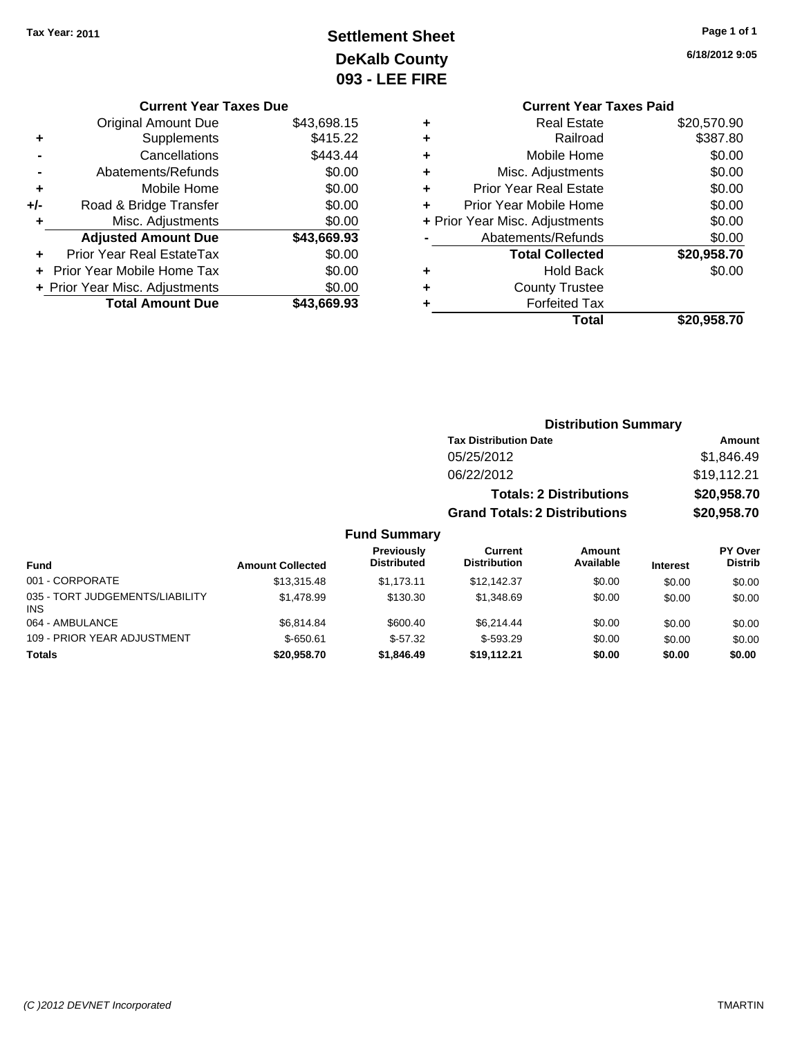Tax Year: 2011

# Settlement Sheet
## DeKalb County
## 093 - LEE FIRE

6/18/2012 9:05

### Current Year Taxes Due

| | | |
|---|---|---|
| | Original Amount Due | $43,698.15 |
| + | Supplements | $415.22 |
| - | Cancellations | $443.44 |
| - | Abatements/Refunds | $0.00 |
| + | Mobile Home | $0.00 |
| +/- | Road & Bridge Transfer | $0.00 |
| + | Misc. Adjustments | $0.00 |
| | **Adjusted Amount Due** | **$43,669.93** |
| + | Prior Year Real EstateTax | $0.00 |
| + | Prior Year Mobile Home Tax | $0.00 |
| + | Prior Year Misc. Adjustments | $0.00 |
| | **Total Amount Due** | **$43,669.93** |

### Current Year Taxes Paid

| | | |
|---|---|---|
| + | Real Estate | $20,570.90 |
| + | Railroad | $387.80 |
| + | Mobile Home | $0.00 |
| + | Misc. Adjustments | $0.00 |
| + | Prior Year Real Estate | $0.00 |
| + | Prior Year Mobile Home | $0.00 |
| + | Prior Year Misc. Adjustments | $0.00 |
| - | Abatements/Refunds | $0.00 |
| | **Total Collected** | **$20,958.70** |
| + | Hold Back | $0.00 |
| + | County Trustee | |
| + | Forfeited Tax | |
| | **Total** | **$20,958.70** |

### Distribution Summary

| Tax Distribution Date | Amount |
|---|---|
| 05/25/2012 | $1,846.49 |
| 06/22/2012 | $19,112.21 |
| **Totals: 2 Distributions** | **$20,958.70** |
| **Grand Totals: 2 Distributions** | **$20,958.70** |

### Fund Summary

| Fund | Amount Collected | Previously Distributed | Current Distribution | Amount Available | Interest | PY Over Distrib |
|---|---|---|---|---|---|---|
| 001 - CORPORATE | $13,315.48 | $1,173.11 | $12,142.37 | $0.00 | $0.00 | $0.00 |
| 035 - TORT JUDGEMENTS/LIABILITY INS | $1,478.99 | $130.30 | $1,348.69 | $0.00 | $0.00 | $0.00 |
| 064 - AMBULANCE | $6,814.84 | $600.40 | $6,214.44 | $0.00 | $0.00 | $0.00 |
| 109 - PRIOR YEAR ADJUSTMENT | $-650.61 | $-57.32 | $-593.29 | $0.00 | $0.00 | $0.00 |
| **Totals** | **$20,958.70** | **$1,846.49** | **$19,112.21** | **$0.00** | **$0.00** | **$0.00** |

(C )2012 DEVNET Incorporated TMARTIN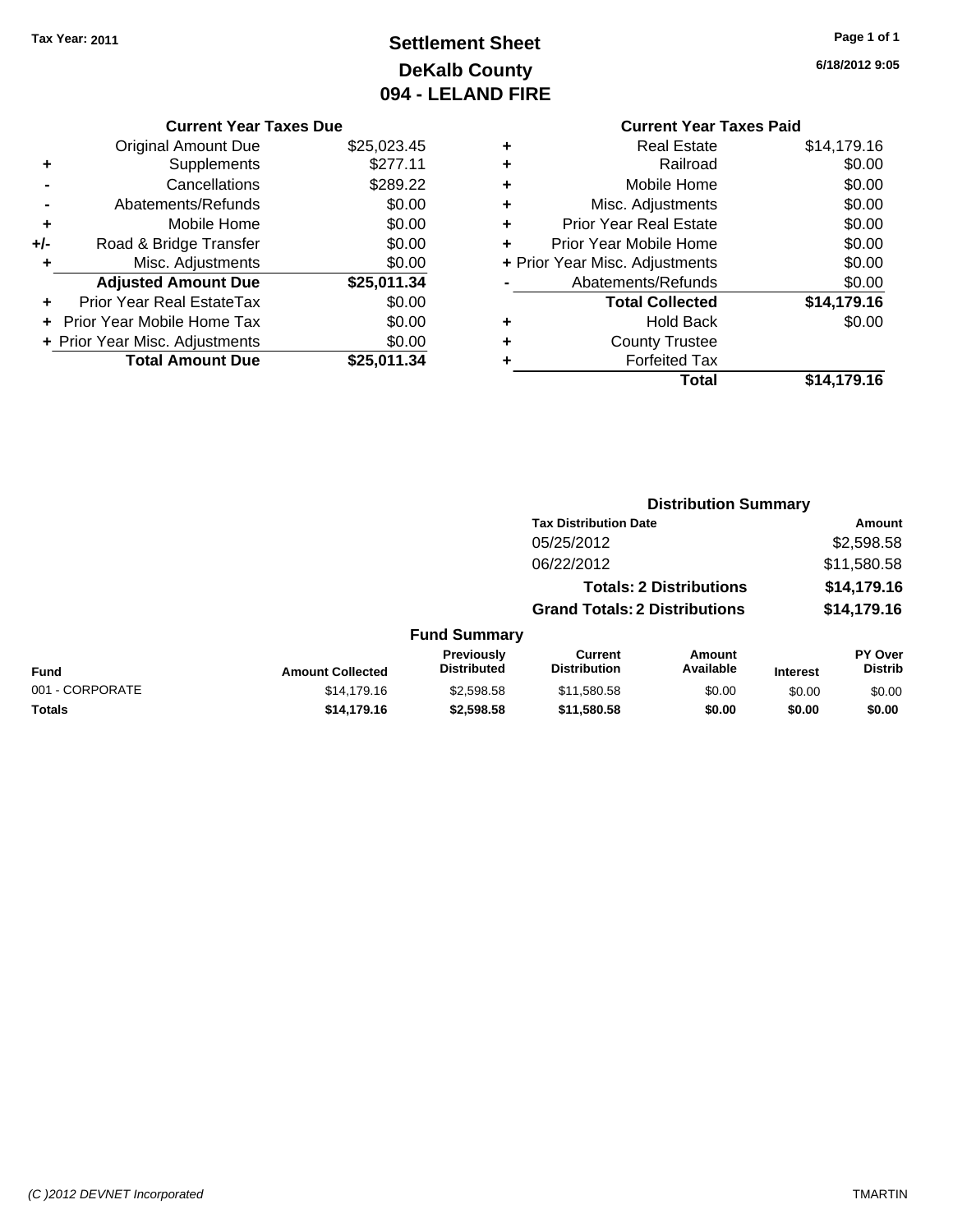Tax Year: 2011

# Settlement Sheet
## DeKalb County
## 094 - LELAND FIRE

6/18/2012 9:05

### Current Year Taxes Due

| | | |
|---|---|---|
| | Original Amount Due | $25,023.45 |
| + | Supplements | $277.11 |
| - | Cancellations | $289.22 |
| - | Abatements/Refunds | $0.00 |
| + | Mobile Home | $0.00 |
| +/- | Road & Bridge Transfer | $0.00 |
| + | Misc. Adjustments | $0.00 |
| | **Adjusted Amount Due** | **$25,011.34** |
| + | Prior Year Real EstateTax | $0.00 |
| + | Prior Year Mobile Home Tax | $0.00 |
| + | Prior Year Misc. Adjustments | $0.00 |
| | **Total Amount Due** | **$25,011.34** |

### Current Year Taxes Paid

| | | |
|---|---|---|
| + | Real Estate | $14,179.16 |
| + | Railroad | $0.00 |
| + | Mobile Home | $0.00 |
| + | Misc. Adjustments | $0.00 |
| + | Prior Year Real Estate | $0.00 |
| + | Prior Year Mobile Home | $0.00 |
| + | Prior Year Misc. Adjustments | $0.00 |
| - | Abatements/Refunds | $0.00 |
| | **Total Collected** | **$14,179.16** |
| + | Hold Back | $0.00 |
| + | County Trustee | |
| + | Forfeited Tax | |
| | **Total** | **$14,179.16** |

### Distribution Summary

| Tax Distribution Date | Amount |
|---|---|
| 05/25/2012 | $2,598.58 |
| 06/22/2012 | $11,580.58 |
| **Totals: 2 Distributions** | **$14,179.16** |
| **Grand Totals: 2 Distributions** | **$14,179.16** |

### Fund Summary

| Fund | Amount Collected | Previously Distributed | Current Distribution | Amount Available | Interest | PY Over Distrib |
|---|---|---|---|---|---|---|
| 001 - CORPORATE | $14,179.16 | $2,598.58 | $11,580.58 | $0.00 | $0.00 | $0.00 |
| **Totals** | **$14,179.16** | **$2,598.58** | **$11,580.58** | **$0.00** | **$0.00** | **$0.00** |

(C )2012 DEVNET Incorporated TMARTIN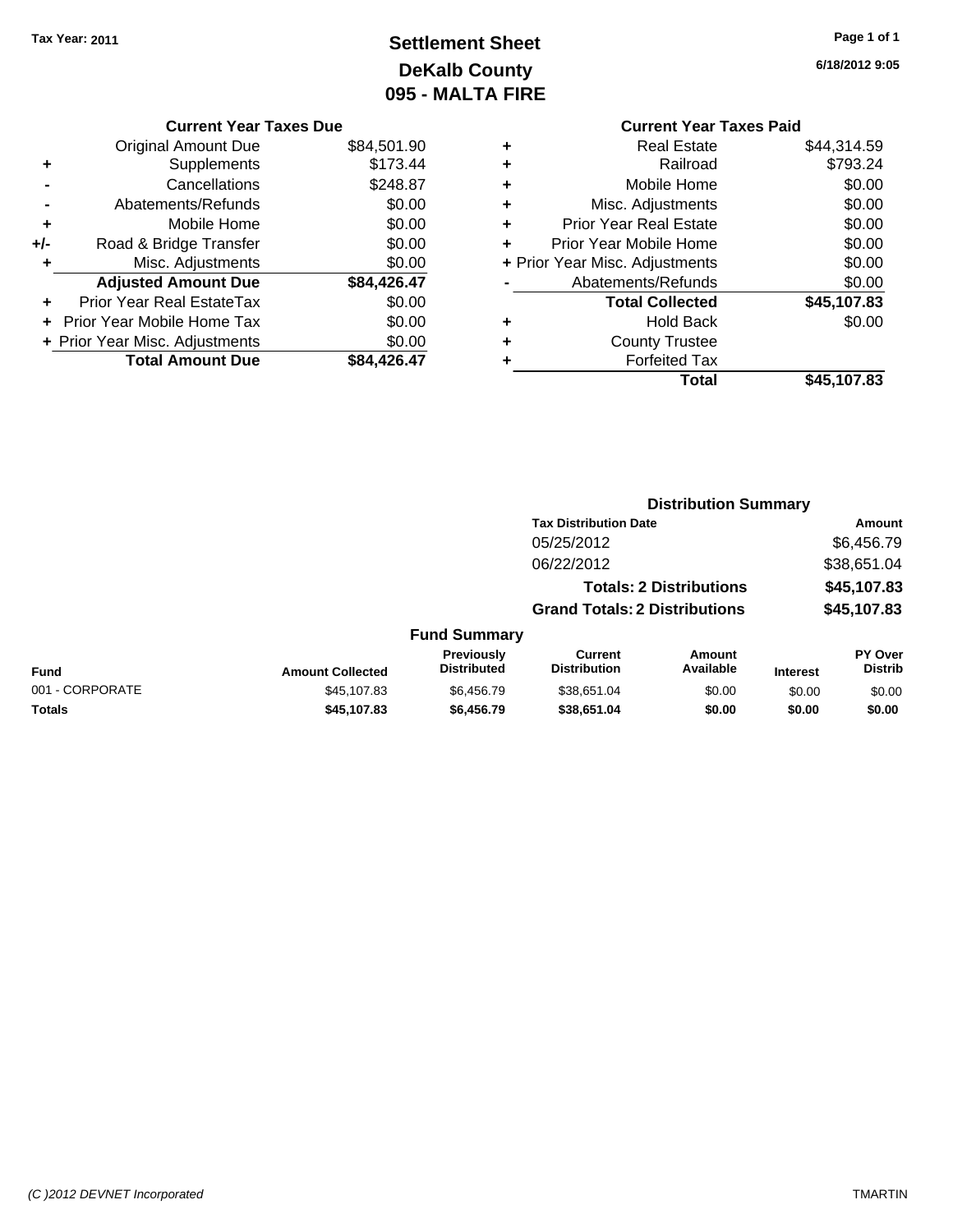Tax Year: 2011

# Settlement Sheet
## DeKalb County
## 095 - MALTA FIRE

6/18/2012 9:05

### Current Year Taxes Due

| | | |
|---|---|---|
| | Original Amount Due | $84,501.90 |
| + | Supplements | $173.44 |
| - | Cancellations | $248.87 |
| - | Abatements/Refunds | $0.00 |
| + | Mobile Home | $0.00 |
| +/- | Road & Bridge Transfer | $0.00 |
| + | Misc. Adjustments | $0.00 |
| | **Adjusted Amount Due** | **$84,426.47** |
| + | Prior Year Real EstateTax | $0.00 |
| + | Prior Year Mobile Home Tax | $0.00 |
| + | Prior Year Misc. Adjustments | $0.00 |
| | **Total Amount Due** | **$84,426.47** |

### Current Year Taxes Paid

| | | |
|---|---|---|
| + | Real Estate | $44,314.59 |
| + | Railroad | $793.24 |
| + | Mobile Home | $0.00 |
| + | Misc. Adjustments | $0.00 |
| + | Prior Year Real Estate | $0.00 |
| + | Prior Year Mobile Home | $0.00 |
| + | Prior Year Misc. Adjustments | $0.00 |
| - | Abatements/Refunds | $0.00 |
| | **Total Collected** | **$45,107.83** |
| + | Hold Back | $0.00 |
| + | County Trustee | |
| + | Forfeited Tax | |
| | **Total** | **$45,107.83** |

### Distribution Summary

| Tax Distribution Date | Amount |
|---|---|
| 05/25/2012 | $6,456.79 |
| 06/22/2012 | $38,651.04 |
| **Totals: 2 Distributions** | **$45,107.83** |
| **Grand Totals: 2 Distributions** | **$45,107.83** |

### Fund Summary

| Fund | Amount Collected | Previously Distributed | Current Distribution | Amount Available | Interest | PY Over Distrib |
|---|---|---|---|---|---|---|
| 001 - CORPORATE | $45,107.83 | $6,456.79 | $38,651.04 | $0.00 | $0.00 | $0.00 |
| **Totals** | **$45,107.83** | **$6,456.79** | **$38,651.04** | **$0.00** | **$0.00** | **$0.00** |

(C )2012 DEVNET Incorporated TMARTIN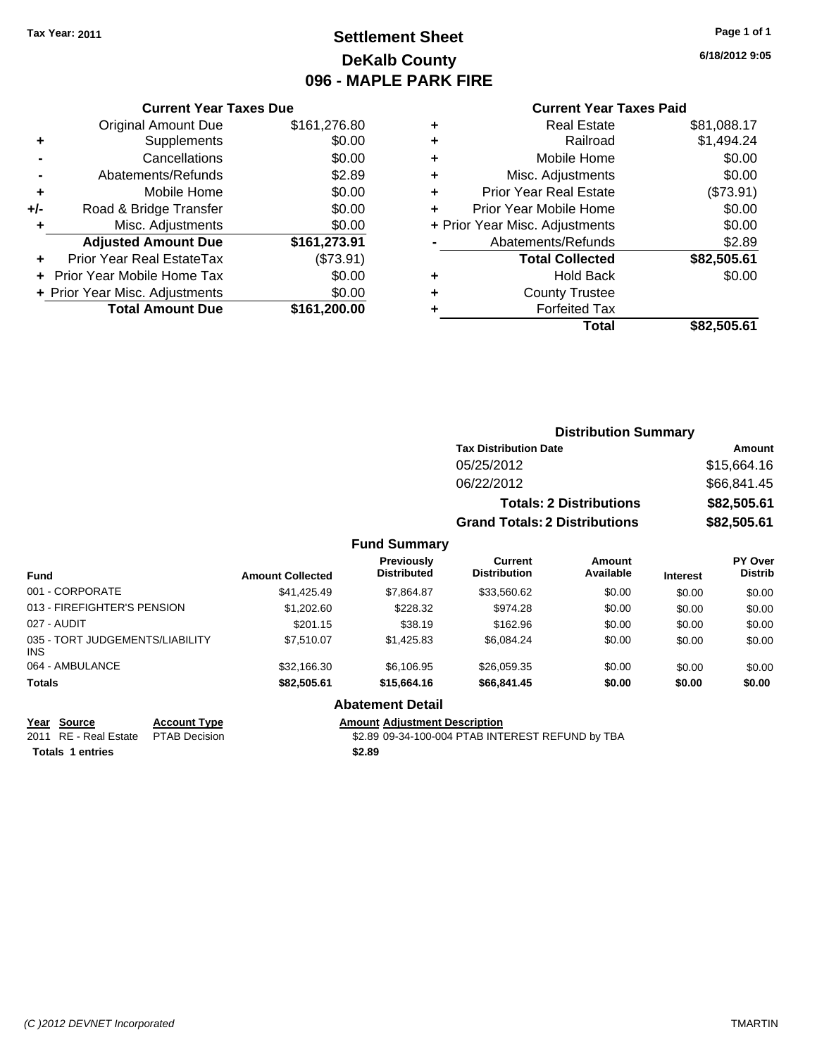Tax Year: 2011

# Settlement Sheet
## DeKalb County
## 096 - MAPLE PARK FIRE

6/18/2012 9:05

### Current Year Taxes Due

| | | |
|---|---|---|
| | Original Amount Due | $161,276.80 |
| + | Supplements | $0.00 |
| - | Cancellations | $0.00 |
| - | Abatements/Refunds | $2.89 |
| + | Mobile Home | $0.00 |
| +/- | Road & Bridge Transfer | $0.00 |
| + | Misc. Adjustments | $0.00 |
| | **Adjusted Amount Due** | **$161,273.91** |
| + | Prior Year Real EstateTax | ($73.91) |
| + | Prior Year Mobile Home Tax | $0.00 |
| + | Prior Year Misc. Adjustments | $0.00 |
| | **Total Amount Due** | **$161,200.00** |

### Current Year Taxes Paid

| | | |
|---|---|---|
| + | Real Estate | $81,088.17 |
| + | Railroad | $1,494.24 |
| + | Mobile Home | $0.00 |
| + | Misc. Adjustments | $0.00 |
| + | Prior Year Real Estate | ($73.91) |
| + | Prior Year Mobile Home | $0.00 |
| + | Prior Year Misc. Adjustments | $0.00 |
| - | Abatements/Refunds | $2.89 |
| | **Total Collected** | **$82,505.61** |
| + | Hold Back | $0.00 |
| + | County Trustee | |
| + | Forfeited Tax | |
| | **Total** | **$82,505.61** |

### Distribution Summary

| Tax Distribution Date | Amount |
|---|---|
| 05/25/2012 | $15,664.16 |
| 06/22/2012 | $66,841.45 |
| **Totals: 2 Distributions** | **$82,505.61** |
| **Grand Totals: 2 Distributions** | **$82,505.61** |

### Fund Summary

| Fund | Amount Collected | Previously Distributed | Current Distribution | Amount Available | Interest | PY Over Distrib |
|---|---|---|---|---|---|---|
| 001 - CORPORATE | $41,425.49 | $7,864.87 | $33,560.62 | $0.00 | $0.00 | $0.00 |
| 013 - FIREFIGHTER'S PENSION | $1,202.60 | $228.32 | $974.28 | $0.00 | $0.00 | $0.00 |
| 027 - AUDIT | $201.15 | $38.19 | $162.96 | $0.00 | $0.00 | $0.00 |
| 035 - TORT JUDGEMENTS/LIABILITY INS | $7,510.07 | $1,425.83 | $6,084.24 | $0.00 | $0.00 | $0.00 |
| 064 - AMBULANCE | $32,166.30 | $6,106.95 | $26,059.35 | $0.00 | $0.00 | $0.00 |
| **Totals** | **$82,505.61** | **$15,664.16** | **$66,841.45** | **$0.00** | **$0.00** | **$0.00** |

### Abatement Detail

| Year | Source | Account Type | Amount | Adjustment Description |
|---|---|---|---|---|
| 2011 | RE - Real Estate | PTAB Decision | $2.89 | 09-34-100-004 PTAB INTEREST REFUND by TBA |
| **Totals 1 entries** | | | **$2.89** | |

(C )2012 DEVNET Incorporated TMARTIN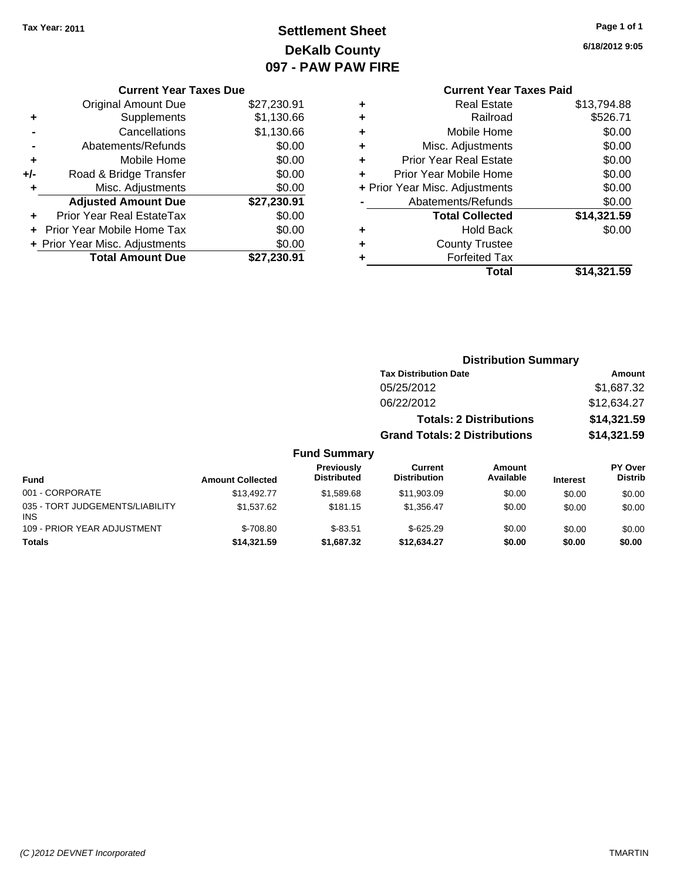Tax Year: 2011

# Settlement Sheet
## DeKalb County
## 097 - PAW PAW FIRE

6/18/2012 9:05

### Current Year Taxes Due

| | | |
|---|---|---|
| | Original Amount Due | $27,230.91 |
| + | Supplements | $1,130.66 |
| - | Cancellations | $1,130.66 |
| - | Abatements/Refunds | $0.00 |
| + | Mobile Home | $0.00 |
| +/- | Road & Bridge Transfer | $0.00 |
| + | Misc. Adjustments | $0.00 |
| | **Adjusted Amount Due** | **$27,230.91** |
| + | Prior Year Real EstateTax | $0.00 |
| + | Prior Year Mobile Home Tax | $0.00 |
| + | Prior Year Misc. Adjustments | $0.00 |
| | **Total Amount Due** | **$27,230.91** |

### Current Year Taxes Paid

| | | |
|---|---|---|
| + | Real Estate | $13,794.88 |
| + | Railroad | $526.71 |
| + | Mobile Home | $0.00 |
| + | Misc. Adjustments | $0.00 |
| + | Prior Year Real Estate | $0.00 |
| + | Prior Year Mobile Home | $0.00 |
| + | Prior Year Misc. Adjustments | $0.00 |
| - | Abatements/Refunds | $0.00 |
| | **Total Collected** | **$14,321.59** |
| + | Hold Back | $0.00 |
| + | County Trustee | |
| + | Forfeited Tax | |
| | **Total** | **$14,321.59** |

### Distribution Summary

| Tax Distribution Date | Amount |
|---|---|
| 05/25/2012 | $1,687.32 |
| 06/22/2012 | $12,634.27 |
| **Totals: 2 Distributions** | **$14,321.59** |
| **Grand Totals: 2 Distributions** | **$14,321.59** |

### Fund Summary

| Fund | Amount Collected | Previously Distributed | Current Distribution | Amount Available | Interest | PY Over Distrib |
|---|---|---|---|---|---|---|
| 001 - CORPORATE | $13,492.77 | $1,589.68 | $11,903.09 | $0.00 | $0.00 | $0.00 |
| 035 - TORT JUDGEMENTS/LIABILITY INS | $1,537.62 | $181.15 | $1,356.47 | $0.00 | $0.00 | $0.00 |
| 109 - PRIOR YEAR ADJUSTMENT | $-708.80 | $-83.51 | $-625.29 | $0.00 | $0.00 | $0.00 |
| **Totals** | **$14,321.59** | **$1,687.32** | **$12,634.27** | **$0.00** | **$0.00** | **$0.00** |

(C )2012 DEVNET Incorporated TMARTIN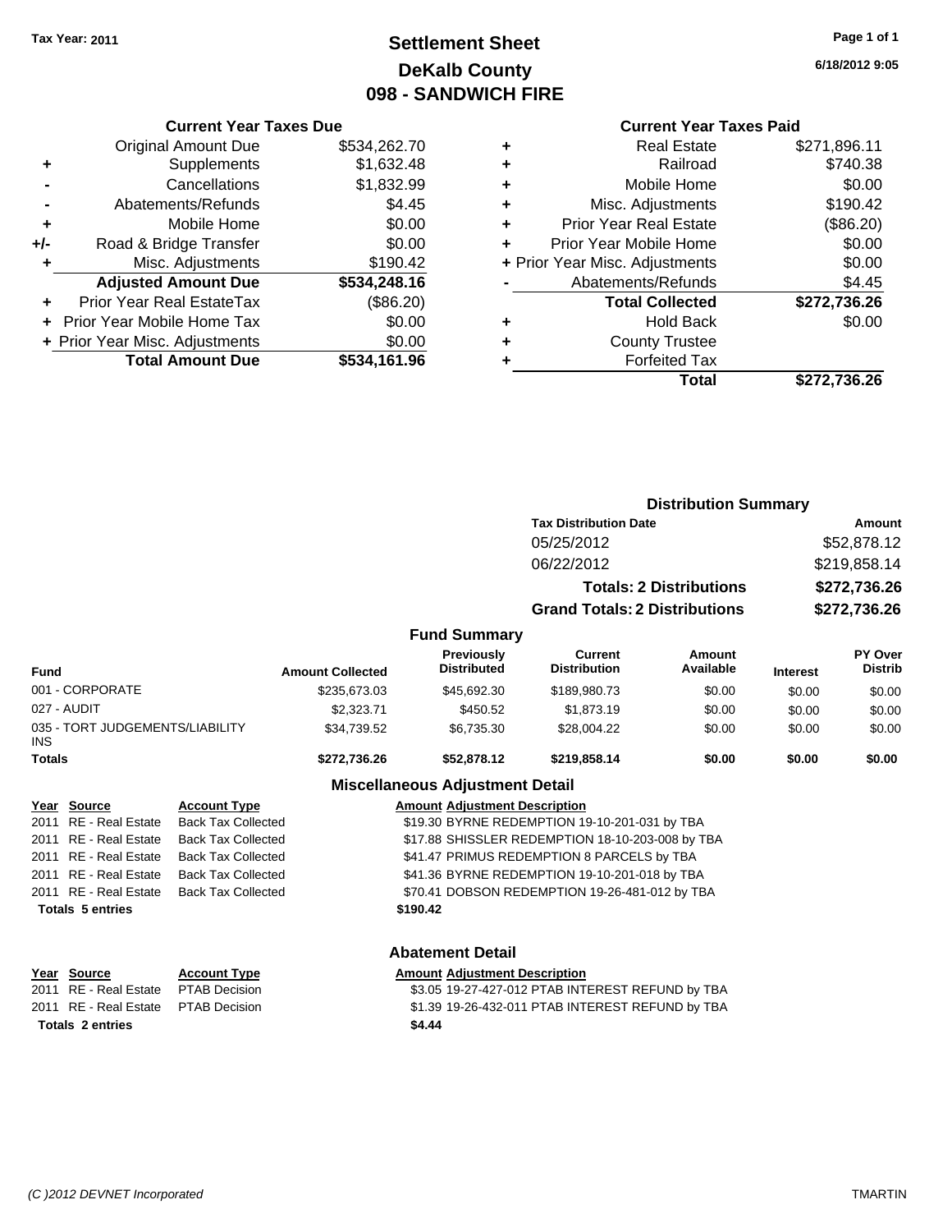Tax Year: 2011

# Settlement Sheet
## DeKalb County
## 098 - SANDWICH FIRE

6/18/2012 9:05

### Current Year Taxes Due

| | | |
|---|---|---|
| | Original Amount Due | $534,262.70 |
| + | Supplements | $1,632.48 |
| - | Cancellations | $1,832.99 |
| - | Abatements/Refunds | $4.45 |
| + | Mobile Home | $0.00 |
| +/- | Road & Bridge Transfer | $0.00 |
| + | Misc. Adjustments | $190.42 |
| | **Adjusted Amount Due** | **$534,248.16** |
| + | Prior Year Real EstateTax | ($86.20) |
| + | Prior Year Mobile Home Tax | $0.00 |
| + | Prior Year Misc. Adjustments | $0.00 |
| | **Total Amount Due** | **$534,161.96** |

### Current Year Taxes Paid

| | | |
|---|---|---|
| + | Real Estate | $271,896.11 |
| + | Railroad | $740.38 |
| + | Mobile Home | $0.00 |
| + | Misc. Adjustments | $190.42 |
| + | Prior Year Real Estate | ($86.20) |
| + | Prior Year Mobile Home | $0.00 |
| + | Prior Year Misc. Adjustments | $0.00 |
| - | Abatements/Refunds | $4.45 |
| | **Total Collected** | **$272,736.26** |
| + | Hold Back | $0.00 |
| + | County Trustee | |
| + | Forfeited Tax | |
| | **Total** | **$272,736.26** |

### Distribution Summary

| Tax Distribution Date | Amount |
|---|---|
| 05/25/2012 | $52,878.12 |
| 06/22/2012 | $219,858.14 |
| **Totals: 2 Distributions** | **$272,736.26** |
| **Grand Totals: 2 Distributions** | **$272,736.26** |

### Fund Summary

| Fund | Amount Collected | Previously Distributed | Current Distribution | Amount Available | Interest | PY Over Distrib |
|---|---|---|---|---|---|---|
| 001 - CORPORATE | $235,673.03 | $45,692.30 | $189,980.73 | $0.00 | $0.00 | $0.00 |
| 027 - AUDIT | $2,323.71 | $450.52 | $1,873.19 | $0.00 | $0.00 | $0.00 |
| 035 - TORT JUDGEMENTS/LIABILITY INS | $34,739.52 | $6,735.30 | $28,004.22 | $0.00 | $0.00 | $0.00 |
| **Totals** | **$272,736.26** | **$52,878.12** | **$219,858.14** | **$0.00** | **$0.00** | **$0.00** |

### Miscellaneous Adjustment Detail

| Year | Source | Account Type | Amount | Adjustment Description |
|---|---|---|---|---|
| 2011 | RE - Real Estate | Back Tax Collected | $19.30 | BYRNE REDEMPTION 19-10-201-031 by TBA |
| 2011 | RE - Real Estate | Back Tax Collected | $17.88 | SHISSLER REDEMPTION 18-10-203-008 by TBA |
| 2011 | RE - Real Estate | Back Tax Collected | $41.47 | PRIMUS REDEMPTION 8 PARCELS by TBA |
| 2011 | RE - Real Estate | Back Tax Collected | $41.36 | BYRNE REDEMPTION 19-10-201-018 by TBA |
| 2011 | RE - Real Estate | Back Tax Collected | $70.41 | DOBSON REDEMPTION 19-26-481-012 by TBA |
| **Totals 5 entries** | | | **$190.42** | |

### Abatement Detail

| Year | Source | Account Type | Amount | Adjustment Description |
|---|---|---|---|---|
| 2011 | RE - Real Estate | PTAB Decision | $3.05 | 19-27-427-012 PTAB INTEREST REFUND by TBA |
| 2011 | RE - Real Estate | PTAB Decision | $1.39 | 19-26-432-011 PTAB INTEREST REFUND by TBA |
| **Totals 2 entries** | | | **$4.44** | |

(C )2012 DEVNET Incorporated TMARTIN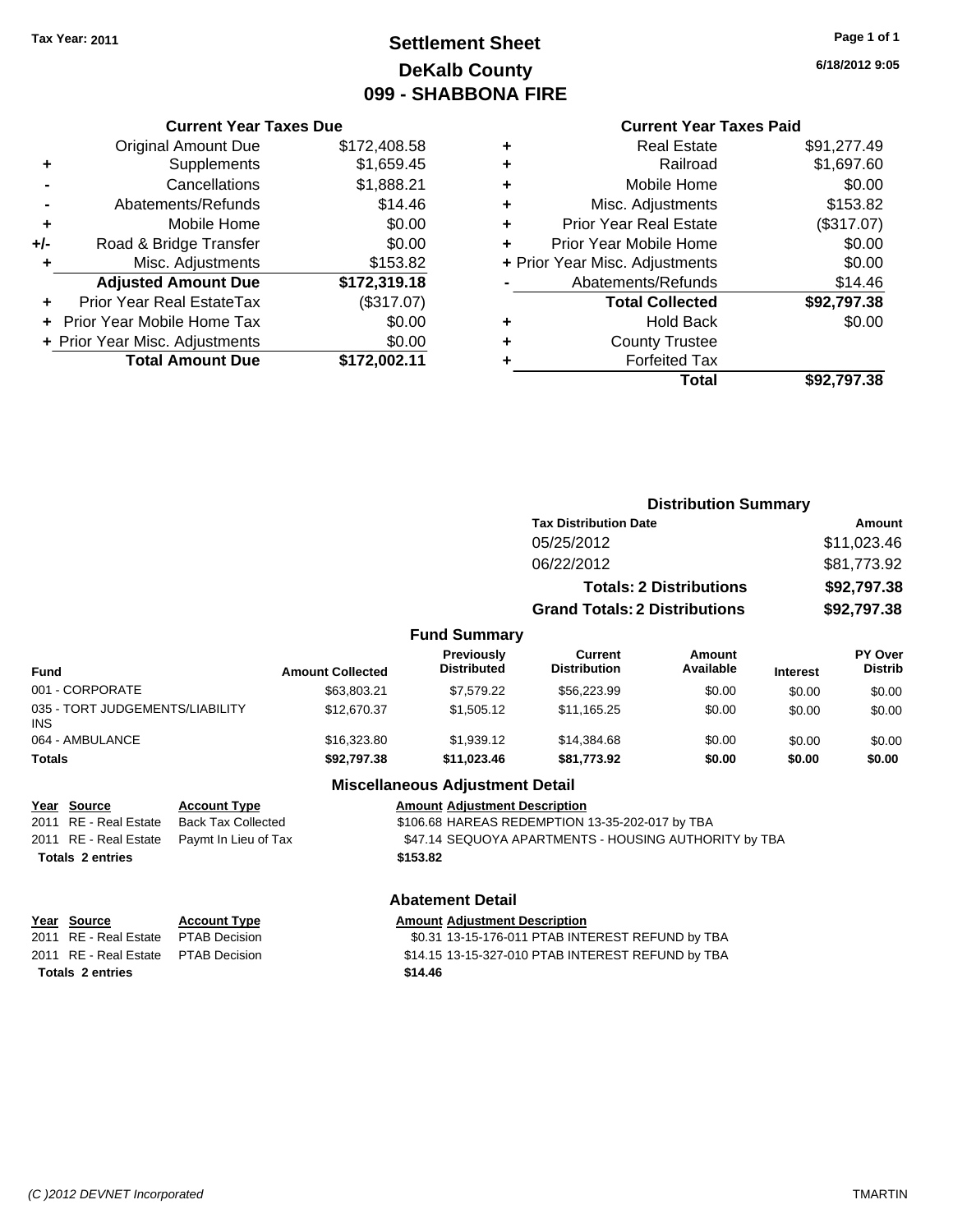Tax Year: 2011

# Settlement Sheet
## DeKalb County
## 099 - SHABBONA FIRE

6/18/2012 9:05

### Current Year Taxes Due

| | | |
|---|---|---|
| | Original Amount Due | $172,408.58 |
| + | Supplements | $1,659.45 |
| - | Cancellations | $1,888.21 |
| - | Abatements/Refunds | $14.46 |
| + | Mobile Home | $0.00 |
| +/- | Road & Bridge Transfer | $0.00 |
| + | Misc. Adjustments | $153.82 |
| | **Adjusted Amount Due** | **$172,319.18** |
| + | Prior Year Real EstateTax | ($317.07) |
| + | Prior Year Mobile Home Tax | $0.00 |
| + | Prior Year Misc. Adjustments | $0.00 |
| | **Total Amount Due** | **$172,002.11** |

### Current Year Taxes Paid

| | | |
|---|---|---|
| + | Real Estate | $91,277.49 |
| + | Railroad | $1,697.60 |
| + | Mobile Home | $0.00 |
| + | Misc. Adjustments | $153.82 |
| + | Prior Year Real Estate | ($317.07) |
| + | Prior Year Mobile Home | $0.00 |
| + | Prior Year Misc. Adjustments | $0.00 |
| - | Abatements/Refunds | $14.46 |
| | **Total Collected** | **$92,797.38** |
| + | Hold Back | $0.00 |
| + | County Trustee | |
| + | Forfeited Tax | |
| | **Total** | **$92,797.38** |

### Distribution Summary

| Tax Distribution Date | Amount |
|---|---|
| 05/25/2012 | $11,023.46 |
| 06/22/2012 | $81,773.92 |
| **Totals: 2 Distributions** | **$92,797.38** |
| **Grand Totals: 2 Distributions** | **$92,797.38** |

### Fund Summary

| Fund | Amount Collected | Previously Distributed | Current Distribution | Amount Available | Interest | PY Over Distrib |
|---|---|---|---|---|---|---|
| 001 - CORPORATE | $63,803.21 | $7,579.22 | $56,223.99 | $0.00 | $0.00 | $0.00 |
| 035 - TORT JUDGEMENTS/LIABILITY INS | $12,670.37 | $1,505.12 | $11,165.25 | $0.00 | $0.00 | $0.00 |
| 064 - AMBULANCE | $16,323.80 | $1,939.12 | $14,384.68 | $0.00 | $0.00 | $0.00 |
| **Totals** | **$92,797.38** | **$11,023.46** | **$81,773.92** | **$0.00** | **$0.00** | **$0.00** |

### Miscellaneous Adjustment Detail

| Year | Source | Account Type | Amount | Adjustment Description |
|---|---|---|---|---|
| 2011 | RE - Real Estate | Back Tax Collected | $106.68 | HAREAS REDEMPTION 13-35-202-017 by TBA |
| 2011 | RE - Real Estate | Paymt In Lieu of Tax | $47.14 | SEQUOYA APARTMENTS - HOUSING AUTHORITY by TBA |
| **Totals** | **2 entries** | | **$153.82** | |

### Abatement Detail

| Year | Source | Account Type | Amount | Adjustment Description |
|---|---|---|---|---|
| 2011 | RE - Real Estate | PTAB Decision | $0.31 | 13-15-176-011 PTAB INTEREST REFUND by TBA |
| 2011 | RE - Real Estate | PTAB Decision | $14.15 | 13-15-327-010 PTAB INTEREST REFUND by TBA |
| **Totals** | **2 entries** | | **$14.46** | |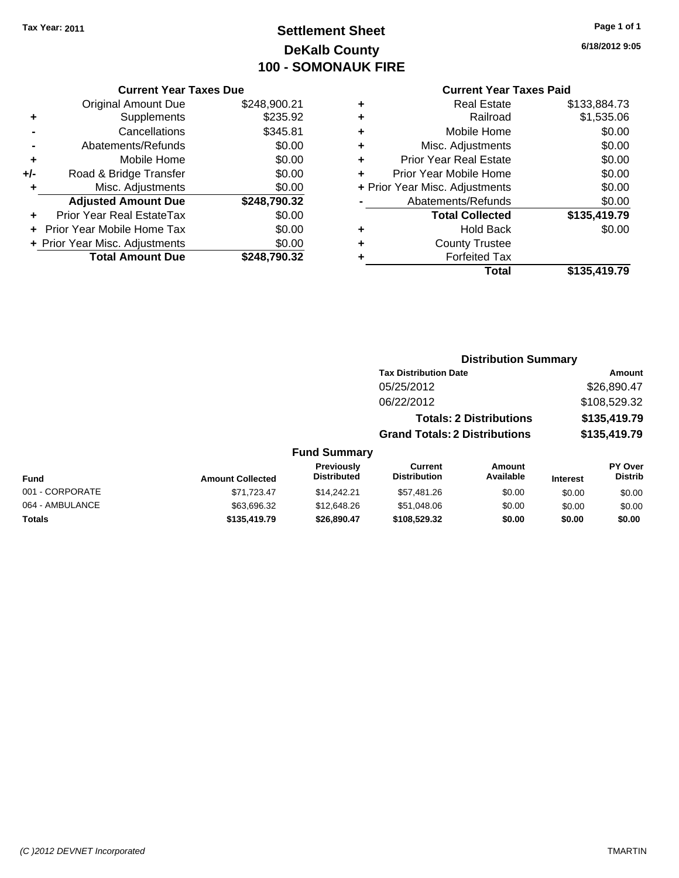Tax Year: 2011

# Settlement Sheet
## DeKalb County
## 100 - SOMONAUK FIRE

6/18/2012 9:05

### Current Year Taxes Due

| | | |
|---|---|---|
| | Original Amount Due | $248,900.21 |
| + | Supplements | $235.92 |
| - | Cancellations | $345.81 |
| - | Abatements/Refunds | $0.00 |
| + | Mobile Home | $0.00 |
| +/- | Road & Bridge Transfer | $0.00 |
| + | Misc. Adjustments | $0.00 |
| | **Adjusted Amount Due** | **$248,790.32** |
| + | Prior Year Real EstateTax | $0.00 |
| + | Prior Year Mobile Home Tax | $0.00 |
| + | Prior Year Misc. Adjustments | $0.00 |
| | **Total Amount Due** | **$248,790.32** |

### Current Year Taxes Paid

| | | |
|---|---|---|
| + | Real Estate | $133,884.73 |
| + | Railroad | $1,535.06 |
| + | Mobile Home | $0.00 |
| + | Misc. Adjustments | $0.00 |
| + | Prior Year Real Estate | $0.00 |
| + | Prior Year Mobile Home | $0.00 |
| + | Prior Year Misc. Adjustments | $0.00 |
| - | Abatements/Refunds | $0.00 |
| | **Total Collected** | **$135,419.79** |
| + | Hold Back | $0.00 |
| + | County Trustee | |
| + | Forfeited Tax | |
| | **Total** | **$135,419.79** |

### Distribution Summary

| Tax Distribution Date | Amount |
|---|---|
| 05/25/2012 | $26,890.47 |
| 06/22/2012 | $108,529.32 |
| **Totals: 2 Distributions** | **$135,419.79** |
| **Grand Totals: 2 Distributions** | **$135,419.79** |

### Fund Summary

| Fund | Amount Collected | Previously Distributed | Current Distribution | Amount Available | Interest | PY Over Distrib |
|---|---|---|---|---|---|---|
| 001 - CORPORATE | $71,723.47 | $14,242.21 | $57,481.26 | $0.00 | $0.00 | $0.00 |
| 064 - AMBULANCE | $63,696.32 | $12,648.26 | $51,048.06 | $0.00 | $0.00 | $0.00 |
| **Totals** | **$135,419.79** | **$26,890.47** | **$108,529.32** | **$0.00** | **$0.00** | **$0.00** |

(C )2012 DEVNET Incorporated TMARTIN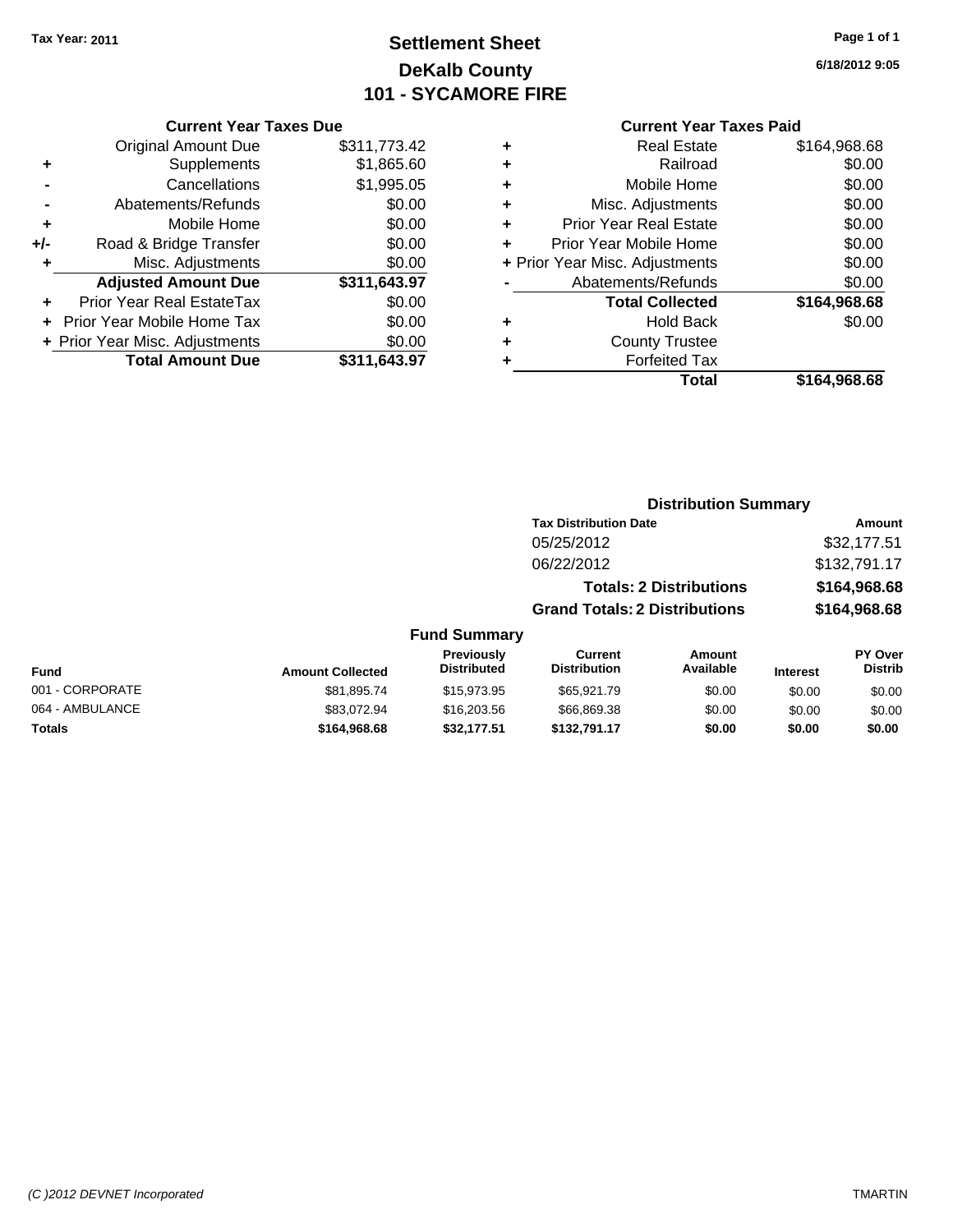Tax Year: 2011

# Settlement Sheet
## DeKalb County
## 101 - SYCAMORE FIRE

6/18/2012 9:05

### Current Year Taxes Due

| | | |
|---|---|---|
| | Original Amount Due | $311,773.42 |
| + | Supplements | $1,865.60 |
| - | Cancellations | $1,995.05 |
| - | Abatements/Refunds | $0.00 |
| + | Mobile Home | $0.00 |
| +/- | Road & Bridge Transfer | $0.00 |
| + | Misc. Adjustments | $0.00 |
| | **Adjusted Amount Due** | **$311,643.97** |
| + | Prior Year Real EstateTax | $0.00 |
| + | Prior Year Mobile Home Tax | $0.00 |
| + | Prior Year Misc. Adjustments | $0.00 |
| | **Total Amount Due** | **$311,643.97** |

### Current Year Taxes Paid

| | | |
|---|---|---|
| + | Real Estate | $164,968.68 |
| + | Railroad | $0.00 |
| + | Mobile Home | $0.00 |
| + | Misc. Adjustments | $0.00 |
| + | Prior Year Real Estate | $0.00 |
| + | Prior Year Mobile Home | $0.00 |
| + | Prior Year Misc. Adjustments | $0.00 |
| - | Abatements/Refunds | $0.00 |
| | **Total Collected** | **$164,968.68** |
| + | Hold Back | $0.00 |
| + | County Trustee | |
| + | Forfeited Tax | |
| | **Total** | **$164,968.68** |

### Distribution Summary

| Tax Distribution Date | Amount |
|---|---|
| 05/25/2012 | $32,177.51 |
| 06/22/2012 | $132,791.17 |
| **Totals: 2 Distributions** | **$164,968.68** |
| **Grand Totals: 2 Distributions** | **$164,968.68** |

### Fund Summary

| Fund | Amount Collected | Previously Distributed | Current Distribution | Amount Available | Interest | PY Over Distrib |
|---|---|---|---|---|---|---|
| 001 - CORPORATE | $81,895.74 | $15,973.95 | $65,921.79 | $0.00 | $0.00 | $0.00 |
| 064 - AMBULANCE | $83,072.94 | $16,203.56 | $66,869.38 | $0.00 | $0.00 | $0.00 |
| **Totals** | **$164,968.68** | **$32,177.51** | **$132,791.17** | **$0.00** | **$0.00** | **$0.00** |

(C )2012 DEVNET Incorporated — TMARTIN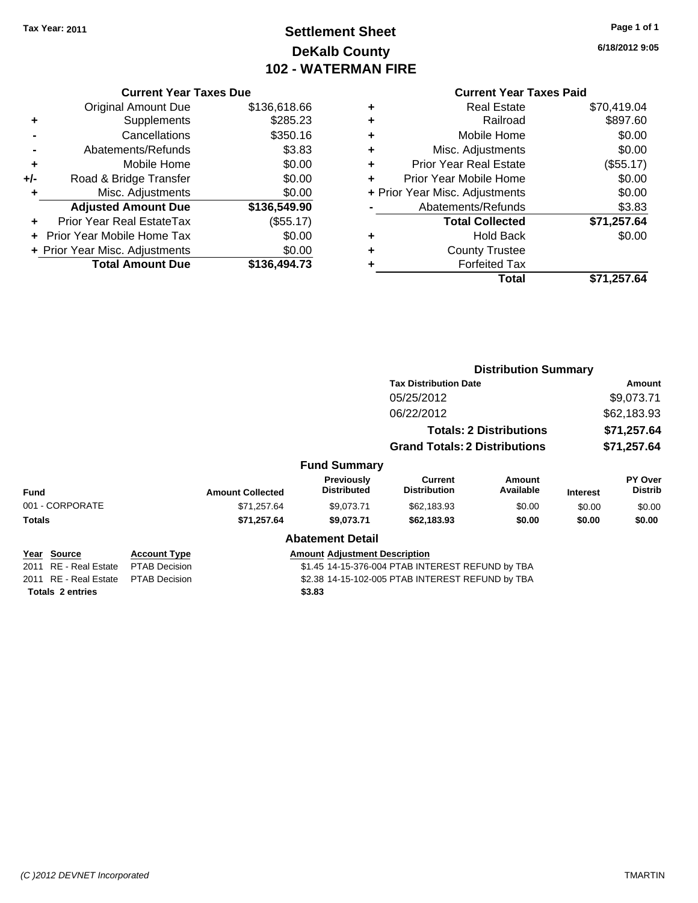Tax Year: 2011

# Settlement Sheet
## DeKalb County
## 102 - WATERMAN FIRE

6/18/2012 9:05

### Current Year Taxes Due

| | | |
|---|---|---|
| | Original Amount Due | $136,618.66 |
| + | Supplements | $285.23 |
| - | Cancellations | $350.16 |
| - | Abatements/Refunds | $3.83 |
| + | Mobile Home | $0.00 |
| +/- | Road & Bridge Transfer | $0.00 |
| + | Misc. Adjustments | $0.00 |
| | **Adjusted Amount Due** | **$136,549.90** |
| + | Prior Year Real EstateTax | ($55.17) |
| + | Prior Year Mobile Home Tax | $0.00 |
| + | Prior Year Misc. Adjustments | $0.00 |
| | **Total Amount Due** | **$136,494.73** |

### Current Year Taxes Paid

| | | |
|---|---|---|
| + | Real Estate | $70,419.04 |
| + | Railroad | $897.60 |
| + | Mobile Home | $0.00 |
| + | Misc. Adjustments | $0.00 |
| + | Prior Year Real Estate | ($55.17) |
| + | Prior Year Mobile Home | $0.00 |
| + | Prior Year Misc. Adjustments | $0.00 |
| - | Abatements/Refunds | $3.83 |
| | **Total Collected** | **$71,257.64** |
| + | Hold Back | $0.00 |
| + | County Trustee | |
| + | Forfeited Tax | |
| | **Total** | **$71,257.64** |

### Distribution Summary

| Tax Distribution Date | Amount |
|---|---|
| 05/25/2012 | $9,073.71 |
| 06/22/2012 | $62,183.93 |
| **Totals: 2 Distributions** | **$71,257.64** |
| **Grand Totals: 2 Distributions** | **$71,257.64** |

### Fund Summary

| Fund | Amount Collected | Previously Distributed | Current Distribution | Amount Available | Interest | PY Over Distrib |
|---|---|---|---|---|---|---|
| 001 - CORPORATE | $71,257.64 | $9,073.71 | $62,183.93 | $0.00 | $0.00 | $0.00 |
| **Totals** | **$71,257.64** | **$9,073.71** | **$62,183.93** | **$0.00** | **$0.00** | **$0.00** |

### Abatement Detail

| Year | Source | Account Type | Amount | Adjustment Description |
|---|---|---|---|---|
| 2011 | RE - Real Estate | PTAB Decision | $1.45 | 14-15-376-004 PTAB INTEREST REFUND by TBA |
| 2011 | RE - Real Estate | PTAB Decision | $2.38 | 14-15-102-005 PTAB INTEREST REFUND by TBA |
| **Totals** | **2 entries** | | **$3.83** | |

(C )2012 DEVNET Incorporated TMARTIN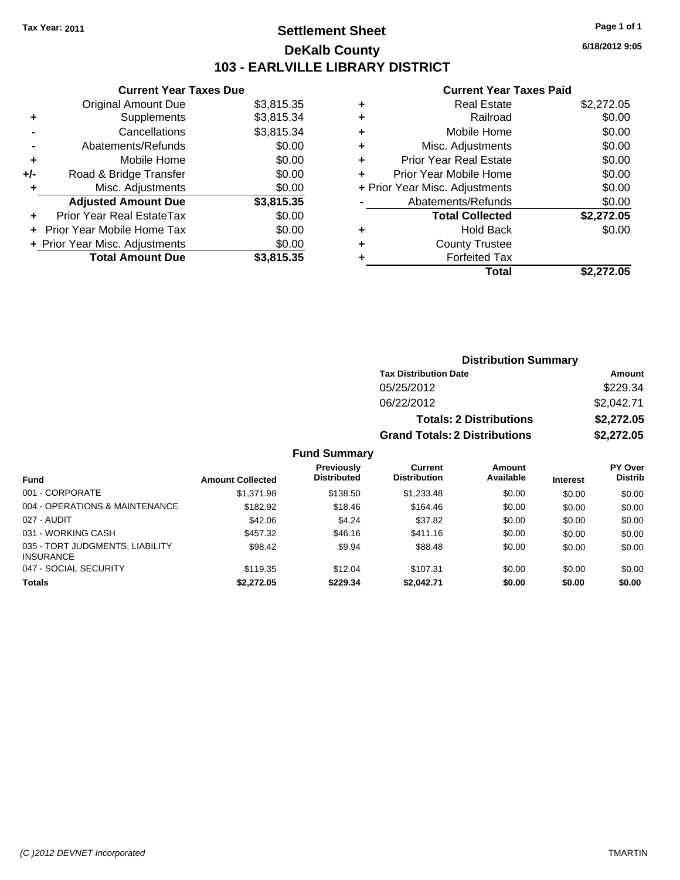Tax Year: 2011

# Settlement Sheet
## DeKalb County
## 103 - EARLVILLE LIBRARY DISTRICT

6/18/2012 9:05

### Current Year Taxes Due

| | | |
|---|---|---|
| | Original Amount Due | $3,815.35 |
| + | Supplements | $3,815.34 |
| - | Cancellations | $3,815.34 |
| - | Abatements/Refunds | $0.00 |
| + | Mobile Home | $0.00 |
| +/- | Road & Bridge Transfer | $0.00 |
| + | Misc. Adjustments | $0.00 |
| | **Adjusted Amount Due** | **$3,815.35** |
| + | Prior Year Real EstateTax | $0.00 |
| + | Prior Year Mobile Home Tax | $0.00 |
| + | Prior Year Misc. Adjustments | $0.00 |
| | **Total Amount Due** | **$3,815.35** |

### Current Year Taxes Paid

| | | |
|---|---|---|
| + | Real Estate | $2,272.05 |
| + | Railroad | $0.00 |
| + | Mobile Home | $0.00 |
| + | Misc. Adjustments | $0.00 |
| + | Prior Year Real Estate | $0.00 |
| + | Prior Year Mobile Home | $0.00 |
| + | Prior Year Misc. Adjustments | $0.00 |
| - | Abatements/Refunds | $0.00 |
| | **Total Collected** | **$2,272.05** |
| + | Hold Back | $0.00 |
| + | County Trustee | |
| + | Forfeited Tax | |
| | **Total** | **$2,272.05** |

### Distribution Summary

| Tax Distribution Date | Amount |
|---|---|
| 05/25/2012 | $229.34 |
| 06/22/2012 | $2,042.71 |
| **Totals: 2 Distributions** | **$2,272.05** |
| **Grand Totals: 2 Distributions** | **$2,272.05** |

### Fund Summary

| Fund | Amount Collected | Previously Distributed | Current Distribution | Amount Available | Interest | PY Over Distrib |
|---|---|---|---|---|---|---|
| 001 - CORPORATE | $1,371.98 | $138.50 | $1,233.48 | $0.00 | $0.00 | $0.00 |
| 004 - OPERATIONS & MAINTENANCE | $182.92 | $18.46 | $164.46 | $0.00 | $0.00 | $0.00 |
| 027 - AUDIT | $42.06 | $4.24 | $37.82 | $0.00 | $0.00 | $0.00 |
| 031 - WORKING CASH | $457.32 | $46.16 | $411.16 | $0.00 | $0.00 | $0.00 |
| 035 - TORT JUDGMENTS, LIABILITY INSURANCE | $98.42 | $9.94 | $88.48 | $0.00 | $0.00 | $0.00 |
| 047 - SOCIAL SECURITY | $119.35 | $12.04 | $107.31 | $0.00 | $0.00 | $0.00 |
| **Totals** | **$2,272.05** | **$229.34** | **$2,042.71** | **$0.00** | **$0.00** | **$0.00** |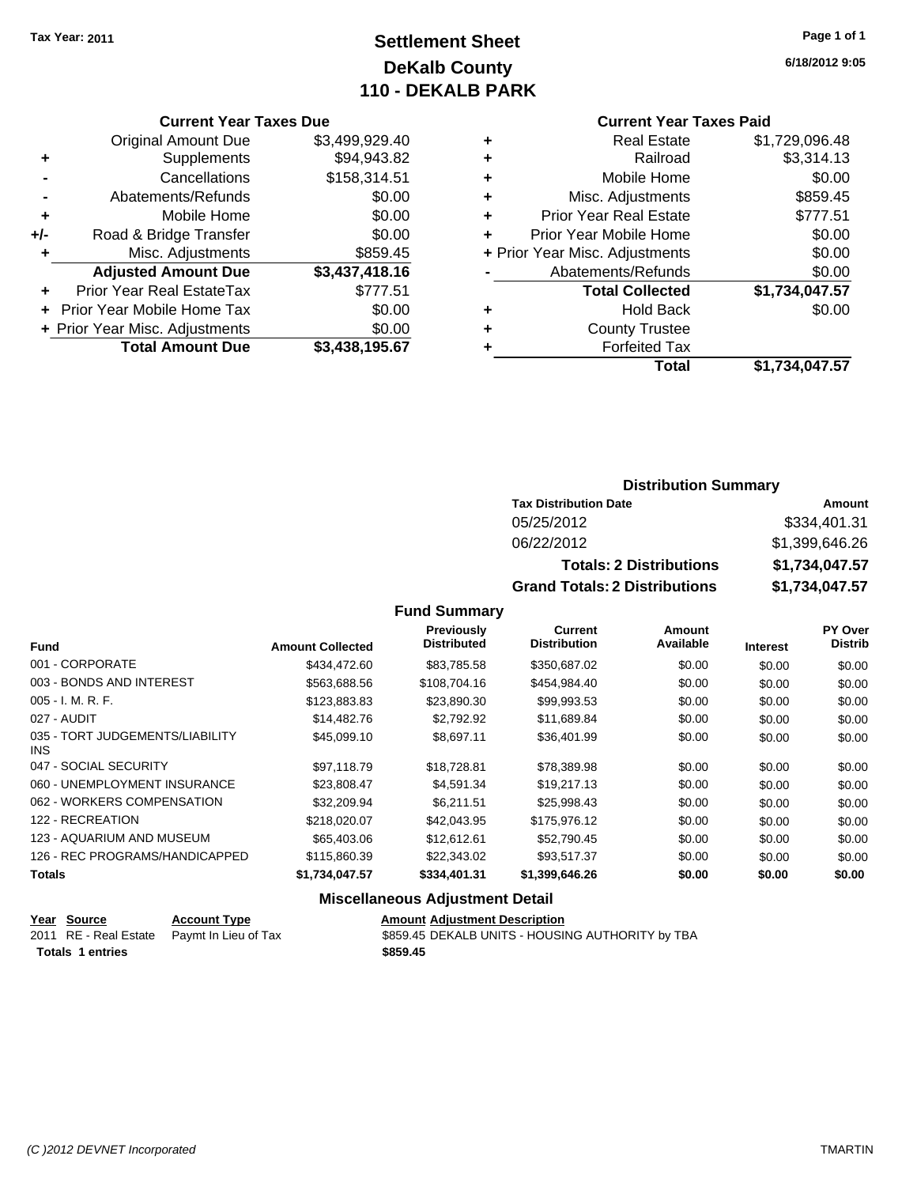Tax Year: 2011

# Settlement Sheet
## DeKalb County
## 110 - DEKALB PARK

6/18/2012 9:05

### Current Year Taxes Due

| | | |
|---|---|---|
| | Original Amount Due | $3,499,929.40 |
| + | Supplements | $94,943.82 |
| - | Cancellations | $158,314.51 |
| - | Abatements/Refunds | $0.00 |
| + | Mobile Home | $0.00 |
| +/- | Road & Bridge Transfer | $0.00 |
| + | Misc. Adjustments | $859.45 |
| | **Adjusted Amount Due** | **$3,437,418.16** |
| + | Prior Year Real EstateTax | $777.51 |
| + | Prior Year Mobile Home Tax | $0.00 |
| + | Prior Year Misc. Adjustments | $0.00 |
| | **Total Amount Due** | **$3,438,195.67** |

### Current Year Taxes Paid

| | | |
|---|---|---|
| + | Real Estate | $1,729,096.48 |
| + | Railroad | $3,314.13 |
| + | Mobile Home | $0.00 |
| + | Misc. Adjustments | $859.45 |
| + | Prior Year Real Estate | $777.51 |
| + | Prior Year Mobile Home | $0.00 |
| + | Prior Year Misc. Adjustments | $0.00 |
| - | Abatements/Refunds | $0.00 |
| | **Total Collected** | **$1,734,047.57** |
| + | Hold Back | $0.00 |
| + | County Trustee | |
| + | Forfeited Tax | |
| | **Total** | **$1,734,047.57** |

### Distribution Summary

| Tax Distribution Date | Amount |
|---|---|
| 05/25/2012 | $334,401.31 |
| 06/22/2012 | $1,399,646.26 |
| **Totals: 2 Distributions** | **$1,734,047.57** |
| **Grand Totals: 2 Distributions** | **$1,734,047.57** |

### Fund Summary

| Fund | Amount Collected | Previously Distributed | Current Distribution | Amount Available | Interest | PY Over Distrib |
|---|---|---|---|---|---|---|
| 001 - CORPORATE | $434,472.60 | $83,785.58 | $350,687.02 | $0.00 | $0.00 | $0.00 |
| 003 - BONDS AND INTEREST | $563,688.56 | $108,704.16 | $454,984.40 | $0.00 | $0.00 | $0.00 |
| 005 - I. M. R. F. | $123,883.83 | $23,890.30 | $99,993.53 | $0.00 | $0.00 | $0.00 |
| 027 - AUDIT | $14,482.76 | $2,792.92 | $11,689.84 | $0.00 | $0.00 | $0.00 |
| 035 - TORT JUDGEMENTS/LIABILITY INS | $45,099.10 | $8,697.11 | $36,401.99 | $0.00 | $0.00 | $0.00 |
| 047 - SOCIAL SECURITY | $97,118.79 | $18,728.81 | $78,389.98 | $0.00 | $0.00 | $0.00 |
| 060 - UNEMPLOYMENT INSURANCE | $23,808.47 | $4,591.34 | $19,217.13 | $0.00 | $0.00 | $0.00 |
| 062 - WORKERS COMPENSATION | $32,209.94 | $6,211.51 | $25,998.43 | $0.00 | $0.00 | $0.00 |
| 122 - RECREATION | $218,020.07 | $42,043.95 | $175,976.12 | $0.00 | $0.00 | $0.00 |
| 123 - AQUARIUM AND MUSEUM | $65,403.06 | $12,612.61 | $52,790.45 | $0.00 | $0.00 | $0.00 |
| 126 - REC PROGRAMS/HANDICAPPED | $115,860.39 | $22,343.02 | $93,517.37 | $0.00 | $0.00 | $0.00 |
| **Totals** | **$1,734,047.57** | **$334,401.31** | **$1,399,646.26** | **$0.00** | **$0.00** | **$0.00** |

### Miscellaneous Adjustment Detail

| Year | Source | Account Type | Amount | Adjustment Description |
|---|---|---|---|---|
| 2011 | RE - Real Estate | Paymt In Lieu of Tax | $859.45 | DEKALB UNITS - HOUSING AUTHORITY by TBA |
| **Totals** | **1 entries** | | **$859.45** | |

(C )2012 DEVNET Incorporated

TMARTIN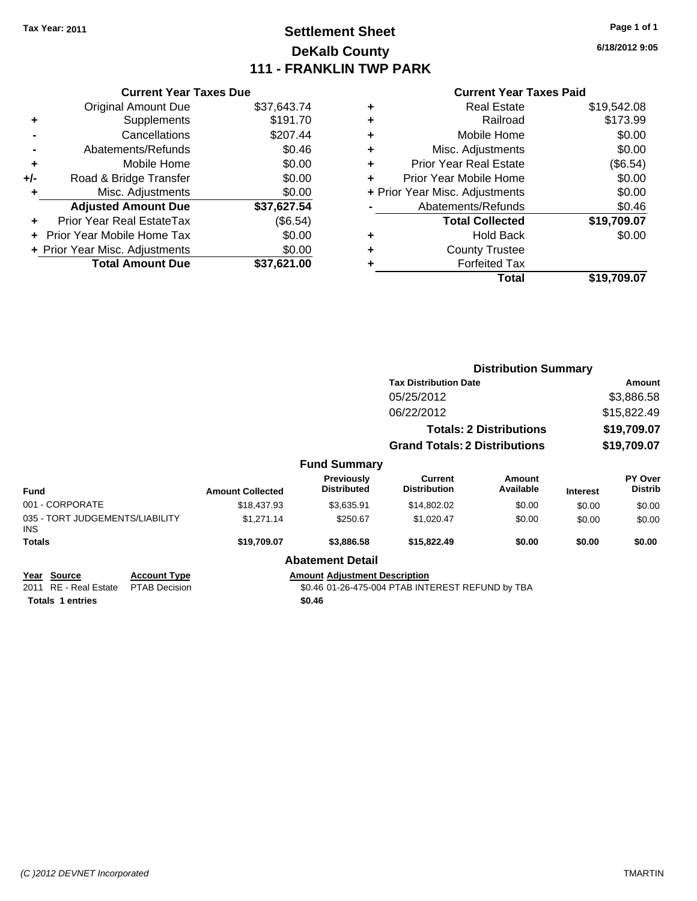Tax Year: 2011

# Settlement Sheet
## DeKalb County
## 111 - FRANKLIN TWP PARK

6/18/2012 9:05

### Current Year Taxes Due

| | | |
|---|---|---|
| | Original Amount Due | $37,643.74 |
| + | Supplements | $191.70 |
| - | Cancellations | $207.44 |
| - | Abatements/Refunds | $0.46 |
| + | Mobile Home | $0.00 |
| +/- | Road & Bridge Transfer | $0.00 |
| + | Misc. Adjustments | $0.00 |
| | **Adjusted Amount Due** | **$37,627.54** |
| + | Prior Year Real EstateTax | ($6.54) |
| + | Prior Year Mobile Home Tax | $0.00 |
| + | Prior Year Misc. Adjustments | $0.00 |
| | **Total Amount Due** | **$37,621.00** |

### Current Year Taxes Paid

| | | |
|---|---|---|
| + | Real Estate | $19,542.08 |
| + | Railroad | $173.99 |
| + | Mobile Home | $0.00 |
| + | Misc. Adjustments | $0.00 |
| + | Prior Year Real Estate | ($6.54) |
| + | Prior Year Mobile Home | $0.00 |
| + | Prior Year Misc. Adjustments | $0.00 |
| - | Abatements/Refunds | $0.46 |
| | **Total Collected** | **$19,709.07** |
| + | Hold Back | $0.00 |
| + | County Trustee | |
| + | Forfeited Tax | |
| | **Total** | **$19,709.07** |

### Distribution Summary

| Tax Distribution Date | Amount |
|---|---|
| 05/25/2012 | $3,886.58 |
| 06/22/2012 | $15,822.49 |
| **Totals: 2 Distributions** | **$19,709.07** |
| **Grand Totals: 2 Distributions** | **$19,709.07** |

### Fund Summary

| Fund | Amount Collected | Previously Distributed | Current Distribution | Amount Available | Interest | PY Over Distrib |
|---|---|---|---|---|---|---|
| 001 - CORPORATE | $18,437.93 | $3,635.91 | $14,802.02 | $0.00 | $0.00 | $0.00 |
| 035 - TORT JUDGEMENTS/LIABILITY INS | $1,271.14 | $250.67 | $1,020.47 | $0.00 | $0.00 | $0.00 |
| **Totals** | **$19,709.07** | **$3,886.58** | **$15,822.49** | **$0.00** | **$0.00** | **$0.00** |

### Abatement Detail

| Year | Source | Account Type | Amount | Adjustment Description |
|---|---|---|---|---|
| 2011 | RE - Real Estate | PTAB Decision | $0.46 | 01-26-475-004 PTAB INTEREST REFUND by TBA |
| **Totals 1 entries** | | | **$0.46** | |

(C )2012 DEVNET Incorporated TMARTIN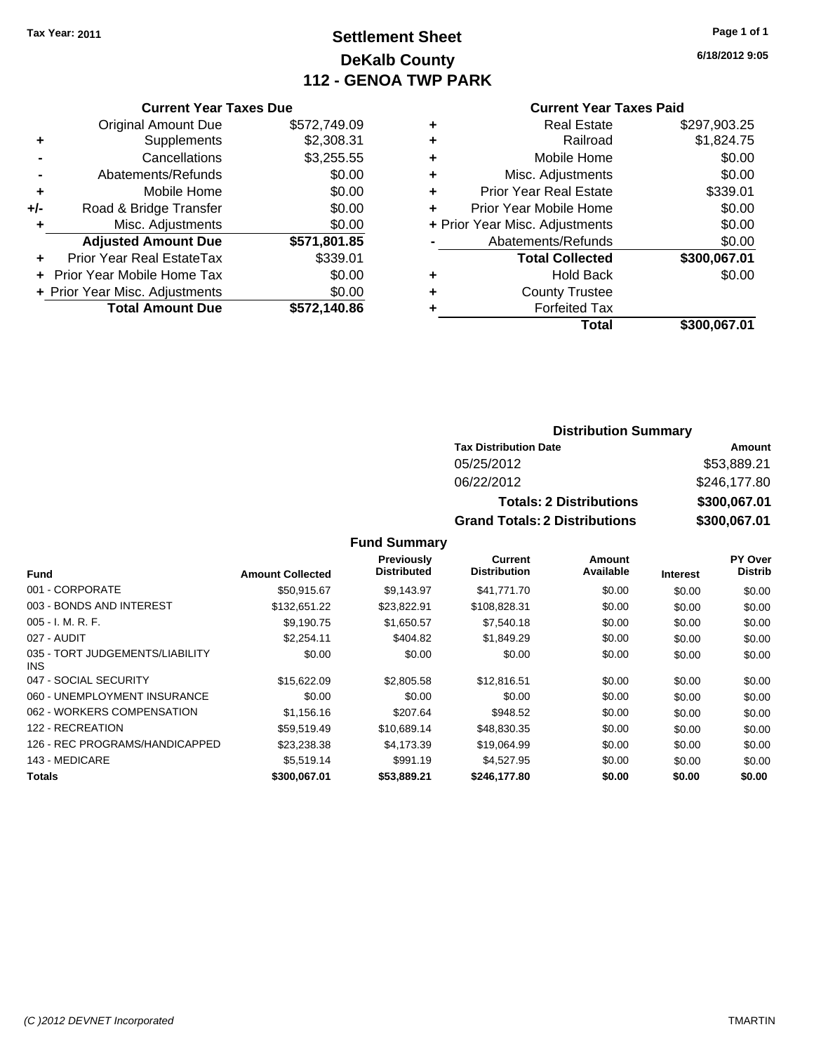Tax Year: 2011

# Settlement Sheet
## DeKalb County
## 112 - GENOA TWP PARK

6/18/2012 9:05

### Current Year Taxes Due

| | | |
|---|---|---|
| | Original Amount Due | $572,749.09 |
| + | Supplements | $2,308.31 |
| - | Cancellations | $3,255.55 |
| - | Abatements/Refunds | $0.00 |
| + | Mobile Home | $0.00 |
| +/- | Road & Bridge Transfer | $0.00 |
| + | Misc. Adjustments | $0.00 |
| | **Adjusted Amount Due** | **$571,801.85** |
| + | Prior Year Real EstateTax | $339.01 |
| + | Prior Year Mobile Home Tax | $0.00 |
| + | Prior Year Misc. Adjustments | $0.00 |
| | **Total Amount Due** | **$572,140.86** |

### Current Year Taxes Paid

| | | |
|---|---|---|
| + | Real Estate | $297,903.25 |
| + | Railroad | $1,824.75 |
| + | Mobile Home | $0.00 |
| + | Misc. Adjustments | $0.00 |
| + | Prior Year Real Estate | $339.01 |
| + | Prior Year Mobile Home | $0.00 |
| + | Prior Year Misc. Adjustments | $0.00 |
| - | Abatements/Refunds | $0.00 |
| | **Total Collected** | **$300,067.01** |
| + | Hold Back | $0.00 |
| + | County Trustee | |
| + | Forfeited Tax | |
| | **Total** | **$300,067.01** |

### Distribution Summary

| Tax Distribution Date | Amount |
|---|---|
| 05/25/2012 | $53,889.21 |
| 06/22/2012 | $246,177.80 |
| **Totals: 2 Distributions** | **$300,067.01** |
| **Grand Totals: 2 Distributions** | **$300,067.01** |

### Fund Summary

| Fund | Amount Collected | Previously Distributed | Current Distribution | Amount Available | Interest | PY Over Distrib |
|---|---|---|---|---|---|---|
| 001 - CORPORATE | $50,915.67 | $9,143.97 | $41,771.70 | $0.00 | $0.00 | $0.00 |
| 003 - BONDS AND INTEREST | $132,651.22 | $23,822.91 | $108,828.31 | $0.00 | $0.00 | $0.00 |
| 005 - I. M. R. F. | $9,190.75 | $1,650.57 | $7,540.18 | $0.00 | $0.00 | $0.00 |
| 027 - AUDIT | $2,254.11 | $404.82 | $1,849.29 | $0.00 | $0.00 | $0.00 |
| 035 - TORT JUDGEMENTS/LIABILITY INS | $0.00 | $0.00 | $0.00 | $0.00 | $0.00 | $0.00 |
| 047 - SOCIAL SECURITY | $15,622.09 | $2,805.58 | $12,816.51 | $0.00 | $0.00 | $0.00 |
| 060 - UNEMPLOYMENT INSURANCE | $0.00 | $0.00 | $0.00 | $0.00 | $0.00 | $0.00 |
| 062 - WORKERS COMPENSATION | $1,156.16 | $207.64 | $948.52 | $0.00 | $0.00 | $0.00 |
| 122 - RECREATION | $59,519.49 | $10,689.14 | $48,830.35 | $0.00 | $0.00 | $0.00 |
| 126 - REC PROGRAMS/HANDICAPPED | $23,238.38 | $4,173.39 | $19,064.99 | $0.00 | $0.00 | $0.00 |
| 143 - MEDICARE | $5,519.14 | $991.19 | $4,527.95 | $0.00 | $0.00 | $0.00 |
| **Totals** | **$300,067.01** | **$53,889.21** | **$246,177.80** | **$0.00** | **$0.00** | **$0.00** |

(C )2012 DEVNET Incorporated TMARTIN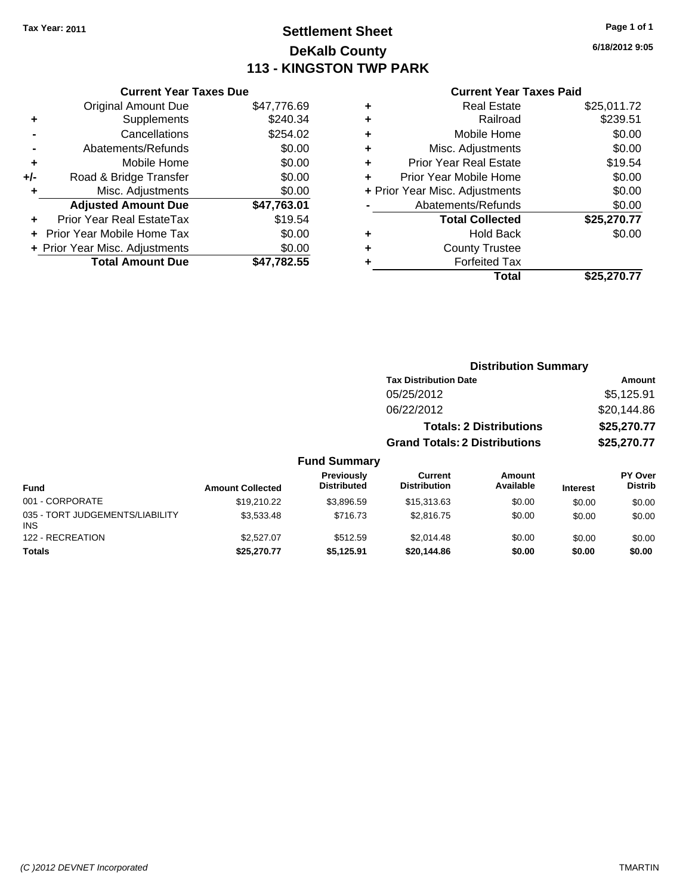Tax Year: 2011

# Settlement Sheet
## DeKalb County
## 113 - KINGSTON TWP PARK

6/18/2012 9:05

### Current Year Taxes Due

| | | |
|---|---|---|
| | Original Amount Due | $47,776.69 |
| + | Supplements | $240.34 |
| - | Cancellations | $254.02 |
| - | Abatements/Refunds | $0.00 |
| + | Mobile Home | $0.00 |
| +/- | Road & Bridge Transfer | $0.00 |
| + | Misc. Adjustments | $0.00 |
| | **Adjusted Amount Due** | **$47,763.01** |
| + | Prior Year Real EstateTax | $19.54 |
| + | Prior Year Mobile Home Tax | $0.00 |
| + | Prior Year Misc. Adjustments | $0.00 |
| | **Total Amount Due** | **$47,782.55** |

### Current Year Taxes Paid

| | | |
|---|---|---|
| + | Real Estate | $25,011.72 |
| + | Railroad | $239.51 |
| + | Mobile Home | $0.00 |
| + | Misc. Adjustments | $0.00 |
| + | Prior Year Real Estate | $19.54 |
| + | Prior Year Mobile Home | $0.00 |
| + | Prior Year Misc. Adjustments | $0.00 |
| - | Abatements/Refunds | $0.00 |
| | **Total Collected** | **$25,270.77** |
| + | Hold Back | $0.00 |
| + | County Trustee | |
| + | Forfeited Tax | |
| | **Total** | **$25,270.77** |

### Distribution Summary

| Tax Distribution Date | Amount |
|---|---|
| 05/25/2012 | $5,125.91 |
| 06/22/2012 | $20,144.86 |
| **Totals: 2 Distributions** | **$25,270.77** |
| **Grand Totals: 2 Distributions** | **$25,270.77** |

### Fund Summary

| Fund | Amount Collected | Previously Distributed | Current Distribution | Amount Available | Interest | PY Over Distrib |
|---|---|---|---|---|---|---|
| 001 - CORPORATE | $19,210.22 | $3,896.59 | $15,313.63 | $0.00 | $0.00 | $0.00 |
| 035 - TORT JUDGEMENTS/LIABILITY INS | $3,533.48 | $716.73 | $2,816.75 | $0.00 | $0.00 | $0.00 |
| 122 - RECREATION | $2,527.07 | $512.59 | $2,014.48 | $0.00 | $0.00 | $0.00 |
| **Totals** | **$25,270.77** | **$5,125.91** | **$20,144.86** | **$0.00** | **$0.00** | **$0.00** |

(C )2012 DEVNET Incorporated TMARTIN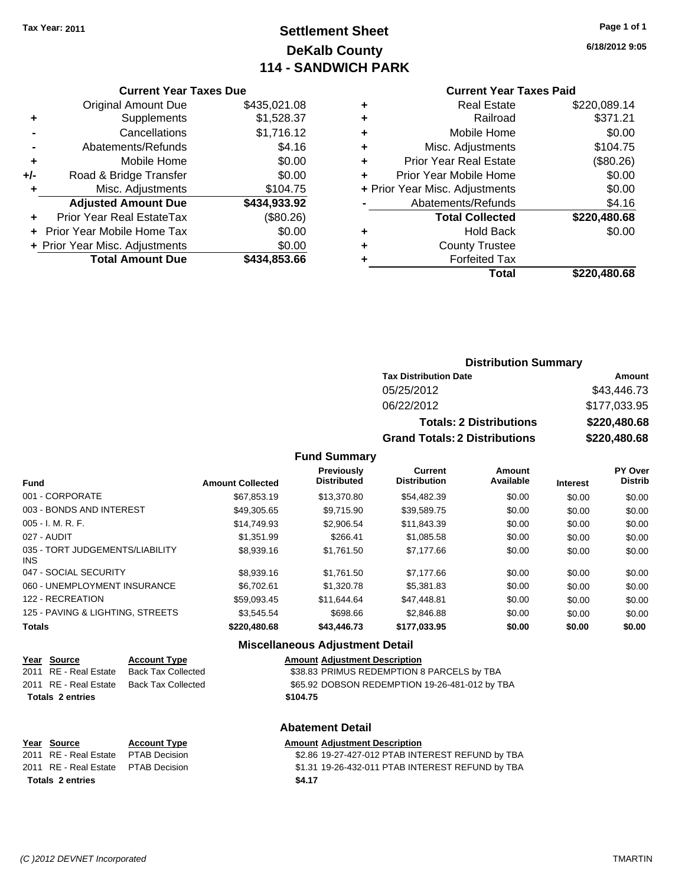Tax Year: 2011

# Settlement Sheet
## DeKalb County
## 114 - SANDWICH PARK

6/18/2012 9:05

### Current Year Taxes Due

| | | |
|---|---|---|
| | Original Amount Due | $435,021.08 |
| + | Supplements | $1,528.37 |
| - | Cancellations | $1,716.12 |
| - | Abatements/Refunds | $4.16 |
| + | Mobile Home | $0.00 |
| +/- | Road & Bridge Transfer | $0.00 |
| + | Misc. Adjustments | $104.75 |
| | **Adjusted Amount Due** | **$434,933.92** |
| + | Prior Year Real EstateTax | ($80.26) |
| + | Prior Year Mobile Home Tax | $0.00 |
| + | Prior Year Misc. Adjustments | $0.00 |
| | **Total Amount Due** | **$434,853.66** |

### Current Year Taxes Paid

| | | |
|---|---|---|
| + | Real Estate | $220,089.14 |
| + | Railroad | $371.21 |
| + | Mobile Home | $0.00 |
| + | Misc. Adjustments | $104.75 |
| + | Prior Year Real Estate | ($80.26) |
| + | Prior Year Mobile Home | $0.00 |
| + | Prior Year Misc. Adjustments | $0.00 |
| - | Abatements/Refunds | $4.16 |
| | **Total Collected** | **$220,480.68** |
| + | Hold Back | $0.00 |
| + | County Trustee | |
| + | Forfeited Tax | |
| | **Total** | **$220,480.68** |

### Distribution Summary

| Tax Distribution Date | Amount |
|---|---|
| 05/25/2012 | $43,446.73 |
| 06/22/2012 | $177,033.95 |
| **Totals: 2 Distributions** | **$220,480.68** |
| **Grand Totals: 2 Distributions** | **$220,480.68** |

### Fund Summary

| Fund | Amount Collected | Previously Distributed | Current Distribution | Amount Available | Interest | PY Over Distrib |
|---|---|---|---|---|---|---|
| 001 - CORPORATE | $67,853.19 | $13,370.80 | $54,482.39 | $0.00 | $0.00 | $0.00 |
| 003 - BONDS AND INTEREST | $49,305.65 | $9,715.90 | $39,589.75 | $0.00 | $0.00 | $0.00 |
| 005 - I. M. R. F. | $14,749.93 | $2,906.54 | $11,843.39 | $0.00 | $0.00 | $0.00 |
| 027 - AUDIT | $1,351.99 | $266.41 | $1,085.58 | $0.00 | $0.00 | $0.00 |
| 035 - TORT JUDGEMENTS/LIABILITY INS | $8,939.16 | $1,761.50 | $7,177.66 | $0.00 | $0.00 | $0.00 |
| 047 - SOCIAL SECURITY | $8,939.16 | $1,761.50 | $7,177.66 | $0.00 | $0.00 | $0.00 |
| 060 - UNEMPLOYMENT INSURANCE | $6,702.61 | $1,320.78 | $5,381.83 | $0.00 | $0.00 | $0.00 |
| 122 - RECREATION | $59,093.45 | $11,644.64 | $47,448.81 | $0.00 | $0.00 | $0.00 |
| 125 - PAVING & LIGHTING, STREETS | $3,545.54 | $698.66 | $2,846.88 | $0.00 | $0.00 | $0.00 |
| **Totals** | **$220,480.68** | **$43,446.73** | **$177,033.95** | **$0.00** | **$0.00** | **$0.00** |

### Miscellaneous Adjustment Detail

| Year | Source | Account Type | Amount | Adjustment Description |
|---|---|---|---|---|
| 2011 | RE - Real Estate | Back Tax Collected | $38.83 | PRIMUS REDEMPTION 8 PARCELS by TBA |
| 2011 | RE - Real Estate | Back Tax Collected | $65.92 | DOBSON REDEMPTION 19-26-481-012 by TBA |
| **Totals 2 entries** | | | **$104.75** | |

### Abatement Detail

| Year | Source | Account Type | Amount | Adjustment Description |
|---|---|---|---|---|
| 2011 | RE - Real Estate | PTAB Decision | $2.86 | 19-27-427-012 PTAB INTEREST REFUND by TBA |
| 2011 | RE - Real Estate | PTAB Decision | $1.31 | 19-26-432-011 PTAB INTEREST REFUND by TBA |
| **Totals 2 entries** | | | **$4.17** | |

(C )2012 DEVNET Incorporated TMARTIN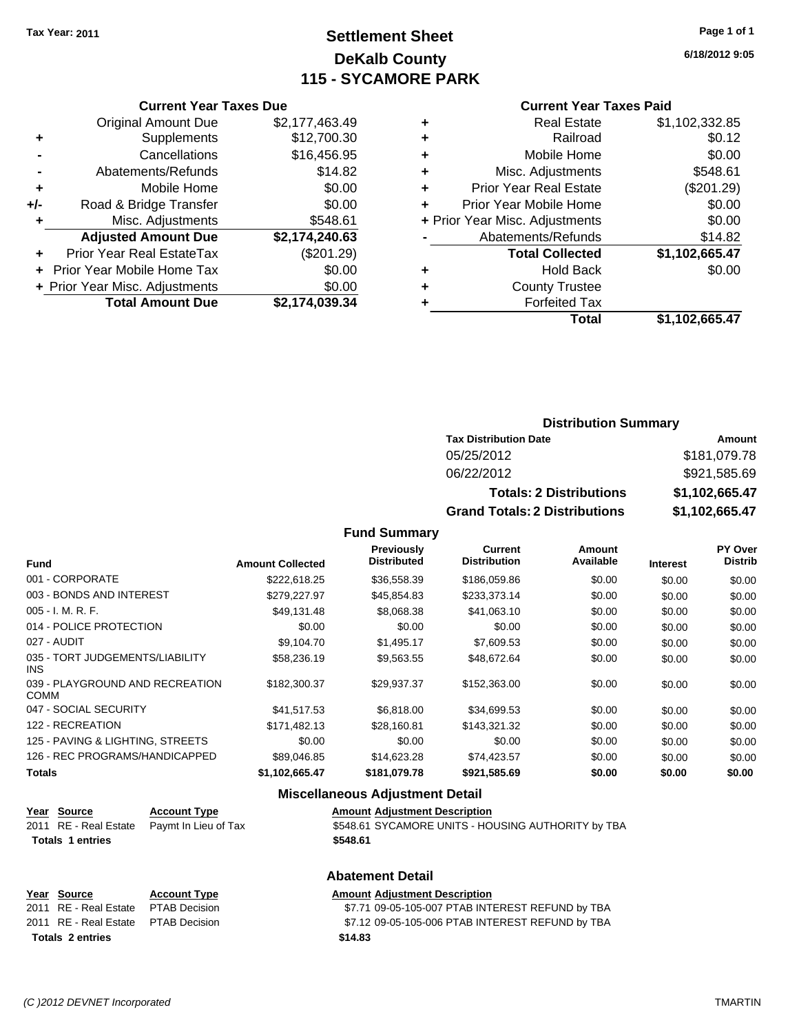Tax Year: 2011

# Settlement Sheet
## DeKalb County
## 115 - SYCAMORE PARK

6/18/2012 9:05

### Current Year Taxes Due

| | | |
|---|---|---|
| | Original Amount Due | $2,177,463.49 |
| + | Supplements | $12,700.30 |
| - | Cancellations | $16,456.95 |
| - | Abatements/Refunds | $14.82 |
| + | Mobile Home | $0.00 |
| +/- | Road & Bridge Transfer | $0.00 |
| + | Misc. Adjustments | $548.61 |
| | **Adjusted Amount Due** | **$2,174,240.63** |
| + | Prior Year Real EstateTax | ($201.29) |
| + | Prior Year Mobile Home Tax | $0.00 |
| + | Prior Year Misc. Adjustments | $0.00 |
| | **Total Amount Due** | **$2,174,039.34** |

### Current Year Taxes Paid

| | | |
|---|---|---|
| + | Real Estate | $1,102,332.85 |
| + | Railroad | $0.12 |
| + | Mobile Home | $0.00 |
| + | Misc. Adjustments | $548.61 |
| + | Prior Year Real Estate | ($201.29) |
| + | Prior Year Mobile Home | $0.00 |
| + | Prior Year Misc. Adjustments | $0.00 |
| - | Abatements/Refunds | $14.82 |
| | **Total Collected** | **$1,102,665.47** |
| + | Hold Back | $0.00 |
| + | County Trustee | |
| + | Forfeited Tax | |
| | **Total** | **$1,102,665.47** |

### Distribution Summary

| Tax Distribution Date | Amount |
|---|---|
| 05/25/2012 | $181,079.78 |
| 06/22/2012 | $921,585.69 |
| **Totals: 2 Distributions** | **$1,102,665.47** |
| **Grand Totals: 2 Distributions** | **$1,102,665.47** |

### Fund Summary

| Fund | Amount Collected | Previously Distributed | Current Distribution | Amount Available | Interest | PY Over Distrib |
|---|---|---|---|---|---|---|
| 001 - CORPORATE | $222,618.25 | $36,558.39 | $186,059.86 | $0.00 | $0.00 | $0.00 |
| 003 - BONDS AND INTEREST | $279,227.97 | $45,854.83 | $233,373.14 | $0.00 | $0.00 | $0.00 |
| 005 - I. M. R. F. | $49,131.48 | $8,068.38 | $41,063.10 | $0.00 | $0.00 | $0.00 |
| 014 - POLICE PROTECTION | $0.00 | $0.00 | $0.00 | $0.00 | $0.00 | $0.00 |
| 027 - AUDIT | $9,104.70 | $1,495.17 | $7,609.53 | $0.00 | $0.00 | $0.00 |
| 035 - TORT JUDGEMENTS/LIABILITY INS | $58,236.19 | $9,563.55 | $48,672.64 | $0.00 | $0.00 | $0.00 |
| 039 - PLAYGROUND AND RECREATION COMM | $182,300.37 | $29,937.37 | $152,363.00 | $0.00 | $0.00 | $0.00 |
| 047 - SOCIAL SECURITY | $41,517.53 | $6,818.00 | $34,699.53 | $0.00 | $0.00 | $0.00 |
| 122 - RECREATION | $171,482.13 | $28,160.81 | $143,321.32 | $0.00 | $0.00 | $0.00 |
| 125 - PAVING & LIGHTING, STREETS | $0.00 | $0.00 | $0.00 | $0.00 | $0.00 | $0.00 |
| 126 - REC PROGRAMS/HANDICAPPED | $89,046.85 | $14,623.28 | $74,423.57 | $0.00 | $0.00 | $0.00 |
| **Totals** | **$1,102,665.47** | **$181,079.78** | **$921,585.69** | **$0.00** | **$0.00** | **$0.00** |

### Miscellaneous Adjustment Detail

| Year | Source | Account Type | Amount | Adjustment Description |
|---|---|---|---|---|
| 2011 | RE - Real Estate | Paymt In Lieu of Tax | $548.61 | SYCAMORE UNITS - HOUSING AUTHORITY by TBA |
| **Totals** | **1 entries** | | **$548.61** | |

### Abatement Detail

| Year | Source | Account Type | Amount | Adjustment Description |
|---|---|---|---|---|
| 2011 | RE - Real Estate | PTAB Decision | $7.71 | 09-05-105-007 PTAB INTEREST REFUND by TBA |
| 2011 | RE - Real Estate | PTAB Decision | $7.12 | 09-05-105-006 PTAB INTEREST REFUND by TBA |
| **Totals** | **2 entries** | | **$14.83** | |

(C )2012 DEVNET Incorporated TMARTIN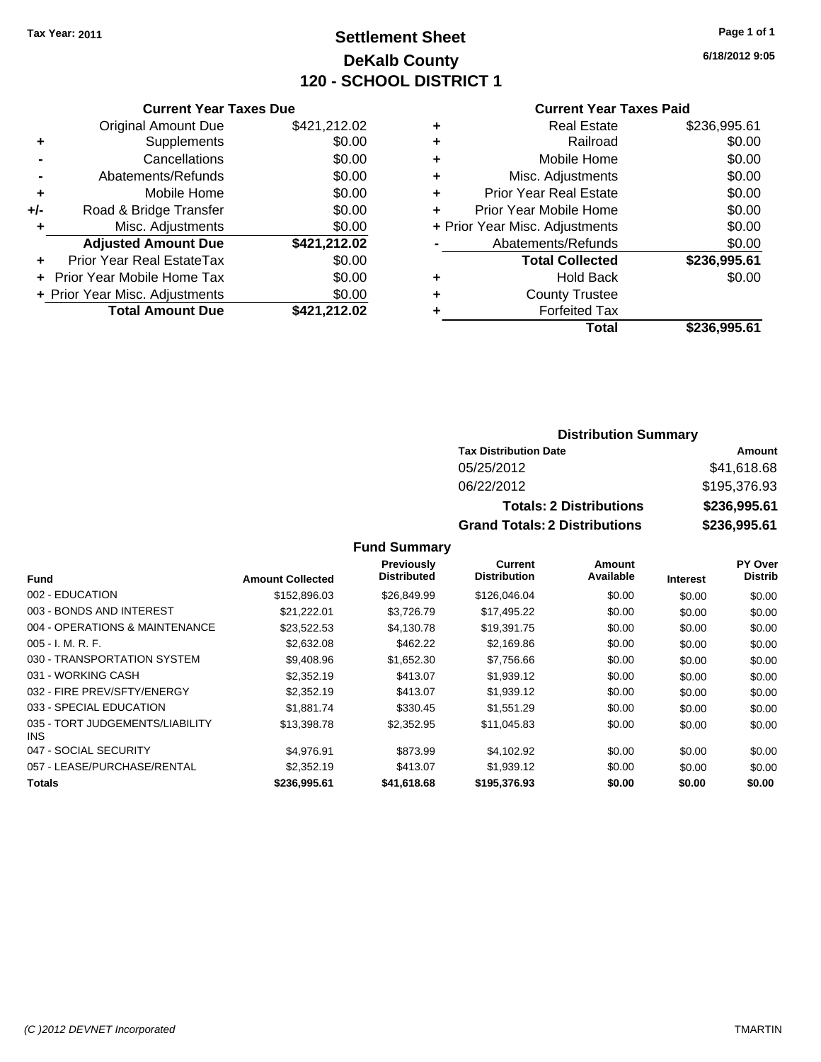**Tax Year: 2011**

# Settlement Sheet
## DeKalb County
## 120 - SCHOOL DISTRICT 1

**6/18/2012 9:05**

### Current Year Taxes Due

| | | |
|---|---|---|
| | Original Amount Due | $421,212.02 |
| + | Supplements | $0.00 |
| - | Cancellations | $0.00 |
| - | Abatements/Refunds | $0.00 |
| + | Mobile Home | $0.00 |
| +/- | Road & Bridge Transfer | $0.00 |
| + | Misc. Adjustments | $0.00 |
| | **Adjusted Amount Due** | **$421,212.02** |
| + | Prior Year Real EstateTax | $0.00 |
| + | Prior Year Mobile Home Tax | $0.00 |
| + | Prior Year Misc. Adjustments | $0.00 |
| | **Total Amount Due** | **$421,212.02** |

### Current Year Taxes Paid

| | | |
|---|---|---|
| + | Real Estate | $236,995.61 |
| + | Railroad | $0.00 |
| + | Mobile Home | $0.00 |
| + | Misc. Adjustments | $0.00 |
| + | Prior Year Real Estate | $0.00 |
| + | Prior Year Mobile Home | $0.00 |
| + | Prior Year Misc. Adjustments | $0.00 |
| - | Abatements/Refunds | $0.00 |
| | **Total Collected** | **$236,995.61** |
| + | Hold Back | $0.00 |
| + | County Trustee | |
| + | Forfeited Tax | |
| | **Total** | **$236,995.61** |

### Distribution Summary

| Tax Distribution Date | Amount |
|---|---|
| 05/25/2012 | $41,618.68 |
| 06/22/2012 | $195,376.93 |
| **Totals: 2 Distributions** | **$236,995.61** |
| **Grand Totals: 2 Distributions** | **$236,995.61** |

### Fund Summary

| Fund | Amount Collected | Previously Distributed | Current Distribution | Amount Available | Interest | PY Over Distrib |
|---|---|---|---|---|---|---|
| 002 - EDUCATION | $152,896.03 | $26,849.99 | $126,046.04 | $0.00 | $0.00 | $0.00 |
| 003 - BONDS AND INTEREST | $21,222.01 | $3,726.79 | $17,495.22 | $0.00 | $0.00 | $0.00 |
| 004 - OPERATIONS & MAINTENANCE | $23,522.53 | $4,130.78 | $19,391.75 | $0.00 | $0.00 | $0.00 |
| 005 - I. M. R. F. | $2,632.08 | $462.22 | $2,169.86 | $0.00 | $0.00 | $0.00 |
| 030 - TRANSPORTATION SYSTEM | $9,408.96 | $1,652.30 | $7,756.66 | $0.00 | $0.00 | $0.00 |
| 031 - WORKING CASH | $2,352.19 | $413.07 | $1,939.12 | $0.00 | $0.00 | $0.00 |
| 032 - FIRE PREV/SFTY/ENERGY | $2,352.19 | $413.07 | $1,939.12 | $0.00 | $0.00 | $0.00 |
| 033 - SPECIAL EDUCATION | $1,881.74 | $330.45 | $1,551.29 | $0.00 | $0.00 | $0.00 |
| 035 - TORT JUDGEMENTS/LIABILITY INS | $13,398.78 | $2,352.95 | $11,045.83 | $0.00 | $0.00 | $0.00 |
| 047 - SOCIAL SECURITY | $4,976.91 | $873.99 | $4,102.92 | $0.00 | $0.00 | $0.00 |
| 057 - LEASE/PURCHASE/RENTAL | $2,352.19 | $413.07 | $1,939.12 | $0.00 | $0.00 | $0.00 |
| **Totals** | **$236,995.61** | **$41,618.68** | **$195,376.93** | **$0.00** | **$0.00** | **$0.00** |

(C )2012 DEVNET Incorporated TMARTIN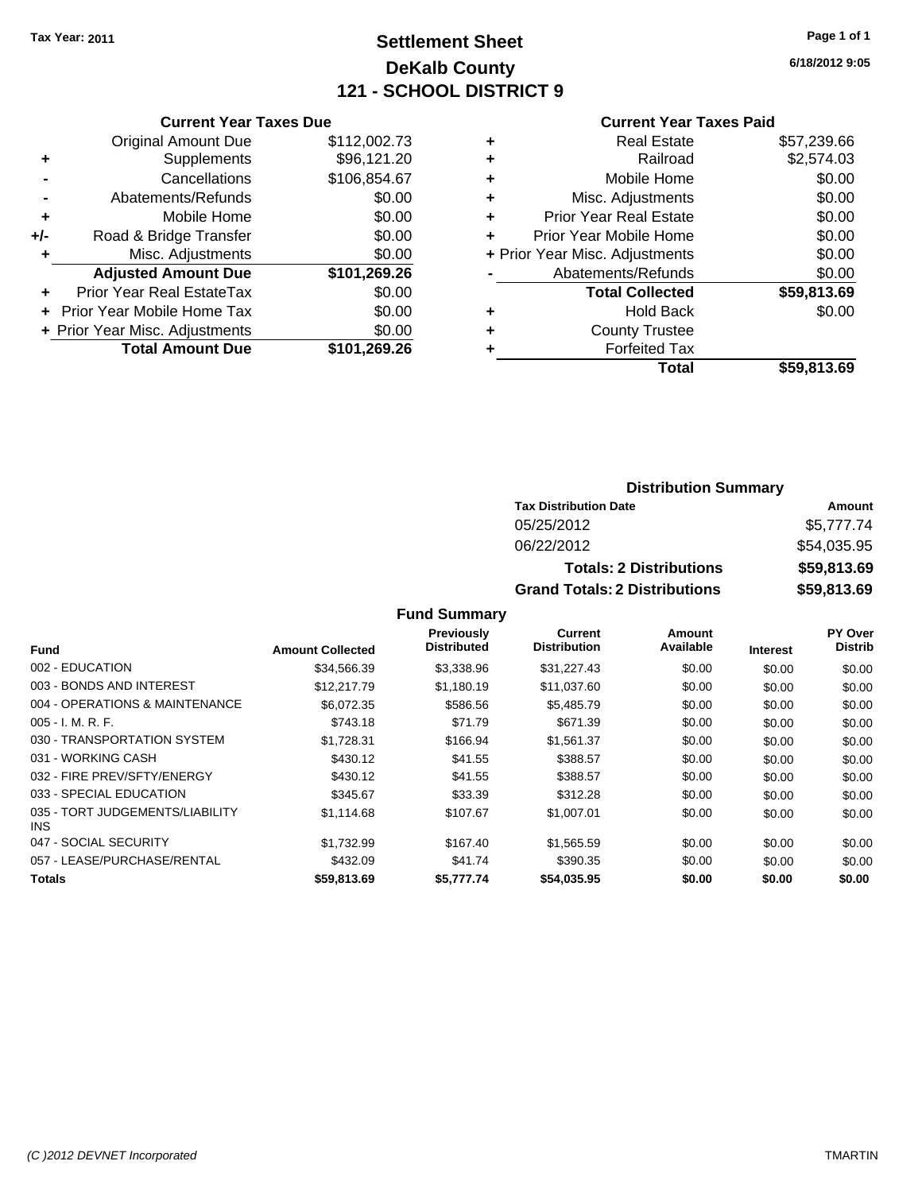Tax Year: 2011

# Settlement Sheet
## DeKalb County
## 121 - SCHOOL DISTRICT 9

Page 1 of 1

6/18/2012 9:05

### Current Year Taxes Due

| | | |
|---|---|---|
| | Original Amount Due | $112,002.73 |
| + | Supplements | $96,121.20 |
| - | Cancellations | $106,854.67 |
| - | Abatements/Refunds | $0.00 |
| + | Mobile Home | $0.00 |
| +/- | Road & Bridge Transfer | $0.00 |
| + | Misc. Adjustments | $0.00 |
| | **Adjusted Amount Due** | **$101,269.26** |
| + | Prior Year Real EstateTax | $0.00 |
| + | Prior Year Mobile Home Tax | $0.00 |
| + | Prior Year Misc. Adjustments | $0.00 |
| | **Total Amount Due** | **$101,269.26** |

### Current Year Taxes Paid

| | | |
|---|---|---|
| + | Real Estate | $57,239.66 |
| + | Railroad | $2,574.03 |
| + | Mobile Home | $0.00 |
| + | Misc. Adjustments | $0.00 |
| + | Prior Year Real Estate | $0.00 |
| + | Prior Year Mobile Home | $0.00 |
| + | Prior Year Misc. Adjustments | $0.00 |
| - | Abatements/Refunds | $0.00 |
| | **Total Collected** | **$59,813.69** |
| + | Hold Back | $0.00 |
| + | County Trustee | |
| + | Forfeited Tax | |
| | **Total** | **$59,813.69** |

### Distribution Summary

| Tax Distribution Date | Amount |
|---|---|
| 05/25/2012 | $5,777.74 |
| 06/22/2012 | $54,035.95 |
| **Totals: 2 Distributions** | **$59,813.69** |
| **Grand Totals: 2 Distributions** | **$59,813.69** |

### Fund Summary

| Fund | Amount Collected | Previously Distributed | Current Distribution | Amount Available | Interest | PY Over Distrib |
|---|---|---|---|---|---|---|
| 002 - EDUCATION | $34,566.39 | $3,338.96 | $31,227.43 | $0.00 | $0.00 | $0.00 |
| 003 - BONDS AND INTEREST | $12,217.79 | $1,180.19 | $11,037.60 | $0.00 | $0.00 | $0.00 |
| 004 - OPERATIONS & MAINTENANCE | $6,072.35 | $586.56 | $5,485.79 | $0.00 | $0.00 | $0.00 |
| 005 - I. M. R. F. | $743.18 | $71.79 | $671.39 | $0.00 | $0.00 | $0.00 |
| 030 - TRANSPORTATION SYSTEM | $1,728.31 | $166.94 | $1,561.37 | $0.00 | $0.00 | $0.00 |
| 031 - WORKING CASH | $430.12 | $41.55 | $388.57 | $0.00 | $0.00 | $0.00 |
| 032 - FIRE PREV/SFTY/ENERGY | $430.12 | $41.55 | $388.57 | $0.00 | $0.00 | $0.00 |
| 033 - SPECIAL EDUCATION | $345.67 | $33.39 | $312.28 | $0.00 | $0.00 | $0.00 |
| 035 - TORT JUDGEMENTS/LIABILITY INS | $1,114.68 | $107.67 | $1,007.01 | $0.00 | $0.00 | $0.00 |
| 047 - SOCIAL SECURITY | $1,732.99 | $167.40 | $1,565.59 | $0.00 | $0.00 | $0.00 |
| 057 - LEASE/PURCHASE/RENTAL | $432.09 | $41.74 | $390.35 | $0.00 | $0.00 | $0.00 |
| **Totals** | **$59,813.69** | **$5,777.74** | **$54,035.95** | **$0.00** | **$0.00** | **$0.00** |

(C )2012 DEVNET Incorporated TMARTIN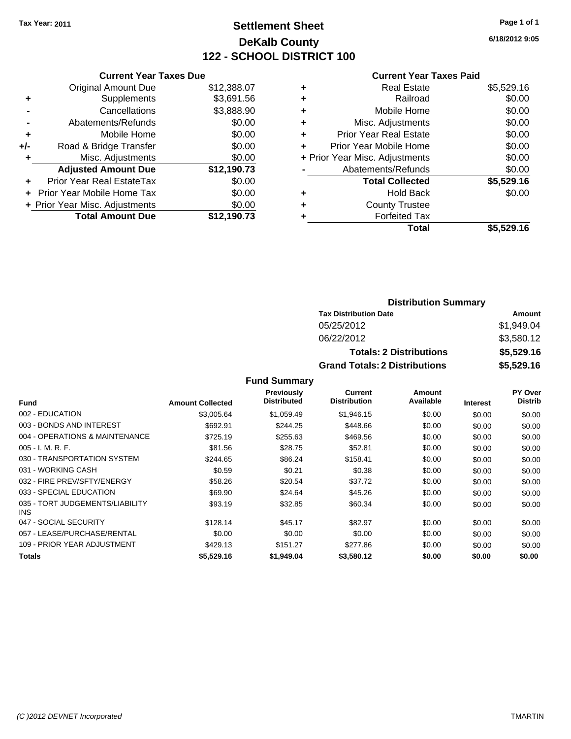Tax Year: 2011

# Settlement Sheet
## DeKalb County
## 122 - SCHOOL DISTRICT 100

6/18/2012 9:05

### Current Year Taxes Due

| | | |
|---|---|---|
| | Original Amount Due | $12,388.07 |
| + | Supplements | $3,691.56 |
| - | Cancellations | $3,888.90 |
| - | Abatements/Refunds | $0.00 |
| + | Mobile Home | $0.00 |
| +/- | Road & Bridge Transfer | $0.00 |
| + | Misc. Adjustments | $0.00 |
| | **Adjusted Amount Due** | **$12,190.73** |
| + | Prior Year Real EstateTax | $0.00 |
| + | Prior Year Mobile Home Tax | $0.00 |
| + | Prior Year Misc. Adjustments | $0.00 |
| | **Total Amount Due** | **$12,190.73** |

### Current Year Taxes Paid

| | | |
|---|---|---|
| + | Real Estate | $5,529.16 |
| + | Railroad | $0.00 |
| + | Mobile Home | $0.00 |
| + | Misc. Adjustments | $0.00 |
| + | Prior Year Real Estate | $0.00 |
| + | Prior Year Mobile Home | $0.00 |
| + | Prior Year Misc. Adjustments | $0.00 |
| - | Abatements/Refunds | $0.00 |
| | **Total Collected** | **$5,529.16** |
| + | Hold Back | $0.00 |
| + | County Trustee | |
| + | Forfeited Tax | |
| | **Total** | **$5,529.16** |

### Distribution Summary

| Tax Distribution Date | Amount |
|---|---|
| 05/25/2012 | $1,949.04 |
| 06/22/2012 | $3,580.12 |
| **Totals: 2 Distributions** | **$5,529.16** |
| **Grand Totals: 2 Distributions** | **$5,529.16** |

### Fund Summary

| Fund | Amount Collected | Previously Distributed | Current Distribution | Amount Available | Interest | PY Over Distrib |
|---|---|---|---|---|---|---|
| 002 - EDUCATION | $3,005.64 | $1,059.49 | $1,946.15 | $0.00 | $0.00 | $0.00 |
| 003 - BONDS AND INTEREST | $692.91 | $244.25 | $448.66 | $0.00 | $0.00 | $0.00 |
| 004 - OPERATIONS & MAINTENANCE | $725.19 | $255.63 | $469.56 | $0.00 | $0.00 | $0.00 |
| 005 - I. M. R. F. | $81.56 | $28.75 | $52.81 | $0.00 | $0.00 | $0.00 |
| 030 - TRANSPORTATION SYSTEM | $244.65 | $86.24 | $158.41 | $0.00 | $0.00 | $0.00 |
| 031 - WORKING CASH | $0.59 | $0.21 | $0.38 | $0.00 | $0.00 | $0.00 |
| 032 - FIRE PREV/SFTY/ENERGY | $58.26 | $20.54 | $37.72 | $0.00 | $0.00 | $0.00 |
| 033 - SPECIAL EDUCATION | $69.90 | $24.64 | $45.26 | $0.00 | $0.00 | $0.00 |
| 035 - TORT JUDGEMENTS/LIABILITY INS | $93.19 | $32.85 | $60.34 | $0.00 | $0.00 | $0.00 |
| 047 - SOCIAL SECURITY | $128.14 | $45.17 | $82.97 | $0.00 | $0.00 | $0.00 |
| 057 - LEASE/PURCHASE/RENTAL | $0.00 | $0.00 | $0.00 | $0.00 | $0.00 | $0.00 |
| 109 - PRIOR YEAR ADJUSTMENT | $429.13 | $151.27 | $277.86 | $0.00 | $0.00 | $0.00 |
| **Totals** | **$5,529.16** | **$1,949.04** | **$3,580.12** | **$0.00** | **$0.00** | **$0.00** |

(C )2012 DEVNET Incorporated TMARTIN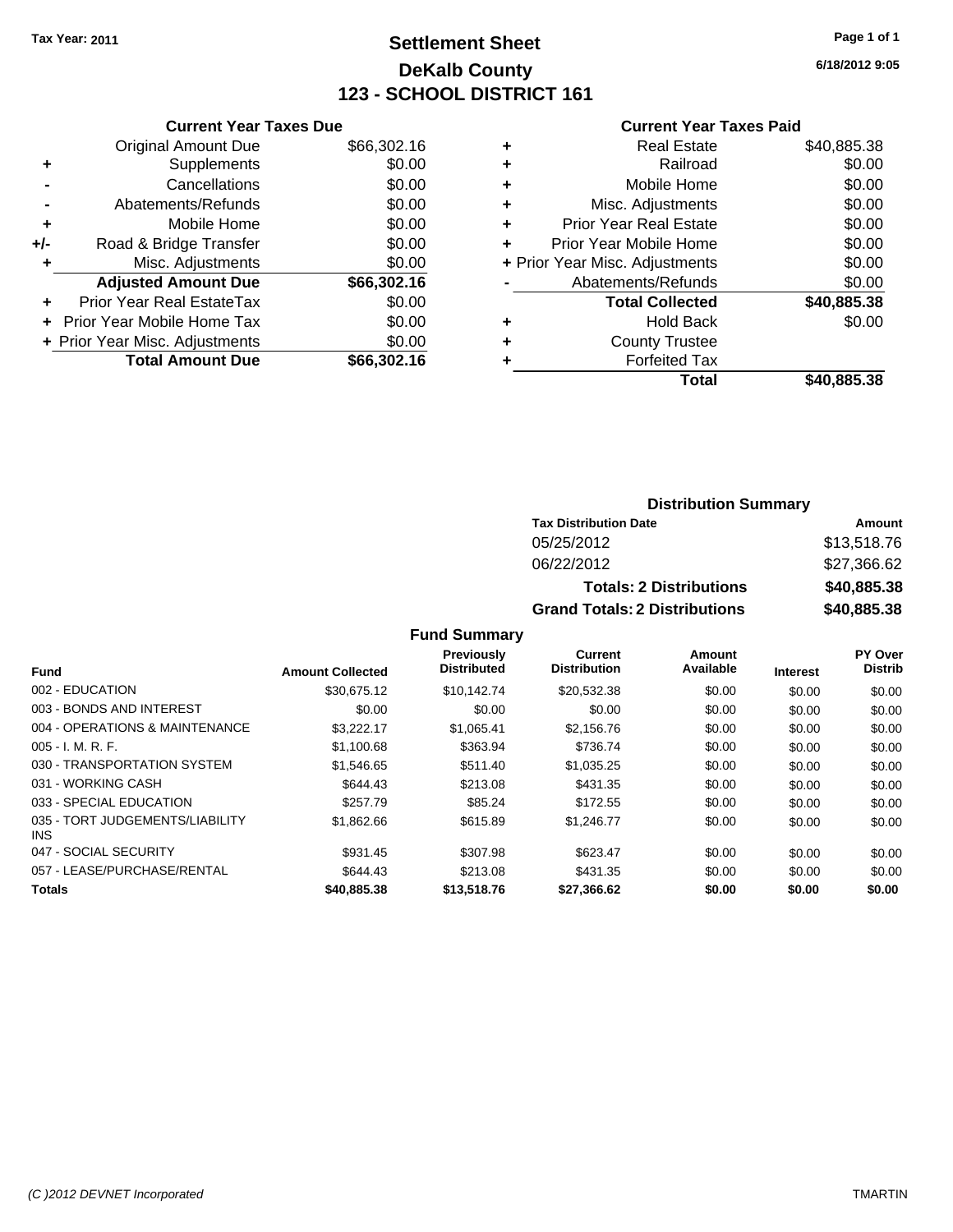Tax Year: 2011

# Settlement Sheet
## DeKalb County
## 123 - SCHOOL DISTRICT 161

6/18/2012 9:05

### Current Year Taxes Due

| | | |
|---|---|---|
| | Original Amount Due | $66,302.16 |
| + | Supplements | $0.00 |
| - | Cancellations | $0.00 |
| - | Abatements/Refunds | $0.00 |
| + | Mobile Home | $0.00 |
| +/- | Road & Bridge Transfer | $0.00 |
| + | Misc. Adjustments | $0.00 |
| | **Adjusted Amount Due** | **$66,302.16** |
| + | Prior Year Real EstateTax | $0.00 |
| + | Prior Year Mobile Home Tax | $0.00 |
| + | Prior Year Misc. Adjustments | $0.00 |
| | **Total Amount Due** | **$66,302.16** |

### Current Year Taxes Paid

| | | |
|---|---|---|
| + | Real Estate | $40,885.38 |
| + | Railroad | $0.00 |
| + | Mobile Home | $0.00 |
| + | Misc. Adjustments | $0.00 |
| + | Prior Year Real Estate | $0.00 |
| + | Prior Year Mobile Home | $0.00 |
| + | Prior Year Misc. Adjustments | $0.00 |
| - | Abatements/Refunds | $0.00 |
| | **Total Collected** | **$40,885.38** |
| + | Hold Back | $0.00 |
| + | County Trustee | |
| + | Forfeited Tax | |
| | **Total** | **$40,885.38** |

### Distribution Summary

| Tax Distribution Date | Amount |
|---|---|
| 05/25/2012 | $13,518.76 |
| 06/22/2012 | $27,366.62 |
| **Totals: 2 Distributions** | **$40,885.38** |
| **Grand Totals: 2 Distributions** | **$40,885.38** |

### Fund Summary

| Fund | Amount Collected | Previously Distributed | Current Distribution | Amount Available | Interest | PY Over Distrib |
|---|---|---|---|---|---|---|
| 002 - EDUCATION | $30,675.12 | $10,142.74 | $20,532.38 | $0.00 | $0.00 | $0.00 |
| 003 - BONDS AND INTEREST | $0.00 | $0.00 | $0.00 | $0.00 | $0.00 | $0.00 |
| 004 - OPERATIONS & MAINTENANCE | $3,222.17 | $1,065.41 | $2,156.76 | $0.00 | $0.00 | $0.00 |
| 005 - I. M. R. F. | $1,100.68 | $363.94 | $736.74 | $0.00 | $0.00 | $0.00 |
| 030 - TRANSPORTATION SYSTEM | $1,546.65 | $511.40 | $1,035.25 | $0.00 | $0.00 | $0.00 |
| 031 - WORKING CASH | $644.43 | $213.08 | $431.35 | $0.00 | $0.00 | $0.00 |
| 033 - SPECIAL EDUCATION | $257.79 | $85.24 | $172.55 | $0.00 | $0.00 | $0.00 |
| 035 - TORT JUDGEMENTS/LIABILITY INS | $1,862.66 | $615.89 | $1,246.77 | $0.00 | $0.00 | $0.00 |
| 047 - SOCIAL SECURITY | $931.45 | $307.98 | $623.47 | $0.00 | $0.00 | $0.00 |
| 057 - LEASE/PURCHASE/RENTAL | $644.43 | $213.08 | $431.35 | $0.00 | $0.00 | $0.00 |
| **Totals** | **$40,885.38** | **$13,518.76** | **$27,366.62** | **$0.00** | **$0.00** | **$0.00** |

(C )2012 DEVNET Incorporated TMARTIN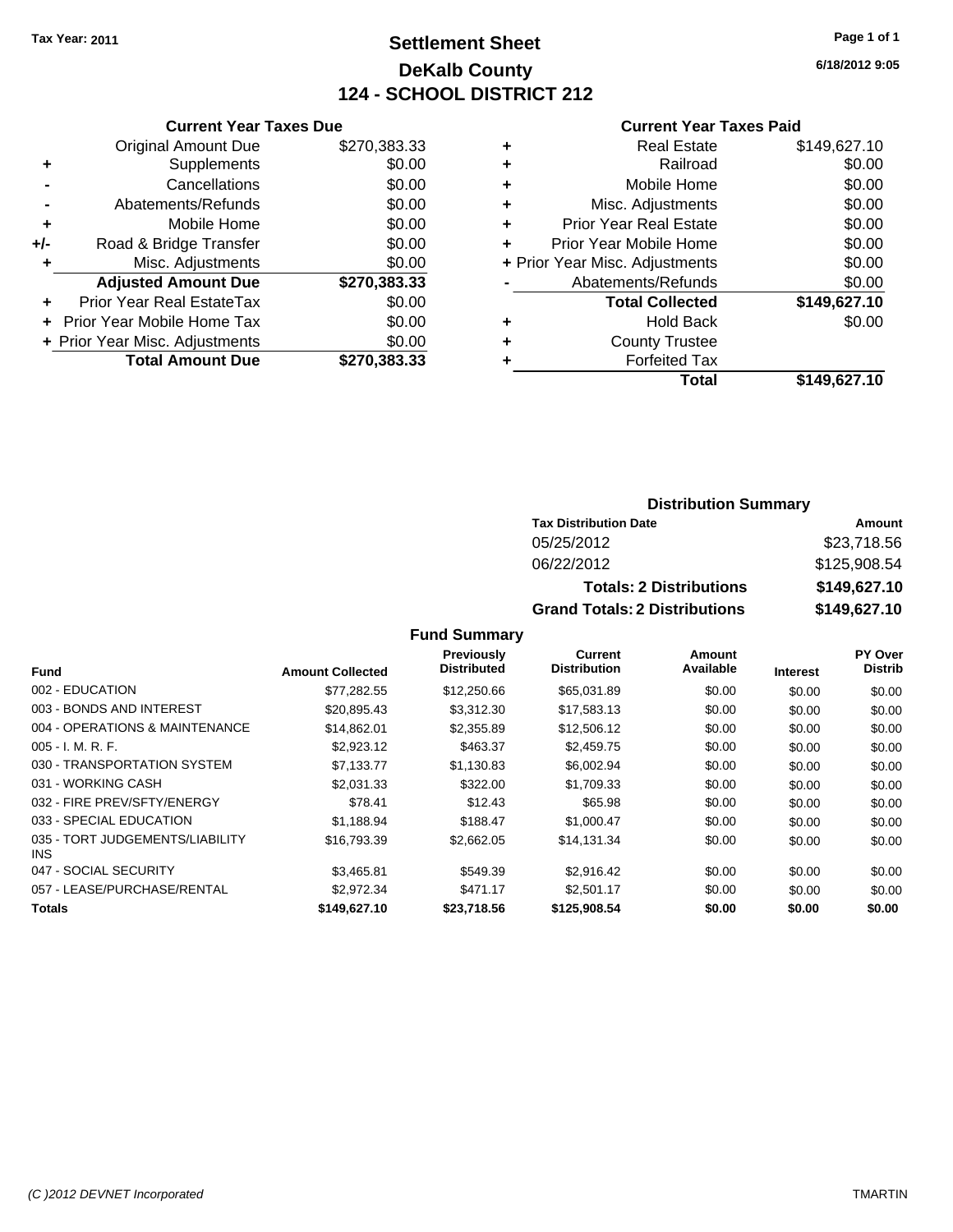**Tax Year: 2011**

# Settlement Sheet
## DeKalb County
## 124 - SCHOOL DISTRICT 212

6/18/2012 9:05

### Current Year Taxes Due

| | | |
|---|---|---|
| | Original Amount Due | $270,383.33 |
| + | Supplements | $0.00 |
| - | Cancellations | $0.00 |
| - | Abatements/Refunds | $0.00 |
| + | Mobile Home | $0.00 |
| +/- | Road & Bridge Transfer | $0.00 |
| + | Misc. Adjustments | $0.00 |
| | **Adjusted Amount Due** | **$270,383.33** |
| + | Prior Year Real EstateTax | $0.00 |
| + | Prior Year Mobile Home Tax | $0.00 |
| + | Prior Year Misc. Adjustments | $0.00 |
| | **Total Amount Due** | **$270,383.33** |

### Current Year Taxes Paid

| | | |
|---|---|---|
| + | Real Estate | $149,627.10 |
| + | Railroad | $0.00 |
| + | Mobile Home | $0.00 |
| + | Misc. Adjustments | $0.00 |
| + | Prior Year Real Estate | $0.00 |
| + | Prior Year Mobile Home | $0.00 |
| + | Prior Year Misc. Adjustments | $0.00 |
| - | Abatements/Refunds | $0.00 |
| | **Total Collected** | **$149,627.10** |
| + | Hold Back | $0.00 |
| + | County Trustee | |
| + | Forfeited Tax | |
| | **Total** | **$149,627.10** |

### Distribution Summary

| Tax Distribution Date | Amount |
|---|---|
| 05/25/2012 | $23,718.56 |
| 06/22/2012 | $125,908.54 |
| **Totals: 2 Distributions** | **$149,627.10** |
| **Grand Totals: 2 Distributions** | **$149,627.10** |

### Fund Summary

| Fund | Amount Collected | Previously Distributed | Current Distribution | Amount Available | Interest | PY Over Distrib |
|---|---|---|---|---|---|---|
| 002 - EDUCATION | $77,282.55 | $12,250.66 | $65,031.89 | $0.00 | $0.00 | $0.00 |
| 003 - BONDS AND INTEREST | $20,895.43 | $3,312.30 | $17,583.13 | $0.00 | $0.00 | $0.00 |
| 004 - OPERATIONS & MAINTENANCE | $14,862.01 | $2,355.89 | $12,506.12 | $0.00 | $0.00 | $0.00 |
| 005 - I. M. R. F. | $2,923.12 | $463.37 | $2,459.75 | $0.00 | $0.00 | $0.00 |
| 030 - TRANSPORTATION SYSTEM | $7,133.77 | $1,130.83 | $6,002.94 | $0.00 | $0.00 | $0.00 |
| 031 - WORKING CASH | $2,031.33 | $322.00 | $1,709.33 | $0.00 | $0.00 | $0.00 |
| 032 - FIRE PREV/SFTY/ENERGY | $78.41 | $12.43 | $65.98 | $0.00 | $0.00 | $0.00 |
| 033 - SPECIAL EDUCATION | $1,188.94 | $188.47 | $1,000.47 | $0.00 | $0.00 | $0.00 |
| 035 - TORT JUDGEMENTS/LIABILITY INS | $16,793.39 | $2,662.05 | $14,131.34 | $0.00 | $0.00 | $0.00 |
| 047 - SOCIAL SECURITY | $3,465.81 | $549.39 | $2,916.42 | $0.00 | $0.00 | $0.00 |
| 057 - LEASE/PURCHASE/RENTAL | $2,972.34 | $471.17 | $2,501.17 | $0.00 | $0.00 | $0.00 |
| **Totals** | **$149,627.10** | **$23,718.56** | **$125,908.54** | **$0.00** | **$0.00** | **$0.00** |

*(C )2012 DEVNET Incorporated* TMARTIN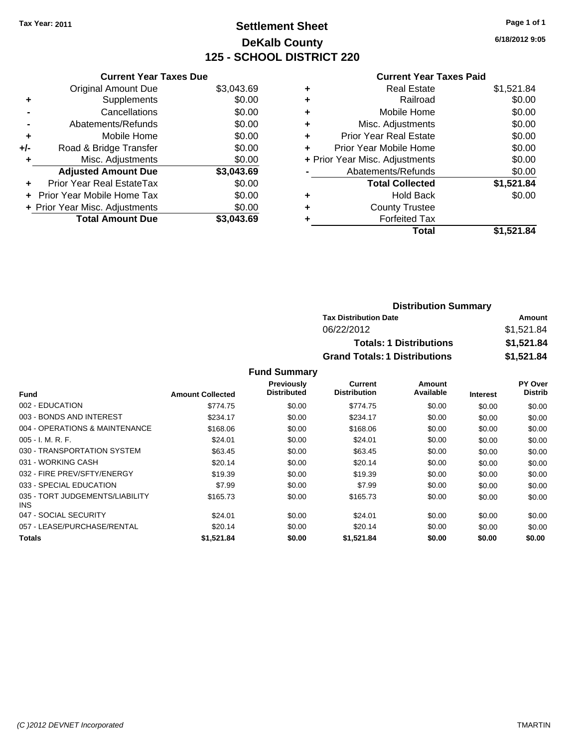Tax Year: 2011

# Settlement Sheet
## DeKalb County
## 125 - SCHOOL DISTRICT 220

6/18/2012 9:05

### Current Year Taxes Due

| | | |
|---|---|---|
| | Original Amount Due | $3,043.69 |
| + | Supplements | $0.00 |
| - | Cancellations | $0.00 |
| - | Abatements/Refunds | $0.00 |
| + | Mobile Home | $0.00 |
| +/- | Road & Bridge Transfer | $0.00 |
| + | Misc. Adjustments | $0.00 |
| | **Adjusted Amount Due** | **$3,043.69** |
| + | Prior Year Real EstateTax | $0.00 |
| + | Prior Year Mobile Home Tax | $0.00 |
| + | Prior Year Misc. Adjustments | $0.00 |
| | **Total Amount Due** | **$3,043.69** |

### Current Year Taxes Paid

| | | |
|---|---|---|
| + | Real Estate | $1,521.84 |
| + | Railroad | $0.00 |
| + | Mobile Home | $0.00 |
| + | Misc. Adjustments | $0.00 |
| + | Prior Year Real Estate | $0.00 |
| + | Prior Year Mobile Home | $0.00 |
| + | Prior Year Misc. Adjustments | $0.00 |
| - | Abatements/Refunds | $0.00 |
| | **Total Collected** | **$1,521.84** |
| + | Hold Back | $0.00 |
| + | County Trustee | |
| + | Forfeited Tax | |
| | **Total** | **$1,521.84** |

### Distribution Summary

| Tax Distribution Date | Amount |
|---|---|
| 06/22/2012 | $1,521.84 |
| **Totals: 1 Distributions** | **$1,521.84** |
| **Grand Totals: 1 Distributions** | **$1,521.84** |

### Fund Summary

| Fund | Amount Collected | Previously Distributed | Current Distribution | Amount Available | Interest | PY Over Distrib |
|---|---|---|---|---|---|---|
| 002 - EDUCATION | $774.75 | $0.00 | $774.75 | $0.00 | $0.00 | $0.00 |
| 003 - BONDS AND INTEREST | $234.17 | $0.00 | $234.17 | $0.00 | $0.00 | $0.00 |
| 004 - OPERATIONS & MAINTENANCE | $168.06 | $0.00 | $168.06 | $0.00 | $0.00 | $0.00 |
| 005 - I. M. R. F. | $24.01 | $0.00 | $24.01 | $0.00 | $0.00 | $0.00 |
| 030 - TRANSPORTATION SYSTEM | $63.45 | $0.00 | $63.45 | $0.00 | $0.00 | $0.00 |
| 031 - WORKING CASH | $20.14 | $0.00 | $20.14 | $0.00 | $0.00 | $0.00 |
| 032 - FIRE PREV/SFTY/ENERGY | $19.39 | $0.00 | $19.39 | $0.00 | $0.00 | $0.00 |
| 033 - SPECIAL EDUCATION | $7.99 | $0.00 | $7.99 | $0.00 | $0.00 | $0.00 |
| 035 - TORT JUDGEMENTS/LIABILITY INS | $165.73 | $0.00 | $165.73 | $0.00 | $0.00 | $0.00 |
| 047 - SOCIAL SECURITY | $24.01 | $0.00 | $24.01 | $0.00 | $0.00 | $0.00 |
| 057 - LEASE/PURCHASE/RENTAL | $20.14 | $0.00 | $20.14 | $0.00 | $0.00 | $0.00 |
| **Totals** | **$1,521.84** | **$0.00** | **$1,521.84** | **$0.00** | **$0.00** | **$0.00** |

(C )2012 DEVNET Incorporated — TMARTIN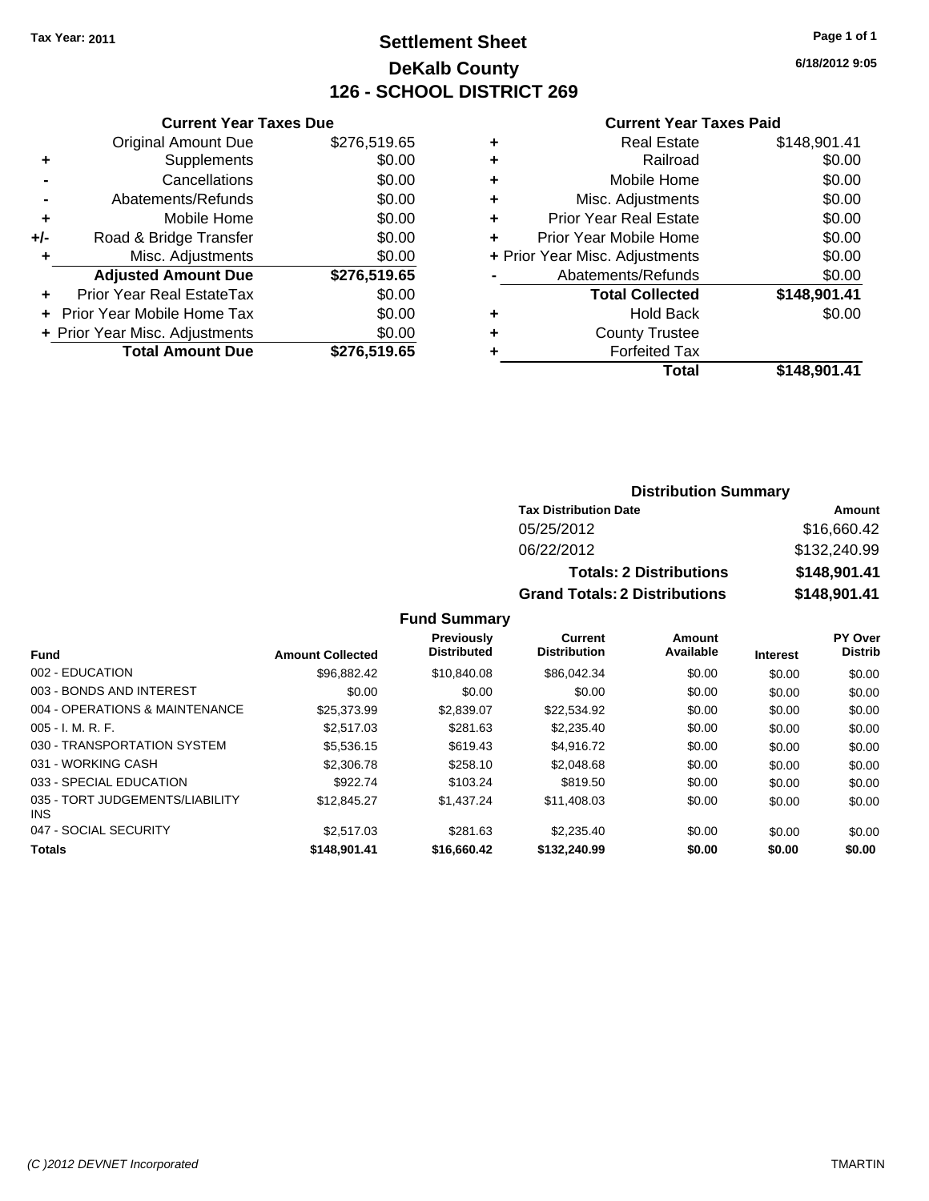Tax Year: 2011

# Settlement Sheet
## DeKalb County
## 126 - SCHOOL DISTRICT 269

6/18/2012 9:05

### Current Year Taxes Due

| | | |
|---|---|---|
| | Original Amount Due | $276,519.65 |
| + | Supplements | $0.00 |
| - | Cancellations | $0.00 |
| - | Abatements/Refunds | $0.00 |
| + | Mobile Home | $0.00 |
| +/- | Road & Bridge Transfer | $0.00 |
| + | Misc. Adjustments | $0.00 |
| | **Adjusted Amount Due** | **$276,519.65** |
| + | Prior Year Real EstateTax | $0.00 |
| + | Prior Year Mobile Home Tax | $0.00 |
| + | Prior Year Misc. Adjustments | $0.00 |
| | **Total Amount Due** | **$276,519.65** |

### Current Year Taxes Paid

| | | |
|---|---|---|
| + | Real Estate | $148,901.41 |
| + | Railroad | $0.00 |
| + | Mobile Home | $0.00 |
| + | Misc. Adjustments | $0.00 |
| + | Prior Year Real Estate | $0.00 |
| + | Prior Year Mobile Home | $0.00 |
| + | Prior Year Misc. Adjustments | $0.00 |
| - | Abatements/Refunds | $0.00 |
| | **Total Collected** | **$148,901.41** |
| + | Hold Back | $0.00 |
| + | County Trustee | |
| + | Forfeited Tax | |
| | **Total** | **$148,901.41** |

### Distribution Summary

| Tax Distribution Date | Amount |
|---|---|
| 05/25/2012 | $16,660.42 |
| 06/22/2012 | $132,240.99 |
| **Totals: 2 Distributions** | **$148,901.41** |
| **Grand Totals: 2 Distributions** | **$148,901.41** |

### Fund Summary

| Fund | Amount Collected | Previously Distributed | Current Distribution | Amount Available | Interest | PY Over Distrib |
|---|---|---|---|---|---|---|
| 002 - EDUCATION | $96,882.42 | $10,840.08 | $86,042.34 | $0.00 | $0.00 | $0.00 |
| 003 - BONDS AND INTEREST | $0.00 | $0.00 | $0.00 | $0.00 | $0.00 | $0.00 |
| 004 - OPERATIONS & MAINTENANCE | $25,373.99 | $2,839.07 | $22,534.92 | $0.00 | $0.00 | $0.00 |
| 005 - I. M. R. F. | $2,517.03 | $281.63 | $2,235.40 | $0.00 | $0.00 | $0.00 |
| 030 - TRANSPORTATION SYSTEM | $5,536.15 | $619.43 | $4,916.72 | $0.00 | $0.00 | $0.00 |
| 031 - WORKING CASH | $2,306.78 | $258.10 | $2,048.68 | $0.00 | $0.00 | $0.00 |
| 033 - SPECIAL EDUCATION | $922.74 | $103.24 | $819.50 | $0.00 | $0.00 | $0.00 |
| 035 - TORT JUDGEMENTS/LIABILITY INS | $12,845.27 | $1,437.24 | $11,408.03 | $0.00 | $0.00 | $0.00 |
| 047 - SOCIAL SECURITY | $2,517.03 | $281.63 | $2,235.40 | $0.00 | $0.00 | $0.00 |
| **Totals** | **$148,901.41** | **$16,660.42** | **$132,240.99** | **$0.00** | **$0.00** | **$0.00** |

(C )2012 DEVNET Incorporated TMARTIN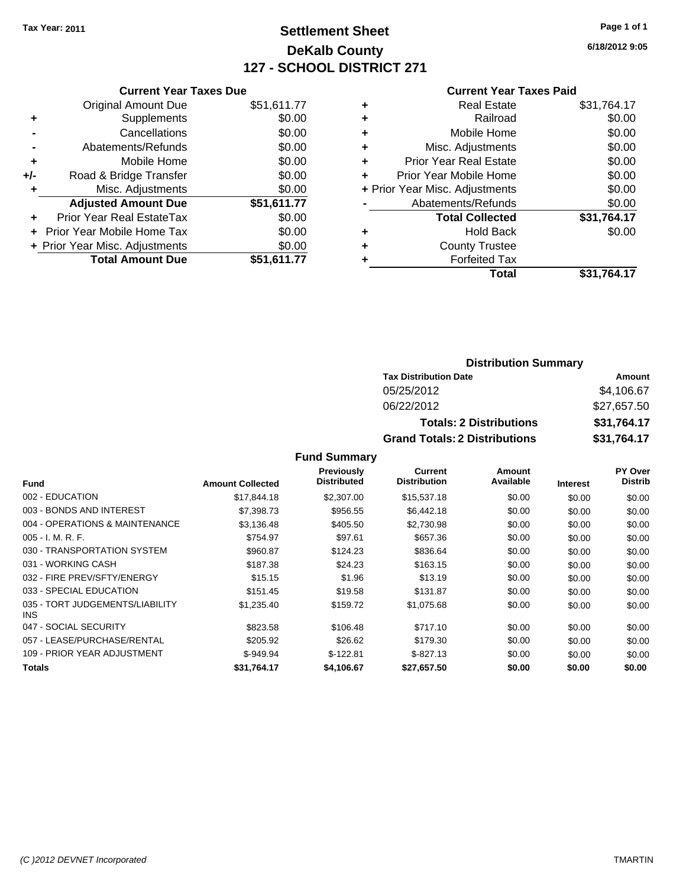Tax Year: 2011

# Settlement Sheet
## DeKalb County
## 127 - SCHOOL DISTRICT 271

6/18/2012 9:05

### Current Year Taxes Due

| | | |
|---|---|---|
| | Original Amount Due | $51,611.77 |
| + | Supplements | $0.00 |
| - | Cancellations | $0.00 |
| - | Abatements/Refunds | $0.00 |
| + | Mobile Home | $0.00 |
| +/- | Road & Bridge Transfer | $0.00 |
| + | Misc. Adjustments | $0.00 |
| | **Adjusted Amount Due** | **$51,611.77** |
| + | Prior Year Real EstateTax | $0.00 |
| + | Prior Year Mobile Home Tax | $0.00 |
| + | Prior Year Misc. Adjustments | $0.00 |
| | **Total Amount Due** | **$51,611.77** |

### Current Year Taxes Paid

| | | |
|---|---|---|
| + | Real Estate | $31,764.17 |
| + | Railroad | $0.00 |
| + | Mobile Home | $0.00 |
| + | Misc. Adjustments | $0.00 |
| + | Prior Year Real Estate | $0.00 |
| + | Prior Year Mobile Home | $0.00 |
| + | Prior Year Misc. Adjustments | $0.00 |
| - | Abatements/Refunds | $0.00 |
| | **Total Collected** | **$31,764.17** |
| + | Hold Back | $0.00 |
| + | County Trustee | |
| + | Forfeited Tax | |
| | **Total** | **$31,764.17** |

### Distribution Summary

| Tax Distribution Date | Amount |
|---|---|
| 05/25/2012 | $4,106.67 |
| 06/22/2012 | $27,657.50 |
| **Totals: 2 Distributions** | **$31,764.17** |
| **Grand Totals: 2 Distributions** | **$31,764.17** |

### Fund Summary

| Fund | Amount Collected | Previously Distributed | Current Distribution | Amount Available | Interest | PY Over Distrib |
|---|---|---|---|---|---|---|
| 002 - EDUCATION | $17,844.18 | $2,307.00 | $15,537.18 | $0.00 | $0.00 | $0.00 |
| 003 - BONDS AND INTEREST | $7,398.73 | $956.55 | $6,442.18 | $0.00 | $0.00 | $0.00 |
| 004 - OPERATIONS & MAINTENANCE | $3,136.48 | $405.50 | $2,730.98 | $0.00 | $0.00 | $0.00 |
| 005 - I. M. R. F. | $754.97 | $97.61 | $657.36 | $0.00 | $0.00 | $0.00 |
| 030 - TRANSPORTATION SYSTEM | $960.87 | $124.23 | $836.64 | $0.00 | $0.00 | $0.00 |
| 031 - WORKING CASH | $187.38 | $24.23 | $163.15 | $0.00 | $0.00 | $0.00 |
| 032 - FIRE PREV/SFTY/ENERGY | $15.15 | $1.96 | $13.19 | $0.00 | $0.00 | $0.00 |
| 033 - SPECIAL EDUCATION | $151.45 | $19.58 | $131.87 | $0.00 | $0.00 | $0.00 |
| 035 - TORT JUDGEMENTS/LIABILITY INS | $1,235.40 | $159.72 | $1,075.68 | $0.00 | $0.00 | $0.00 |
| 047 - SOCIAL SECURITY | $823.58 | $106.48 | $717.10 | $0.00 | $0.00 | $0.00 |
| 057 - LEASE/PURCHASE/RENTAL | $205.92 | $26.62 | $179.30 | $0.00 | $0.00 | $0.00 |
| 109 - PRIOR YEAR ADJUSTMENT | $-949.94 | $-122.81 | $-827.13 | $0.00 | $0.00 | $0.00 |
| **Totals** | **$31,764.17** | **$4,106.67** | **$27,657.50** | **$0.00** | **$0.00** | **$0.00** |

(C )2012 DEVNET Incorporated — TMARTIN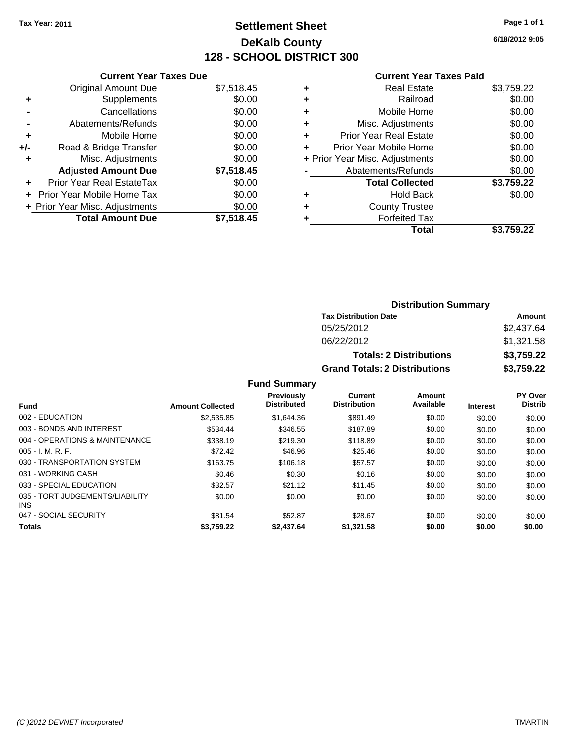Tax Year: 2011

# Settlement Sheet
## DeKalb County
## 128 - SCHOOL DISTRICT 300

6/18/2012 9:05

### Current Year Taxes Due

| | | |
|---|---|---|
| | Original Amount Due | $7,518.45 |
| + | Supplements | $0.00 |
| - | Cancellations | $0.00 |
| - | Abatements/Refunds | $0.00 |
| + | Mobile Home | $0.00 |
| +/- | Road & Bridge Transfer | $0.00 |
| + | Misc. Adjustments | $0.00 |
| | **Adjusted Amount Due** | **$7,518.45** |
| + | Prior Year Real EstateTax | $0.00 |
| + | Prior Year Mobile Home Tax | $0.00 |
| + | Prior Year Misc. Adjustments | $0.00 |
| | **Total Amount Due** | **$7,518.45** |

### Current Year Taxes Paid

| | | |
|---|---|---|
| + | Real Estate | $3,759.22 |
| + | Railroad | $0.00 |
| + | Mobile Home | $0.00 |
| + | Misc. Adjustments | $0.00 |
| + | Prior Year Real Estate | $0.00 |
| + | Prior Year Mobile Home | $0.00 |
| + | Prior Year Misc. Adjustments | $0.00 |
| - | Abatements/Refunds | $0.00 |
| | **Total Collected** | **$3,759.22** |
| + | Hold Back | $0.00 |
| + | County Trustee | |
| + | Forfeited Tax | |
| | **Total** | **$3,759.22** |

### Distribution Summary

| Tax Distribution Date | Amount |
|---|---|
| 05/25/2012 | $2,437.64 |
| 06/22/2012 | $1,321.58 |
| **Totals: 2 Distributions** | **$3,759.22** |
| **Grand Totals: 2 Distributions** | **$3,759.22** |

### Fund Summary

| Fund | Amount Collected | Previously Distributed | Current Distribution | Amount Available | Interest | PY Over Distrib |
|---|---|---|---|---|---|---|
| 002 - EDUCATION | $2,535.85 | $1,644.36 | $891.49 | $0.00 | $0.00 | $0.00 |
| 003 - BONDS AND INTEREST | $534.44 | $346.55 | $187.89 | $0.00 | $0.00 | $0.00 |
| 004 - OPERATIONS & MAINTENANCE | $338.19 | $219.30 | $118.89 | $0.00 | $0.00 | $0.00 |
| 005 - I. M. R. F. | $72.42 | $46.96 | $25.46 | $0.00 | $0.00 | $0.00 |
| 030 - TRANSPORTATION SYSTEM | $163.75 | $106.18 | $57.57 | $0.00 | $0.00 | $0.00 |
| 031 - WORKING CASH | $0.46 | $0.30 | $0.16 | $0.00 | $0.00 | $0.00 |
| 033 - SPECIAL EDUCATION | $32.57 | $21.12 | $11.45 | $0.00 | $0.00 | $0.00 |
| 035 - TORT JUDGEMENTS/LIABILITY INS | $0.00 | $0.00 | $0.00 | $0.00 | $0.00 | $0.00 |
| 047 - SOCIAL SECURITY | $81.54 | $52.87 | $28.67 | $0.00 | $0.00 | $0.00 |
| **Totals** | **$3,759.22** | **$2,437.64** | **$1,321.58** | **$0.00** | **$0.00** | **$0.00** |

(C )2012 DEVNET Incorporated TMARTIN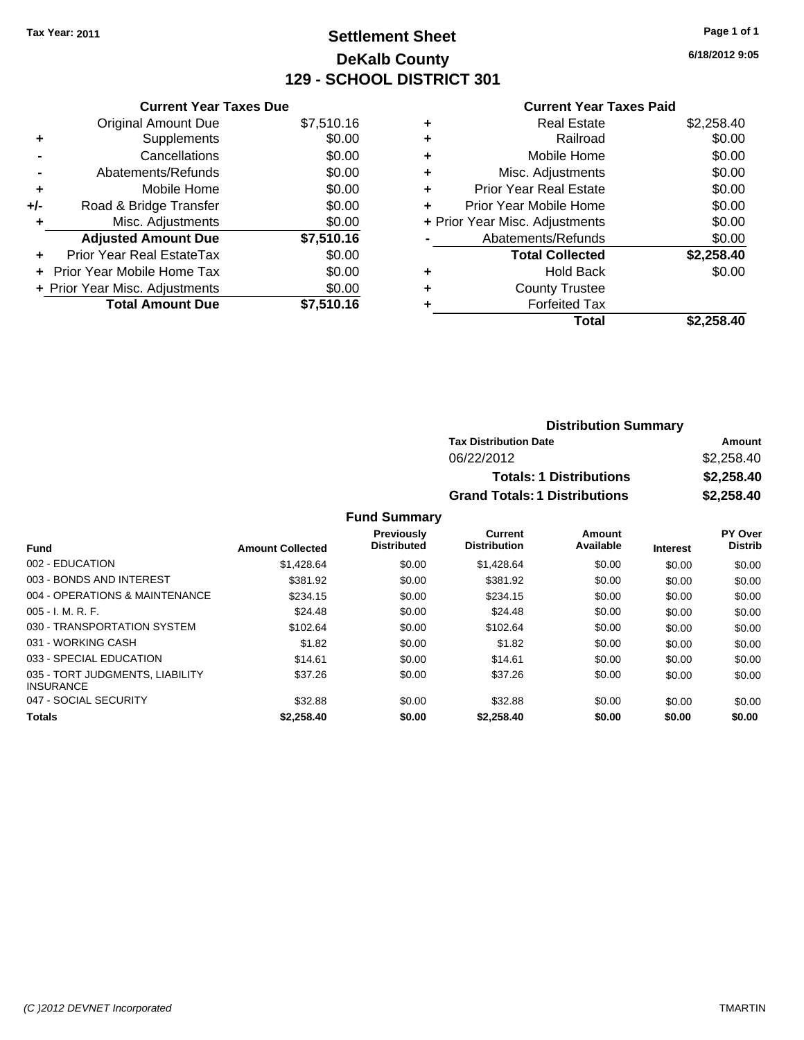Tax Year: 2011

# Settlement Sheet

## DeKalb County

## 129 - SCHOOL DISTRICT 301

6/18/2012 9:05

### Current Year Taxes Due

| | | |
|---|---|---|
| | Original Amount Due | $7,510.16 |
| + | Supplements | $0.00 |
| - | Cancellations | $0.00 |
| - | Abatements/Refunds | $0.00 |
| + | Mobile Home | $0.00 |
| +/- | Road & Bridge Transfer | $0.00 |
| + | Misc. Adjustments | $0.00 |
| | **Adjusted Amount Due** | **$7,510.16** |
| + | Prior Year Real EstateTax | $0.00 |
| + | Prior Year Mobile Home Tax | $0.00 |
| + | Prior Year Misc. Adjustments | $0.00 |
| | **Total Amount Due** | **$7,510.16** |

### Current Year Taxes Paid

| | | |
|---|---|---|
| + | Real Estate | $2,258.40 |
| + | Railroad | $0.00 |
| + | Mobile Home | $0.00 |
| + | Misc. Adjustments | $0.00 |
| + | Prior Year Real Estate | $0.00 |
| + | Prior Year Mobile Home | $0.00 |
| + | Prior Year Misc. Adjustments | $0.00 |
| - | Abatements/Refunds | $0.00 |
| | **Total Collected** | **$2,258.40** |
| + | Hold Back | $0.00 |
| + | County Trustee | |
| + | Forfeited Tax | |
| | **Total** | **$2,258.40** |

### Distribution Summary

| Tax Distribution Date | Amount |
|---|---|
| 06/22/2012 | $2,258.40 |
| **Totals: 1 Distributions** | **$2,258.40** |
| **Grand Totals: 1 Distributions** | **$2,258.40** |

### Fund Summary

| Fund | Amount Collected | Previously Distributed | Current Distribution | Amount Available | Interest | PY Over Distrib |
|---|---|---|---|---|---|---|
| 002 - EDUCATION | $1,428.64 | $0.00 | $1,428.64 | $0.00 | $0.00 | $0.00 |
| 003 - BONDS AND INTEREST | $381.92 | $0.00 | $381.92 | $0.00 | $0.00 | $0.00 |
| 004 - OPERATIONS & MAINTENANCE | $234.15 | $0.00 | $234.15 | $0.00 | $0.00 | $0.00 |
| 005 - I. M. R. F. | $24.48 | $0.00 | $24.48 | $0.00 | $0.00 | $0.00 |
| 030 - TRANSPORTATION SYSTEM | $102.64 | $0.00 | $102.64 | $0.00 | $0.00 | $0.00 |
| 031 - WORKING CASH | $1.82 | $0.00 | $1.82 | $0.00 | $0.00 | $0.00 |
| 033 - SPECIAL EDUCATION | $14.61 | $0.00 | $14.61 | $0.00 | $0.00 | $0.00 |
| 035 - TORT JUDGMENTS, LIABILITY INSURANCE | $37.26 | $0.00 | $37.26 | $0.00 | $0.00 | $0.00 |
| 047 - SOCIAL SECURITY | $32.88 | $0.00 | $32.88 | $0.00 | $0.00 | $0.00 |
| **Totals** | **$2,258.40** | **$0.00** | **$2,258.40** | **$0.00** | **$0.00** | **$0.00** |

(C )2012 DEVNET Incorporated TMARTIN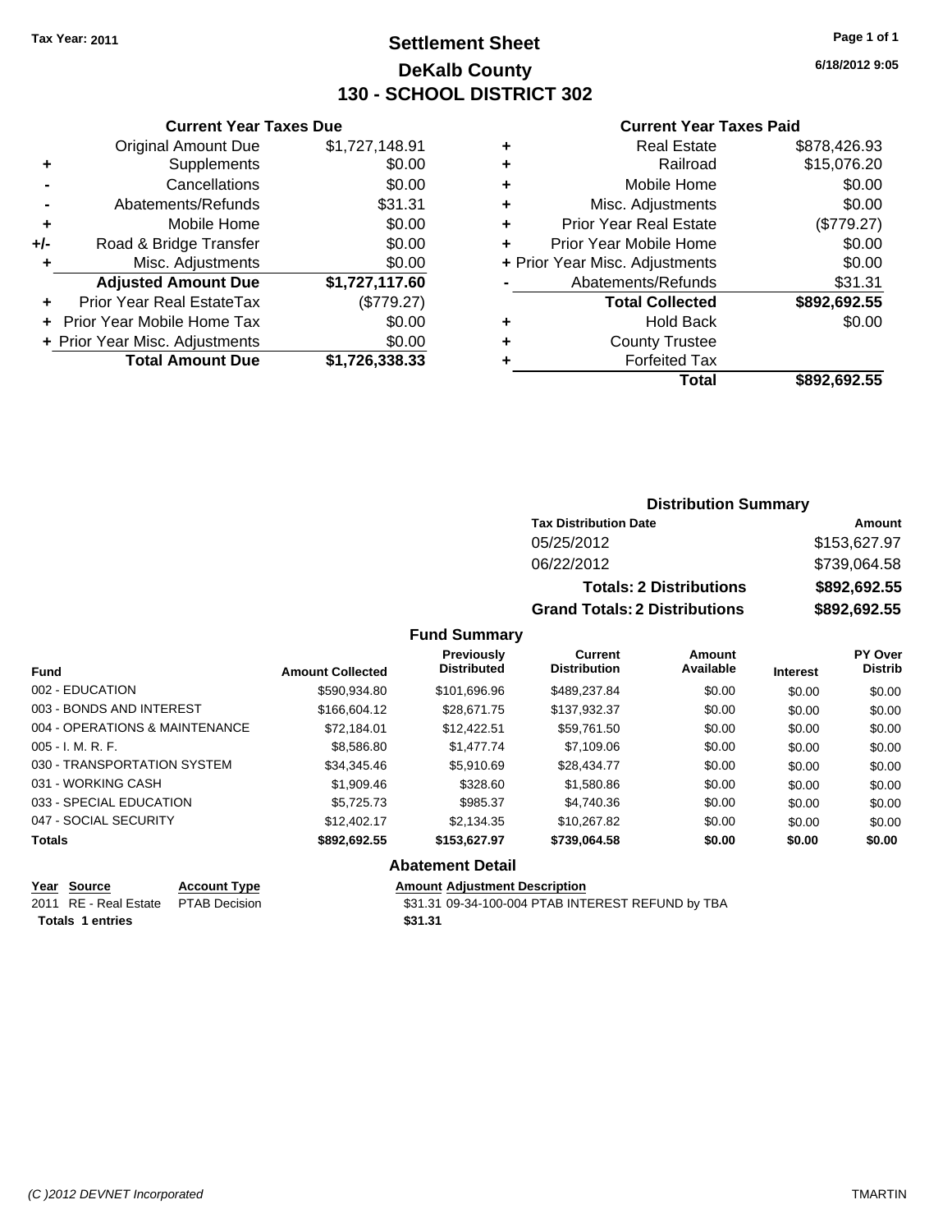Tax Year: 2011

# Settlement Sheet

## DeKalb County

## 130 - SCHOOL DISTRICT 302

6/18/2012 9:05

### Current Year Taxes Due

| | | |
|---|---|---|
| | Original Amount Due | $1,727,148.91 |
| + | Supplements | $0.00 |
| - | Cancellations | $0.00 |
| - | Abatements/Refunds | $31.31 |
| + | Mobile Home | $0.00 |
| +/- | Road & Bridge Transfer | $0.00 |
| + | Misc. Adjustments | $0.00 |
| | **Adjusted Amount Due** | **$1,727,117.60** |
| + | Prior Year Real EstateTax | ($779.27) |
| + | Prior Year Mobile Home Tax | $0.00 |
| + | Prior Year Misc. Adjustments | $0.00 |
| | **Total Amount Due** | **$1,726,338.33** |

### Current Year Taxes Paid

| | | |
|---|---|---|
| + | Real Estate | $878,426.93 |
| + | Railroad | $15,076.20 |
| + | Mobile Home | $0.00 |
| + | Misc. Adjustments | $0.00 |
| + | Prior Year Real Estate | ($779.27) |
| + | Prior Year Mobile Home | $0.00 |
| + | Prior Year Misc. Adjustments | $0.00 |
| - | Abatements/Refunds | $31.31 |
| | **Total Collected** | **$892,692.55** |
| + | Hold Back | $0.00 |
| + | County Trustee | |
| + | Forfeited Tax | |
| | **Total** | **$892,692.55** |

### Distribution Summary

| Tax Distribution Date | Amount |
|---|---|
| 05/25/2012 | $153,627.97 |
| 06/22/2012 | $739,064.58 |
| **Totals: 2 Distributions** | **$892,692.55** |
| **Grand Totals: 2 Distributions** | **$892,692.55** |

### Fund Summary

| Fund | Amount Collected | Previously Distributed | Current Distribution | Amount Available | Interest | PY Over Distrib |
|---|---|---|---|---|---|---|
| 002 - EDUCATION | $590,934.80 | $101,696.96 | $489,237.84 | $0.00 | $0.00 | $0.00 |
| 003 - BONDS AND INTEREST | $166,604.12 | $28,671.75 | $137,932.37 | $0.00 | $0.00 | $0.00 |
| 004 - OPERATIONS & MAINTENANCE | $72,184.01 | $12,422.51 | $59,761.50 | $0.00 | $0.00 | $0.00 |
| 005 - I. M. R. F. | $8,586.80 | $1,477.74 | $7,109.06 | $0.00 | $0.00 | $0.00 |
| 030 - TRANSPORTATION SYSTEM | $34,345.46 | $5,910.69 | $28,434.77 | $0.00 | $0.00 | $0.00 |
| 031 - WORKING CASH | $1,909.46 | $328.60 | $1,580.86 | $0.00 | $0.00 | $0.00 |
| 033 - SPECIAL EDUCATION | $5,725.73 | $985.37 | $4,740.36 | $0.00 | $0.00 | $0.00 |
| 047 - SOCIAL SECURITY | $12,402.17 | $2,134.35 | $10,267.82 | $0.00 | $0.00 | $0.00 |
| **Totals** | **$892,692.55** | **$153,627.97** | **$739,064.58** | **$0.00** | **$0.00** | **$0.00** |

### Abatement Detail

| Year | Source | Account Type | Amount | Adjustment Description |
|---|---|---|---|---|
| 2011 | RE - Real Estate | PTAB Decision | $31.31 | 09-34-100-004 PTAB INTEREST REFUND by TBA |
| **Totals** | **1 entries** | | **$31.31** | |

(C )2012 DEVNET Incorporated TMARTIN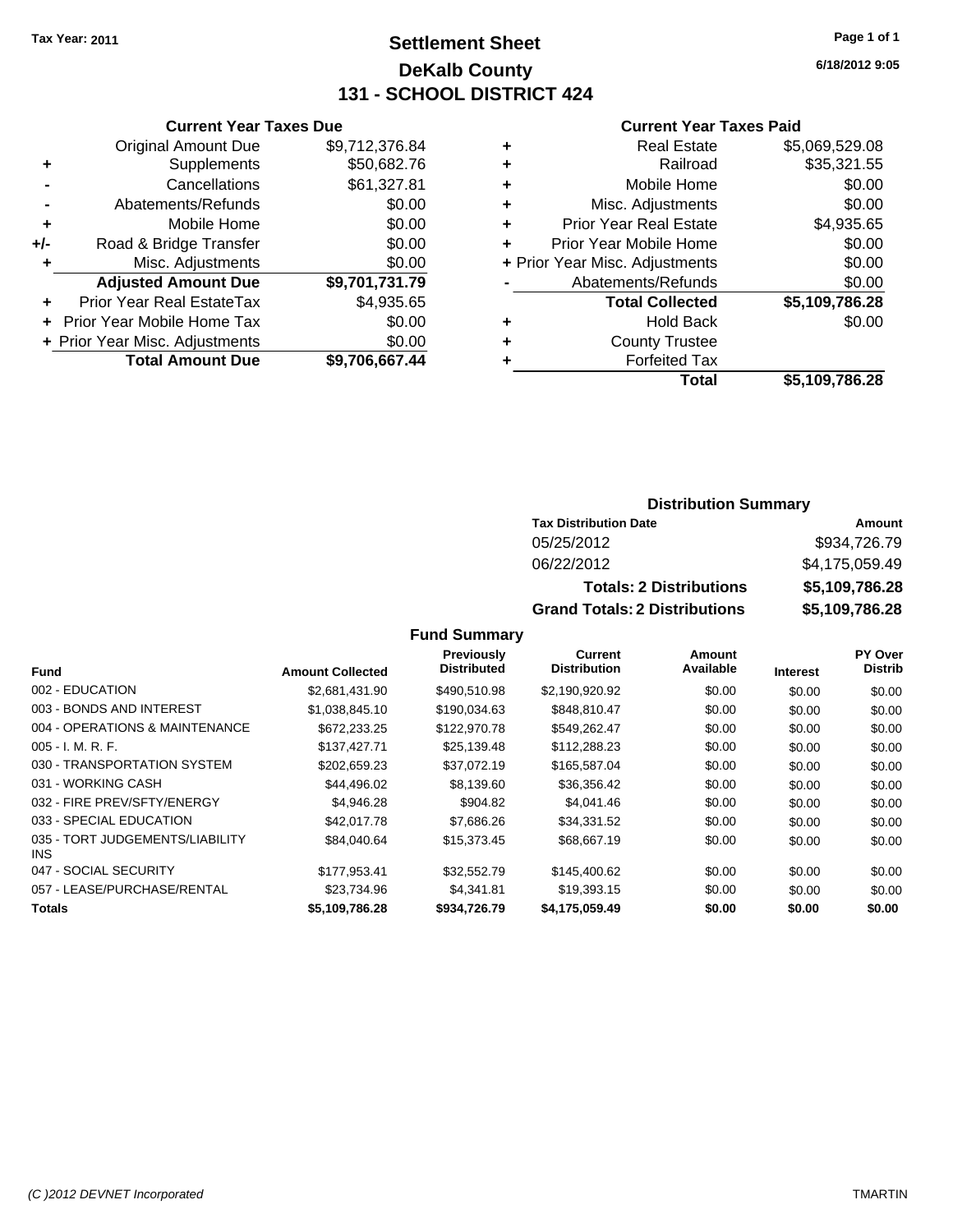**Tax Year: 2011**

# Settlement Sheet
# DeKalb County
# 131 - SCHOOL DISTRICT 424

6/18/2012 9:05

### Current Year Taxes Due

| | | |
|---|---|---|
| | Original Amount Due | $9,712,376.84 |
| + | Supplements | $50,682.76 |
| - | Cancellations | $61,327.81 |
| - | Abatements/Refunds | $0.00 |
| + | Mobile Home | $0.00 |
| +/- | Road & Bridge Transfer | $0.00 |
| + | Misc. Adjustments | $0.00 |
| | **Adjusted Amount Due** | **$9,701,731.79** |
| + | Prior Year Real EstateTax | $4,935.65 |
| + | Prior Year Mobile Home Tax | $0.00 |
| + | Prior Year Misc. Adjustments | $0.00 |
| | **Total Amount Due** | **$9,706,667.44** |

### Current Year Taxes Paid

| | | |
|---|---|---|
| + | Real Estate | $5,069,529.08 |
| + | Railroad | $35,321.55 |
| + | Mobile Home | $0.00 |
| + | Misc. Adjustments | $0.00 |
| + | Prior Year Real Estate | $4,935.65 |
| + | Prior Year Mobile Home | $0.00 |
| + | Prior Year Misc. Adjustments | $0.00 |
| - | Abatements/Refunds | $0.00 |
| | **Total Collected** | **$5,109,786.28** |
| + | Hold Back | $0.00 |
| + | County Trustee | |
| + | Forfeited Tax | |
| | **Total** | **$5,109,786.28** |

### Distribution Summary

| Tax Distribution Date | Amount |
|---|---|
| 05/25/2012 | $934,726.79 |
| 06/22/2012 | $4,175,059.49 |
| **Totals: 2 Distributions** | **$5,109,786.28** |
| **Grand Totals: 2 Distributions** | **$5,109,786.28** |

### Fund Summary

| Fund | Amount Collected | Previously Distributed | Current Distribution | Amount Available | Interest | PY Over Distrib |
|---|---|---|---|---|---|---|
| 002 - EDUCATION | $2,681,431.90 | $490,510.98 | $2,190,920.92 | $0.00 | $0.00 | $0.00 |
| 003 - BONDS AND INTEREST | $1,038,845.10 | $190,034.63 | $848,810.47 | $0.00 | $0.00 | $0.00 |
| 004 - OPERATIONS & MAINTENANCE | $672,233.25 | $122,970.78 | $549,262.47 | $0.00 | $0.00 | $0.00 |
| 005 - I. M. R. F. | $137,427.71 | $25,139.48 | $112,288.23 | $0.00 | $0.00 | $0.00 |
| 030 - TRANSPORTATION SYSTEM | $202,659.23 | $37,072.19 | $165,587.04 | $0.00 | $0.00 | $0.00 |
| 031 - WORKING CASH | $44,496.02 | $8,139.60 | $36,356.42 | $0.00 | $0.00 | $0.00 |
| 032 - FIRE PREV/SFTY/ENERGY | $4,946.28 | $904.82 | $4,041.46 | $0.00 | $0.00 | $0.00 |
| 033 - SPECIAL EDUCATION | $42,017.78 | $7,686.26 | $34,331.52 | $0.00 | $0.00 | $0.00 |
| 035 - TORT JUDGEMENTS/LIABILITY INS | $84,040.64 | $15,373.45 | $68,667.19 | $0.00 | $0.00 | $0.00 |
| 047 - SOCIAL SECURITY | $177,953.41 | $32,552.79 | $145,400.62 | $0.00 | $0.00 | $0.00 |
| 057 - LEASE/PURCHASE/RENTAL | $23,734.96 | $4,341.81 | $19,393.15 | $0.00 | $0.00 | $0.00 |
| **Totals** | **$5,109,786.28** | **$934,726.79** | **$4,175,059.49** | **$0.00** | **$0.00** | **$0.00** |

*(C )2012 DEVNET Incorporated* TMARTIN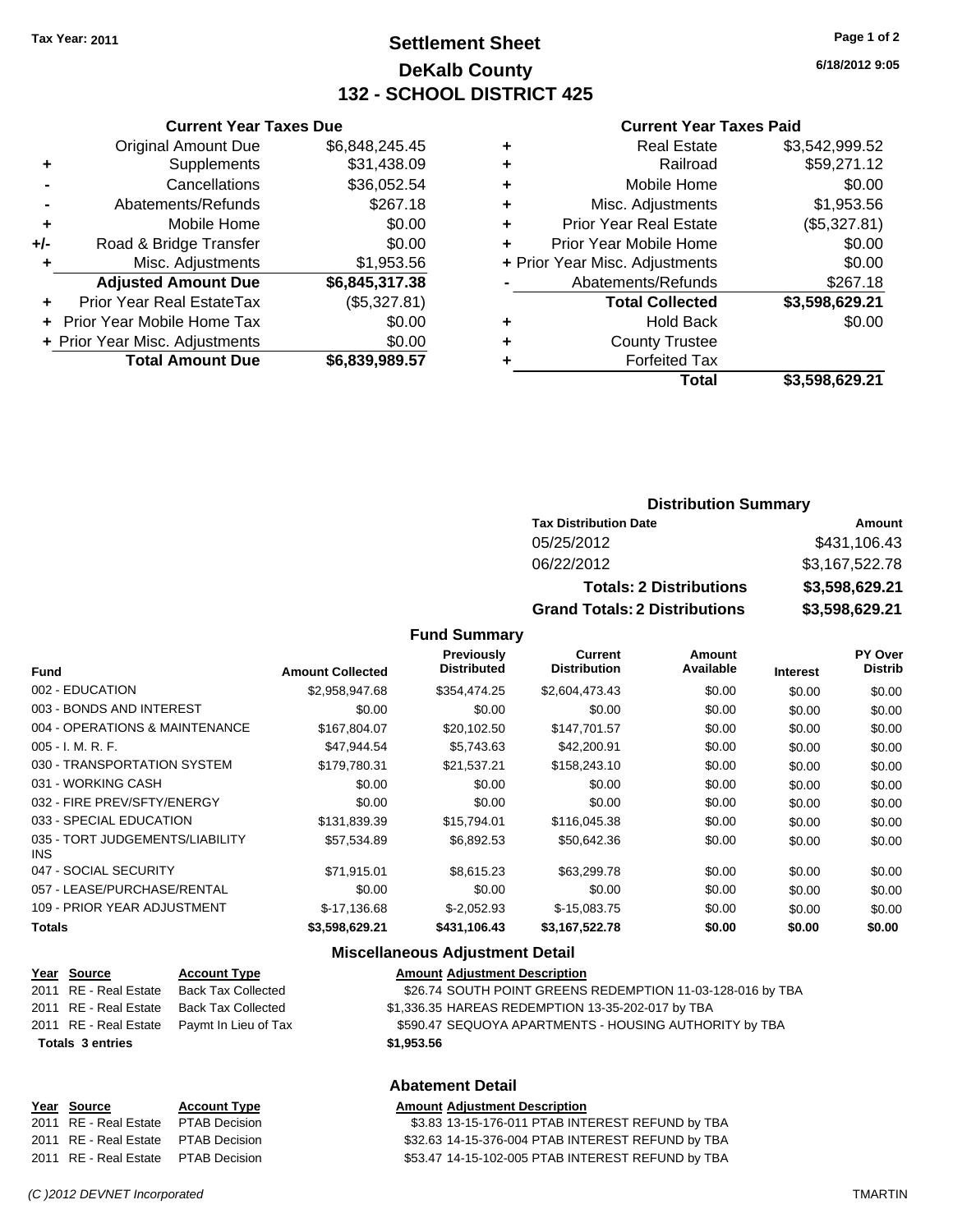Tax Year: 2011

# Settlement Sheet
## DeKalb County
## 132 - SCHOOL DISTRICT 425

6/18/2012 9:05

### Current Year Taxes Due

| | | |
|---|---|---|
| | Original Amount Due | $6,848,245.45 |
| + | Supplements | $31,438.09 |
| - | Cancellations | $36,052.54 |
| - | Abatements/Refunds | $267.18 |
| + | Mobile Home | $0.00 |
| +/- | Road & Bridge Transfer | $0.00 |
| + | Misc. Adjustments | $1,953.56 |
| | **Adjusted Amount Due** | **$6,845,317.38** |
| + | Prior Year Real EstateTax | ($5,327.81) |
| + | Prior Year Mobile Home Tax | $0.00 |
| + | Prior Year Misc. Adjustments | $0.00 |
| | **Total Amount Due** | **$6,839,989.57** |

### Current Year Taxes Paid

| | | |
|---|---|---|
| + | Real Estate | $3,542,999.52 |
| + | Railroad | $59,271.12 |
| + | Mobile Home | $0.00 |
| + | Misc. Adjustments | $1,953.56 |
| + | Prior Year Real Estate | ($5,327.81) |
| + | Prior Year Mobile Home | $0.00 |
| + | Prior Year Misc. Adjustments | $0.00 |
| - | Abatements/Refunds | $267.18 |
| | **Total Collected** | **$3,598,629.21** |
| + | Hold Back | $0.00 |
| + | County Trustee | |
| + | Forfeited Tax | |
| | **Total** | **$3,598,629.21** |

### Distribution Summary

| Tax Distribution Date | Amount |
|---|---|
| 05/25/2012 | $431,106.43 |
| 06/22/2012 | $3,167,522.78 |
| **Totals: 2 Distributions** | **$3,598,629.21** |
| **Grand Totals: 2 Distributions** | **$3,598,629.21** |

### Fund Summary

| Fund | Amount Collected | Previously Distributed | Current Distribution | Amount Available | Interest | PY Over Distrib |
|---|---|---|---|---|---|---|
| 002 - EDUCATION | $2,958,947.68 | $354,474.25 | $2,604,473.43 | $0.00 | $0.00 | $0.00 |
| 003 - BONDS AND INTEREST | $0.00 | $0.00 | $0.00 | $0.00 | $0.00 | $0.00 |
| 004 - OPERATIONS & MAINTENANCE | $167,804.07 | $20,102.50 | $147,701.57 | $0.00 | $0.00 | $0.00 |
| 005 - I. M. R. F. | $47,944.54 | $5,743.63 | $42,200.91 | $0.00 | $0.00 | $0.00 |
| 030 - TRANSPORTATION SYSTEM | $179,780.31 | $21,537.21 | $158,243.10 | $0.00 | $0.00 | $0.00 |
| 031 - WORKING CASH | $0.00 | $0.00 | $0.00 | $0.00 | $0.00 | $0.00 |
| 032 - FIRE PREV/SFTY/ENERGY | $0.00 | $0.00 | $0.00 | $0.00 | $0.00 | $0.00 |
| 033 - SPECIAL EDUCATION | $131,839.39 | $15,794.01 | $116,045.38 | $0.00 | $0.00 | $0.00 |
| 035 - TORT JUDGEMENTS/LIABILITY INS | $57,534.89 | $6,892.53 | $50,642.36 | $0.00 | $0.00 | $0.00 |
| 047 - SOCIAL SECURITY | $71,915.01 | $8,615.23 | $63,299.78 | $0.00 | $0.00 | $0.00 |
| 057 - LEASE/PURCHASE/RENTAL | $0.00 | $0.00 | $0.00 | $0.00 | $0.00 | $0.00 |
| 109 - PRIOR YEAR ADJUSTMENT | $-17,136.68 | $-2,052.93 | $-15,083.75 | $0.00 | $0.00 | $0.00 |
| **Totals** | **$3,598,629.21** | **$431,106.43** | **$3,167,522.78** | **$0.00** | **$0.00** | **$0.00** |

### Miscellaneous Adjustment Detail

| Year | Source | Account Type | Amount | Adjustment Description |
|---|---|---|---|---|
| 2011 | RE - Real Estate | Back Tax Collected | $26.74 | SOUTH POINT GREENS REDEMPTION 11-03-128-016 by TBA |
| 2011 | RE - Real Estate | Back Tax Collected | $1,336.35 | HAREAS REDEMPTION 13-35-202-017 by TBA |
| 2011 | RE - Real Estate | Paymt In Lieu of Tax | $590.47 | SEQUOYA APARTMENTS - HOUSING AUTHORITY by TBA |
| **Totals 3 entries** | | | **$1,953.56** | |

### Abatement Detail

| Year | Source | Account Type | Amount | Adjustment Description |
|---|---|---|---|---|
| 2011 | RE - Real Estate | PTAB Decision | $3.83 | 13-15-176-011 PTAB INTEREST REFUND by TBA |
| 2011 | RE - Real Estate | PTAB Decision | $32.63 | 14-15-376-004 PTAB INTEREST REFUND by TBA |
| 2011 | RE - Real Estate | PTAB Decision | $53.47 | 14-15-102-005 PTAB INTEREST REFUND by TBA |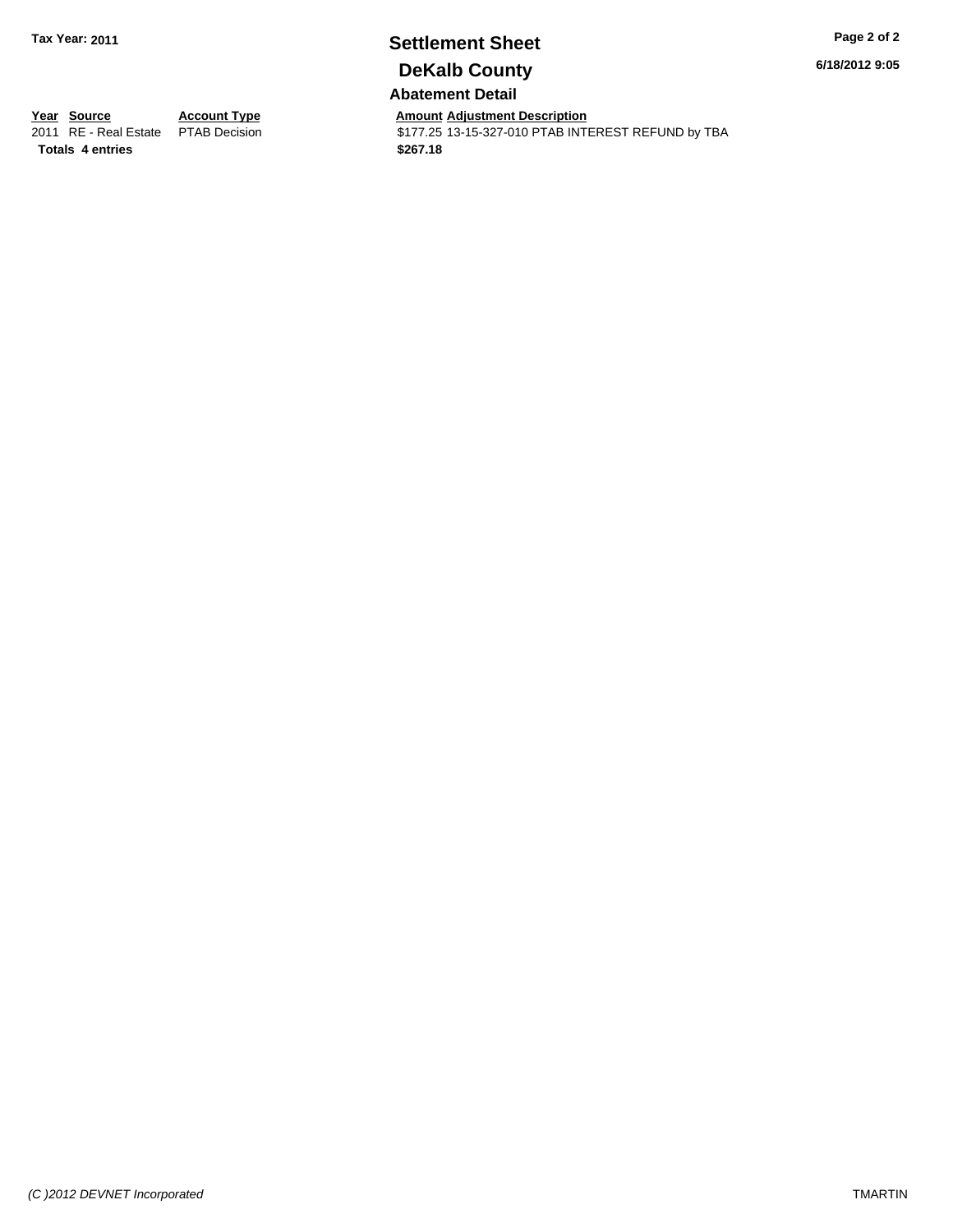# Settlement Sheet

## DeKalb County

### Abatement Detail

| Year | Source | Account Type | Amount | Adjustment Description |
|---|---|---|---|---|
| 2011 | RE - Real Estate | PTAB Decision | $177.25 | 13-15-327-010 PTAB INTEREST REFUND by TBA |
| **Totals** | **4 entries** | | **$267.18** | |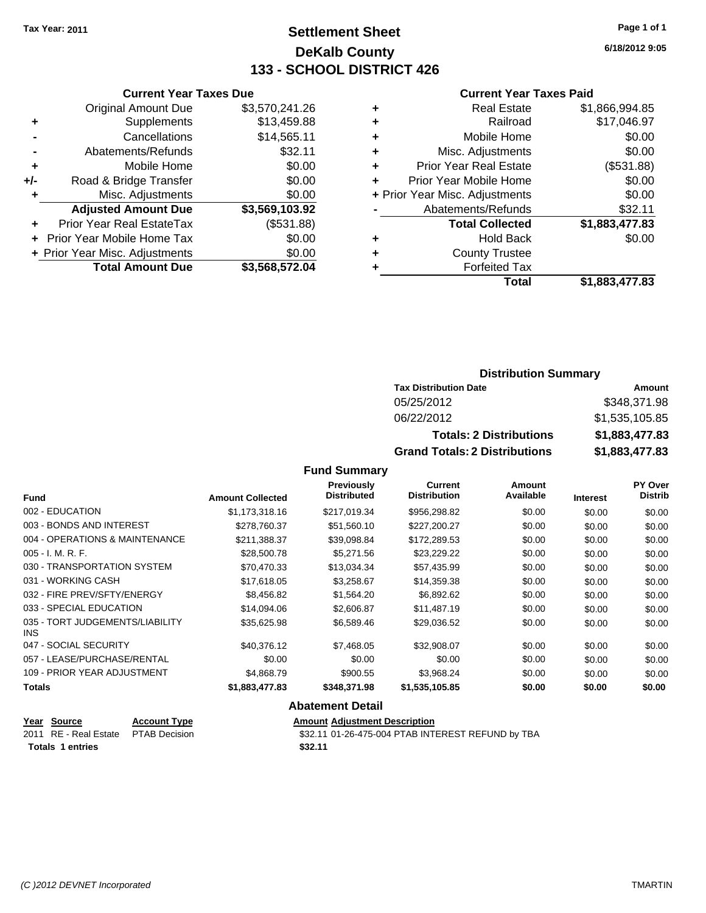Tax Year: 2011

# Settlement Sheet

## DeKalb County

## 133 - SCHOOL DISTRICT 426

6/18/2012 9:05

### Current Year Taxes Due

| | | |
|---|---|---|
| | Original Amount Due | $3,570,241.26 |
| + | Supplements | $13,459.88 |
| - | Cancellations | $14,565.11 |
| - | Abatements/Refunds | $32.11 |
| + | Mobile Home | $0.00 |
| +/- | Road & Bridge Transfer | $0.00 |
| + | Misc. Adjustments | $0.00 |
| | **Adjusted Amount Due** | **$3,569,103.92** |
| + | Prior Year Real EstateTax | ($531.88) |
| + | Prior Year Mobile Home Tax | $0.00 |
| + | Prior Year Misc. Adjustments | $0.00 |
| | **Total Amount Due** | **$3,568,572.04** |

### Current Year Taxes Paid

| | | |
|---|---|---|
| + | Real Estate | $1,866,994.85 |
| + | Railroad | $17,046.97 |
| + | Mobile Home | $0.00 |
| + | Misc. Adjustments | $0.00 |
| + | Prior Year Real Estate | ($531.88) |
| + | Prior Year Mobile Home | $0.00 |
| + | Prior Year Misc. Adjustments | $0.00 |
| - | Abatements/Refunds | $32.11 |
| | **Total Collected** | **$1,883,477.83** |
| + | Hold Back | $0.00 |
| + | County Trustee | |
| + | Forfeited Tax | |
| | **Total** | **$1,883,477.83** |

### Distribution Summary

| Tax Distribution Date | Amount |
|---|---|
| 05/25/2012 | $348,371.98 |
| 06/22/2012 | $1,535,105.85 |
| **Totals: 2 Distributions** | **$1,883,477.83** |
| **Grand Totals: 2 Distributions** | **$1,883,477.83** |

### Fund Summary

| Fund | Amount Collected | Previously Distributed | Current Distribution | Amount Available | Interest | PY Over Distrib |
|---|---|---|---|---|---|---|
| 002 - EDUCATION | $1,173,318.16 | $217,019.34 | $956,298.82 | $0.00 | $0.00 | $0.00 |
| 003 - BONDS AND INTEREST | $278,760.37 | $51,560.10 | $227,200.27 | $0.00 | $0.00 | $0.00 |
| 004 - OPERATIONS & MAINTENANCE | $211,388.37 | $39,098.84 | $172,289.53 | $0.00 | $0.00 | $0.00 |
| 005 - I. M. R. F. | $28,500.78 | $5,271.56 | $23,229.22 | $0.00 | $0.00 | $0.00 |
| 030 - TRANSPORTATION SYSTEM | $70,470.33 | $13,034.34 | $57,435.99 | $0.00 | $0.00 | $0.00 |
| 031 - WORKING CASH | $17,618.05 | $3,258.67 | $14,359.38 | $0.00 | $0.00 | $0.00 |
| 032 - FIRE PREV/SFTY/ENERGY | $8,456.82 | $1,564.20 | $6,892.62 | $0.00 | $0.00 | $0.00 |
| 033 - SPECIAL EDUCATION | $14,094.06 | $2,606.87 | $11,487.19 | $0.00 | $0.00 | $0.00 |
| 035 - TORT JUDGEMENTS/LIABILITY INS | $35,625.98 | $6,589.46 | $29,036.52 | $0.00 | $0.00 | $0.00 |
| 047 - SOCIAL SECURITY | $40,376.12 | $7,468.05 | $32,908.07 | $0.00 | $0.00 | $0.00 |
| 057 - LEASE/PURCHASE/RENTAL | $0.00 | $0.00 | $0.00 | $0.00 | $0.00 | $0.00 |
| 109 - PRIOR YEAR ADJUSTMENT | $4,868.79 | $900.55 | $3,968.24 | $0.00 | $0.00 | $0.00 |
| **Totals** | **$1,883,477.83** | **$348,371.98** | **$1,535,105.85** | **$0.00** | **$0.00** | **$0.00** |

### Abatement Detail

| Year | Source | Account Type | Amount | Adjustment Description |
|---|---|---|---|---|
| 2011 | RE - Real Estate | PTAB Decision | $32.11 | 01-26-475-004 PTAB INTEREST REFUND by TBA |
| **Totals 1 entries** | | | **$32.11** | |

(C )2012 DEVNET Incorporated TMARTIN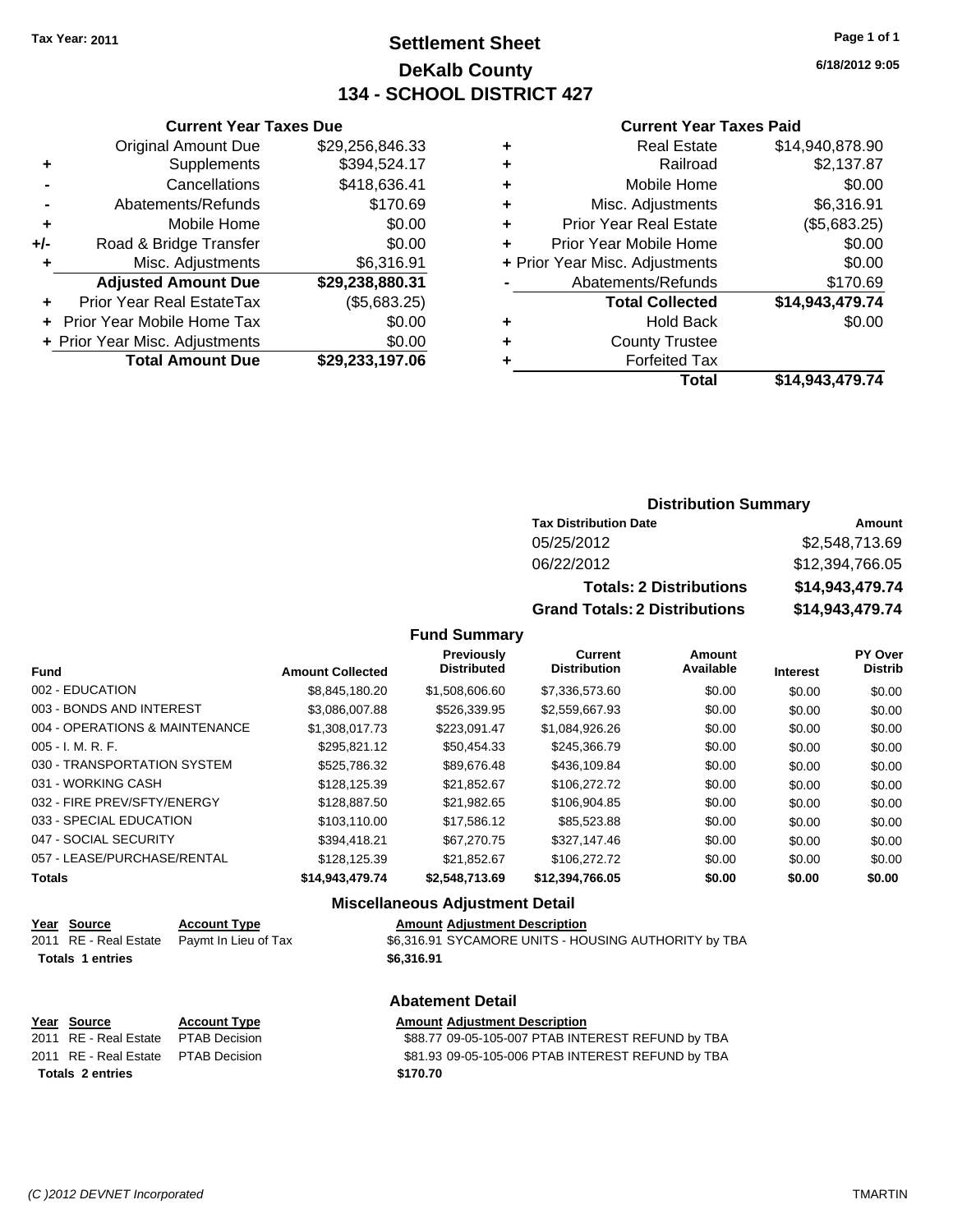Tax Year: 2011

# Settlement Sheet
## DeKalb County
## 134 - SCHOOL DISTRICT 427

6/18/2012 9:05

### Current Year Taxes Due

| | | |
|---|---|---|
| | Original Amount Due | $29,256,846.33 |
| + | Supplements | $394,524.17 |
| - | Cancellations | $418,636.41 |
| - | Abatements/Refunds | $170.69 |
| + | Mobile Home | $0.00 |
| +/- | Road & Bridge Transfer | $0.00 |
| + | Misc. Adjustments | $6,316.91 |
| | **Adjusted Amount Due** | **$29,238,880.31** |
| + | Prior Year Real EstateTax | ($5,683.25) |
| + | Prior Year Mobile Home Tax | $0.00 |
| + | Prior Year Misc. Adjustments | $0.00 |
| | **Total Amount Due** | **$29,233,197.06** |

### Current Year Taxes Paid

| | | |
|---|---|---|
| + | Real Estate | $14,940,878.90 |
| + | Railroad | $2,137.87 |
| + | Mobile Home | $0.00 |
| + | Misc. Adjustments | $6,316.91 |
| + | Prior Year Real Estate | ($5,683.25) |
| + | Prior Year Mobile Home | $0.00 |
| + | Prior Year Misc. Adjustments | $0.00 |
| - | Abatements/Refunds | $170.69 |
| | **Total Collected** | **$14,943,479.74** |
| + | Hold Back | $0.00 |
| + | County Trustee | |
| + | Forfeited Tax | |
| | **Total** | **$14,943,479.74** |

### Distribution Summary

| Tax Distribution Date | Amount |
|---|---|
| 05/25/2012 | $2,548,713.69 |
| 06/22/2012 | $12,394,766.05 |
| **Totals: 2 Distributions** | **$14,943,479.74** |
| **Grand Totals: 2 Distributions** | **$14,943,479.74** |

### Fund Summary

| Fund | Amount Collected | Previously Distributed | Current Distribution | Amount Available | Interest | PY Over Distrib |
|---|---|---|---|---|---|---|
| 002 - EDUCATION | $8,845,180.20 | $1,508,606.60 | $7,336,573.60 | $0.00 | $0.00 | $0.00 |
| 003 - BONDS AND INTEREST | $3,086,007.88 | $526,339.95 | $2,559,667.93 | $0.00 | $0.00 | $0.00 |
| 004 - OPERATIONS & MAINTENANCE | $1,308,017.73 | $223,091.47 | $1,084,926.26 | $0.00 | $0.00 | $0.00 |
| 005 - I. M. R. F. | $295,821.12 | $50,454.33 | $245,366.79 | $0.00 | $0.00 | $0.00 |
| 030 - TRANSPORTATION SYSTEM | $525,786.32 | $89,676.48 | $436,109.84 | $0.00 | $0.00 | $0.00 |
| 031 - WORKING CASH | $128,125.39 | $21,852.67 | $106,272.72 | $0.00 | $0.00 | $0.00 |
| 032 - FIRE PREV/SFTY/ENERGY | $128,887.50 | $21,982.65 | $106,904.85 | $0.00 | $0.00 | $0.00 |
| 033 - SPECIAL EDUCATION | $103,110.00 | $17,586.12 | $85,523.88 | $0.00 | $0.00 | $0.00 |
| 047 - SOCIAL SECURITY | $394,418.21 | $67,270.75 | $327,147.46 | $0.00 | $0.00 | $0.00 |
| 057 - LEASE/PURCHASE/RENTAL | $128,125.39 | $21,852.67 | $106,272.72 | $0.00 | $0.00 | $0.00 |
| **Totals** | **$14,943,479.74** | **$2,548,713.69** | **$12,394,766.05** | **$0.00** | **$0.00** | **$0.00** |

### Miscellaneous Adjustment Detail

| Year | Source | Account Type | Amount | Adjustment Description |
|---|---|---|---|---|
| 2011 | RE - Real Estate | Paymt In Lieu of Tax | $6,316.91 | SYCAMORE UNITS - HOUSING AUTHORITY by TBA |
| **Totals 1 entries** | | | **$6,316.91** | |

### Abatement Detail

| Year | Source | Account Type | Amount | Adjustment Description |
|---|---|---|---|---|
| 2011 | RE - Real Estate | PTAB Decision | $88.77 | 09-05-105-007 PTAB INTEREST REFUND by TBA |
| 2011 | RE - Real Estate | PTAB Decision | $81.93 | 09-05-105-006 PTAB INTEREST REFUND by TBA |
| **Totals 2 entries** | | | **$170.70** | |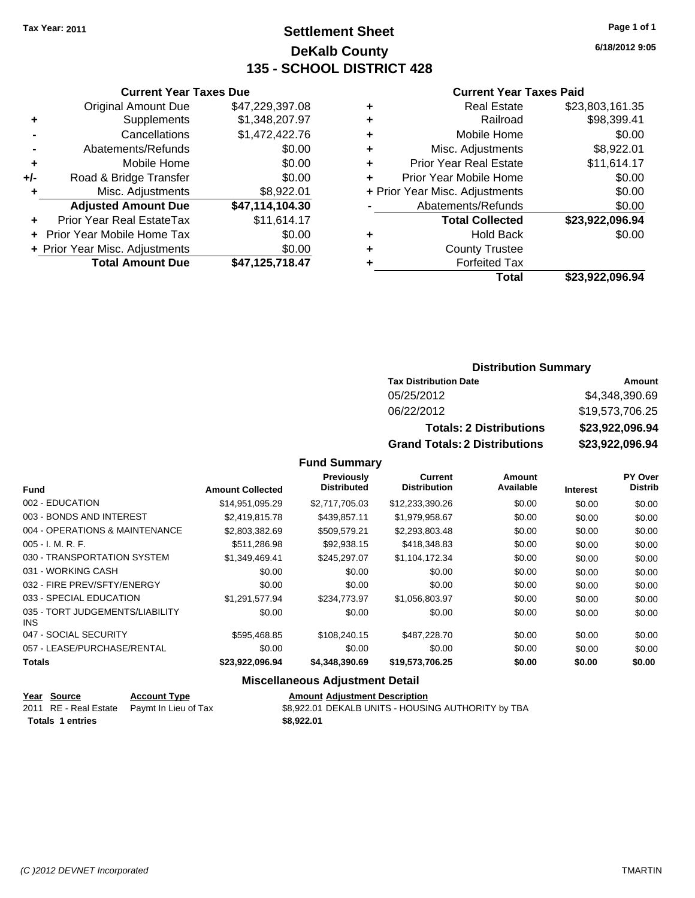Tax Year: 2011

# Settlement Sheet
## DeKalb County
## 135 - SCHOOL DISTRICT 428

6/18/2012 9:05

### Current Year Taxes Due

| | | |
|---|---|---|
| | Original Amount Due | $47,229,397.08 |
| + | Supplements | $1,348,207.97 |
| - | Cancellations | $1,472,422.76 |
| - | Abatements/Refunds | $0.00 |
| + | Mobile Home | $0.00 |
| +/- | Road & Bridge Transfer | $0.00 |
| + | Misc. Adjustments | $8,922.01 |
| | **Adjusted Amount Due** | **$47,114,104.30** |
| + | Prior Year Real EstateTax | $11,614.17 |
| + | Prior Year Mobile Home Tax | $0.00 |
| + | Prior Year Misc. Adjustments | $0.00 |
| | **Total Amount Due** | **$47,125,718.47** |

### Current Year Taxes Paid

| | | |
|---|---|---|
| + | Real Estate | $23,803,161.35 |
| + | Railroad | $98,399.41 |
| + | Mobile Home | $0.00 |
| + | Misc. Adjustments | $8,922.01 |
| + | Prior Year Real Estate | $11,614.17 |
| + | Prior Year Mobile Home | $0.00 |
| + | Prior Year Misc. Adjustments | $0.00 |
| - | Abatements/Refunds | $0.00 |
| | **Total Collected** | **$23,922,096.94** |
| + | Hold Back | $0.00 |
| + | County Trustee | |
| + | Forfeited Tax | |
| | **Total** | **$23,922,096.94** |

### Distribution Summary

| Tax Distribution Date | Amount |
|---|---|
| 05/25/2012 | $4,348,390.69 |
| 06/22/2012 | $19,573,706.25 |
| **Totals: 2 Distributions** | **$23,922,096.94** |
| **Grand Totals: 2 Distributions** | **$23,922,096.94** |

### Fund Summary

| Fund | Amount Collected | Previously Distributed | Current Distribution | Amount Available | Interest | PY Over Distrib |
|---|---|---|---|---|---|---|
| 002 - EDUCATION | $14,951,095.29 | $2,717,705.03 | $12,233,390.26 | $0.00 | $0.00 | $0.00 |
| 003 - BONDS AND INTEREST | $2,419,815.78 | $439,857.11 | $1,979,958.67 | $0.00 | $0.00 | $0.00 |
| 004 - OPERATIONS & MAINTENANCE | $2,803,382.69 | $509,579.21 | $2,293,803.48 | $0.00 | $0.00 | $0.00 |
| 005 - I. M. R. F. | $511,286.98 | $92,938.15 | $418,348.83 | $0.00 | $0.00 | $0.00 |
| 030 - TRANSPORTATION SYSTEM | $1,349,469.41 | $245,297.07 | $1,104,172.34 | $0.00 | $0.00 | $0.00 |
| 031 - WORKING CASH | $0.00 | $0.00 | $0.00 | $0.00 | $0.00 | $0.00 |
| 032 - FIRE PREV/SFTY/ENERGY | $0.00 | $0.00 | $0.00 | $0.00 | $0.00 | $0.00 |
| 033 - SPECIAL EDUCATION | $1,291,577.94 | $234,773.97 | $1,056,803.97 | $0.00 | $0.00 | $0.00 |
| 035 - TORT JUDGEMENTS/LIABILITY INS | $0.00 | $0.00 | $0.00 | $0.00 | $0.00 | $0.00 |
| 047 - SOCIAL SECURITY | $595,468.85 | $108,240.15 | $487,228.70 | $0.00 | $0.00 | $0.00 |
| 057 - LEASE/PURCHASE/RENTAL | $0.00 | $0.00 | $0.00 | $0.00 | $0.00 | $0.00 |
| **Totals** | **$23,922,096.94** | **$4,348,390.69** | **$19,573,706.25** | **$0.00** | **$0.00** | **$0.00** |

### Miscellaneous Adjustment Detail

| Year | Source | Account Type | Amount | Adjustment Description |
|---|---|---|---|---|
| 2011 | RE - Real Estate | Paymt In Lieu of Tax | $8,922.01 | DEKALB UNITS - HOUSING AUTHORITY by TBA |
| **Totals** | **1 entries** | | **$8,922.01** | |

(C )2012 DEVNET Incorporated TMARTIN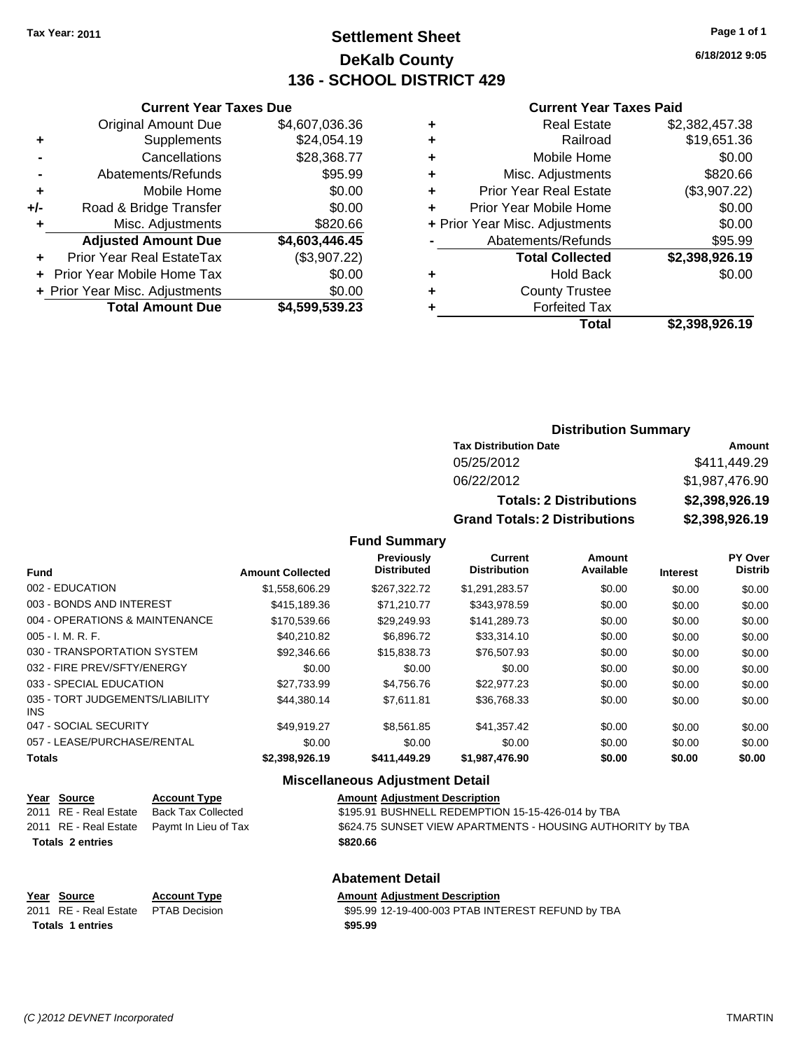Tax Year: 2011

# Settlement Sheet
## DeKalb County
## 136 - SCHOOL DISTRICT 429

6/18/2012 9:05

### Current Year Taxes Due

| | | |
|---|---|---|
| | Original Amount Due | $4,607,036.36 |
| + | Supplements | $24,054.19 |
| - | Cancellations | $28,368.77 |
| - | Abatements/Refunds | $95.99 |
| + | Mobile Home | $0.00 |
| +/- | Road & Bridge Transfer | $0.00 |
| + | Misc. Adjustments | $820.66 |
| | **Adjusted Amount Due** | **$4,603,446.45** |
| + | Prior Year Real EstateTax | ($3,907.22) |
| + | Prior Year Mobile Home Tax | $0.00 |
| + | Prior Year Misc. Adjustments | $0.00 |
| | **Total Amount Due** | **$4,599,539.23** |

### Current Year Taxes Paid

| | | |
|---|---|---|
| + | Real Estate | $2,382,457.38 |
| + | Railroad | $19,651.36 |
| + | Mobile Home | $0.00 |
| + | Misc. Adjustments | $820.66 |
| + | Prior Year Real Estate | ($3,907.22) |
| + | Prior Year Mobile Home | $0.00 |
| + | Prior Year Misc. Adjustments | $0.00 |
| - | Abatements/Refunds | $95.99 |
| | **Total Collected** | **$2,398,926.19** |
| + | Hold Back | $0.00 |
| + | County Trustee | |
| + | Forfeited Tax | |
| | **Total** | **$2,398,926.19** |

### Distribution Summary

| Tax Distribution Date | Amount |
|---|---|
| 05/25/2012 | $411,449.29 |
| 06/22/2012 | $1,987,476.90 |
| **Totals: 2 Distributions** | **$2,398,926.19** |
| **Grand Totals: 2 Distributions** | **$2,398,926.19** |

### Fund Summary

| Fund | Amount Collected | Previously Distributed | Current Distribution | Amount Available | Interest | PY Over Distrib |
|---|---|---|---|---|---|---|
| 002 - EDUCATION | $1,558,606.29 | $267,322.72 | $1,291,283.57 | $0.00 | $0.00 | $0.00 |
| 003 - BONDS AND INTEREST | $415,189.36 | $71,210.77 | $343,978.59 | $0.00 | $0.00 | $0.00 |
| 004 - OPERATIONS & MAINTENANCE | $170,539.66 | $29,249.93 | $141,289.73 | $0.00 | $0.00 | $0.00 |
| 005 - I. M. R. F. | $40,210.82 | $6,896.72 | $33,314.10 | $0.00 | $0.00 | $0.00 |
| 030 - TRANSPORTATION SYSTEM | $92,346.66 | $15,838.73 | $76,507.93 | $0.00 | $0.00 | $0.00 |
| 032 - FIRE PREV/SFTY/ENERGY | $0.00 | $0.00 | $0.00 | $0.00 | $0.00 | $0.00 |
| 033 - SPECIAL EDUCATION | $27,733.99 | $4,756.76 | $22,977.23 | $0.00 | $0.00 | $0.00 |
| 035 - TORT JUDGEMENTS/LIABILITY INS | $44,380.14 | $7,611.81 | $36,768.33 | $0.00 | $0.00 | $0.00 |
| 047 - SOCIAL SECURITY | $49,919.27 | $8,561.85 | $41,357.42 | $0.00 | $0.00 | $0.00 |
| 057 - LEASE/PURCHASE/RENTAL | $0.00 | $0.00 | $0.00 | $0.00 | $0.00 | $0.00 |
| **Totals** | **$2,398,926.19** | **$411,449.29** | **$1,987,476.90** | **$0.00** | **$0.00** | **$0.00** |

### Miscellaneous Adjustment Detail

| Year | Source | Account Type | Amount | Adjustment Description |
|---|---|---|---|---|
| 2011 | RE - Real Estate | Back Tax Collected | $195.91 | BUSHNELL REDEMPTION 15-15-426-014 by TBA |
| 2011 | RE - Real Estate | Paymt In Lieu of Tax | $624.75 | SUNSET VIEW APARTMENTS - HOUSING AUTHORITY by TBA |
| **Totals 2 entries** | | | **$820.66** | |

### Abatement Detail

| Year | Source | Account Type | Amount | Adjustment Description |
|---|---|---|---|---|
| 2011 | RE - Real Estate | PTAB Decision | $95.99 | 12-19-400-003 PTAB INTEREST REFUND by TBA |
| **Totals 1 entries** | | | **$95.99** | |

(C )2012 DEVNET Incorporated — TMARTIN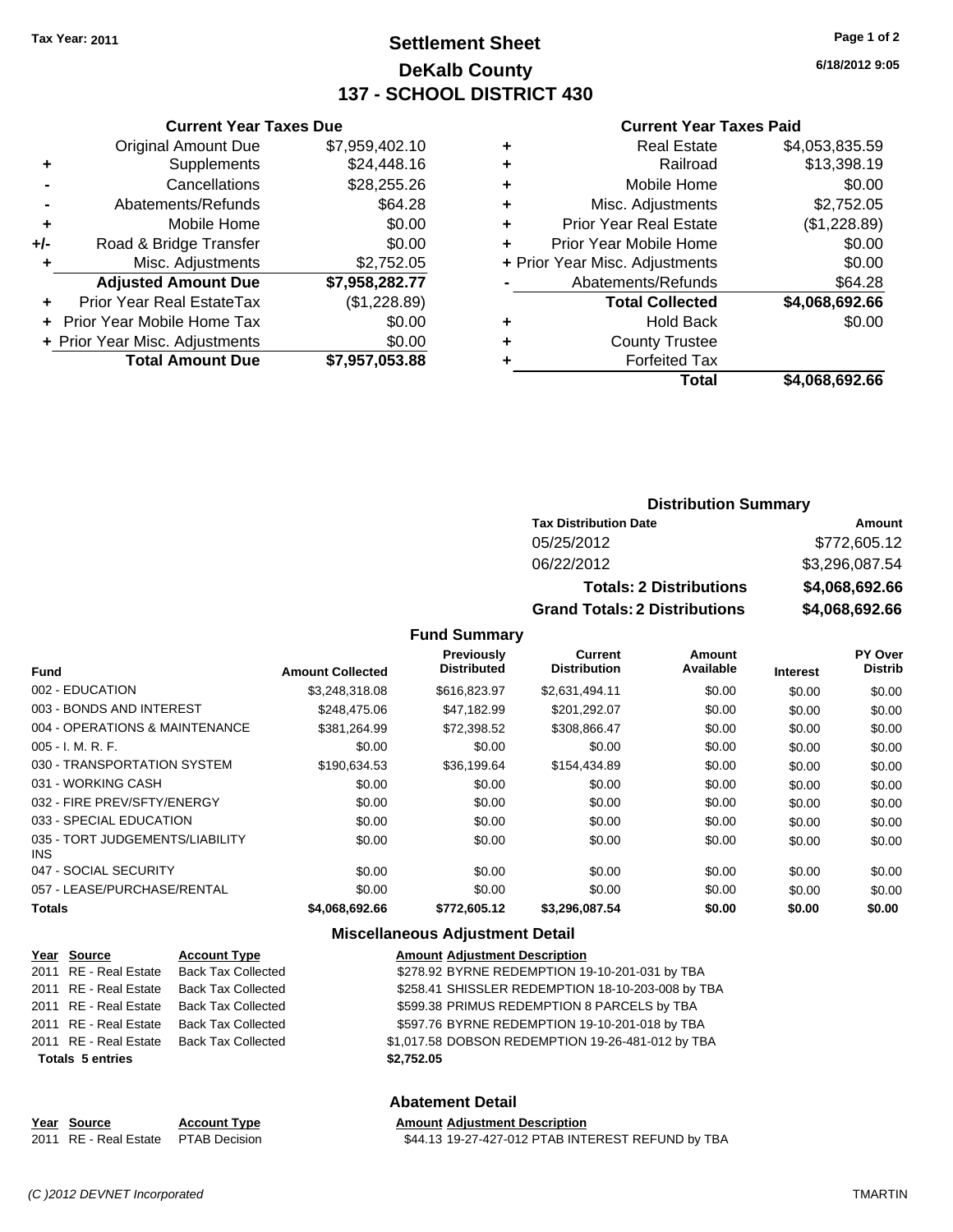Tax Year: 2011

# Settlement Sheet
## DeKalb County
## 137 - SCHOOL DISTRICT 430

6/18/2012 9:05

### Current Year Taxes Due

| | | |
|---|---|---|
| | Original Amount Due | $7,959,402.10 |
| + | Supplements | $24,448.16 |
| - | Cancellations | $28,255.26 |
| - | Abatements/Refunds | $64.28 |
| + | Mobile Home | $0.00 |
| +/- | Road & Bridge Transfer | $0.00 |
| + | Misc. Adjustments | $2,752.05 |
| | **Adjusted Amount Due** | **$7,958,282.77** |
| + | Prior Year Real EstateTax | ($1,228.89) |
| + | Prior Year Mobile Home Tax | $0.00 |
| + | Prior Year Misc. Adjustments | $0.00 |
| | **Total Amount Due** | **$7,957,053.88** |

### Current Year Taxes Paid

| | | |
|---|---|---|
| + | Real Estate | $4,053,835.59 |
| + | Railroad | $13,398.19 |
| + | Mobile Home | $0.00 |
| + | Misc. Adjustments | $2,752.05 |
| + | Prior Year Real Estate | ($1,228.89) |
| + | Prior Year Mobile Home | $0.00 |
| + | Prior Year Misc. Adjustments | $0.00 |
| - | Abatements/Refunds | $64.28 |
| | **Total Collected** | **$4,068,692.66** |
| + | Hold Back | $0.00 |
| + | County Trustee | |
| + | Forfeited Tax | |
| | **Total** | **$4,068,692.66** |

### Distribution Summary

| Tax Distribution Date | Amount |
|---|---|
| 05/25/2012 | $772,605.12 |
| 06/22/2012 | $3,296,087.54 |
| **Totals: 2 Distributions** | **$4,068,692.66** |
| **Grand Totals: 2 Distributions** | **$4,068,692.66** |

### Fund Summary

| Fund | Amount Collected | Previously Distributed | Current Distribution | Amount Available | Interest | PY Over Distrib |
|---|---|---|---|---|---|---|
| 002 - EDUCATION | $3,248,318.08 | $616,823.97 | $2,631,494.11 | $0.00 | $0.00 | $0.00 |
| 003 - BONDS AND INTEREST | $248,475.06 | $47,182.99 | $201,292.07 | $0.00 | $0.00 | $0.00 |
| 004 - OPERATIONS & MAINTENANCE | $381,264.99 | $72,398.52 | $308,866.47 | $0.00 | $0.00 | $0.00 |
| 005 - I. M. R. F. | $0.00 | $0.00 | $0.00 | $0.00 | $0.00 | $0.00 |
| 030 - TRANSPORTATION SYSTEM | $190,634.53 | $36,199.64 | $154,434.89 | $0.00 | $0.00 | $0.00 |
| 031 - WORKING CASH | $0.00 | $0.00 | $0.00 | $0.00 | $0.00 | $0.00 |
| 032 - FIRE PREV/SFTY/ENERGY | $0.00 | $0.00 | $0.00 | $0.00 | $0.00 | $0.00 |
| 033 - SPECIAL EDUCATION | $0.00 | $0.00 | $0.00 | $0.00 | $0.00 | $0.00 |
| 035 - TORT JUDGEMENTS/LIABILITY INS | $0.00 | $0.00 | $0.00 | $0.00 | $0.00 | $0.00 |
| 047 - SOCIAL SECURITY | $0.00 | $0.00 | $0.00 | $0.00 | $0.00 | $0.00 |
| 057 - LEASE/PURCHASE/RENTAL | $0.00 | $0.00 | $0.00 | $0.00 | $0.00 | $0.00 |
| **Totals** | **$4,068,692.66** | **$772,605.12** | **$3,296,087.54** | **$0.00** | **$0.00** | **$0.00** |

### Miscellaneous Adjustment Detail

| Year | Source | Account Type | Amount | Adjustment Description |
|---|---|---|---|---|
| 2011 | RE - Real Estate | Back Tax Collected | $278.92 | BYRNE REDEMPTION 19-10-201-031 by TBA |
| 2011 | RE - Real Estate | Back Tax Collected | $258.41 | SHISSLER REDEMPTION 18-10-203-008 by TBA |
| 2011 | RE - Real Estate | Back Tax Collected | $599.38 | PRIMUS REDEMPTION 8 PARCELS by TBA |
| 2011 | RE - Real Estate | Back Tax Collected | $597.76 | BYRNE REDEMPTION 19-10-201-018 by TBA |
| 2011 | RE - Real Estate | Back Tax Collected | $1,017.58 | DOBSON REDEMPTION 19-26-481-012 by TBA |
| **Totals 5 entries** | | | **$2,752.05** | |

### Abatement Detail

| Year | Source | Account Type | Amount | Adjustment Description |
|---|---|---|---|---|
| 2011 | RE - Real Estate | PTAB Decision | $44.13 | 19-27-427-012 PTAB INTEREST REFUND by TBA |

(C )2012 DEVNET Incorporated TMARTIN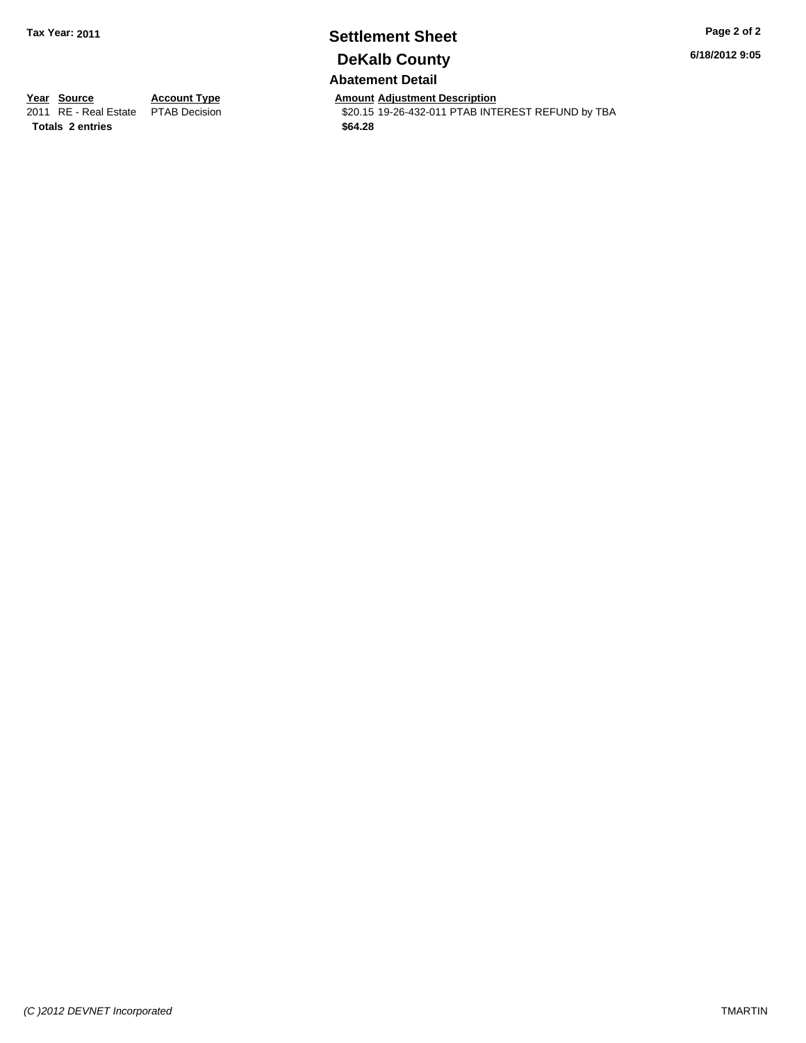**Tax Year: 2011**

# Settlement Sheet

## DeKalb County

### Abatement Detail

| Year | Source | Account Type | Amount | Adjustment Description |
| --- | --- | --- | --- | --- |
| 2011 | RE - Real Estate | PTAB Decision | $20.15 | 19-26-432-011 PTAB INTEREST REFUND by TBA |
| **Totals** | **2 entries** | | **$64.28** | |

6/18/2012 9:05

(C )2012 DEVNET Incorporated

TMARTIN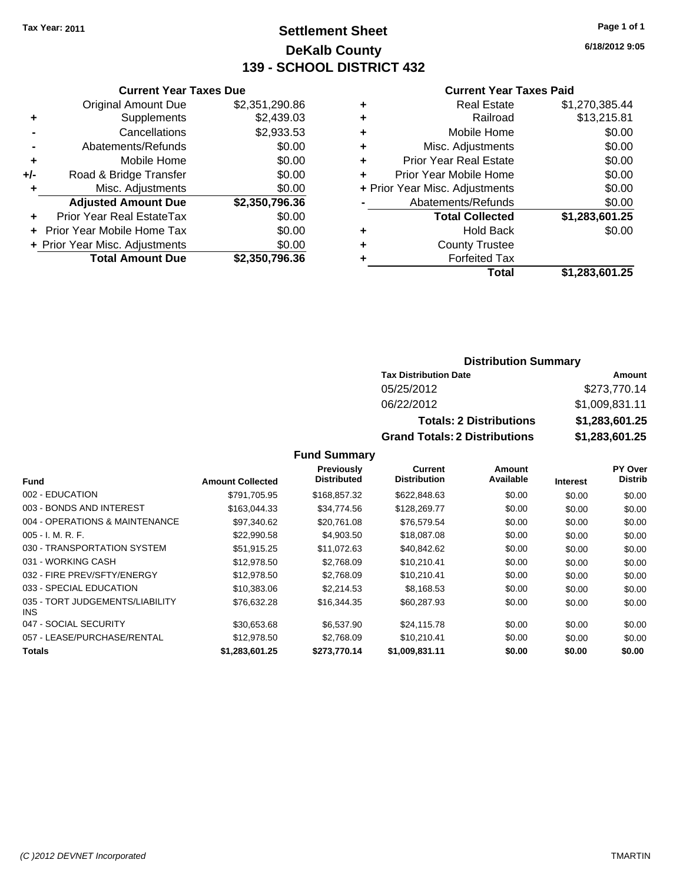**Tax Year: 2011**

# Settlement Sheet
## DeKalb County
## 139 - SCHOOL DISTRICT 432

6/18/2012 9:05

### Current Year Taxes Due

| | | |
|---|---|---|
| | Original Amount Due | $2,351,290.86 |
| + | Supplements | $2,439.03 |
| - | Cancellations | $2,933.53 |
| - | Abatements/Refunds | $0.00 |
| + | Mobile Home | $0.00 |
| +/- | Road & Bridge Transfer | $0.00 |
| + | Misc. Adjustments | $0.00 |
| | **Adjusted Amount Due** | **$2,350,796.36** |
| + | Prior Year Real EstateTax | $0.00 |
| + | Prior Year Mobile Home Tax | $0.00 |
| + | Prior Year Misc. Adjustments | $0.00 |
| | **Total Amount Due** | **$2,350,796.36** |

### Current Year Taxes Paid

| | | |
|---|---|---|
| + | Real Estate | $1,270,385.44 |
| + | Railroad | $13,215.81 |
| + | Mobile Home | $0.00 |
| + | Misc. Adjustments | $0.00 |
| + | Prior Year Real Estate | $0.00 |
| + | Prior Year Mobile Home | $0.00 |
| + | Prior Year Misc. Adjustments | $0.00 |
| - | Abatements/Refunds | $0.00 |
| | **Total Collected** | **$1,283,601.25** |
| + | Hold Back | $0.00 |
| + | County Trustee | |
| + | Forfeited Tax | |
| | **Total** | **$1,283,601.25** |

### Distribution Summary

| Tax Distribution Date | Amount |
|---|---|
| 05/25/2012 | $273,770.14 |
| 06/22/2012 | $1,009,831.11 |
| **Totals: 2 Distributions** | **$1,283,601.25** |
| **Grand Totals: 2 Distributions** | **$1,283,601.25** |

### Fund Summary

| Fund | Amount Collected | Previously Distributed | Current Distribution | Amount Available | Interest | PY Over Distrib |
|---|---|---|---|---|---|---|
| 002 - EDUCATION | $791,705.95 | $168,857.32 | $622,848.63 | $0.00 | $0.00 | $0.00 |
| 003 - BONDS AND INTEREST | $163,044.33 | $34,774.56 | $128,269.77 | $0.00 | $0.00 | $0.00 |
| 004 - OPERATIONS & MAINTENANCE | $97,340.62 | $20,761.08 | $76,579.54 | $0.00 | $0.00 | $0.00 |
| 005 - I. M. R. F. | $22,990.58 | $4,903.50 | $18,087.08 | $0.00 | $0.00 | $0.00 |
| 030 - TRANSPORTATION SYSTEM | $51,915.25 | $11,072.63 | $40,842.62 | $0.00 | $0.00 | $0.00 |
| 031 - WORKING CASH | $12,978.50 | $2,768.09 | $10,210.41 | $0.00 | $0.00 | $0.00 |
| 032 - FIRE PREV/SFTY/ENERGY | $12,978.50 | $2,768.09 | $10,210.41 | $0.00 | $0.00 | $0.00 |
| 033 - SPECIAL EDUCATION | $10,383.06 | $2,214.53 | $8,168.53 | $0.00 | $0.00 | $0.00 |
| 035 - TORT JUDGEMENTS/LIABILITY INS | $76,632.28 | $16,344.35 | $60,287.93 | $0.00 | $0.00 | $0.00 |
| 047 - SOCIAL SECURITY | $30,653.68 | $6,537.90 | $24,115.78 | $0.00 | $0.00 | $0.00 |
| 057 - LEASE/PURCHASE/RENTAL | $12,978.50 | $2,768.09 | $10,210.41 | $0.00 | $0.00 | $0.00 |
| **Totals** | **$1,283,601.25** | **$273,770.14** | **$1,009,831.11** | **$0.00** | **$0.00** | **$0.00** |

*(C )2012 DEVNET Incorporated* TMARTIN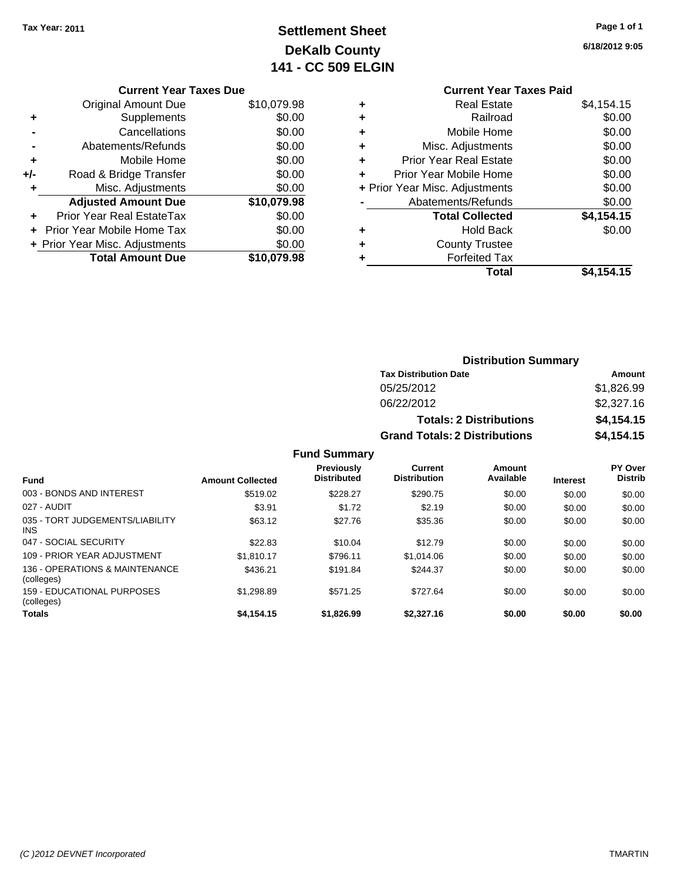Tax Year: 2011

# Settlement Sheet
## DeKalb County
## 141 - CC 509 ELGIN

6/18/2012 9:05

### Current Year Taxes Due

| | | |
|---|---|---|
| | Original Amount Due | $10,079.98 |
| + | Supplements | $0.00 |
| - | Cancellations | $0.00 |
| - | Abatements/Refunds | $0.00 |
| + | Mobile Home | $0.00 |
| +/- | Road & Bridge Transfer | $0.00 |
| + | Misc. Adjustments | $0.00 |
| | **Adjusted Amount Due** | **$10,079.98** |
| + | Prior Year Real EstateTax | $0.00 |
| + | Prior Year Mobile Home Tax | $0.00 |
| + | Prior Year Misc. Adjustments | $0.00 |
| | **Total Amount Due** | **$10,079.98** |

### Current Year Taxes Paid

| | | |
|---|---|---|
| + | Real Estate | $4,154.15 |
| + | Railroad | $0.00 |
| + | Mobile Home | $0.00 |
| + | Misc. Adjustments | $0.00 |
| + | Prior Year Real Estate | $0.00 |
| + | Prior Year Mobile Home | $0.00 |
| + | Prior Year Misc. Adjustments | $0.00 |
| - | Abatements/Refunds | $0.00 |
| | **Total Collected** | **$4,154.15** |
| + | Hold Back | $0.00 |
| + | County Trustee | |
| + | Forfeited Tax | |
| | **Total** | **$4,154.15** |

### Distribution Summary

| Tax Distribution Date | Amount |
|---|---|
| 05/25/2012 | $1,826.99 |
| 06/22/2012 | $2,327.16 |
| **Totals: 2 Distributions** | **$4,154.15** |
| **Grand Totals: 2 Distributions** | **$4,154.15** |

### Fund Summary

| Fund | Amount Collected | Previously Distributed | Current Distribution | Amount Available | Interest | PY Over Distrib |
|---|---|---|---|---|---|---|
| 003 - BONDS AND INTEREST | $519.02 | $228.27 | $290.75 | $0.00 | $0.00 | $0.00 |
| 027 - AUDIT | $3.91 | $1.72 | $2.19 | $0.00 | $0.00 | $0.00 |
| 035 - TORT JUDGEMENTS/LIABILITY INS | $63.12 | $27.76 | $35.36 | $0.00 | $0.00 | $0.00 |
| 047 - SOCIAL SECURITY | $22.83 | $10.04 | $12.79 | $0.00 | $0.00 | $0.00 |
| 109 - PRIOR YEAR ADJUSTMENT | $1,810.17 | $796.11 | $1,014.06 | $0.00 | $0.00 | $0.00 |
| 136 - OPERATIONS & MAINTENANCE (colleges) | $436.21 | $191.84 | $244.37 | $0.00 | $0.00 | $0.00 |
| 159 - EDUCATIONAL PURPOSES (colleges) | $1,298.89 | $571.25 | $727.64 | $0.00 | $0.00 | $0.00 |
| **Totals** | **$4,154.15** | **$1,826.99** | **$2,327.16** | **$0.00** | **$0.00** | **$0.00** |

(C )2012 DEVNET Incorporated TMARTIN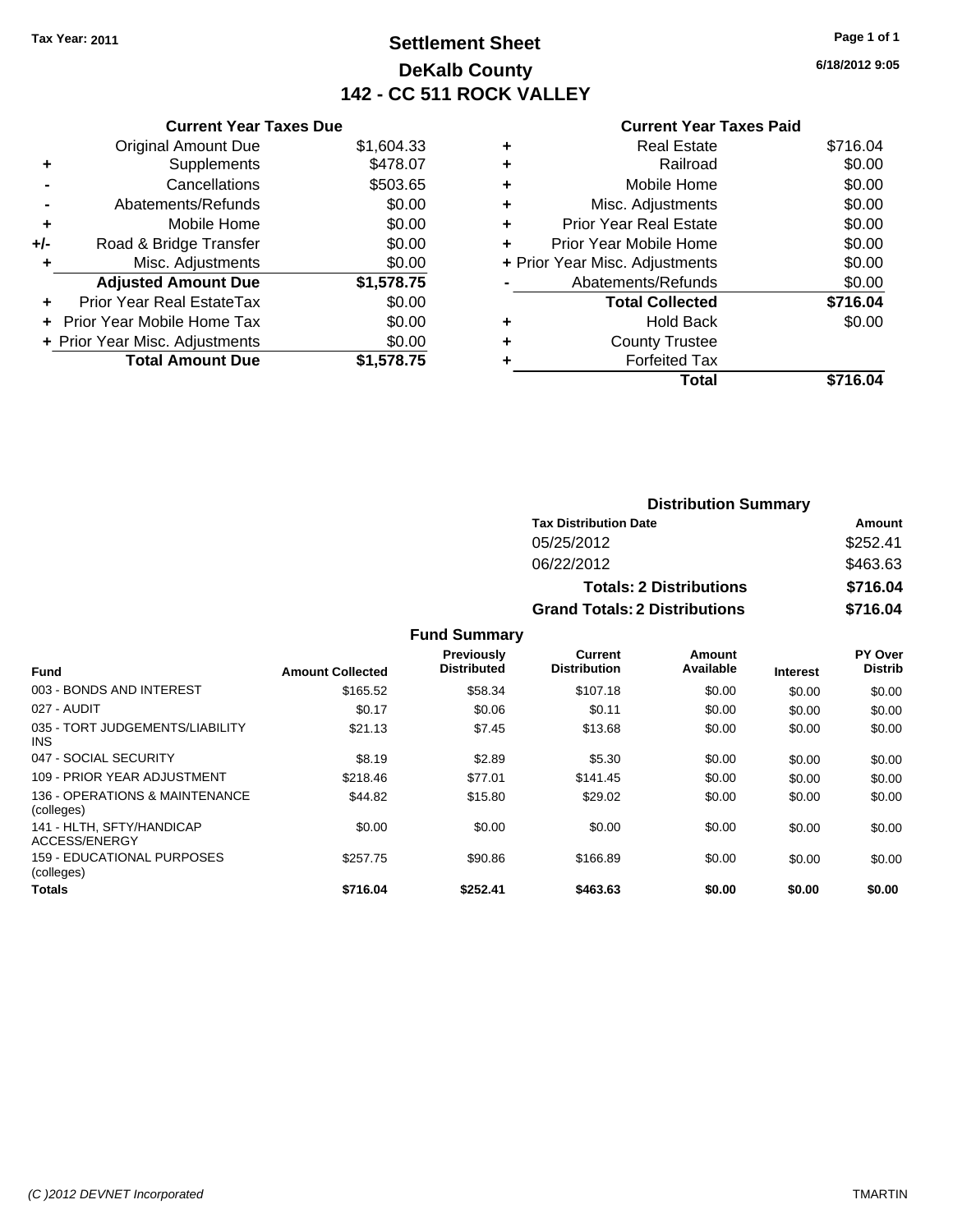**Tax Year: 2011**

# Settlement Sheet
## DeKalb County
## 142 - CC 511 ROCK VALLEY

6/18/2012 9:05

### Current Year Taxes Due

| | | |
|---|---|---|
| | Original Amount Due | $1,604.33 |
| + | Supplements | $478.07 |
| - | Cancellations | $503.65 |
| - | Abatements/Refunds | $0.00 |
| + | Mobile Home | $0.00 |
| +/- | Road & Bridge Transfer | $0.00 |
| + | Misc. Adjustments | $0.00 |
| | **Adjusted Amount Due** | **$1,578.75** |
| + | Prior Year Real EstateTax | $0.00 |
| + | Prior Year Mobile Home Tax | $0.00 |
| + | Prior Year Misc. Adjustments | $0.00 |
| | **Total Amount Due** | **$1,578.75** |

### Current Year Taxes Paid

| | | |
|---|---|---|
| + | Real Estate | $716.04 |
| + | Railroad | $0.00 |
| + | Mobile Home | $0.00 |
| + | Misc. Adjustments | $0.00 |
| + | Prior Year Real Estate | $0.00 |
| + | Prior Year Mobile Home | $0.00 |
| + | Prior Year Misc. Adjustments | $0.00 |
| - | Abatements/Refunds | $0.00 |
| | **Total Collected** | **$716.04** |
| + | Hold Back | $0.00 |
| + | County Trustee | |
| + | Forfeited Tax | |
| | **Total** | **$716.04** |

### Distribution Summary

| Tax Distribution Date | Amount |
|---|---|
| 05/25/2012 | $252.41 |
| 06/22/2012 | $463.63 |
| **Totals: 2 Distributions** | **$716.04** |
| **Grand Totals: 2 Distributions** | **$716.04** |

### Fund Summary

| Fund | Amount Collected | Previously Distributed | Current Distribution | Amount Available | Interest | PY Over Distrib |
|---|---|---|---|---|---|---|
| 003 - BONDS AND INTEREST | $165.52 | $58.34 | $107.18 | $0.00 | $0.00 | $0.00 |
| 027 - AUDIT | $0.17 | $0.06 | $0.11 | $0.00 | $0.00 | $0.00 |
| 035 - TORT JUDGEMENTS/LIABILITY INS | $21.13 | $7.45 | $13.68 | $0.00 | $0.00 | $0.00 |
| 047 - SOCIAL SECURITY | $8.19 | $2.89 | $5.30 | $0.00 | $0.00 | $0.00 |
| 109 - PRIOR YEAR ADJUSTMENT | $218.46 | $77.01 | $141.45 | $0.00 | $0.00 | $0.00 |
| 136 - OPERATIONS & MAINTENANCE (colleges) | $44.82 | $15.80 | $29.02 | $0.00 | $0.00 | $0.00 |
| 141 - HLTH, SFTY/HANDICAP ACCESS/ENERGY | $0.00 | $0.00 | $0.00 | $0.00 | $0.00 | $0.00 |
| 159 - EDUCATIONAL PURPOSES (colleges) | $257.75 | $90.86 | $166.89 | $0.00 | $0.00 | $0.00 |
| **Totals** | **$716.04** | **$252.41** | **$463.63** | **$0.00** | **$0.00** | **$0.00** |

(C )2012 DEVNET Incorporated — TMARTIN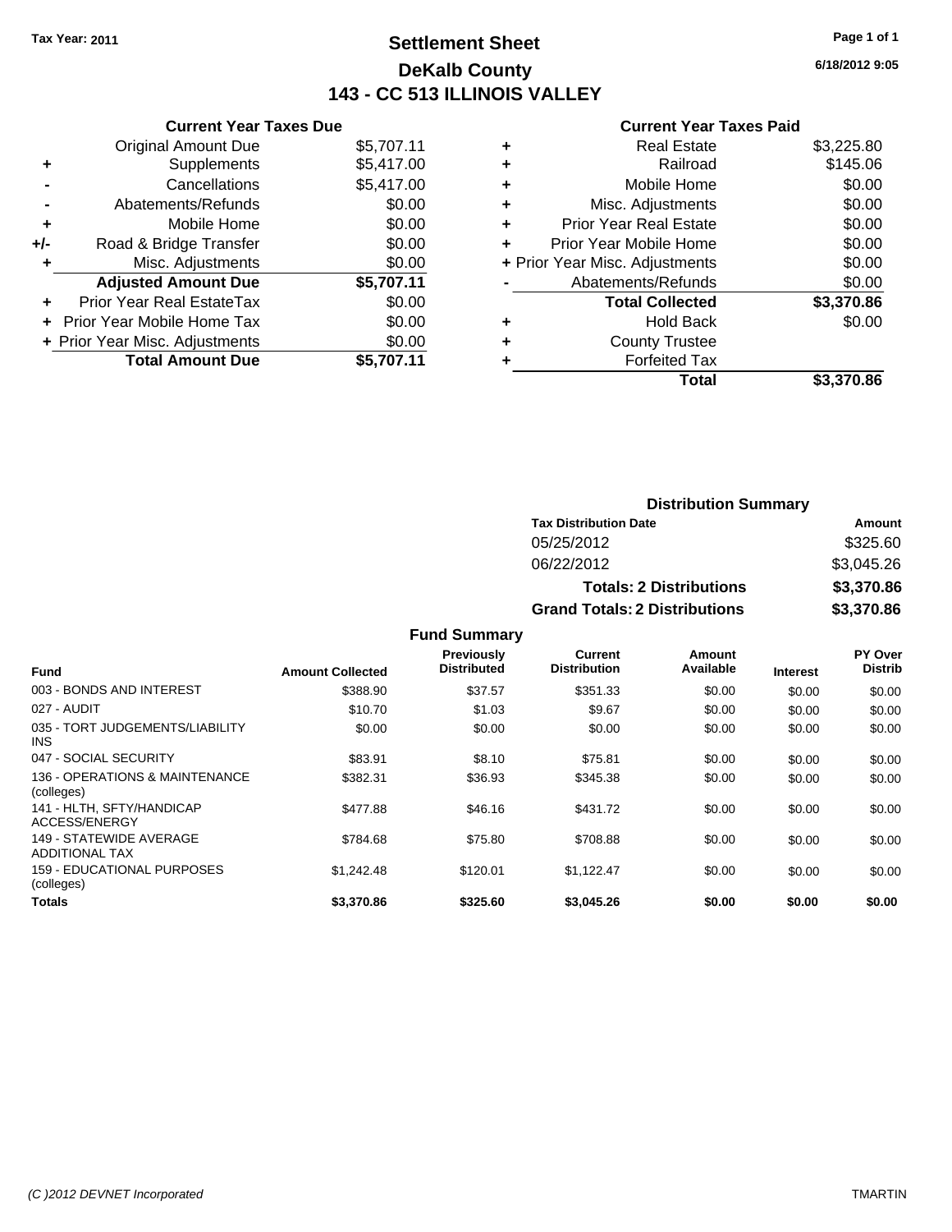Tax Year: 2011

# Settlement Sheet
## DeKalb County
## 143 - CC 513 ILLINOIS VALLEY

6/18/2012 9:05

### Current Year Taxes Due

| | | |
|---|---|---|
| | Original Amount Due | $5,707.11 |
| + | Supplements | $5,417.00 |
| - | Cancellations | $5,417.00 |
| - | Abatements/Refunds | $0.00 |
| + | Mobile Home | $0.00 |
| +/- | Road & Bridge Transfer | $0.00 |
| + | Misc. Adjustments | $0.00 |
| | **Adjusted Amount Due** | **$5,707.11** |
| + | Prior Year Real EstateTax | $0.00 |
| + | Prior Year Mobile Home Tax | $0.00 |
| + | Prior Year Misc. Adjustments | $0.00 |
| | **Total Amount Due** | **$5,707.11** |

### Current Year Taxes Paid

| | | |
|---|---|---|
| + | Real Estate | $3,225.80 |
| + | Railroad | $145.06 |
| + | Mobile Home | $0.00 |
| + | Misc. Adjustments | $0.00 |
| + | Prior Year Real Estate | $0.00 |
| + | Prior Year Mobile Home | $0.00 |
| + | Prior Year Misc. Adjustments | $0.00 |
| - | Abatements/Refunds | $0.00 |
| | **Total Collected** | **$3,370.86** |
| + | Hold Back | $0.00 |
| + | County Trustee | |
| + | Forfeited Tax | |
| | **Total** | **$3,370.86** |

### Distribution Summary

| Tax Distribution Date | Amount |
|---|---|
| 05/25/2012 | $325.60 |
| 06/22/2012 | $3,045.26 |
| **Totals: 2 Distributions** | **$3,370.86** |
| **Grand Totals: 2 Distributions** | **$3,370.86** |

### Fund Summary

| Fund | Amount Collected | Previously Distributed | Current Distribution | Amount Available | Interest | PY Over Distrib |
|---|---|---|---|---|---|---|
| 003 - BONDS AND INTEREST | $388.90 | $37.57 | $351.33 | $0.00 | $0.00 | $0.00 |
| 027 - AUDIT | $10.70 | $1.03 | $9.67 | $0.00 | $0.00 | $0.00 |
| 035 - TORT JUDGEMENTS/LIABILITY INS | $0.00 | $0.00 | $0.00 | $0.00 | $0.00 | $0.00 |
| 047 - SOCIAL SECURITY | $83.91 | $8.10 | $75.81 | $0.00 | $0.00 | $0.00 |
| 136 - OPERATIONS & MAINTENANCE (colleges) | $382.31 | $36.93 | $345.38 | $0.00 | $0.00 | $0.00 |
| 141 - HLTH, SFTY/HANDICAP ACCESS/ENERGY | $477.88 | $46.16 | $431.72 | $0.00 | $0.00 | $0.00 |
| 149 - STATEWIDE AVERAGE ADDITIONAL TAX | $784.68 | $75.80 | $708.88 | $0.00 | $0.00 | $0.00 |
| 159 - EDUCATIONAL PURPOSES (colleges) | $1,242.48 | $120.01 | $1,122.47 | $0.00 | $0.00 | $0.00 |
| **Totals** | **$3,370.86** | **$325.60** | **$3,045.26** | **$0.00** | **$0.00** | **$0.00** |

(C )2012 DEVNET Incorporated — TMARTIN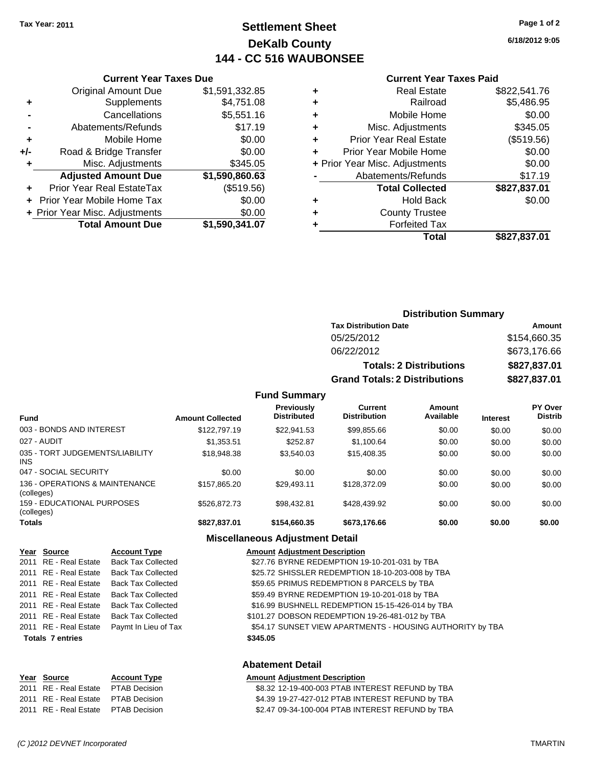Tax Year: 2011

# Settlement Sheet
## DeKalb County
## 144 - CC 516 WAUBONSEE

6/18/2012 9:05

### Current Year Taxes Due

| | | |
|---|---|---|
| | Original Amount Due | $1,591,332.85 |
| + | Supplements | $4,751.08 |
| - | Cancellations | $5,551.16 |
| - | Abatements/Refunds | $17.19 |
| + | Mobile Home | $0.00 |
| +/- | Road & Bridge Transfer | $0.00 |
| + | Misc. Adjustments | $345.05 |
| | **Adjusted Amount Due** | **$1,590,860.63** |
| + | Prior Year Real EstateTax | ($519.56) |
| + | Prior Year Mobile Home Tax | $0.00 |
| + | Prior Year Misc. Adjustments | $0.00 |
| | **Total Amount Due** | **$1,590,341.07** |

### Current Year Taxes Paid

| | | |
|---|---|---|
| + | Real Estate | $822,541.76 |
| + | Railroad | $5,486.95 |
| + | Mobile Home | $0.00 |
| + | Misc. Adjustments | $345.05 |
| + | Prior Year Real Estate | ($519.56) |
| + | Prior Year Mobile Home | $0.00 |
| + | Prior Year Misc. Adjustments | $0.00 |
| - | Abatements/Refunds | $17.19 |
| | **Total Collected** | **$827,837.01** |
| + | Hold Back | $0.00 |
| + | County Trustee | |
| + | Forfeited Tax | |
| | **Total** | **$827,837.01** |

### Distribution Summary

| Tax Distribution Date | Amount |
|---|---|
| 05/25/2012 | $154,660.35 |
| 06/22/2012 | $673,176.66 |
| **Totals: 2 Distributions** | **$827,837.01** |
| **Grand Totals: 2 Distributions** | **$827,837.01** |

### Fund Summary

| Fund | Amount Collected | Previously Distributed | Current Distribution | Amount Available | Interest | PY Over Distrib |
|---|---|---|---|---|---|---|
| 003 - BONDS AND INTEREST | $122,797.19 | $22,941.53 | $99,855.66 | $0.00 | $0.00 | $0.00 |
| 027 - AUDIT | $1,353.51 | $252.87 | $1,100.64 | $0.00 | $0.00 | $0.00 |
| 035 - TORT JUDGEMENTS/LIABILITY INS | $18,948.38 | $3,540.03 | $15,408.35 | $0.00 | $0.00 | $0.00 |
| 047 - SOCIAL SECURITY | $0.00 | $0.00 | $0.00 | $0.00 | $0.00 | $0.00 |
| 136 - OPERATIONS & MAINTENANCE (colleges) | $157,865.20 | $29,493.11 | $128,372.09 | $0.00 | $0.00 | $0.00 |
| 159 - EDUCATIONAL PURPOSES (colleges) | $526,872.73 | $98,432.81 | $428,439.92 | $0.00 | $0.00 | $0.00 |
| **Totals** | **$827,837.01** | **$154,660.35** | **$673,176.66** | **$0.00** | **$0.00** | **$0.00** |

### Miscellaneous Adjustment Detail

| Year | Source | Account Type | Amount | Adjustment Description |
|---|---|---|---|---|
| 2011 | RE - Real Estate | Back Tax Collected | $27.76 | BYRNE REDEMPTION 19-10-201-031 by TBA |
| 2011 | RE - Real Estate | Back Tax Collected | $25.72 | SHISSLER REDEMPTION 18-10-203-008 by TBA |
| 2011 | RE - Real Estate | Back Tax Collected | $59.65 | PRIMUS REDEMPTION 8 PARCELS by TBA |
| 2011 | RE - Real Estate | Back Tax Collected | $59.49 | BYRNE REDEMPTION 19-10-201-018 by TBA |
| 2011 | RE - Real Estate | Back Tax Collected | $16.99 | BUSHNELL REDEMPTION 15-15-426-014 by TBA |
| 2011 | RE - Real Estate | Back Tax Collected | $101.27 | DOBSON REDEMPTION 19-26-481-012 by TBA |
| 2011 | RE - Real Estate | Paymt In Lieu of Tax | $54.17 | SUNSET VIEW APARTMENTS - HOUSING AUTHORITY by TBA |
| **Totals 7 entries** | | | **$345.05** | |

### Abatement Detail

| Year | Source | Account Type | Amount | Adjustment Description |
|---|---|---|---|---|
| 2011 | RE - Real Estate | PTAB Decision | $8.32 | 12-19-400-003 PTAB INTEREST REFUND by TBA |
| 2011 | RE - Real Estate | PTAB Decision | $4.39 | 19-27-427-012 PTAB INTEREST REFUND by TBA |
| 2011 | RE - Real Estate | PTAB Decision | $2.47 | 09-34-100-004 PTAB INTEREST REFUND by TBA |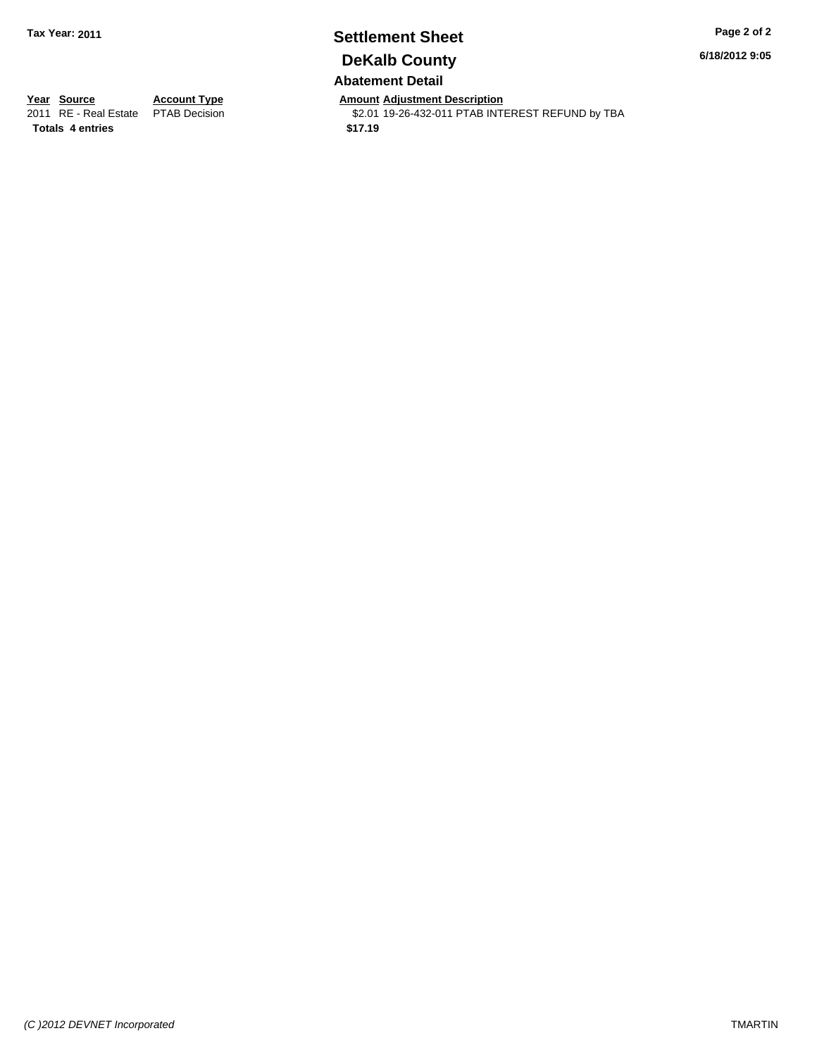**Tax Year: 2011**

# Settlement Sheet

## DeKalb County

### Abatement Detail

| Year | Source | Account Type | Amount | Adjustment Description |
|---|---|---|---|---|
| 2011 | RE - Real Estate | PTAB Decision | $2.01 | 19-26-432-011 PTAB INTEREST REFUND by TBA |
| **Totals** | **4 entries** | | **$17.19** | |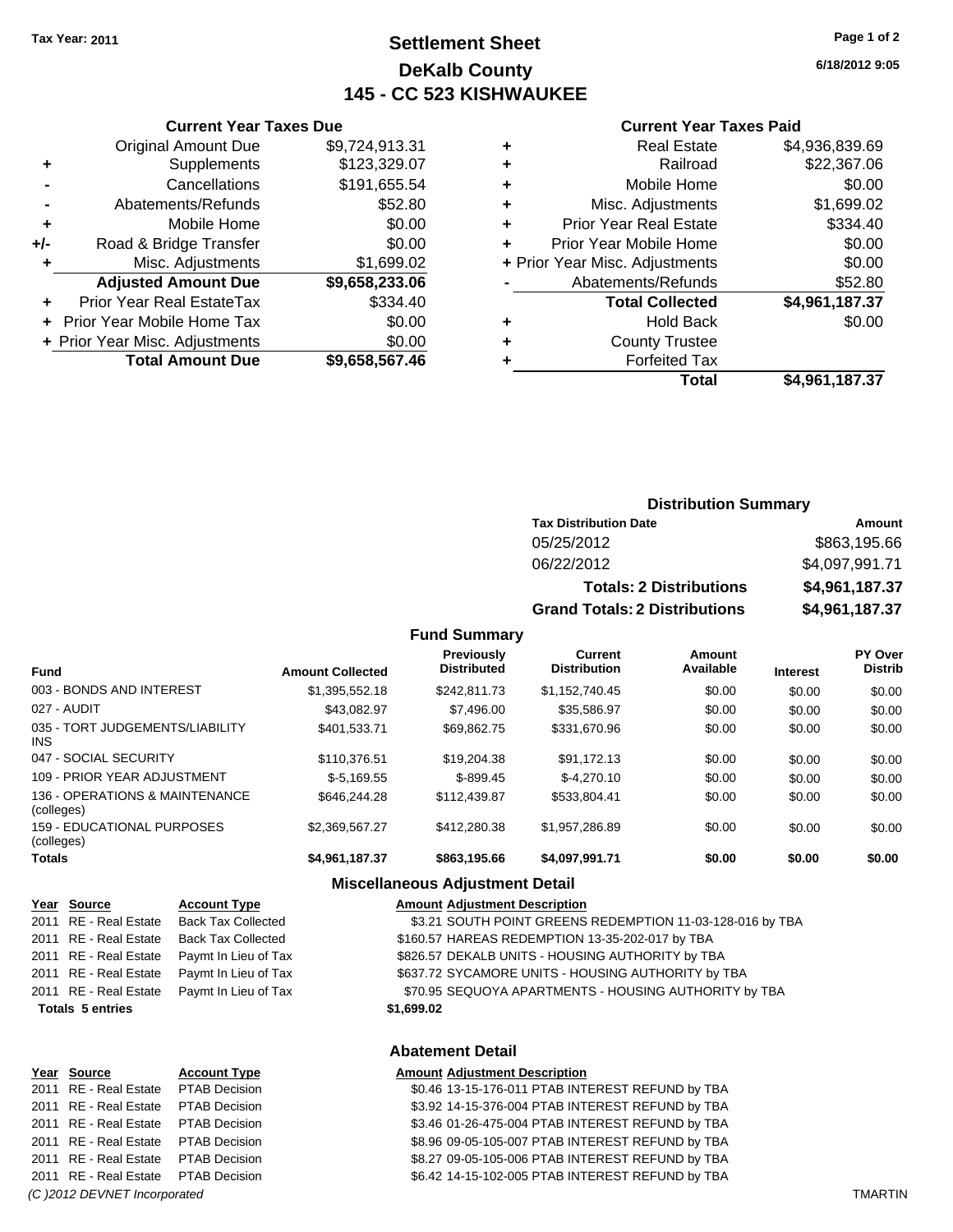Tax Year: 2011

# Settlement Sheet
## DeKalb County
## 145 - CC 523 KISHWAUKEE

6/18/2012 9:05

### Current Year Taxes Due

| | | |
|---|---|---|
| | Original Amount Due | $9,724,913.31 |
| + | Supplements | $123,329.07 |
| - | Cancellations | $191,655.54 |
| - | Abatements/Refunds | $52.80 |
| + | Mobile Home | $0.00 |
| +/- | Road & Bridge Transfer | $0.00 |
| + | Misc. Adjustments | $1,699.02 |
| | **Adjusted Amount Due** | **$9,658,233.06** |
| + | Prior Year Real EstateTax | $334.40 |
| + | Prior Year Mobile Home Tax | $0.00 |
| + | Prior Year Misc. Adjustments | $0.00 |
| | **Total Amount Due** | **$9,658,567.46** |

### Current Year Taxes Paid

| | | |
|---|---|---|
| + | Real Estate | $4,936,839.69 |
| + | Railroad | $22,367.06 |
| + | Mobile Home | $0.00 |
| + | Misc. Adjustments | $1,699.02 |
| + | Prior Year Real Estate | $334.40 |
| + | Prior Year Mobile Home | $0.00 |
| + | Prior Year Misc. Adjustments | $0.00 |
| - | Abatements/Refunds | $52.80 |
| | **Total Collected** | **$4,961,187.37** |
| + | Hold Back | $0.00 |
| + | County Trustee | |
| + | Forfeited Tax | |
| | **Total** | **$4,961,187.37** |

### Distribution Summary

| Tax Distribution Date | Amount |
|---|---|
| 05/25/2012 | $863,195.66 |
| 06/22/2012 | $4,097,991.71 |
| **Totals: 2 Distributions** | **$4,961,187.37** |
| **Grand Totals: 2 Distributions** | **$4,961,187.37** |

### Fund Summary

| Fund | Amount Collected | Previously Distributed | Current Distribution | Amount Available | Interest | PY Over Distrib |
|---|---|---|---|---|---|---|
| 003 - BONDS AND INTEREST | $1,395,552.18 | $242,811.73 | $1,152,740.45 | $0.00 | $0.00 | $0.00 |
| 027 - AUDIT | $43,082.97 | $7,496.00 | $35,586.97 | $0.00 | $0.00 | $0.00 |
| 035 - TORT JUDGEMENTS/LIABILITY INS | $401,533.71 | $69,862.75 | $331,670.96 | $0.00 | $0.00 | $0.00 |
| 047 - SOCIAL SECURITY | $110,376.51 | $19,204.38 | $91,172.13 | $0.00 | $0.00 | $0.00 |
| 109 - PRIOR YEAR ADJUSTMENT | $-5,169.55 | $-899.45 | $-4,270.10 | $0.00 | $0.00 | $0.00 |
| 136 - OPERATIONS & MAINTENANCE (colleges) | $646,244.28 | $112,439.87 | $533,804.41 | $0.00 | $0.00 | $0.00 |
| 159 - EDUCATIONAL PURPOSES (colleges) | $2,369,567.27 | $412,280.38 | $1,957,286.89 | $0.00 | $0.00 | $0.00 |
| **Totals** | **$4,961,187.37** | **$863,195.66** | **$4,097,991.71** | **$0.00** | **$0.00** | **$0.00** |

### Miscellaneous Adjustment Detail

| Year | Source | Account Type | Amount | Adjustment Description |
|---|---|---|---|---|
| 2011 | RE - Real Estate | Back Tax Collected | $3.21 | SOUTH POINT GREENS REDEMPTION 11-03-128-016 by TBA |
| 2011 | RE - Real Estate | Back Tax Collected | $160.57 | HAREAS REDEMPTION 13-35-202-017 by TBA |
| 2011 | RE - Real Estate | Paymt In Lieu of Tax | $826.57 | DEKALB UNITS - HOUSING AUTHORITY by TBA |
| 2011 | RE - Real Estate | Paymt In Lieu of Tax | $637.72 | SYCAMORE UNITS - HOUSING AUTHORITY by TBA |
| 2011 | RE - Real Estate | Paymt In Lieu of Tax | $70.95 | SEQUOYA APARTMENTS - HOUSING AUTHORITY by TBA |
| **Totals** | **5 entries** | | **$1,699.02** | |

### Abatement Detail

| Year | Source | Account Type | Amount | Adjustment Description |
|---|---|---|---|---|
| 2011 | RE - Real Estate | PTAB Decision | $0.46 | 13-15-176-011 PTAB INTEREST REFUND by TBA |
| 2011 | RE - Real Estate | PTAB Decision | $3.92 | 14-15-376-004 PTAB INTEREST REFUND by TBA |
| 2011 | RE - Real Estate | PTAB Decision | $3.46 | 01-26-475-004 PTAB INTEREST REFUND by TBA |
| 2011 | RE - Real Estate | PTAB Decision | $8.96 | 09-05-105-007 PTAB INTEREST REFUND by TBA |
| 2011 | RE - Real Estate | PTAB Decision | $8.27 | 09-05-105-006 PTAB INTEREST REFUND by TBA |
| 2011 | RE - Real Estate | PTAB Decision | $6.42 | 14-15-102-005 PTAB INTEREST REFUND by TBA |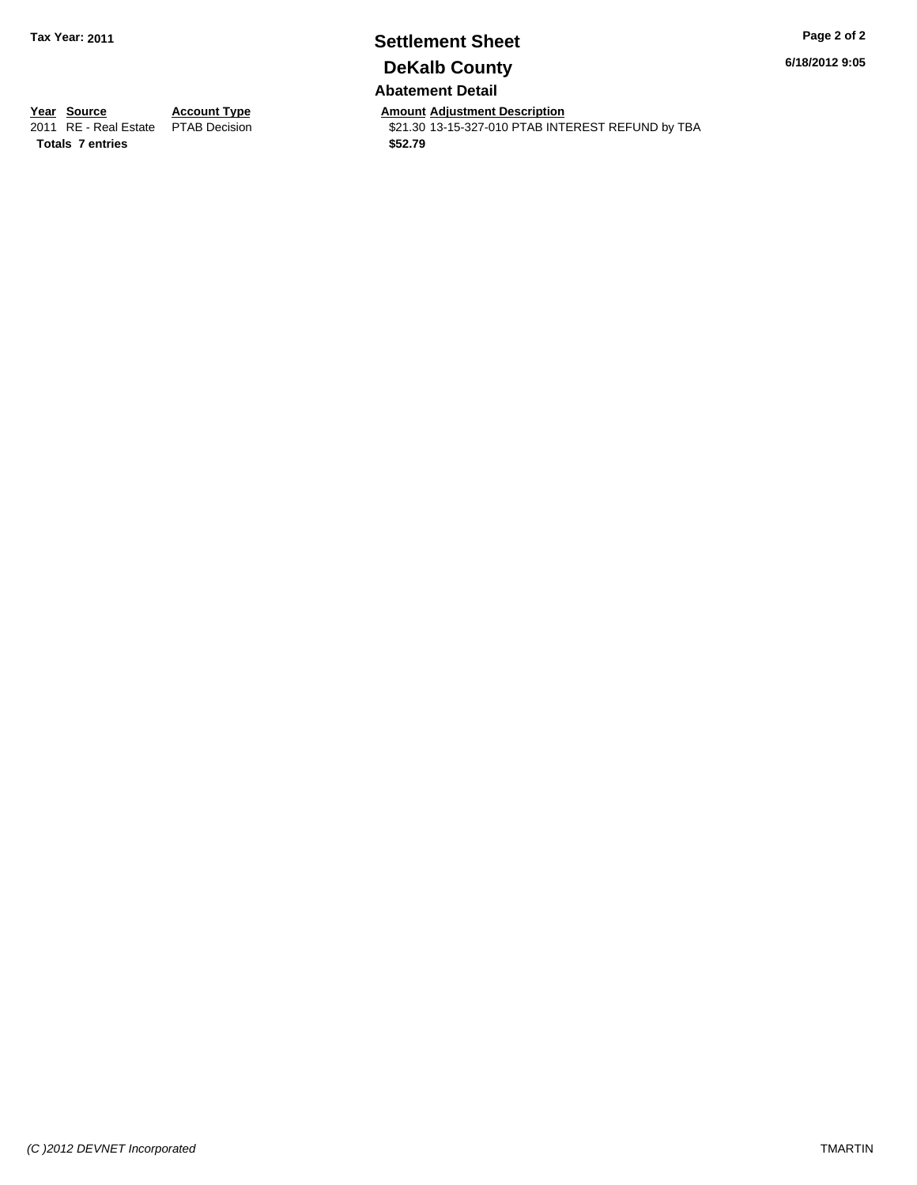# Settlement Sheet

## DeKalb County

### Abatement Detail

Tax Year: 2011

6/18/2012 9:05

| Year | Source | Account Type | Amount | Adjustment Description |
|---|---|---|---|---|
| 2011 | RE - Real Estate | PTAB Decision | $21.30 | 13-15-327-010 PTAB INTEREST REFUND by TBA |
| **Totals** | **7 entries** | | **$52.79** | |

*(C )2012 DEVNET Incorporated*

TMARTIN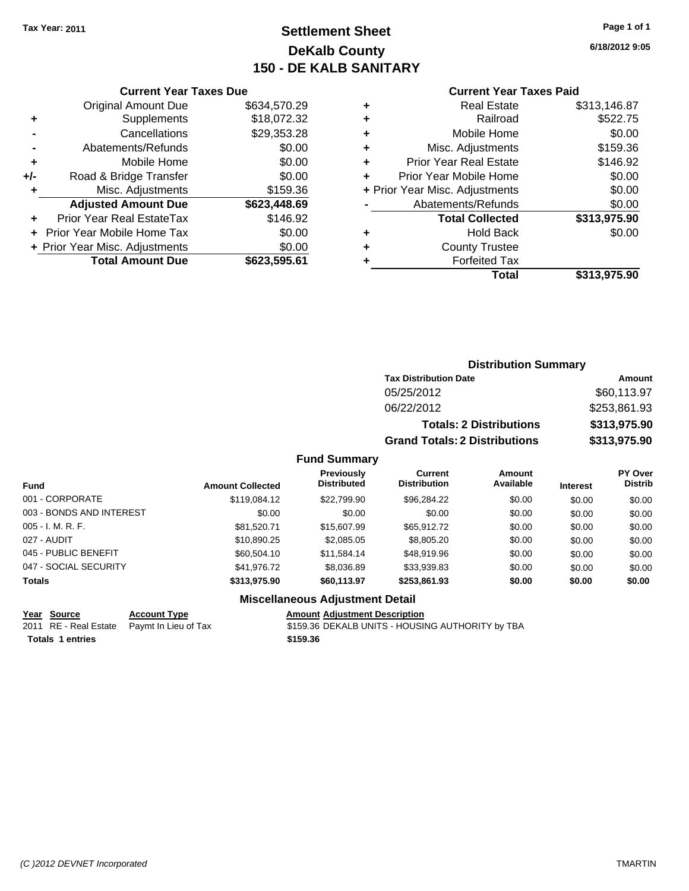**Tax Year: 2011**

# Settlement Sheet
## DeKalb County
## 150 - DE KALB SANITARY

**6/18/2012 9:05**

### Current Year Taxes Due

| | | |
|---|---|---|
| | Original Amount Due | $634,570.29 |
| + | Supplements | $18,072.32 |
| - | Cancellations | $29,353.28 |
| - | Abatements/Refunds | $0.00 |
| + | Mobile Home | $0.00 |
| +/- | Road & Bridge Transfer | $0.00 |
| + | Misc. Adjustments | $159.36 |
| | **Adjusted Amount Due** | **$623,448.69** |
| + | Prior Year Real EstateTax | $146.92 |
| + | Prior Year Mobile Home Tax | $0.00 |
| + | Prior Year Misc. Adjustments | $0.00 |
| | **Total Amount Due** | **$623,595.61** |

### Current Year Taxes Paid

| | | |
|---|---|---|
| + | Real Estate | $313,146.87 |
| + | Railroad | $522.75 |
| + | Mobile Home | $0.00 |
| + | Misc. Adjustments | $159.36 |
| + | Prior Year Real Estate | $146.92 |
| + | Prior Year Mobile Home | $0.00 |
| + | Prior Year Misc. Adjustments | $0.00 |
| - | Abatements/Refunds | $0.00 |
| | **Total Collected** | **$313,975.90** |
| + | Hold Back | $0.00 |
| + | County Trustee | |
| + | Forfeited Tax | |
| | **Total** | **$313,975.90** |

### Distribution Summary

| Tax Distribution Date | Amount |
|---|---|
| 05/25/2012 | $60,113.97 |
| 06/22/2012 | $253,861.93 |
| **Totals: 2 Distributions** | **$313,975.90** |
| **Grand Totals: 2 Distributions** | **$313,975.90** |

### Fund Summary

| Fund | Amount Collected | Previously Distributed | Current Distribution | Amount Available | Interest | PY Over Distrib |
|---|---|---|---|---|---|---|
| 001 - CORPORATE | $119,084.12 | $22,799.90 | $96,284.22 | $0.00 | $0.00 | $0.00 |
| 003 - BONDS AND INTEREST | $0.00 | $0.00 | $0.00 | $0.00 | $0.00 | $0.00 |
| 005 - I. M. R. F. | $81,520.71 | $15,607.99 | $65,912.72 | $0.00 | $0.00 | $0.00 |
| 027 - AUDIT | $10,890.25 | $2,085.05 | $8,805.20 | $0.00 | $0.00 | $0.00 |
| 045 - PUBLIC BENEFIT | $60,504.10 | $11,584.14 | $48,919.96 | $0.00 | $0.00 | $0.00 |
| 047 - SOCIAL SECURITY | $41,976.72 | $8,036.89 | $33,939.83 | $0.00 | $0.00 | $0.00 |
| **Totals** | **$313,975.90** | **$60,113.97** | **$253,861.93** | **$0.00** | **$0.00** | **$0.00** |

### Miscellaneous Adjustment Detail

| Year | Source | Account Type | Amount | Adjustment Description |
|---|---|---|---|---|
| 2011 | RE - Real Estate | Paymt In Lieu of Tax | $159.36 | DEKALB UNITS - HOUSING AUTHORITY by TBA |
| **Totals** | **1 entries** | | **$159.36** | |

*(C )2012 DEVNET Incorporated* TMARTIN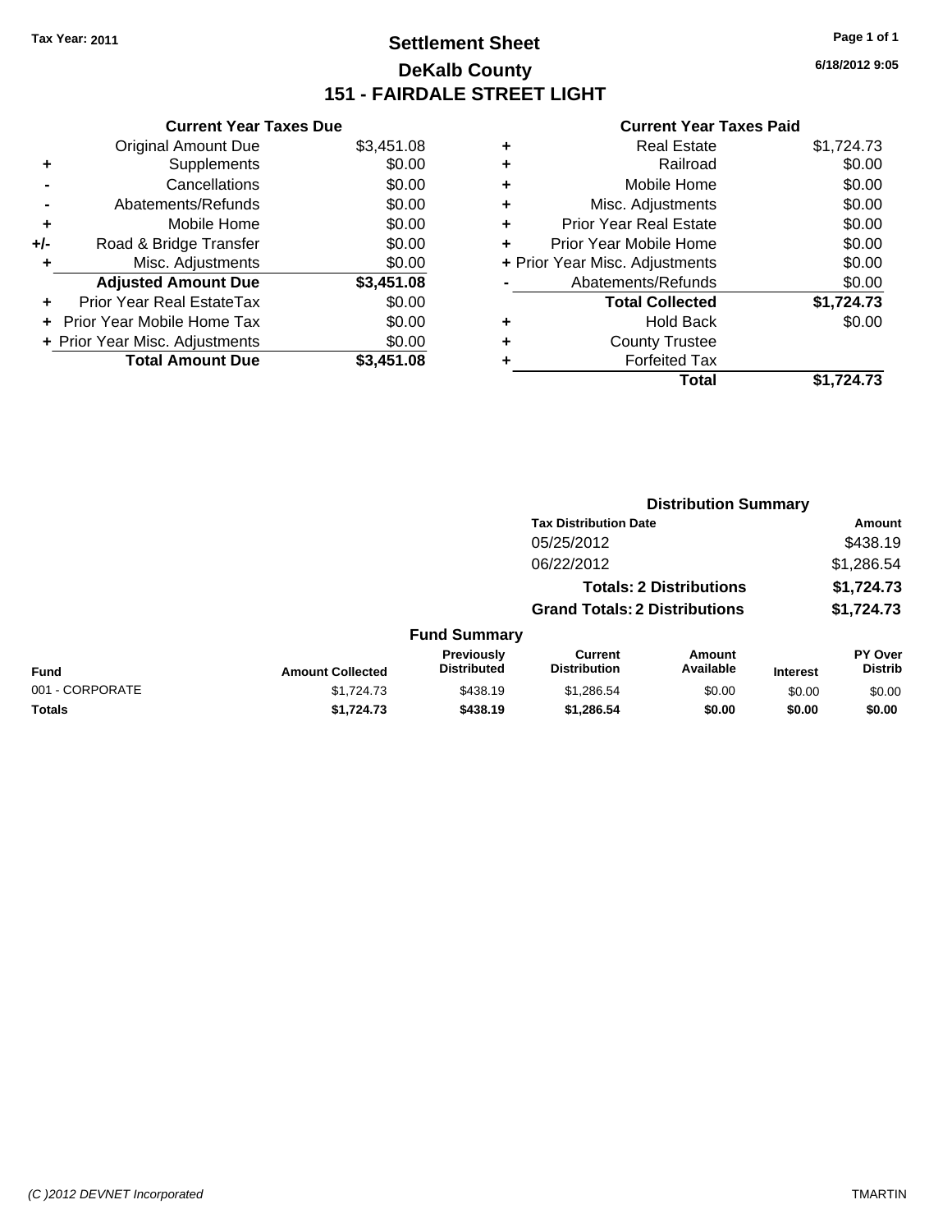Tax Year: 2011

# Settlement Sheet
## DeKalb County
## 151 - FAIRDALE STREET LIGHT

6/18/2012 9:05

### Current Year Taxes Due

| | | |
|---|---|---|
| | Original Amount Due | $3,451.08 |
| + | Supplements | $0.00 |
| - | Cancellations | $0.00 |
| - | Abatements/Refunds | $0.00 |
| + | Mobile Home | $0.00 |
| +/- | Road & Bridge Transfer | $0.00 |
| + | Misc. Adjustments | $0.00 |
| | **Adjusted Amount Due** | **$3,451.08** |
| + | Prior Year Real EstateTax | $0.00 |
| + | Prior Year Mobile Home Tax | $0.00 |
| + | Prior Year Misc. Adjustments | $0.00 |
| | **Total Amount Due** | **$3,451.08** |

### Current Year Taxes Paid

| | | |
|---|---|---|
| + | Real Estate | $1,724.73 |
| + | Railroad | $0.00 |
| + | Mobile Home | $0.00 |
| + | Misc. Adjustments | $0.00 |
| + | Prior Year Real Estate | $0.00 |
| + | Prior Year Mobile Home | $0.00 |
| + | Prior Year Misc. Adjustments | $0.00 |
| - | Abatements/Refunds | $0.00 |
| | **Total Collected** | **$1,724.73** |
| + | Hold Back | $0.00 |
| + | County Trustee | |
| + | Forfeited Tax | |
| | **Total** | **$1,724.73** |

### Distribution Summary

| Tax Distribution Date | Amount |
|---|---|
| 05/25/2012 | $438.19 |
| 06/22/2012 | $1,286.54 |
| **Totals: 2 Distributions** | **$1,724.73** |
| **Grand Totals: 2 Distributions** | **$1,724.73** |

### Fund Summary

| Fund | Amount Collected | Previously Distributed | Current Distribution | Amount Available | Interest | PY Over Distrib |
|---|---|---|---|---|---|---|
| 001 - CORPORATE | $1,724.73 | $438.19 | $1,286.54 | $0.00 | $0.00 | $0.00 |
| **Totals** | **$1,724.73** | **$438.19** | **$1,286.54** | **$0.00** | **$0.00** | **$0.00** |

(C )2012 DEVNET Incorporated TMARTIN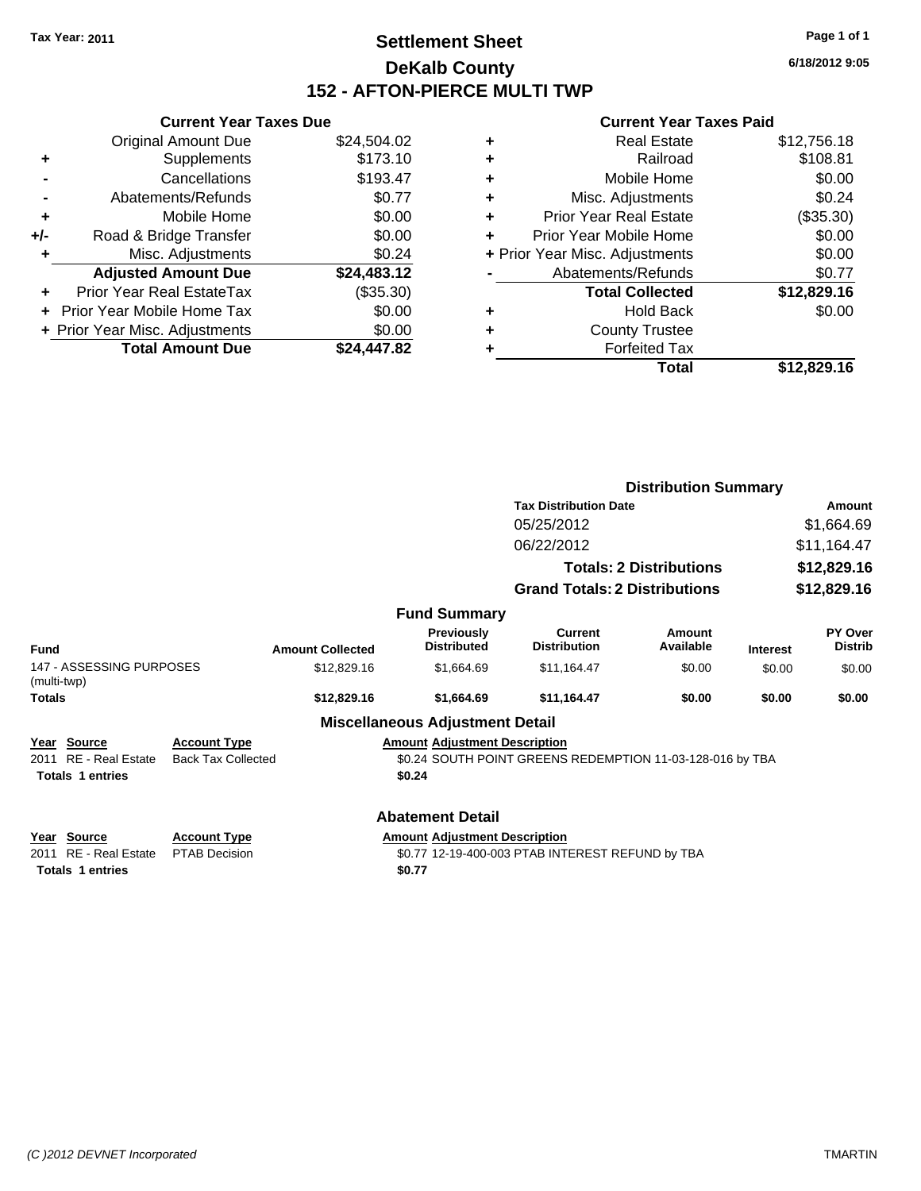**Tax Year: 2011**

# Settlement Sheet
## DeKalb County
## 152 - AFTON-PIERCE MULTI TWP

**6/18/2012 9:05**

### Current Year Taxes Due

| | | |
|---|---|---|
| | Original Amount Due | $24,504.02 |
| + | Supplements | $173.10 |
| - | Cancellations | $193.47 |
| - | Abatements/Refunds | $0.77 |
| + | Mobile Home | $0.00 |
| +/- | Road & Bridge Transfer | $0.00 |
| + | Misc. Adjustments | $0.24 |
| | **Adjusted Amount Due** | **$24,483.12** |
| + | Prior Year Real EstateTax | ($35.30) |
| + | Prior Year Mobile Home Tax | $0.00 |
| + | Prior Year Misc. Adjustments | $0.00 |
| | **Total Amount Due** | **$24,447.82** |

### Current Year Taxes Paid

| | | |
|---|---|---|
| + | Real Estate | $12,756.18 |
| + | Railroad | $108.81 |
| + | Mobile Home | $0.00 |
| + | Misc. Adjustments | $0.24 |
| + | Prior Year Real Estate | ($35.30) |
| + | Prior Year Mobile Home | $0.00 |
| + | Prior Year Misc. Adjustments | $0.00 |
| - | Abatements/Refunds | $0.77 |
| | **Total Collected** | **$12,829.16** |
| + | Hold Back | $0.00 |
| + | County Trustee | |
| + | Forfeited Tax | |
| | **Total** | **$12,829.16** |

### Distribution Summary

| Tax Distribution Date | Amount |
|---|---|
| 05/25/2012 | $1,664.69 |
| 06/22/2012 | $11,164.47 |
| **Totals: 2 Distributions** | **$12,829.16** |
| **Grand Totals: 2 Distributions** | **$12,829.16** |

### Fund Summary

| Fund | Amount Collected | Previously Distributed | Current Distribution | Amount Available | Interest | PY Over Distrib |
|---|---|---|---|---|---|---|
| 147 - ASSESSING PURPOSES (multi-twp) | $12,829.16 | $1,664.69 | $11,164.47 | $0.00 | $0.00 | $0.00 |
| **Totals** | **$12,829.16** | **$1,664.69** | **$11,164.47** | **$0.00** | **$0.00** | **$0.00** |

### Miscellaneous Adjustment Detail

| Year | Source | Account Type | Amount | Adjustment Description |
|---|---|---|---|---|
| 2011 | RE - Real Estate | Back Tax Collected | $0.24 | SOUTH POINT GREENS REDEMPTION 11-03-128-016 by TBA |
| **Totals** | **1 entries** | | **$0.24** | |

### Abatement Detail

| Year | Source | Account Type | Amount | Adjustment Description |
|---|---|---|---|---|
| 2011 | RE - Real Estate | PTAB Decision | $0.77 | 12-19-400-003 PTAB INTEREST REFUND by TBA |
| **Totals** | **1 entries** | | **$0.77** | |

*(C )2012 DEVNET Incorporated* TMARTIN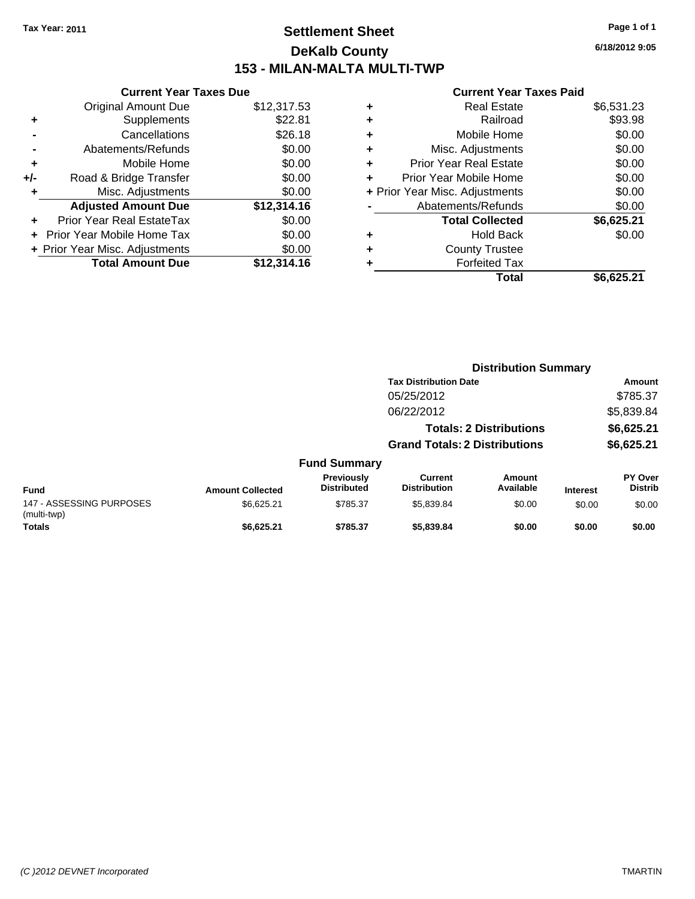Tax Year: 2011

# Settlement Sheet
## DeKalb County
## 153 - MILAN-MALTA MULTI-TWP

6/18/2012 9:05

### Current Year Taxes Due

| | | |
|---|---|---|
| | Original Amount Due | $12,317.53 |
| + | Supplements | $22.81 |
| - | Cancellations | $26.18 |
| - | Abatements/Refunds | $0.00 |
| + | Mobile Home | $0.00 |
| +/- | Road & Bridge Transfer | $0.00 |
| + | Misc. Adjustments | $0.00 |
| | **Adjusted Amount Due** | **$12,314.16** |
| + | Prior Year Real EstateTax | $0.00 |
| + | Prior Year Mobile Home Tax | $0.00 |
| + | Prior Year Misc. Adjustments | $0.00 |
| | **Total Amount Due** | **$12,314.16** |

### Current Year Taxes Paid

| | | |
|---|---|---|
| + | Real Estate | $6,531.23 |
| + | Railroad | $93.98 |
| + | Mobile Home | $0.00 |
| + | Misc. Adjustments | $0.00 |
| + | Prior Year Real Estate | $0.00 |
| + | Prior Year Mobile Home | $0.00 |
| + | Prior Year Misc. Adjustments | $0.00 |
| - | Abatements/Refunds | $0.00 |
| | **Total Collected** | **$6,625.21** |
| + | Hold Back | $0.00 |
| + | County Trustee | |
| + | Forfeited Tax | |
| | **Total** | **$6,625.21** |

### Distribution Summary

| Tax Distribution Date | Amount |
|---|---|
| 05/25/2012 | $785.37 |
| 06/22/2012 | $5,839.84 |
| **Totals: 2 Distributions** | **$6,625.21** |
| **Grand Totals: 2 Distributions** | **$6,625.21** |

### Fund Summary

| Fund | Amount Collected | Previously Distributed | Current Distribution | Amount Available | Interest | PY Over Distrib |
|---|---|---|---|---|---|---|
| 147 - ASSESSING PURPOSES (multi-twp) | $6,625.21 | $785.37 | $5,839.84 | $0.00 | $0.00 | $0.00 |
| **Totals** | **$6,625.21** | **$785.37** | **$5,839.84** | **$0.00** | **$0.00** | **$0.00** |

(C )2012 DEVNET Incorporated — TMARTIN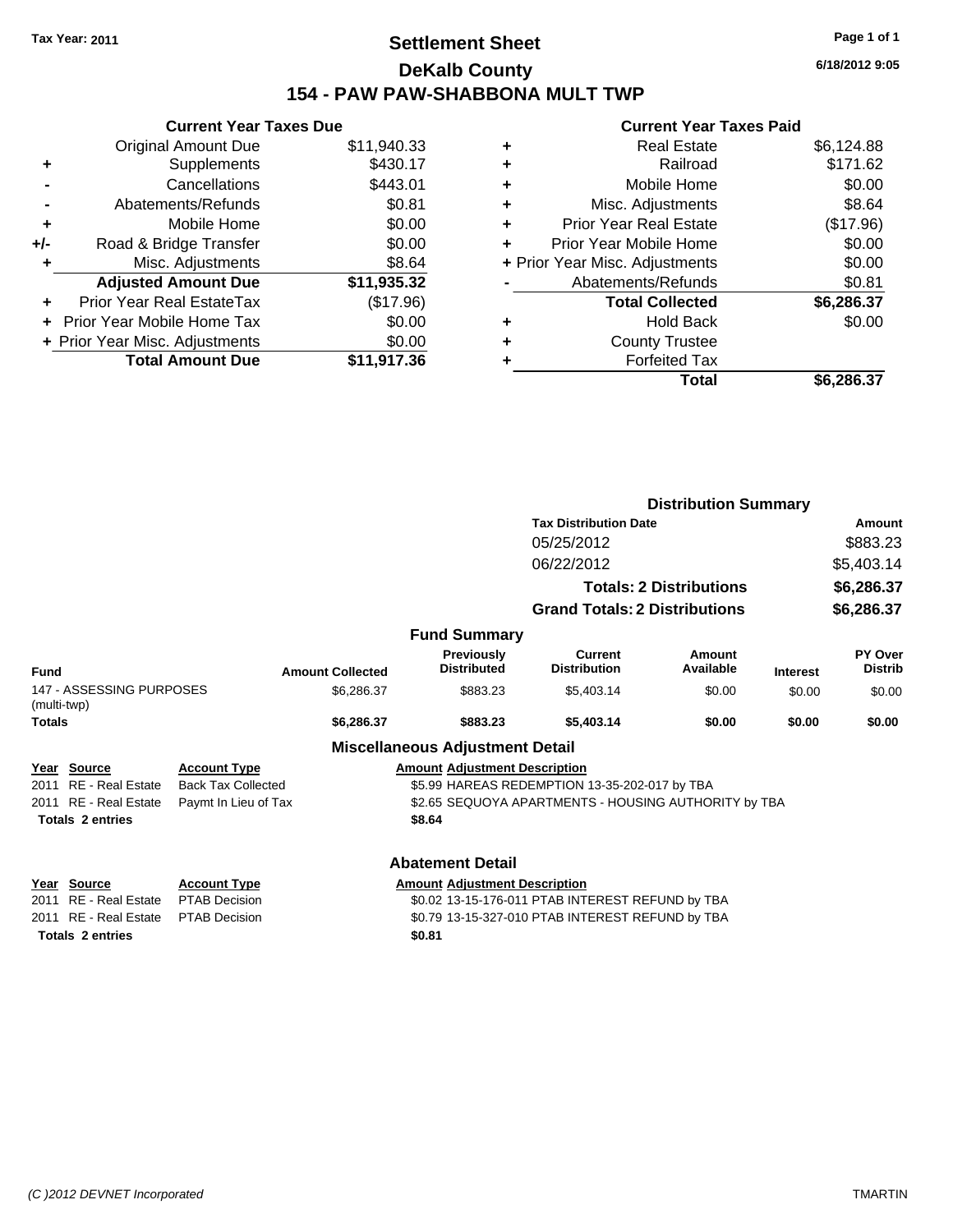Tax Year: 2011

# Settlement Sheet
## DeKalb County
## 154 - PAW PAW-SHABBONA MULT TWP

6/18/2012 9:05

### Current Year Taxes Due

| | | |
|---|---|---|
| | Original Amount Due | $11,940.33 |
| + | Supplements | $430.17 |
| - | Cancellations | $443.01 |
| - | Abatements/Refunds | $0.81 |
| + | Mobile Home | $0.00 |
| +/- | Road & Bridge Transfer | $0.00 |
| + | Misc. Adjustments | $8.64 |
| | **Adjusted Amount Due** | **$11,935.32** |
| + | Prior Year Real EstateTax | ($17.96) |
| + | Prior Year Mobile Home Tax | $0.00 |
| + | Prior Year Misc. Adjustments | $0.00 |
| | **Total Amount Due** | **$11,917.36** |

### Current Year Taxes Paid

| | | |
|---|---|---|
| + | Real Estate | $6,124.88 |
| + | Railroad | $171.62 |
| + | Mobile Home | $0.00 |
| + | Misc. Adjustments | $8.64 |
| + | Prior Year Real Estate | ($17.96) |
| + | Prior Year Mobile Home | $0.00 |
| + | Prior Year Misc. Adjustments | $0.00 |
| - | Abatements/Refunds | $0.81 |
| | **Total Collected** | **$6,286.37** |
| + | Hold Back | $0.00 |
| + | County Trustee | |
| + | Forfeited Tax | |
| | **Total** | **$6,286.37** |

### Distribution Summary

| Tax Distribution Date | Amount |
|---|---|
| 05/25/2012 | $883.23 |
| 06/22/2012 | $5,403.14 |
| **Totals: 2 Distributions** | **$6,286.37** |
| **Grand Totals: 2 Distributions** | **$6,286.37** |

### Fund Summary

| Fund | Amount Collected | Previously Distributed | Current Distribution | Amount Available | Interest | PY Over Distrib |
|---|---|---|---|---|---|---|
| 147 - ASSESSING PURPOSES (multi-twp) | $6,286.37 | $883.23 | $5,403.14 | $0.00 | $0.00 | $0.00 |
| **Totals** | **$6,286.37** | **$883.23** | **$5,403.14** | **$0.00** | **$0.00** | **$0.00** |

### Miscellaneous Adjustment Detail

| Year | Source | Account Type | Amount | Adjustment Description |
|---|---|---|---|---|
| 2011 | RE - Real Estate | Back Tax Collected | $5.99 | HAREAS REDEMPTION 13-35-202-017 by TBA |
| 2011 | RE - Real Estate | Paymt In Lieu of Tax | $2.65 | SEQUOYA APARTMENTS - HOUSING AUTHORITY by TBA |
| **Totals 2 entries** | | | **$8.64** | |

### Abatement Detail

| Year | Source | Account Type | Amount | Adjustment Description |
|---|---|---|---|---|
| 2011 | RE - Real Estate | PTAB Decision | $0.02 | 13-15-176-011 PTAB INTEREST REFUND by TBA |
| 2011 | RE - Real Estate | PTAB Decision | $0.79 | 13-15-327-010 PTAB INTEREST REFUND by TBA |
| **Totals 2 entries** | | | **$0.81** | |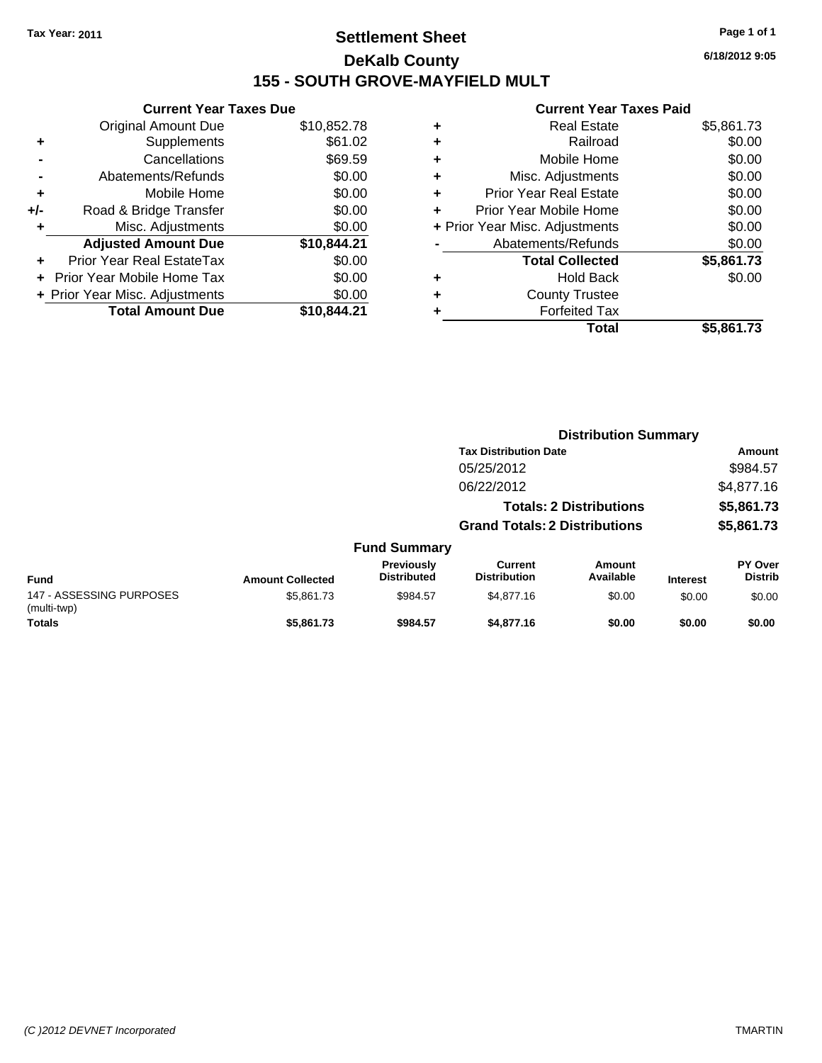Tax Year: 2011

# Settlement Sheet

## DeKalb County

## 155 - SOUTH GROVE-MAYFIELD MULT

6/18/2012 9:05

### Current Year Taxes Due

| | | |
|---|---|---|
| | Original Amount Due | $10,852.78 |
| + | Supplements | $61.02 |
| - | Cancellations | $69.59 |
| - | Abatements/Refunds | $0.00 |
| + | Mobile Home | $0.00 |
| +/- | Road & Bridge Transfer | $0.00 |
| + | Misc. Adjustments | $0.00 |
| | **Adjusted Amount Due** | **$10,844.21** |
| + | Prior Year Real EstateTax | $0.00 |
| + | Prior Year Mobile Home Tax | $0.00 |
| + | Prior Year Misc. Adjustments | $0.00 |
| | **Total Amount Due** | **$10,844.21** |

### Current Year Taxes Paid

| | | |
|---|---|---|
| + | Real Estate | $5,861.73 |
| + | Railroad | $0.00 |
| + | Mobile Home | $0.00 |
| + | Misc. Adjustments | $0.00 |
| + | Prior Year Real Estate | $0.00 |
| + | Prior Year Mobile Home | $0.00 |
| + | Prior Year Misc. Adjustments | $0.00 |
| - | Abatements/Refunds | $0.00 |
| | **Total Collected** | **$5,861.73** |
| + | Hold Back | $0.00 |
| + | County Trustee | |
| + | Forfeited Tax | |
| | **Total** | **$5,861.73** |

### Distribution Summary

| Tax Distribution Date | Amount |
|---|---|
| 05/25/2012 | $984.57 |
| 06/22/2012 | $4,877.16 |
| **Totals: 2 Distributions** | **$5,861.73** |
| **Grand Totals: 2 Distributions** | **$5,861.73** |

### Fund Summary

| Fund | Amount Collected | Previously Distributed | Current Distribution | Amount Available | Interest | PY Over Distrib |
|---|---|---|---|---|---|---|
| 147 - ASSESSING PURPOSES (multi-twp) | $5,861.73 | $984.57 | $4,877.16 | $0.00 | $0.00 | $0.00 |
| **Totals** | **$5,861.73** | **$984.57** | **$4,877.16** | **$0.00** | **$0.00** | **$0.00** |

(C )2012 DEVNET Incorporated TMARTIN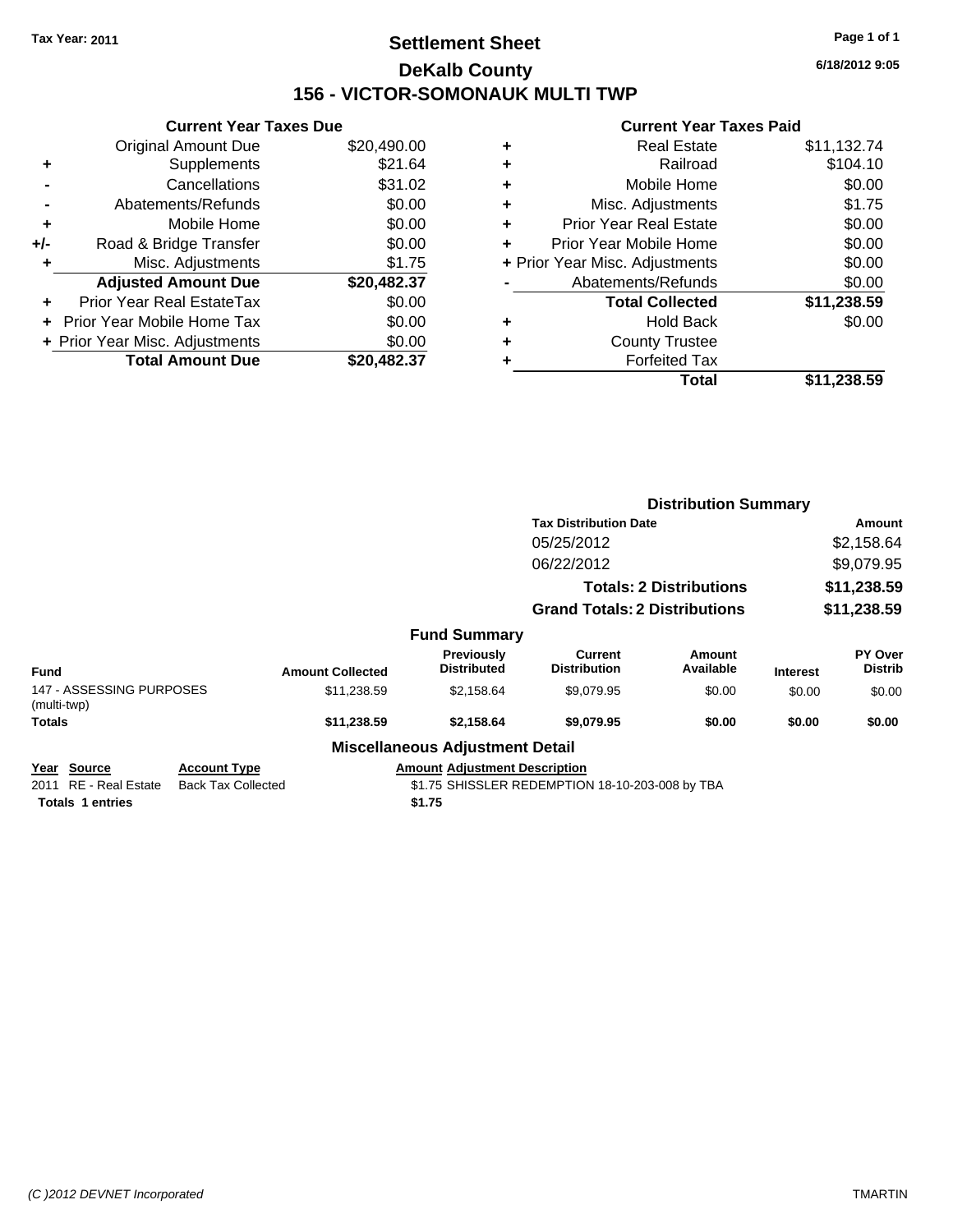Tax Year: 2011

# Settlement Sheet

## DeKalb County

## 156 - VICTOR-SOMONAUK MULTI TWP

6/18/2012 9:05

### Current Year Taxes Due

| | | |
|---|---|---|
| | Original Amount Due | $20,490.00 |
| + | Supplements | $21.64 |
| - | Cancellations | $31.02 |
| - | Abatements/Refunds | $0.00 |
| + | Mobile Home | $0.00 |
| +/- | Road & Bridge Transfer | $0.00 |
| + | Misc. Adjustments | $1.75 |
| | **Adjusted Amount Due** | **$20,482.37** |
| + | Prior Year Real EstateTax | $0.00 |
| + | Prior Year Mobile Home Tax | $0.00 |
| + | Prior Year Misc. Adjustments | $0.00 |
| | **Total Amount Due** | **$20,482.37** |

### Current Year Taxes Paid

| | | |
|---|---|---|
| + | Real Estate | $11,132.74 |
| + | Railroad | $104.10 |
| + | Mobile Home | $0.00 |
| + | Misc. Adjustments | $1.75 |
| + | Prior Year Real Estate | $0.00 |
| + | Prior Year Mobile Home | $0.00 |
| + | Prior Year Misc. Adjustments | $0.00 |
| - | Abatements/Refunds | $0.00 |
| | **Total Collected** | **$11,238.59** |
| + | Hold Back | $0.00 |
| + | County Trustee | |
| + | Forfeited Tax | |
| | **Total** | **$11,238.59** |

### Distribution Summary

| Tax Distribution Date | Amount |
|---|---|
| 05/25/2012 | $2,158.64 |
| 06/22/2012 | $9,079.95 |
| **Totals: 2 Distributions** | **$11,238.59** |
| **Grand Totals: 2 Distributions** | **$11,238.59** |

### Fund Summary

| Fund | Amount Collected | Previously Distributed | Current Distribution | Amount Available | Interest | PY Over Distrib |
|---|---|---|---|---|---|---|
| 147 - ASSESSING PURPOSES (multi-twp) | $11,238.59 | $2,158.64 | $9,079.95 | $0.00 | $0.00 | $0.00 |
| **Totals** | **$11,238.59** | **$2,158.64** | **$9,079.95** | **$0.00** | **$0.00** | **$0.00** |

### Miscellaneous Adjustment Detail

| Year | Source | Account Type | Amount | Adjustment Description |
|---|---|---|---|---|
| 2011 | RE - Real Estate | Back Tax Collected | $1.75 | SHISSLER REDEMPTION 18-10-203-008 by TBA |
| **Totals 1 entries** | | | **$1.75** | |

(C )2012 DEVNET Incorporated TMARTIN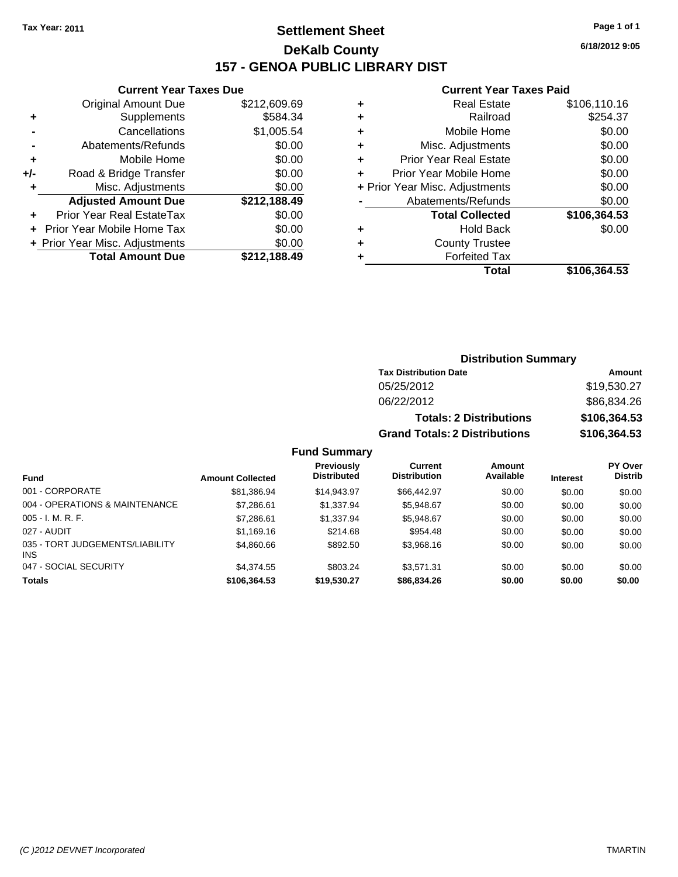**Tax Year: 2011**

# Settlement Sheet

## DeKalb County

## 157 - GENOA PUBLIC LIBRARY DIST

6/18/2012 9:05

### Current Year Taxes Due

| | | |
|---|---|---|
| | Original Amount Due | $212,609.69 |
| + | Supplements | $584.34 |
| - | Cancellations | $1,005.54 |
| - | Abatements/Refunds | $0.00 |
| + | Mobile Home | $0.00 |
| +/- | Road & Bridge Transfer | $0.00 |
| + | Misc. Adjustments | $0.00 |
| | **Adjusted Amount Due** | **$212,188.49** |
| + | Prior Year Real EstateTax | $0.00 |
| + | Prior Year Mobile Home Tax | $0.00 |
| + | Prior Year Misc. Adjustments | $0.00 |
| | **Total Amount Due** | **$212,188.49** |

### Current Year Taxes Paid

| | | |
|---|---|---|
| + | Real Estate | $106,110.16 |
| + | Railroad | $254.37 |
| + | Mobile Home | $0.00 |
| + | Misc. Adjustments | $0.00 |
| + | Prior Year Real Estate | $0.00 |
| + | Prior Year Mobile Home | $0.00 |
| + | Prior Year Misc. Adjustments | $0.00 |
| - | Abatements/Refunds | $0.00 |
| | **Total Collected** | **$106,364.53** |
| + | Hold Back | $0.00 |
| + | County Trustee | |
| + | Forfeited Tax | |
| | **Total** | **$106,364.53** |

### Distribution Summary

| Tax Distribution Date | Amount |
|---|---|
| 05/25/2012 | $19,530.27 |
| 06/22/2012 | $86,834.26 |
| **Totals: 2 Distributions** | **$106,364.53** |
| **Grand Totals: 2 Distributions** | **$106,364.53** |

### Fund Summary

| Fund | Amount Collected | Previously Distributed | Current Distribution | Amount Available | Interest | PY Over Distrib |
|---|---|---|---|---|---|---|
| 001 - CORPORATE | $81,386.94 | $14,943.97 | $66,442.97 | $0.00 | $0.00 | $0.00 |
| 004 - OPERATIONS & MAINTENANCE | $7,286.61 | $1,337.94 | $5,948.67 | $0.00 | $0.00 | $0.00 |
| 005 - I. M. R. F. | $7,286.61 | $1,337.94 | $5,948.67 | $0.00 | $0.00 | $0.00 |
| 027 - AUDIT | $1,169.16 | $214.68 | $954.48 | $0.00 | $0.00 | $0.00 |
| 035 - TORT JUDGEMENTS/LIABILITY INS | $4,860.66 | $892.50 | $3,968.16 | $0.00 | $0.00 | $0.00 |
| 047 - SOCIAL SECURITY | $4,374.55 | $803.24 | $3,571.31 | $0.00 | $0.00 | $0.00 |
| **Totals** | **$106,364.53** | **$19,530.27** | **$86,834.26** | **$0.00** | **$0.00** | **$0.00** |

*(C )2012 DEVNET Incorporated* TMARTIN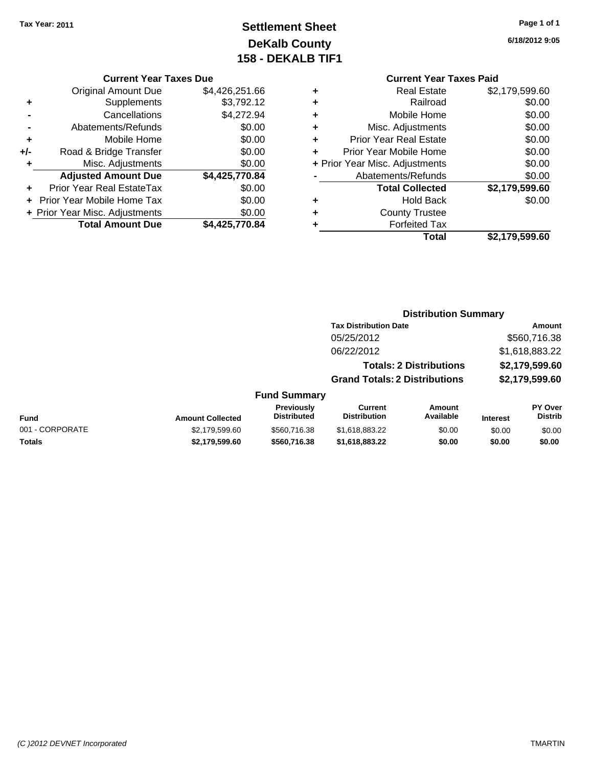**Tax Year: 2011**

# Settlement Sheet
## DeKalb County
## 158 - DEKALB TIF1

6/18/2012 9:05

### Current Year Taxes Due

| | | |
|---|---|---|
| | Original Amount Due | $4,426,251.66 |
| + | Supplements | $3,792.12 |
| - | Cancellations | $4,272.94 |
| - | Abatements/Refunds | $0.00 |
| + | Mobile Home | $0.00 |
| +/- | Road & Bridge Transfer | $0.00 |
| + | Misc. Adjustments | $0.00 |
| | **Adjusted Amount Due** | **$4,425,770.84** |
| + | Prior Year Real EstateTax | $0.00 |
| + | Prior Year Mobile Home Tax | $0.00 |
| + | Prior Year Misc. Adjustments | $0.00 |
| | **Total Amount Due** | **$4,425,770.84** |

### Current Year Taxes Paid

| | | |
|---|---|---|
| + | Real Estate | $2,179,599.60 |
| + | Railroad | $0.00 |
| + | Mobile Home | $0.00 |
| + | Misc. Adjustments | $0.00 |
| + | Prior Year Real Estate | $0.00 |
| + | Prior Year Mobile Home | $0.00 |
| + | Prior Year Misc. Adjustments | $0.00 |
| - | Abatements/Refunds | $0.00 |
| | **Total Collected** | **$2,179,599.60** |
| + | Hold Back | $0.00 |
| + | County Trustee | |
| + | Forfeited Tax | |
| | **Total** | **$2,179,599.60** |

### Distribution Summary

| Tax Distribution Date | Amount |
|---|---|
| 05/25/2012 | $560,716.38 |
| 06/22/2012 | $1,618,883.22 |
| **Totals: 2 Distributions** | **$2,179,599.60** |
| **Grand Totals: 2 Distributions** | **$2,179,599.60** |

### Fund Summary

| Fund | Amount Collected | Previously Distributed | Current Distribution | Amount Available | Interest | PY Over Distrib |
|---|---|---|---|---|---|---|
| 001 - CORPORATE | $2,179,599.60 | $560,716.38 | $1,618,883.22 | $0.00 | $0.00 | $0.00 |
| **Totals** | **$2,179,599.60** | **$560,716.38** | **$1,618,883.22** | **$0.00** | **$0.00** | **$0.00** |

(C )2012 DEVNET Incorporated TMARTIN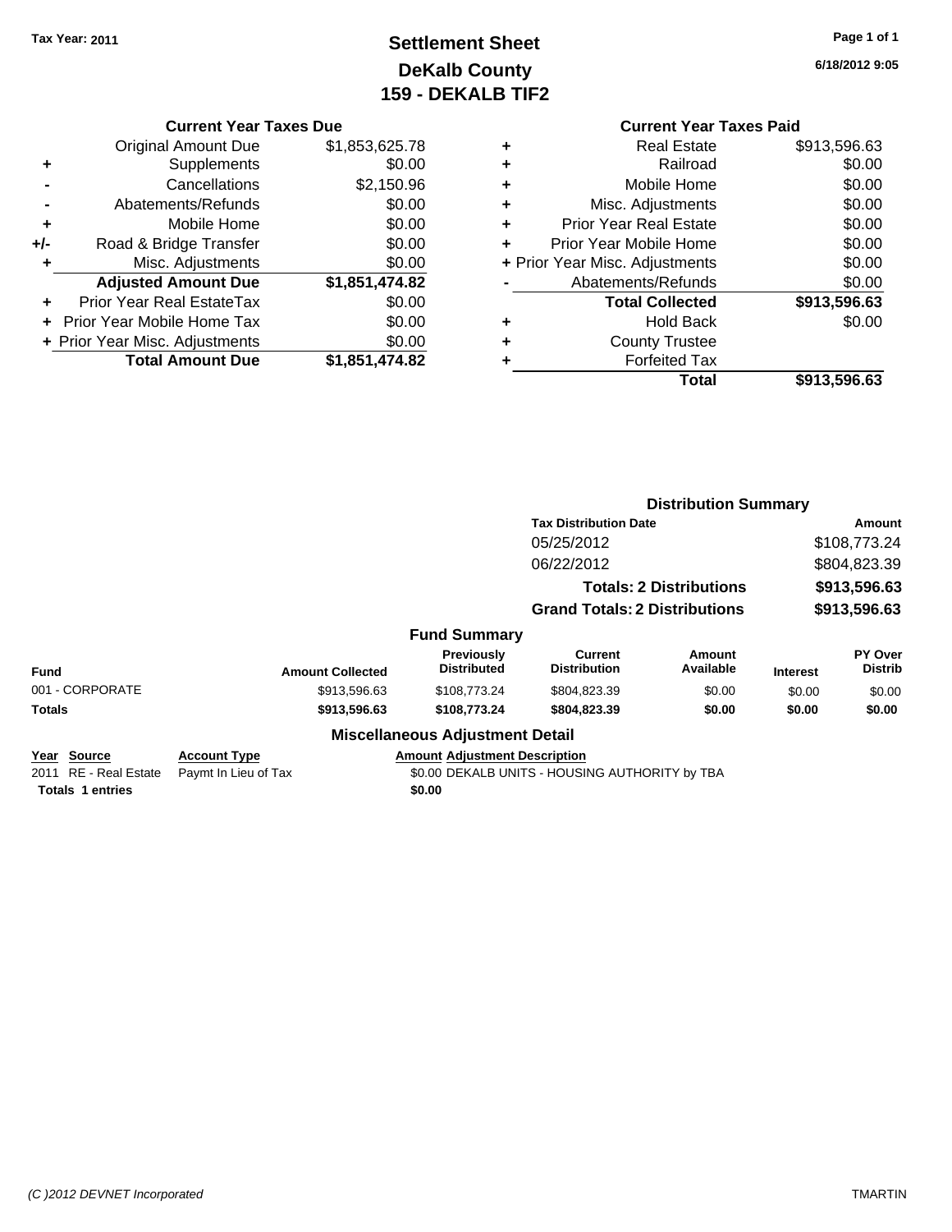Tax Year: 2011

# Settlement Sheet
## DeKalb County
## 159 - DEKALB TIF2

6/18/2012 9:05

### Current Year Taxes Due

| | | |
|---|---|---|
| | Original Amount Due | $1,853,625.78 |
| + | Supplements | $0.00 |
| - | Cancellations | $2,150.96 |
| - | Abatements/Refunds | $0.00 |
| + | Mobile Home | $0.00 |
| +/- | Road & Bridge Transfer | $0.00 |
| + | Misc. Adjustments | $0.00 |
| | **Adjusted Amount Due** | **$1,851,474.82** |
| + | Prior Year Real EstateTax | $0.00 |
| + | Prior Year Mobile Home Tax | $0.00 |
| + | Prior Year Misc. Adjustments | $0.00 |
| | **Total Amount Due** | **$1,851,474.82** |

### Current Year Taxes Paid

| | | |
|---|---|---|
| + | Real Estate | $913,596.63 |
| + | Railroad | $0.00 |
| + | Mobile Home | $0.00 |
| + | Misc. Adjustments | $0.00 |
| + | Prior Year Real Estate | $0.00 |
| + | Prior Year Mobile Home | $0.00 |
| + | Prior Year Misc. Adjustments | $0.00 |
| - | Abatements/Refunds | $0.00 |
| | **Total Collected** | **$913,596.63** |
| + | Hold Back | $0.00 |
| + | County Trustee | |
| + | Forfeited Tax | |
| | **Total** | **$913,596.63** |

### Distribution Summary

| Tax Distribution Date | Amount |
|---|---|
| 05/25/2012 | $108,773.24 |
| 06/22/2012 | $804,823.39 |
| **Totals: 2 Distributions** | **$913,596.63** |
| **Grand Totals: 2 Distributions** | **$913,596.63** |

### Fund Summary

| Fund | Amount Collected | Previously Distributed | Current Distribution | Amount Available | Interest | PY Over Distrib |
|---|---|---|---|---|---|---|
| 001 - CORPORATE | $913,596.63 | $108,773.24 | $804,823.39 | $0.00 | $0.00 | $0.00 |
| **Totals** | **$913,596.63** | **$108,773.24** | **$804,823.39** | **$0.00** | **$0.00** | **$0.00** |

### Miscellaneous Adjustment Detail

| Year | Source | Account Type | Amount | Adjustment Description |
|---|---|---|---|---|
| 2011 | RE - Real Estate | Paymt In Lieu of Tax | $0.00 | DEKALB UNITS - HOUSING AUTHORITY by TBA |
| **Totals** | **1 entries** | | **$0.00** | |

(C )2012 DEVNET Incorporated TMARTIN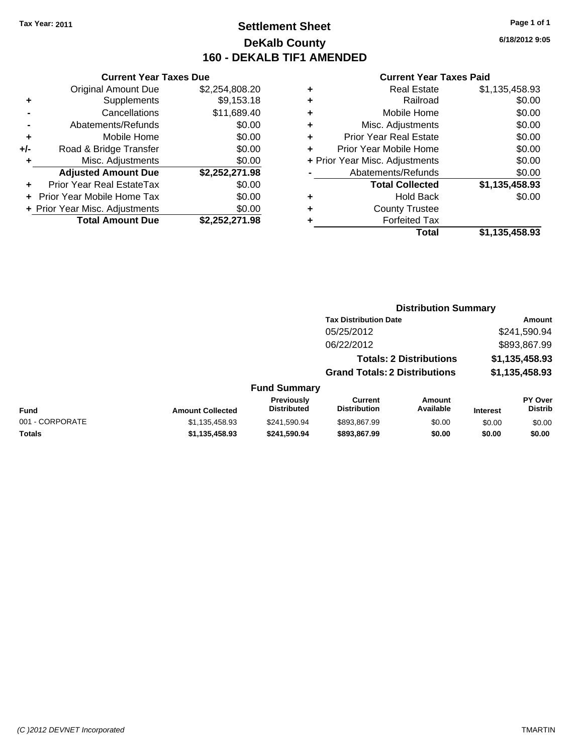**Tax Year: 2011**

# Settlement Sheet
## DeKalb County
## 160 - DEKALB TIF1 AMENDED

6/18/2012 9:05

### Current Year Taxes Due

| | | |
|---|---|---|
| | Original Amount Due | $2,254,808.20 |
| + | Supplements | $9,153.18 |
| - | Cancellations | $11,689.40 |
| - | Abatements/Refunds | $0.00 |
| + | Mobile Home | $0.00 |
| +/- | Road & Bridge Transfer | $0.00 |
| + | Misc. Adjustments | $0.00 |
| | **Adjusted Amount Due** | **$2,252,271.98** |
| + | Prior Year Real EstateTax | $0.00 |
| + | Prior Year Mobile Home Tax | $0.00 |
| + | Prior Year Misc. Adjustments | $0.00 |
| | **Total Amount Due** | **$2,252,271.98** |

### Current Year Taxes Paid

| | | |
|---|---|---|
| + | Real Estate | $1,135,458.93 |
| + | Railroad | $0.00 |
| + | Mobile Home | $0.00 |
| + | Misc. Adjustments | $0.00 |
| + | Prior Year Real Estate | $0.00 |
| + | Prior Year Mobile Home | $0.00 |
| + | Prior Year Misc. Adjustments | $0.00 |
| - | Abatements/Refunds | $0.00 |
| | **Total Collected** | **$1,135,458.93** |
| + | Hold Back | $0.00 |
| + | County Trustee | |
| + | Forfeited Tax | |
| | **Total** | **$1,135,458.93** |

### Distribution Summary

| Tax Distribution Date | Amount |
|---|---|
| 05/25/2012 | $241,590.94 |
| 06/22/2012 | $893,867.99 |
| **Totals: 2 Distributions** | **$1,135,458.93** |
| **Grand Totals: 2 Distributions** | **$1,135,458.93** |

### Fund Summary

| Fund | Amount Collected | Previously Distributed | Current Distribution | Amount Available | Interest | PY Over Distrib |
|---|---|---|---|---|---|---|
| 001 - CORPORATE | $1,135,458.93 | $241,590.94 | $893,867.99 | $0.00 | $0.00 | $0.00 |
| **Totals** | **$1,135,458.93** | **$241,590.94** | **$893,867.99** | **$0.00** | **$0.00** | **$0.00** |

*(C )2012 DEVNET Incorporated* TMARTIN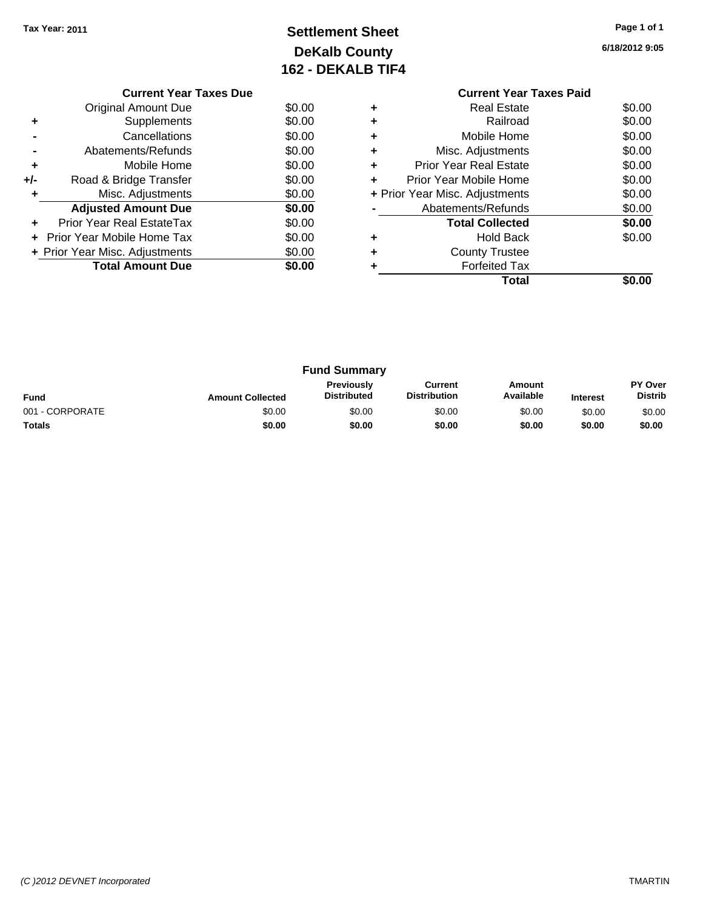Tax Year: 2011

# Settlement Sheet
## DeKalb County
## 162 - DEKALB TIF4

6/18/2012 9:05

### Current Year Taxes Due

| | | |
|---|---|---|
| | Original Amount Due | $0.00 |
| + | Supplements | $0.00 |
| - | Cancellations | $0.00 |
| - | Abatements/Refunds | $0.00 |
| + | Mobile Home | $0.00 |
| +/- | Road & Bridge Transfer | $0.00 |
| + | Misc. Adjustments | $0.00 |
| | **Adjusted Amount Due** | **$0.00** |
| + | Prior Year Real EstateTax | $0.00 |
| + | Prior Year Mobile Home Tax | $0.00 |
| + | Prior Year Misc. Adjustments | $0.00 |
| | **Total Amount Due** | **$0.00** |

### Current Year Taxes Paid

| | | |
|---|---|---|
| + | Real Estate | $0.00 |
| + | Railroad | $0.00 |
| + | Mobile Home | $0.00 |
| + | Misc. Adjustments | $0.00 |
| + | Prior Year Real Estate | $0.00 |
| + | Prior Year Mobile Home | $0.00 |
| + | Prior Year Misc. Adjustments | $0.00 |
| - | Abatements/Refunds | $0.00 |
| | **Total Collected** | **$0.00** |
| + | Hold Back | $0.00 |
| + | County Trustee | |
| + | Forfeited Tax | |
| | **Total** | **$0.00** |

### Fund Summary

| Fund | Amount Collected | Previously Distributed | Current Distribution | Amount Available | Interest | PY Over Distrib |
|---|---|---|---|---|---|---|
| 001 - CORPORATE | $0.00 | $0.00 | $0.00 | $0.00 | $0.00 | $0.00 |
| **Totals** | **$0.00** | **$0.00** | **$0.00** | **$0.00** | **$0.00** | **$0.00** |

*(C )2012 DEVNET Incorporated* TMARTIN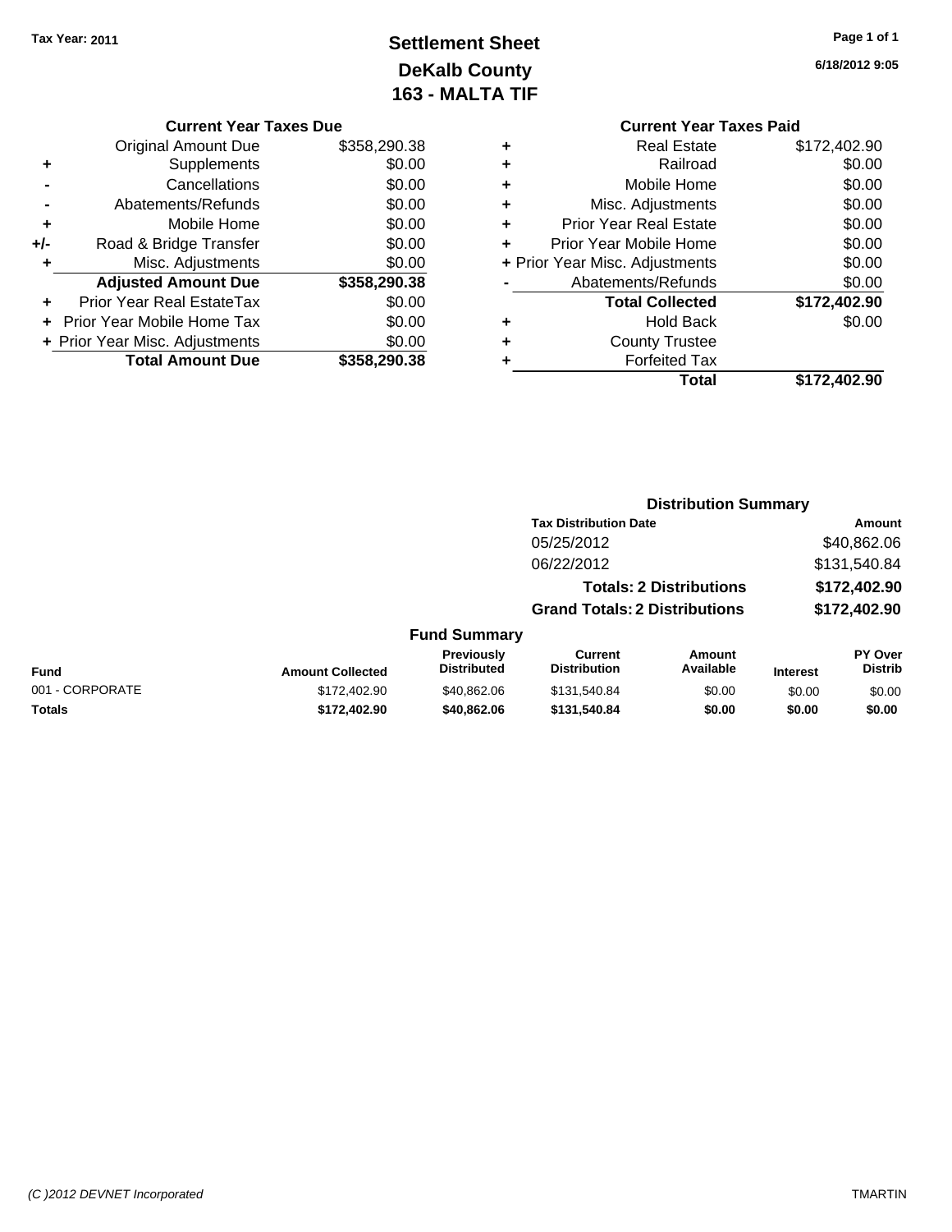Tax Year: 2011

# Settlement Sheet
## DeKalb County
## 163 - MALTA TIF

6/18/2012 9:05

### Current Year Taxes Due

| | | |
|---|---|---|
| | Original Amount Due | $358,290.38 |
| + | Supplements | $0.00 |
| - | Cancellations | $0.00 |
| - | Abatements/Refunds | $0.00 |
| + | Mobile Home | $0.00 |
| +/- | Road & Bridge Transfer | $0.00 |
| + | Misc. Adjustments | $0.00 |
| | **Adjusted Amount Due** | **$358,290.38** |
| + | Prior Year Real EstateTax | $0.00 |
| + | Prior Year Mobile Home Tax | $0.00 |
| + | Prior Year Misc. Adjustments | $0.00 |
| | **Total Amount Due** | **$358,290.38** |

### Current Year Taxes Paid

| | | |
|---|---|---|
| + | Real Estate | $172,402.90 |
| + | Railroad | $0.00 |
| + | Mobile Home | $0.00 |
| + | Misc. Adjustments | $0.00 |
| + | Prior Year Real Estate | $0.00 |
| + | Prior Year Mobile Home | $0.00 |
| + | Prior Year Misc. Adjustments | $0.00 |
| - | Abatements/Refunds | $0.00 |
| | **Total Collected** | **$172,402.90** |
| + | Hold Back | $0.00 |
| + | County Trustee | |
| + | Forfeited Tax | |
| | **Total** | **$172,402.90** |

### Distribution Summary

| Tax Distribution Date | Amount |
|---|---|
| 05/25/2012 | $40,862.06 |
| 06/22/2012 | $131,540.84 |
| **Totals: 2 Distributions** | **$172,402.90** |
| **Grand Totals: 2 Distributions** | **$172,402.90** |

### Fund Summary

| Fund | Amount Collected | Previously Distributed | Current Distribution | Amount Available | Interest | PY Over Distrib |
|---|---|---|---|---|---|---|
| 001 - CORPORATE | $172,402.90 | $40,862.06 | $131,540.84 | $0.00 | $0.00 | $0.00 |
| **Totals** | **$172,402.90** | **$40,862.06** | **$131,540.84** | **$0.00** | **$0.00** | **$0.00** |

(C )2012 DEVNET Incorporated — TMARTIN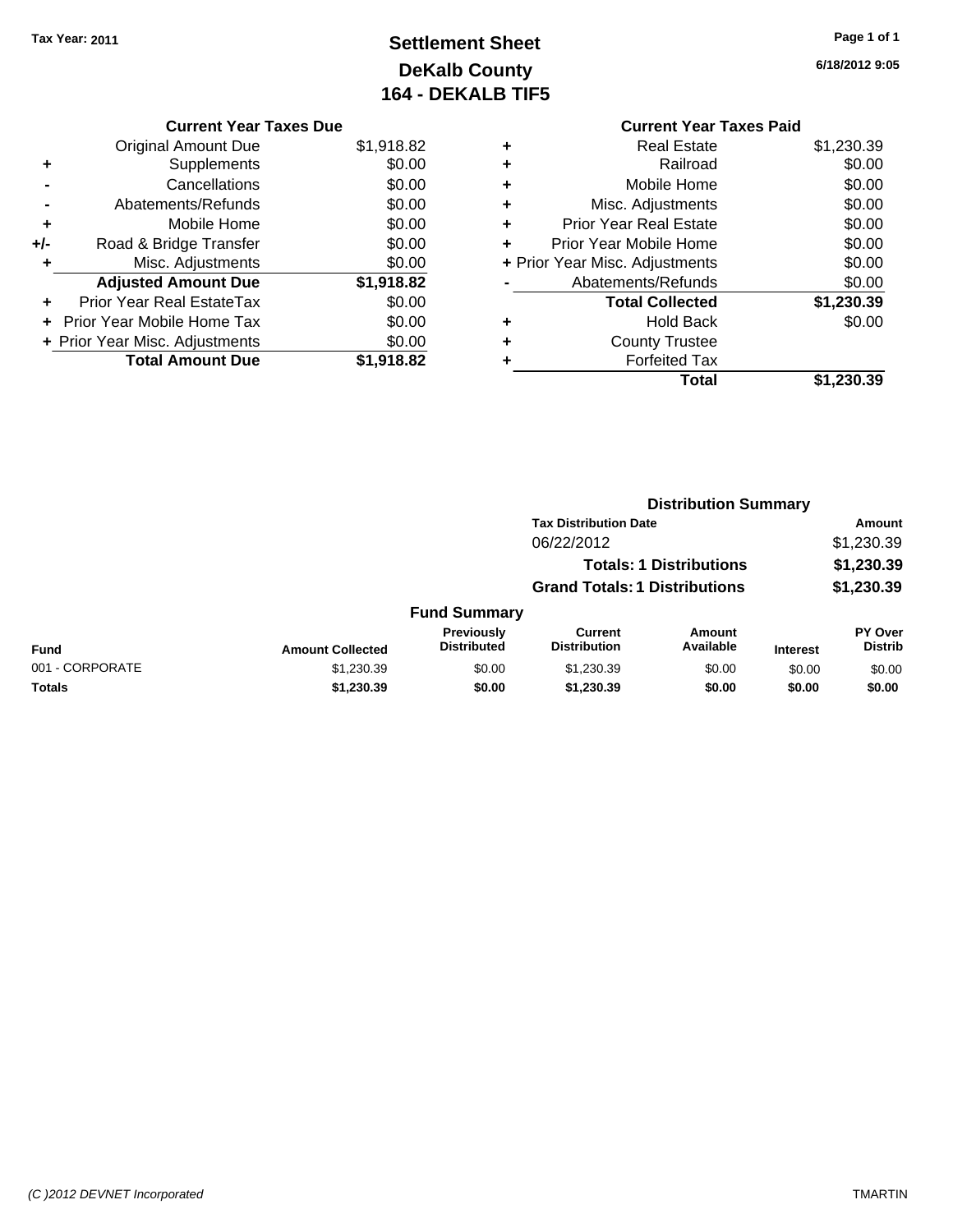Tax Year: 2011

# Settlement Sheet
## DeKalb County
## 164 - DEKALB TIF5

6/18/2012 9:05

### Current Year Taxes Due

| | | |
|---|---|---|
| | Original Amount Due | $1,918.82 |
| + | Supplements | $0.00 |
| - | Cancellations | $0.00 |
| - | Abatements/Refunds | $0.00 |
| + | Mobile Home | $0.00 |
| +/- | Road & Bridge Transfer | $0.00 |
| + | Misc. Adjustments | $0.00 |
| | **Adjusted Amount Due** | **$1,918.82** |
| + | Prior Year Real EstateTax | $0.00 |
| + | Prior Year Mobile Home Tax | $0.00 |
| + | Prior Year Misc. Adjustments | $0.00 |
| | **Total Amount Due** | **$1,918.82** |

### Current Year Taxes Paid

| | | |
|---|---|---|
| + | Real Estate | $1,230.39 |
| + | Railroad | $0.00 |
| + | Mobile Home | $0.00 |
| + | Misc. Adjustments | $0.00 |
| + | Prior Year Real Estate | $0.00 |
| + | Prior Year Mobile Home | $0.00 |
| + | Prior Year Misc. Adjustments | $0.00 |
| - | Abatements/Refunds | $0.00 |
| | **Total Collected** | **$1,230.39** |
| + | Hold Back | $0.00 |
| + | County Trustee | |
| + | Forfeited Tax | |
| | **Total** | **$1,230.39** |

### Distribution Summary

| Tax Distribution Date | Amount |
|---|---|
| 06/22/2012 | $1,230.39 |
| **Totals: 1 Distributions** | **$1,230.39** |
| **Grand Totals: 1 Distributions** | **$1,230.39** |

### Fund Summary

| Fund | Amount Collected | Previously Distributed | Current Distribution | Amount Available | Interest | PY Over Distrib |
|---|---|---|---|---|---|---|
| 001 - CORPORATE | $1,230.39 | $0.00 | $1,230.39 | $0.00 | $0.00 | $0.00 |
| **Totals** | **$1,230.39** | **$0.00** | **$1,230.39** | **$0.00** | **$0.00** | **$0.00** |

(C )2012 DEVNET Incorporated TMARTIN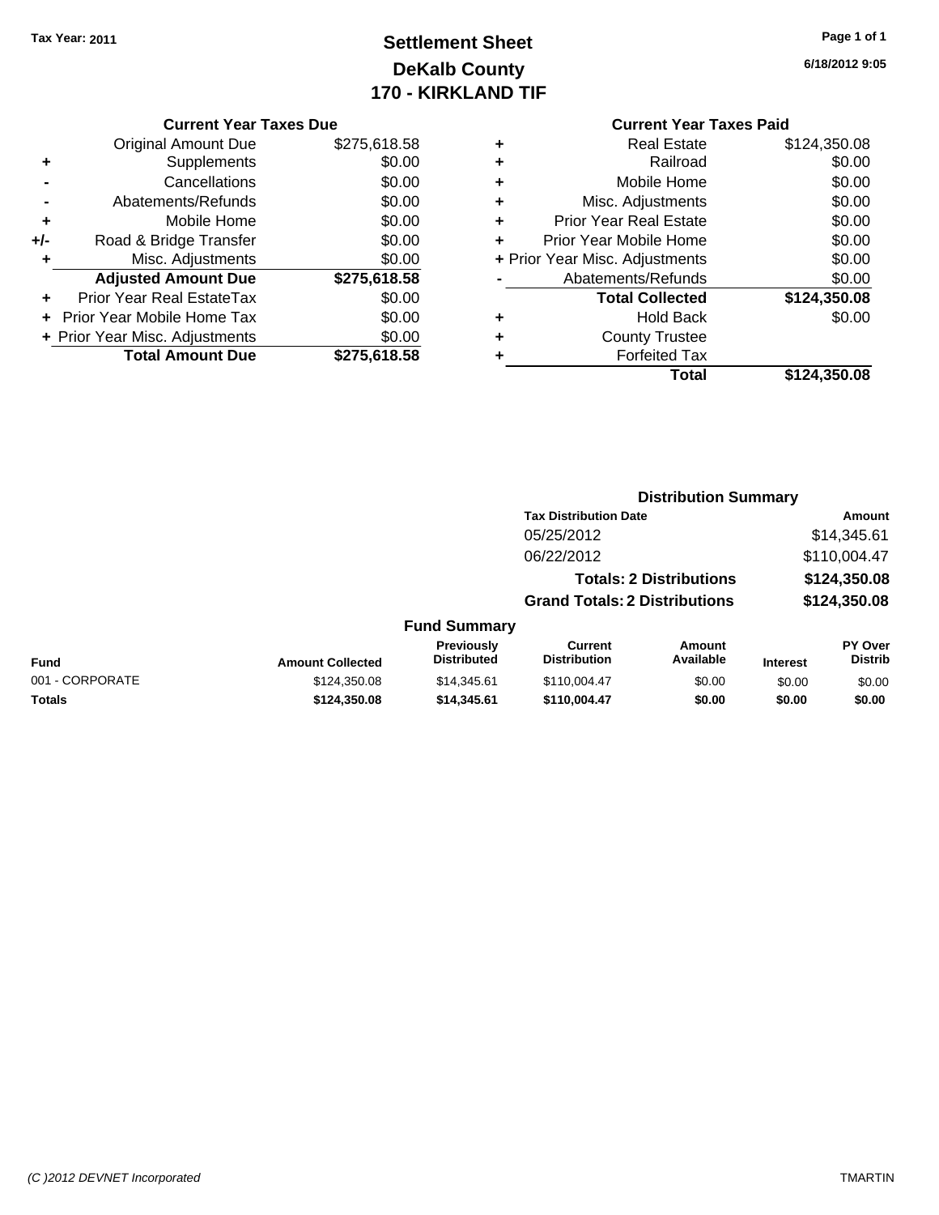Tax Year: 2011

# Settlement Sheet
## DeKalb County
## 170 - KIRKLAND TIF

6/18/2012 9:05

### Current Year Taxes Due

| | | |
|---|---|---|
| | Original Amount Due | $275,618.58 |
| + | Supplements | $0.00 |
| - | Cancellations | $0.00 |
| - | Abatements/Refunds | $0.00 |
| + | Mobile Home | $0.00 |
| +/- | Road & Bridge Transfer | $0.00 |
| + | Misc. Adjustments | $0.00 |
| | **Adjusted Amount Due** | **$275,618.58** |
| + | Prior Year Real EstateTax | $0.00 |
| + | Prior Year Mobile Home Tax | $0.00 |
| + | Prior Year Misc. Adjustments | $0.00 |
| | **Total Amount Due** | **$275,618.58** |

### Current Year Taxes Paid

| | | |
|---|---|---|
| + | Real Estate | $124,350.08 |
| + | Railroad | $0.00 |
| + | Mobile Home | $0.00 |
| + | Misc. Adjustments | $0.00 |
| + | Prior Year Real Estate | $0.00 |
| + | Prior Year Mobile Home | $0.00 |
| + | Prior Year Misc. Adjustments | $0.00 |
| - | Abatements/Refunds | $0.00 |
| | **Total Collected** | **$124,350.08** |
| + | Hold Back | $0.00 |
| + | County Trustee | |
| + | Forfeited Tax | |
| | **Total** | **$124,350.08** |

### Distribution Summary

| Tax Distribution Date | Amount |
|---|---|
| 05/25/2012 | $14,345.61 |
| 06/22/2012 | $110,004.47 |
| **Totals: 2 Distributions** | **$124,350.08** |
| **Grand Totals: 2 Distributions** | **$124,350.08** |

### Fund Summary

| Fund | Amount Collected | Previously Distributed | Current Distribution | Amount Available | Interest | PY Over Distrib |
|---|---|---|---|---|---|---|
| 001 - CORPORATE | $124,350.08 | $14,345.61 | $110,004.47 | $0.00 | $0.00 | $0.00 |
| **Totals** | **$124,350.08** | **$14,345.61** | **$110,004.47** | **$0.00** | **$0.00** | **$0.00** |

(C )2012 DEVNET Incorporated — TMARTIN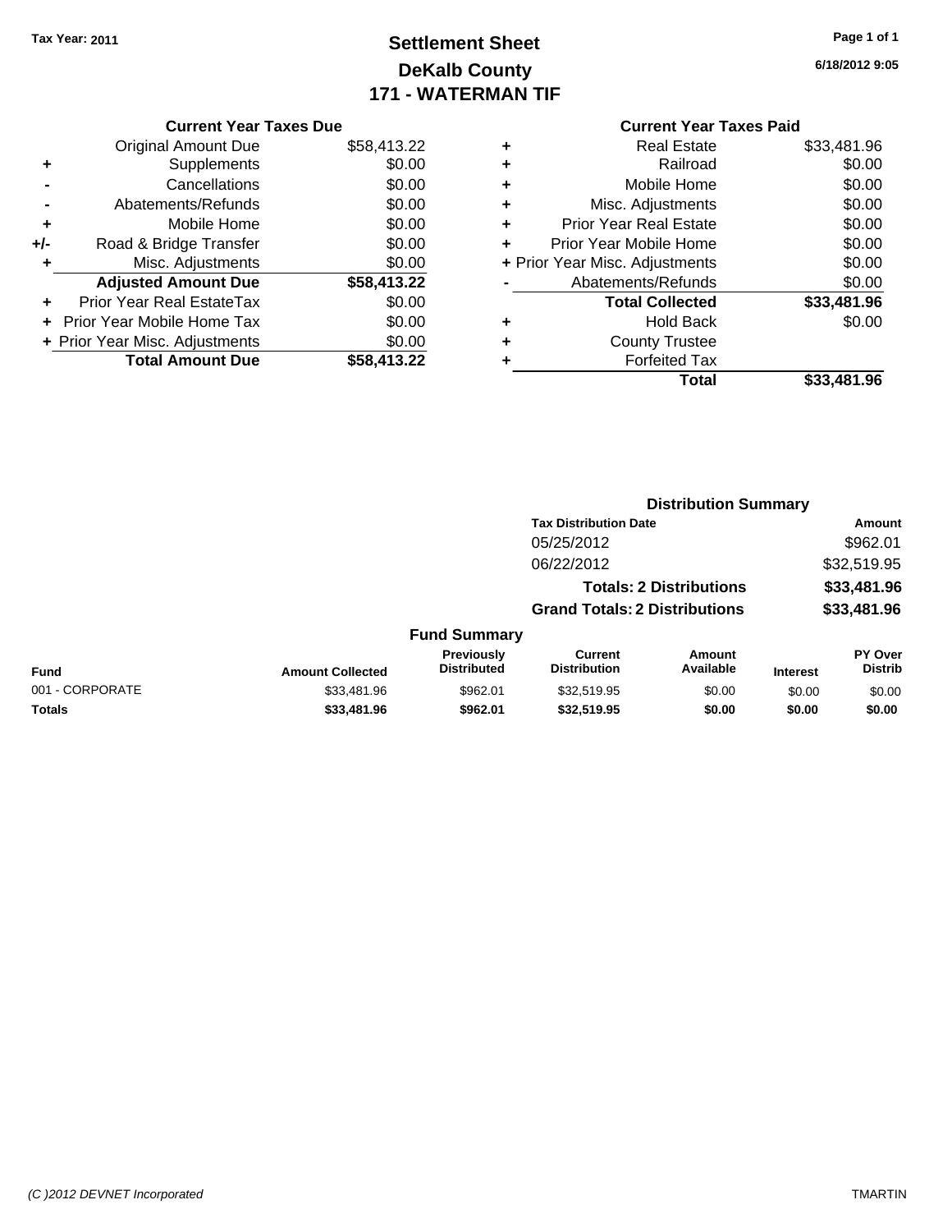Tax Year: 2011

# Settlement Sheet
## DeKalb County
## 171 - WATERMAN TIF

6/18/2012 9:05

### Current Year Taxes Due

| | | |
|---|---|---|
| | Original Amount Due | $58,413.22 |
| + | Supplements | $0.00 |
| - | Cancellations | $0.00 |
| - | Abatements/Refunds | $0.00 |
| + | Mobile Home | $0.00 |
| +/- | Road & Bridge Transfer | $0.00 |
| + | Misc. Adjustments | $0.00 |
| | **Adjusted Amount Due** | **$58,413.22** |
| + | Prior Year Real EstateTax | $0.00 |
| + | Prior Year Mobile Home Tax | $0.00 |
| + | Prior Year Misc. Adjustments | $0.00 |
| | **Total Amount Due** | **$58,413.22** |

### Current Year Taxes Paid

| | | |
|---|---|---|
| + | Real Estate | $33,481.96 |
| + | Railroad | $0.00 |
| + | Mobile Home | $0.00 |
| + | Misc. Adjustments | $0.00 |
| + | Prior Year Real Estate | $0.00 |
| + | Prior Year Mobile Home | $0.00 |
| + | Prior Year Misc. Adjustments | $0.00 |
| - | Abatements/Refunds | $0.00 |
| | **Total Collected** | **$33,481.96** |
| + | Hold Back | $0.00 |
| + | County Trustee | |
| + | Forfeited Tax | |
| | **Total** | **$33,481.96** |

### Distribution Summary

| Tax Distribution Date | Amount |
|---|---|
| 05/25/2012 | $962.01 |
| 06/22/2012 | $32,519.95 |
| **Totals: 2 Distributions** | **$33,481.96** |
| **Grand Totals: 2 Distributions** | **$33,481.96** |

### Fund Summary

| Fund | Amount Collected | Previously Distributed | Current Distribution | Amount Available | Interest | PY Over Distrib |
|---|---|---|---|---|---|---|
| 001 - CORPORATE | $33,481.96 | $962.01 | $32,519.95 | $0.00 | $0.00 | $0.00 |
| **Totals** | **$33,481.96** | **$962.01** | **$32,519.95** | **$0.00** | **$0.00** | **$0.00** |

*(C )2012 DEVNET Incorporated* TMARTIN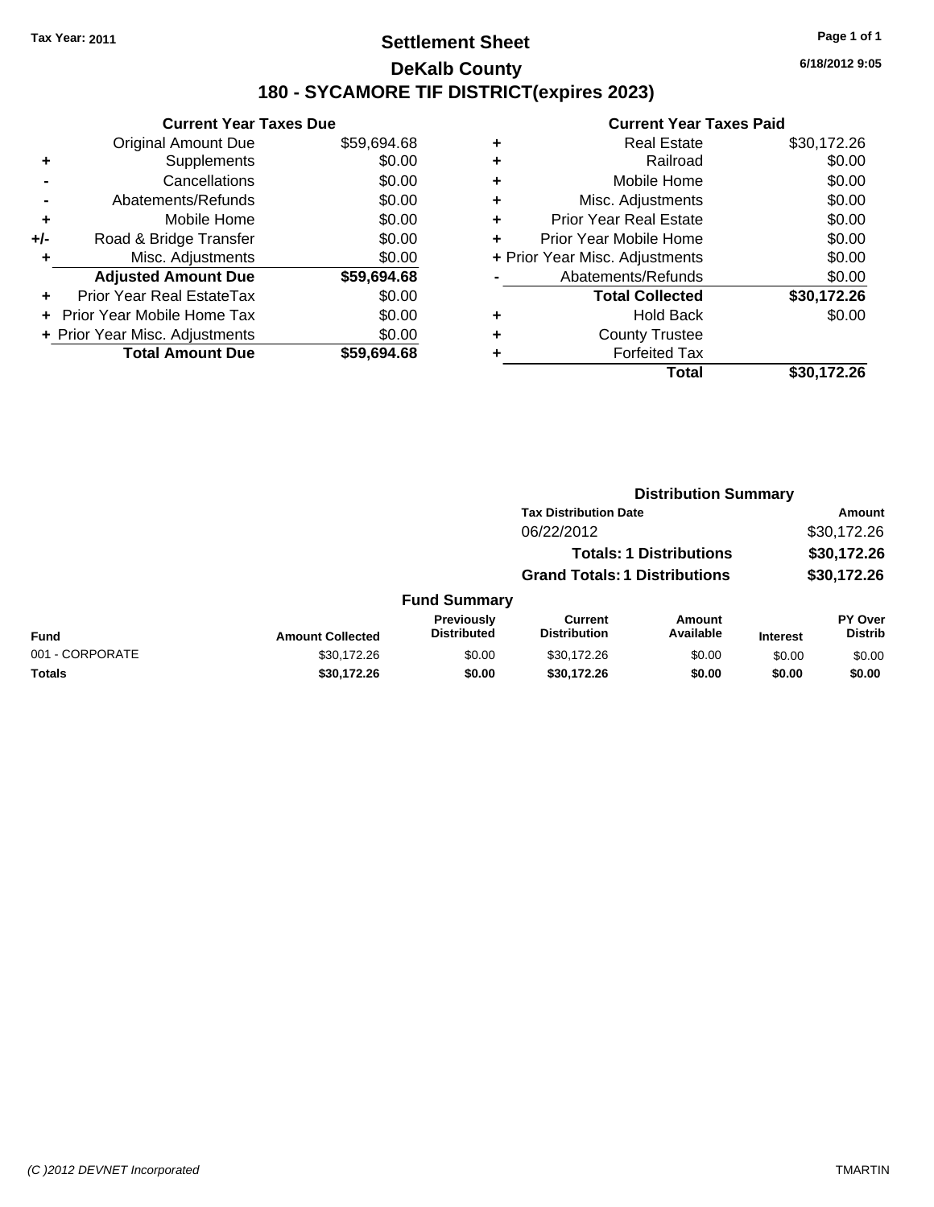Tax Year: 2011

# Settlement Sheet
## DeKalb County
## 180 - SYCAMORE TIF DISTRICT(expires 2023)

6/18/2012 9:05

### Current Year Taxes Due

| | | |
|---|---|---|
| | Original Amount Due | $59,694.68 |
| + | Supplements | $0.00 |
| - | Cancellations | $0.00 |
| - | Abatements/Refunds | $0.00 |
| + | Mobile Home | $0.00 |
| +/- | Road & Bridge Transfer | $0.00 |
| + | Misc. Adjustments | $0.00 |
| | **Adjusted Amount Due** | **$59,694.68** |
| + | Prior Year Real EstateTax | $0.00 |
| + | Prior Year Mobile Home Tax | $0.00 |
| + | Prior Year Misc. Adjustments | $0.00 |
| | **Total Amount Due** | **$59,694.68** |

### Current Year Taxes Paid

| | | |
|---|---|---|
| + | Real Estate | $30,172.26 |
| + | Railroad | $0.00 |
| + | Mobile Home | $0.00 |
| + | Misc. Adjustments | $0.00 |
| + | Prior Year Real Estate | $0.00 |
| + | Prior Year Mobile Home | $0.00 |
| + | Prior Year Misc. Adjustments | $0.00 |
| - | Abatements/Refunds | $0.00 |
| | **Total Collected** | **$30,172.26** |
| + | Hold Back | $0.00 |
| + | County Trustee | |
| + | Forfeited Tax | |
| | **Total** | **$30,172.26** |

### Distribution Summary

| Tax Distribution Date | Amount |
|---|---|
| 06/22/2012 | $30,172.26 |
| **Totals: 1 Distributions** | **$30,172.26** |
| **Grand Totals: 1 Distributions** | **$30,172.26** |

### Fund Summary

| Fund | Amount Collected | Previously Distributed | Current Distribution | Amount Available | Interest | PY Over Distrib |
|---|---|---|---|---|---|---|
| 001 - CORPORATE | $30,172.26 | $0.00 | $30,172.26 | $0.00 | $0.00 | $0.00 |
| **Totals** | **$30,172.26** | **$0.00** | **$30,172.26** | **$0.00** | **$0.00** | **$0.00** |

(C )2012 DEVNET Incorporated TMARTIN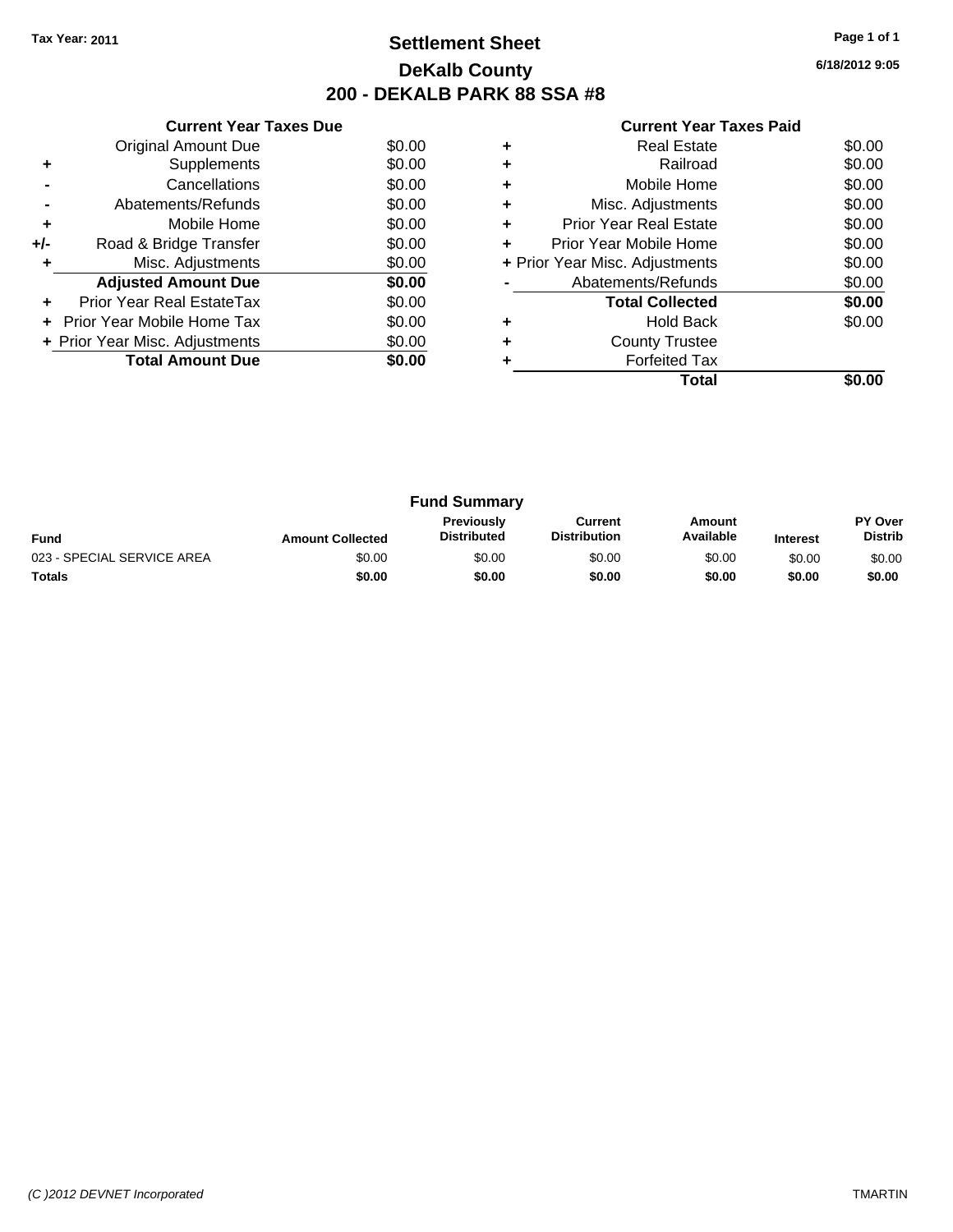Tax Year: 2011

# Settlement Sheet
## DeKalb County
## 200 - DEKALB PARK 88 SSA #8

6/18/2012 9:05

| | Current Year Taxes Due | |
|---|---|---|
| | Original Amount Due | $0.00 |
| + | Supplements | $0.00 |
| - | Cancellations | $0.00 |
| - | Abatements/Refunds | $0.00 |
| + | Mobile Home | $0.00 |
| +/- | Road & Bridge Transfer | $0.00 |
| + | Misc. Adjustments | $0.00 |
| | **Adjusted Amount Due** | **$0.00** |
| + | Prior Year Real EstateTax | $0.00 |
| + | Prior Year Mobile Home Tax | $0.00 |
| + | Prior Year Misc. Adjustments | $0.00 |
| | **Total Amount Due** | **$0.00** |

| | Current Year Taxes Paid | |
|---|---|---|
| + | Real Estate | $0.00 |
| + | Railroad | $0.00 |
| + | Mobile Home | $0.00 |
| + | Misc. Adjustments | $0.00 |
| + | Prior Year Real Estate | $0.00 |
| + | Prior Year Mobile Home | $0.00 |
| + | Prior Year Misc. Adjustments | $0.00 |
| - | Abatements/Refunds | $0.00 |
| | **Total Collected** | **$0.00** |
| + | Hold Back | $0.00 |
| + | County Trustee | |
| + | Forfeited Tax | |
| | **Total** | **$0.00** |

### Fund Summary

| Fund | Amount Collected | Previously Distributed | Current Distribution | Amount Available | Interest | PY Over Distrib |
|---|---|---|---|---|---|---|
| 023 - SPECIAL SERVICE AREA | $0.00 | $0.00 | $0.00 | $0.00 | $0.00 | $0.00 |
| **Totals** | **$0.00** | **$0.00** | **$0.00** | **$0.00** | **$0.00** | **$0.00** |

(C )2012 DEVNET Incorporated TMARTIN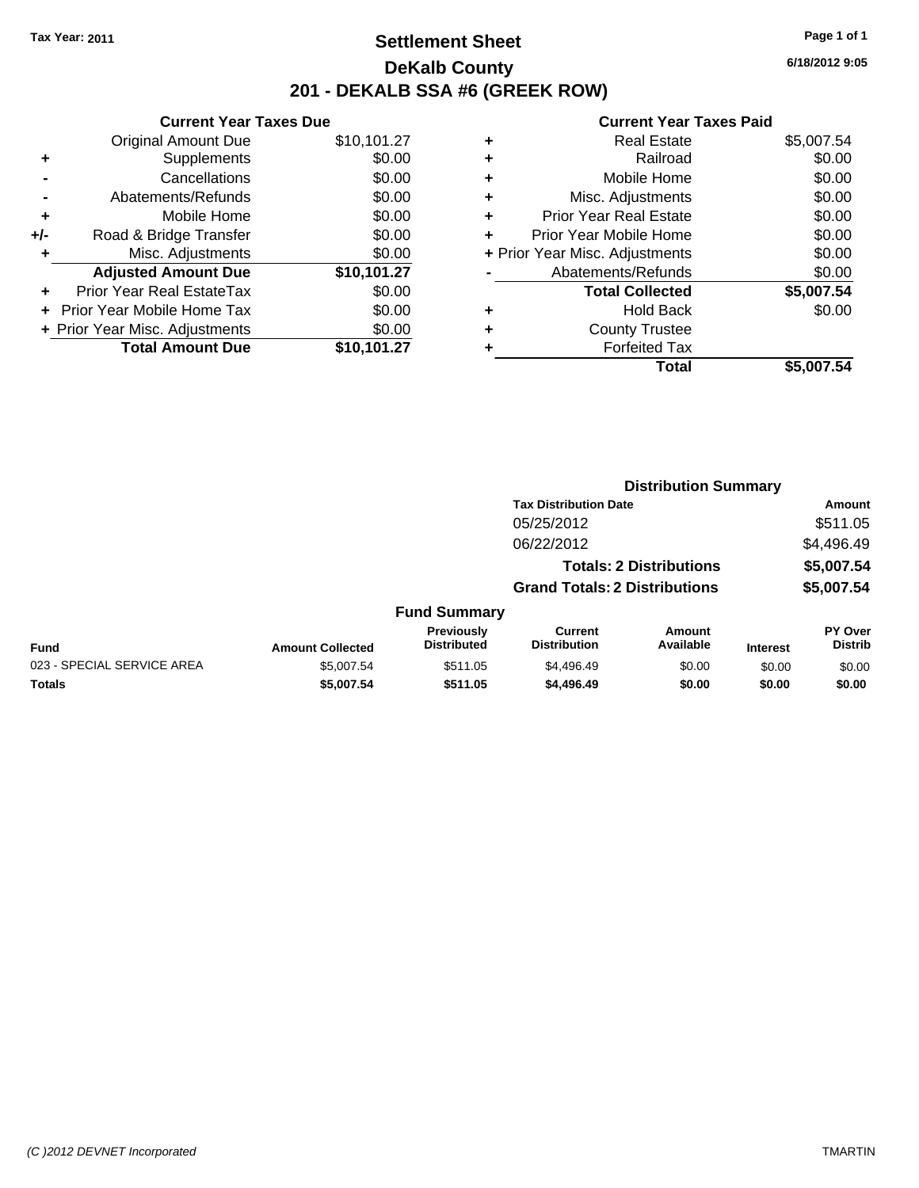Tax Year: 2011

# Settlement Sheet

## DeKalb County

## 201 - DEKALB SSA #6 (GREEK ROW)

6/18/2012 9:05

### Current Year Taxes Due

| | | |
|---|---|---|
| | Original Amount Due | $10,101.27 |
| + | Supplements | $0.00 |
| - | Cancellations | $0.00 |
| - | Abatements/Refunds | $0.00 |
| + | Mobile Home | $0.00 |
| +/- | Road & Bridge Transfer | $0.00 |
| + | Misc. Adjustments | $0.00 |
| | **Adjusted Amount Due** | **$10,101.27** |
| + | Prior Year Real EstateTax | $0.00 |
| + | Prior Year Mobile Home Tax | $0.00 |
| + | Prior Year Misc. Adjustments | $0.00 |
| | **Total Amount Due** | **$10,101.27** |

### Current Year Taxes Paid

| | | |
|---|---|---|
| + | Real Estate | $5,007.54 |
| + | Railroad | $0.00 |
| + | Mobile Home | $0.00 |
| + | Misc. Adjustments | $0.00 |
| + | Prior Year Real Estate | $0.00 |
| + | Prior Year Mobile Home | $0.00 |
| + | Prior Year Misc. Adjustments | $0.00 |
| - | Abatements/Refunds | $0.00 |
| | **Total Collected** | **$5,007.54** |
| + | Hold Back | $0.00 |
| + | County Trustee | |
| + | Forfeited Tax | |
| | **Total** | **$5,007.54** |

### Distribution Summary

| Tax Distribution Date | Amount |
|---|---|
| 05/25/2012 | $511.05 |
| 06/22/2012 | $4,496.49 |
| **Totals: 2 Distributions** | **$5,007.54** |
| **Grand Totals: 2 Distributions** | **$5,007.54** |

### Fund Summary

| Fund | Amount Collected | Previously Distributed | Current Distribution | Amount Available | Interest | PY Over Distrib |
|---|---|---|---|---|---|---|
| 023 - SPECIAL SERVICE AREA | $5,007.54 | $511.05 | $4,496.49 | $0.00 | $0.00 | $0.00 |
| **Totals** | **$5,007.54** | **$511.05** | **$4,496.49** | **$0.00** | **$0.00** | **$0.00** |

(C )2012 DEVNET Incorporated TMARTIN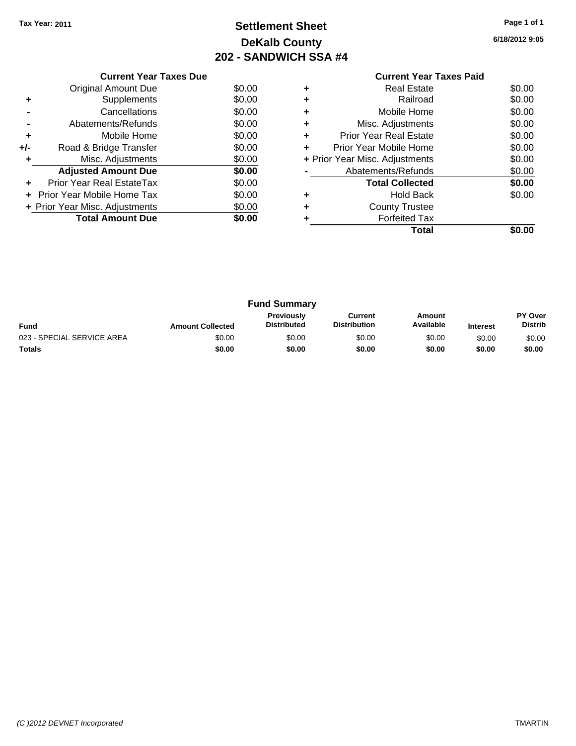Tax Year: 2011

# Settlement Sheet
## DeKalb County
## 202 - SANDWICH SSA #4

6/18/2012 9:05

### Current Year Taxes Due

| | | |
|---|---|---|
| | Original Amount Due | $0.00 |
| + | Supplements | $0.00 |
| - | Cancellations | $0.00 |
| - | Abatements/Refunds | $0.00 |
| + | Mobile Home | $0.00 |
| +/- | Road & Bridge Transfer | $0.00 |
| + | Misc. Adjustments | $0.00 |
| | **Adjusted Amount Due** | **$0.00** |
| + | Prior Year Real EstateTax | $0.00 |
| + | Prior Year Mobile Home Tax | $0.00 |
| + | Prior Year Misc. Adjustments | $0.00 |
| | **Total Amount Due** | **$0.00** |

### Current Year Taxes Paid

| | | |
|---|---|---|
| + | Real Estate | $0.00 |
| + | Railroad | $0.00 |
| + | Mobile Home | $0.00 |
| + | Misc. Adjustments | $0.00 |
| + | Prior Year Real Estate | $0.00 |
| + | Prior Year Mobile Home | $0.00 |
| + | Prior Year Misc. Adjustments | $0.00 |
| - | Abatements/Refunds | $0.00 |
| | **Total Collected** | **$0.00** |
| + | Hold Back | $0.00 |
| + | County Trustee | |
| + | Forfeited Tax | |
| | **Total** | **$0.00** |

### Fund Summary

| Fund | Amount Collected | Previously Distributed | Current Distribution | Amount Available | Interest | PY Over Distrib |
|---|---|---|---|---|---|---|
| 023 - SPECIAL SERVICE AREA | $0.00 | $0.00 | $0.00 | $0.00 | $0.00 | $0.00 |
| **Totals** | **$0.00** | **$0.00** | **$0.00** | **$0.00** | **$0.00** | **$0.00** |

(C )2012 DEVNET Incorporated TMARTIN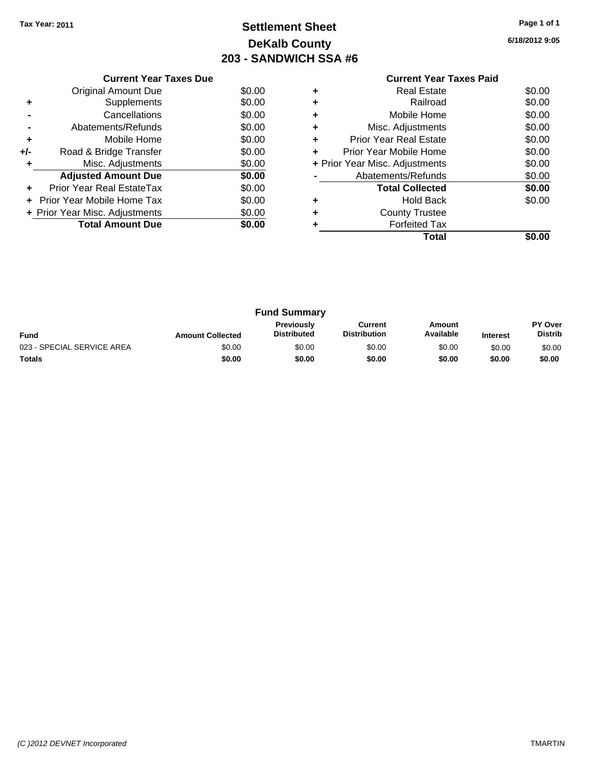**Tax Year: 2011**

# Settlement Sheet
## DeKalb County
## 203 - SANDWICH SSA #6

6/18/2012 9:05

### Current Year Taxes Due

| | | |
|---|---|---|
| | Original Amount Due | $0.00 |
| + | Supplements | $0.00 |
| - | Cancellations | $0.00 |
| - | Abatements/Refunds | $0.00 |
| + | Mobile Home | $0.00 |
| +/- | Road & Bridge Transfer | $0.00 |
| + | Misc. Adjustments | $0.00 |
| | **Adjusted Amount Due** | **$0.00** |
| + | Prior Year Real EstateTax | $0.00 |
| + | Prior Year Mobile Home Tax | $0.00 |
| + | Prior Year Misc. Adjustments | $0.00 |
| | **Total Amount Due** | **$0.00** |

### Current Year Taxes Paid

| | | |
|---|---|---|
| + | Real Estate | $0.00 |
| + | Railroad | $0.00 |
| + | Mobile Home | $0.00 |
| + | Misc. Adjustments | $0.00 |
| + | Prior Year Real Estate | $0.00 |
| + | Prior Year Mobile Home | $0.00 |
| + | Prior Year Misc. Adjustments | $0.00 |
| - | Abatements/Refunds | $0.00 |
| | **Total Collected** | **$0.00** |
| + | Hold Back | $0.00 |
| + | County Trustee | |
| + | Forfeited Tax | |
| | **Total** | **$0.00** |

### Fund Summary

| Fund | Amount Collected | Previously Distributed | Current Distribution | Amount Available | Interest | PY Over Distrib |
|---|---|---|---|---|---|---|
| 023 - SPECIAL SERVICE AREA | $0.00 | $0.00 | $0.00 | $0.00 | $0.00 | $0.00 |
| **Totals** | **$0.00** | **$0.00** | **$0.00** | **$0.00** | **$0.00** | **$0.00** |

*(C )2012 DEVNET Incorporated* TMARTIN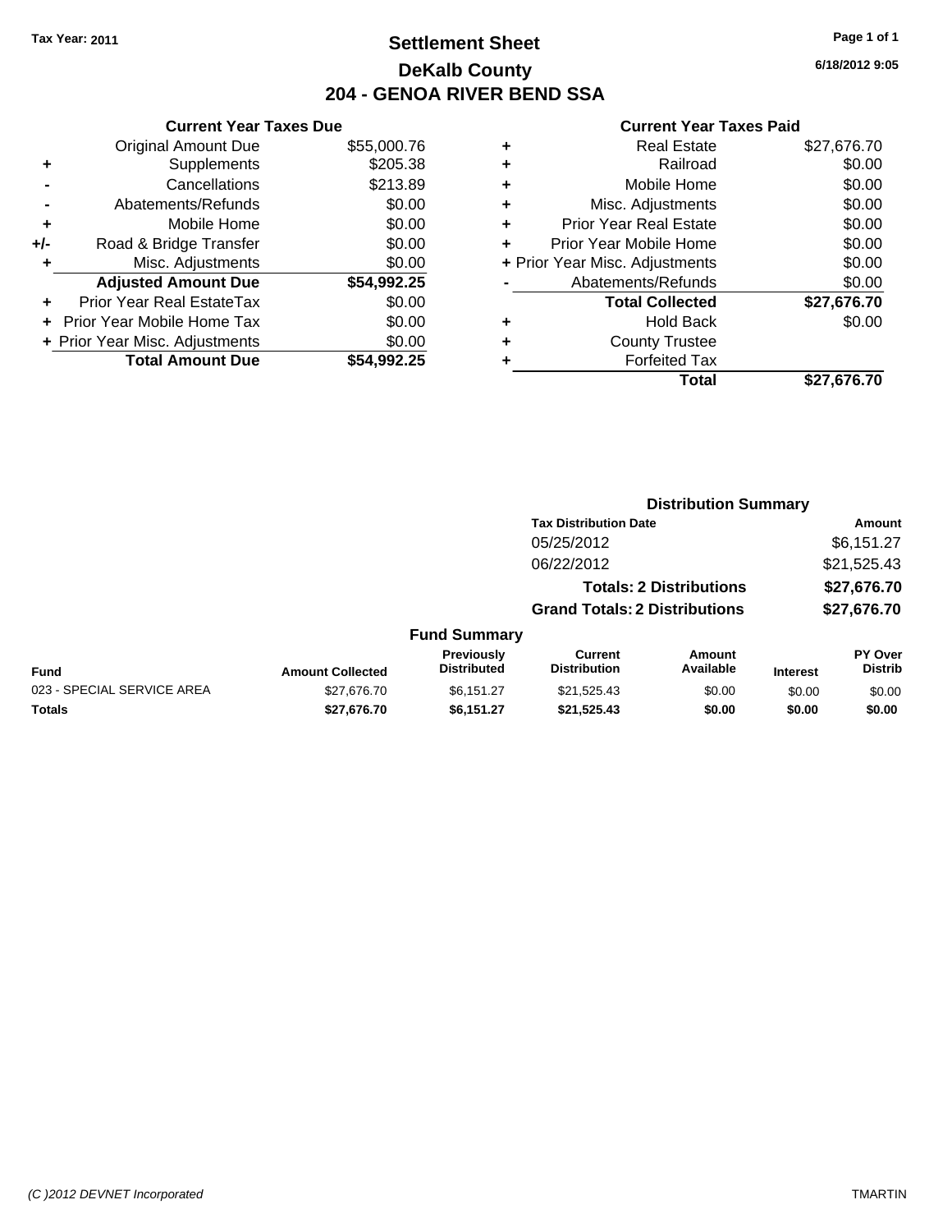Tax Year: 2011

# Settlement Sheet
## DeKalb County
## 204 - GENOA RIVER BEND SSA

6/18/2012 9:05

### Current Year Taxes Due

| | | |
|---|---|---|
| | Original Amount Due | $55,000.76 |
| + | Supplements | $205.38 |
| - | Cancellations | $213.89 |
| - | Abatements/Refunds | $0.00 |
| + | Mobile Home | $0.00 |
| +/- | Road & Bridge Transfer | $0.00 |
| + | Misc. Adjustments | $0.00 |
| | **Adjusted Amount Due** | **$54,992.25** |
| + | Prior Year Real EstateTax | $0.00 |
| + | Prior Year Mobile Home Tax | $0.00 |
| + | Prior Year Misc. Adjustments | $0.00 |
| | **Total Amount Due** | **$54,992.25** |

### Current Year Taxes Paid

| | | |
|---|---|---|
| + | Real Estate | $27,676.70 |
| + | Railroad | $0.00 |
| + | Mobile Home | $0.00 |
| + | Misc. Adjustments | $0.00 |
| + | Prior Year Real Estate | $0.00 |
| + | Prior Year Mobile Home | $0.00 |
| + | Prior Year Misc. Adjustments | $0.00 |
| - | Abatements/Refunds | $0.00 |
| | **Total Collected** | **$27,676.70** |
| + | Hold Back | $0.00 |
| + | County Trustee | |
| + | Forfeited Tax | |
| | **Total** | **$27,676.70** |

### Distribution Summary

| Tax Distribution Date | Amount |
|---|---|
| 05/25/2012 | $6,151.27 |
| 06/22/2012 | $21,525.43 |
| **Totals: 2 Distributions** | **$27,676.70** |
| **Grand Totals: 2 Distributions** | **$27,676.70** |

### Fund Summary

| Fund | Amount Collected | Previously Distributed | Current Distribution | Amount Available | Interest | PY Over Distrib |
|---|---|---|---|---|---|---|
| 023 - SPECIAL SERVICE AREA | $27,676.70 | $6,151.27 | $21,525.43 | $0.00 | $0.00 | $0.00 |
| **Totals** | **$27,676.70** | **$6,151.27** | **$21,525.43** | **$0.00** | **$0.00** | **$0.00** |

(C )2012 DEVNET Incorporated TMARTIN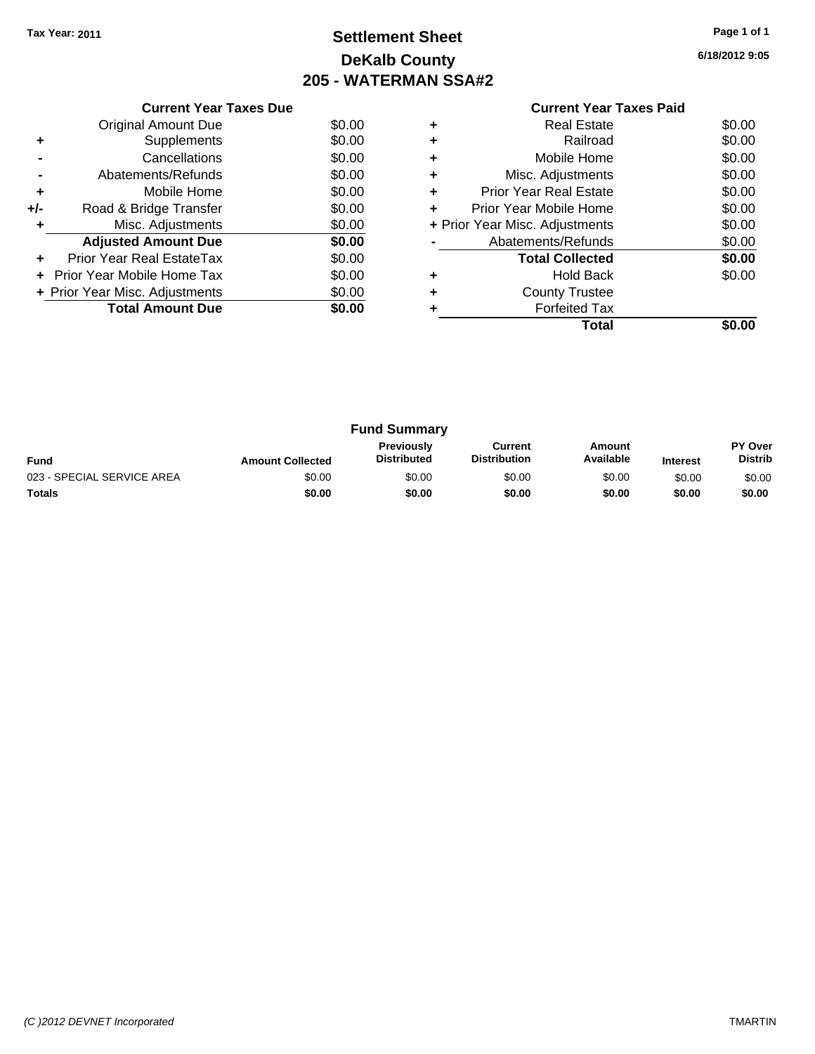Tax Year: 2011

# Settlement Sheet
## DeKalb County
## 205 - WATERMAN SSA#2

6/18/2012 9:05

### Current Year Taxes Due

| | | |
|---|---|---|
| | Original Amount Due | $0.00 |
| + | Supplements | $0.00 |
| - | Cancellations | $0.00 |
| - | Abatements/Refunds | $0.00 |
| + | Mobile Home | $0.00 |
| +/- | Road & Bridge Transfer | $0.00 |
| + | Misc. Adjustments | $0.00 |
| | **Adjusted Amount Due** | **$0.00** |
| + | Prior Year Real EstateTax | $0.00 |
| + | Prior Year Mobile Home Tax | $0.00 |
| + | Prior Year Misc. Adjustments | $0.00 |
| | **Total Amount Due** | **$0.00** |

### Current Year Taxes Paid

| | | |
|---|---|---|
| + | Real Estate | $0.00 |
| + | Railroad | $0.00 |
| + | Mobile Home | $0.00 |
| + | Misc. Adjustments | $0.00 |
| + | Prior Year Real Estate | $0.00 |
| + | Prior Year Mobile Home | $0.00 |
| + | Prior Year Misc. Adjustments | $0.00 |
| - | Abatements/Refunds | $0.00 |
| | **Total Collected** | **$0.00** |
| + | Hold Back | $0.00 |
| + | County Trustee | |
| + | Forfeited Tax | |
| | **Total** | **$0.00** |

### Fund Summary

| Fund | Amount Collected | Previously Distributed | Current Distribution | Amount Available | Interest | PY Over Distrib |
|---|---|---|---|---|---|---|
| 023 - SPECIAL SERVICE AREA | $0.00 | $0.00 | $0.00 | $0.00 | $0.00 | $0.00 |
| **Totals** | **$0.00** | **$0.00** | **$0.00** | **$0.00** | **$0.00** | **$0.00** |

(C )2012 DEVNET Incorporated TMARTIN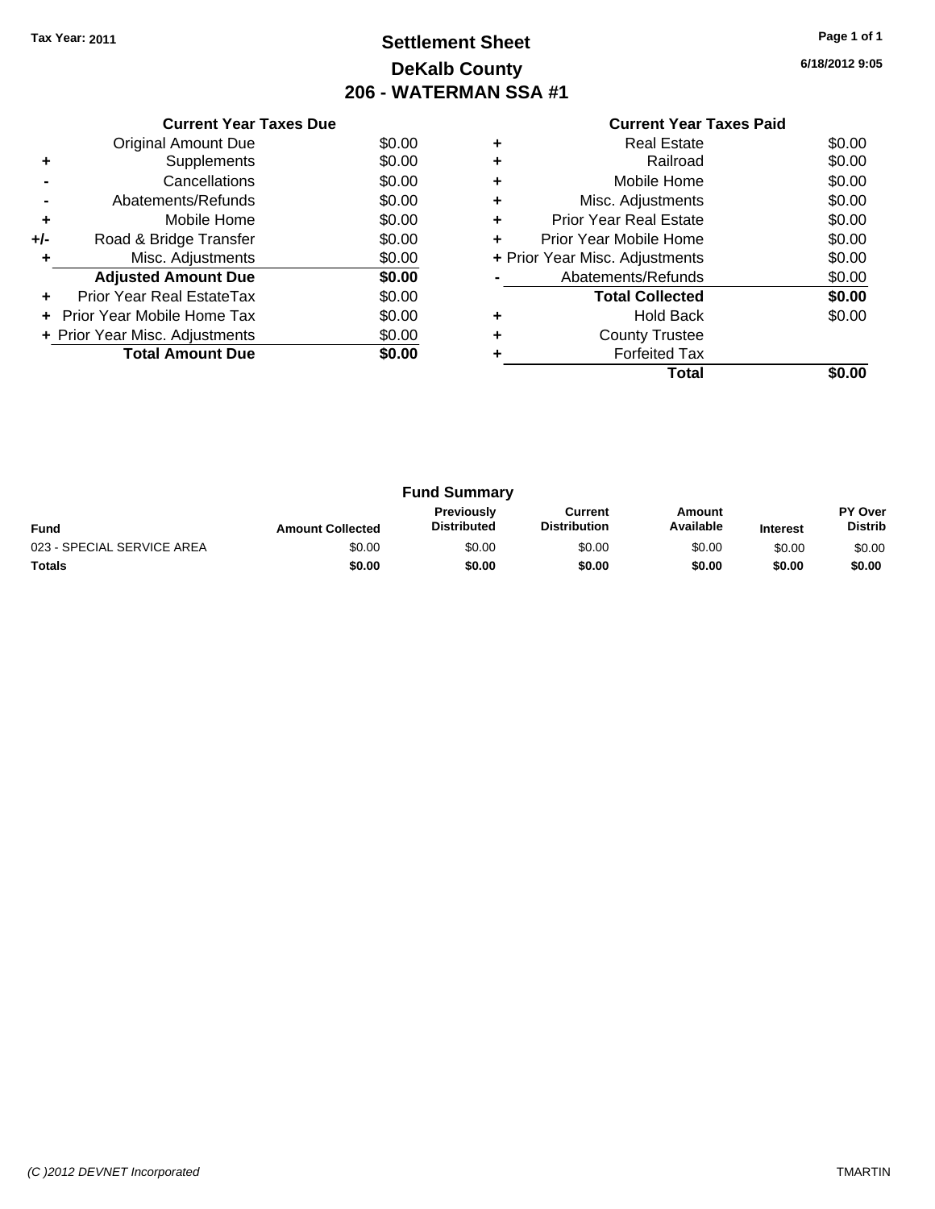Tax Year: 2011

# Settlement Sheet
## DeKalb County
## 206 - WATERMAN SSA #1

6/18/2012 9:05

### Current Year Taxes Due

| | | |
|---|---|---|
| | Original Amount Due | $0.00 |
| + | Supplements | $0.00 |
| - | Cancellations | $0.00 |
| - | Abatements/Refunds | $0.00 |
| + | Mobile Home | $0.00 |
| +/- | Road & Bridge Transfer | $0.00 |
| + | Misc. Adjustments | $0.00 |
| | **Adjusted Amount Due** | **$0.00** |
| + | Prior Year Real EstateTax | $0.00 |
| + | Prior Year Mobile Home Tax | $0.00 |
| + | Prior Year Misc. Adjustments | $0.00 |
| | **Total Amount Due** | **$0.00** |

### Current Year Taxes Paid

| | | |
|---|---|---|
| + | Real Estate | $0.00 |
| + | Railroad | $0.00 |
| + | Mobile Home | $0.00 |
| + | Misc. Adjustments | $0.00 |
| + | Prior Year Real Estate | $0.00 |
| + | Prior Year Mobile Home | $0.00 |
| + | Prior Year Misc. Adjustments | $0.00 |
| - | Abatements/Refunds | $0.00 |
| | **Total Collected** | **$0.00** |
| + | Hold Back | $0.00 |
| + | County Trustee | |
| + | Forfeited Tax | |
| | **Total** | **$0.00** |

### Fund Summary

| Fund | Amount Collected | Previously Distributed | Current Distribution | Amount Available | Interest | PY Over Distrib |
|---|---|---|---|---|---|---|
| 023 - SPECIAL SERVICE AREA | $0.00 | $0.00 | $0.00 | $0.00 | $0.00 | $0.00 |
| **Totals** | **$0.00** | **$0.00** | **$0.00** | **$0.00** | **$0.00** | **$0.00** |

*(C )2012 DEVNET Incorporated* TMARTIN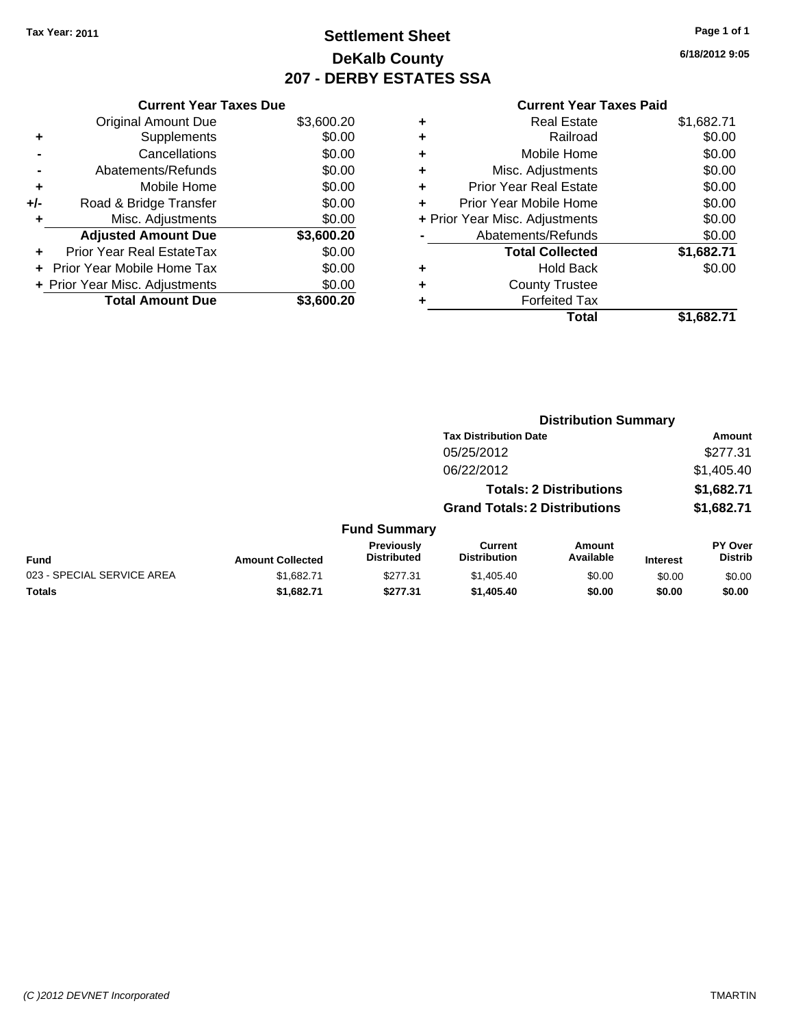Tax Year: 2011

# Settlement Sheet
## DeKalb County
## 207 - DERBY ESTATES SSA

6/18/2012 9:05

### Current Year Taxes Due

| | | |
|---|---|---|
| | Original Amount Due | $3,600.20 |
| + | Supplements | $0.00 |
| - | Cancellations | $0.00 |
| - | Abatements/Refunds | $0.00 |
| + | Mobile Home | $0.00 |
| +/- | Road & Bridge Transfer | $0.00 |
| + | Misc. Adjustments | $0.00 |
| | **Adjusted Amount Due** | **$3,600.20** |
| + | Prior Year Real EstateTax | $0.00 |
| + | Prior Year Mobile Home Tax | $0.00 |
| + | Prior Year Misc. Adjustments | $0.00 |
| | **Total Amount Due** | **$3,600.20** |

### Current Year Taxes Paid

| | | |
|---|---|---|
| + | Real Estate | $1,682.71 |
| + | Railroad | $0.00 |
| + | Mobile Home | $0.00 |
| + | Misc. Adjustments | $0.00 |
| + | Prior Year Real Estate | $0.00 |
| + | Prior Year Mobile Home | $0.00 |
| + | Prior Year Misc. Adjustments | $0.00 |
| - | Abatements/Refunds | $0.00 |
| | **Total Collected** | **$1,682.71** |
| + | Hold Back | $0.00 |
| + | County Trustee | |
| + | Forfeited Tax | |
| | **Total** | **$1,682.71** |

### Distribution Summary

| Tax Distribution Date | Amount |
|---|---|
| 05/25/2012 | $277.31 |
| 06/22/2012 | $1,405.40 |
| **Totals: 2 Distributions** | **$1,682.71** |
| **Grand Totals: 2 Distributions** | **$1,682.71** |

### Fund Summary

| Fund | Amount Collected | Previously Distributed | Current Distribution | Amount Available | Interest | PY Over Distrib |
|---|---|---|---|---|---|---|
| 023 - SPECIAL SERVICE AREA | $1,682.71 | $277.31 | $1,405.40 | $0.00 | $0.00 | $0.00 |
| **Totals** | **$1,682.71** | **$277.31** | **$1,405.40** | **$0.00** | **$0.00** | **$0.00** |

(C )2012 DEVNET Incorporated TMARTIN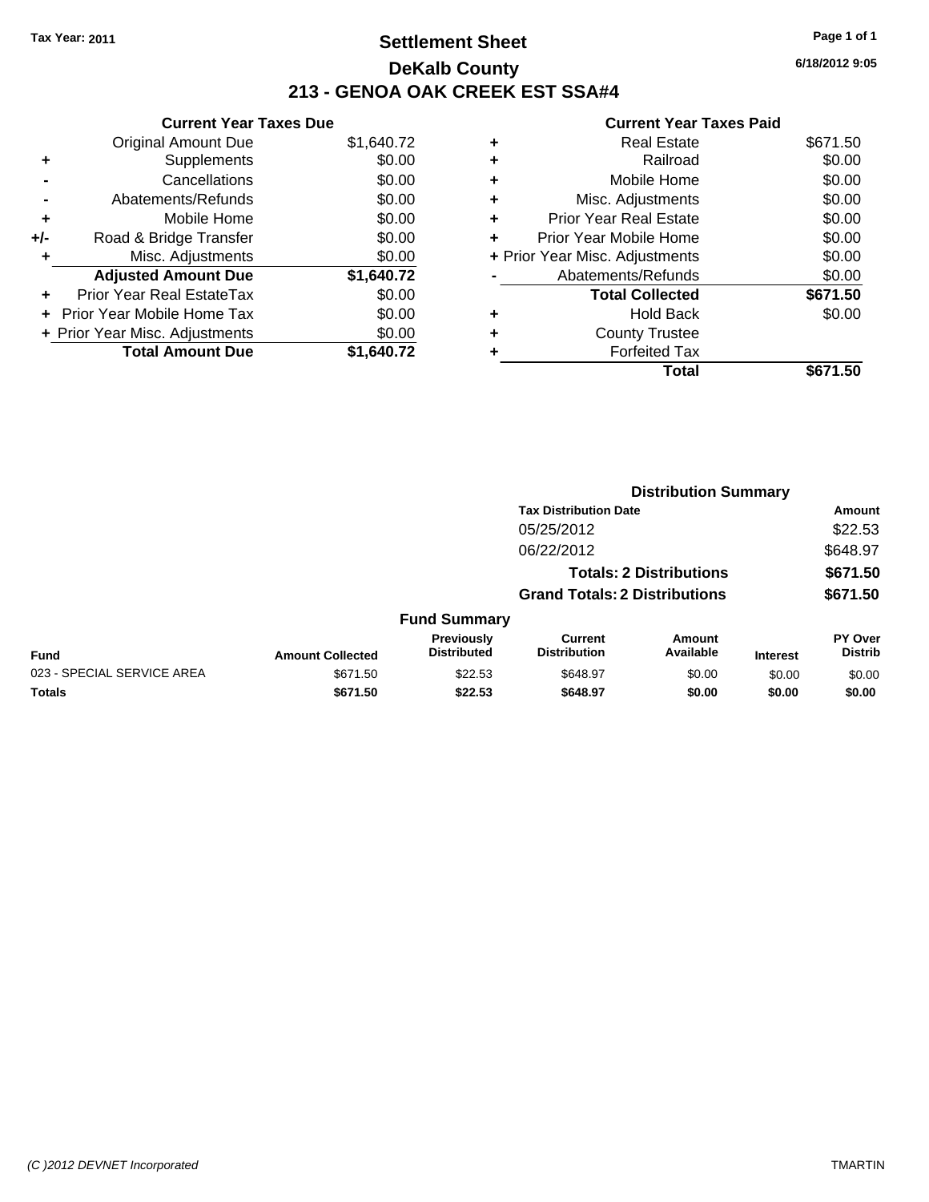Tax Year: 2011

# Settlement Sheet

## DeKalb County

## 213 - GENOA OAK CREEK EST SSA#4

6/18/2012 9:05

### Current Year Taxes Due

| | | |
|---|---|---|
| | Original Amount Due | $1,640.72 |
| + | Supplements | $0.00 |
| - | Cancellations | $0.00 |
| - | Abatements/Refunds | $0.00 |
| + | Mobile Home | $0.00 |
| +/- | Road & Bridge Transfer | $0.00 |
| + | Misc. Adjustments | $0.00 |
| | **Adjusted Amount Due** | **$1,640.72** |
| + | Prior Year Real EstateTax | $0.00 |
| + | Prior Year Mobile Home Tax | $0.00 |
| + | Prior Year Misc. Adjustments | $0.00 |
| | **Total Amount Due** | **$1,640.72** |

### Current Year Taxes Paid

| | | |
|---|---|---|
| + | Real Estate | $671.50 |
| + | Railroad | $0.00 |
| + | Mobile Home | $0.00 |
| + | Misc. Adjustments | $0.00 |
| + | Prior Year Real Estate | $0.00 |
| + | Prior Year Mobile Home | $0.00 |
| + | Prior Year Misc. Adjustments | $0.00 |
| - | Abatements/Refunds | $0.00 |
| | **Total Collected** | **$671.50** |
| + | Hold Back | $0.00 |
| + | County Trustee | |
| + | Forfeited Tax | |
| | **Total** | **$671.50** |

### Distribution Summary

| Tax Distribution Date | Amount |
|---|---|
| 05/25/2012 | $22.53 |
| 06/22/2012 | $648.97 |
| **Totals: 2 Distributions** | **$671.50** |
| **Grand Totals: 2 Distributions** | **$671.50** |

### Fund Summary

| Fund | Amount Collected | Previously Distributed | Current Distribution | Amount Available | Interest | PY Over Distrib |
|---|---|---|---|---|---|---|
| 023 - SPECIAL SERVICE AREA | $671.50 | $22.53 | $648.97 | $0.00 | $0.00 | $0.00 |
| **Totals** | **$671.50** | **$22.53** | **$648.97** | **$0.00** | **$0.00** | **$0.00** |

(C )2012 DEVNET Incorporated — TMARTIN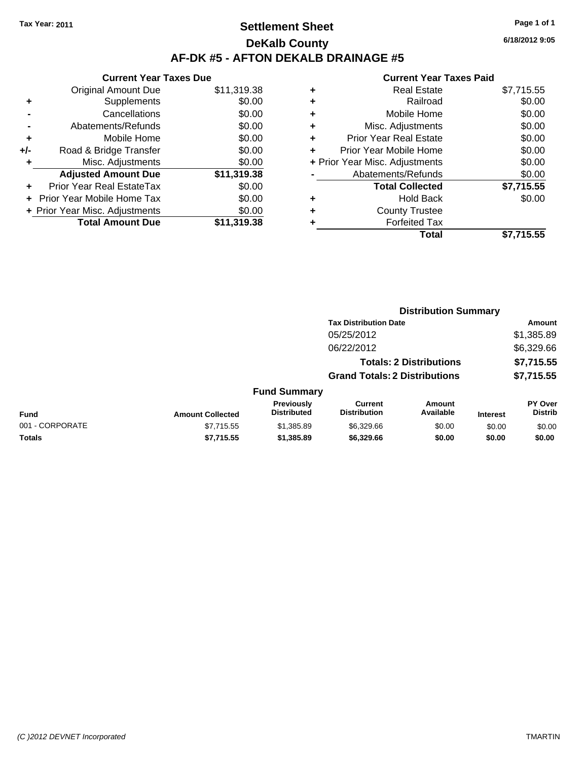Tax Year: 2011

# Settlement Sheet
## DeKalb County
## AF-DK #5 - AFTON DEKALB DRAINAGE #5

6/18/2012 9:05

### Current Year Taxes Due

| | | |
|---|---|---|
| | Original Amount Due | $11,319.38 |
| + | Supplements | $0.00 |
| - | Cancellations | $0.00 |
| - | Abatements/Refunds | $0.00 |
| + | Mobile Home | $0.00 |
| +/- | Road & Bridge Transfer | $0.00 |
| + | Misc. Adjustments | $0.00 |
| | **Adjusted Amount Due** | **$11,319.38** |
| + | Prior Year Real EstateTax | $0.00 |
| + | Prior Year Mobile Home Tax | $0.00 |
| + | Prior Year Misc. Adjustments | $0.00 |
| | **Total Amount Due** | **$11,319.38** |

### Current Year Taxes Paid

| | | |
|---|---|---|
| + | Real Estate | $7,715.55 |
| + | Railroad | $0.00 |
| + | Mobile Home | $0.00 |
| + | Misc. Adjustments | $0.00 |
| + | Prior Year Real Estate | $0.00 |
| + | Prior Year Mobile Home | $0.00 |
| + | Prior Year Misc. Adjustments | $0.00 |
| - | Abatements/Refunds | $0.00 |
| | **Total Collected** | **$7,715.55** |
| + | Hold Back | $0.00 |
| + | County Trustee | |
| + | Forfeited Tax | |
| | **Total** | **$7,715.55** |

### Distribution Summary

| Tax Distribution Date | Amount |
|---|---|
| 05/25/2012 | $1,385.89 |
| 06/22/2012 | $6,329.66 |
| **Totals: 2 Distributions** | **$7,715.55** |
| **Grand Totals: 2 Distributions** | **$7,715.55** |

### Fund Summary

| Fund | Amount Collected | Previously Distributed | Current Distribution | Amount Available | Interest | PY Over Distrib |
|---|---|---|---|---|---|---|
| 001 - CORPORATE | $7,715.55 | $1,385.89 | $6,329.66 | $0.00 | $0.00 | $0.00 |
| **Totals** | **$7,715.55** | **$1,385.89** | **$6,329.66** | **$0.00** | **$0.00** | **$0.00** |

(C )2012 DEVNET Incorporated TMARTIN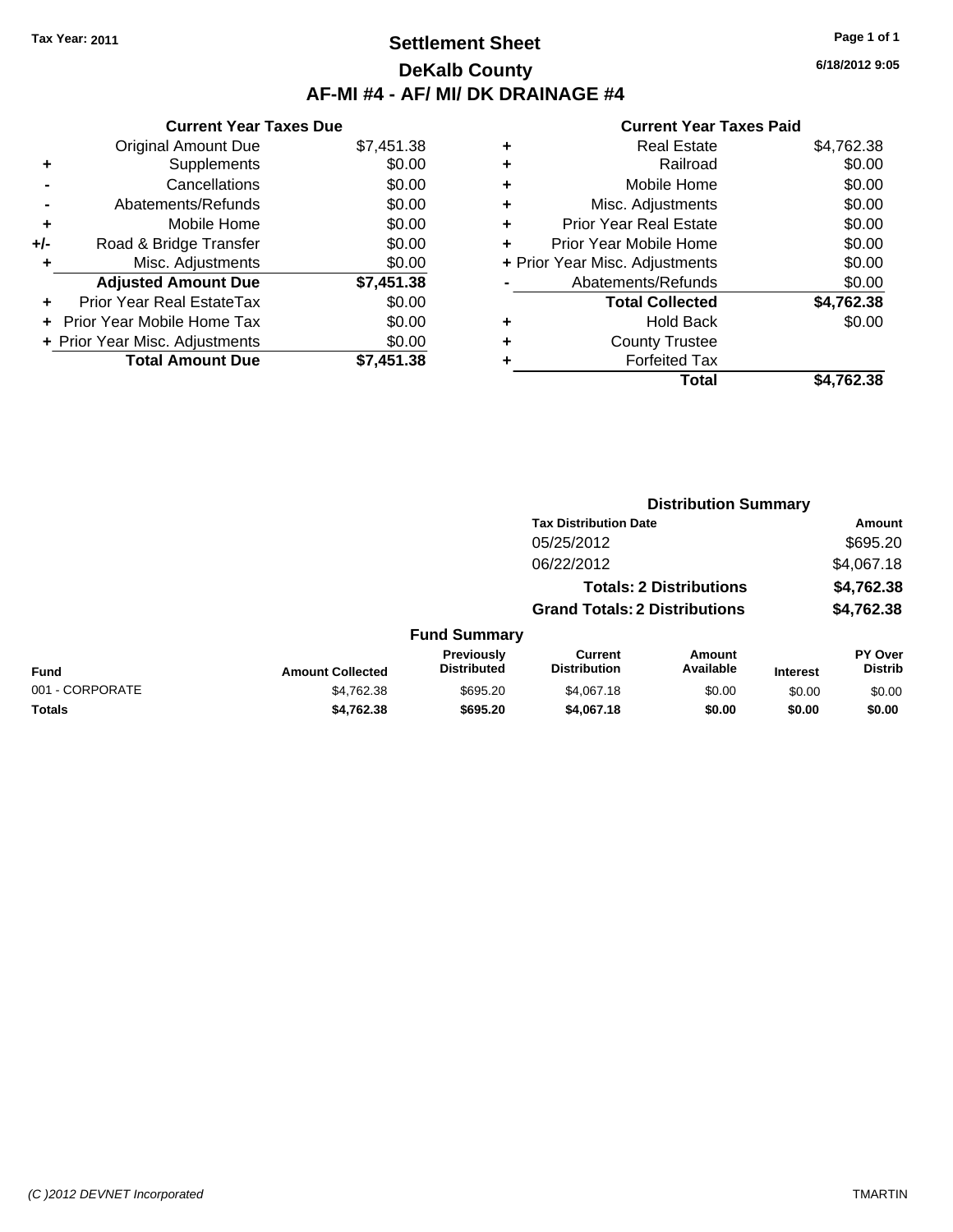Tax Year: 2011

# Settlement Sheet

## DeKalb County

## AF-MI #4 - AF/ MI/ DK DRAINAGE #4

6/18/2012 9:05

### Current Year Taxes Due

| | | |
|---|---|---|
| | Original Amount Due | $7,451.38 |
| + | Supplements | $0.00 |
| - | Cancellations | $0.00 |
| - | Abatements/Refunds | $0.00 |
| + | Mobile Home | $0.00 |
| +/- | Road & Bridge Transfer | $0.00 |
| + | Misc. Adjustments | $0.00 |
| | **Adjusted Amount Due** | **$7,451.38** |
| + | Prior Year Real EstateTax | $0.00 |
| + | Prior Year Mobile Home Tax | $0.00 |
| + | Prior Year Misc. Adjustments | $0.00 |
| | **Total Amount Due** | **$7,451.38** |

### Current Year Taxes Paid

| | | |
|---|---|---|
| + | Real Estate | $4,762.38 |
| + | Railroad | $0.00 |
| + | Mobile Home | $0.00 |
| + | Misc. Adjustments | $0.00 |
| + | Prior Year Real Estate | $0.00 |
| + | Prior Year Mobile Home | $0.00 |
| + | Prior Year Misc. Adjustments | $0.00 |
| - | Abatements/Refunds | $0.00 |
| | **Total Collected** | **$4,762.38** |
| + | Hold Back | $0.00 |
| + | County Trustee | |
| + | Forfeited Tax | |
| | **Total** | **$4,762.38** |

### Distribution Summary

| Tax Distribution Date | Amount |
|---|---|
| 05/25/2012 | $695.20 |
| 06/22/2012 | $4,067.18 |
| **Totals: 2 Distributions** | **$4,762.38** |
| **Grand Totals: 2 Distributions** | **$4,762.38** |

### Fund Summary

| Fund | Amount Collected | Previously Distributed | Current Distribution | Amount Available | Interest | PY Over Distrib |
|---|---|---|---|---|---|---|
| 001 - CORPORATE | $4,762.38 | $695.20 | $4,067.18 | $0.00 | $0.00 | $0.00 |
| **Totals** | **$4,762.38** | **$695.20** | **$4,067.18** | **$0.00** | **$0.00** | **$0.00** |

(C )2012 DEVNET Incorporated TMARTIN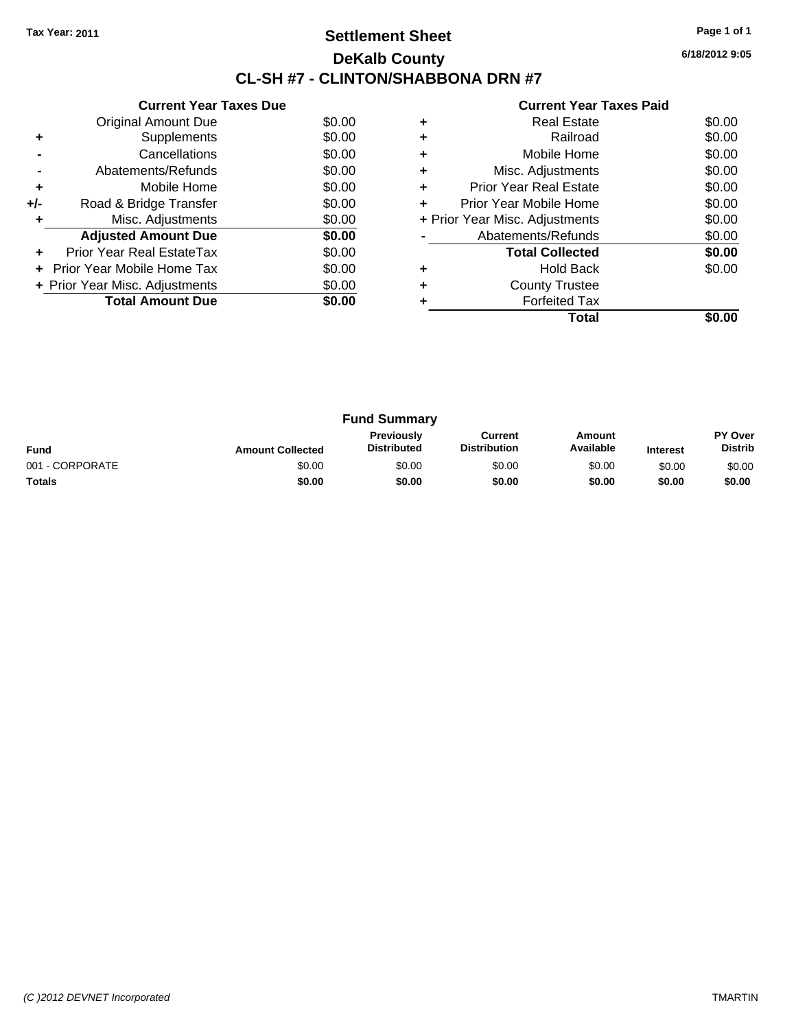Tax Year: 2011

# Settlement Sheet

## DeKalb County

## CL-SH #7 - CLINTON/SHABBONA DRN #7

6/18/2012 9:05

### Current Year Taxes Due

| | | |
|---|---|---|
| | Original Amount Due | $0.00 |
| + | Supplements | $0.00 |
| - | Cancellations | $0.00 |
| - | Abatements/Refunds | $0.00 |
| + | Mobile Home | $0.00 |
| +/- | Road & Bridge Transfer | $0.00 |
| + | Misc. Adjustments | $0.00 |
| | **Adjusted Amount Due** | **$0.00** |
| + | Prior Year Real EstateTax | $0.00 |
| + | Prior Year Mobile Home Tax | $0.00 |
| + | Prior Year Misc. Adjustments | $0.00 |
| | **Total Amount Due** | **$0.00** |

### Current Year Taxes Paid

| | | |
|---|---|---|
| + | Real Estate | $0.00 |
| + | Railroad | $0.00 |
| + | Mobile Home | $0.00 |
| + | Misc. Adjustments | $0.00 |
| + | Prior Year Real Estate | $0.00 |
| + | Prior Year Mobile Home | $0.00 |
| + | Prior Year Misc. Adjustments | $0.00 |
| - | Abatements/Refunds | $0.00 |
| | **Total Collected** | **$0.00** |
| + | Hold Back | $0.00 |
| + | County Trustee | |
| + | Forfeited Tax | |
| | **Total** | **$0.00** |

### Fund Summary

| Fund | Amount Collected | Previously Distributed | Current Distribution | Amount Available | Interest | PY Over Distrib |
|---|---|---|---|---|---|---|
| 001 - CORPORATE | $0.00 | $0.00 | $0.00 | $0.00 | $0.00 | $0.00 |
| **Totals** | **$0.00** | **$0.00** | **$0.00** | **$0.00** | **$0.00** | **$0.00** |

(C )2012 DEVNET Incorporated

TMARTIN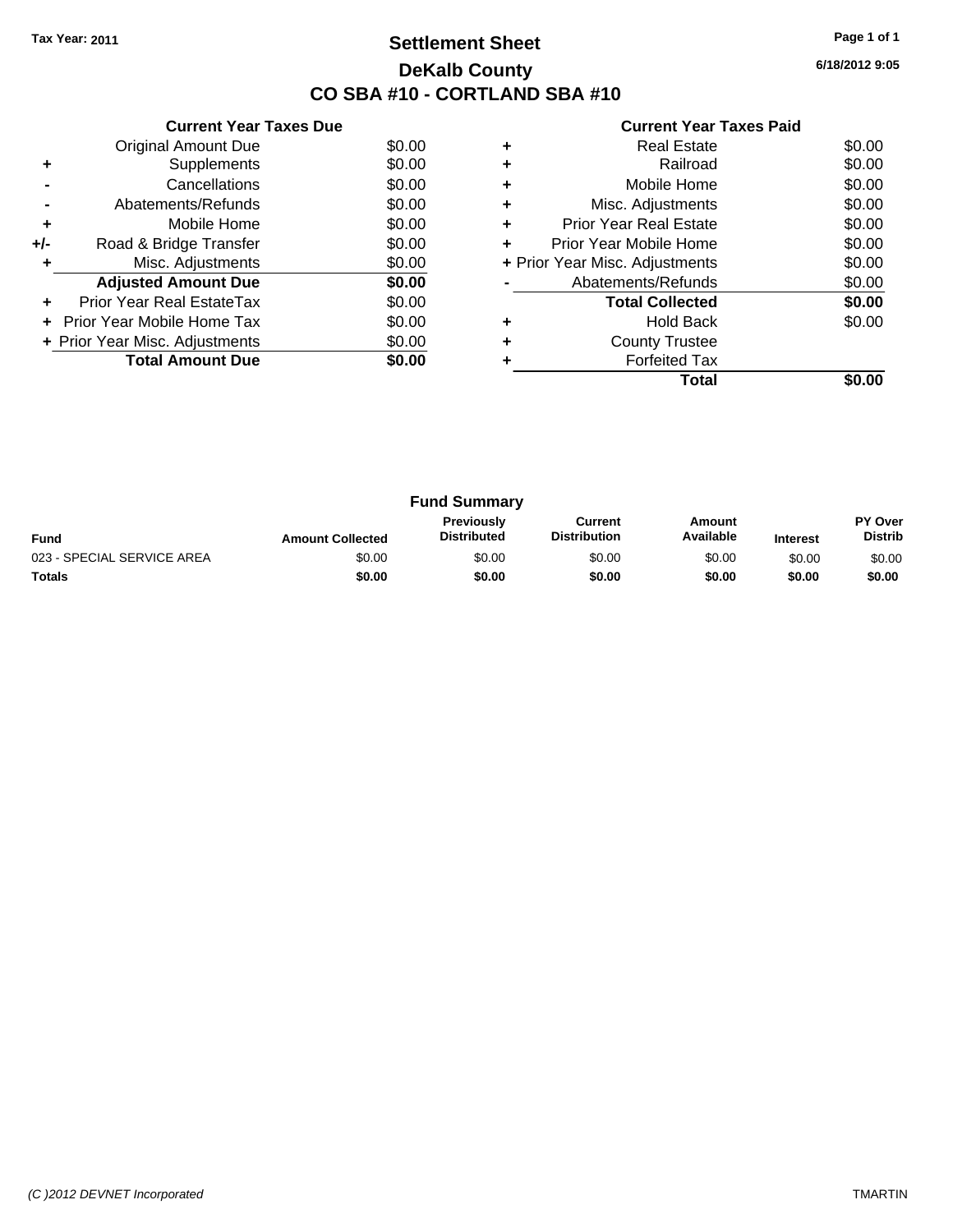Tax Year: 2011

# Settlement Sheet
## DeKalb County
## CO SBA #10 - CORTLAND SBA #10

6/18/2012 9:05

### Current Year Taxes Due

| | | |
|---|---|---|
| | Original Amount Due | $0.00 |
| + | Supplements | $0.00 |
| - | Cancellations | $0.00 |
| - | Abatements/Refunds | $0.00 |
| + | Mobile Home | $0.00 |
| +/- | Road & Bridge Transfer | $0.00 |
| + | Misc. Adjustments | $0.00 |
| | **Adjusted Amount Due** | **$0.00** |
| + | Prior Year Real EstateTax | $0.00 |
| + | Prior Year Mobile Home Tax | $0.00 |
| + | Prior Year Misc. Adjustments | $0.00 |
| | **Total Amount Due** | **$0.00** |

### Current Year Taxes Paid

| | | |
|---|---|---|
| + | Real Estate | $0.00 |
| + | Railroad | $0.00 |
| + | Mobile Home | $0.00 |
| + | Misc. Adjustments | $0.00 |
| + | Prior Year Real Estate | $0.00 |
| + | Prior Year Mobile Home | $0.00 |
| + | Prior Year Misc. Adjustments | $0.00 |
| - | Abatements/Refunds | $0.00 |
| | **Total Collected** | **$0.00** |
| + | Hold Back | $0.00 |
| + | County Trustee | |
| + | Forfeited Tax | |
| | **Total** | **$0.00** |

### Fund Summary

| Fund | Amount Collected | Previously Distributed | Current Distribution | Amount Available | Interest | PY Over Distrib |
|---|---|---|---|---|---|---|
| 023 - SPECIAL SERVICE AREA | $0.00 | $0.00 | $0.00 | $0.00 | $0.00 | $0.00 |
| **Totals** | **$0.00** | **$0.00** | **$0.00** | **$0.00** | **$0.00** | **$0.00** |

*(C )2012 DEVNET Incorporated* TMARTIN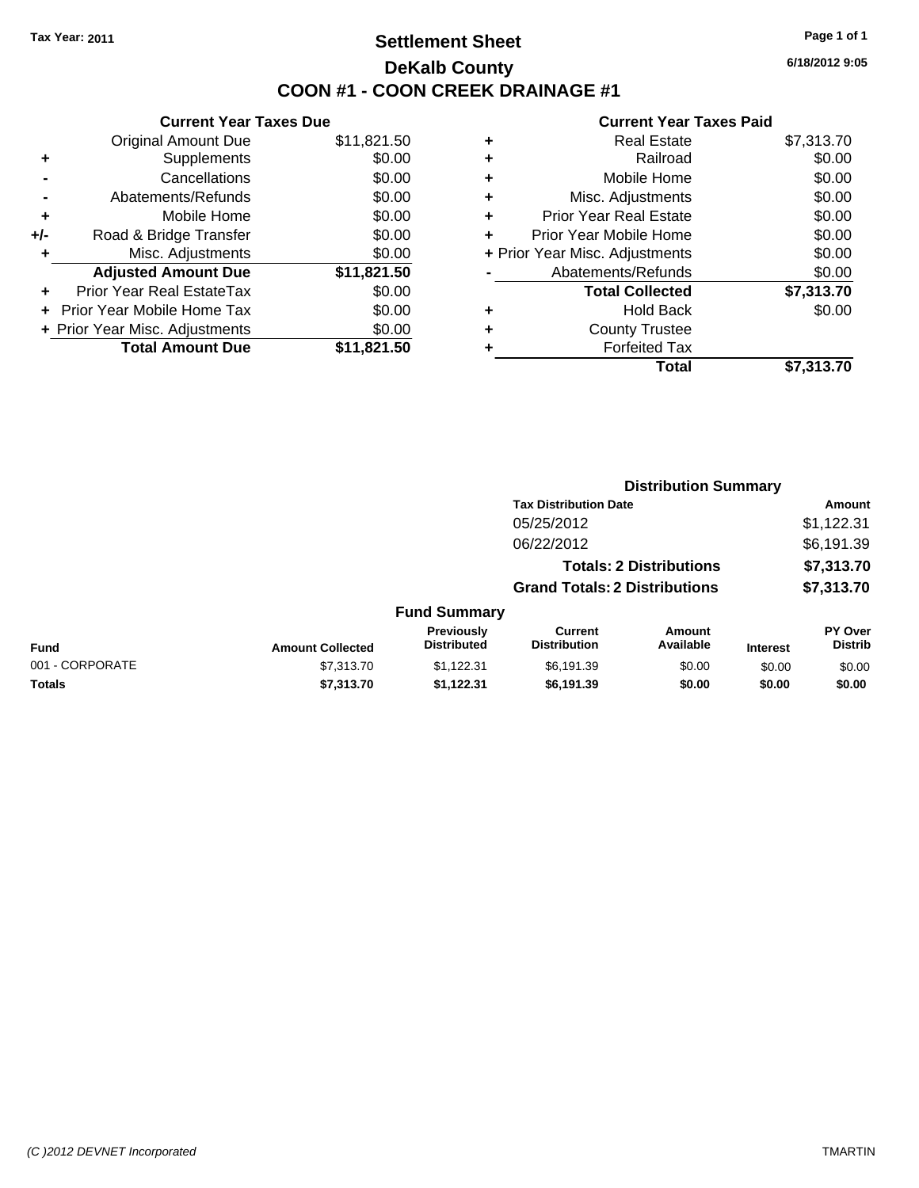Tax Year: 2011

# Settlement Sheet

## DeKalb County

## COON #1 - COON CREEK DRAINAGE #1

6/18/2012 9:05

**Current Year Taxes Due**

| | | |
|---|---|---|
| | Original Amount Due | $11,821.50 |
| + | Supplements | $0.00 |
| - | Cancellations | $0.00 |
| - | Abatements/Refunds | $0.00 |
| + | Mobile Home | $0.00 |
| +/- | Road & Bridge Transfer | $0.00 |
| + | Misc. Adjustments | $0.00 |
| | **Adjusted Amount Due** | **$11,821.50** |
| + | Prior Year Real EstateTax | $0.00 |
| + | Prior Year Mobile Home Tax | $0.00 |
| + | Prior Year Misc. Adjustments | $0.00 |
| | **Total Amount Due** | **$11,821.50** |

**Current Year Taxes Paid**

| | | |
|---|---|---|
| + | Real Estate | $7,313.70 |
| + | Railroad | $0.00 |
| + | Mobile Home | $0.00 |
| + | Misc. Adjustments | $0.00 |
| + | Prior Year Real Estate | $0.00 |
| + | Prior Year Mobile Home | $0.00 |
| + | Prior Year Misc. Adjustments | $0.00 |
| - | Abatements/Refunds | $0.00 |
| | **Total Collected** | **$7,313.70** |
| + | Hold Back | $0.00 |
| + | County Trustee | |
| + | Forfeited Tax | |
| | **Total** | **$7,313.70** |

**Distribution Summary**

| Tax Distribution Date | Amount |
|---|---|
| 05/25/2012 | $1,122.31 |
| 06/22/2012 | $6,191.39 |
| **Totals: 2 Distributions** | **$7,313.70** |
| **Grand Totals: 2 Distributions** | **$7,313.70** |

**Fund Summary**

| Fund | Amount Collected | Previously Distributed | Current Distribution | Amount Available | Interest | PY Over Distrib |
|---|---|---|---|---|---|---|
| 001 - CORPORATE | $7,313.70 | $1,122.31 | $6,191.39 | $0.00 | $0.00 | $0.00 |
| **Totals** | **$7,313.70** | **$1,122.31** | **$6,191.39** | **$0.00** | **$0.00** | **$0.00** |

(C )2012 DEVNET Incorporated — TMARTIN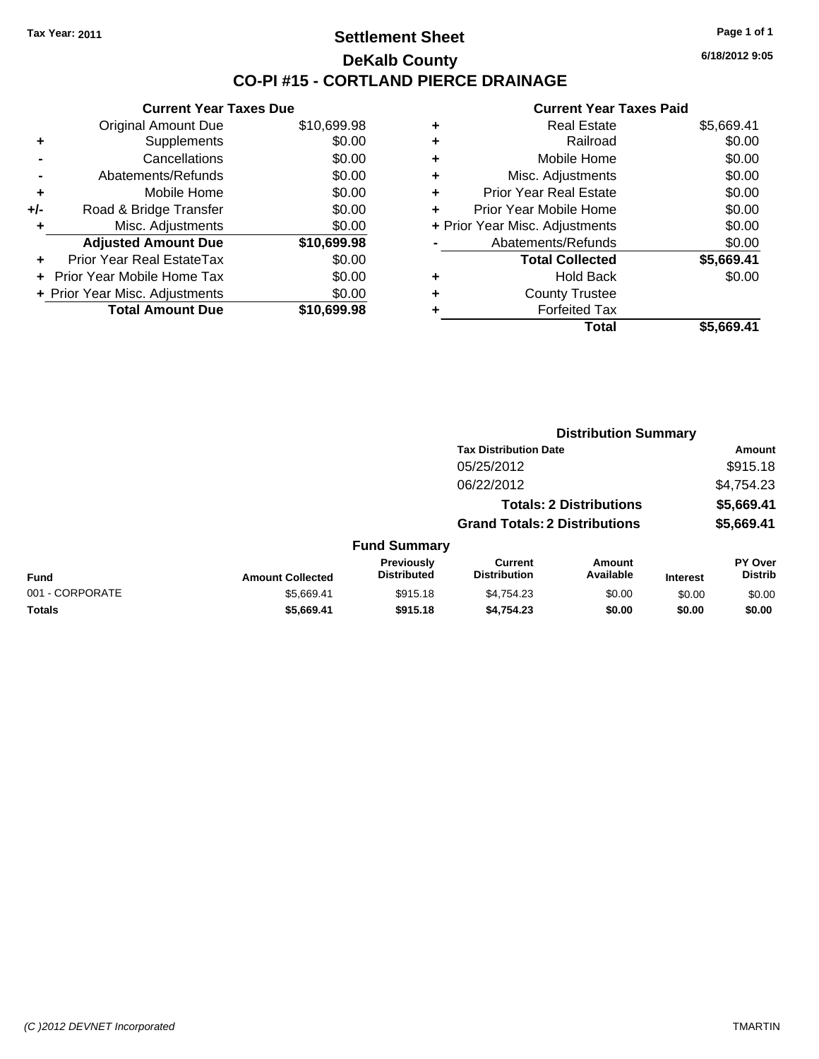Tax Year: 2011

# Settlement Sheet

## DeKalb County

## CO-PI #15 - CORTLAND PIERCE DRAINAGE

6/18/2012 9:05

### Current Year Taxes Due

| | | |
|---|---|---|
| | Original Amount Due | $10,699.98 |
| + | Supplements | $0.00 |
| - | Cancellations | $0.00 |
| - | Abatements/Refunds | $0.00 |
| + | Mobile Home | $0.00 |
| +/- | Road & Bridge Transfer | $0.00 |
| + | Misc. Adjustments | $0.00 |
| | **Adjusted Amount Due** | **$10,699.98** |
| + | Prior Year Real EstateTax | $0.00 |
| + | Prior Year Mobile Home Tax | $0.00 |
| + | Prior Year Misc. Adjustments | $0.00 |
| | **Total Amount Due** | **$10,699.98** |

### Current Year Taxes Paid

| | | |
|---|---|---|
| + | Real Estate | $5,669.41 |
| + | Railroad | $0.00 |
| + | Mobile Home | $0.00 |
| + | Misc. Adjustments | $0.00 |
| + | Prior Year Real Estate | $0.00 |
| + | Prior Year Mobile Home | $0.00 |
| + | Prior Year Misc. Adjustments | $0.00 |
| - | Abatements/Refunds | $0.00 |
| | **Total Collected** | **$5,669.41** |
| + | Hold Back | $0.00 |
| + | County Trustee | |
| + | Forfeited Tax | |
| | **Total** | **$5,669.41** |

### Distribution Summary

| Tax Distribution Date | Amount |
|---|---|
| 05/25/2012 | $915.18 |
| 06/22/2012 | $4,754.23 |
| **Totals: 2 Distributions** | **$5,669.41** |
| **Grand Totals: 2 Distributions** | **$5,669.41** |

### Fund Summary

| Fund | Amount Collected | Previously Distributed | Current Distribution | Amount Available | Interest | PY Over Distrib |
|---|---|---|---|---|---|---|
| 001 - CORPORATE | $5,669.41 | $915.18 | $4,754.23 | $0.00 | $0.00 | $0.00 |
| **Totals** | **$5,669.41** | **$915.18** | **$4,754.23** | **$0.00** | **$0.00** | **$0.00** |

(C )2012 DEVNET Incorporated TMARTIN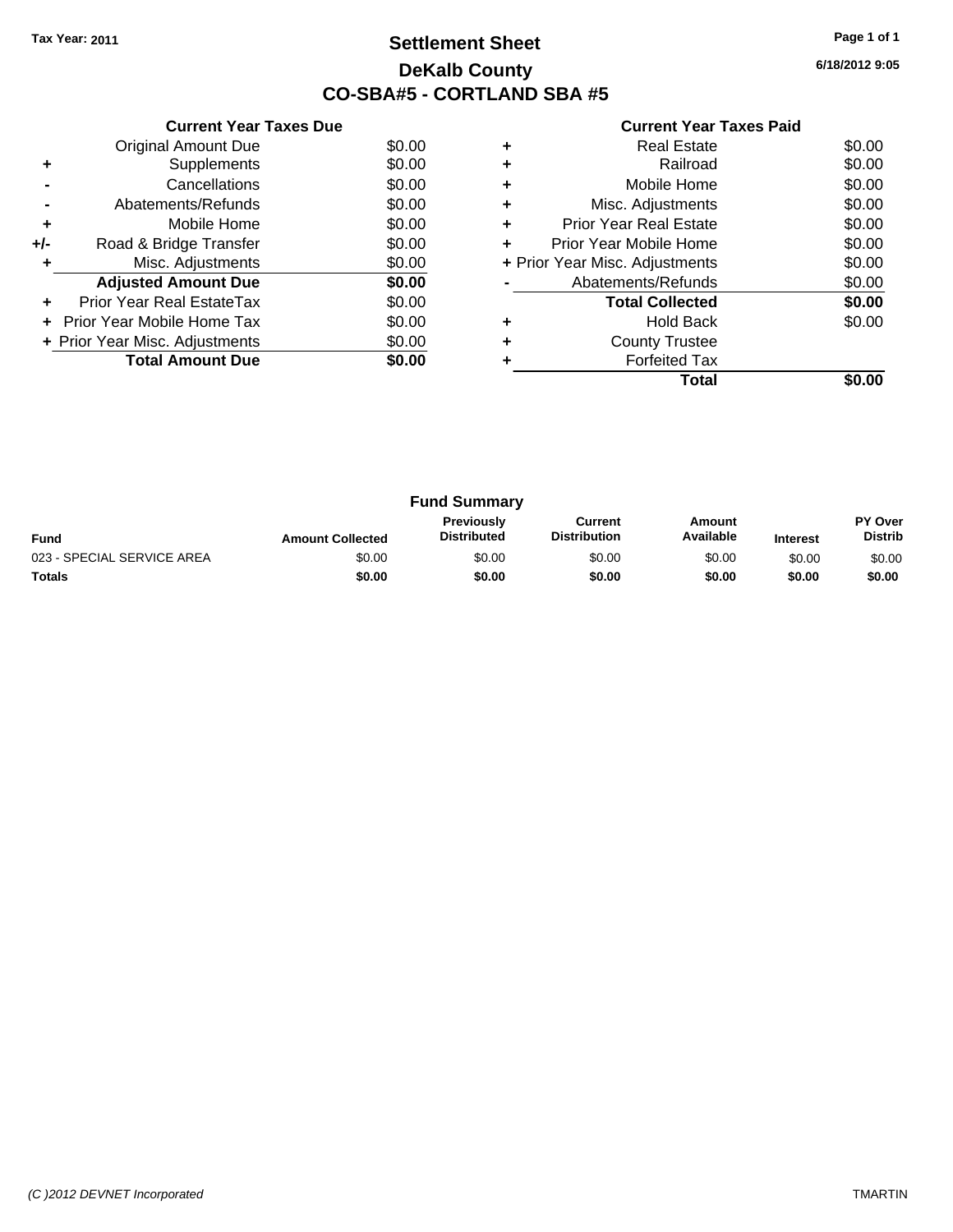Tax Year: 2011

# Settlement Sheet

## DeKalb County

## CO-SBA#5 - CORTLAND SBA #5

6/18/2012 9:05

### Current Year Taxes Due

| | | |
|---|---|---|
| | Original Amount Due | $0.00 |
| + | Supplements | $0.00 |
| - | Cancellations | $0.00 |
| - | Abatements/Refunds | $0.00 |
| + | Mobile Home | $0.00 |
| +/- | Road & Bridge Transfer | $0.00 |
| + | Misc. Adjustments | $0.00 |
| | **Adjusted Amount Due** | **$0.00** |
| + | Prior Year Real EstateTax | $0.00 |
| + | Prior Year Mobile Home Tax | $0.00 |
| + | Prior Year Misc. Adjustments | $0.00 |
| | **Total Amount Due** | **$0.00** |

### Current Year Taxes Paid

| | | |
|---|---|---|
| + | Real Estate | $0.00 |
| + | Railroad | $0.00 |
| + | Mobile Home | $0.00 |
| + | Misc. Adjustments | $0.00 |
| + | Prior Year Real Estate | $0.00 |
| + | Prior Year Mobile Home | $0.00 |
| + | Prior Year Misc. Adjustments | $0.00 |
| - | Abatements/Refunds | $0.00 |
| | **Total Collected** | **$0.00** |
| + | Hold Back | $0.00 |
| + | County Trustee | |
| + | Forfeited Tax | |
| | **Total** | **$0.00** |

### Fund Summary

| Fund | Amount Collected | Previously Distributed | Current Distribution | Amount Available | Interest | PY Over Distrib |
|---|---|---|---|---|---|---|
| 023 - SPECIAL SERVICE AREA | $0.00 | $0.00 | $0.00 | $0.00 | $0.00 | $0.00 |
| **Totals** | **$0.00** | **$0.00** | **$0.00** | **$0.00** | **$0.00** | **$0.00** |

(C )2012 DEVNET Incorporated TMARTIN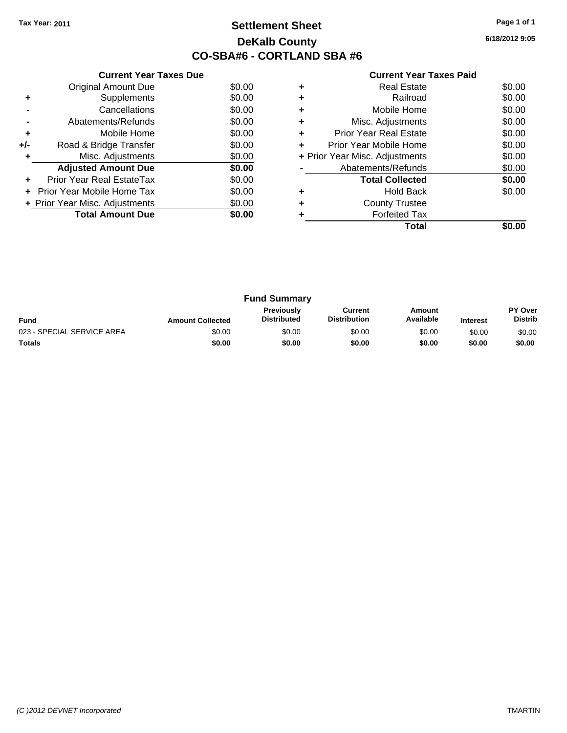Tax Year: 2011

# Settlement Sheet

## DeKalb County

## CO-SBA#6 - CORTLAND SBA #6

6/18/2012 9:05

### Current Year Taxes Due

| | | |
|---|---|---|
| | Original Amount Due | $0.00 |
| + | Supplements | $0.00 |
| - | Cancellations | $0.00 |
| - | Abatements/Refunds | $0.00 |
| + | Mobile Home | $0.00 |
| +/- | Road & Bridge Transfer | $0.00 |
| + | Misc. Adjustments | $0.00 |
| | **Adjusted Amount Due** | **$0.00** |
| + | Prior Year Real EstateTax | $0.00 |
| + | Prior Year Mobile Home Tax | $0.00 |
| + | Prior Year Misc. Adjustments | $0.00 |
| | **Total Amount Due** | **$0.00** |

### Current Year Taxes Paid

| | | |
|---|---|---|
| + | Real Estate | $0.00 |
| + | Railroad | $0.00 |
| + | Mobile Home | $0.00 |
| + | Misc. Adjustments | $0.00 |
| + | Prior Year Real Estate | $0.00 |
| + | Prior Year Mobile Home | $0.00 |
| + | Prior Year Misc. Adjustments | $0.00 |
| - | Abatements/Refunds | $0.00 |
| | **Total Collected** | **$0.00** |
| + | Hold Back | $0.00 |
| + | County Trustee | |
| + | Forfeited Tax | |
| | **Total** | **$0.00** |

### Fund Summary

| Fund | Amount Collected | Previously Distributed | Current Distribution | Amount Available | Interest | PY Over Distrib |
|---|---|---|---|---|---|---|
| 023 - SPECIAL SERVICE AREA | $0.00 | $0.00 | $0.00 | $0.00 | $0.00 | $0.00 |
| **Totals** | **$0.00** | **$0.00** | **$0.00** | **$0.00** | **$0.00** | **$0.00** |

*(C )2012 DEVNET Incorporated* TMARTIN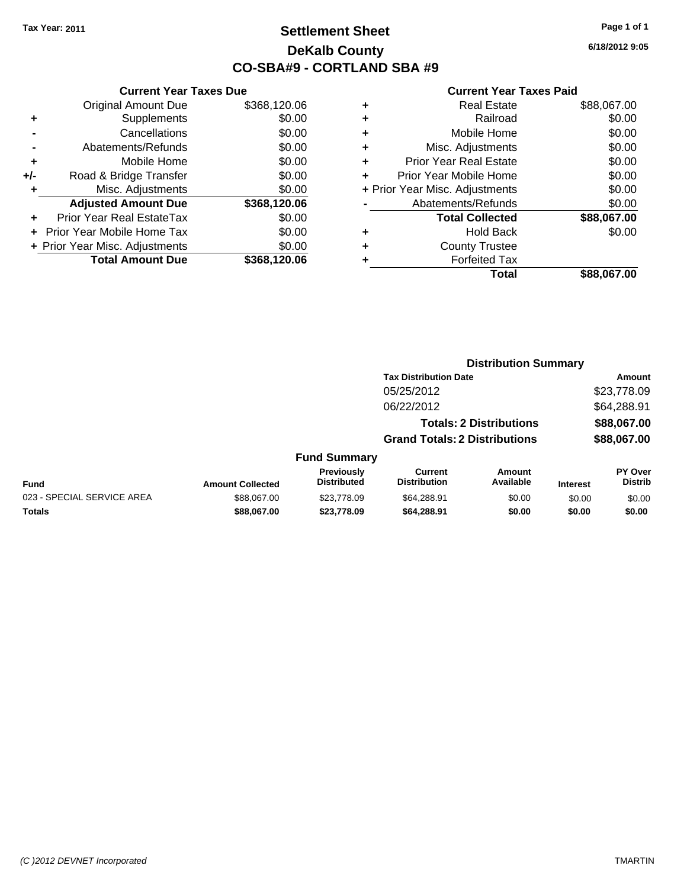Tax Year: 2011

# Settlement Sheet
## DeKalb County
## CO-SBA#9 - CORTLAND SBA #9

6/18/2012 9:05

### Current Year Taxes Due

| | | |
|---|---|---|
| | Original Amount Due | $368,120.06 |
| + | Supplements | $0.00 |
| - | Cancellations | $0.00 |
| - | Abatements/Refunds | $0.00 |
| + | Mobile Home | $0.00 |
| +/- | Road & Bridge Transfer | $0.00 |
| + | Misc. Adjustments | $0.00 |
| | **Adjusted Amount Due** | **$368,120.06** |
| + | Prior Year Real EstateTax | $0.00 |
| + | Prior Year Mobile Home Tax | $0.00 |
| + | Prior Year Misc. Adjustments | $0.00 |
| | **Total Amount Due** | **$368,120.06** |

### Current Year Taxes Paid

| | | |
|---|---|---|
| + | Real Estate | $88,067.00 |
| + | Railroad | $0.00 |
| + | Mobile Home | $0.00 |
| + | Misc. Adjustments | $0.00 |
| + | Prior Year Real Estate | $0.00 |
| + | Prior Year Mobile Home | $0.00 |
| + | Prior Year Misc. Adjustments | $0.00 |
| - | Abatements/Refunds | $0.00 |
| | **Total Collected** | **$88,067.00** |
| + | Hold Back | $0.00 |
| + | County Trustee | |
| + | Forfeited Tax | |
| | **Total** | **$88,067.00** |

### Distribution Summary

| Tax Distribution Date | Amount |
|---|---|
| 05/25/2012 | $23,778.09 |
| 06/22/2012 | $64,288.91 |
| **Totals: 2 Distributions** | **$88,067.00** |
| **Grand Totals: 2 Distributions** | **$88,067.00** |

### Fund Summary

| Fund | Amount Collected | Previously Distributed | Current Distribution | Amount Available | Interest | PY Over Distrib |
|---|---|---|---|---|---|---|
| 023 - SPECIAL SERVICE AREA | $88,067.00 | $23,778.09 | $64,288.91 | $0.00 | $0.00 | $0.00 |
| **Totals** | **$88,067.00** | **$23,778.09** | **$64,288.91** | **$0.00** | **$0.00** | **$0.00** |

(C )2012 DEVNET Incorporated TMARTIN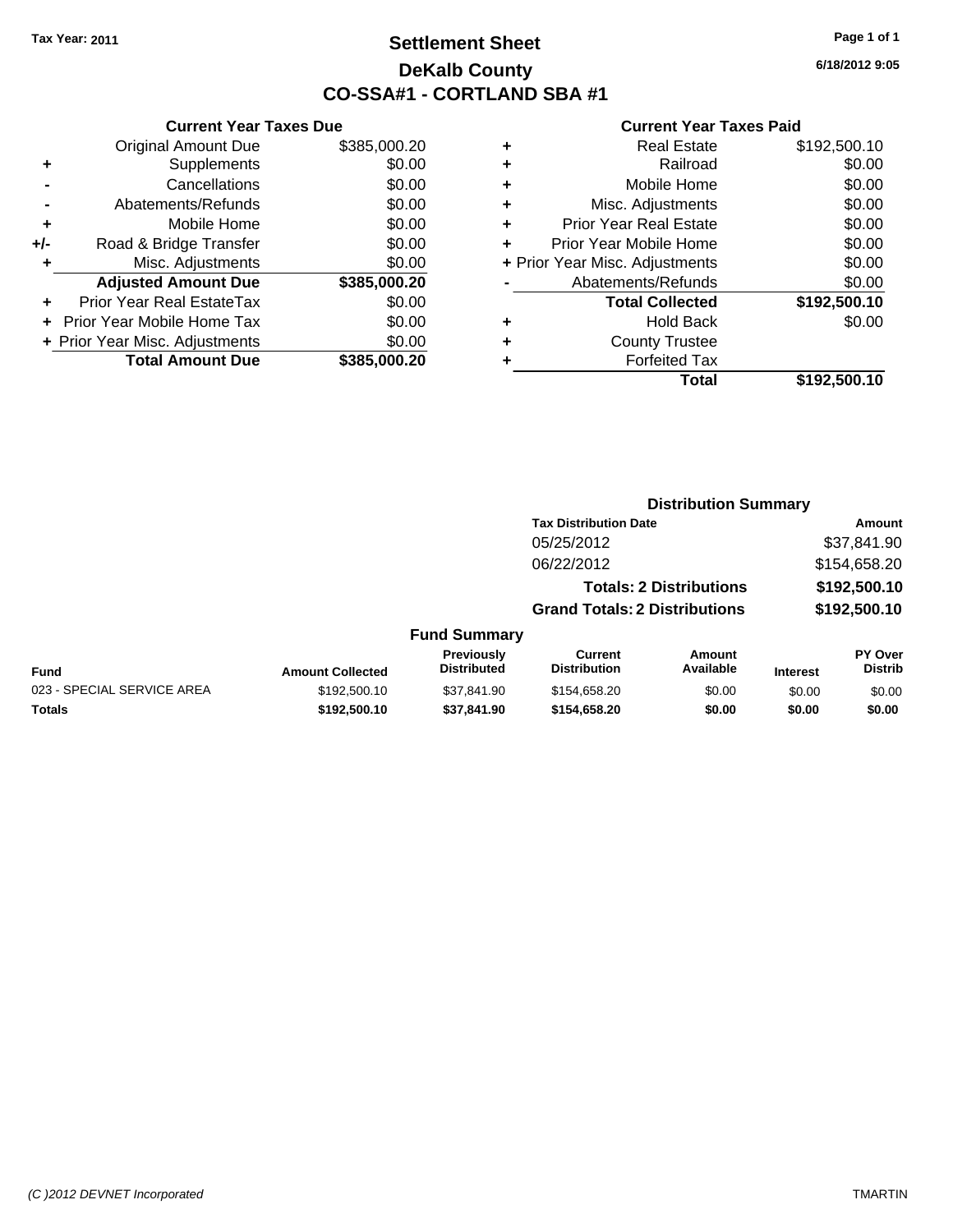Tax Year: 2011

# Settlement Sheet

## DeKalb County

## CO-SSA#1 - CORTLAND SBA #1

6/18/2012 9:05

### Current Year Taxes Due

| | | |
|---|---|---|
| | Original Amount Due | $385,000.20 |
| + | Supplements | $0.00 |
| - | Cancellations | $0.00 |
| - | Abatements/Refunds | $0.00 |
| + | Mobile Home | $0.00 |
| +/- | Road & Bridge Transfer | $0.00 |
| + | Misc. Adjustments | $0.00 |
| | **Adjusted Amount Due** | **$385,000.20** |
| + | Prior Year Real EstateTax | $0.00 |
| + | Prior Year Mobile Home Tax | $0.00 |
| + | Prior Year Misc. Adjustments | $0.00 |
| | **Total Amount Due** | **$385,000.20** |

### Current Year Taxes Paid

| | | |
|---|---|---|
| + | Real Estate | $192,500.10 |
| + | Railroad | $0.00 |
| + | Mobile Home | $0.00 |
| + | Misc. Adjustments | $0.00 |
| + | Prior Year Real Estate | $0.00 |
| + | Prior Year Mobile Home | $0.00 |
| + | Prior Year Misc. Adjustments | $0.00 |
| - | Abatements/Refunds | $0.00 |
| | **Total Collected** | **$192,500.10** |
| + | Hold Back | $0.00 |
| + | County Trustee | |
| + | Forfeited Tax | |
| | **Total** | **$192,500.10** |

### Distribution Summary

| Tax Distribution Date | Amount |
|---|---|
| 05/25/2012 | $37,841.90 |
| 06/22/2012 | $154,658.20 |
| **Totals: 2 Distributions** | **$192,500.10** |
| **Grand Totals: 2 Distributions** | **$192,500.10** |

### Fund Summary

| Fund | Amount Collected | Previously Distributed | Current Distribution | Amount Available | Interest | PY Over Distrib |
|---|---|---|---|---|---|---|
| 023 - SPECIAL SERVICE AREA | $192,500.10 | $37,841.90 | $154,658.20 | $0.00 | $0.00 | $0.00 |
| **Totals** | **$192,500.10** | **$37,841.90** | **$154,658.20** | **$0.00** | **$0.00** | **$0.00** |

(C )2012 DEVNET Incorporated TMARTIN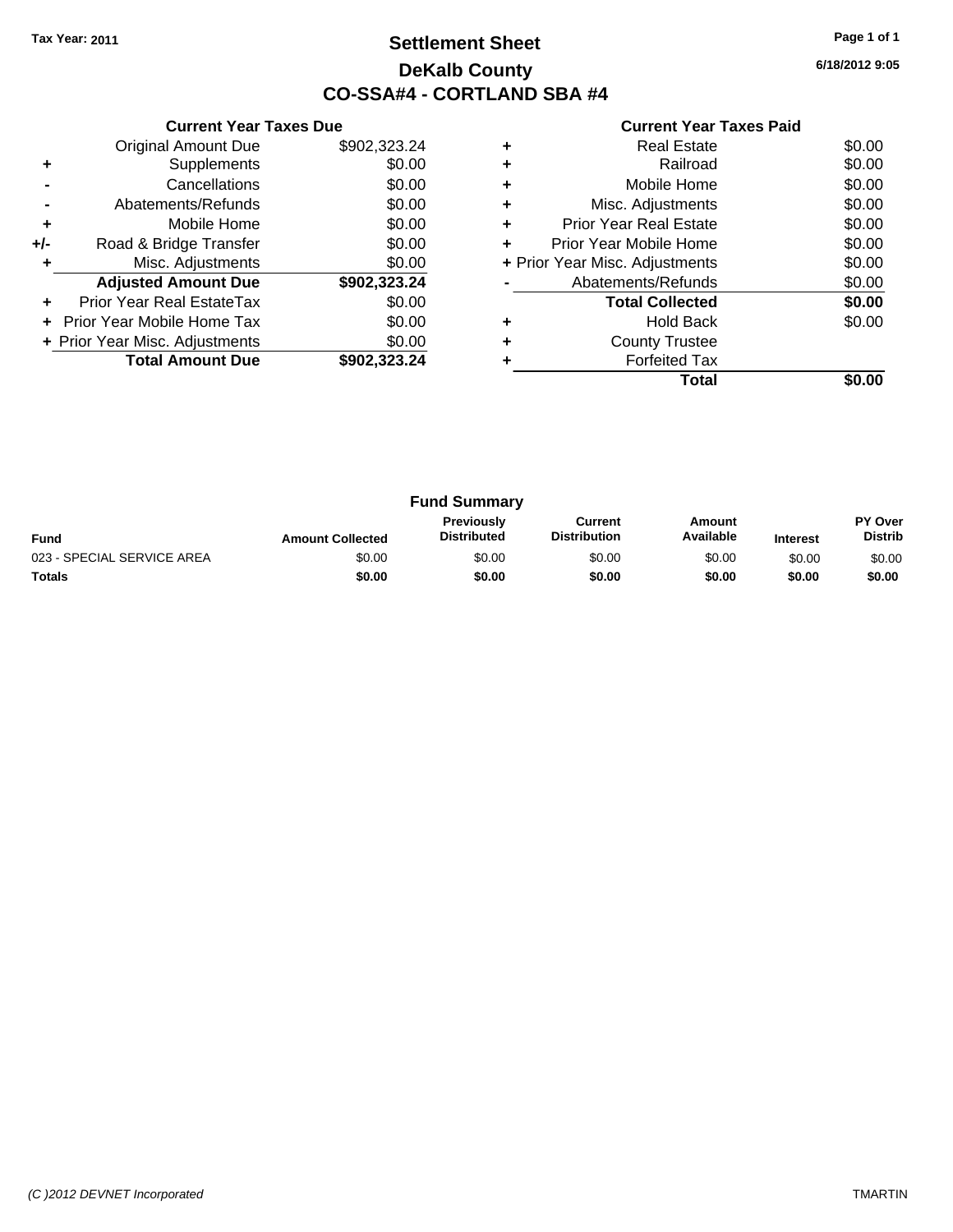**Tax Year: 2011**

# Settlement Sheet
## DeKalb County
## CO-SSA#4 - CORTLAND SBA #4

6/18/2012 9:05

### Current Year Taxes Due

| | | |
|---|---|---|
| | Original Amount Due | $902,323.24 |
| + | Supplements | $0.00 |
| - | Cancellations | $0.00 |
| - | Abatements/Refunds | $0.00 |
| + | Mobile Home | $0.00 |
| +/- | Road & Bridge Transfer | $0.00 |
| + | Misc. Adjustments | $0.00 |
| | **Adjusted Amount Due** | **$902,323.24** |
| + | Prior Year Real EstateTax | $0.00 |
| + | Prior Year Mobile Home Tax | $0.00 |
| + | Prior Year Misc. Adjustments | $0.00 |
| | **Total Amount Due** | **$902,323.24** |

### Current Year Taxes Paid

| | | |
|---|---|---|
| + | Real Estate | $0.00 |
| + | Railroad | $0.00 |
| + | Mobile Home | $0.00 |
| + | Misc. Adjustments | $0.00 |
| + | Prior Year Real Estate | $0.00 |
| + | Prior Year Mobile Home | $0.00 |
| + | Prior Year Misc. Adjustments | $0.00 |
| - | Abatements/Refunds | $0.00 |
| | **Total Collected** | **$0.00** |
| + | Hold Back | $0.00 |
| + | County Trustee | |
| + | Forfeited Tax | |
| | **Total** | **$0.00** |

### Fund Summary

| Fund | Amount Collected | Previously Distributed | Current Distribution | Amount Available | Interest | PY Over Distrib |
|---|---|---|---|---|---|---|
| 023 - SPECIAL SERVICE AREA | $0.00 | $0.00 | $0.00 | $0.00 | $0.00 | $0.00 |
| **Totals** | **$0.00** | **$0.00** | **$0.00** | **$0.00** | **$0.00** | **$0.00** |

*(C )2012 DEVNET Incorporated* TMARTIN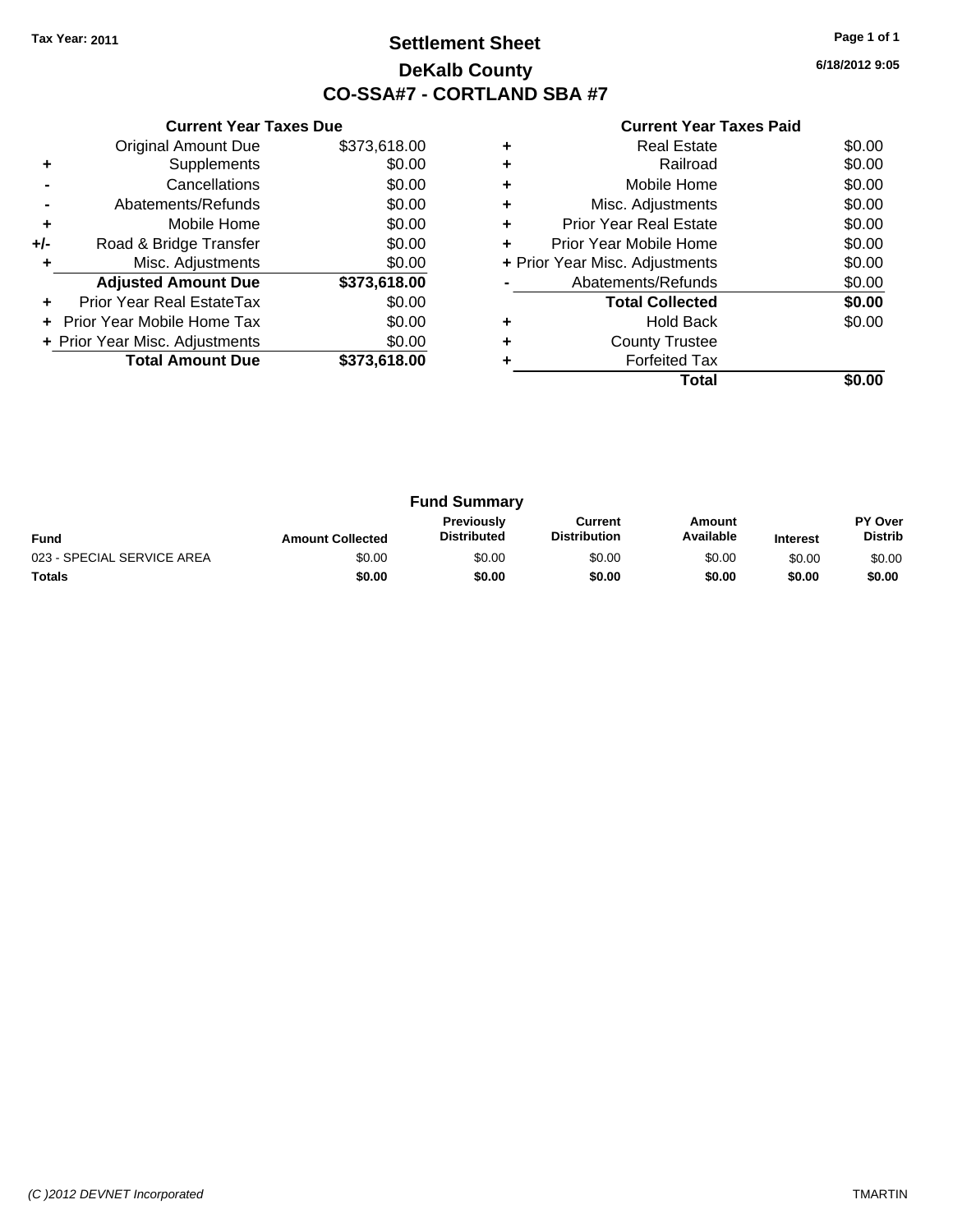Tax Year: 2011

# Settlement Sheet

## DeKalb County

## CO-SSA#7 - CORTLAND SBA #7

6/18/2012 9:05

### Current Year Taxes Due

| | | |
|---|---|---|
| | Original Amount Due | $373,618.00 |
| + | Supplements | $0.00 |
| - | Cancellations | $0.00 |
| - | Abatements/Refunds | $0.00 |
| + | Mobile Home | $0.00 |
| +/- | Road & Bridge Transfer | $0.00 |
| + | Misc. Adjustments | $0.00 |
| | **Adjusted Amount Due** | **$373,618.00** |
| + | Prior Year Real EstateTax | $0.00 |
| + | Prior Year Mobile Home Tax | $0.00 |
| + | Prior Year Misc. Adjustments | $0.00 |
| | **Total Amount Due** | **$373,618.00** |

### Current Year Taxes Paid

| | | |
|---|---|---|
| + | Real Estate | $0.00 |
| + | Railroad | $0.00 |
| + | Mobile Home | $0.00 |
| + | Misc. Adjustments | $0.00 |
| + | Prior Year Real Estate | $0.00 |
| + | Prior Year Mobile Home | $0.00 |
| + | Prior Year Misc. Adjustments | $0.00 |
| - | Abatements/Refunds | $0.00 |
| | **Total Collected** | **$0.00** |
| + | Hold Back | $0.00 |
| + | County Trustee | |
| + | Forfeited Tax | |
| | **Total** | **$0.00** |

### Fund Summary

| Fund | Amount Collected | Previously Distributed | Current Distribution | Amount Available | Interest | PY Over Distrib |
|---|---|---|---|---|---|---|
| 023 - SPECIAL SERVICE AREA | $0.00 | $0.00 | $0.00 | $0.00 | $0.00 | $0.00 |
| **Totals** | **$0.00** | **$0.00** | **$0.00** | **$0.00** | **$0.00** | **$0.00** |

(C )2012 DEVNET Incorporated TMARTIN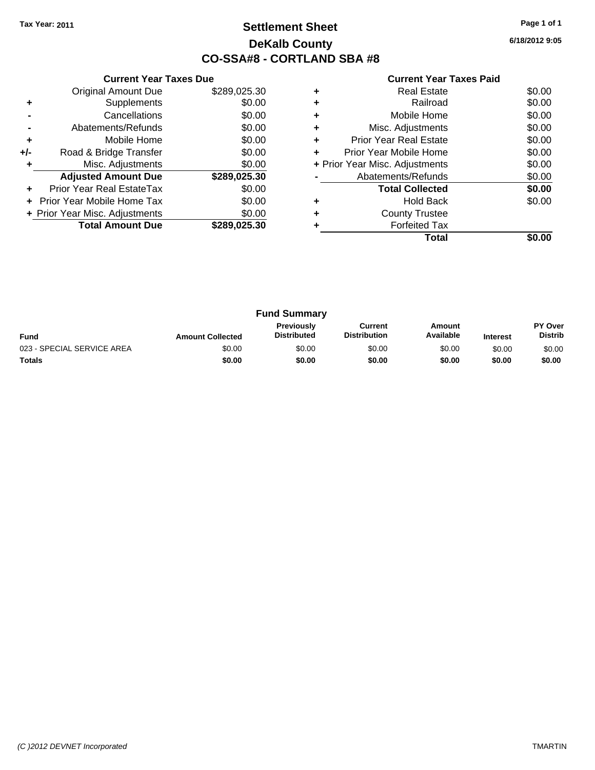Tax Year: 2011

# Settlement Sheet

## DeKalb County

## CO-SSA#8 - CORTLAND SBA #8

6/18/2012 9:05

### Current Year Taxes Due

| | | |
|---|---|---|
| | Original Amount Due | $289,025.30 |
| + | Supplements | $0.00 |
| - | Cancellations | $0.00 |
| - | Abatements/Refunds | $0.00 |
| + | Mobile Home | $0.00 |
| +/- | Road & Bridge Transfer | $0.00 |
| + | Misc. Adjustments | $0.00 |
| | **Adjusted Amount Due** | **$289,025.30** |
| + | Prior Year Real EstateTax | $0.00 |
| + | Prior Year Mobile Home Tax | $0.00 |
| + | Prior Year Misc. Adjustments | $0.00 |
| | **Total Amount Due** | **$289,025.30** |

### Current Year Taxes Paid

| | | |
|---|---|---|
| + | Real Estate | $0.00 |
| + | Railroad | $0.00 |
| + | Mobile Home | $0.00 |
| + | Misc. Adjustments | $0.00 |
| + | Prior Year Real Estate | $0.00 |
| + | Prior Year Mobile Home | $0.00 |
| + | Prior Year Misc. Adjustments | $0.00 |
| - | Abatements/Refunds | $0.00 |
| | **Total Collected** | **$0.00** |
| + | Hold Back | $0.00 |
| + | County Trustee | |
| + | Forfeited Tax | |
| | **Total** | **$0.00** |

### Fund Summary

| Fund | Amount Collected | Previously Distributed | Current Distribution | Amount Available | Interest | PY Over Distrib |
|---|---|---|---|---|---|---|
| 023 - SPECIAL SERVICE AREA | $0.00 | $0.00 | $0.00 | $0.00 | $0.00 | $0.00 |
| **Totals** | **$0.00** | **$0.00** | **$0.00** | **$0.00** | **$0.00** | **$0.00** |

(C )2012 DEVNET Incorporated TMARTIN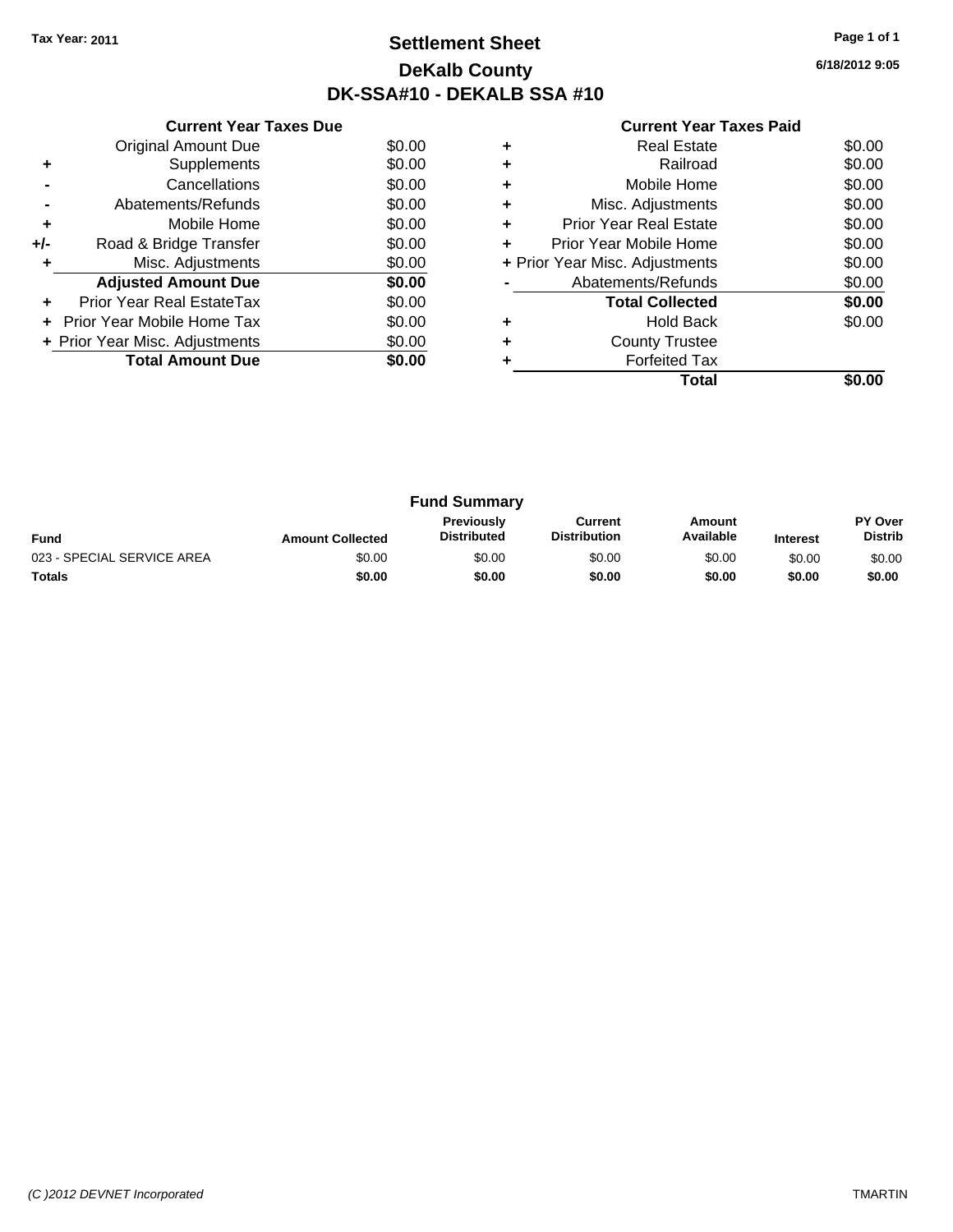Tax Year: 2011

# Settlement Sheet

## DeKalb County

## DK-SSA#10 - DEKALB SSA #10

6/18/2012 9:05

### Current Year Taxes Due

| | | |
|---|---|---|
| | Original Amount Due | $0.00 |
| + | Supplements | $0.00 |
| - | Cancellations | $0.00 |
| - | Abatements/Refunds | $0.00 |
| + | Mobile Home | $0.00 |
| +/- | Road & Bridge Transfer | $0.00 |
| + | Misc. Adjustments | $0.00 |
| | **Adjusted Amount Due** | **$0.00** |
| + | Prior Year Real EstateTax | $0.00 |
| + | Prior Year Mobile Home Tax | $0.00 |
| + | Prior Year Misc. Adjustments | $0.00 |
| | **Total Amount Due** | **$0.00** |

### Current Year Taxes Paid

| | | |
|---|---|---|
| + | Real Estate | $0.00 |
| + | Railroad | $0.00 |
| + | Mobile Home | $0.00 |
| + | Misc. Adjustments | $0.00 |
| + | Prior Year Real Estate | $0.00 |
| + | Prior Year Mobile Home | $0.00 |
| + | Prior Year Misc. Adjustments | $0.00 |
| - | Abatements/Refunds | $0.00 |
| | **Total Collected** | **$0.00** |
| + | Hold Back | $0.00 |
| + | County Trustee | |
| + | Forfeited Tax | |
| | **Total** | **$0.00** |

### Fund Summary

| Fund | Amount Collected | Previously Distributed | Current Distribution | Amount Available | Interest | PY Over Distrib |
|---|---|---|---|---|---|---|
| 023 - SPECIAL SERVICE AREA | $0.00 | $0.00 | $0.00 | $0.00 | $0.00 | $0.00 |
| **Totals** | **$0.00** | **$0.00** | **$0.00** | **$0.00** | **$0.00** | **$0.00** |

(C )2012 DEVNET Incorporated TMARTIN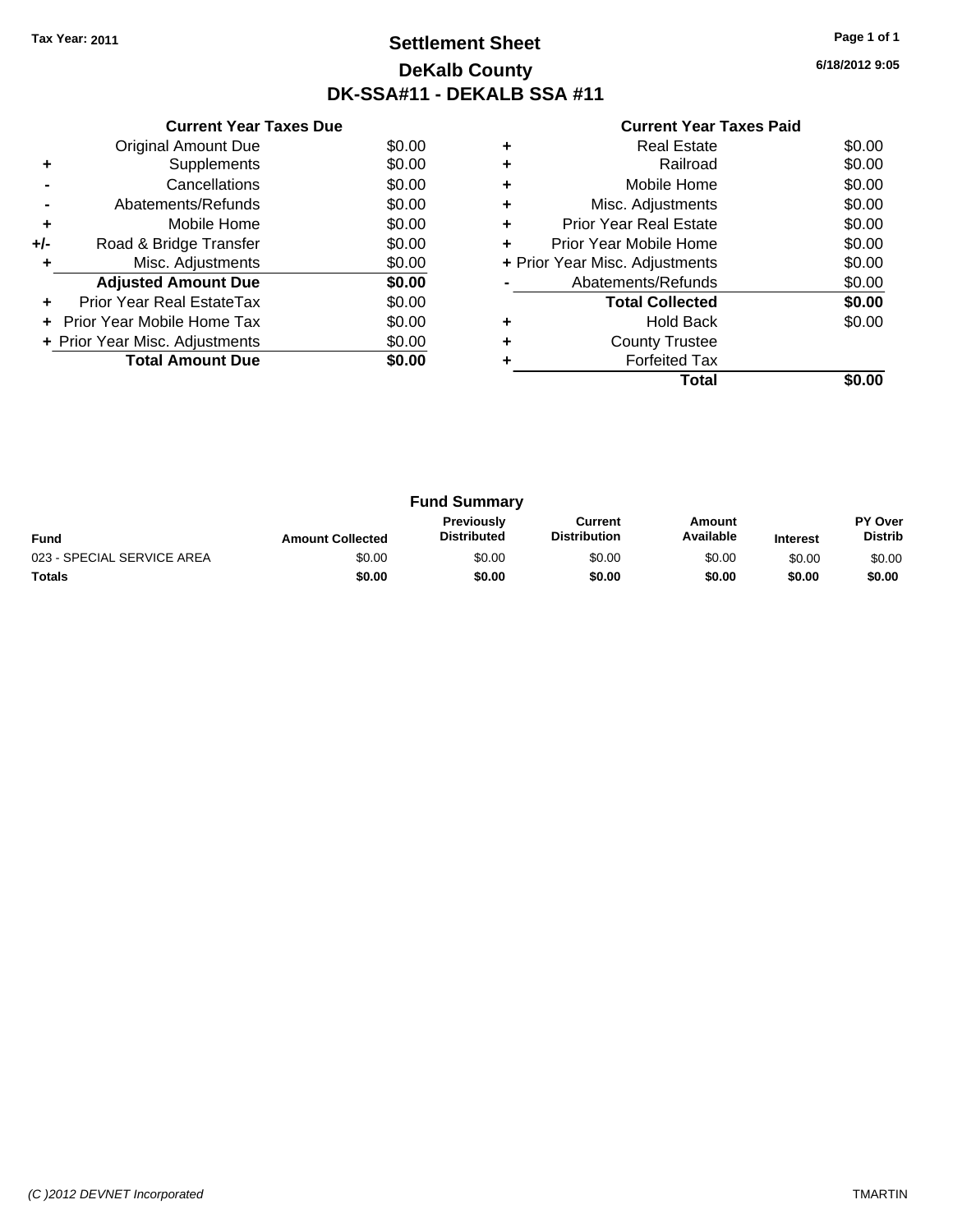**Tax Year: 2011**

# Settlement Sheet
## DeKalb County
## DK-SSA#11 - DEKALB SSA #11

6/18/2012 9:05

### Current Year Taxes Due

| | | |
|---|---|---|
| | Original Amount Due | $0.00 |
| + | Supplements | $0.00 |
| - | Cancellations | $0.00 |
| - | Abatements/Refunds | $0.00 |
| + | Mobile Home | $0.00 |
| +/- | Road & Bridge Transfer | $0.00 |
| + | Misc. Adjustments | $0.00 |
| | **Adjusted Amount Due** | **$0.00** |
| + | Prior Year Real EstateTax | $0.00 |
| + | Prior Year Mobile Home Tax | $0.00 |
| + | Prior Year Misc. Adjustments | $0.00 |
| | **Total Amount Due** | **$0.00** |

### Current Year Taxes Paid

| | | |
|---|---|---|
| + | Real Estate | $0.00 |
| + | Railroad | $0.00 |
| + | Mobile Home | $0.00 |
| + | Misc. Adjustments | $0.00 |
| + | Prior Year Real Estate | $0.00 |
| + | Prior Year Mobile Home | $0.00 |
| + | Prior Year Misc. Adjustments | $0.00 |
| - | Abatements/Refunds | $0.00 |
| | **Total Collected** | **$0.00** |
| + | Hold Back | $0.00 |
| + | County Trustee | |
| + | Forfeited Tax | |
| | **Total** | **$0.00** |

### Fund Summary

| Fund | Amount Collected | Previously Distributed | Current Distribution | Amount Available | Interest | PY Over Distrib |
|---|---|---|---|---|---|---|
| 023 - SPECIAL SERVICE AREA | $0.00 | $0.00 | $0.00 | $0.00 | $0.00 | $0.00 |
| **Totals** | **$0.00** | **$0.00** | **$0.00** | **$0.00** | **$0.00** | **$0.00** |

*(C )2012 DEVNET Incorporated* TMARTIN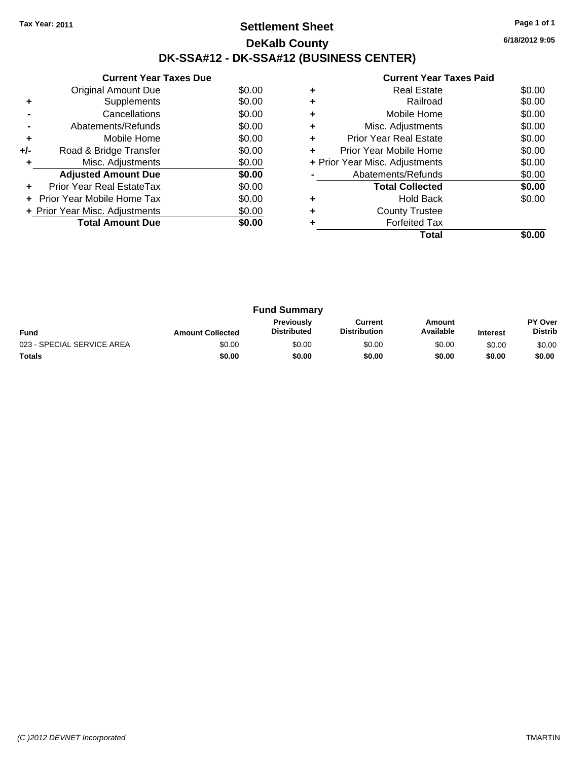Tax Year: 2011

# Settlement Sheet

## DeKalb County

## DK-SSA#12 - DK-SSA#12 (BUSINESS CENTER)

6/18/2012 9:05

### Current Year Taxes Due

| | | |
|---|---|---|
| | Original Amount Due | $0.00 |
| + | Supplements | $0.00 |
| - | Cancellations | $0.00 |
| - | Abatements/Refunds | $0.00 |
| + | Mobile Home | $0.00 |
| +/- | Road & Bridge Transfer | $0.00 |
| + | Misc. Adjustments | $0.00 |
| | **Adjusted Amount Due** | **$0.00** |
| + | Prior Year Real EstateTax | $0.00 |
| + | Prior Year Mobile Home Tax | $0.00 |
| + | Prior Year Misc. Adjustments | $0.00 |
| | **Total Amount Due** | **$0.00** |

### Current Year Taxes Paid

| | | |
|---|---|---|
| + | Real Estate | $0.00 |
| + | Railroad | $0.00 |
| + | Mobile Home | $0.00 |
| + | Misc. Adjustments | $0.00 |
| + | Prior Year Real Estate | $0.00 |
| + | Prior Year Mobile Home | $0.00 |
| + | Prior Year Misc. Adjustments | $0.00 |
| - | Abatements/Refunds | $0.00 |
| | **Total Collected** | **$0.00** |
| + | Hold Back | $0.00 |
| + | County Trustee | |
| + | Forfeited Tax | |
| | **Total** | **$0.00** |

### Fund Summary

| Fund | Amount Collected | Previously Distributed | Current Distribution | Amount Available | Interest | PY Over Distrib |
|---|---|---|---|---|---|---|
| 023 - SPECIAL SERVICE AREA | $0.00 | $0.00 | $0.00 | $0.00 | $0.00 | $0.00 |
| **Totals** | **$0.00** | **$0.00** | **$0.00** | **$0.00** | **$0.00** | **$0.00** |

(C )2012 DEVNET Incorporated

TMARTIN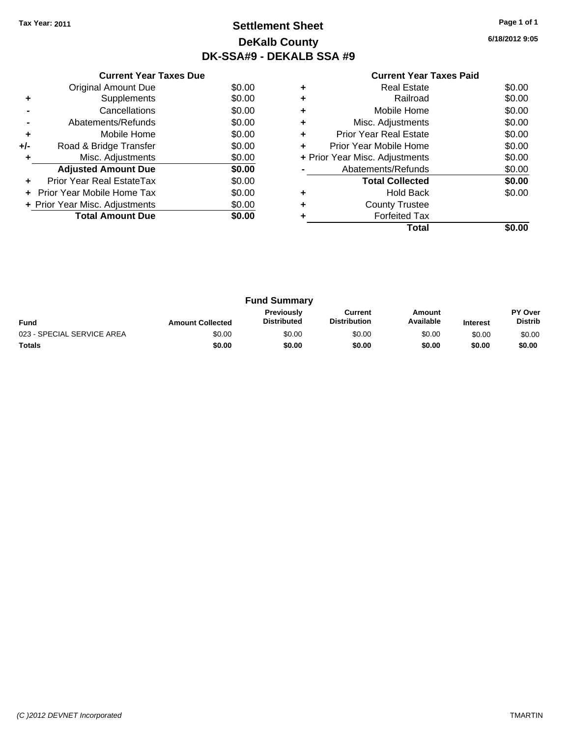Tax Year: 2011

# Settlement Sheet
## DeKalb County
## DK-SSA#9 - DEKALB SSA #9

6/18/2012 9:05

| | Current Year Taxes Due | |
|---|---|---|
| | Original Amount Due | $0.00 |
| + | Supplements | $0.00 |
| - | Cancellations | $0.00 |
| - | Abatements/Refunds | $0.00 |
| + | Mobile Home | $0.00 |
| +/- | Road & Bridge Transfer | $0.00 |
| + | Misc. Adjustments | $0.00 |
| | **Adjusted Amount Due** | **$0.00** |
| + | Prior Year Real EstateTax | $0.00 |
| + | Prior Year Mobile Home Tax | $0.00 |
| + | Prior Year Misc. Adjustments | $0.00 |
| | **Total Amount Due** | **$0.00** |

| | Current Year Taxes Paid | |
|---|---|---|
| + | Real Estate | $0.00 |
| + | Railroad | $0.00 |
| + | Mobile Home | $0.00 |
| + | Misc. Adjustments | $0.00 |
| + | Prior Year Real Estate | $0.00 |
| + | Prior Year Mobile Home | $0.00 |
| + | Prior Year Misc. Adjustments | $0.00 |
| - | Abatements/Refunds | $0.00 |
| | **Total Collected** | **$0.00** |
| + | Hold Back | $0.00 |
| + | County Trustee | |
| + | Forfeited Tax | |
| | **Total** | **$0.00** |

### Fund Summary

| Fund | Amount Collected | Previously Distributed | Current Distribution | Amount Available | Interest | PY Over Distrib |
|---|---|---|---|---|---|---|
| 023 - SPECIAL SERVICE AREA | $0.00 | $0.00 | $0.00 | $0.00 | $0.00 | $0.00 |
| **Totals** | **$0.00** | **$0.00** | **$0.00** | **$0.00** | **$0.00** | **$0.00** |

(C )2012 DEVNET Incorporated — TMARTIN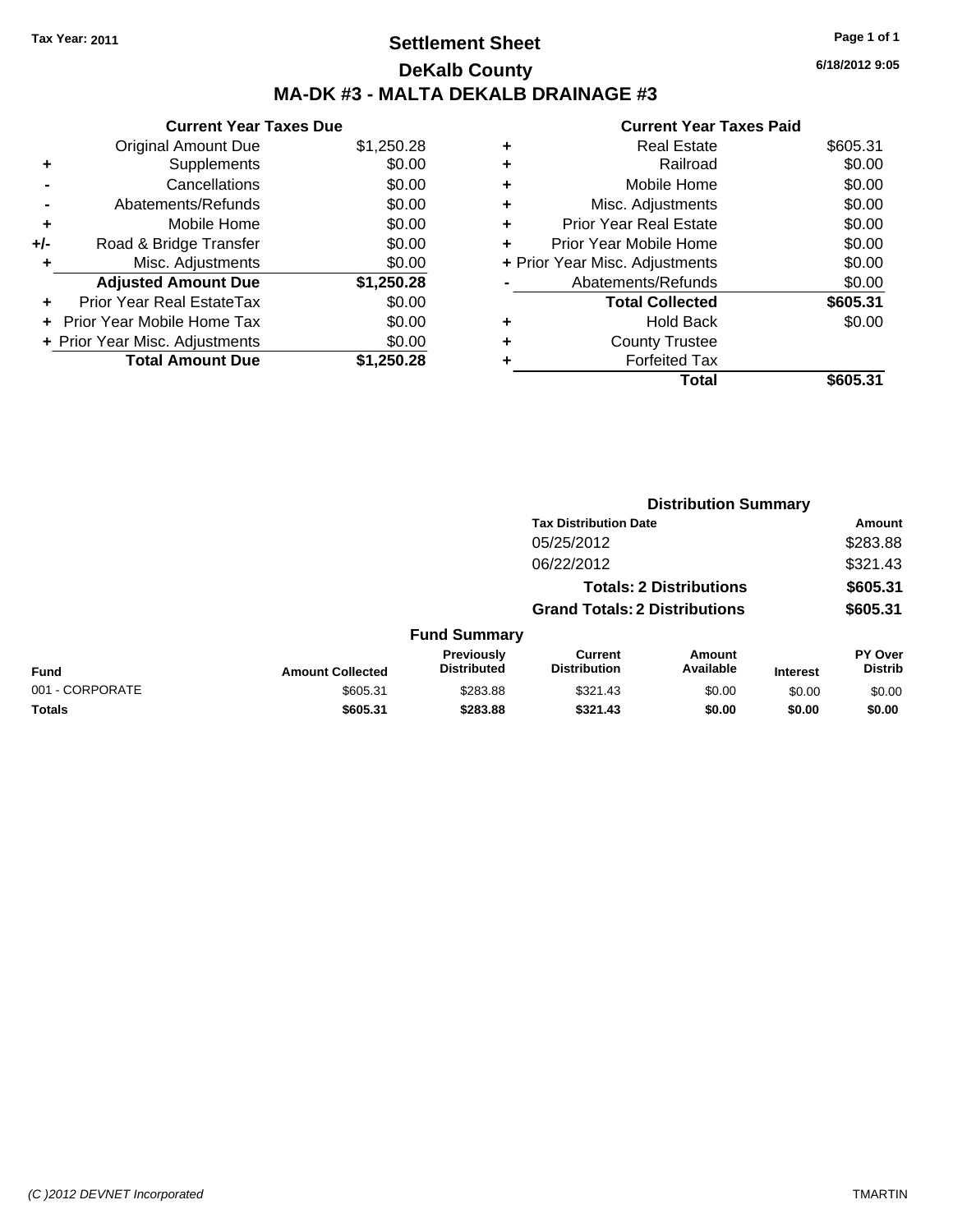**Tax Year: 2011**

# Settlement Sheet

## DeKalb County

## MA-DK #3 - MALTA DEKALB DRAINAGE #3

6/18/2012 9:05

### Current Year Taxes Due

| | | |
|---|---|---|
| | Original Amount Due | $1,250.28 |
| + | Supplements | $0.00 |
| - | Cancellations | $0.00 |
| - | Abatements/Refunds | $0.00 |
| + | Mobile Home | $0.00 |
| +/- | Road & Bridge Transfer | $0.00 |
| + | Misc. Adjustments | $0.00 |
| | **Adjusted Amount Due** | **$1,250.28** |
| + | Prior Year Real EstateTax | $0.00 |
| + | Prior Year Mobile Home Tax | $0.00 |
| + | Prior Year Misc. Adjustments | $0.00 |
| | **Total Amount Due** | **$1,250.28** |

### Current Year Taxes Paid

| | | |
|---|---|---|
| + | Real Estate | $605.31 |
| + | Railroad | $0.00 |
| + | Mobile Home | $0.00 |
| + | Misc. Adjustments | $0.00 |
| + | Prior Year Real Estate | $0.00 |
| + | Prior Year Mobile Home | $0.00 |
| + | Prior Year Misc. Adjustments | $0.00 |
| - | Abatements/Refunds | $0.00 |
| | **Total Collected** | **$605.31** |
| + | Hold Back | $0.00 |
| + | County Trustee | |
| + | Forfeited Tax | |
| | **Total** | **$605.31** |

### Distribution Summary

| Tax Distribution Date | Amount |
|---|---|
| 05/25/2012 | $283.88 |
| 06/22/2012 | $321.43 |
| **Totals: 2 Distributions** | **$605.31** |
| **Grand Totals: 2 Distributions** | **$605.31** |

### Fund Summary

| Fund | Amount Collected | Previously Distributed | Current Distribution | Amount Available | Interest | PY Over Distrib |
|---|---|---|---|---|---|---|
| 001 - CORPORATE | $605.31 | $283.88 | $321.43 | $0.00 | $0.00 | $0.00 |
| **Totals** | **$605.31** | **$283.88** | **$321.43** | **$0.00** | **$0.00** | **$0.00** |

(C )2012 DEVNET Incorporated TMARTIN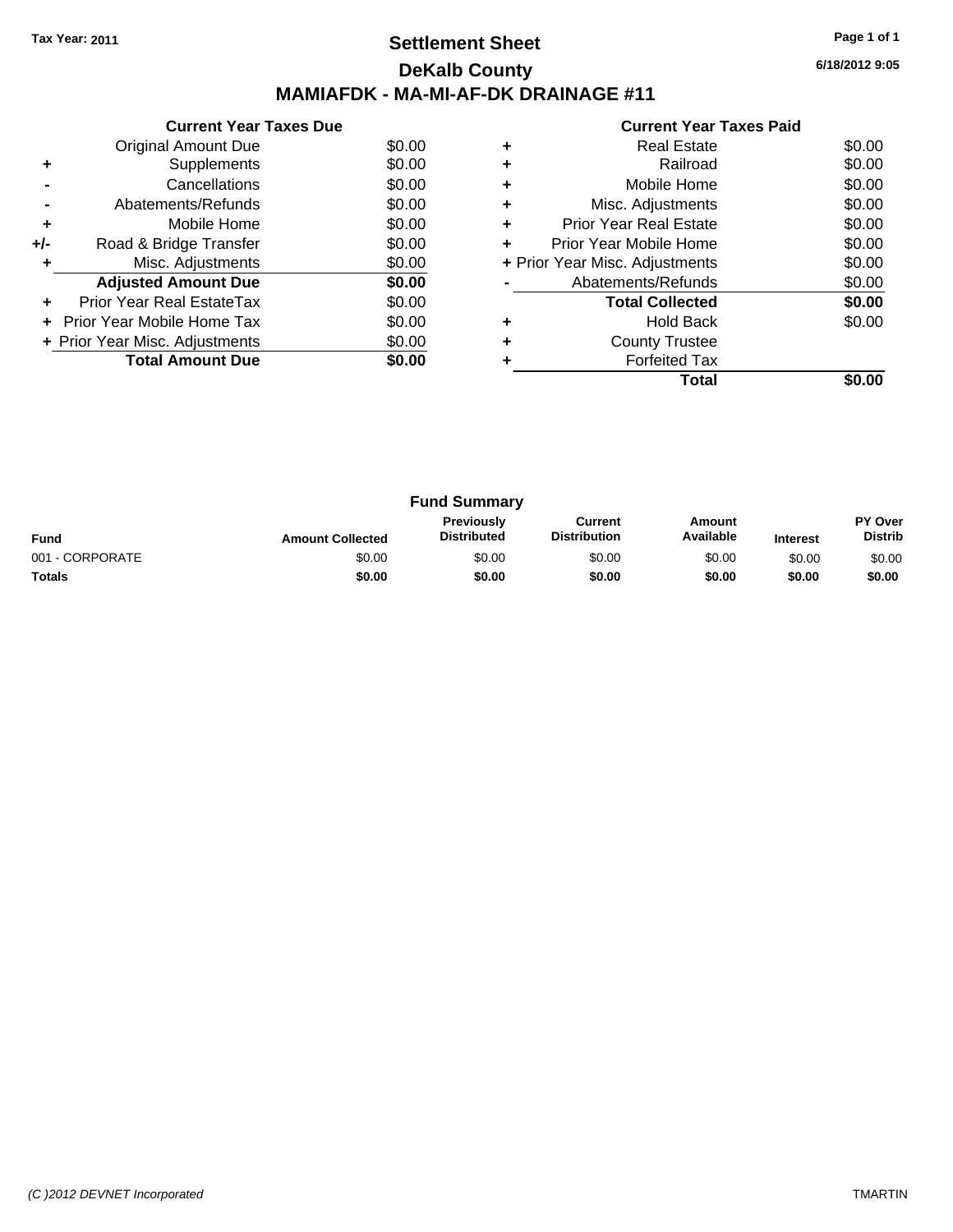**Tax Year: 2011**

# Settlement Sheet

## DeKalb County

## MAMIAFDK - MA-MI-AF-DK DRAINAGE #11

6/18/2012 9:05

### Current Year Taxes Due

| | | |
|---|---|---|
| | Original Amount Due | $0.00 |
| + | Supplements | $0.00 |
| - | Cancellations | $0.00 |
| - | Abatements/Refunds | $0.00 |
| + | Mobile Home | $0.00 |
| +/- | Road & Bridge Transfer | $0.00 |
| + | Misc. Adjustments | $0.00 |
| | **Adjusted Amount Due** | **$0.00** |
| + | Prior Year Real EstateTax | $0.00 |
| + | Prior Year Mobile Home Tax | $0.00 |
| + | Prior Year Misc. Adjustments | $0.00 |
| | **Total Amount Due** | **$0.00** |

### Current Year Taxes Paid

| | | |
|---|---|---|
| + | Real Estate | $0.00 |
| + | Railroad | $0.00 |
| + | Mobile Home | $0.00 |
| + | Misc. Adjustments | $0.00 |
| + | Prior Year Real Estate | $0.00 |
| + | Prior Year Mobile Home | $0.00 |
| + | Prior Year Misc. Adjustments | $0.00 |
| - | Abatements/Refunds | $0.00 |
| | **Total Collected** | **$0.00** |
| + | Hold Back | $0.00 |
| + | County Trustee | |
| + | Forfeited Tax | |
| | **Total** | **$0.00** |

### Fund Summary

| Fund | Amount Collected | Previously Distributed | Current Distribution | Amount Available | Interest | PY Over Distrib |
|---|---|---|---|---|---|---|
| 001 - CORPORATE | $0.00 | $0.00 | $0.00 | $0.00 | $0.00 | $0.00 |
| **Totals** | **$0.00** | **$0.00** | **$0.00** | **$0.00** | **$0.00** | **$0.00** |

*(C )2012 DEVNET Incorporated* TMARTIN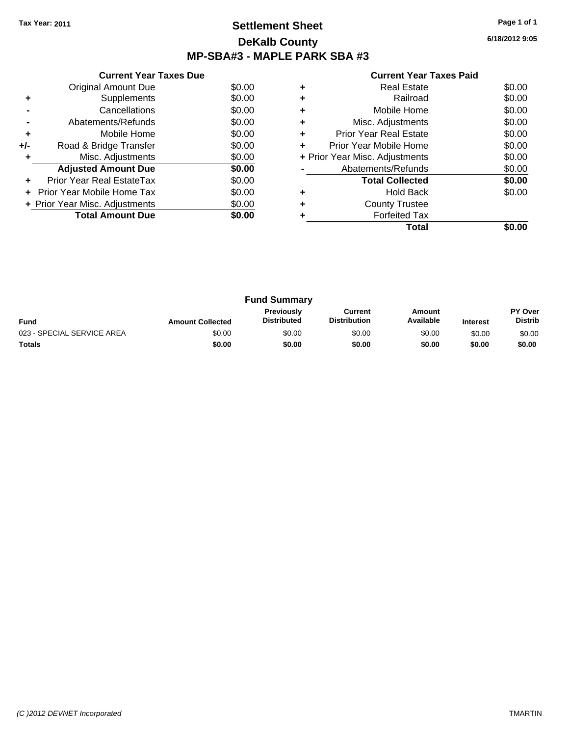Tax Year: 2011

# Settlement Sheet

## DeKalb County

## MP-SBA#3 - MAPLE PARK SBA #3

6/18/2012 9:05

### Current Year Taxes Due

| | | |
|---|---|---|
| | Original Amount Due | $0.00 |
| + | Supplements | $0.00 |
| - | Cancellations | $0.00 |
| - | Abatements/Refunds | $0.00 |
| + | Mobile Home | $0.00 |
| +/- | Road & Bridge Transfer | $0.00 |
| + | Misc. Adjustments | $0.00 |
| | **Adjusted Amount Due** | **$0.00** |
| + | Prior Year Real EstateTax | $0.00 |
| + | Prior Year Mobile Home Tax | $0.00 |
| + | Prior Year Misc. Adjustments | $0.00 |
| | **Total Amount Due** | **$0.00** |

### Current Year Taxes Paid

| | | |
|---|---|---|
| + | Real Estate | $0.00 |
| + | Railroad | $0.00 |
| + | Mobile Home | $0.00 |
| + | Misc. Adjustments | $0.00 |
| + | Prior Year Real Estate | $0.00 |
| + | Prior Year Mobile Home | $0.00 |
| + | Prior Year Misc. Adjustments | $0.00 |
| - | Abatements/Refunds | $0.00 |
| | **Total Collected** | **$0.00** |
| + | Hold Back | $0.00 |
| + | County Trustee | |
| + | Forfeited Tax | |
| | **Total** | **$0.00** |

### Fund Summary

| Fund | Amount Collected | Previously Distributed | Current Distribution | Amount Available | Interest | PY Over Distrib |
|---|---|---|---|---|---|---|
| 023 - SPECIAL SERVICE AREA | $0.00 | $0.00 | $0.00 | $0.00 | $0.00 | $0.00 |
| **Totals** | **$0.00** | **$0.00** | **$0.00** | **$0.00** | **$0.00** | **$0.00** |

*(C )2012 DEVNET Incorporated* TMARTIN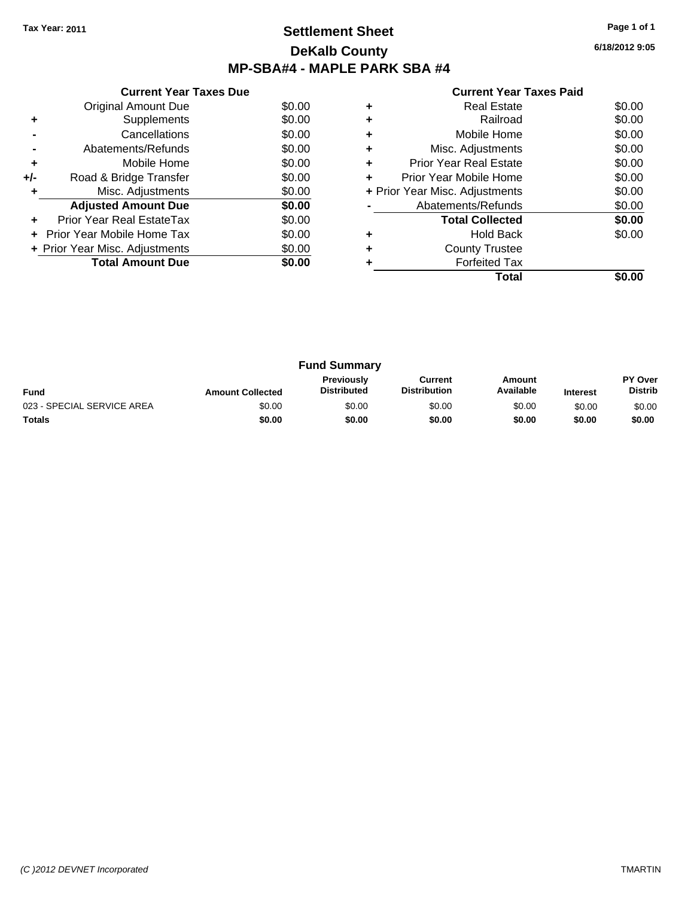Tax Year: 2011

# Settlement Sheet

## DeKalb County

## MP-SBA#4 - MAPLE PARK SBA #4

6/18/2012 9:05

### Current Year Taxes Due

| | | |
|---|---|---|
| | Original Amount Due | $0.00 |
| + | Supplements | $0.00 |
| - | Cancellations | $0.00 |
| - | Abatements/Refunds | $0.00 |
| + | Mobile Home | $0.00 |
| +/- | Road & Bridge Transfer | $0.00 |
| + | Misc. Adjustments | $0.00 |
| | **Adjusted Amount Due** | **$0.00** |
| + | Prior Year Real EstateTax | $0.00 |
| + | Prior Year Mobile Home Tax | $0.00 |
| + | Prior Year Misc. Adjustments | $0.00 |
| | **Total Amount Due** | **$0.00** |

### Current Year Taxes Paid

| | | |
|---|---|---|
| + | Real Estate | $0.00 |
| + | Railroad | $0.00 |
| + | Mobile Home | $0.00 |
| + | Misc. Adjustments | $0.00 |
| + | Prior Year Real Estate | $0.00 |
| + | Prior Year Mobile Home | $0.00 |
| + | Prior Year Misc. Adjustments | $0.00 |
| - | Abatements/Refunds | $0.00 |
| | **Total Collected** | **$0.00** |
| + | Hold Back | $0.00 |
| + | County Trustee | |
| + | Forfeited Tax | |
| | **Total** | **$0.00** |

### Fund Summary

| Fund | Amount Collected | Previously Distributed | Current Distribution | Amount Available | Interest | PY Over Distrib |
|---|---|---|---|---|---|---|
| 023 - SPECIAL SERVICE AREA | $0.00 | $0.00 | $0.00 | $0.00 | $0.00 | $0.00 |
| **Totals** | **$0.00** | **$0.00** | **$0.00** | **$0.00** | **$0.00** | **$0.00** |

*(C )2012 DEVNET Incorporated* TMARTIN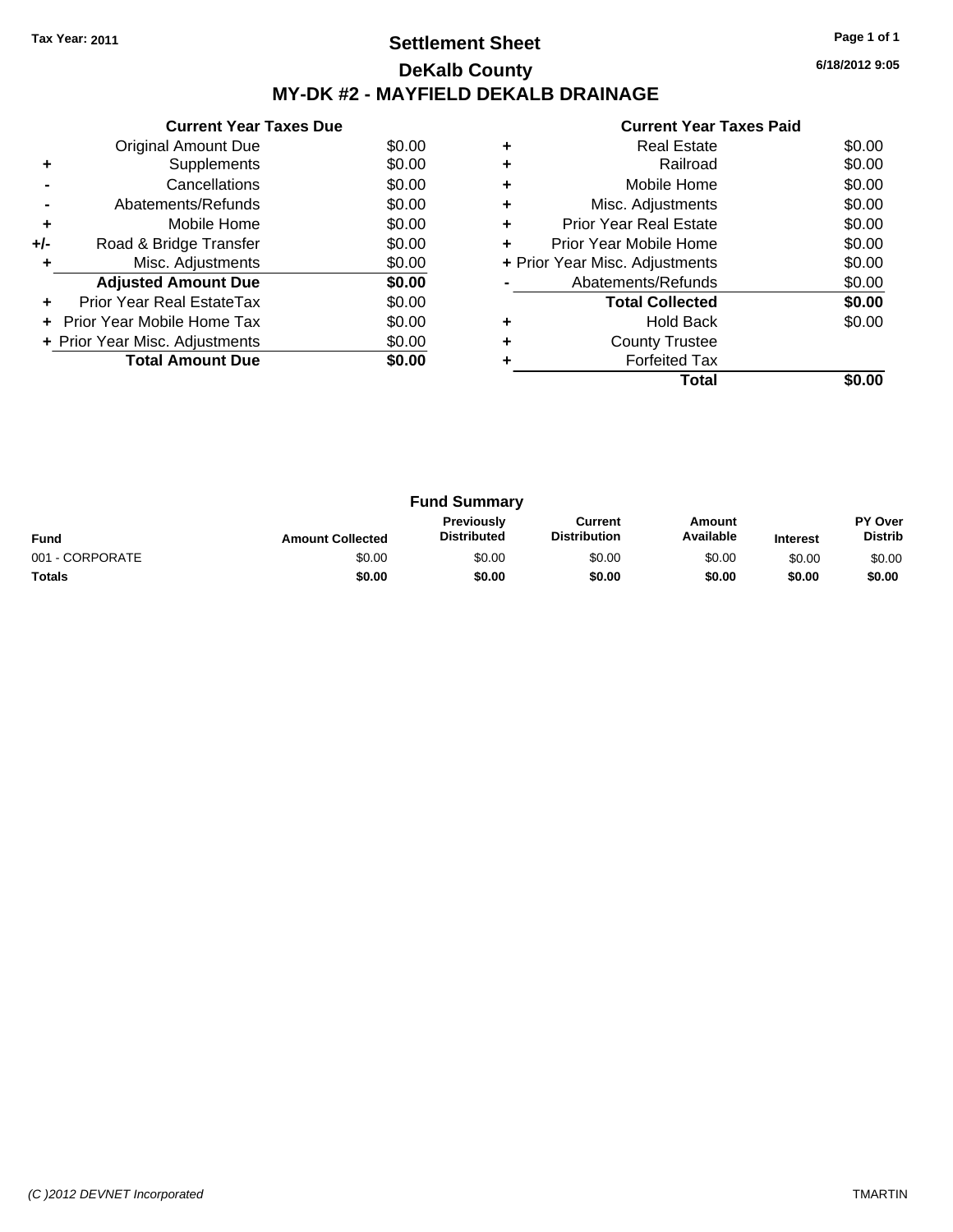Tax Year: 2011

# Settlement Sheet

## DeKalb County

## MY-DK #2 - MAYFIELD DEKALB DRAINAGE

6/18/2012 9:05

| | Current Year Taxes Due | |
|---|---|---|
| | Original Amount Due | $0.00 |
| + | Supplements | $0.00 |
| - | Cancellations | $0.00 |
| - | Abatements/Refunds | $0.00 |
| + | Mobile Home | $0.00 |
| +/- | Road & Bridge Transfer | $0.00 |
| + | Misc. Adjustments | $0.00 |
| | **Adjusted Amount Due** | **$0.00** |
| + | Prior Year Real EstateTax | $0.00 |
| + | Prior Year Mobile Home Tax | $0.00 |
| + | Prior Year Misc. Adjustments | $0.00 |
| | **Total Amount Due** | **$0.00** |

| | Current Year Taxes Paid | |
|---|---|---|
| + | Real Estate | $0.00 |
| + | Railroad | $0.00 |
| + | Mobile Home | $0.00 |
| + | Misc. Adjustments | $0.00 |
| + | Prior Year Real Estate | $0.00 |
| + | Prior Year Mobile Home | $0.00 |
| + | Prior Year Misc. Adjustments | $0.00 |
| - | Abatements/Refunds | $0.00 |
| | **Total Collected** | **$0.00** |
| + | Hold Back | $0.00 |
| + | County Trustee | |
| + | Forfeited Tax | |
| | **Total** | **$0.00** |

### Fund Summary

| Fund | Amount Collected | Previously Distributed | Current Distribution | Amount Available | Interest | PY Over Distrib |
|---|---|---|---|---|---|---|
| 001 - CORPORATE | $0.00 | $0.00 | $0.00 | $0.00 | $0.00 | $0.00 |
| **Totals** | **$0.00** | **$0.00** | **$0.00** | **$0.00** | **$0.00** | **$0.00** |

(C )2012 DEVNET Incorporated

TMARTIN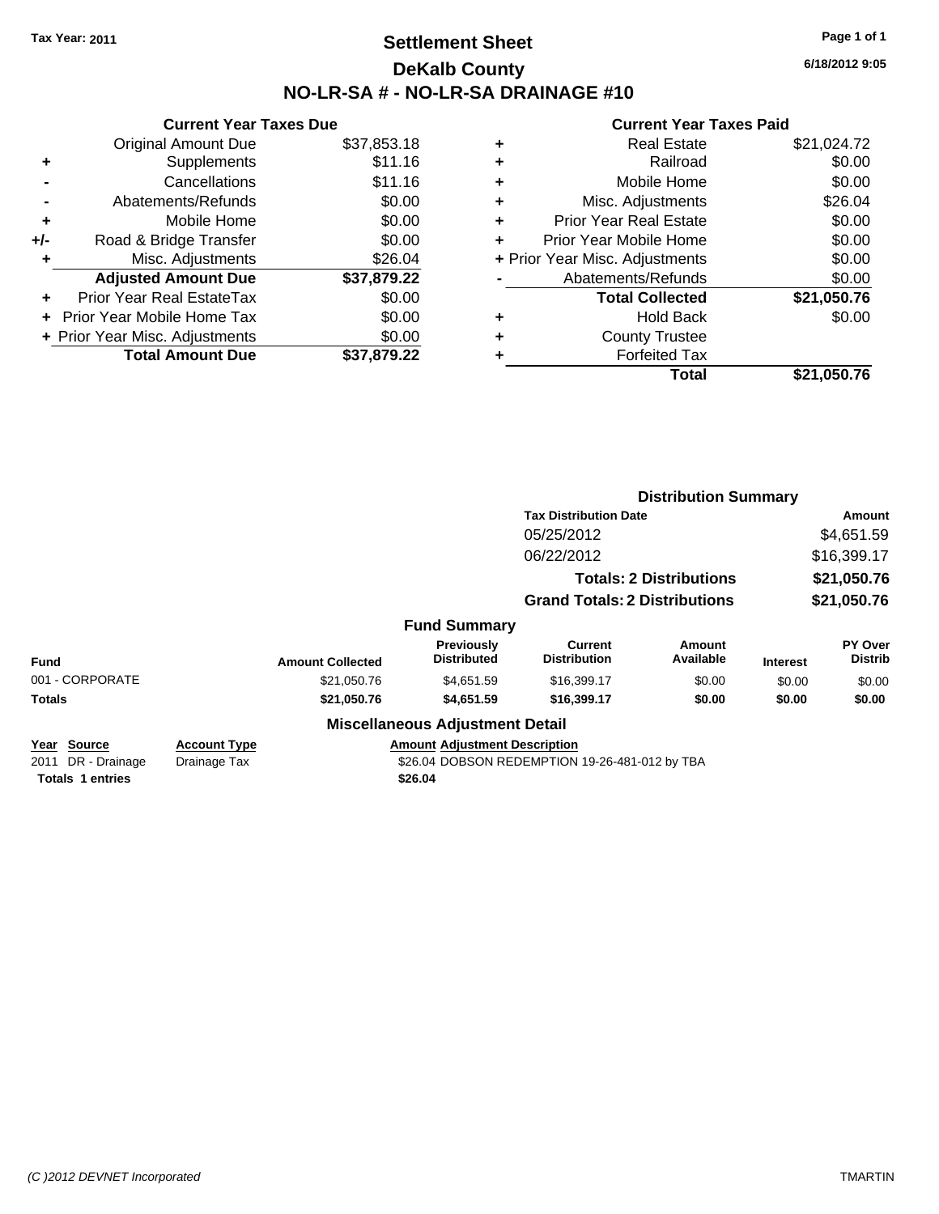**Tax Year: 2011**

# Settlement Sheet

## DeKalb County

## NO-LR-SA # - NO-LR-SA DRAINAGE #10

6/18/2012 9:05

### Current Year Taxes Due

| | | |
|---|---|---|
| | Original Amount Due | $37,853.18 |
| + | Supplements | $11.16 |
| - | Cancellations | $11.16 |
| - | Abatements/Refunds | $0.00 |
| + | Mobile Home | $0.00 |
| +/- | Road & Bridge Transfer | $0.00 |
| + | Misc. Adjustments | $26.04 |
| | **Adjusted Amount Due** | **$37,879.22** |
| + | Prior Year Real EstateTax | $0.00 |
| + | Prior Year Mobile Home Tax | $0.00 |
| + | Prior Year Misc. Adjustments | $0.00 |
| | **Total Amount Due** | **$37,879.22** |

### Current Year Taxes Paid

| | | |
|---|---|---|
| + | Real Estate | $21,024.72 |
| + | Railroad | $0.00 |
| + | Mobile Home | $0.00 |
| + | Misc. Adjustments | $26.04 |
| + | Prior Year Real Estate | $0.00 |
| + | Prior Year Mobile Home | $0.00 |
| + | Prior Year Misc. Adjustments | $0.00 |
| - | Abatements/Refunds | $0.00 |
| | **Total Collected** | **$21,050.76** |
| + | Hold Back | $0.00 |
| + | County Trustee | |
| + | Forfeited Tax | |
| | **Total** | **$21,050.76** |

### Distribution Summary

| Tax Distribution Date | Amount |
|---|---|
| 05/25/2012 | $4,651.59 |
| 06/22/2012 | $16,399.17 |
| **Totals: 2 Distributions** | **$21,050.76** |
| **Grand Totals: 2 Distributions** | **$21,050.76** |

### Fund Summary

| Fund | Amount Collected | Previously Distributed | Current Distribution | Amount Available | Interest | PY Over Distrib |
|---|---|---|---|---|---|---|
| 001 - CORPORATE | $21,050.76 | $4,651.59 | $16,399.17 | $0.00 | $0.00 | $0.00 |
| **Totals** | **$21,050.76** | **$4,651.59** | **$16,399.17** | **$0.00** | **$0.00** | **$0.00** |

### Miscellaneous Adjustment Detail

| Year | Source | Account Type | Amount | Adjustment Description |
|---|---|---|---|---|
| 2011 | DR - Drainage | Drainage Tax | $26.04 | DOBSON REDEMPTION 19-26-481-012 by TBA |
| **Totals 1 entries** | | | **$26.04** | |

*(C )2012 DEVNET Incorporated* TMARTIN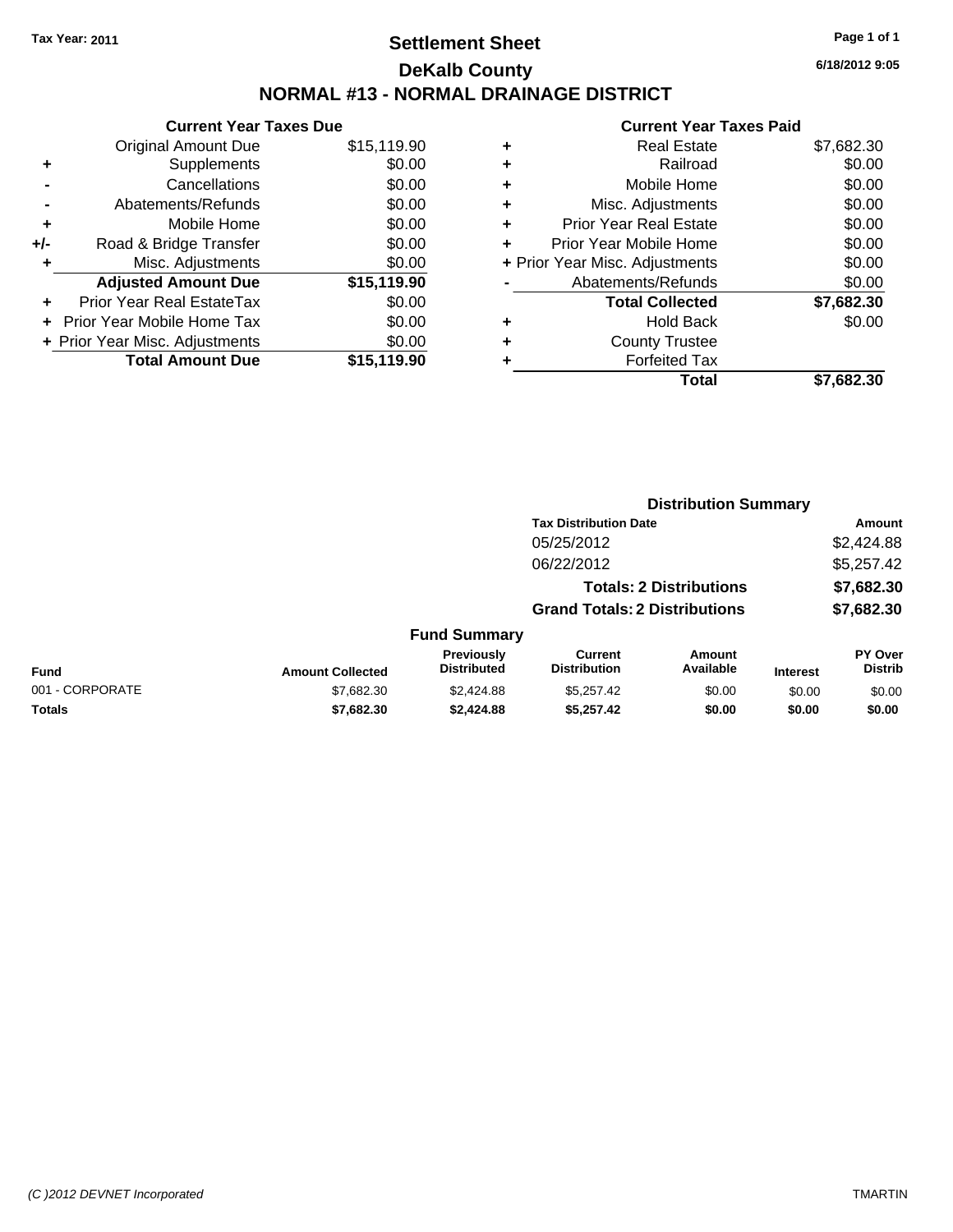Tax Year: 2011

# Settlement Sheet

## DeKalb County

## NORMAL #13 - NORMAL DRAINAGE DISTRICT

6/18/2012 9:05

### Current Year Taxes Due

| | | |
|---|---|---|
| | Original Amount Due | $15,119.90 |
| + | Supplements | $0.00 |
| - | Cancellations | $0.00 |
| - | Abatements/Refunds | $0.00 |
| + | Mobile Home | $0.00 |
| +/- | Road & Bridge Transfer | $0.00 |
| + | Misc. Adjustments | $0.00 |
| | **Adjusted Amount Due** | **$15,119.90** |
| + | Prior Year Real EstateTax | $0.00 |
| + | Prior Year Mobile Home Tax | $0.00 |
| + | Prior Year Misc. Adjustments | $0.00 |
| | **Total Amount Due** | **$15,119.90** |

### Current Year Taxes Paid

| | | |
|---|---|---|
| + | Real Estate | $7,682.30 |
| + | Railroad | $0.00 |
| + | Mobile Home | $0.00 |
| + | Misc. Adjustments | $0.00 |
| + | Prior Year Real Estate | $0.00 |
| + | Prior Year Mobile Home | $0.00 |
| + | Prior Year Misc. Adjustments | $0.00 |
| - | Abatements/Refunds | $0.00 |
| | **Total Collected** | **$7,682.30** |
| + | Hold Back | $0.00 |
| + | County Trustee | |
| + | Forfeited Tax | |
| | **Total** | **$7,682.30** |

### Distribution Summary

| Tax Distribution Date | Amount |
|---|---|
| 05/25/2012 | $2,424.88 |
| 06/22/2012 | $5,257.42 |
| **Totals: 2 Distributions** | **$7,682.30** |
| **Grand Totals: 2 Distributions** | **$7,682.30** |

### Fund Summary

| Fund | Amount Collected | Previously Distributed | Current Distribution | Amount Available | Interest | PY Over Distrib |
|---|---|---|---|---|---|---|
| 001 - CORPORATE | $7,682.30 | $2,424.88 | $5,257.42 | $0.00 | $0.00 | $0.00 |
| **Totals** | **$7,682.30** | **$2,424.88** | **$5,257.42** | **$0.00** | **$0.00** | **$0.00** |

(C )2012 DEVNET Incorporated TMARTIN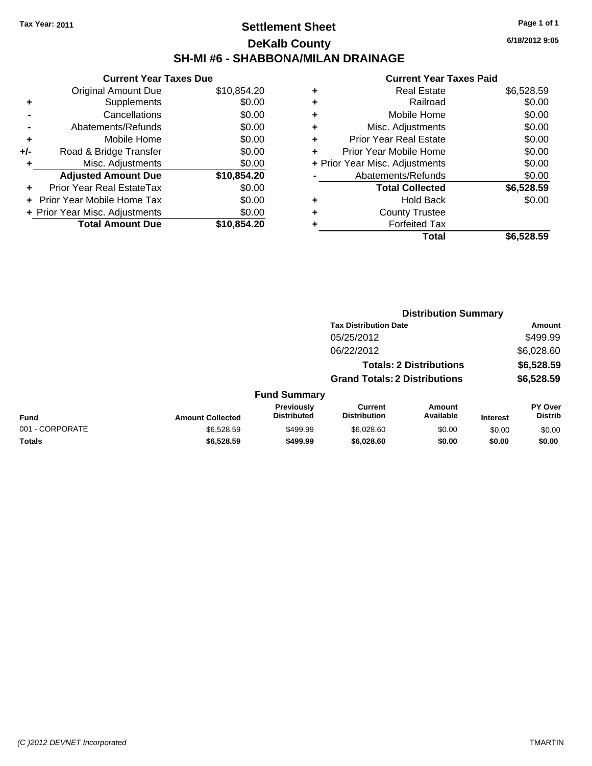Tax Year: 2011

# Settlement Sheet

## DeKalb County

## SH-MI #6 - SHABBONA/MILAN DRAINAGE

6/18/2012 9:05

| | Current Year Taxes Due | |
|---|---|---|
| | Original Amount Due | $10,854.20 |
| + | Supplements | $0.00 |
| - | Cancellations | $0.00 |
| - | Abatements/Refunds | $0.00 |
| + | Mobile Home | $0.00 |
| +/- | Road & Bridge Transfer | $0.00 |
| + | Misc. Adjustments | $0.00 |
| | **Adjusted Amount Due** | **$10,854.20** |
| + | Prior Year Real EstateTax | $0.00 |
| + | Prior Year Mobile Home Tax | $0.00 |
| + | Prior Year Misc. Adjustments | $0.00 |
| | **Total Amount Due** | **$10,854.20** |

| | Current Year Taxes Paid | |
|---|---|---|
| + | Real Estate | $6,528.59 |
| + | Railroad | $0.00 |
| + | Mobile Home | $0.00 |
| + | Misc. Adjustments | $0.00 |
| + | Prior Year Real Estate | $0.00 |
| + | Prior Year Mobile Home | $0.00 |
| + | Prior Year Misc. Adjustments | $0.00 |
| - | Abatements/Refunds | $0.00 |
| | **Total Collected** | **$6,528.59** |
| + | Hold Back | $0.00 |
| + | County Trustee | |
| + | Forfeited Tax | |
| | **Total** | **$6,528.59** |

### Distribution Summary

| Tax Distribution Date | Amount |
|---|---|
| 05/25/2012 | $499.99 |
| 06/22/2012 | $6,028.60 |
| **Totals: 2 Distributions** | **$6,528.59** |
| **Grand Totals: 2 Distributions** | **$6,528.59** |

### Fund Summary

| Fund | Amount Collected | Previously Distributed | Current Distribution | Amount Available | Interest | PY Over Distrib |
|---|---|---|---|---|---|---|
| 001 - CORPORATE | $6,528.59 | $499.99 | $6,028.60 | $0.00 | $0.00 | $0.00 |
| **Totals** | **$6,528.59** | **$499.99** | **$6,028.60** | **$0.00** | **$0.00** | **$0.00** |

(C )2012 DEVNET Incorporated — TMARTIN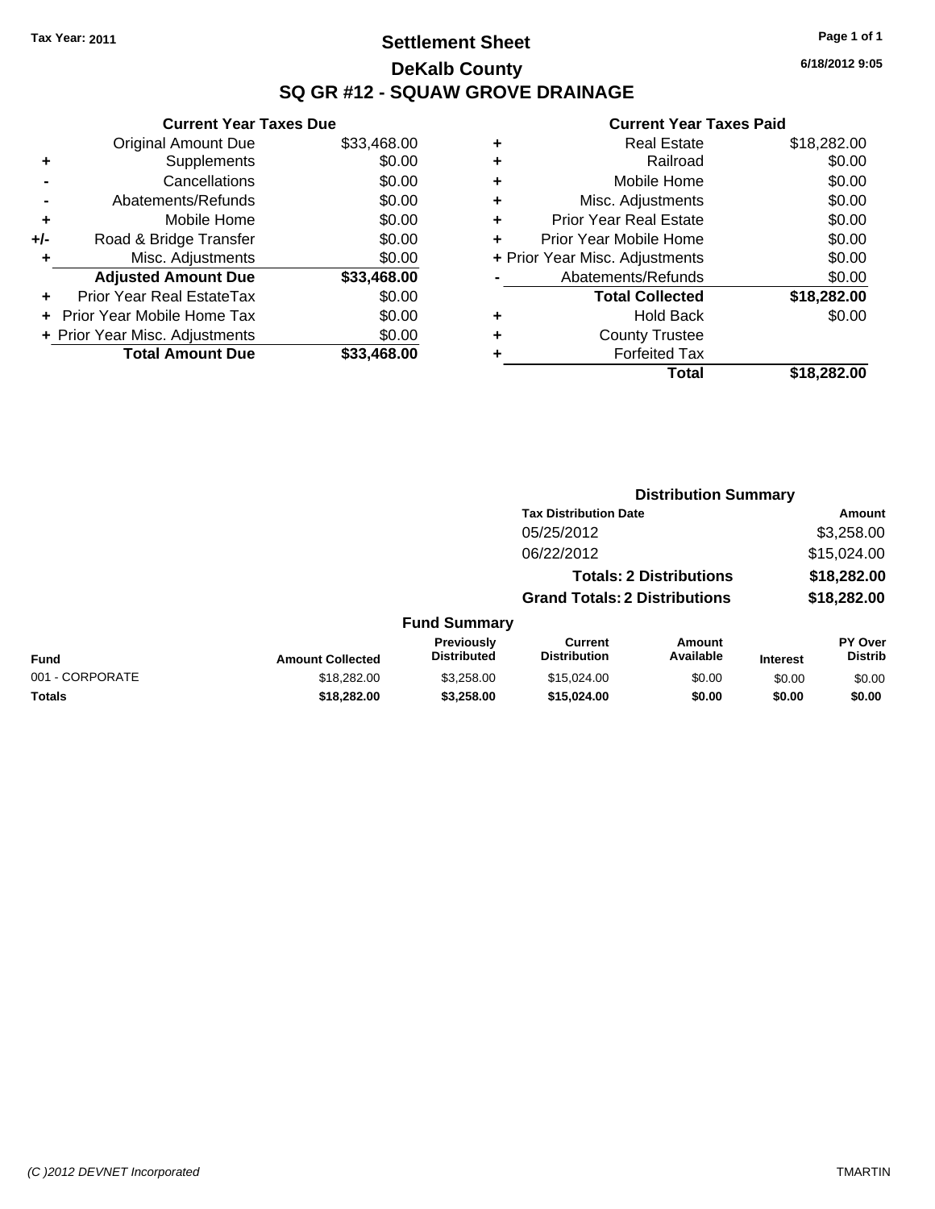Tax Year: 2011

# Settlement Sheet

## DeKalb County

## SQ GR #12 - SQUAW GROVE DRAINAGE

6/18/2012 9:05

### Current Year Taxes Due

| | | |
|---|---|---|
| | Original Amount Due | $33,468.00 |
| + | Supplements | $0.00 |
| - | Cancellations | $0.00 |
| - | Abatements/Refunds | $0.00 |
| + | Mobile Home | $0.00 |
| +/- | Road & Bridge Transfer | $0.00 |
| + | Misc. Adjustments | $0.00 |
| | **Adjusted Amount Due** | **$33,468.00** |
| + | Prior Year Real EstateTax | $0.00 |
| + | Prior Year Mobile Home Tax | $0.00 |
| + | Prior Year Misc. Adjustments | $0.00 |
| | **Total Amount Due** | **$33,468.00** |

### Current Year Taxes Paid

| | | |
|---|---|---|
| + | Real Estate | $18,282.00 |
| + | Railroad | $0.00 |
| + | Mobile Home | $0.00 |
| + | Misc. Adjustments | $0.00 |
| + | Prior Year Real Estate | $0.00 |
| + | Prior Year Mobile Home | $0.00 |
| + | Prior Year Misc. Adjustments | $0.00 |
| - | Abatements/Refunds | $0.00 |
| | **Total Collected** | **$18,282.00** |
| + | Hold Back | $0.00 |
| + | County Trustee | |
| + | Forfeited Tax | |
| | **Total** | **$18,282.00** |

### Distribution Summary

| Tax Distribution Date | Amount |
|---|---|
| 05/25/2012 | $3,258.00 |
| 06/22/2012 | $15,024.00 |
| **Totals: 2 Distributions** | **$18,282.00** |
| **Grand Totals: 2 Distributions** | **$18,282.00** |

### Fund Summary

| Fund | Amount Collected | Previously Distributed | Current Distribution | Amount Available | Interest | PY Over Distrib |
|---|---|---|---|---|---|---|
| 001 - CORPORATE | $18,282.00 | $3,258.00 | $15,024.00 | $0.00 | $0.00 | $0.00 |
| **Totals** | **$18,282.00** | **$3,258.00** | **$15,024.00** | **$0.00** | **$0.00** | **$0.00** |

(C )2012 DEVNET Incorporated TMARTIN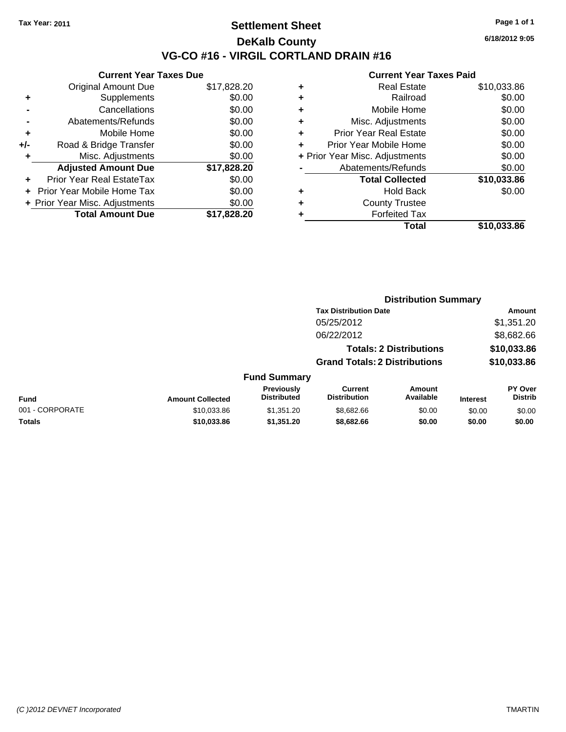Tax Year: 2011

# Settlement Sheet
## DeKalb County
## VG-CO #16 - VIRGIL CORTLAND DRAIN #16

6/18/2012 9:05

### Current Year Taxes Due

| | | |
|---|---|---|
| | Original Amount Due | $17,828.20 |
| + | Supplements | $0.00 |
| - | Cancellations | $0.00 |
| - | Abatements/Refunds | $0.00 |
| + | Mobile Home | $0.00 |
| +/- | Road & Bridge Transfer | $0.00 |
| + | Misc. Adjustments | $0.00 |
| | **Adjusted Amount Due** | **$17,828.20** |
| + | Prior Year Real EstateTax | $0.00 |
| + | Prior Year Mobile Home Tax | $0.00 |
| + | Prior Year Misc. Adjustments | $0.00 |
| | **Total Amount Due** | **$17,828.20** |

### Current Year Taxes Paid

| | | |
|---|---|---|
| + | Real Estate | $10,033.86 |
| + | Railroad | $0.00 |
| + | Mobile Home | $0.00 |
| + | Misc. Adjustments | $0.00 |
| + | Prior Year Real Estate | $0.00 |
| + | Prior Year Mobile Home | $0.00 |
| + | Prior Year Misc. Adjustments | $0.00 |
| - | Abatements/Refunds | $0.00 |
| | **Total Collected** | **$10,033.86** |
| + | Hold Back | $0.00 |
| + | County Trustee | |
| + | Forfeited Tax | |
| | **Total** | **$10,033.86** |

### Distribution Summary

| Tax Distribution Date | Amount |
|---|---|
| 05/25/2012 | $1,351.20 |
| 06/22/2012 | $8,682.66 |
| **Totals: 2 Distributions** | **$10,033.86** |
| **Grand Totals: 2 Distributions** | **$10,033.86** |

### Fund Summary

| Fund | Amount Collected | Previously Distributed | Current Distribution | Amount Available | Interest | PY Over Distrib |
|---|---|---|---|---|---|---|
| 001 - CORPORATE | $10,033.86 | $1,351.20 | $8,682.66 | $0.00 | $0.00 | $0.00 |
| **Totals** | **$10,033.86** | **$1,351.20** | **$8,682.66** | **$0.00** | **$0.00** | **$0.00** |

(C )2012 DEVNET Incorporated — TMARTIN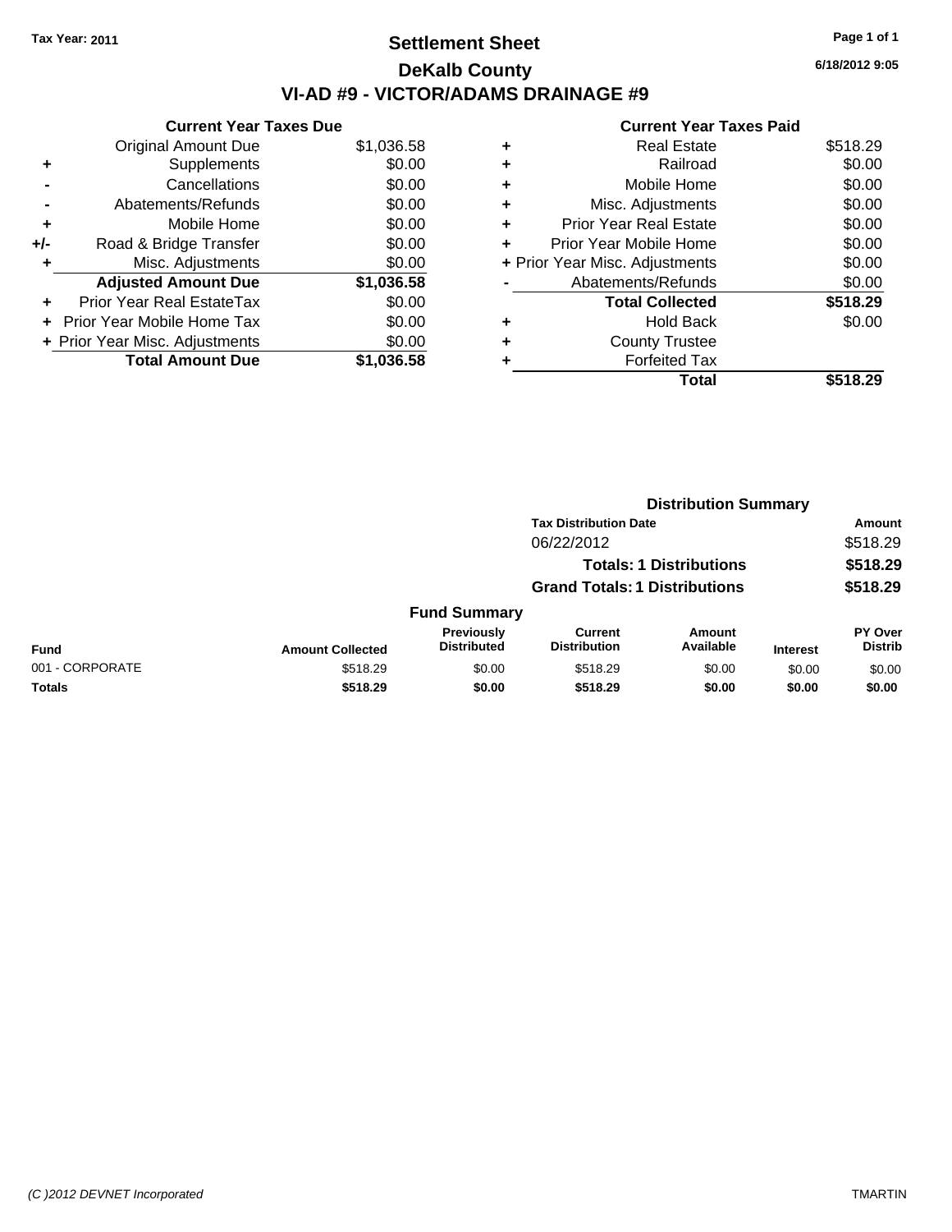Tax Year: 2011

# Settlement Sheet

## DeKalb County

## VI-AD #9 - VICTOR/ADAMS DRAINAGE #9

6/18/2012 9:05

### Current Year Taxes Due

| | | |
|---|---|---|
| | Original Amount Due | $1,036.58 |
| + | Supplements | $0.00 |
| - | Cancellations | $0.00 |
| - | Abatements/Refunds | $0.00 |
| + | Mobile Home | $0.00 |
| +/- | Road & Bridge Transfer | $0.00 |
| + | Misc. Adjustments | $0.00 |
| | **Adjusted Amount Due** | **$1,036.58** |
| + | Prior Year Real EstateTax | $0.00 |
| + | Prior Year Mobile Home Tax | $0.00 |
| + | Prior Year Misc. Adjustments | $0.00 |
| | **Total Amount Due** | **$1,036.58** |

### Current Year Taxes Paid

| | | |
|---|---|---|
| + | Real Estate | $518.29 |
| + | Railroad | $0.00 |
| + | Mobile Home | $0.00 |
| + | Misc. Adjustments | $0.00 |
| + | Prior Year Real Estate | $0.00 |
| + | Prior Year Mobile Home | $0.00 |
| + | Prior Year Misc. Adjustments | $0.00 |
| - | Abatements/Refunds | $0.00 |
| | **Total Collected** | **$518.29** |
| + | Hold Back | $0.00 |
| + | County Trustee | |
| + | Forfeited Tax | |
| | **Total** | **$518.29** |

### Distribution Summary

| Tax Distribution Date | Amount |
|---|---|
| 06/22/2012 | $518.29 |
| **Totals: 1 Distributions** | **$518.29** |
| **Grand Totals: 1 Distributions** | **$518.29** |

### Fund Summary

| Fund | Amount Collected | Previously Distributed | Current Distribution | Amount Available | Interest | PY Over Distrib |
|---|---|---|---|---|---|---|
| 001 - CORPORATE | $518.29 | $0.00 | $518.29 | $0.00 | $0.00 | $0.00 |
| **Totals** | **$518.29** | **$0.00** | **$518.29** | **$0.00** | **$0.00** | **$0.00** |

(C )2012 DEVNET Incorporated TMARTIN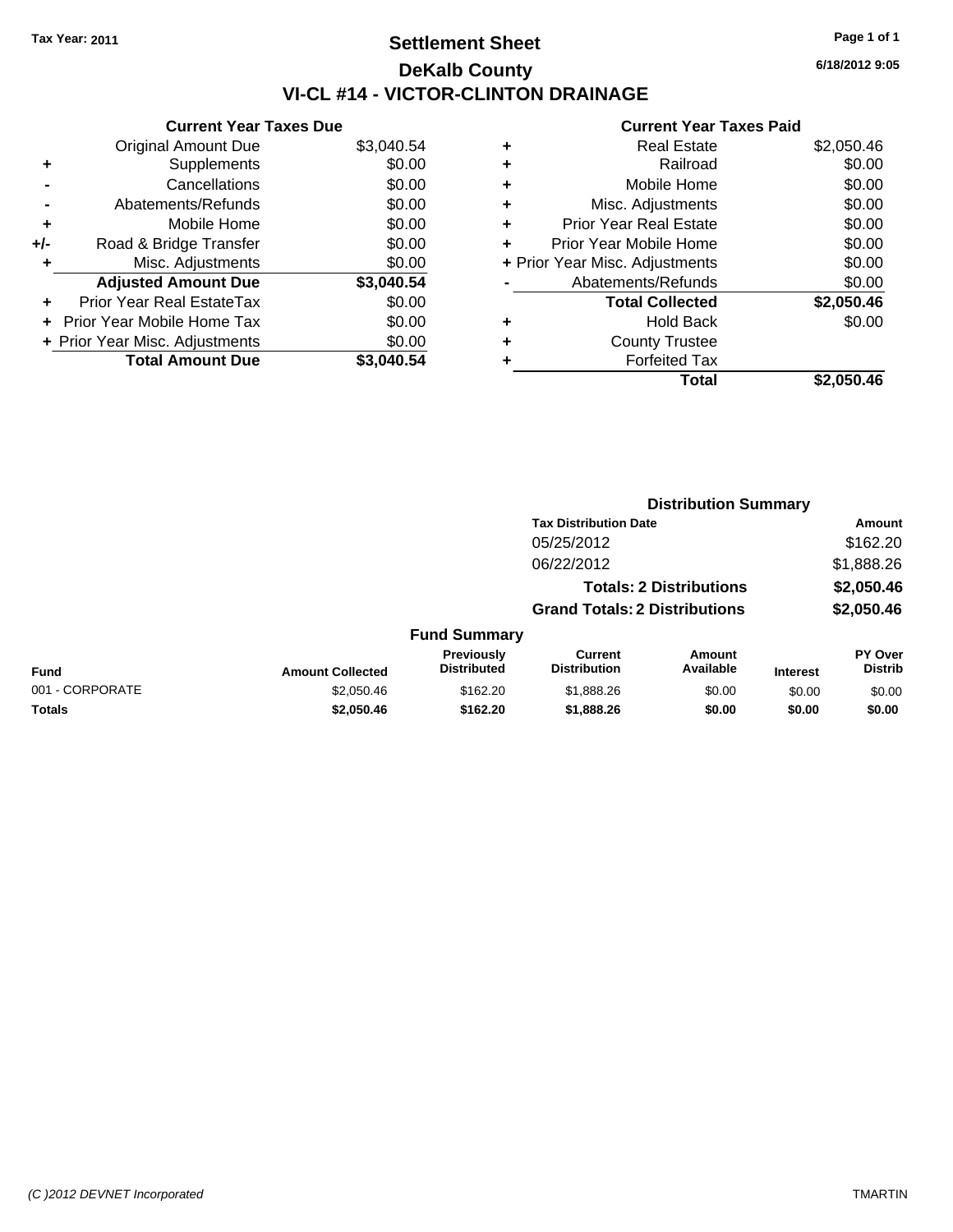**Tax Year: 2011**

# Settlement Sheet

## DeKalb County

## VI-CL #14 - VICTOR-CLINTON DRAINAGE

6/18/2012 9:05

### Current Year Taxes Due

| | | |
|---|---|---|
| | Original Amount Due | $3,040.54 |
| + | Supplements | $0.00 |
| - | Cancellations | $0.00 |
| - | Abatements/Refunds | $0.00 |
| + | Mobile Home | $0.00 |
| +/- | Road & Bridge Transfer | $0.00 |
| + | Misc. Adjustments | $0.00 |
| | **Adjusted Amount Due** | **$3,040.54** |
| + | Prior Year Real EstateTax | $0.00 |
| + | Prior Year Mobile Home Tax | $0.00 |
| + | Prior Year Misc. Adjustments | $0.00 |
| | **Total Amount Due** | **$3,040.54** |

### Current Year Taxes Paid

| | | |
|---|---|---|
| + | Real Estate | $2,050.46 |
| + | Railroad | $0.00 |
| + | Mobile Home | $0.00 |
| + | Misc. Adjustments | $0.00 |
| + | Prior Year Real Estate | $0.00 |
| + | Prior Year Mobile Home | $0.00 |
| + | Prior Year Misc. Adjustments | $0.00 |
| - | Abatements/Refunds | $0.00 |
| | **Total Collected** | **$2,050.46** |
| + | Hold Back | $0.00 |
| + | County Trustee | |
| + | Forfeited Tax | |
| | **Total** | **$2,050.46** |

### Distribution Summary

| Tax Distribution Date | Amount |
|---|---|
| 05/25/2012 | $162.20 |
| 06/22/2012 | $1,888.26 |
| **Totals: 2 Distributions** | **$2,050.46** |
| **Grand Totals: 2 Distributions** | **$2,050.46** |

### Fund Summary

| Fund | Amount Collected | Previously Distributed | Current Distribution | Amount Available | Interest | PY Over Distrib |
|---|---|---|---|---|---|---|
| 001 - CORPORATE | $2,050.46 | $162.20 | $1,888.26 | $0.00 | $0.00 | $0.00 |
| **Totals** | **$2,050.46** | **$162.20** | **$1,888.26** | **$0.00** | **$0.00** | **$0.00** |

(C )2012 DEVNET Incorporated TMARTIN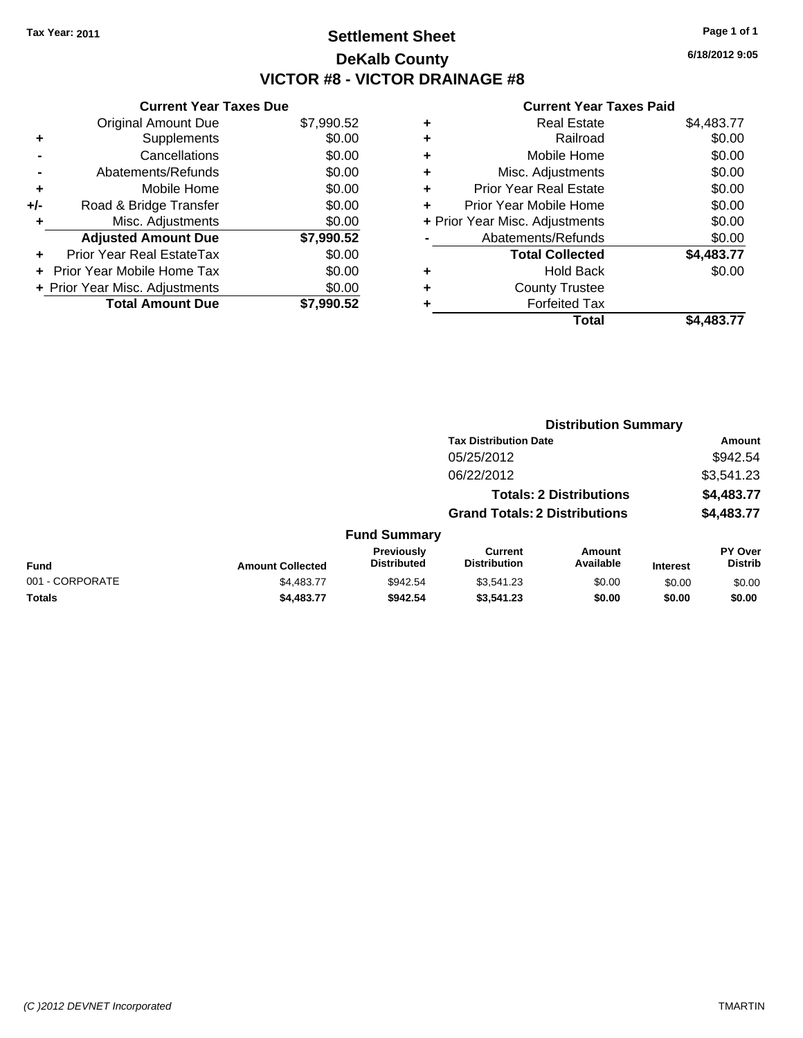Tax Year: 2011

# Settlement Sheet
## DeKalb County
## VICTOR #8 - VICTOR DRAINAGE #8

6/18/2012 9:05

### Current Year Taxes Due

| | | |
|---|---|---|
| | Original Amount Due | $7,990.52 |
| + | Supplements | $0.00 |
| - | Cancellations | $0.00 |
| - | Abatements/Refunds | $0.00 |
| + | Mobile Home | $0.00 |
| +/- | Road & Bridge Transfer | $0.00 |
| + | Misc. Adjustments | $0.00 |
| | **Adjusted Amount Due** | **$7,990.52** |
| + | Prior Year Real EstateTax | $0.00 |
| + | Prior Year Mobile Home Tax | $0.00 |
| + | Prior Year Misc. Adjustments | $0.00 |
| | **Total Amount Due** | **$7,990.52** |

### Current Year Taxes Paid

| | | |
|---|---|---|
| + | Real Estate | $4,483.77 |
| + | Railroad | $0.00 |
| + | Mobile Home | $0.00 |
| + | Misc. Adjustments | $0.00 |
| + | Prior Year Real Estate | $0.00 |
| + | Prior Year Mobile Home | $0.00 |
| + | Prior Year Misc. Adjustments | $0.00 |
| - | Abatements/Refunds | $0.00 |
| | **Total Collected** | **$4,483.77** |
| + | Hold Back | $0.00 |
| + | County Trustee | |
| + | Forfeited Tax | |
| | **Total** | **$4,483.77** |

### Distribution Summary

| Tax Distribution Date | Amount |
|---|---|
| 05/25/2012 | $942.54 |
| 06/22/2012 | $3,541.23 |
| **Totals: 2 Distributions** | **$4,483.77** |
| **Grand Totals: 2 Distributions** | **$4,483.77** |

### Fund Summary

| Fund | Amount Collected | Previously Distributed | Current Distribution | Amount Available | Interest | PY Over Distrib |
|---|---|---|---|---|---|---|
| 001 - CORPORATE | $4,483.77 | $942.54 | $3,541.23 | $0.00 | $0.00 | $0.00 |
| **Totals** | **$4,483.77** | **$942.54** | **$3,541.23** | **$0.00** | **$0.00** | **$0.00** |

(C )2012 DEVNET Incorporated TMARTIN